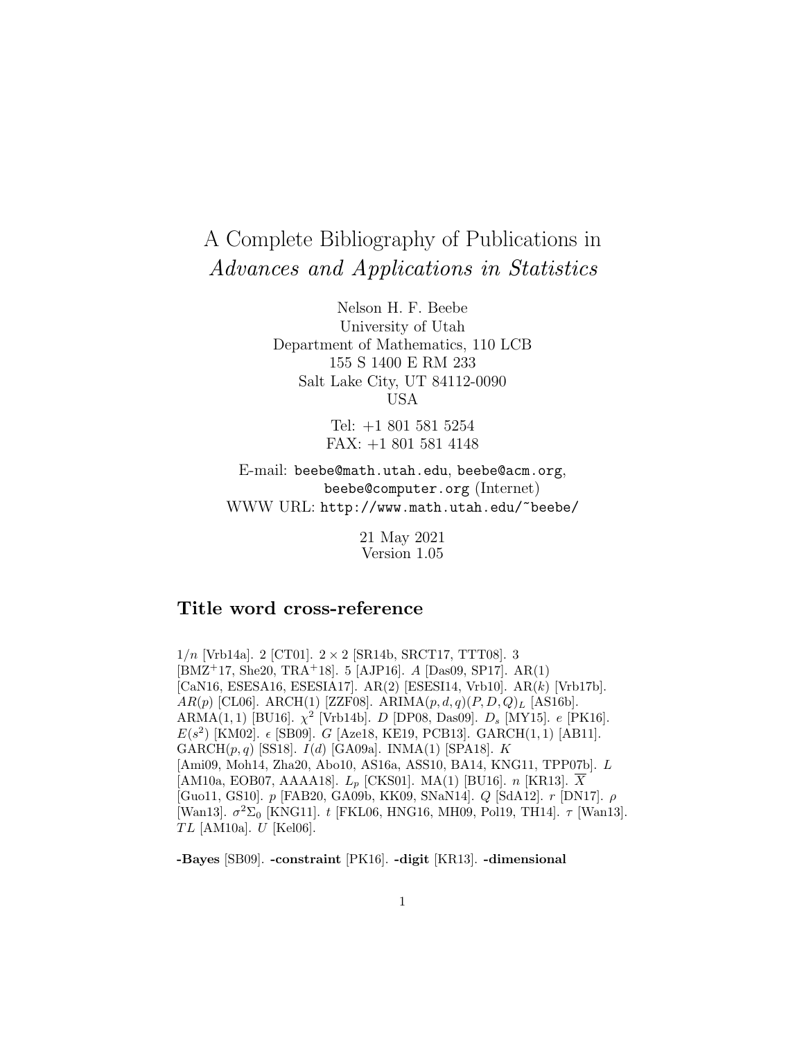# A Complete Bibliography of Publications in *Advances and Applications in Statistics*

Nelson H. F. Beebe
University of Utah
Department of Mathematics, 110 LCB
155 S 1400 E RM 233
Salt Lake City, UT 84112-0090
USA

Tel: +1 801 581 5254
FAX: +1 801 581 4148

E-mail: `beebe@math.utah.edu`, `beebe@acm.org`, `beebe@computer.org` (Internet)
WWW URL: `http://www.math.utah.edu/~beebe/`

21 May 2021
Version 1.05

## Title word cross-reference

$1/n$ [Vrb14a]. 2 [CT01]. $2 \times 2$ [SR14b, SRCT17, TTT08]. 3 [BMZ+17, She20, TRA+18]. 5 [AJP16]. $A$ [Das09, SP17]. AR(1) [CaN16, ESESA16, ESESIA17]. AR(2) [ESESI14, Vrb10]. AR($k$) [Vrb17b]. $AR(p)$ [CL06]. ARCH(1) [ZZF08]. ARIMA$(p,d,q)(P,D,Q)_L$ [AS16b]. ARMA$(1,1)$ [BU16]. $\chi^2$ [Vrb14b]. $D$ [DP08, Das09]. $D_s$ [MY15]. $e$ [PK16]. $E(s^2)$ [KM02]. $\epsilon$ [SB09]. $G$ [Aze18, KE19, PCB13]. GARCH$(1,1)$ [AB11]. GARCH$(p,q)$ [SS18]. $I(d)$ [GA09a]. INMA(1) [SPA18]. $K$ [Ami09, Moh14, Zha20, Abo10, AS16a, ASS10, BA14, KNG11, TPP07b]. $L$ [AM10a, EOB07, AAAA18]. $L_p$ [CKS01]. MA(1) [BU16]. $n$ [KR13]. $\overline{X}$ [Guo11, GS10]. $p$ [FAB20, GA09b, KK09, SNaN14]. $Q$ [SdA12]. $r$ [DN17]. $\rho$ [Wan13]. $\sigma^2\Sigma_0$ [KNG11]. $t$ [FKL06, HNG16, MH09, Pol19, TH14]. $\tau$ [Wan13]. $TL$ [AM10a]. $U$ [Kel06].

**-Bayes** [SB09]. **-constraint** [PK16]. **-digit** [KR13]. **-dimensional**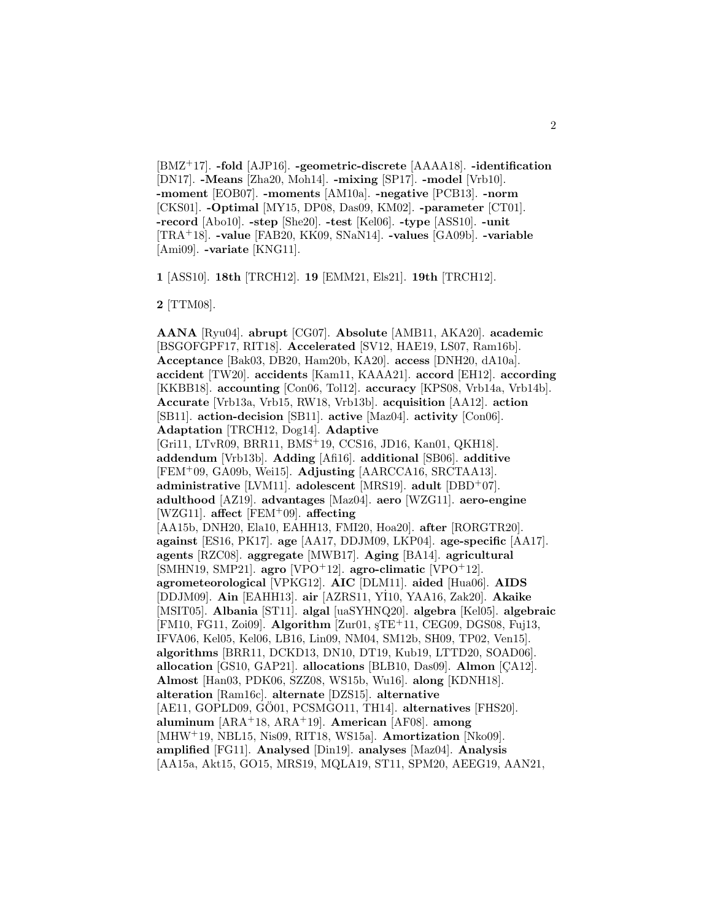[BMZ+17]. **-fold** [AJP16]. **-geometric-discrete** [AAAA18]. **-identification** [DN17]. **-Means** [Zha20, Moh14]. **-mixing** [SP17]. **-model** [Vrb10]. **-moment** [EOB07]. **-moments** [AM10a]. **-negative** [PCB13]. **-norm** [CKS01]. **-Optimal** [MY15, DP08, Das09, KM02]. **-parameter** [CT01]. **-record** [Abo10]. **-step** [She20]. **-test** [Kel06]. **-type** [ASS10]. **-unit** [TRA+18]. **-value** [FAB20, KK09, SNaN14]. **-values** [GA09b]. **-variable** [Ami09]. **-variate** [KNG11].

**1** [ASS10]. **18th** [TRCH12]. **19** [EMM21, Els21]. **19th** [TRCH12].

**2** [TTM08].

**AANA** [Ryu04]. **abrupt** [CG07]. **Absolute** [AMB11, AKA20]. **academic** [BSGOFGPF17, RIT18]. **Accelerated** [SV12, HAE19, LS07, Ram16b]. **Acceptance** [Bak03, DB20, Ham20b, KA20]. **access** [DNH20, dA10a]. **accident** [TW20]. **accidents** [Kam11, KAAA21]. **accord** [EH12]. **according** [KKBB18]. **accounting** [Con06, Tol12]. **accuracy** [KPS08, Vrb14a, Vrb14b]. **Accurate** [Vrb13a, Vrb15, RW18, Vrb13b]. **acquisition** [AA12]. **action** [SB11]. **action-decision** [SB11]. **active** [Maz04]. **activity** [Con06]. **Adaptation** [TRCH12, Dog14]. **Adaptive** [Gri11, LTvR09, BRR11, BMS+19, CCS16, JD16, Kan01, QKH18]. **addendum** [Vrb13b]. **Adding** [Afi16]. **additional** [SB06]. **additive** [FEM+09, GA09b, Wei15]. **Adjusting** [AARCCA16, SRCTAA13]. **administrative** [LVM11]. **adolescent** [MRS19]. **adult** [DBD+07]. **adulthood** [AZ19]. **advantages** [Maz04]. **aero** [WZG11]. **aero-engine** [WZG11]. **affect** [FEM+09]. **affecting** [AA15b, DNH20, Ela10, EAHH13, FMI20, Hoa20]. **after** [RORGTR20]. **against** [ES16, PK17]. **age** [AA17, DDJM09, LKP04]. **age-specific** [AA17]. **agents** [RZC08]. **aggregate** [MWB17]. **Aging** [BA14]. **agricultural** [SMHN19, SMP21]. **agro** [VPO+12]. **agro-climatic** [VPO+12]. **agrometeorological** [VPKG12]. **AIC** [DLM11]. **aided** [Hua06]. **AIDS** [DDJM09]. **Ain** [EAHH13]. **air** [AZRS11, Yİ10, YAA16, Zak20]. **Akaike** [MSIT05]. **Albania** [ST11]. **algal** [uaSYHNQ20]. **algebra** [Kel05]. **algebraic** [FM10, FG11, Zoi09]. **Algorithm** [Zur01, şTE+11, CEG09, DGS08, Fuj13, IFVA06, Kel05, Kel06, LB16, Lin09, NM04, SM12b, SH09, TP02, Ven15]. **algorithms** [BRR11, DCKD13, DN10, DT19, Kub19, LTTD20, SOAD06]. **allocation** [GS10, GAP21]. **allocations** [BLB10, Das09]. **Almon** [ÇA12]. **Almost** [Han03, PDK06, SZZ08, WS15b, Wu16]. **along** [KDNH18]. **alteration** [Ram16c]. **alternate** [DZS15]. **alternative** [AE11, GOPLD09, GÖ01, PCSMGO11, TH14]. **alternatives** [FHS20]. **aluminum** [ARA+18, ARA+19]. **American** [AF08]. **among** [MHW+19, NBL15, Nis09, RIT18, WS15a]. **Amortization** [Nko09]. **amplified** [FG11]. **Analysed** [Din19]. **analyses** [Maz04]. **Analysis** [AA15a, Akt15, GO15, MRS19, MQLA19, ST11, SPM20, AEEG19, AAN21,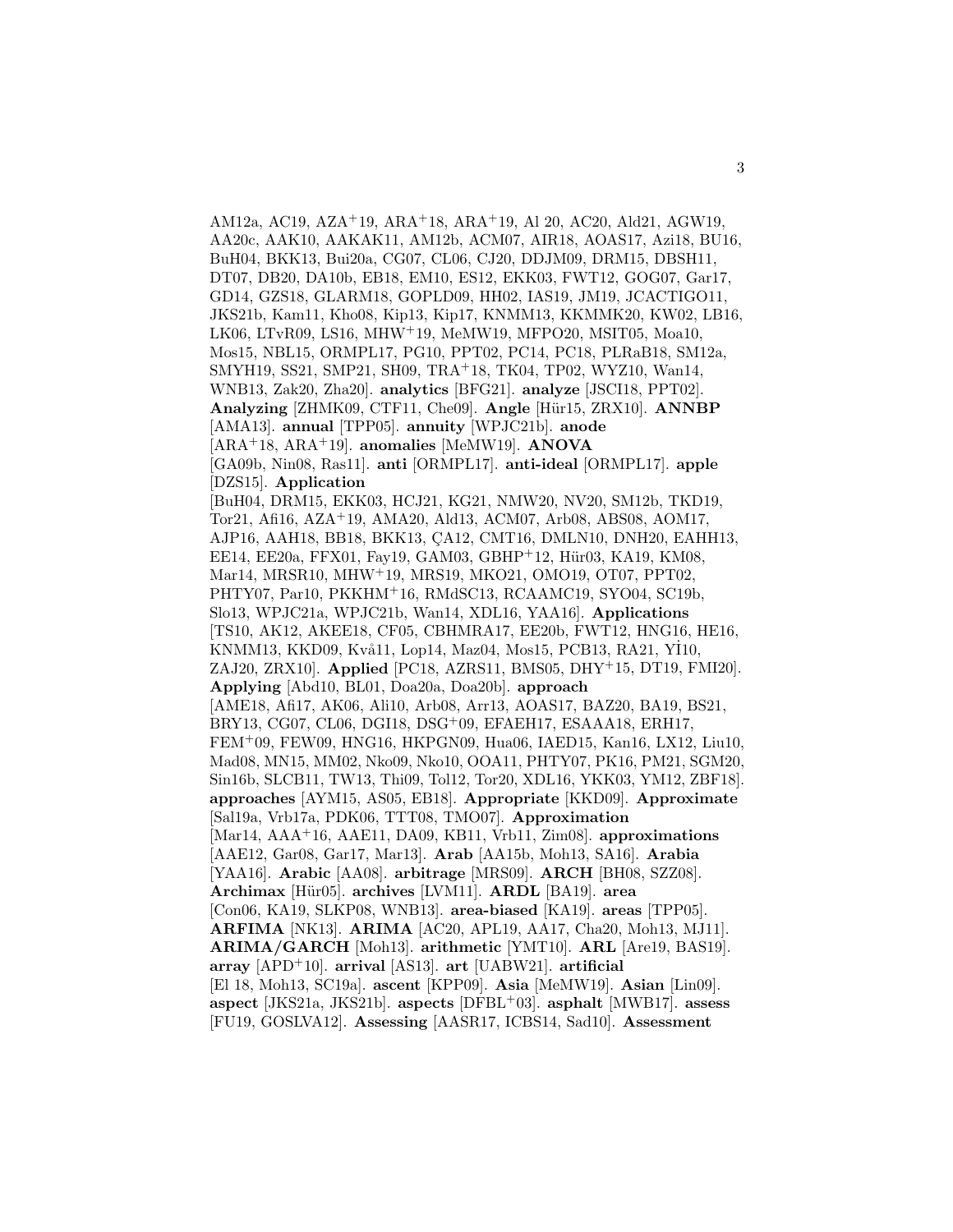AM12a, AC19, AZA+19, ARA+18, ARA+19, Al 20, AC20, Ald21, AGW19, AA20c, AAK10, AAKAK11, AM12b, ACM07, AIR18, AOAS17, Azi18, BU16, BuH04, BKK13, Bui20a, CG07, CL06, CJ20, DDJM09, DRM15, DBSH11, DT07, DB20, DA10b, EB18, EM10, ES12, EKK03, FWT12, GOG07, Gar17, GD14, GZS18, GLARM18, GOPLD09, HH02, IAS19, JM19, JCACTIGO11, JKS21b, Kam11, Kho08, Kip13, Kip17, KNMM13, KKMMK20, KW02, LB16, LK06, LTvR09, LS16, MHW+19, MeMW19, MFPO20, MSIT05, Moa10, Mos15, NBL15, ORMPL17, PG10, PPT02, PC14, PC18, PLRaB18, SM12a, SMYH19, SS21, SMP21, SH09, TRA+18, TK04, TP02, WYZ10, Wan14, WNB13, Zak20, Zha20]. **analytics** [BFG21]. **analyze** [JSCI18, PPT02]. **Analyzing** [ZHMK09, CTF11, Che09]. **Angle** [Hür15, ZRX10]. **ANNBP** [AMA13]. **annual** [TPP05]. **annuity** [WPJC21b]. **anode** [ARA+18, ARA+19]. **anomalies** [MeMW19]. **ANOVA** [GA09b, Nin08, Ras11]. **anti** [ORMPL17]. **anti-ideal** [ORMPL17]. **apple** [DZS15]. **Application** [BuH04, DRM15, EKK03, HCJ21, KG21, NMW20, NV20, SM12b, TKD19, Tor21, Afi16, AZA+19, AMA20, Ald13, ACM07, Arb08, ABS08, AOM17, AJP16, AAH18, BB18, BKK13, ÇA12, CMT16, DMLN10, DNH20, EAHH13, EE14, EE20a, FFX01, Fay19, GAM03, GBHP+12, Hür03, KA19, KM08, Mar14, MRSR10, MHW+19, MRS19, MKO21, OMO19, OT07, PPT02, PHTY07, Par10, PKKHM+16, RMdSC13, RCAAMC19, SYO04, SC19b, Slo13, WPJC21a, WPJC21b, Wan14, XDL16, YAA16]. **Applications** [TS10, AK12, AKEE18, CF05, CBHMRA17, EE20b, FWT12, HNG16, HE16, KNMM13, KKD09, Kvå11, Lop14, Maz04, Mos15, PCB13, RA21, Yİ10, ZAJ20, ZRX10]. **Applied** [PC18, AZRS11, BMS05, DHY+15, DT19, FMI20]. **Applying** [Abd10, BL01, Doa20a, Doa20b]. **approach** [AME18, Afi17, AK06, Ali10, Arb08, Arr13, AOAS17, BAZ20, BA19, BS21, BRY13, CG07, CL06, DGI18, DSG+09, EFAEH17, ESAAA18, ERH17, FEM+09, FEW09, HNG16, HKPGN09, Hua06, IAED15, Kan16, LX12, Liu10, Mad08, MN15, MM02, Nko09, Nko10, OOA11, PHTY07, PK16, PM21, SGM20, Sin16b, SLCB11, TW13, Thi09, Tol12, Tor20, XDL16, YKK03, YM12, ZBF18]. **approaches** [AYM15, AS05, EB18]. **Appropriate** [KKD09]. **Approximate** [Sal19a, Vrb17a, PDK06, TTT08, TMO07]. **Approximation** [Mar14, AAA+16, AAE11, DA09, KB11, Vrb11, Zim08]. **approximations** [AAE12, Gar08, Gar17, Mar13]. **Arab** [AA15b, Moh13, SA16]. **Arabia** [YAA16]. **Arabic** [AA08]. **arbitrage** [MRS09]. **ARCH** [BH08, SZZ08]. **Archimax** [Hür05]. **archives** [LVM11]. **ARDL** [BA19]. **area** [Con06, KA19, SLKP08, WNB13]. **area-biased** [KA19]. **areas** [TPP05]. **ARFIMA** [NK13]. **ARIMA** [AC20, APL19, AA17, Cha20, Moh13, MJ11]. **ARIMA/GARCH** [Moh13]. **arithmetic** [YMT10]. **ARL** [Are19, BAS19]. **array** [APD+10]. **arrival** [AS13]. **art** [UABW21]. **artificial** [El 18, Moh13, SC19a]. **ascent** [KPP09]. **Asia** [MeMW19]. **Asian** [Lin09]. **aspect** [JKS21a, JKS21b]. **aspects** [DFBL+03]. **asphalt** [MWB17]. **assess** [FU19, GOSLVA12]. **Assessing** [AASR17, ICBS14, Sad10]. **Assessment**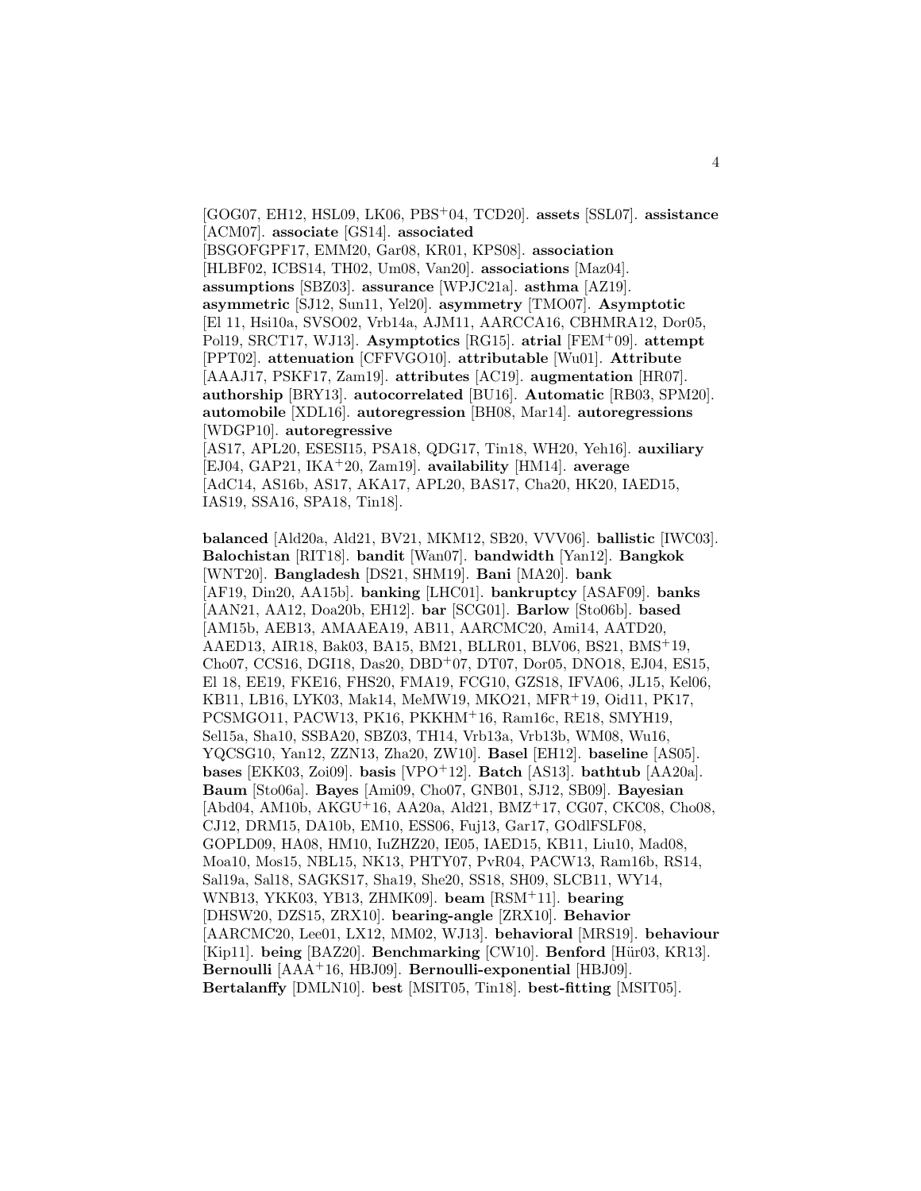[GOG07, EH12, HSL09, LK06, PBS+04, TCD20]. **assets** [SSL07]. **assistance** [ACM07]. **associate** [GS14]. **associated** [BSGOFGPF17, EMM20, Gar08, KR01, KPS08]. **association** [HLBF02, ICBS14, TH02, Um08, Van20]. **associations** [Maz04]. **assumptions** [SBZ03]. **assurance** [WPJC21a]. **asthma** [AZ19]. **asymmetric** [SJ12, Sun11, Yel20]. **asymmetry** [TMO07]. **Asymptotic** [El 11, Hsi10a, SVSO02, Vrb14a, AJM11, AARCCA16, CBHMRA12, Dor05, Pol19, SRCT17, WJ13]. **Asymptotics** [RG15]. **atrial** [FEM+09]. **attempt** [PPT02]. **attenuation** [CFFVGO10]. **attributable** [Wu01]. **Attribute** [AAAJ17, PSKF17, Zam19]. **attributes** [AC19]. **augmentation** [HR07]. **authorship** [BRY13]. **autocorrelated** [BU16]. **Automatic** [RB03, SPM20]. **automobile** [XDL16]. **autoregression** [BH08, Mar14]. **autoregressions** [WDGP10]. **autoregressive** [AS17, APL20, ESESI15, PSA18, QDG17, Tin18, WH20, Yeh16]. **auxiliary** [EJ04, GAP21, IKA+20, Zam19]. **availability** [HM14]. **average** [AdC14, AS16b, AS17, AKA17, APL20, BAS17, Cha20, HK20, IAED15, IAS19, SSA16, SPA18, Tin18].

**balanced** [Ald20a, Ald21, BV21, MKM12, SB20, VVV06]. **ballistic** [IWC03]. **Balochistan** [RIT18]. **bandit** [Wan07]. **bandwidth** [Yan12]. **Bangkok** [WNT20]. **Bangladesh** [DS21, SHM19]. **Bani** [MA20]. **bank** [AF19, Din20, AA15b]. **banking** [LHC01]. **bankruptcy** [ASAF09]. **banks** [AAN21, AA12, Doa20b, EH12]. **bar** [SCG01]. **Barlow** [Sto06b]. **based** [AM15b, AEB13, AMAAEA19, AB11, AARCMC20, Ami14, AATD20, AAED13, AIR18, Bak03, BA15, BM21, BLLR01, BLV06, BS21, BMS+19, Cho07, CCS16, DGI18, Das20, DBD+07, DT07, Dor05, DNO18, EJ04, ES15, El 18, EE19, FKE16, FHS20, FMA19, FCG10, GZS18, IFVA06, JL15, Kel06, KB11, LB16, LYK03, Mak14, MeMW19, MKO21, MFR+19, Oid11, PK17, PCSMGO11, PACW13, PK16, PKKHM+16, Ram16c, RE18, SMYH19, Sel15a, Sha10, SSBA20, SBZ03, TH14, Vrb13a, Vrb13b, WM08, Wu16, YQCSG10, Yan12, ZZN13, Zha20, ZW10]. **Basel** [EH12]. **baseline** [AS05]. **bases** [EKK03, Zoi09]. **basis** [VPO+12]. **Batch** [AS13]. **bathtub** [AA20a]. **Baum** [Sto06a]. **Bayes** [Ami09, Cho07, GNB01, SJ12, SB09]. **Bayesian** [Abd04, AM10b, AKGU+16, AA20a, Ald21, BMZ+17, CG07, CKC08, Cho08, CJ12, DRM15, DA10b, EM10, ESS06, Fuj13, Gar17, GOdlFSLF08, GOPLD09, HA08, HM10, IuZHZ20, IE05, IAED15, KB11, Liu10, Mad08, Moa10, Mos15, NBL15, NK13, PHTY07, PvR04, PACW13, Ram16b, RS14, Sal19a, Sal18, SAGKS17, Sha19, She20, SS18, SH09, SLCB11, WY14, WNB13, YKK03, YB13, ZHMK09]. **beam** [RSM+11]. **bearing** [DHSW20, DZS15, ZRX10]. **bearing-angle** [ZRX10]. **Behavior** [AARCMC20, Lee01, LX12, MM02, WJ13]. **behavioral** [MRS19]. **behaviour** [Kip11]. **being** [BAZ20]. **Benchmarking** [CW10]. **Benford** [Hür03, KR13]. **Bernoulli** [AAA+16, HBJ09]. **Bernoulli-exponential** [HBJ09]. **Bertalanffy** [DMLN10]. **best** [MSIT05, Tin18]. **best-fitting** [MSIT05].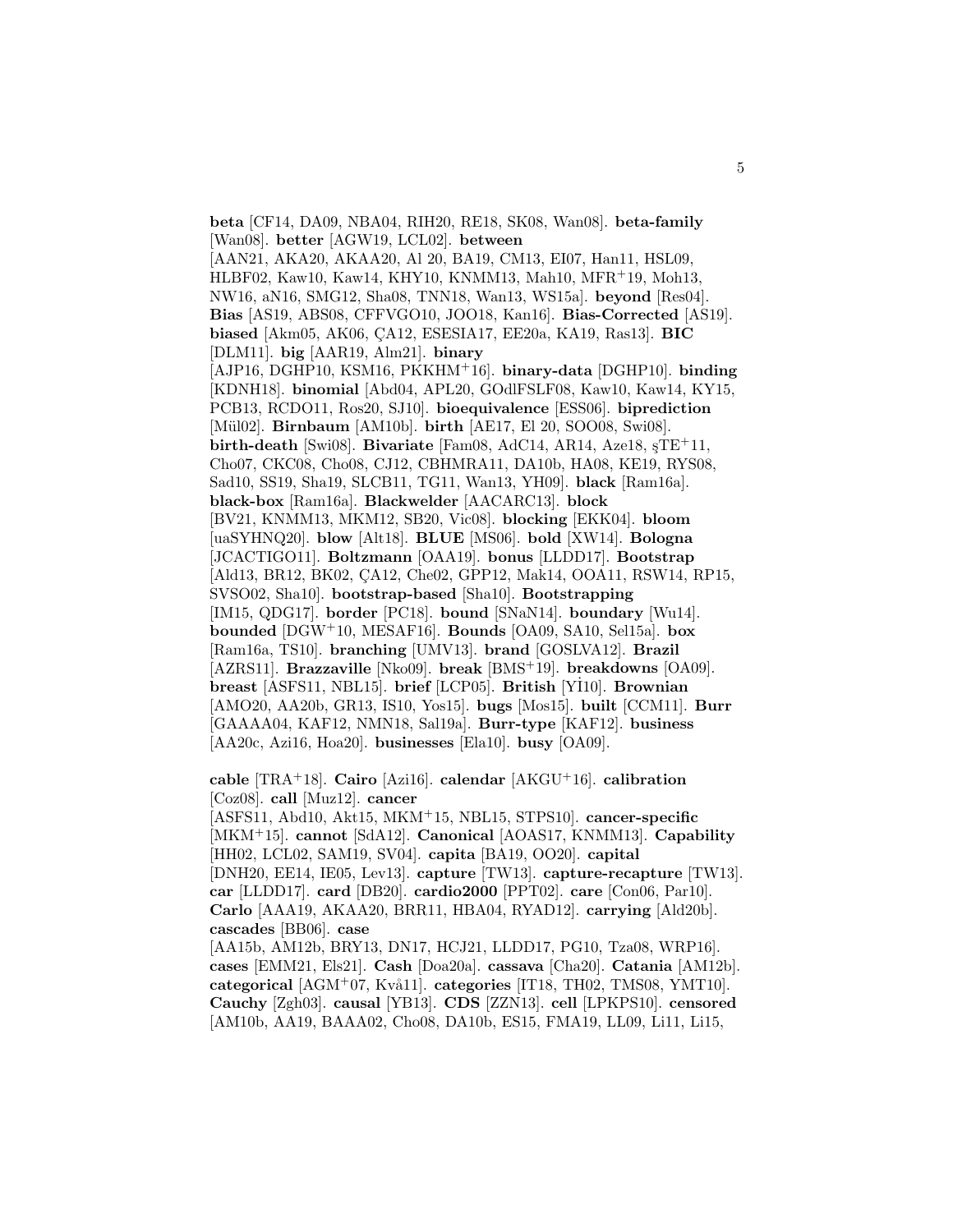**beta** [CF14, DA09, NBA04, RIH20, RE18, SK08, Wan08]. **beta-family** [Wan08]. **better** [AGW19, LCL02]. **between** [AAN21, AKA20, AKAA20, Al 20, BA19, CM13, EI07, Han11, HSL09, HLBF02, Kaw10, Kaw14, KHY10, KNMM13, Mah10, MFR+19, Moh13, NW16, aN16, SMG12, Sha08, TNN18, Wan13, WS15a]. **beyond** [Res04]. **Bias** [AS19, ABS08, CFFVGO10, JOO18, Kan16]. **Bias-Corrected** [AS19]. **biased** [Akm05, AK06, ÇA12, ESESIA17, EE20a, KA19, Ras13]. **BIC** [DLM11]. **big** [AAR19, Alm21]. **binary** [AJP16, DGHP10, KSM16, PKKHM+16]. **binary-data** [DGHP10]. **binding** [KDNH18]. **binomial** [Abd04, APL20, GOdlFSLF08, Kaw10, Kaw14, KY15, PCB13, RCDO11, Ros20, SJ10]. **bioequivalence** [ESS06]. **biprediction** [Mül02]. **Birnbaum** [AM10b]. **birth** [AE17, El 20, SOO08, Swi08]. **birth-death** [Swi08]. **Bivariate** [Fam08, AdC14, AR14, Aze18, şTE+11, Cho07, CKC08, Cho08, CJ12, CBHMRA11, DA10b, HA08, KE19, RYS08, Sad10, SS19, Sha19, SLCB11, TG11, Wan13, YH09]. **black** [Ram16a]. **black-box** [Ram16a]. **Blackwelder** [AACARC13]. **block** [BV21, KNMM13, MKM12, SB20, Vic08]. **blocking** [EKK04]. **bloom** [uaSYHNQ20]. **blow** [Alt18]. **BLUE** [MS06]. **bold** [XW14]. **Bologna** [JCACTIGO11]. **Boltzmann** [OAA19]. **bonus** [LLDD17]. **Bootstrap** [Ald13, BR12, BK02, ÇA12, Che02, GPP12, Mak14, OOA11, RSW14, RP15, SVSO02, Sha10]. **bootstrap-based** [Sha10]. **Bootstrapping** [IM15, QDG17]. **border** [PC18]. **bound** [SNaN14]. **boundary** [Wu14]. **bounded** [DGW+10, MESAF16]. **Bounds** [OA09, SA10, Sel15a]. **box** [Ram16a, TS10]. **branching** [UMV13]. **brand** [GOSLVA12]. **Brazil** [AZRS11]. **Brazzaville** [Nko09]. **break** [BMS+19]. **breakdowns** [OA09]. **breast** [ASFS11, NBL15]. **brief** [LCP05]. **British** [Yİ10]. **Brownian** [AMO20, AA20b, GR13, IS10, Yos15]. **bugs** [Mos15]. **built** [CCM11]. **Burr** [GAAAA04, KAF12, NMN18, Sal19a]. **Burr-type** [KAF12]. **business** [AA20c, Azi16, Hoa20]. **businesses** [Ela10]. **busy** [OA09].

**cable** [TRA+18]. **Cairo** [Azi16]. **calendar** [AKGU+16]. **calibration** [Coz08]. **call** [Muz12]. **cancer** [ASFS11, Abd10, Akt15, MKM+15, NBL15, STPS10]. **cancer-specific** [MKM+15]. **cannot** [SdA12]. **Canonical** [AOAS17, KNMM13]. **Capability** [HH02, LCL02, SAM19, SV04]. **capita** [BA19, OO20]. **capital** [DNH20, EE14, IE05, Lev13]. **capture** [TW13]. **capture-recapture** [TW13]. **car** [LLDD17]. **card** [DB20]. **cardio2000** [PPT02]. **care** [Con06, Par10]. **Carlo** [AAA19, AKAA20, BRR11, HBA04, RYAD12]. **carrying** [Ald20b]. **cascades** [BB06]. **case** [AA15b, AM12b, BRY13, DN17, HCJ21, LLDD17, PG10, Tza08, WRP16]. **cases** [EMM21, Els21]. **Cash** [Doa20a]. **cassava** [Cha20]. **Catania** [AM12b]. **categorical** [AGM+07, Kvå11]. **categories** [IT18, TH02, TMS08, YMT10]. **Cauchy** [Zgh03]. **causal** [YB13]. **CDS** [ZZN13]. **cell** [LPKPS10]. **censored** [AM10b, AA19, BAAA02, Cho08, DA10b, ES15, FMA19, LL09, Li11, Li15,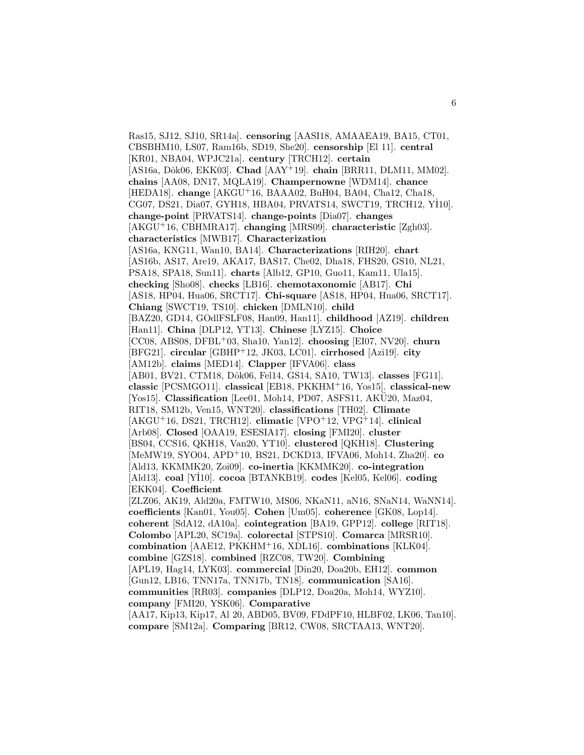Ras15, SJ12, SJ10, SR14a]. **censoring** [AASI18, AMAAEA19, BA15, CT01, CBSBHM10, LS07, Ram16b, SD19, She20]. **censorship** [El 11]. **central** [KR01, NBA04, WPJC21a]. **century** [TRCH12]. **certain** [AS16a, Dôk06, EKK03]. **Chad** [AAY+19]. **chain** [BRR11, DLM11, MM02]. **chains** [AA08, DN17, MQLA19]. **Champernowne** [WDM14]. **chance** [HEDA18]. **change** [AKGU+16, BAAA02, BuH04, BA04, Cha12, Cha18, CG07, DS21, Dia07, GYH18, HBA04, PRVATS14, SWCT19, TRCH12, Yİ10]. **change-point** [PRVATS14]. **change-points** [Dia07]. **changes** [AKGU+16, CBHMRA17]. **changing** [MRS09]. **characteristic** [Zgh03]. **characteristics** [MWB17]. **Characterization** [AS16a, KNG11, Wan10, BA14]. **Characterizations** [RIH20]. **chart** [AS16b, AS17, Are19, AKA17, BAS17, Che02, Dha18, FHS20, GS10, NL21, PSA18, SPA18, Sun11]. **charts** [Alb12, GP10, Guo11, Kam11, Ula15]. **checking** [Sho08]. **checks** [LB16]. **chemotaxonomic** [AB17]. **Chi** [AS18, HP04, Hua06, SRCT17]. **Chi-square** [AS18, HP04, Hua06, SRCT17]. **Chiang** [SWCT19, TS10]. **chicken** [DMLN10]. **child** [BAZ20, GD14, GOdlFSLF08, Han09, Han11]. **childhood** [AZ19]. **children** [Han11]. **China** [DLP12, YT13]. **Chinese** [LYZ15]. **Choice** [CC08, ABS08, DFBL+03, Sha10, Yan12]. **choosing** [EI07, NV20]. **churn** [BFG21]. **circular** [GBHP+12, JK03, LC01]. **cirrhosed** [Azi19]. **city** [AM12b]. **claims** [MED14]. **Clapper** [IFVA06]. **class** [AB01, BV21, CTM18, Dôk06, Fel14, GS14, SA10, TW13]. **classes** [FG11]. **classic** [PCSMGO11]. **classical** [EB18, PKKHM+16, Yos15]. **classical-new** [Yos15]. **Classification** [Lee01, Moh14, PD07, ASFS11, AKÜ20, Maz04, RIT18, SM12b, Ven15, WNT20]. **classifications** [TH02]. **Climate** [AKGU+16, DS21, TRCH12]. **climatic** [VPO+12, VPG+14]. **clinical** [Arb08]. **Closed** [OAA19, ESESIA17]. **closing** [FMI20]. **cluster** [BS04, CCS16, QKH18, Van20, YT10]. **clustered** [QKH18]. **Clustering** [MeMW19, SYO04, APD+10, BS21, DCKD13, IFVA06, Moh14, Zha20]. **co** [Ald13, KKMMK20, Zoi09]. **co-inertia** [KKMMK20]. **co-integration** [Ald13]. **coal** [Yİ10]. **cocoa** [BTANKB19]. **codes** [Kel05, Kel06]. **coding** [EKK04]. **Coefficient** [ZLZ06, AK19, Ald20a, FMTW10, MS06, NKaN11, aN16, SNaN14, WaNN14]. **coefficients** [Kan01, You05]. **Cohen** [Um05]. **coherence** [GK08, Lop14]. **coherent** [SdA12, dA10a]. **cointegration** [BA19, GPP12]. **college** [RIT18]. **Colombo** [APL20, SC19a]. **colorectal** [STPS10]. **Comarca** [MRSR10]. **combination** [AAE12, PKKHM+16, XDL16]. **combinations** [KLK04]. **combine** [GZS18]. **combined** [RZC08, TW20]. **Combining** [APL19, Hag14, LYK03]. **commercial** [Din20, Doa20b, EH12]. **common** [Gun12, LB16, TNN17a, TNN17b, TN18]. **communication** [SA16]. **communities** [RR03]. **companies** [DLP12, Doa20a, Moh14, WYZ10]. **company** [FMI20, YSK06]. **Comparative** [AA17, Kip13, Kip17, Al 20, ABD05, BV09, FDdPF10, HLBF02, LK06, Tan10]. **compare** [SM12a]. **Comparing** [BR12, CW08, SRCTAA13, WNT20].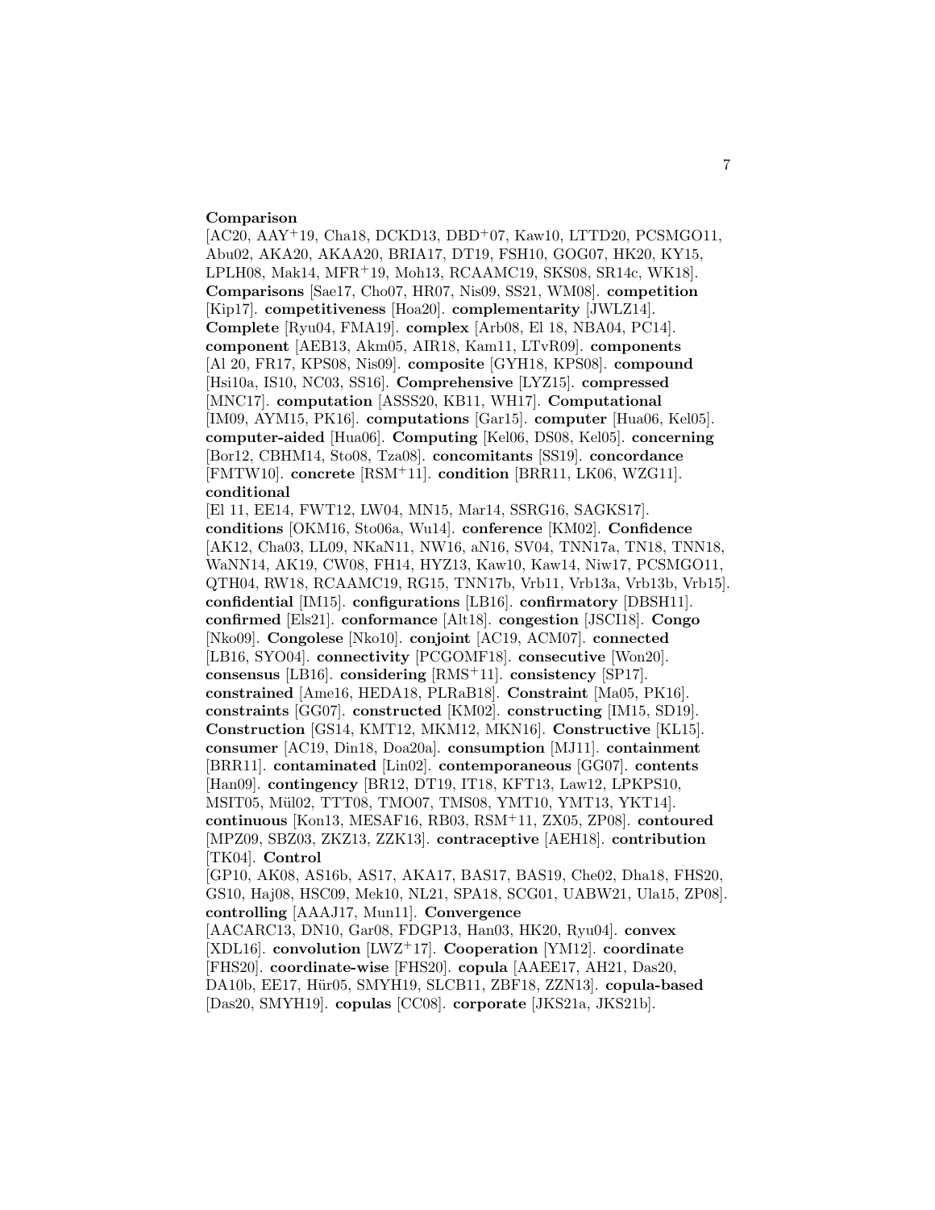**Comparison** [AC20, AAY+19, Cha18, DCKD13, DBD+07, Kaw10, LTTD20, PCSMGO11, Abu02, AKA20, AKAA20, BRIA17, DT19, FSH10, GOG07, HK20, KY15, LPLH08, Mak14, MFR+19, Moh13, RCAAMC19, SKS08, SR14c, WK18]. **Comparisons** [Sae17, Cho07, HR07, Nis09, SS21, WM08]. **competition** [Kip17]. **competitiveness** [Hoa20]. **complementarity** [JWLZ14]. **Complete** [Ryu04, FMA19]. **complex** [Arb08, El 18, NBA04, PC14]. **component** [AEB13, Akm05, AIR18, Kam11, LTvR09]. **components** [Al 20, FR17, KPS08, Nis09]. **composite** [GYH18, KPS08]. **compound** [Hsi10a, IS10, NC03, SS16]. **Comprehensive** [LYZ15]. **compressed** [MNC17]. **computation** [ASSS20, KB11, WH17]. **Computational** [IM09, AYM15, PK16]. **computations** [Gar15]. **computer** [Hua06, Kel05]. **computer-aided** [Hua06]. **Computing** [Kel06, DS08, Kel05]. **concerning** [Bor12, CBHM14, Sto08, Tza08]. **concomitants** [SS19]. **concordance** [FMTW10]. **concrete** [RSM+11]. **condition** [BRR11, LK06, WZG11]. **conditional** [El 11, EE14, FWT12, LW04, MN15, Mar14, SSRG16, SAGKS17]. **conditions** [OKM16, Sto06a, Wu14]. **conference** [KM02]. **Confidence** [AK12, Cha03, LL09, NKaN11, NW16, aN16, SV04, TNN17a, TN18, TNN18, WaNN14, AK19, CW08, FH14, HYZ13, Kaw10, Kaw14, Niw17, PCSMGO11, QTH04, RW18, RCAAMC19, RG15, TNN17b, Vrb11, Vrb13a, Vrb13b, Vrb15]. **confidential** [IM15]. **configurations** [LB16]. **confirmatory** [DBSH11]. **confirmed** [Els21]. **conformance** [Alt18]. **congestion** [JSCI18]. **Congo** [Nko09]. **Congolese** [Nko10]. **conjoint** [AC19, ACM07]. **connected** [LB16, SYO04]. **connectivity** [PCGOMF18]. **consecutive** [Won20]. **consensus** [LB16]. **considering** [RMS+11]. **consistency** [SP17]. **constrained** [Ame16, HEDA18, PLRaB18]. **Constraint** [Ma05, PK16]. **constraints** [GG07]. **constructed** [KM02]. **constructing** [IM15, SD19]. **Construction** [GS14, KMT12, MKM12, MKN16]. **Constructive** [KL15]. **consumer** [AC19, Din18, Doa20a]. **consumption** [MJ11]. **containment** [BRR11]. **contaminated** [Lin02]. **contemporaneous** [GG07]. **contents** [Han09]. **contingency** [BR12, DT19, IT18, KFT13, Law12, LPKPS10, MSIT05, Mül02, TTT08, TMO07, TMS08, YMT10, YMT13, YKT14]. **continuous** [Kon13, MESAF16, RB03, RSM+11, ZX05, ZP08]. **contoured** [MPZ09, SBZ03, ZKZ13, ZZK13]. **contraceptive** [AEH18]. **contribution** [TK04]. **Control** [GP10, AK08, AS16b, AS17, AKA17, BAS17, BAS19, Che02, Dha18, FHS20, GS10, Haj08, HSC09, Mek10, NL21, SPA18, SCG01, UABW21, Ula15, ZP08]. **controlling** [AAAJ17, Mun11]. **Convergence** [AACARC13, DN10, Gar08, FDGP13, Han03, HK20, Ryu04]. **convex** [XDL16]. **convolution** [LWZ+17]. **Cooperation** [YM12]. **coordinate** [FHS20]. **coordinate-wise** [FHS20]. **copula** [AAEE17, AH21, Das20, DA10b, EE17, Hür05, SMYH19, SLCB11, ZBF18, ZZN13]. **copula-based** [Das20, SMYH19]. **copulas** [CC08]. **corporate** [JKS21a, JKS21b].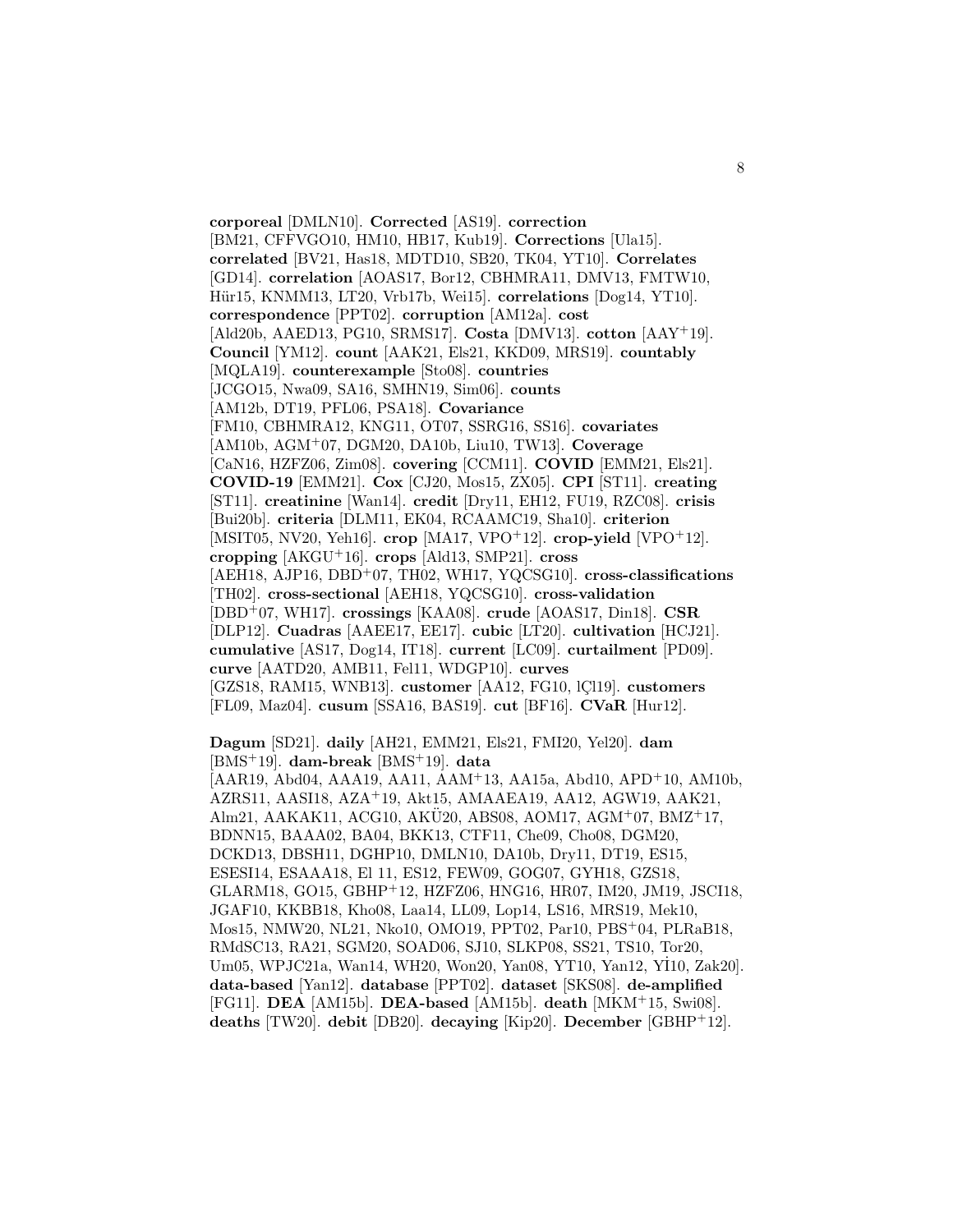**corporeal** [DMLN10]. **Corrected** [AS19]. **correction** [BM21, CFFVGO10, HM10, HB17, Kub19]. **Corrections** [Ula15]. **correlated** [BV21, Has18, MDTD10, SB20, TK04, YT10]. **Correlates** [GD14]. **correlation** [AOAS17, Bor12, CBHMRA11, DMV13, FMTW10, Hür15, KNMM13, LT20, Vrb17b, Wei15]. **correlations** [Dog14, YT10]. **correspondence** [PPT02]. **corruption** [AM12a]. **cost** [Ald20b, AAED13, PG10, SRMS17]. **Costa** [DMV13]. **cotton** [AAY+19]. **Council** [YM12]. **count** [AAK21, Els21, KKD09, MRS19]. **countably** [MQLA19]. **counterexample** [Sto08]. **countries** [JCGO15, Nwa09, SA16, SMHN19, Sim06]. **counts** [AM12b, DT19, PFL06, PSA18]. **Covariance** [FM10, CBHMRA12, KNG11, OT07, SSRG16, SS16]. **covariates** [AM10b, AGM+07, DGM20, DA10b, Liu10, TW13]. **Coverage** [CaN16, HZFZ06, Zim08]. **covering** [CCM11]. **COVID** [EMM21, Els21]. **COVID-19** [EMM21]. **Cox** [CJ20, Mos15, ZX05]. **CPI** [ST11]. **creating** [ST11]. **creatinine** [Wan14]. **credit** [Dry11, EH12, FU19, RZC08]. **crisis** [Bui20b]. **criteria** [DLM11, EK04, RCAAMC19, Sha10]. **criterion** [MSIT05, NV20, Yeh16]. **crop** [MA17, VPO+12]. **crop-yield** [VPO+12]. **cropping** [AKGU+16]. **crops** [Ald13, SMP21]. **cross** [AEH18, AJP16, DBD+07, TH02, WH17, YQCSG10]. **cross-classifications** [TH02]. **cross-sectional** [AEH18, YQCSG10]. **cross-validation** [DBD+07, WH17]. **crossings** [KAA08]. **crude** [AOAS17, Din18]. **CSR** [DLP12]. **Cuadras** [AAEE17, EE17]. **cubic** [LT20]. **cultivation** [HCJ21]. **cumulative** [AS17, Dog14, IT18]. **current** [LC09]. **curtailment** [PD09]. **curve** [AATD20, AMB11, Fel11, WDGP10]. **curves** [GZS18, RAM15, WNB13]. **customer** [AA12, FG10, lÇl19]. **customers** [FL09, Maz04]. **cusum** [SSA16, BAS19]. **cut** [BF16]. **CVaR** [Hur12].

**Dagum** [SD21]. **daily** [AH21, EMM21, Els21, FMI20, Yel20]. **dam** [BMS+19]. **dam-break** [BMS+19]. **data** [AAR19, Abd04, AAA19, AA11, AAM+13, AA15a, Abd10, APD+10, AM10b, AZRS11, AASI18, AZA+19, Akt15, AMAAEA19, AA12, AGW19, AAK21, Alm21, AAKAK11, ACG10, AKÜ20, ABS08, AOM17, AGM+07, BMZ+17, BDNN15, BAAA02, BA04, BKK13, CTF11, Che09, Cho08, DGM20, DCKD13, DBSH11, DGHP10, DMLN10, DA10b, Dry11, DT19, ES15, ESESI14, ESAAA18, El 11, ES12, FEW09, GOG07, GYH18, GZS18, GLARM18, GO15, GBHP+12, HZFZ06, HNG16, HR07, IM20, JM19, JSCI18, JGAF10, KKBB18, Kho08, Laa14, LL09, Lop14, LS16, MRS19, Mek10, Mos15, NMW20, NL21, Nko10, OMO19, PPT02, Par10, PBS+04, PLRaB18, RMdSC13, RA21, SGM20, SOAD06, SJ10, SLKP08, SS21, TS10, Tor20, Um05, WPJC21a, Wan14, WH20, Won20, Yan08, YT10, Yan12, YI10, Zak20]. **data-based** [Yan12]. **database** [PPT02]. **dataset** [SKS08]. **de-amplified** [FG11]. **DEA** [AM15b]. **DEA-based** [AM15b]. **death** [MKM+15, Swi08]. **deaths** [TW20]. **debit** [DB20]. **decaying** [Kip20]. **December** [GBHP+12].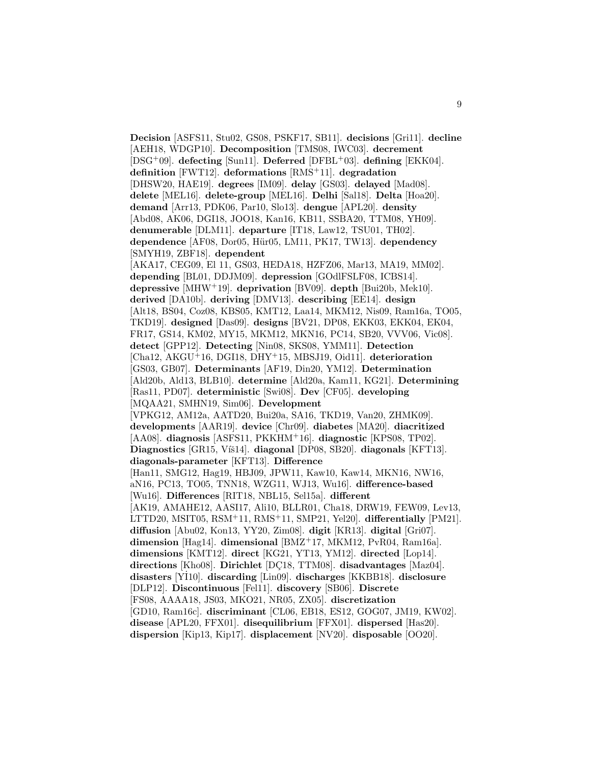**Decision** [ASFS11, Stu02, GS08, PSKF17, SB11]. **decisions** [Gri11]. **decline** [AEH18, WDGP10]. **Decomposition** [TMS08, IWC03]. **decrement** [DSG[+]09]. **defecting** [Sun11]. **Deferred** [DFBL[+]03]. **defining** [EKK04]. **definition** [FWT12]. **deformations** [RMS[+]11]. **degradation** [DHSW20, HAE19]. **degrees** [IM09]. **delay** [GS03]. **delayed** [Mad08]. **delete** [MEL16]. **delete-group** [MEL16]. **Delhi** [Sal18]. **Delta** [Hoa20]. **demand** [Arr13, PDK06, Par10, Slo13]. **dengue** [APL20]. **density** [Abd08, AK06, DGI18, JOO18, Kan16, KB11, SSBA20, TTM08, YH09]. **denumerable** [DLM11]. **departure** [IT18, Law12, TSU01, TH02]. **dependence** [AF08, Dor05, Hür05, LM11, PK17, TW13]. **dependency** [SMYH19, ZBF18]. **dependent** [AKA17, CEG09, El 11, GS03, HEDA18, HZFZ06, Mar13, MA19, MM02]. **depending** [BL01, DDJM09]. **depression** [GOdlFSLF08, ICBS14]. **depressive** [MHW[+]19]. **deprivation** [BV09]. **depth** [Bui20b, Mek10]. **derived** [DA10b]. **deriving** [DMV13]. **describing** [EE14]. **design** [Alt18, BS04, Coz08, KBS05, KMT12, Laa14, MKM12, Nis09, Ram16a, TO05, TKD19]. **designed** [Das09]. **designs** [BV21, DP08, EKK03, EKK04, EK04, FR17, GS14, KM02, MY15, MKM12, MKN16, PC14, SB20, VVV06, Vic08]. **detect** [GPP12]. **Detecting** [Nin08, SKS08, YMM11]. **Detection** [Cha12, AKGU[+]16, DGI18, DHY[+]15, MBSJ19, Oid11]. **deterioration** [GS03, GB07]. **Determinants** [AF19, Din20, YM12]. **Determination** [Ald20b, Ald13, BLB10]. **determine** [Ald20a, Kam11, KG21]. **Determining** [Ras11, PD07]. **deterministic** [Swi08]. **Dev** [CF05]. **developing** [MQAA21, SMHN19, Sim06]. **Development** [VPKG12, AM12a, AATD20, Bui20a, SA16, TKD19, Van20, ZHMK09]. **developments** [AAR19]. **device** [Chr09]. **diabetes** [MA20]. **diacritized** [AA08]. **diagnosis** [ASFS11, PKKHM[+]16]. **diagnostic** [KPS08, TP02]. **Diagnostics** [GR15, Víš14]. **diagonal** [DP08, SB20]. **diagonals** [KFT13]. **diagonals-parameter** [KFT13]. **Difference** [Han11, SMG12, Hag19, HBJ09, JPW11, Kaw10, Kaw14, MKN16, NW16, aN16, PC13, TO05, TNN18, WZG11, WJ13, Wu16]. **difference-based** [Wu16]. **Differences** [RIT18, NBL15, Sel15a]. **different** [AK19, AMAHE12, AASI17, Ali10, BLLR01, Cha18, DRW19, FEW09, Lev13, LTTD20, MSIT05, RSM[+]11, RMS[+]11, SMP21, Yel20]. **differentially** [PM21]. **diffusion** [Abu02, Kon13, YY20, Zim08]. **digit** [KR13]. **digital** [Gri07]. **dimension** [Hag14]. **dimensional** [BMZ[+]17, MKM12, PvR04, Ram16a]. **dimensions** [KMT12]. **direct** [KG21, YT13, YM12]. **directed** [Lop14]. **directions** [Kho08]. **Dirichlet** [DÇ18, TTM08]. **disadvantages** [Maz04]. **disasters** [Yİ10]. **discarding** [Lin09]. **discharges** [KKBB18]. **disclosure** [DLP12]. **Discontinuous** [Fel11]. **discovery** [SB06]. **Discrete** [FS08, AAAA18, JS03, MKO21, NR05, ZX05]. **discretization** [GD10, Ram16c]. **discriminant** [CL06, EB18, ES12, GOG07, JM19, KW02]. **disease** [APL20, FFX01]. **disequilibrium** [FFX01]. **dispersed** [Has20]. **dispersion** [Kip13, Kip17]. **displacement** [NV20]. **disposable** [OO20].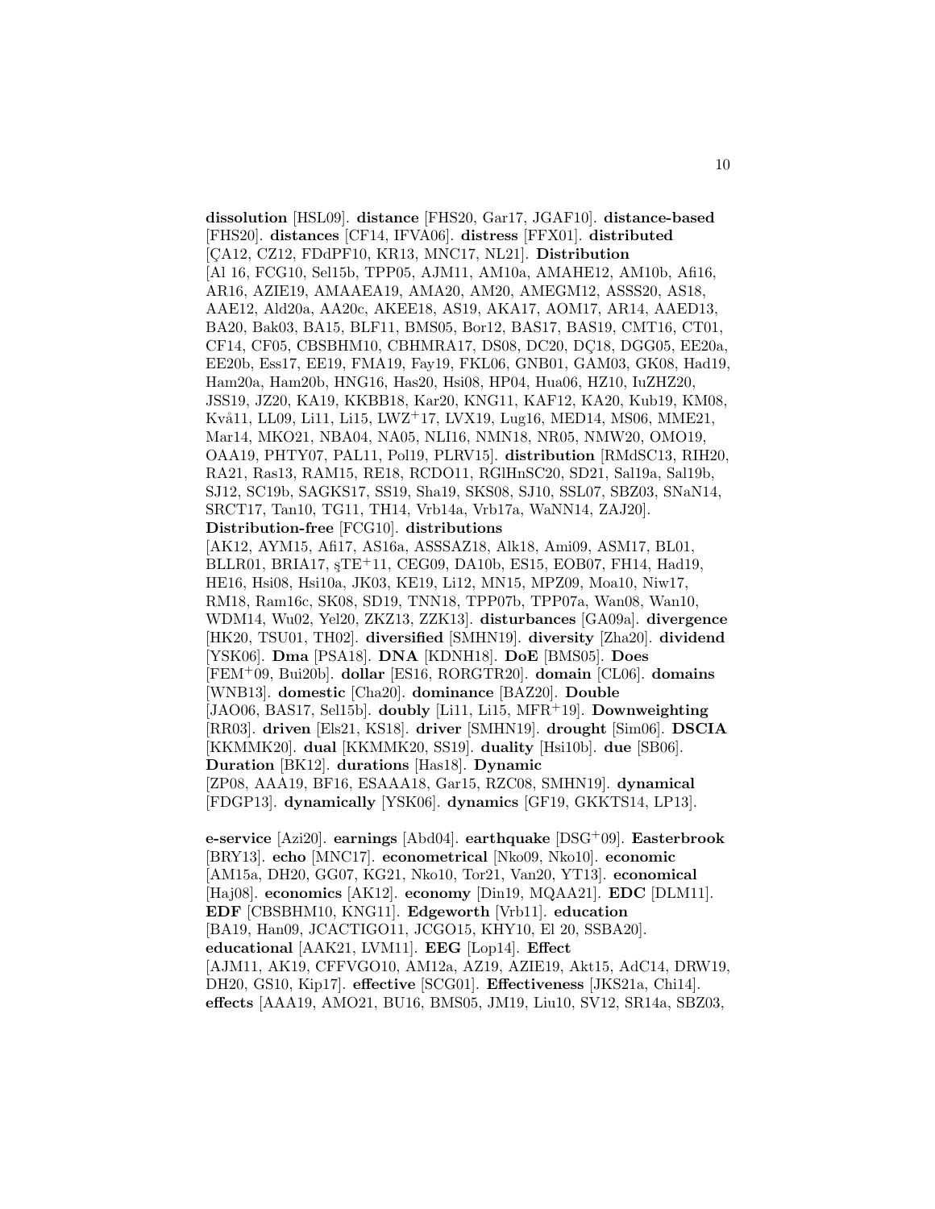**dissolution** [HSL09]. **distance** [FHS20, Gar17, JGAF10]. **distance-based** [FHS20]. **distances** [CF14, IFVA06]. **distress** [FFX01]. **distributed** [ÇA12, CZ12, FDdPF10, KR13, MNC17, NL21]. **Distribution** [Al 16, FCG10, Sel15b, TPP05, AJM11, AM10a, AMAHE12, AM10b, Afi16, AR16, AZIE19, AMAAEA19, AMA20, AM20, AMEGM12, ASSS20, AS18, AAE12, Ald20a, AA20c, AKEE18, AS19, AKA17, AOM17, AR14, AAED13, BA20, Bak03, BA15, BLF11, BMS05, Bor12, BAS17, BAS19, CMT16, CT01, CF14, CF05, CBSBHM10, CBHMRA17, DS08, DC20, DÇ18, DGG05, EE20a, EE20b, Ess17, EE19, FMA19, Fay19, FKL06, GNB01, GAM03, GK08, Had19, Ham20a, Ham20b, HNG16, Has20, Hsi08, HP04, Hua06, HZ10, IuZHZ20, JSS19, JZ20, KA19, KKBB18, Kar20, KNG11, KAF12, KA20, Kub19, KM08, Kvå11, LL09, Li11, Li15, LWZ+17, LVX19, Lug16, MED14, MS06, MME21, Mar14, MKO21, NBA04, NA05, NLI16, NMN18, NR05, NMW20, OMO19, OAA19, PHTY07, PAL11, Pol19, PLRV15]. **distribution** [RMdSC13, RIH20, RA21, Ras13, RAM15, RE18, RCDO11, RGlHnSC20, SD21, Sal19a, Sal19b, SJ12, SC19b, SAGKS17, SS19, Sha19, SKS08, SJ10, SSL07, SBZ03, SNaN14, SRCT17, Tan10, TG11, TH14, Vrb14a, Vrb17a, WaNN14, ZAJ20]. **Distribution-free** [FCG10]. **distributions** [AK12, AYM15, Afi17, AS16a, ASSSAZ18, Alk18, Ami09, ASM17, BL01, BLLR01, BRIA17, şTE+11, CEG09, DA10b, ES15, EOB07, FH14, Had19, HE16, Hsi08, Hsi10a, JK03, KE19, Li12, MN15, MPZ09, Moa10, Niw17, RM18, Ram16c, SK08, SD19, TNN18, TPP07b, TPP07a, Wan08, Wan10, WDM14, Wu02, Yel20, ZKZ13, ZZK13]. **disturbances** [GA09a]. **divergence** [HK20, TSU01, TH02]. **diversified** [SMHN19]. **diversity** [Zha20]. **dividend** [YSK06]. **Dma** [PSA18]. **DNA** [KDNH18]. **DoE** [BMS05]. **Does** [FEM+09, Bui20b]. **dollar** [ES16, RORGTR20]. **domain** [CL06]. **domains** [WNB13]. **domestic** [Cha20]. **dominance** [BAZ20]. **Double** [JAO06, BAS17, Sel15b]. **doubly** [Li11, Li15, MFR+19]. **Downweighting** [RR03]. **driven** [Els21, KS18]. **driver** [SMHN19]. **drought** [Sim06]. **DSCIA** [KKMMK20]. **dual** [KKMMK20, SS19]. **duality** [Hsi10b]. **due** [SB06]. **Duration** [BK12]. **durations** [Has18]. **Dynamic** [ZP08, AAA19, BF16, ESAAA18, Gar15, RZC08, SMHN19]. **dynamical** [FDGP13]. **dynamically** [YSK06]. **dynamics** [GF19, GKKTS14, LP13].

**e-service** [Azi20]. **earnings** [Abd04]. **earthquake** [DSG+09]. **Easterbrook** [BRY13]. **echo** [MNC17]. **econometrical** [Nko09, Nko10]. **economic** [AM15a, DH20, GG07, KG21, Nko10, Tor21, Van20, YT13]. **economical** [Haj08]. **economics** [AK12]. **economy** [Din19, MQAA21]. **EDC** [DLM11]. **EDF** [CBSBHM10, KNG11]. **Edgeworth** [Vrb11]. **education** [BA19, Han09, JCACTIGO11, JCGO15, KHY10, El 20, SSBA20]. **educational** [AAK21, LVM11]. **EEG** [Lop14]. **Effect** [AJM11, AK19, CFFVGO10, AM12a, AZ19, AZIE19, Akt15, AdC14, DRW19, DH20, GS10, Kip17]. **effective** [SCG01]. **Effectiveness** [JKS21a, Chi14]. **effects** [AAA19, AMO21, BU16, BMS05, JM19, Liu10, SV12, SR14a, SBZ03,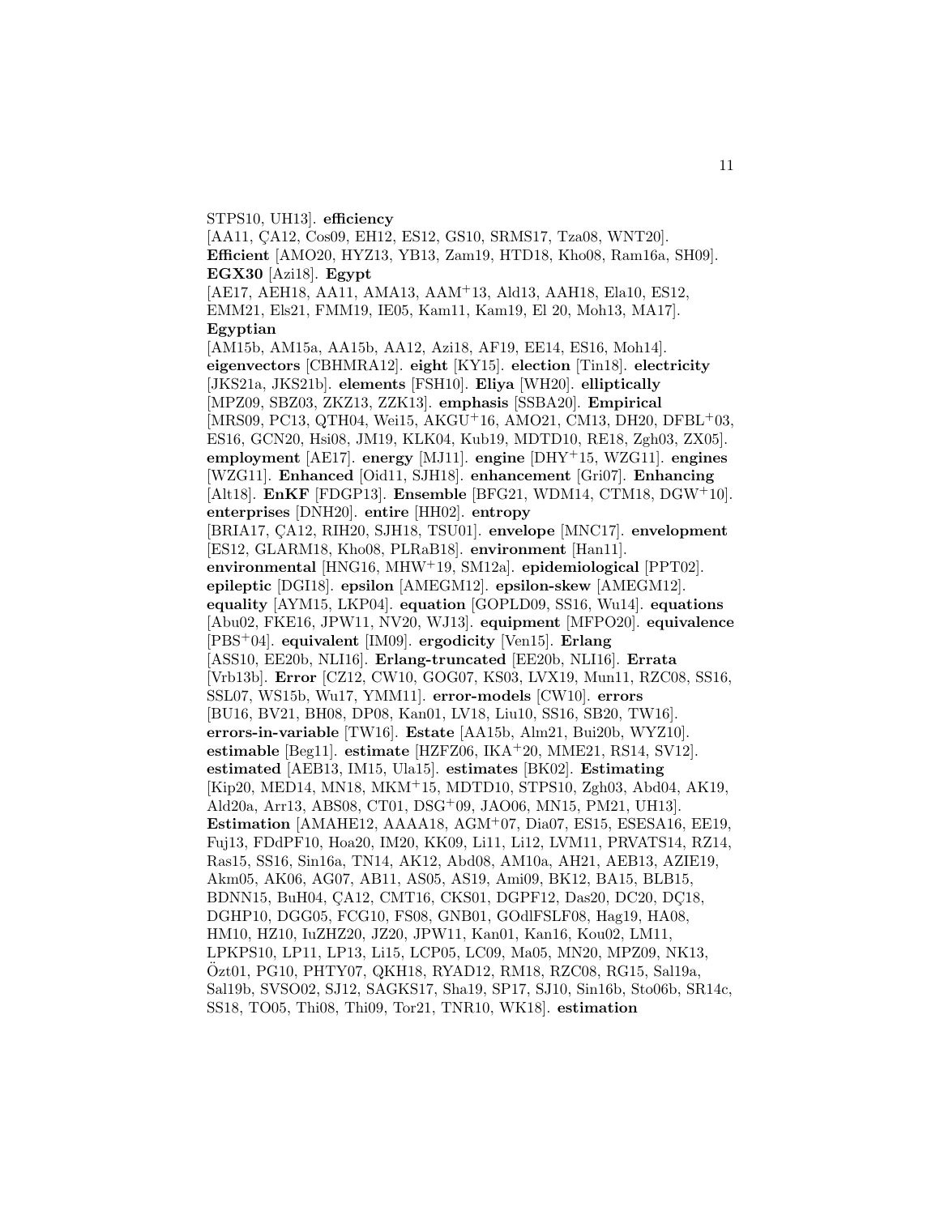STPS10, UH13]. **efficiency** [AA11, ÇA12, Cos09, EH12, ES12, GS10, SRMS17, Tza08, WNT20]. **Efficient** [AMO20, HYZ13, YB13, Zam19, HTD18, Kho08, Ram16a, SH09]. **EGX30** [Azi18]. **Egypt** [AE17, AEH18, AA11, AMA13, AAM+13, Ald13, AAH18, Ela10, ES12, EMM21, Els21, FMM19, IE05, Kam11, Kam19, El 20, Moh13, MA17]. **Egyptian** [AM15b, AM15a, AA15b, AA12, Azi18, AF19, EE14, ES16, Moh14]. **eigenvectors** [CBHMRA12]. **eight** [KY15]. **election** [Tin18]. **electricity** [JKS21a, JKS21b]. **elements** [FSH10]. **Eliya** [WH20]. **elliptically** [MPZ09, SBZ03, ZKZ13, ZZK13]. **emphasis** [SSBA20]. **Empirical** [MRS09, PC13, QTH04, Wei15, AKGU+16, AMO21, CM13, DH20, DFBL+03, ES16, GCN20, Hsi08, JM19, KLK04, Kub19, MDTD10, RE18, Zgh03, ZX05]. **employment** [AE17]. **energy** [MJ11]. **engine** [DHY+15, WZG11]. **engines** [WZG11]. **Enhanced** [Oid11, SJH18]. **enhancement** [Gri07]. **Enhancing** [Alt18]. **EnKF** [FDGP13]. **Ensemble** [BFG21, WDM14, CTM18, DGW+10]. **enterprises** [DNH20]. **entire** [HH02]. **entropy** [BRIA17, ÇA12, RIH20, SJH18, TSU01]. **envelope** [MNC17]. **envelopment** [ES12, GLARM18, Kho08, PLRaB18]. **environment** [Han11]. **environmental** [HNG16, MHW+19, SM12a]. **epidemiological** [PPT02]. **epileptic** [DGI18]. **epsilon** [AMEGM12]. **epsilon-skew** [AMEGM12]. **equality** [AYM15, LKP04]. **equation** [GOPLD09, SS16, Wu14]. **equations** [Abu02, FKE16, JPW11, NV20, WJ13]. **equipment** [MFPO20]. **equivalence** [PBS+04]. **equivalent** [IM09]. **ergodicity** [Ven15]. **Erlang** [ASS10, EE20b, NLI16]. **Erlang-truncated** [EE20b, NLI16]. **Errata** [Vrb13b]. **Error** [CZ12, CW10, GOG07, KS03, LVX19, Mun11, RZC08, SS16, SSL07, WS15b, Wu17, YMM11]. **error-models** [CW10]. **errors** [BU16, BV21, BH08, DP08, Kan01, LV18, Liu10, SS16, SB20, TW16]. **errors-in-variable** [TW16]. **Estate** [AA15b, Alm21, Bui20b, WYZ10]. **estimable** [Beg11]. **estimate** [HZFZ06, IKA+20, MME21, RS14, SV12]. **estimated** [AEB13, IM15, Ula15]. **estimates** [BK02]. **Estimating** [Kip20, MED14, MN18, MKM+15, MDTD10, STPS10, Zgh03, Abd04, AK19, Ald20a, Arr13, ABS08, CT01, DSG+09, JAO06, MN15, PM21, UH13]. **Estimation** [AMAHE12, AAAA18, AGM+07, Dia07, ES15, ESESA16, EE19, Fuj13, FDdPF10, Hoa20, IM20, KK09, Li11, Li12, LVM11, PRVATS14, RZ14, Ras15, SS16, Sin16a, TN14, AK12, Abd08, AM10a, AH21, AEB13, AZIE19, Akm05, AK06, AG07, AB11, AS05, AS19, Ami09, BK12, BA15, BLB15, BDNN15, BuH04, ÇA12, CMT16, CKS01, DGPF12, Das20, DC20, DÇ18, DGHP10, DGG05, FCG10, FS08, GNB01, GOdlFSLF08, Hag19, HA08, HM10, HZ10, IuZHZ20, JZ20, JPW11, Kan01, Kan16, Kou02, LM11, LPKPS10, LP11, LP13, Li15, LCP05, LC09, Ma05, MN20, MPZ09, NK13, Özt01, PG10, PHTY07, QKH18, RYAD12, RM18, RZC08, RG15, Sal19a, Sal19b, SVSO02, SJ12, SAGKS17, Sha19, SP17, SJ10, Sin16b, Sto06b, SR14c, SS18, TO05, Thi08, Thi09, Tor21, TNR10, WK18]. **estimation**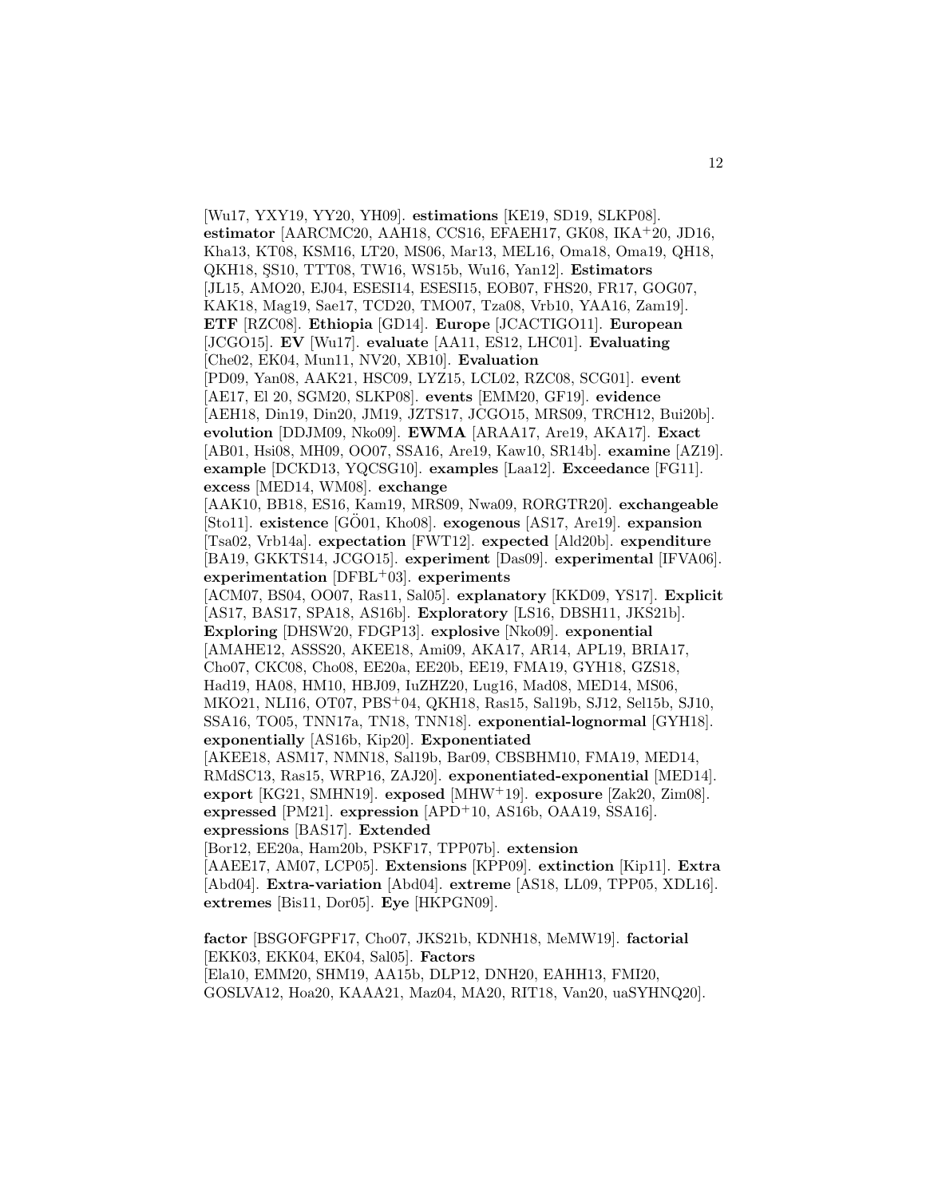[Wu17, YXY19, YY20, YH09]. **estimations** [KE19, SD19, SLKP08]. **estimator** [AARCMC20, AAH18, CCS16, EFAEH17, GK08, IKA+20, JD16, Kha13, KT08, KSM16, LT20, MS06, Mar13, MEL16, Oma18, Oma19, QH18, QKH18, ŞS10, TTT08, TW16, WS15b, Wu16, Yan12]. **Estimators** [JL15, AMO20, EJ04, ESESI14, ESESI15, EOB07, FHS20, FR17, GOG07, KAK18, Mag19, Sae17, TCD20, TMO07, Tza08, Vrb10, YAA16, Zam19]. **ETF** [RZC08]. **Ethiopia** [GD14]. **Europe** [JCACTIGO11]. **European** [JCGO15]. **EV** [Wu17]. **evaluate** [AA11, ES12, LHC01]. **Evaluating** [Che02, EK04, Mun11, NV20, XB10]. **Evaluation** [PD09, Yan08, AAK21, HSC09, LYZ15, LCL02, RZC08, SCG01]. **event** [AE17, El 20, SGM20, SLKP08]. **events** [EMM20, GF19]. **evidence** [AEH18, Din19, Din20, JM19, JZTS17, JCGO15, MRS09, TRCH12, Bui20b]. **evolution** [DDJM09, Nko09]. **EWMA** [ARAA17, Are19, AKA17]. **Exact** [AB01, Hsi08, MH09, OO07, SSA16, Are19, Kaw10, SR14b]. **examine** [AZ19]. **example** [DCKD13, YQCSG10]. **examples** [Laa12]. **Exceedance** [FG11]. **excess** [MED14, WM08]. **exchange** [AAK10, BB18, ES16, Kam19, MRS09, Nwa09, RORGTR20]. **exchangeable** [Sto11]. **existence** [GÖ01, Kho08]. **exogenous** [AS17, Are19]. **expansion** [Tsa02, Vrb14a]. **expectation** [FWT12]. **expected** [Ald20b]. **expenditure** [BA19, GKKTS14, JCGO15]. **experiment** [Das09]. **experimental** [IFVA06]. **experimentation** [DFBL+03]. **experiments** [ACM07, BS04, OO07, Ras11, Sal05]. **explanatory** [KKD09, YS17]. **Explicit** [AS17, BAS17, SPA18, AS16b]. **Exploratory** [LS16, DBSH11, JKS21b]. **Exploring** [DHSW20, FDGP13]. **explosive** [Nko09]. **exponential** [AMAHE12, ASSS20, AKEE18, Ami09, AKA17, AR14, APL19, BRIA17, Cho07, CKC08, Cho08, EE20a, EE20b, EE19, FMA19, GYH18, GZS18, Had19, HA08, HM10, HBJ09, IuZHZ20, Lug16, Mad08, MED14, MS06, MKO21, NLI16, OT07, PBS+04, QKH18, Ras15, Sal19b, SJ12, Sel15b, SJ10, SSA16, TO05, TNN17a, TN18, TNN18]. **exponential-lognormal** [GYH18]. **exponentially** [AS16b, Kip20]. **Exponentiated** [AKEE18, ASM17, NMN18, Sal19b, Bar09, CBSBHM10, FMA19, MED14, RMdSC13, Ras15, WRP16, ZAJ20]. **exponentiated-exponential** [MED14]. **export** [KG21, SMHN19]. **exposed** [MHW+19]. **exposure** [Zak20, Zim08]. **expressed** [PM21]. **expression** [APD+10, AS16b, OAA19, SSA16]. **expressions** [BAS17]. **Extended** [Bor12, EE20a, Ham20b, PSKF17, TPP07b]. **extension** [AAEE17, AM07, LCP05]. **Extensions** [KPP09]. **extinction** [Kip11]. **Extra** [Abd04]. **Extra-variation** [Abd04]. **extreme** [AS18, LL09, TPP05, XDL16]. **extremes** [Bis11, Dor05]. **Eye** [HKPGN09].

**factor** [BSGOFGPF17, Cho07, JKS21b, KDNH18, MeMW19]. **factorial** [EKK03, EKK04, EK04, Sal05]. **Factors** [Ela10, EMM20, SHM19, AA15b, DLP12, DNH20, EAHH13, FMI20, GOSLVA12, Hoa20, KAAA21, Maz04, MA20, RIT18, Van20, uaSYHNQ20].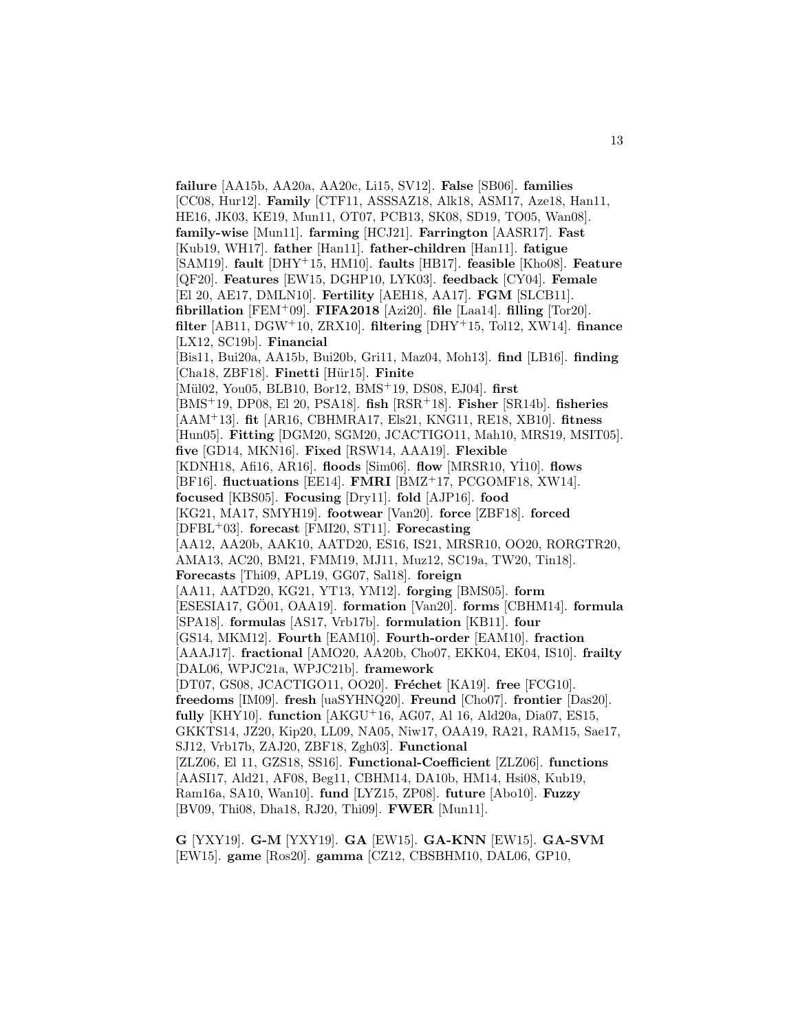**failure** [AA15b, AA20a, AA20c, Li15, SV12]. **False** [SB06]. **families** [CC08, Hur12]. **Family** [CTF11, ASSSAZ18, Alk18, ASM17, Aze18, Han11, HE16, JK03, KE19, Mun11, OT07, PCB13, SK08, SD19, TO05, Wan08]. **family-wise** [Mun11]. **farming** [HCJ21]. **Farrington** [AASR17]. **Fast** [Kub19, WH17]. **father** [Han11]. **father-children** [Han11]. **fatigue** [SAM19]. **fault** [DHY+15, HM10]. **faults** [HB17]. **feasible** [Kho08]. **Feature** [QF20]. **Features** [EW15, DGHP10, LYK03]. **feedback** [CY04]. **Female** [El 20, AE17, DMLN10]. **Fertility** [AEH18, AA17]. **FGM** [SLCB11]. **fibrillation** [FEM+09]. **FIFA2018** [Azi20]. **file** [Laa14]. **filling** [Tor20]. **filter** [AB11, DGW+10, ZRX10]. **filtering** [DHY+15, Tol12, XW14]. **finance** [LX12, SC19b]. **Financial** [Bis11, Bui20a, AA15b, Bui20b, Gri11, Maz04, Moh13]. **find** [LB16]. **finding** [Cha18, ZBF18]. **Finetti** [Hür15]. **Finite** [Mül02, You05, BLB10, Bor12, BMS+19, DS08, EJ04]. **first** [BMS+19, DP08, El 20, PSA18]. **fish** [RSR+18]. **Fisher** [SR14b]. **fisheries** [AAM+13]. **fit** [AR16, CBHMRA17, Els21, KNG11, RE18, XB10]. **fitness** [Hun05]. **Fitting** [DGM20, SGM20, JCACTIGO11, Mah10, MRS19, MSIT05]. **five** [GD14, MKN16]. **Fixed** [RSW14, AAA19]. **Flexible** [KDNH18, Afi16, AR16]. **floods** [Sim06]. **flow** [MRSR10, Yİ10]. **flows** [BF16]. **fluctuations** [EE14]. **FMRI** [BMZ+17, PCGOMF18, XW14]. **focused** [KBS05]. **Focusing** [Dry11]. **fold** [AJP16]. **food** [KG21, MA17, SMYH19]. **footwear** [Van20]. **force** [ZBF18]. **forced** [DFBL+03]. **forecast** [FMI20, ST11]. **Forecasting** [AA12, AA20b, AAK10, AATD20, ES16, IS21, MRSR10, OO20, RORGTR20, AMA13, AC20, BM21, FMM19, MJ11, Muz12, SC19a, TW20, Tin18]. **Forecasts** [Thi09, APL19, GG07, Sal18]. **foreign** [AA11, AATD20, KG21, YT13, YM12]. **forging** [BMS05]. **form** [ESESIA17, GÖ01, OAA19]. **formation** [Van20]. **forms** [CBHM14]. **formula** [SPA18]. **formulas** [AS17, Vrb17b]. **formulation** [KB11]. **four** [GS14, MKM12]. **Fourth** [EAM10]. **Fourth-order** [EAM10]. **fraction** [AAAJ17]. **fractional** [AMO20, AA20b, Cho07, EKK04, EK04, IS10]. **frailty** [DAL06, WPJC21a, WPJC21b]. **framework** [DT07, GS08, JCACTIGO11, OO20]. **Fréchet** [KA19]. **free** [FCG10]. **freedoms** [IM09]. **fresh** [uaSYHNQ20]. **Freund** [Cho07]. **frontier** [Das20]. **fully** [KHY10]. **function** [AKGU+16, AG07, Al 16, Ald20a, Dia07, ES15, GKKTS14, JZ20, Kip20, LL09, NA05, Niw17, OAA19, RA21, RAM15, Sae17, SJ12, Vrb17b, ZAJ20, ZBF18, Zgh03]. **Functional** [ZLZ06, El 11, GZS18, SS16]. **Functional-Coefficient** [ZLZ06]. **functions** [AASI17, Ald21, AF08, Beg11, CBHM14, DA10b, HM14, Hsi08, Kub19, Ram16a, SA10, Wan10]. **fund** [LYZ15, ZP08]. **future** [Abo10]. **Fuzzy** [BV09, Thi08, Dha18, RJ20, Thi09]. **FWER** [Mun11].

**G** [YXY19]. **G-M** [YXY19]. **GA** [EW15]. **GA-KNN** [EW15]. **GA-SVM** [EW15]. **game** [Ros20]. **gamma** [CZ12, CBSBHM10, DAL06, GP10,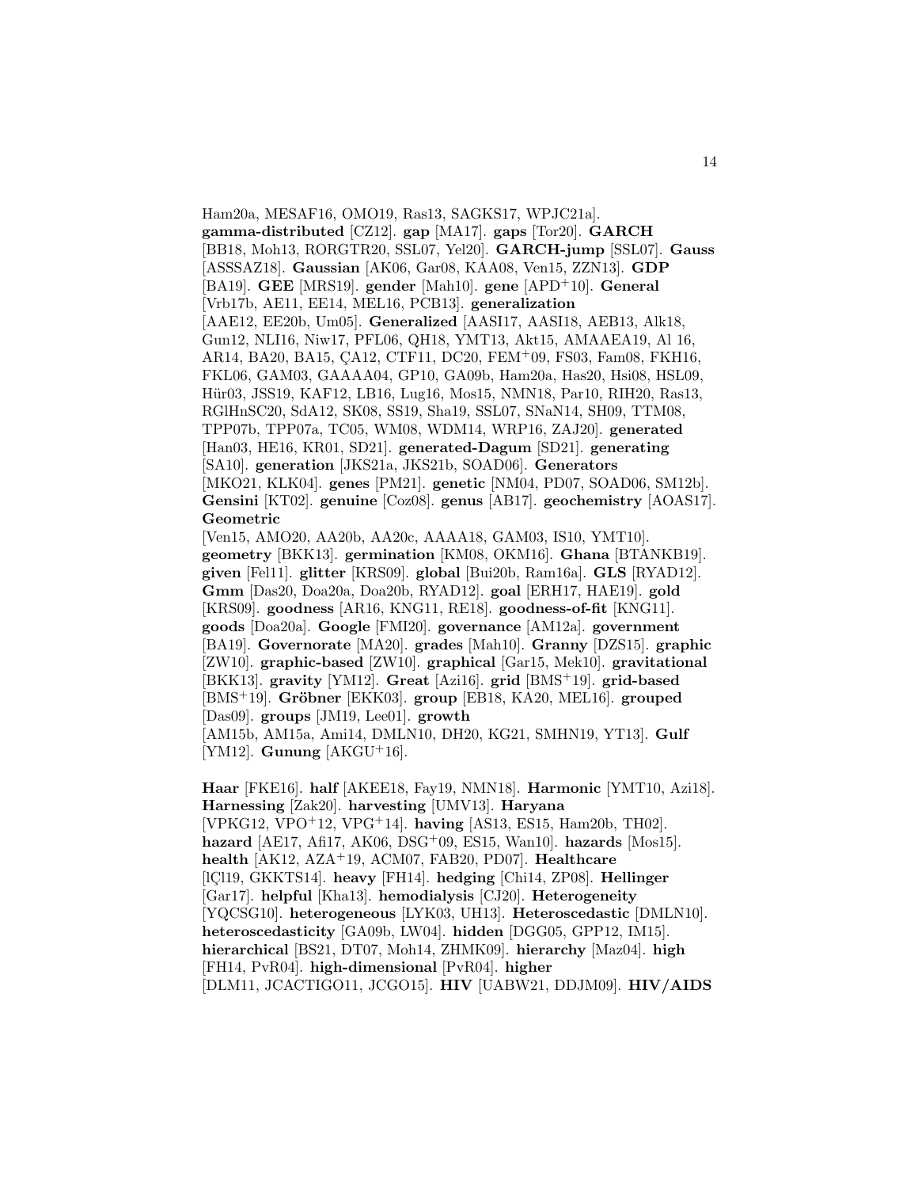Ham20a, MESAF16, OMO19, Ras13, SAGKS17, WPJC21a]. **gamma-distributed** [CZ12]. **gap** [MA17]. **gaps** [Tor20]. **GARCH** [BB18, Moh13, RORGTR20, SSL07, Yel20]. **GARCH-jump** [SSL07]. **Gauss** [ASSSAZ18]. **Gaussian** [AK06, Gar08, KAA08, Ven15, ZZN13]. **GDP** [BA19]. **GEE** [MRS19]. **gender** [Mah10]. **gene** [APD+10]. **General** [Vrb17b, AE11, EE14, MEL16, PCB13]. **generalization** [AAE12, EE20b, Um05]. **Generalized** [AASI17, AASI18, AEB13, Alk18, Gun12, NLI16, Niw17, PFL06, QH18, YMT13, Akt15, AMAAEA19, Al 16, AR14, BA20, BA15, ÇA12, CTF11, DC20, FEM+09, FS03, Fam08, FKH16, FKL06, GAM03, GAAAA04, GP10, GA09b, Ham20a, Has20, Hsi08, HSL09, Hür03, JSS19, KAF12, LB16, Lug16, Mos15, NMN18, Par10, RIH20, Ras13, RGlHnSC20, SdA12, SK08, SS19, Sha19, SSL07, SNaN14, SH09, TTM08, TPP07b, TPP07a, TC05, WM08, WDM14, WRP16, ZAJ20]. **generated** [Han03, HE16, KR01, SD21]. **generated-Dagum** [SD21]. **generating** [SA10]. **generation** [JKS21a, JKS21b, SOAD06]. **Generators** [MKO21, KLK04]. **genes** [PM21]. **genetic** [NM04, PD07, SOAD06, SM12b]. **Gensini** [KT02]. **genuine** [Coz08]. **genus** [AB17]. **geochemistry** [AOAS17]. **Geometric** [Ven15, AMO20, AA20b, AA20c, AAAA18, GAM03, IS10, YMT10]. **geometry** [BKK13]. **germination** [KM08, OKM16]. **Ghana** [BTANKB19]. **given** [Fel11]. **glitter** [KRS09]. **global** [Bui20b, Ram16a]. **GLS** [RYAD12]. **Gmm** [Das20, Doa20a, Doa20b, RYAD12]. **goal** [ERH17, HAE19]. **gold** [KRS09]. **goodness** [AR16, KNG11, RE18]. **goodness-of-fit** [KNG11]. **goods** [Doa20a]. **Google** [FMI20]. **governance** [AM12a]. **government** [BA19]. **Governorate** [MA20]. **grades** [Mah10]. **Granny** [DZS15]. **graphic** [ZW10]. **graphic-based** [ZW10]. **graphical** [Gar15, Mek10]. **gravitational** [BKK13]. **gravity** [YM12]. **Great** [Azi16]. **grid** [BMS+19]. **grid-based** [BMS+19]. **Gröbner** [EKK03]. **group** [EB18, KA20, MEL16]. **grouped** [Das09]. **groups** [JM19, Lee01]. **growth** [AM15b, AM15a, Ami14, DMLN10, DH20, KG21, SMHN19, YT13]. **Gulf** [YM12]. **Gunung** [AKGU+16].

**Haar** [FKE16]. **half** [AKEE18, Fay19, NMN18]. **Harmonic** [YMT10, Azi18]. **Harnessing** [Zak20]. **harvesting** [UMV13]. **Haryana** [VPKG12, VPO+12, VPG+14]. **having** [AS13, ES15, Ham20b, TH02]. **hazard** [AE17, Afi17, AK06, DSG+09, ES15, Wan10]. **hazards** [Mos15]. **health** [AK12, AZA+19, ACM07, FAB20, PD07]. **Healthcare** [lÇl19, GKKTS14]. **heavy** [FH14]. **hedging** [Chi14, ZP08]. **Hellinger** [Gar17]. **helpful** [Kha13]. **hemodialysis** [CJ20]. **Heterogeneity** [YQCSG10]. **heterogeneous** [LYK03, UH13]. **Heteroscedastic** [DMLN10]. **heteroscedasticity** [GA09b, LW04]. **hidden** [DGG05, GPP12, IM15]. **hierarchical** [BS21, DT07, Moh14, ZHMK09]. **hierarchy** [Maz04]. **high** [FH14, PvR04]. **high-dimensional** [PvR04]. **higher** [DLM11, JCACTIGO11, JCGO15]. **HIV** [UABW21, DDJM09]. **HIV/AIDS**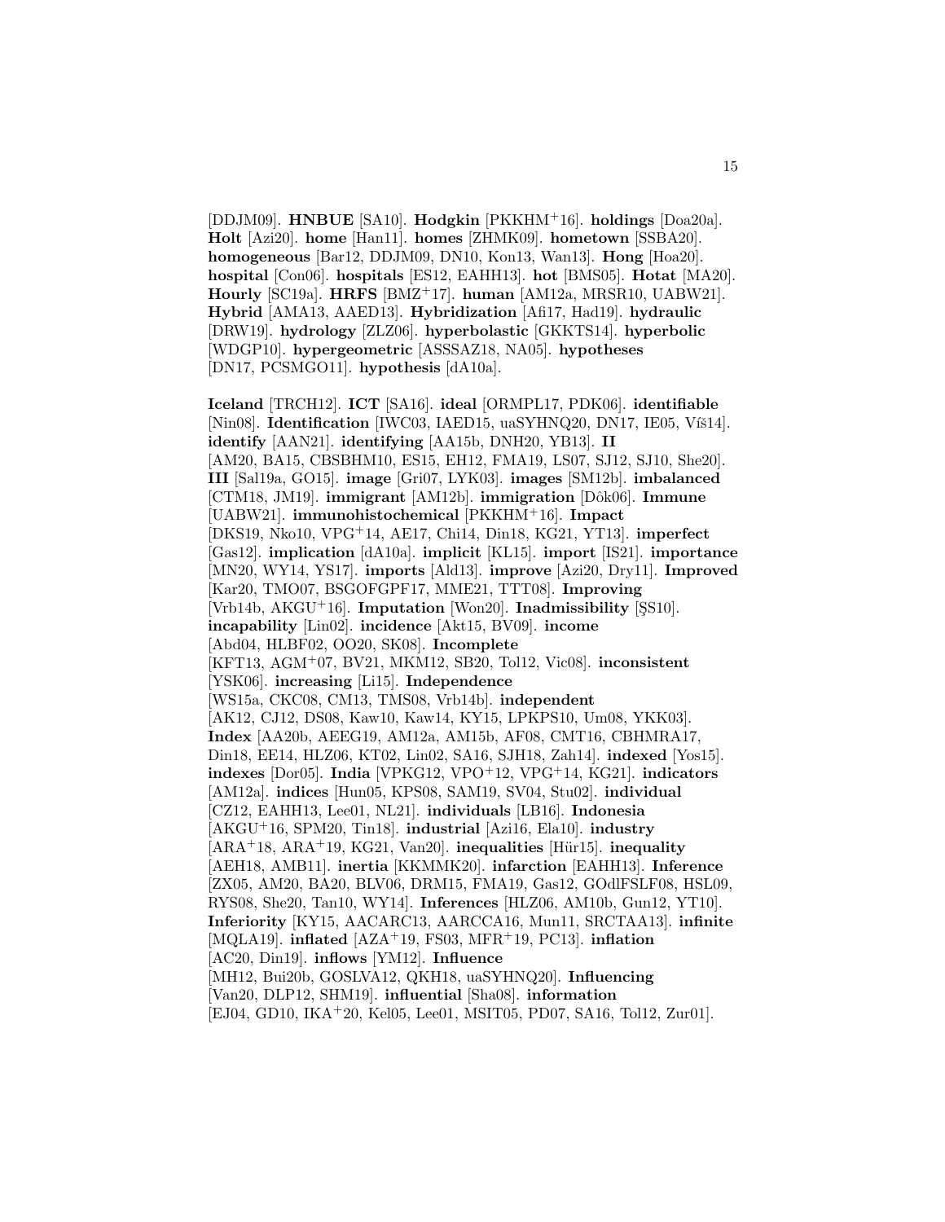[DDJM09]. **HNBUE** [SA10]. **Hodgkin** [PKKHM+16]. **holdings** [Doa20a]. **Holt** [Azi20]. **home** [Han11]. **homes** [ZHMK09]. **hometown** [SSBA20]. **homogeneous** [Bar12, DDJM09, DN10, Kon13, Wan13]. **Hong** [Hoa20]. **hospital** [Con06]. **hospitals** [ES12, EAHH13]. **hot** [BMS05]. **Hotat** [MA20]. **Hourly** [SC19a]. **HRFS** [BMZ+17]. **human** [AM12a, MRSR10, UABW21]. **Hybrid** [AMA13, AAED13]. **Hybridization** [Afi17, Had19]. **hydraulic** [DRW19]. **hydrology** [ZLZ06]. **hyperbolastic** [GKKTS14]. **hyperbolic** [WDGP10]. **hypergeometric** [ASSSAZ18, NA05]. **hypotheses** [DN17, PCSMGO11]. **hypothesis** [dA10a].

**Iceland** [TRCH12]. **ICT** [SA16]. **ideal** [ORMPL17, PDK06]. **identifiable** [Nin08]. **Identification** [IWC03, IAED15, uaSYHNQ20, DN17, IE05, Víš14]. **identify** [AAN21]. **identifying** [AA15b, DNH20, YB13]. **II** [AM20, BA15, CBSBHM10, ES15, EH12, FMA19, LS07, SJ12, SJ10, She20]. **III** [Sal19a, GO15]. **image** [Gri07, LYK03]. **images** [SM12b]. **imbalanced** [CTM18, JM19]. **immigrant** [AM12b]. **immigration** [Dôk06]. **Immune** [UABW21]. **immunohistochemical** [PKKHM+16]. **Impact** [DKS19, Nko10, VPG+14, AE17, Chi14, Din18, KG21, YT13]. **imperfect** [Gas12]. **implication** [dA10a]. **implicit** [KL15]. **import** [IS21]. **importance** [MN20, WY14, YS17]. **imports** [Ald13]. **improve** [Azi20, Dry11]. **Improved** [Kar20, TMO07, BSGOFGPF17, MME21, TTT08]. **Improving** [Vrb14b, AKGU+16]. **Imputation** [Won20]. **Inadmissibility** [ŞS10]. **incapability** [Lin02]. **incidence** [Akt15, BV09]. **income** [Abd04, HLBF02, OO20, SK08]. **Incomplete** [KFT13, AGM+07, BV21, MKM12, SB20, Tol12, Vic08]. **inconsistent** [YSK06]. **increasing** [Li15]. **Independence** [WS15a, CKC08, CM13, TMS08, Vrb14b]. **independent** [AK12, CJ12, DS08, Kaw10, Kaw14, KY15, LPKPS10, Um08, YKK03]. **Index** [AA20b, AEEG19, AM12a, AM15b, AF08, CMT16, CBHMRA17, Din18, EE14, HLZ06, KT02, Lin02, SA16, SJH18, Zah14]. **indexed** [Yos15]. **indexes** [Dor05]. **India** [VPKG12, VPO+12, VPG+14, KG21]. **indicators** [AM12a]. **indices** [Hun05, KPS08, SAM19, SV04, Stu02]. **individual** [CZ12, EAHH13, Lee01, NL21]. **individuals** [LB16]. **Indonesia** [AKGU+16, SPM20, Tin18]. **industrial** [Azi16, Ela10]. **industry** [ARA+18, ARA+19, KG21, Van20]. **inequalities** [Hür15]. **inequality** [AEH18, AMB11]. **inertia** [KKMMK20]. **infarction** [EAHH13]. **Inference** [ZX05, AM20, BA20, BLV06, DRM15, FMA19, Gas12, GOdlFSLF08, HSL09, RYS08, She20, Tan10, WY14]. **Inferences** [HLZ06, AM10b, Gun12, YT10]. **Inferiority** [KY15, AACARC13, AARCCA16, Mun11, SRCTAA13]. **infinite** [MQLA19]. **inflated** [AZA+19, FS03, MFR+19, PC13]. **inflation** [AC20, Din19]. **inflows** [YM12]. **Influence** [MH12, Bui20b, GOSLVA12, QKH18, uaSYHNQ20]. **Influencing** [Van20, DLP12, SHM19]. **influential** [Sha08]. **information** [EJ04, GD10, IKA+20, Kel05, Lee01, MSIT05, PD07, SA16, Tol12, Zur01].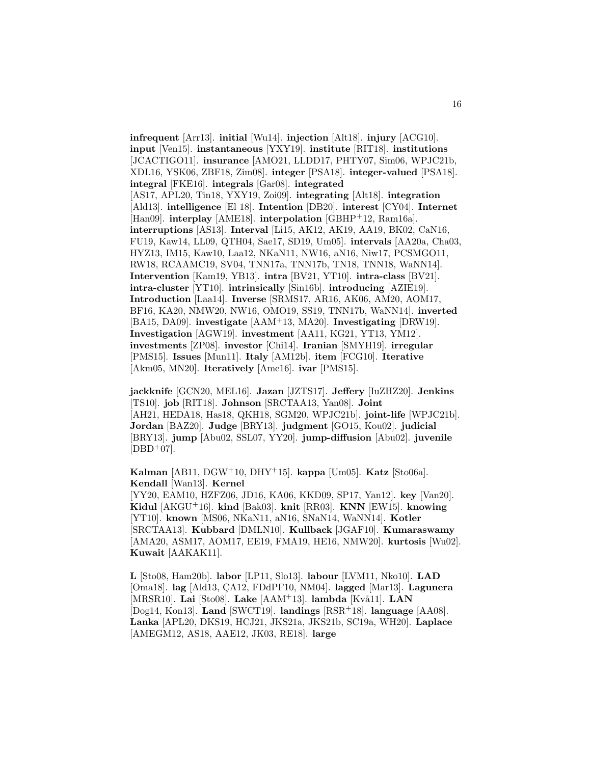**infrequent** [Arr13]. **initial** [Wu14]. **injection** [Alt18]. **injury** [ACG10]. **input** [Ven15]. **instantaneous** [YXY19]. **institute** [RIT18]. **institutions** [JCACTIGO11]. **insurance** [AMO21, LLDD17, PHTY07, Sim06, WPJC21b, XDL16, YSK06, ZBF18, Zim08]. **integer** [PSA18]. **integer-valued** [PSA18]. **integral** [FKE16]. **integrals** [Gar08]. **integrated** [AS17, APL20, Tin18, YXY19, Zoi09]. **integrating** [Alt18]. **integration** [Ald13]. **intelligence** [El 18]. **Intention** [DB20]. **interest** [CY04]. **Internet** [Han09]. **interplay** [AME18]. **interpolation** [GBHP+12, Ram16a]. **interruptions** [AS13]. **Interval** [Li15, AK12, AK19, AA19, BK02, CaN16, FU19, Kaw14, LL09, QTH04, Sae17, SD19, Um05]. **intervals** [AA20a, Cha03, HYZ13, IM15, Kaw10, Laa12, NKaN11, NW16, aN16, Niw17, PCSMGO11, RW18, RCAAMC19, SV04, TNN17a, TNN17b, TN18, TNN18, WaNN14]. **Intervention** [Kam19, YB13]. **intra** [BV21, YT10]. **intra-class** [BV21]. **intra-cluster** [YT10]. **intrinsically** [Sin16b]. **introducing** [AZIE19]. **Introduction** [Laa14]. **Inverse** [SRMS17, AR16, AK06, AM20, AOM17, BF16, KA20, NMW20, NW16, OMO19, SS19, TNN17b, WaNN14]. **inverted** [BA15, DA09]. **investigate** [AAM+13, MA20]. **Investigating** [DRW19]. **Investigation** [AGW19]. **investment** [AA11, KG21, YT13, YM12]. **investments** [ZP08]. **investor** [Chi14]. **Iranian** [SMYH19]. **irregular** [PMS15]. **Issues** [Mun11]. **Italy** [AM12b]. **item** [FCG10]. **Iterative** [Akm05, MN20]. **Iteratively** [Ame16]. **ivar** [PMS15].

**jackknife** [GCN20, MEL16]. **Jazan** [JZTS17]. **Jeffery** [IuZHZ20]. **Jenkins** [TS10]. **job** [RIT18]. **Johnson** [SRCTAA13, Yan08]. **Joint** [AH21, HEDA18, Has18, QKH18, SGM20, WPJC21b]. **joint-life** [WPJC21b]. **Jordan** [BAZ20]. **Judge** [BRY13]. **judgment** [GO15, Kou02]. **judicial** [BRY13]. **jump** [Abu02, SSL07, YY20]. **jump-diffusion** [Abu02]. **juvenile** [DBD+07].

**Kalman** [AB11, DGW+10, DHY+15]. **kappa** [Um05]. **Katz** [Sto06a]. **Kendall** [Wan13]. **Kernel** [YY20, EAM10, HZFZ06, JD16, KA06, KKD09, SP17, Yan12]. **key** [Van20]. **Kidul** [AKGU+16]. **kind** [Bak03]. **knit** [RR03]. **KNN** [EW15]. **knowing** [YT10]. **known** [MS06, NKaN11, aN16, SNaN14, WaNN14]. **Kotler** [SRCTAA13]. **Kubbard** [DMLN10]. **Kullback** [JGAF10]. **Kumaraswamy** [AMA20, ASM17, AOM17, EE19, FMA19, HE16, NMW20]. **kurtosis** [Wu02]. **Kuwait** [AAKAK11].

**L** [Sto08, Ham20b]. **labor** [LP11, Slo13]. **labour** [LVM11, Nko10]. **LAD** [Oma18]. **lag** [Ald13, ÇA12, FDdPF10, NM04]. **lagged** [Mar13]. **Lagunera** [MRSR10]. **Lai** [Sto08]. **Lake** [AAM+13]. **lambda** [Kvå11]. **LAN** [Dog14, Kon13]. **Land** [SWCT19]. **landings** [RSR+18]. **language** [AA08]. **Lanka** [APL20, DKS19, HCJ21, JKS21a, JKS21b, SC19a, WH20]. **Laplace** [AMEGM12, AS18, AAE12, JK03, RE18]. **large**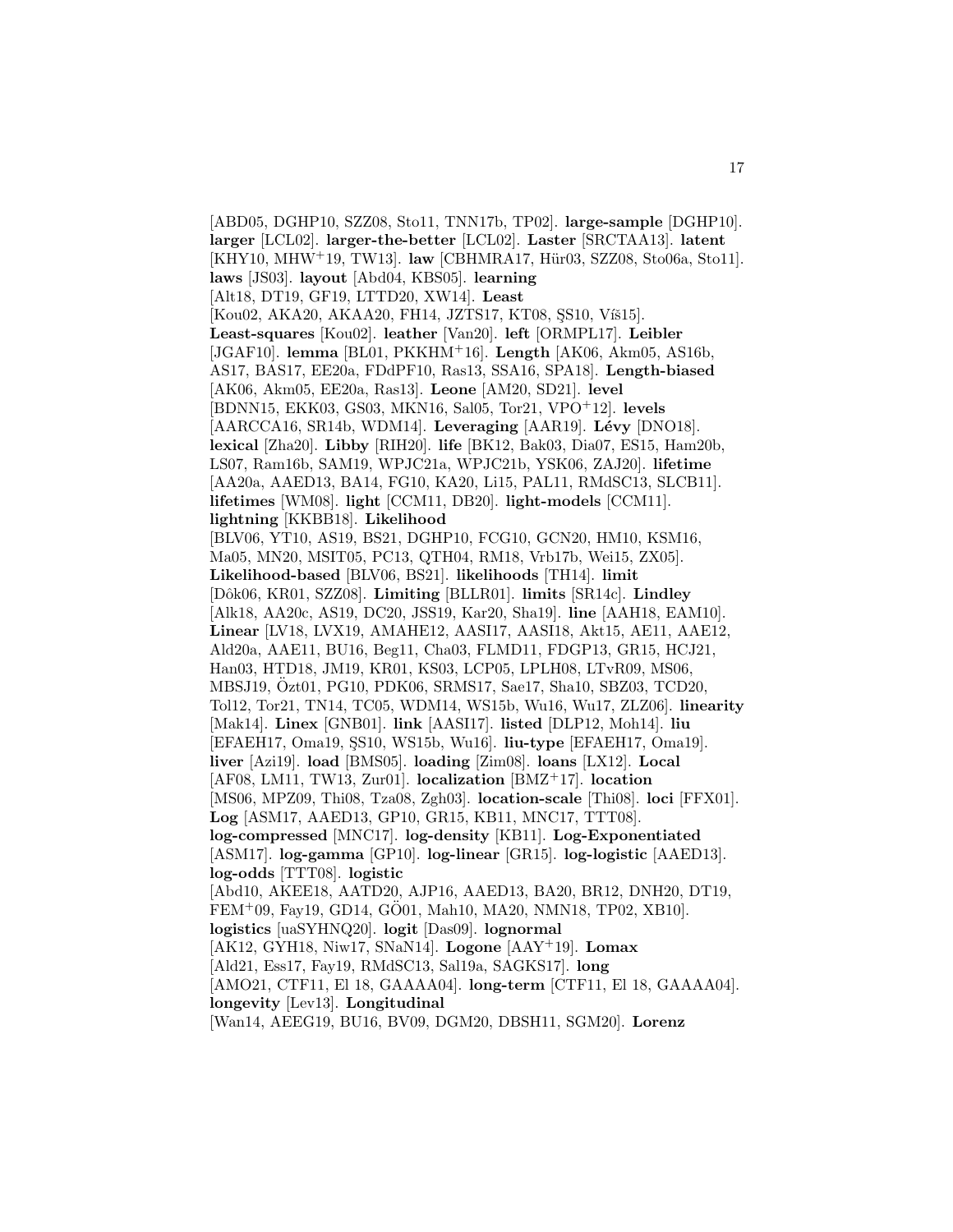[ABD05, DGHP10, SZZ08, Sto11, TNN17b, TP02]. **large-sample** [DGHP10]. **larger** [LCL02]. **larger-the-better** [LCL02]. **Laster** [SRCTAA13]. **latent** [KHY10, MHW+19, TW13]. **law** [CBHMRA17, Hür03, SZZ08, Sto06a, Sto11]. **laws** [JS03]. **layout** [Abd04, KBS05]. **learning** [Alt18, DT19, GF19, LTTD20, XW14]. **Least** [Kou02, AKA20, AKAA20, FH14, JZTS17, KT08, ŞS10, Víš15]. **Least-squares** [Kou02]. **leather** [Van20]. **left** [ORMPL17]. **Leibler** [JGAF10]. **lemma** [BL01, PKKHM+16]. **Length** [AK06, Akm05, AS16b, AS17, BAS17, EE20a, FDdPF10, Ras13, SSA16, SPA18]. **Length-biased** [AK06, Akm05, EE20a, Ras13]. **Leone** [AM20, SD21]. **level** [BDNN15, EKK03, GS03, MKN16, Sal05, Tor21, VPO+12]. **levels** [AARCCA16, SR14b, WDM14]. **Leveraging** [AAR19]. **Lévy** [DNO18]. **lexical** [Zha20]. **Libby** [RIH20]. **life** [BK12, Bak03, Dia07, ES15, Ham20b, LS07, Ram16b, SAM19, WPJC21a, WPJC21b, YSK06, ZAJ20]. **lifetime** [AA20a, AAED13, BA14, FG10, KA20, Li15, PAL11, RMdSC13, SLCB11]. **lifetimes** [WM08]. **light** [CCM11, DB20]. **light-models** [CCM11]. **lightning** [KKBB18]. **Likelihood** [BLV06, YT10, AS19, BS21, DGHP10, FCG10, GCN20, HM10, KSM16, Ma05, MN20, MSIT05, PC13, QTH04, RM18, Vrb17b, Wei15, ZX05]. **Likelihood-based** [BLV06, BS21]. **likelihoods** [TH14]. **limit** [Dôk06, KR01, SZZ08]. **Limiting** [BLLR01]. **limits** [SR14c]. **Lindley** [Alk18, AA20c, AS19, DC20, JSS19, Kar20, Sha19]. **line** [AAH18, EAM10]. **Linear** [LV18, LVX19, AMAHE12, AASI17, AASI18, Akt15, AE11, AAE12, Ald20a, AAE11, BU16, Beg11, Cha03, FLMD11, FDGP13, GR15, HCJ21, Han03, HTD18, JM19, KR01, KS03, LCP05, LPLH08, LTvR09, MS06, MBSJ19, Özt01, PG10, PDK06, SRMS17, Sae17, Sha10, SBZ03, TCD20, Tol12, Tor21, TN14, TC05, WDM14, WS15b, Wu16, Wu17, ZLZ06]. **linearity** [Mak14]. **Linex** [GNB01]. **link** [AASI17]. **listed** [DLP12, Moh14]. **liu** [EFAEH17, Oma19, ŞS10, WS15b, Wu16]. **liu-type** [EFAEH17, Oma19]. **liver** [Azi19]. **load** [BMS05]. **loading** [Zim08]. **loans** [LX12]. **Local** [AF08, LM11, TW13, Zur01]. **localization** [BMZ+17]. **location** [MS06, MPZ09, Thi08, Tza08, Zgh03]. **location-scale** [Thi08]. **loci** [FFX01]. **Log** [ASM17, AAED13, GP10, GR15, KB11, MNC17, TTT08]. **log-compressed** [MNC17]. **log-density** [KB11]. **Log-Exponentiated** [ASM17]. **log-gamma** [GP10]. **log-linear** [GR15]. **log-logistic** [AAED13]. **log-odds** [TTT08]. **logistic** [Abd10, AKEE18, AATD20, AJP16, AAED13, BA20, BR12, DNH20, DT19, FEM+09, Fay19, GD14, GÖ01, Mah10, MA20, NMN18, TP02, XB10]. **logistics** [uaSYHNQ20]. **logit** [Das09]. **lognormal** [AK12, GYH18, Niw17, SNaN14]. **Logone** [AAY+19]. **Lomax** [Ald21, Ess17, Fay19, RMdSC13, Sal19a, SAGKS17]. **long** [AMO21, CTF11, El 18, GAAAA04]. **long-term** [CTF11, El 18, GAAAA04]. **longevity** [Lev13]. **Longitudinal** [Wan14, AEEG19, BU16, BV09, DGM20, DBSH11, SGM20]. **Lorenz**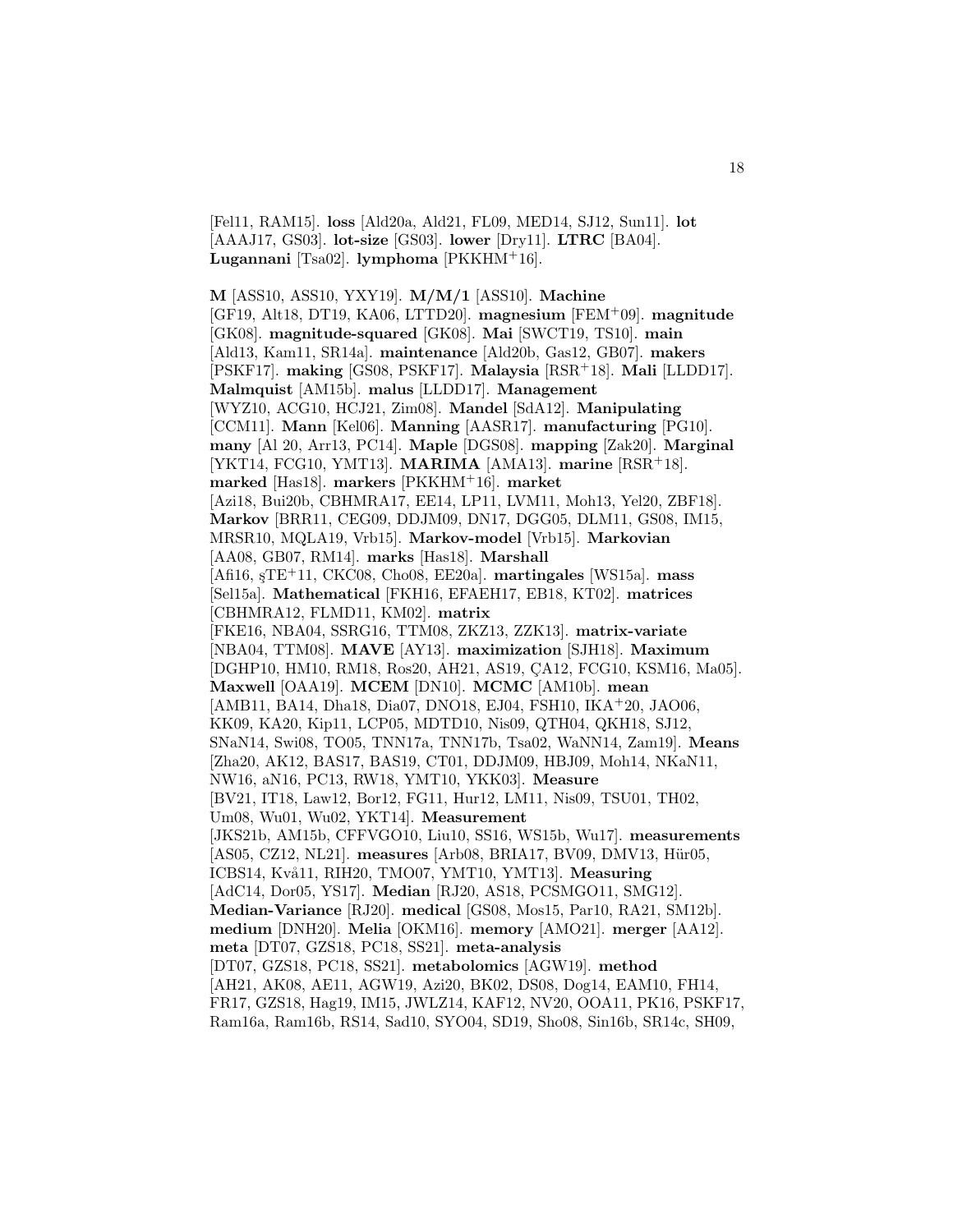[Fel11, RAM15]. **loss** [Ald20a, Ald21, FL09, MED14, SJ12, Sun11]. **lot** [AAAJ17, GS03]. **lot-size** [GS03]. **lower** [Dry11]. **LTRC** [BA04]. **Lugannani** [Tsa02]. **lymphoma** [PKKHM+16].

**M** [ASS10, ASS10, YXY19]. **M/M/1** [ASS10]. **Machine** [GF19, Alt18, DT19, KA06, LTTD20]. **magnesium** [FEM+09]. **magnitude** [GK08]. **magnitude-squared** [GK08]. **Mai** [SWCT19, TS10]. **main** [Ald13, Kam11, SR14a]. **maintenance** [Ald20b, Gas12, GB07]. **makers** [PSKF17]. **making** [GS08, PSKF17]. **Malaysia** [RSR+18]. **Mali** [LLDD17]. **Malmquist** [AM15b]. **malus** [LLDD17]. **Management** [WYZ10, ACG10, HCJ21, Zim08]. **Mandel** [SdA12]. **Manipulating** [CCM11]. **Mann** [Kel06]. **Manning** [AASR17]. **manufacturing** [PG10]. **many** [Al 20, Arr13, PC14]. **Maple** [DGS08]. **mapping** [Zak20]. **Marginal** [YKT14, FCG10, YMT13]. **MARIMA** [AMA13]. **marine** [RSR+18]. **marked** [Has18]. **markers** [PKKHM+16]. **market** [Azi18, Bui20b, CBHMRA17, EE14, LP11, LVM11, Moh13, Yel20, ZBF18]. **Markov** [BRR11, CEG09, DDJM09, DN17, DGG05, DLM11, GS08, IM15, MRSR10, MQLA19, Vrb15]. **Markov-model** [Vrb15]. **Markovian** [AA08, GB07, RM14]. **marks** [Has18]. **Marshall** [Afi16, şTE+11, CKC08, Cho08, EE20a]. **martingales** [WS15a]. **mass** [Sel15a]. **Mathematical** [FKH16, EFAEH17, EB18, KT02]. **matrices** [CBHMRA12, FLMD11, KM02]. **matrix** [FKE16, NBA04, SSRG16, TTM08, ZKZ13, ZZK13]. **matrix-variate** [NBA04, TTM08]. **MAVE** [AY13]. **maximization** [SJH18]. **Maximum** [DGHP10, HM10, RM18, Ros20, AH21, AS19, ÇA12, FCG10, KSM16, Ma05]. **Maxwell** [OAA19]. **MCEM** [DN10]. **MCMC** [AM10b]. **mean** [AMB11, BA14, Dha18, Dia07, DNO18, EJ04, FSH10, IKA+20, JAO06, KK09, KA20, Kip11, LCP05, MDTD10, Nis09, QTH04, QKH18, SJ12, SNaN14, Swi08, TO05, TNN17a, TNN17b, Tsa02, WaNN14, Zam19]. **Means** [Zha20, AK12, BAS17, BAS19, CT01, DDJM09, HBJ09, Moh14, NKaN11, NW16, aN16, PC13, RW18, YMT10, YKK03]. **Measure** [BV21, IT18, Law12, Bor12, FG11, Hur12, LM11, Nis09, TSU01, TH02, Um08, Wu01, Wu02, YKT14]. **Measurement** [JKS21b, AM15b, CFFVGO10, Liu10, SS16, WS15b, Wu17]. **measurements** [AS05, CZ12, NL21]. **measures** [Arb08, BRIA17, BV09, DMV13, Hür05, ICBS14, Kvå11, RIH20, TMO07, YMT10, YMT13]. **Measuring** [AdC14, Dor05, YS17]. **Median** [RJ20, AS18, PCSMGO11, SMG12]. **Median-Variance** [RJ20]. **medical** [GS08, Mos15, Par10, RA21, SM12b]. **medium** [DNH20]. **Melia** [OKM16]. **memory** [AMO21]. **merger** [AA12]. **meta** [DT07, GZS18, PC18, SS21]. **meta-analysis** [DT07, GZS18, PC18, SS21]. **metabolomics** [AGW19]. **method** [AH21, AK08, AE11, AGW19, Azi20, BK02, DS08, Dog14, EAM10, FH14, FR17, GZS18, Hag19, IM15, JWLZ14, KAF12, NV20, OOA11, PK16, PSKF17, Ram16a, Ram16b, RS14, Sad10, SYO04, SD19, Sho08, Sin16b, SR14c, SH09,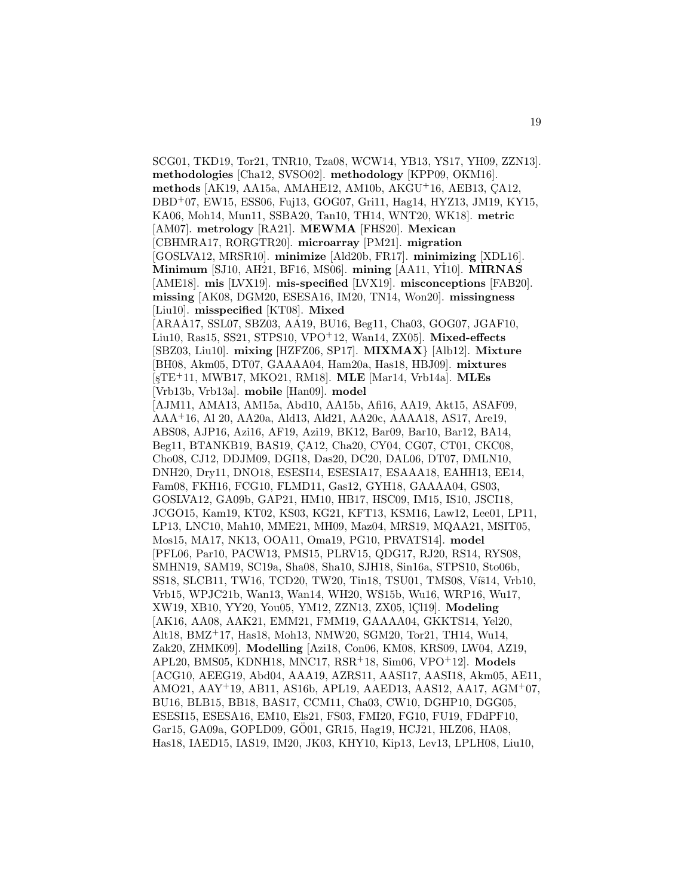SCG01, TKD19, Tor21, TNR10, Tza08, WCW14, YB13, YS17, YH09, ZZN13]. **methodologies** [Cha12, SVSO02]. **methodology** [KPP09, OKM16]. **methods** [AK19, AA15a, AMAHE12, AM10b, AKGU+16, AEB13, ÇA12, DBD+07, EW15, ESS06, Fuj13, GOG07, Gri11, Hag14, HYZ13, JM19, KY15, KA06, Moh14, Mun11, SSBA20, Tan10, TH14, WNT20, WK18]. **metric** [AM07]. **metrology** [RA21]. **MEWMA** [FHS20]. **Mexican** [CBHMRA17, RORGTR20]. **microarray** [PM21]. **migration** [GOSLVA12, MRSR10]. **minimize** [Ald20b, FR17]. **minimizing** [XDL16]. **Minimum** [SJ10, AH21, BF16, MS06]. **mining** [AA11, Yİ10]. **MIRNAS** [AME18]. **mis** [LVX19]. **mis-specified** [LVX19]. **misconceptions** [FAB20]. **missing** [AK08, DGM20, ESESA16, IM20, TN14, Won20]. **missingness** [Liu10]. **misspecified** [KT08]. **Mixed** [ARAA17, SSL07, SBZ03, AA19, BU16, Beg11, Cha03, GOG07, JGAF10, Liu10, Ras15, SS21, STPS10, VPO+12, Wan14, ZX05]. **Mixed-effects** [SBZ03, Liu10]. **mixing** [HZFZ06, SP17]. **MIXMAX**} [Alb12]. **Mixture** [BH08, Akm05, DT07, GAAAA04, Ham20a, Has18, HBJ09]. **mixtures** [şTE+11, MWB17, MKO21, RM18]. **MLE** [Mar14, Vrb14a]. **MLEs** [Vrb13b, Vrb13a]. **mobile** [Han09]. **model** [AJM11, AMA13, AM15a, Abd10, AA15b, Afi16, AA19, Akt15, ASAF09, AAA+16, Al 20, AA20a, Ald13, Ald21, AA20c, AAAA18, AS17, Are19, ABS08, AJP16, Azi16, AF19, Azi19, BK12, Bar09, Bar10, Bar12, BA14, Beg11, BTANKB19, BAS19, ÇA12, Cha20, CY04, CG07, CT01, CKC08, Cho08, CJ12, DDJM09, DGI18, Das20, DC20, DAL06, DT07, DMLN10, DNH20, Dry11, DNO18, ESESI14, ESESIA17, ESAAA18, EAHH13, EE14, Fam08, FKH16, FCG10, FLMD11, Gas12, GYH18, GAAAA04, GS03, GOSLVA12, GA09b, GAP21, HM10, HB17, HSC09, IM15, IS10, JSCI18, JCGO15, Kam19, KT02, KS03, KG21, KFT13, KSM16, Law12, Lee01, LP11, LP13, LNC10, Mah10, MME21, MH09, Maz04, MRS19, MQAA21, MSIT05, Mos15, MA17, NK13, OOA11, Oma19, PG10, PRVATS14]. **model** [PFL06, Par10, PACW13, PMS15, PLRV15, QDG17, RJ20, RS14, RYS08, SMHN19, SAM19, SC19a, Sha08, Sha10, SJH18, Sin16a, STPS10, Sto06b, SS18, SLCB11, TW16, TCD20, TW20, Tin18, TSU01, TMS08, Víš14, Vrb10, Vrb15, WPJC21b, Wan13, Wan14, WH20, WS15b, Wu16, WRP16, Wu17, XW19, XB10, YY20, You05, YM12, ZZN13, ZX05, lÇl19]. **Modeling** [AK16, AA08, AAK21, EMM21, FMM19, GAAAA04, GKKTS14, Yel20, Alt18, BMZ+17, Has18, Moh13, NMW20, SGM20, Tor21, TH14, Wu14, Zak20, ZHMK09]. **Modelling** [Azi18, Con06, KM08, KRS09, LW04, AZ19, APL20, BMS05, KDNH18, MNC17, RSR+18, Sim06, VPO+12]. **Models** [ACG10, AEEG19, Abd04, AAA19, AZRS11, AASI17, AASI18, Akm05, AE11, AMO21, AAY+19, AB11, AS16b, APL19, AAED13, AAS12, AA17, AGM+07, BU16, BLB15, BB18, BAS17, CCM11, Cha03, CW10, DGHP10, DGG05, ESESI15, ESESA16, EM10, Els21, FS03, FMI20, FG10, FU19, FDdPF10, Gar15, GA09a, GOPLD09, GÖ01, GR15, Hag19, HCJ21, HLZ06, HA08, Has18, IAED15, IAS19, IM20, JK03, KHY10, Kip13, Lev13, LPLH08, Liu10,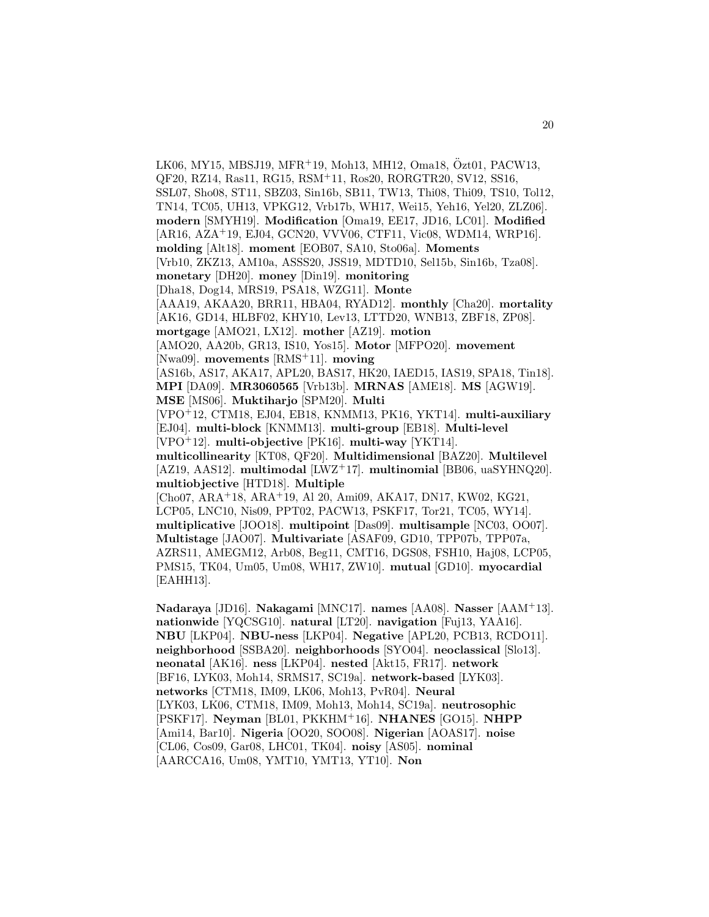LK06, MY15, MBSJ19, MFR+19, Moh13, MH12, Oma18, Özt01, PACW13, QF20, RZ14, Ras11, RG15, RSM+11, Ros20, RORGTR20, SV12, SS16, SSL07, Sho08, ST11, SBZ03, Sin16b, SB11, TW13, Thi08, Thi09, TS10, Tol12, TN14, TC05, UH13, VPKG12, Vrb17b, WH17, Wei15, Yeh16, Yel20, ZLZ06]. **modern** [SMYH19]. **Modification** [Oma19, EE17, JD16, LC01]. **Modified** [AR16, AZA+19, EJ04, GCN20, VVV06, CTF11, Vic08, WDM14, WRP16]. **molding** [Alt18]. **moment** [EOB07, SA10, Sto06a]. **Moments** [Vrb10, ZKZ13, AM10a, ASSS20, JSS19, MDTD10, Sel15b, Sin16b, Tza08]. **monetary** [DH20]. **money** [Din19]. **monitoring** [Dha18, Dog14, MRS19, PSA18, WZG11]. **Monte** [AAA19, AKAA20, BRR11, HBA04, RYAD12]. **monthly** [Cha20]. **mortality** [AK16, GD14, HLBF02, KHY10, Lev13, LTTD20, WNB13, ZBF18, ZP08]. **mortgage** [AMO21, LX12]. **mother** [AZ19]. **motion** [AMO20, AA20b, GR13, IS10, Yos15]. **Motor** [MFPO20]. **movement** [Nwa09]. **movements** [RMS+11]. **moving** [AS16b, AS17, AKA17, APL20, BAS17, HK20, IAED15, IAS19, SPA18, Tin18]. **MPI** [DA09]. **MR3060565** [Vrb13b]. **MRNAS** [AME18]. **MS** [AGW19]. **MSE** [MS06]. **Muktiharjo** [SPM20]. **Multi** [VPO+12, CTM18, EJ04, EB18, KNMM13, PK16, YKT14]. **multi-auxiliary** [EJ04]. **multi-block** [KNMM13]. **multi-group** [EB18]. **Multi-level** [VPO+12]. **multi-objective** [PK16]. **multi-way** [YKT14]. **multicollinearity** [KT08, QF20]. **Multidimensional** [BAZ20]. **Multilevel** [AZ19, AAS12]. **multimodal** [LWZ+17]. **multinomial** [BB06, uaSYHNQ20]. **multiobjective** [HTD18]. **Multiple** [Cho07, ARA+18, ARA+19, Al 20, Ami09, AKA17, DN17, KW02, KG21, LCP05, LNC10, Nis09, PPT02, PACW13, PSKF17, Tor21, TC05, WY14]. **multiplicative** [JOO18]. **multipoint** [Das09]. **multisample** [NC03, OO07]. **Multistage** [JAO07]. **Multivariate** [ASAF09, GD10, TPP07b, TPP07a, AZRS11, AMEGM12, Arb08, Beg11, CMT16, DGS08, FSH10, Haj08, LCP05, PMS15, TK04, Um05, Um08, WH17, ZW10]. **mutual** [GD10]. **myocardial** [EAHH13].

**Nadaraya** [JD16]. **Nakagami** [MNC17]. **names** [AA08]. **Nasser** [AAM+13]. **nationwide** [YQCSG10]. **natural** [LT20]. **navigation** [Fuj13, YAA16]. **NBU** [LKP04]. **NBU-ness** [LKP04]. **Negative** [APL20, PCB13, RCDO11]. **neighborhood** [SSBA20]. **neighborhoods** [SYO04]. **neoclassical** [Slo13]. **neonatal** [AK16]. **ness** [LKP04]. **nested** [Akt15, FR17]. **network** [BF16, LYK03, Moh14, SRMS17, SC19a]. **network-based** [LYK03]. **networks** [CTM18, IM09, LK06, Moh13, PvR04]. **Neural** [LYK03, LK06, CTM18, IM09, Moh13, Moh14, SC19a]. **neutrosophic** [PSKF17]. **Neyman** [BL01, PKKHM+16]. **NHANES** [GO15]. **NHPP** [Ami14, Bar10]. **Nigeria** [OO20, SOO08]. **Nigerian** [AOAS17]. **noise** [CL06, Cos09, Gar08, LHC01, TK04]. **noisy** [AS05]. **nominal** [AARCCA16, Um08, YMT10, YMT13, YT10]. **Non**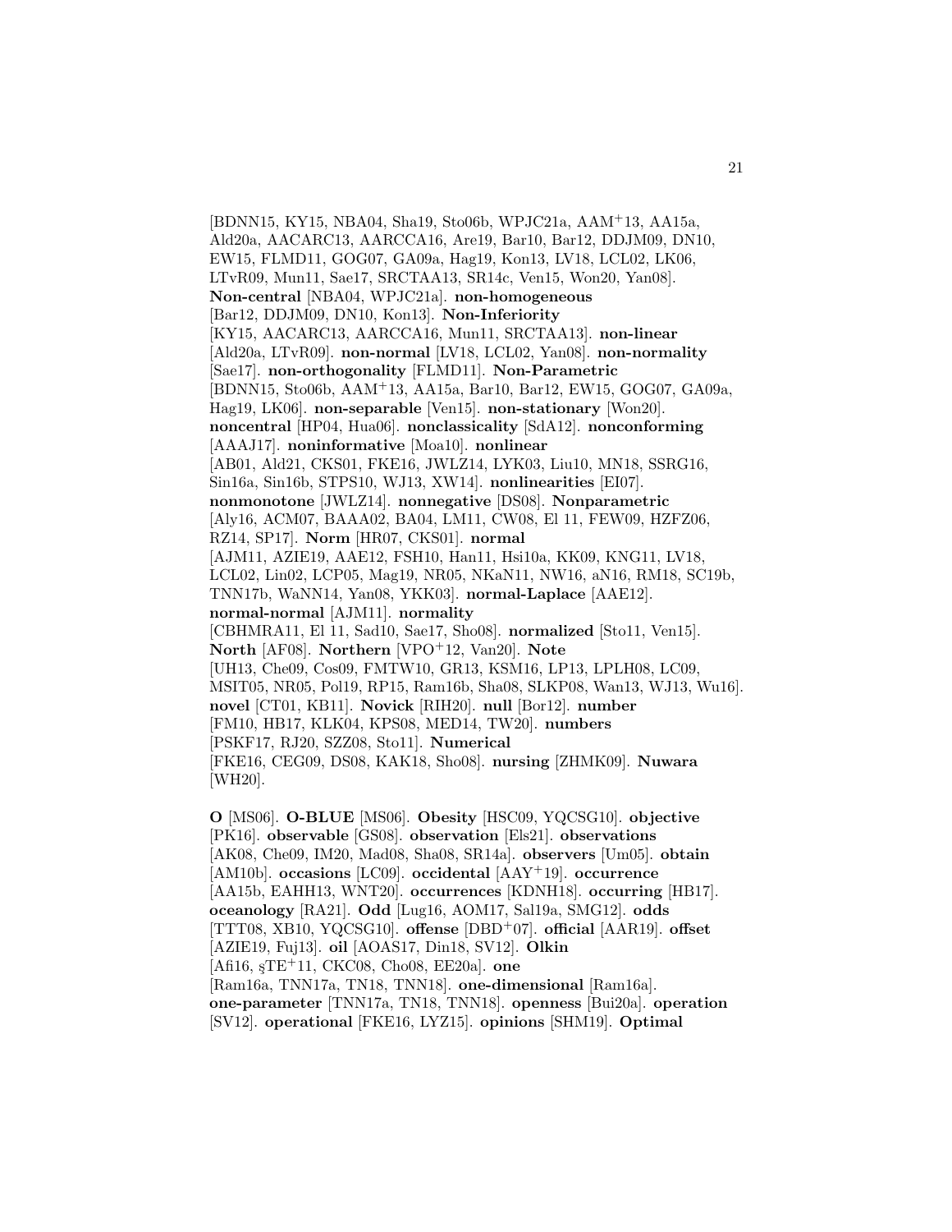[BDNN15, KY15, NBA04, Sha19, Sto06b, WPJC21a, AAM[+]13, AA15a, Ald20a, AACARC13, AARCCA16, Are19, Bar10, Bar12, DDJM09, DN10, EW15, FLMD11, GOG07, GA09a, Hag19, Kon13, LV18, LCL02, LK06, LTvR09, Mun11, Sae17, SRCTAA13, SR14c, Ven15, Won20, Yan08]. **Non-central** [NBA04, WPJC21a]. **non-homogeneous** [Bar12, DDJM09, DN10, Kon13]. **Non-Inferiority** [KY15, AACARC13, AARCCA16, Mun11, SRCTAA13]. **non-linear** [Ald20a, LTvR09]. **non-normal** [LV18, LCL02, Yan08]. **non-normality** [Sae17]. **non-orthogonality** [FLMD11]. **Non-Parametric** [BDNN15, Sto06b, AAM[+]13, AA15a, Bar10, Bar12, EW15, GOG07, GA09a, Hag19, LK06]. **non-separable** [Ven15]. **non-stationary** [Won20]. **noncentral** [HP04, Hua06]. **nonclassicality** [SdA12]. **nonconforming** [AAAJ17]. **noninformative** [Moa10]. **nonlinear** [AB01, Ald21, CKS01, FKE16, JWLZ14, LYK03, Liu10, MN18, SSRG16, Sin16a, Sin16b, STPS10, WJ13, XW14]. **nonlinearities** [EI07]. **nonmonotone** [JWLZ14]. **nonnegative** [DS08]. **Nonparametric** [Aly16, ACM07, BAAA02, BA04, LM11, CW08, El 11, FEW09, HZFZ06, RZ14, SP17]. **Norm** [HR07, CKS01]. **normal** [AJM11, AZIE19, AAE12, FSH10, Han11, Hsi10a, KK09, KNG11, LV18, LCL02, Lin02, LCP05, Mag19, NR05, NKaN11, NW16, aN16, RM18, SC19b, TNN17b, WaNN14, Yan08, YKK03]. **normal-Laplace** [AAE12]. **normal-normal** [AJM11]. **normality** [CBHMRA11, El 11, Sad10, Sae17, Sho08]. **normalized** [Sto11, Ven15]. **North** [AF08]. **Northern** [VPO[+]12, Van20]. **Note** [UH13, Che09, Cos09, FMTW10, GR13, KSM16, LP13, LPLH08, LC09, MSIT05, NR05, Pol19, RP15, Ram16b, Sha08, SLKP08, Wan13, WJ13, Wu16]. **novel** [CT01, KB11]. **Novick** [RIH20]. **null** [Bor12]. **number** [FM10, HB17, KLK04, KPS08, MED14, TW20]. **numbers** [PSKF17, RJ20, SZZ08, Sto11]. **Numerical** [FKE16, CEG09, DS08, KAK18, Sho08]. **nursing** [ZHMK09]. **Nuwara** [WH20].

**O** [MS06]. **O-BLUE** [MS06]. **Obesity** [HSC09, YQCSG10]. **objective** [PK16]. **observable** [GS08]. **observation** [Els21]. **observations** [AK08, Che09, IM20, Mad08, Sha08, SR14a]. **observers** [Um05]. **obtain** [AM10b]. **occasions** [LC09]. **occidental** [AAY[+]19]. **occurrence** [AA15b, EAHH13, WNT20]. **occurrences** [KDNH18]. **occurring** [HB17]. **oceanology** [RA21]. **Odd** [Lug16, AOM17, Sal19a, SMG12]. **odds** [TTT08, XB10, YQCSG10]. **offense** [DBD[+]07]. **official** [AAR19]. **offset** [AZIE19, Fuj13]. **oil** [AOAS17, Din18, SV12]. **Olkin** [Afi16, şTE[+]11, CKC08, Cho08, EE20a]. **one** [Ram16a, TNN17a, TN18, TNN18]. **one-dimensional** [Ram16a]. **one-parameter** [TNN17a, TN18, TNN18]. **openness** [Bui20a]. **operation** [SV12]. **operational** [FKE16, LYZ15]. **opinions** [SHM19]. **Optimal**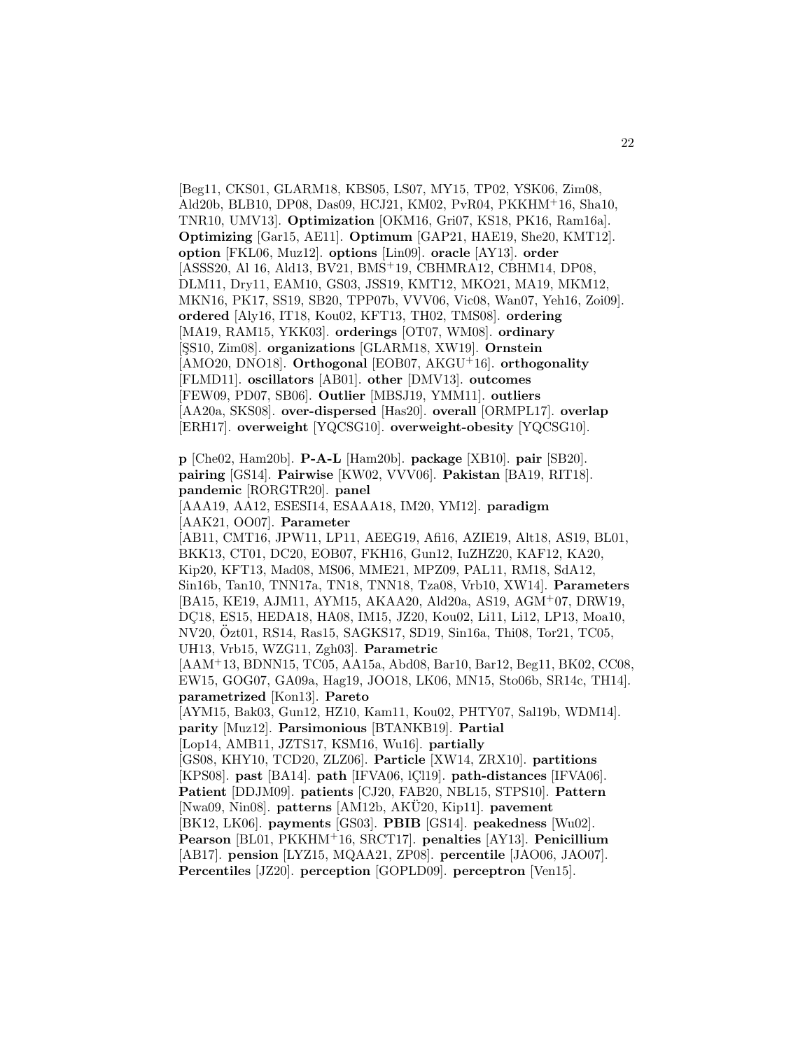[Beg11, CKS01, GLARM18, KBS05, LS07, MY15, TP02, YSK06, Zim08, Ald20b, BLB10, DP08, Das09, HCJ21, KM02, PvR04, PKKHM[+]16, Sha10, TNR10, UMV13]. **Optimization** [OKM16, Gri07, KS18, PK16, Ram16a]. **Optimizing** [Gar15, AE11]. **Optimum** [GAP21, HAE19, She20, KMT12]. **option** [FKL06, Muz12]. **options** [Lin09]. **oracle** [AY13]. **order** [ASSS20, Al 16, Ald13, BV21, BMS[+]19, CBHMRA12, CBHM14, DP08, DLM11, Dry11, EAM10, GS03, JSS19, KMT12, MKO21, MA19, MKM12, MKN16, PK17, SS19, SB20, TPP07b, VVV06, Vic08, Wan07, Yeh16, Zoi09]. **ordered** [Aly16, IT18, Kou02, KFT13, TH02, TMS08]. **ordering** [MA19, RAM15, YKK03]. **orderings** [OT07, WM08]. **ordinary** [ŞS10, Zim08]. **organizations** [GLARM18, XW19]. **Ornstein** [AMO20, DNO18]. **Orthogonal** [EOB07, AKGU[+]16]. **orthogonality** [FLMD11]. **oscillators** [AB01]. **other** [DMV13]. **outcomes** [FEW09, PD07, SB06]. **Outlier** [MBSJ19, YMM11]. **outliers** [AA20a, SKS08]. **over-dispersed** [Has20]. **overall** [ORMPL17]. **overlap** [ERH17]. **overweight** [YQCSG10]. **overweight-obesity** [YQCSG10].

**p** [Che02, Ham20b]. **P-A-L** [Ham20b]. **package** [XB10]. **pair** [SB20]. **pairing** [GS14]. **Pairwise** [KW02, VVV06]. **Pakistan** [BA19, RIT18]. **pandemic** [RORGTR20]. **panel** [AAA19, AA12, ESESI14, ESAAA18, IM20, YM12]. **paradigm** [AAK21, OO07]. **Parameter** [AB11, CMT16, JPW11, LP11, AEEG19, Afi16, AZIE19, Alt18, AS19, BL01, BKK13, CT01, DC20, EOB07, FKH16, Gun12, IuZHZ20, KAF12, KA20, Kip20, KFT13, Mad08, MS06, MME21, MPZ09, PAL11, RM18, SdA12, Sin16b, Tan10, TNN17a, TN18, TNN18, Tza08, Vrb10, XW14]. **Parameters** [BA15, KE19, AJM11, AYM15, AKAA20, Ald20a, AS19, AGM[+]07, DRW19, DÇ18, ES15, HEDA18, HA08, IM15, JZ20, Kou02, Li11, Li12, LP13, Moa10, NV20, Özt01, RS14, Ras15, SAGKS17, SD19, Sin16a, Thi08, Tor21, TC05, UH13, Vrb15, WZG11, Zgh03]. **Parametric** [AAM[+]13, BDNN15, TC05, AA15a, Abd08, Bar10, Bar12, Beg11, BK02, CC08, EW15, GOG07, GA09a, Hag19, JOO18, LK06, MN15, Sto06b, SR14c, TH14]. **parametrized** [Kon13]. **Pareto** [AYM15, Bak03, Gun12, HZ10, Kam11, Kou02, PHTY07, Sal19b, WDM14]. **parity** [Muz12]. **Parsimonious** [BTANKB19]. **Partial** [Lop14, AMB11, JZTS17, KSM16, Wu16]. **partially** [GS08, KHY10, TCD20, ZLZ06]. **Particle** [XW14, ZRX10]. **partitions** [KPS08]. **past** [BA14]. **path** [IFVA06, lÇl19]. **path-distances** [IFVA06]. **Patient** [DDJM09]. **patients** [CJ20, FAB20, NBL15, STPS10]. **Pattern** [Nwa09, Nin08]. **patterns** [AM12b, AKÜ20, Kip11]. **pavement** [BK12, LK06]. **payments** [GS03]. **PBIB** [GS14]. **peakedness** [Wu02]. **Pearson** [BL01, PKKHM[+]16, SRCT17]. **penalties** [AY13]. **Penicillium** [AB17]. **pension** [LYZ15, MQAA21, ZP08]. **percentile** [JAO06, JAO07]. **Percentiles** [JZ20]. **perception** [GOPLD09]. **perceptron** [Ven15].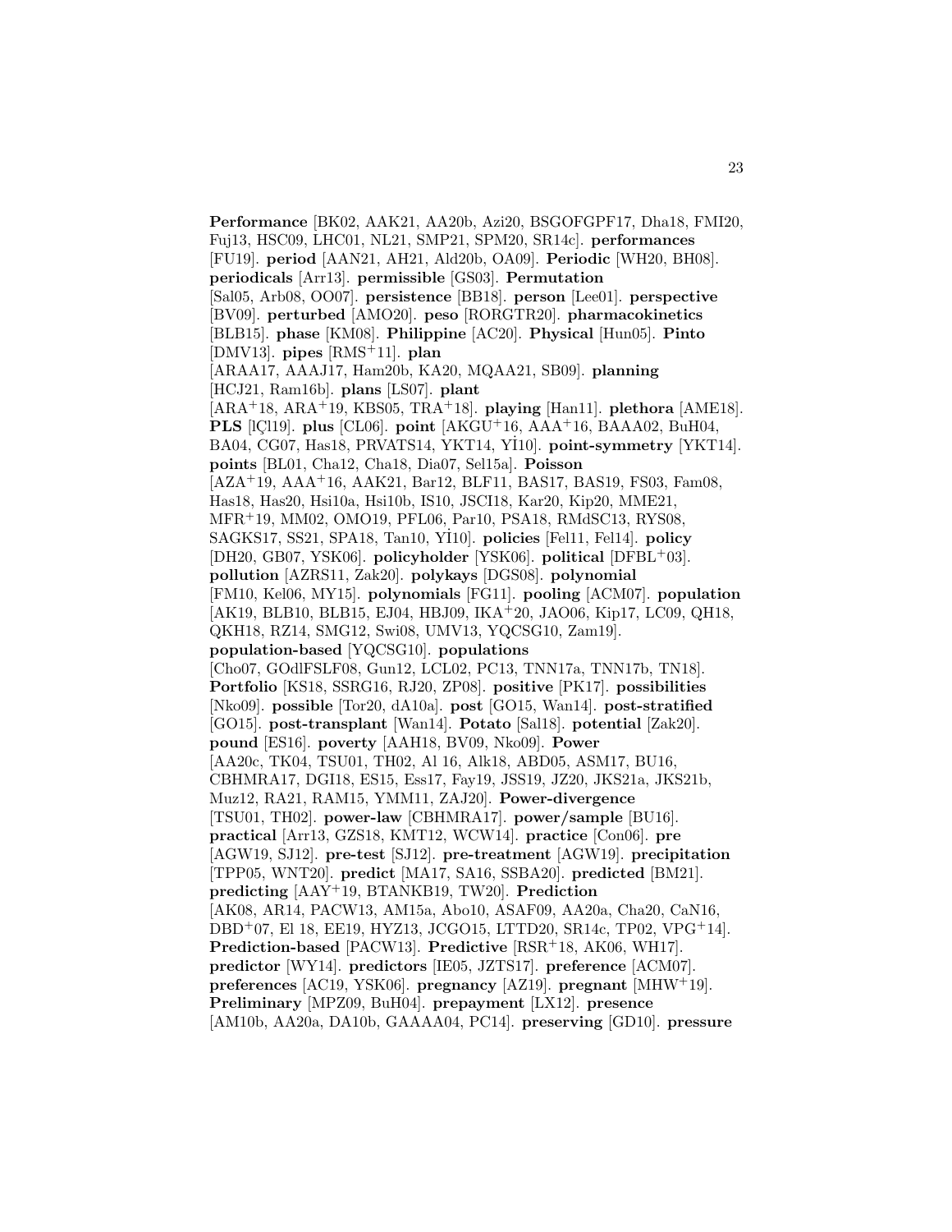**Performance** [BK02, AAK21, AA20b, Azi20, BSGOFGPF17, Dha18, FMI20, Fuj13, HSC09, LHC01, NL21, SMP21, SPM20, SR14c]. **performances** [FU19]. **period** [AAN21, AH21, Ald20b, OA09]. **Periodic** [WH20, BH08]. **periodicals** [Arr13]. **permissible** [GS03]. **Permutation** [Sal05, Arb08, OO07]. **persistence** [BB18]. **person** [Lee01]. **perspective** [BV09]. **perturbed** [AMO20]. **peso** [RORGTR20]. **pharmacokinetics** [BLB15]. **phase** [KM08]. **Philippine** [AC20]. **Physical** [Hun05]. **Pinto** [DMV13]. **pipes** [RMS+11]. **plan** [ARAA17, AAAJ17, Ham20b, KA20, MQAA21, SB09]. **planning** [HCJ21, Ram16b]. **plans** [LS07]. **plant** [ARA+18, ARA+19, KBS05, TRA+18]. **playing** [Han11]. **plethora** [AME18]. **PLS** [lÇl19]. **plus** [CL06]. **point** [AKGU+16, AAA+16, BAAA02, BuH04, BA04, CG07, Has18, PRVATS14, YKT14, Yİ10]. **point-symmetry** [YKT14]. **points** [BL01, Cha12, Cha18, Dia07, Sel15a]. **Poisson** [AZA+19, AAA+16, AAK21, Bar12, BLF11, BAS17, BAS19, FS03, Fam08, Has18, Has20, Hsi10a, Hsi10b, IS10, JSCI18, Kar20, Kip20, MME21, MFR+19, MM02, OMO19, PFL06, Par10, PSA18, RMdSC13, RYS08, SAGKS17, SS21, SPA18, Tan10, Yİ10]. **policies** [Fel11, Fel14]. **policy** [DH20, GB07, YSK06]. **policyholder** [YSK06]. **political** [DFBL+03]. **pollution** [AZRS11, Zak20]. **polykays** [DGS08]. **polynomial** [FM10, Kel06, MY15]. **polynomials** [FG11]. **pooling** [ACM07]. **population** [AK19, BLB10, BLB15, EJ04, HBJ09, IKA+20, JAO06, Kip17, LC09, QH18, QKH18, RZ14, SMG12, Swi08, UMV13, YQCSG10, Zam19]. **population-based** [YQCSG10]. **populations** [Cho07, GOdlFSLF08, Gun12, LCL02, PC13, TNN17a, TNN17b, TN18]. **Portfolio** [KS18, SSRG16, RJ20, ZP08]. **positive** [PK17]. **possibilities** [Nko09]. **possible** [Tor20, dA10a]. **post** [GO15, Wan14]. **post-stratified** [GO15]. **post-transplant** [Wan14]. **Potato** [Sal18]. **potential** [Zak20]. **pound** [ES16]. **poverty** [AAH18, BV09, Nko09]. **Power** [AA20c, TK04, TSU01, TH02, Al 16, Alk18, ABD05, ASM17, BU16, CBHMRA17, DGI18, ES15, Ess17, Fay19, JSS19, JZ20, JKS21a, JKS21b, Muz12, RA21, RAM15, YMM11, ZAJ20]. **Power-divergence** [TSU01, TH02]. **power-law** [CBHMRA17]. **power/sample** [BU16]. **practical** [Arr13, GZS18, KMT12, WCW14]. **practice** [Con06]. **pre** [AGW19, SJ12]. **pre-test** [SJ12]. **pre-treatment** [AGW19]. **precipitation** [TPP05, WNT20]. **predict** [MA17, SA16, SSBA20]. **predicted** [BM21]. **predicting** [AAY+19, BTANKB19, TW20]. **Prediction** [AK08, AR14, PACW13, AM15a, Abo10, ASAF09, AA20a, Cha20, CaN16, DBD+07, El 18, EE19, HYZ13, JCGO15, LTTD20, SR14c, TP02, VPG+14]. **Prediction-based** [PACW13]. **Predictive** [RSR+18, AK06, WH17]. **predictor** [WY14]. **predictors** [IE05, JZTS17]. **preference** [ACM07]. **preferences** [AC19, YSK06]. **pregnancy** [AZ19]. **pregnant** [MHW+19]. **Preliminary** [MPZ09, BuH04]. **prepayment** [LX12]. **presence** [AM10b, AA20a, DA10b, GAAAA04, PC14]. **preserving** [GD10]. **pressure**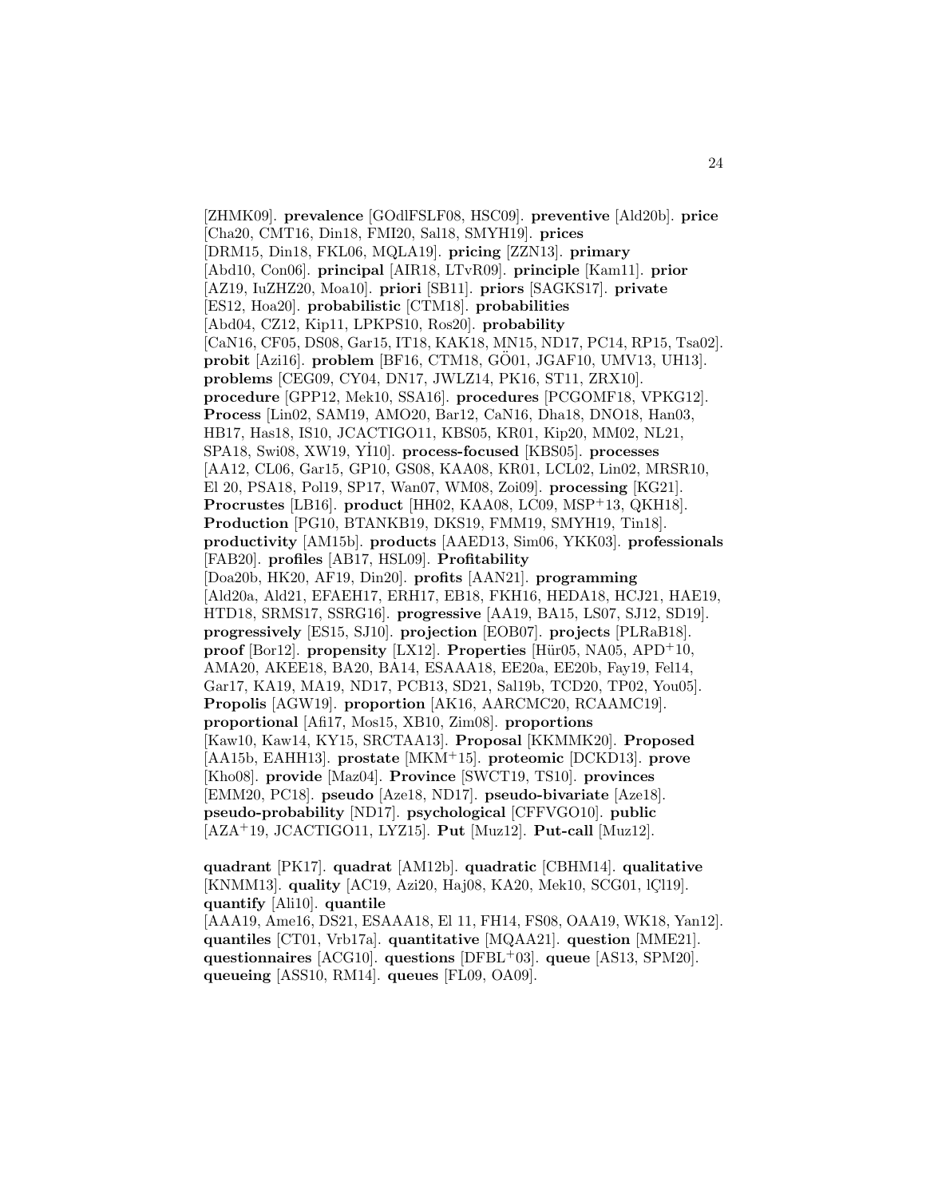[ZHMK09]. **prevalence** [GOdlFSLF08, HSC09]. **preventive** [Ald20b]. **price** [Cha20, CMT16, Din18, FMI20, Sal18, SMYH19]. **prices** [DRM15, Din18, FKL06, MQLA19]. **pricing** [ZZN13]. **primary** [Abd10, Con06]. **principal** [AIR18, LTvR09]. **principle** [Kam11]. **prior** [AZ19, IuZHZ20, Moa10]. **priori** [SB11]. **priors** [SAGKS17]. **private** [ES12, Hoa20]. **probabilistic** [CTM18]. **probabilities** [Abd04, CZ12, Kip11, LPKPS10, Ros20]. **probability** [CaN16, CF05, DS08, Gar15, IT18, KAK18, MN15, ND17, PC14, RP15, Tsa02]. **probit** [Azi16]. **problem** [BF16, CTM18, GÖ01, JGAF10, UMV13, UH13]. **problems** [CEG09, CY04, DN17, JWLZ14, PK16, ST11, ZRX10]. **procedure** [GPP12, Mek10, SSA16]. **procedures** [PCGOMF18, VPKG12]. **Process** [Lin02, SAM19, AMO20, Bar12, CaN16, Dha18, DNO18, Han03, HB17, Has18, IS10, JCACTIGO11, KBS05, KR01, Kip20, MM02, NL21, SPA18, Swi08, XW19, Yİ10]. **process-focused** [KBS05]. **processes** [AA12, CL06, Gar15, GP10, GS08, KAA08, KR01, LCL02, Lin02, MRSR10, El 20, PSA18, Pol19, SP17, Wan07, WM08, Zoi09]. **processing** [KG21]. **Procrustes** [LB16]. **product** [HH02, KAA08, LC09, MSP+13, QKH18]. **Production** [PG10, BTANKB19, DKS19, FMM19, SMYH19, Tin18]. **productivity** [AM15b]. **products** [AAED13, Sim06, YKK03]. **professionals** [FAB20]. **profiles** [AB17, HSL09]. **Profitability** [Doa20b, HK20, AF19, Din20]. **profits** [AAN21]. **programming** [Ald20a, Ald21, EFAEH17, ERH17, EB18, FKH16, HEDA18, HCJ21, HAE19, HTD18, SRMS17, SSRG16]. **progressive** [AA19, BA15, LS07, SJ12, SD19]. **progressively** [ES15, SJ10]. **projection** [EOB07]. **projects** [PLRaB18]. **proof** [Bor12]. **propensity** [LX12]. **Properties** [Hür05, NA05, APD+10, AMA20, AKEE18, BA20, BA14, ESAAA18, EE20a, EE20b, Fay19, Fel14, Gar17, KA19, MA19, ND17, PCB13, SD21, Sal19b, TCD20, TP02, You05]. **Propolis** [AGW19]. **proportion** [AK16, AARCMC20, RCAAMC19]. **proportional** [Afi17, Mos15, XB10, Zim08]. **proportions** [Kaw10, Kaw14, KY15, SRCTAA13]. **Proposal** [KKMMK20]. **Proposed** [AA15b, EAHH13]. **prostate** [MKM+15]. **proteomic** [DCKD13]. **prove** [Kho08]. **provide** [Maz04]. **Province** [SWCT19, TS10]. **provinces** [EMM20, PC18]. **pseudo** [Aze18, ND17]. **pseudo-bivariate** [Aze18]. **pseudo-probability** [ND17]. **psychological** [CFFVGO10]. **public** [AZA+19, JCACTIGO11, LYZ15]. **Put** [Muz12]. **Put-call** [Muz12].

**quadrant** [PK17]. **quadrat** [AM12b]. **quadratic** [CBHM14]. **qualitative** [KNMM13]. **quality** [AC19, Azi20, Haj08, KA20, Mek10, SCG01, lÇl19]. **quantify** [Ali10]. **quantile** [AAA19, Ame16, DS21, ESAAA18, El 11, FH14, FS08, OAA19, WK18, Yan12]. **quantiles** [CT01, Vrb17a]. **quantitative** [MQAA21]. **question** [MME21]. **questionnaires** [ACG10]. **questions** [DFBL+03]. **queue** [AS13, SPM20]. **queueing** [ASS10, RM14]. **queues** [FL09, OA09].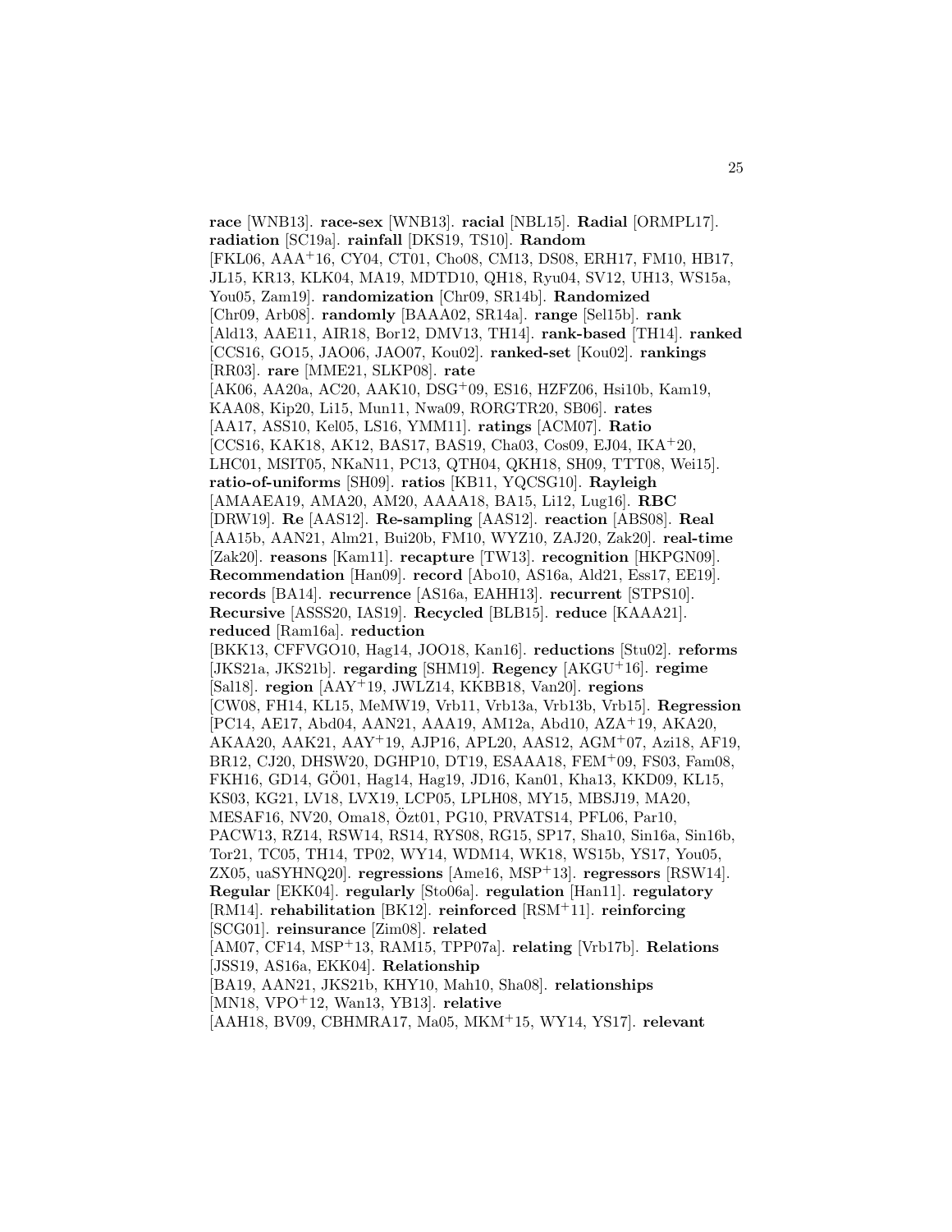**race** [WNB13]. **race-sex** [WNB13]. **racial** [NBL15]. **Radial** [ORMPL17]. **radiation** [SC19a]. **rainfall** [DKS19, TS10]. **Random** [FKL06, AAA[+]16, CY04, CT01, Cho08, CM13, DS08, ERH17, FM10, HB17, JL15, KR13, KLK04, MA19, MDTD10, QH18, Ryu04, SV12, UH13, WS15a, You05, Zam19]. **randomization** [Chr09, SR14b]. **Randomized** [Chr09, Arb08]. **randomly** [BAAA02, SR14a]. **range** [Sel15b]. **rank** [Ald13, AAE11, AIR18, Bor12, DMV13, TH14]. **rank-based** [TH14]. **ranked** [CCS16, GO15, JAO06, JAO07, Kou02]. **ranked-set** [Kou02]. **rankings** [RR03]. **rare** [MME21, SLKP08]. **rate** [AK06, AA20a, AC20, AAK10, DSG[+]09, ES16, HZFZ06, Hsi10b, Kam19, KAA08, Kip20, Li15, Mun11, Nwa09, RORGTR20, SB06]. **rates** [AA17, ASS10, Kel05, LS16, YMM11]. **ratings** [ACM07]. **Ratio** [CCS16, KAK18, AK12, BAS17, BAS19, Cha03, Cos09, EJ04, IKA[+]20, LHC01, MSIT05, NKaN11, PC13, QTH04, QKH18, SH09, TTT08, Wei15]. **ratio-of-uniforms** [SH09]. **ratios** [KB11, YQCSG10]. **Rayleigh** [AMAAEA19, AMA20, AM20, AAAA18, BA15, Li12, Lug16]. **RBC** [DRW19]. **Re** [AAS12]. **Re-sampling** [AAS12]. **reaction** [ABS08]. **Real** [AA15b, AAN21, Alm21, Bui20b, FM10, WYZ10, ZAJ20, Zak20]. **real-time** [Zak20]. **reasons** [Kam11]. **recapture** [TW13]. **recognition** [HKPGN09]. **Recommendation** [Han09]. **record** [Abo10, AS16a, Ald21, Ess17, EE19]. **records** [BA14]. **recurrence** [AS16a, EAHH13]. **recurrent** [STPS10]. **Recursive** [ASSS20, IAS19]. **Recycled** [BLB15]. **reduce** [KAAA21]. **reduced** [Ram16a]. **reduction** [BKK13, CFFVGO10, Hag14, JOO18, Kan16]. **reductions** [Stu02]. **reforms** [JKS21a, JKS21b]. **regarding** [SHM19]. **Regency** [AKGU[+]16]. **regime** [Sal18]. **region** [AAY[+]19, JWLZ14, KKBB18, Van20]. **regions** [CW08, FH14, KL15, MeMW19, Vrb11, Vrb13a, Vrb13b, Vrb15]. **Regression** [PC14, AE17, Abd04, AAN21, AAA19, AM12a, Abd10, AZA[+]19, AKA20, AKAA20, AAK21, AAY[+]19, AJP16, APL20, AAS12, AGM[+]07, Azi18, AF19, BR12, CJ20, DHSW20, DGHP10, DT19, ESAAA18, FEM[+]09, FS03, Fam08, FKH16, GD14, GÖ01, Hag14, Hag19, JD16, Kan01, Kha13, KKD09, KL15, KS03, KG21, LV18, LVX19, LCP05, LPLH08, MY15, MBSJ19, MA20, MESAF16, NV20, Oma18, Özt01, PG10, PRVATS14, PFL06, Par10, PACW13, RZ14, RSW14, RS14, RYS08, RG15, SP17, Sha10, Sin16a, Sin16b, Tor21, TC05, TH14, TP02, WY14, WDM14, WK18, WS15b, YS17, You05, ZX05, uaSYHNQ20]. **regressions** [Ame16, MSP[+]13]. **regressors** [RSW14]. **Regular** [EKK04]. **regularly** [Sto06a]. **regulation** [Han11]. **regulatory** [RM14]. **rehabilitation** [BK12]. **reinforced** [RSM[+]11]. **reinforcing** [SCG01]. **reinsurance** [Zim08]. **related** [AM07, CF14, MSP[+]13, RAM15, TPP07a]. **relating** [Vrb17b]. **Relations** [JSS19, AS16a, EKK04]. **Relationship** [BA19, AAN21, JKS21b, KHY10, Mah10, Sha08]. **relationships** [MN18, VPO[+]12, Wan13, YB13]. **relative** [AAH18, BV09, CBHMRA17, Ma05, MKM[+]15, WY14, YS17]. **relevant**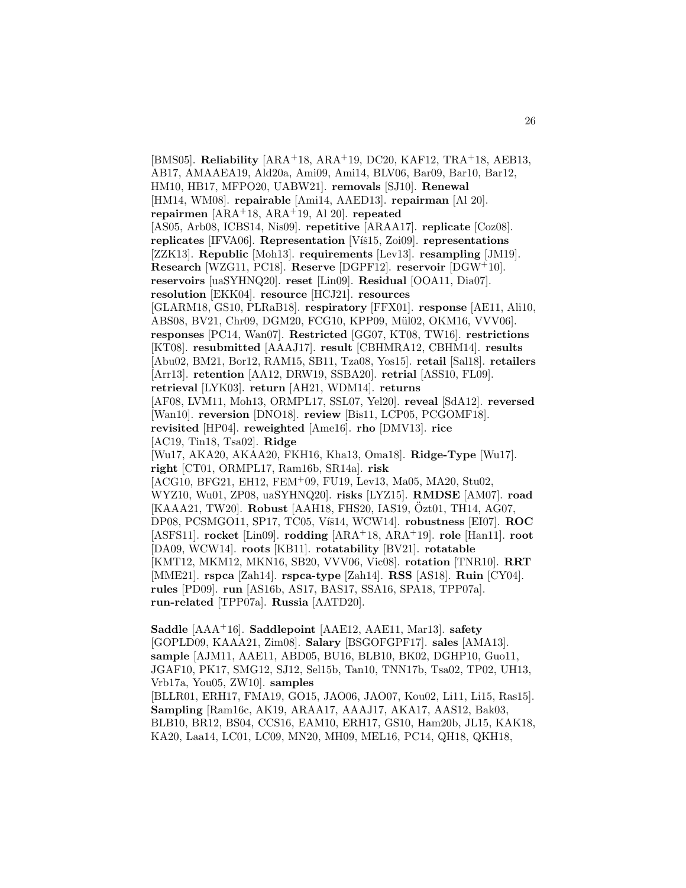[BMS05]. **Reliability** [ARA+18, ARA+19, DC20, KAF12, TRA+18, AEB13, AB17, AMAAEA19, Ald20a, Ami09, Ami14, BLV06, Bar09, Bar10, Bar12, HM10, HB17, MFPO20, UABW21]. **removals** [SJ10]. **Renewal** [HM14, WM08]. **repairable** [Ami14, AAED13]. **repairman** [Al 20]. **repairmen** [ARA+18, ARA+19, Al 20]. **repeated** [AS05, Arb08, ICBS14, Nis09]. **repetitive** [ARAA17]. **replicate** [Coz08]. **replicates** [IFVA06]. **Representation** [Víš15, Zoi09]. **representations** [ZZK13]. **Republic** [Moh13]. **requirements** [Lev13]. **resampling** [JM19]. **Research** [WZG11, PC18]. **Reserve** [DGPF12]. **reservoir** [DGW+10]. **reservoirs** [uaSYHNQ20]. **reset** [Lin09]. **Residual** [OOA11, Dia07]. **resolution** [EKK04]. **resource** [HCJ21]. **resources** [GLARM18, GS10, PLRaB18]. **respiratory** [FFX01]. **response** [AE11, Ali10, ABS08, BV21, Chr09, DGM20, FCG10, KPP09, Mül02, OKM16, VVV06]. **responses** [PC14, Wan07]. **Restricted** [GG07, KT08, TW16]. **restrictions** [KT08]. **resubmitted** [AAAJ17]. **result** [CBHMRA12, CBHM14]. **results** [Abu02, BM21, Bor12, RAM15, SB11, Tza08, Yos15]. **retail** [Sal18]. **retailers** [Arr13]. **retention** [AA12, DRW19, SSBA20]. **retrial** [ASS10, FL09]. **retrieval** [LYK03]. **return** [AH21, WDM14]. **returns** [AF08, LVM11, Moh13, ORMPL17, SSL07, Yel20]. **reveal** [SdA12]. **reversed** [Wan10]. **reversion** [DNO18]. **review** [Bis11, LCP05, PCGOMF18]. **revisited** [HP04]. **reweighted** [Ame16]. **rho** [DMV13]. **rice** [AC19, Tin18, Tsa02]. **Ridge** [Wu17, AKA20, AKAA20, FKH16, Kha13, Oma18]. **Ridge-Type** [Wu17]. **right** [CT01, ORMPL17, Ram16b, SR14a]. **risk** [ACG10, BFG21, EH12, FEM+09, FU19, Lev13, Ma05, MA20, Stu02, WYZ10, Wu01, ZP08, uaSYHNQ20]. **risks** [LYZ15]. **RMDSE** [AM07]. **road** [KAAA21, TW20]. **Robust** [AAH18, FHS20, IAS19, Özt01, TH14, AG07, DP08, PCSMGO11, SP17, TC05, Víš14, WCW14]. **robustness** [EI07]. **ROC** [ASFS11]. **rocket** [Lin09]. **rodding** [ARA+18, ARA+19]. **role** [Han11]. **root** [DA09, WCW14]. **roots** [KB11]. **rotatability** [BV21]. **rotatable** [KMT12, MKM12, MKN16, SB20, VVV06, Vic08]. **rotation** [TNR10]. **RRT** [MME21]. **rspca** [Zah14]. **rspca-type** [Zah14]. **RSS** [AS18]. **Ruin** [CY04]. **rules** [PD09]. **run** [AS16b, AS17, BAS17, SSA16, SPA18, TPP07a]. **run-related** [TPP07a]. **Russia** [AATD20].

**Saddle** [AAA+16]. **Saddlepoint** [AAE12, AAE11, Mar13]. **safety** [GOPLD09, KAAA21, Zim08]. **Salary** [BSGOFGPF17]. **sales** [AMA13]. **sample** [AJM11, AAE11, ABD05, BU16, BLB10, BK02, DGHP10, Guo11, JGAF10, PK17, SMG12, SJ12, Sel15b, Tan10, TNN17b, Tsa02, TP02, UH13, Vrb17a, You05, ZW10]. **samples** [BLLR01, ERH17, FMA19, GO15, JAO06, JAO07, Kou02, Li11, Li15, Ras15]. **Sampling** [Ram16c, AK19, ARAA17, AAAJ17, AKA17, AAS12, Bak03, BLB10, BR12, BS04, CCS16, EAM10, ERH17, GS10, Ham20b, JL15, KAK18, KA20, Laa14, LC01, LC09, MN20, MH09, MEL16, PC14, QH18, QKH18,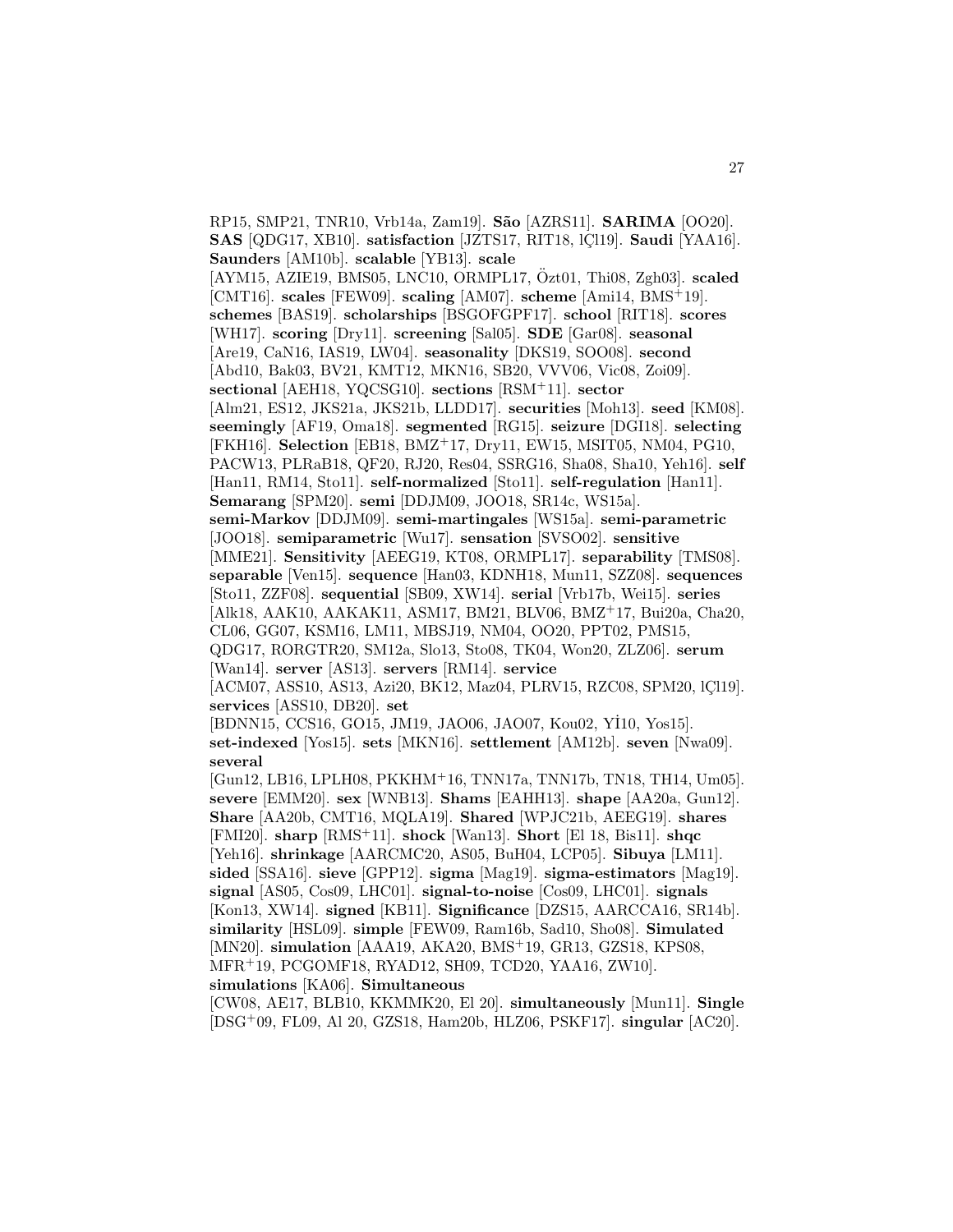RP15, SMP21, TNR10, Vrb14a, Zam19]. **São** [AZRS11]. **SARIMA** [OO20]. **SAS** [QDG17, XB10]. **satisfaction** [JZTS17, RIT18, lÇl19]. **Saudi** [YAA16]. **Saunders** [AM10b]. **scalable** [YB13]. **scale** [AYM15, AZIE19, BMS05, LNC10, ORMPL17, Özt01, Thi08, Zgh03]. **scaled** [CMT16]. **scales** [FEW09]. **scaling** [AM07]. **scheme** [Ami14, BMS+19]. **schemes** [BAS19]. **scholarships** [BSGOFGPF17]. **school** [RIT18]. **scores** [WH17]. **scoring** [Dry11]. **screening** [Sal05]. **SDE** [Gar08]. **seasonal** [Are19, CaN16, IAS19, LW04]. **seasonality** [DKS19, SOO08]. **second** [Abd10, Bak03, BV21, KMT12, MKN16, SB20, VVV06, Vic08, Zoi09]. **sectional** [AEH18, YQCSG10]. **sections** [RSM+11]. **sector** [Alm21, ES12, JKS21a, JKS21b, LLDD17]. **securities** [Moh13]. **seed** [KM08]. **seemingly** [AF19, Oma18]. **segmented** [RG15]. **seizure** [DGI18]. **selecting** [FKH16]. **Selection** [EB18, BMZ+17, Dry11, EW15, MSIT05, NM04, PG10, PACW13, PLRaB18, QF20, RJ20, Res04, SSRG16, Sha08, Sha10, Yeh16]. **self** [Han11, RM14, Sto11]. **self-normalized** [Sto11]. **self-regulation** [Han11]. **Semarang** [SPM20]. **semi** [DDJM09, JOO18, SR14c, WS15a]. **semi-Markov** [DDJM09]. **semi-martingales** [WS15a]. **semi-parametric** [JOO18]. **semiparametric** [Wu17]. **sensation** [SVSO02]. **sensitive** [MME21]. **Sensitivity** [AEEG19, KT08, ORMPL17]. **separability** [TMS08]. **separable** [Ven15]. **sequence** [Han03, KDNH18, Mun11, SZZ08]. **sequences** [Sto11, ZZF08]. **sequential** [SB09, XW14]. **serial** [Vrb17b, Wei15]. **series** [Alk18, AAK10, AAKAK11, ASM17, BM21, BLV06, BMZ+17, Bui20a, Cha20, CL06, GG07, KSM16, LM11, MBSJ19, NM04, OO20, PPT02, PMS15, QDG17, RORGTR20, SM12a, Slo13, Sto08, TK04, Won20, ZLZ06]. **serum** [Wan14]. **server** [AS13]. **servers** [RM14]. **service** [ACM07, ASS10, AS13, Azi20, BK12, Maz04, PLRV15, RZC08, SPM20, lÇl19]. **services** [ASS10, DB20]. **set** [BDNN15, CCS16, GO15, JM19, JAO06, JAO07, Kou02, Yİ10, Yos15]. **set-indexed** [Yos15]. **sets** [MKN16]. **settlement** [AM12b]. **seven** [Nwa09]. **several** [Gun12, LB16, LPLH08, PKKHM+16, TNN17a, TNN17b, TN18, TH14, Um05]. **severe** [EMM20]. **sex** [WNB13]. **Shams** [EAHH13]. **shape** [AA20a, Gun12]. **Share** [AA20b, CMT16, MQLA19]. **Shared** [WPJC21b, AEEG19]. **shares** [FMI20]. **sharp** [RMS+11]. **shock** [Wan13]. **Short** [El 18, Bis11]. **shqc** [Yeh16]. **shrinkage** [AARCMC20, AS05, BuH04, LCP05]. **Sibuya** [LM11]. **sided** [SSA16]. **sieve** [GPP12]. **sigma** [Mag19]. **sigma-estimators** [Mag19]. **signal** [AS05, Cos09, LHC01]. **signal-to-noise** [Cos09, LHC01]. **signals** [Kon13, XW14]. **signed** [KB11]. **Significance** [DZS15, AARCCA16, SR14b]. **similarity** [HSL09]. **simple** [FEW09, Ram16b, Sad10, Sho08]. **Simulated** [MN20]. **simulation** [AAA19, AKA20, BMS+19, GR13, GZS18, KPS08, MFR+19, PCGOMF18, RYAD12, SH09, TCD20, YAA16, ZW10]. **simulations** [KA06]. **Simultaneous** [CW08, AE17, BLB10, KKMMK20, El 20]. **simultaneously** [Mun11]. **Single** [DSG+09, FL09, Al 20, GZS18, Ham20b, HLZ06, PSKF17]. **singular** [AC20].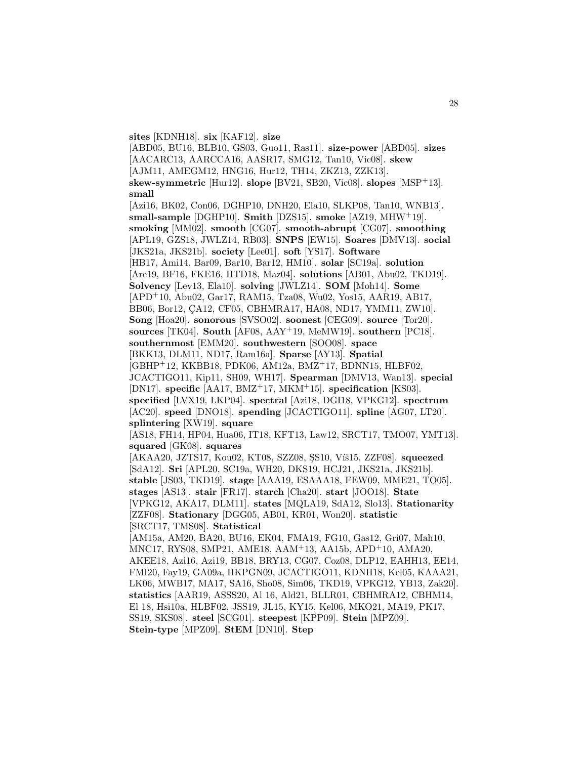**sites** [KDNH18]. **six** [KAF12]. **size** [ABD05, BU16, BLB10, GS03, Guo11, Ras11]. **size-power** [ABD05]. **sizes** [AACARC13, AARCCA16, AASR17, SMG12, Tan10, Vic08]. **skew** [AJM11, AMEGM12, HNG16, Hur12, TH14, ZKZ13, ZZK13]. **skew-symmetric** [Hur12]. **slope** [BV21, SB20, Vic08]. **slopes** [MSP+13]. **small** [Azi16, BK02, Con06, DGHP10, DNH20, Ela10, SLKP08, Tan10, WNB13]. **small-sample** [DGHP10]. **Smith** [DZS15]. **smoke** [AZ19, MHW+19]. **smoking** [MM02]. **smooth** [CG07]. **smooth-abrupt** [CG07]. **smoothing** [APL19, GZS18, JWLZ14, RB03]. **SNPS** [EW15]. **Soares** [DMV13]. **social** [JKS21a, JKS21b]. **society** [Lee01]. **soft** [YS17]. **Software** [HB17, Ami14, Bar09, Bar10, Bar12, HM10]. **solar** [SC19a]. **solution** [Are19, BF16, FKE16, HTD18, Maz04]. **solutions** [AB01, Abu02, TKD19]. **Solvency** [Lev13, Ela10]. **solving** [JWLZ14]. **SOM** [Moh14]. **Some** [APD+10, Abu02, Gar17, RAM15, Tza08, Wu02, Yos15, AAR19, AB17, BB06, Bor12, ÇA12, CF05, CBHMRA17, HA08, ND17, YMM11, ZW10]. **Song** [Hoa20]. **sonorous** [SVSO02]. **soonest** [CEG09]. **source** [Tor20]. **sources** [TK04]. **South** [AF08, AAY+19, MeMW19]. **southern** [PC18]. **southernmost** [EMM20]. **southwestern** [SOO08]. **space** [BKK13, DLM11, ND17, Ram16a]. **Sparse** [AY13]. **Spatial** [GBHP+12, KKBB18, PDK06, AM12a, BMZ+17, BDNN15, HLBF02, JCACTIGO11, Kip11, SH09, WH17]. **Spearman** [DMV13, Wan13]. **special** [DN17]. **specific** [AA17, BMZ+17, MKM+15]. **specification** [KS03]. **specified** [LVX19, LKP04]. **spectral** [Azi18, DGI18, VPKG12]. **spectrum** [AC20]. **speed** [DNO18]. **spending** [JCACTIGO11]. **spline** [AG07, LT20]. **splintering** [XW19]. **square** [AS18, FH14, HP04, Hua06, IT18, KFT13, Law12, SRCT17, TMO07, YMT13]. **squared** [GK08]. **squares** [AKAA20, JZTS17, Kou02, KT08, SZZ08, ŞS10, Víš15, ZZF08]. **squeezed** [SdA12]. **Sri** [APL20, SC19a, WH20, DKS19, HCJ21, JKS21a, JKS21b]. **stable** [JS03, TKD19]. **stage** [AAA19, ESAAA18, FEW09, MME21, TO05]. **stages** [AS13]. **stair** [FR17]. **starch** [Cha20]. **start** [JOO18]. **State** [VPKG12, AKA17, DLM11]. **states** [MQLA19, SdA12, Slo13]. **Stationarity** [ZZF08]. **Stationary** [DGG05, AB01, KR01, Won20]. **statistic** [SRCT17, TMS08]. **Statistical** [AM15a, AM20, BA20, BU16, EK04, FMA19, FG10, Gas12, Gri07, Mah10, MNC17, RYS08, SMP21, AME18, AAM+13, AA15b, APD+10, AMA20, AKEE18, Azi16, Azi19, BB18, BRY13, CG07, Coz08, DLP12, EAHH13, EE14, FMI20, Fay19, GA09a, HKPGN09, JCACTIGO11, KDNH18, Kel05, KAAA21, LK06, MWB17, MA17, SA16, Sho08, Sim06, TKD19, VPKG12, YB13, Zak20]. **statistics** [AAR19, ASSS20, Al 16, Ald21, BLLR01, CBHMRA12, CBHM14, El 18, Hsi10a, HLBF02, JSS19, JL15, KY15, Kel06, MKO21, MA19, PK17, SS19, SKS08]. **steel** [SCG01]. **steepest** [KPP09]. **Stein** [MPZ09]. **Stein-type** [MPZ09]. **StEM** [DN10]. **Step**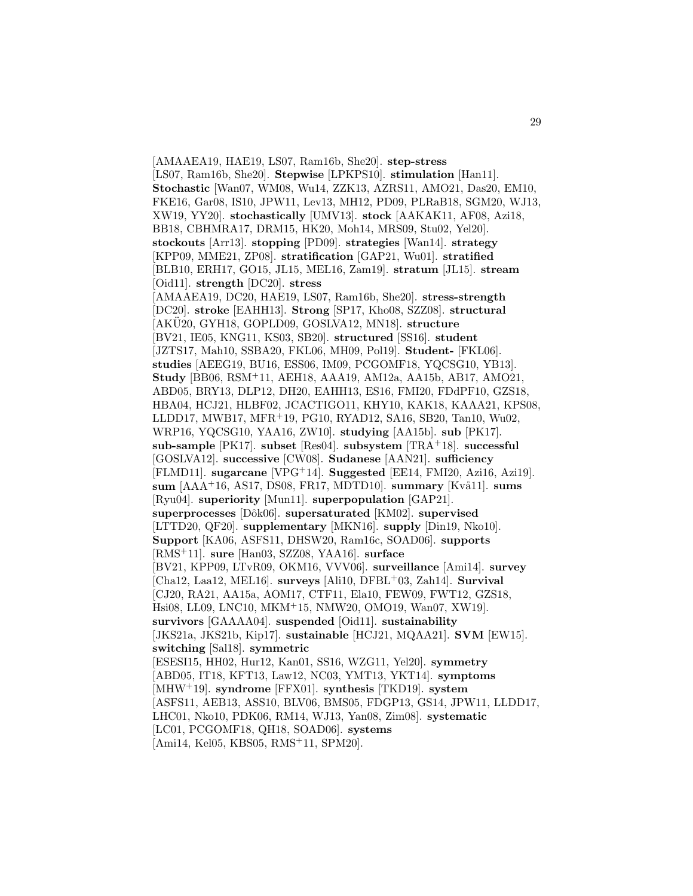[AMAAEA19, HAE19, LS07, Ram16b, She20]. **step-stress** [LS07, Ram16b, She20]. **Stepwise** [LPKPS10]. **stimulation** [Han11]. **Stochastic** [Wan07, WM08, Wu14, ZZK13, AZRS11, AMO21, Das20, EM10, FKE16, Gar08, IS10, JPW11, Lev13, MH12, PD09, PLRaB18, SGM20, WJ13, XW19, YY20]. **stochastically** [UMV13]. **stock** [AAKAK11, AF08, Azi18, BB18, CBHMRA17, DRM15, HK20, Moh14, MRS09, Stu02, Yel20]. **stockouts** [Arr13]. **stopping** [PD09]. **strategies** [Wan14]. **strategy** [KPP09, MME21, ZP08]. **stratification** [GAP21, Wu01]. **stratified** [BLB10, ERH17, GO15, JL15, MEL16, Zam19]. **stratum** [JL15]. **stream** [Oid11]. **strength** [DC20]. **stress** [AMAAEA19, DC20, HAE19, LS07, Ram16b, She20]. **stress-strength** [DC20]. **stroke** [EAHH13]. **Strong** [SP17, Kho08, SZZ08]. **structural** [AKÜ20, GYH18, GOPLD09, GOSLVA12, MN18]. **structure** [BV21, IE05, KNG11, KS03, SB20]. **structured** [SS16]. **student** [JZTS17, Mah10, SSBA20, FKL06, MH09, Pol19]. **Student-** [FKL06]. **studies** [AEEG19, BU16, ESS06, IM09, PCGOMF18, YQCSG10, YB13]. **Study** [BB06, RSM+11, AEH18, AAA19, AM12a, AA15b, AB17, AMO21, ABD05, BRY13, DLP12, DH20, EAHH13, ES16, FMI20, FDdPF10, GZS18, HBA04, HCJ21, HLBF02, JCACTIGO11, KHY10, KAK18, KAAA21, KPS08, LLDD17, MWB17, MFR+19, PG10, RYAD12, SA16, SB20, Tan10, Wu02, WRP16, YQCSG10, YAA16, ZW10]. **studying** [AA15b]. **sub** [PK17]. **sub-sample** [PK17]. **subset** [Res04]. **subsystem** [TRA+18]. **successful** [GOSLVA12]. **successive** [CW08]. **Sudanese** [AAN21]. **sufficiency** [FLMD11]. **sugarcane** [VPG+14]. **Suggested** [EE14, FMI20, Azi16, Azi19]. **sum** [AAA+16, AS17, DS08, FR17, MDTD10]. **summary** [Kvå11]. **sums** [Ryu04]. **superiority** [Mun11]. **superpopulation** [GAP21]. **superprocesses** [Dôk06]. **supersaturated** [KM02]. **supervised** [LTTD20, QF20]. **supplementary** [MKN16]. **supply** [Din19, Nko10]. **Support** [KA06, ASFS11, DHSW20, Ram16c, SOAD06]. **supports** [RMS+11]. **sure** [Han03, SZZ08, YAA16]. **surface** [BV21, KPP09, LTvR09, OKM16, VVV06]. **surveillance** [Ami14]. **survey** [Cha12, Laa12, MEL16]. **surveys** [Ali10, DFBL+03, Zah14]. **Survival** [CJ20, RA21, AA15a, AOM17, CTF11, Ela10, FEW09, FWT12, GZS18, Hsi08, LL09, LNC10, MKM+15, NMW20, OMO19, Wan07, XW19]. **survivors** [GAAAA04]. **suspended** [Oid11]. **sustainability** [JKS21a, JKS21b, Kip17]. **sustainable** [HCJ21, MQAA21]. **SVM** [EW15]. **switching** [Sal18]. **symmetric** [ESESI15, HH02, Hur12, Kan01, SS16, WZG11, Yel20]. **symmetry** [ABD05, IT18, KFT13, Law12, NC03, YMT13, YKT14]. **symptoms** [MHW+19]. **syndrome** [FFX01]. **synthesis** [TKD19]. **system** [ASFS11, AEB13, ASS10, BLV06, BMS05, FDGP13, GS14, JPW11, LLDD17, LHC01, Nko10, PDK06, RM14, WJ13, Yan08, Zim08]. **systematic** [LC01, PCGOMF18, QH18, SOAD06]. **systems** [Ami14, Kel05, KBS05, RMS+11, SPM20].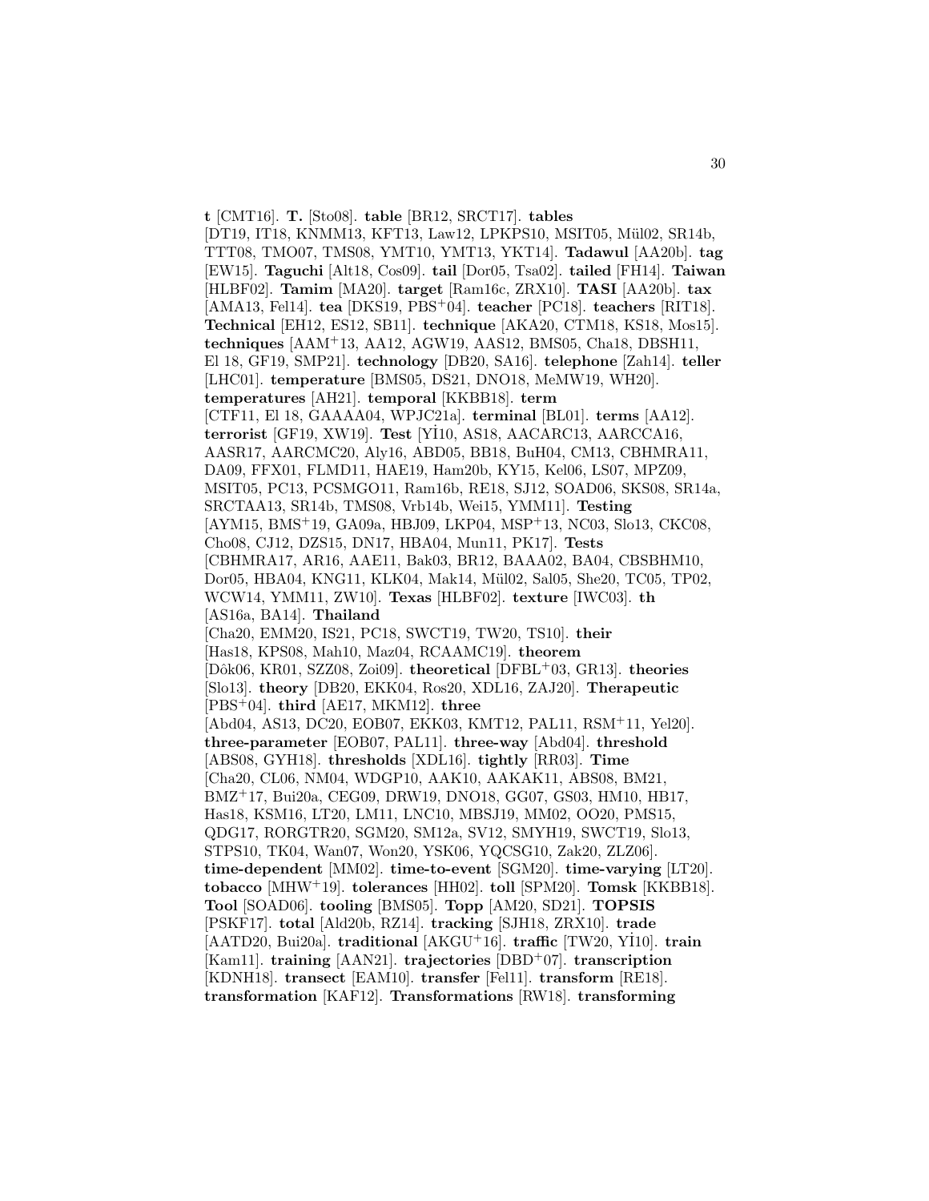**t** [CMT16]. **T.** [Sto08]. **table** [BR12, SRCT17]. **tables** [DT19, IT18, KNMM13, KFT13, Law12, LPKPS10, MSIT05, Mül02, SR14b, TTT08, TMO07, TMS08, YMT10, YMT13, YKT14]. **Tadawul** [AA20b]. **tag** [EW15]. **Taguchi** [Alt18, Cos09]. **tail** [Dor05, Tsa02]. **tailed** [FH14]. **Taiwan** [HLBF02]. **Tamim** [MA20]. **target** [Ram16c, ZRX10]. **TASI** [AA20b]. **tax** [AMA13, Fel14]. **tea** [DKS19, PBS+04]. **teacher** [PC18]. **teachers** [RIT18]. **Technical** [EH12, ES12, SB11]. **technique** [AKA20, CTM18, KS18, Mos15]. **techniques** [AAM+13, AA12, AGW19, AAS12, BMS05, Cha18, DBSH11, El 18, GF19, SMP21]. **technology** [DB20, SA16]. **telephone** [Zah14]. **teller** [LHC01]. **temperature** [BMS05, DS21, DNO18, MeMW19, WH20]. **temperatures** [AH21]. **temporal** [KKBB18]. **term** [CTF11, El 18, GAAAA04, WPJC21a]. **terminal** [BL01]. **terms** [AA12]. **terrorist** [GF19, XW19]. **Test** [Yİ10, AS18, AACARC13, AARCCA16, AASR17, AARCMC20, Aly16, ABD05, BB18, BuH04, CM13, CBHMRA11, DA09, FFX01, FLMD11, HAE19, Ham20b, KY15, Kel06, LS07, MPZ09, MSIT05, PC13, PCSMGO11, Ram16b, RE18, SJ12, SOAD06, SKS08, SR14a, SRCTAA13, SR14b, TMS08, Vrb14b, Wei15, YMM11]. **Testing** [AYM15, BMS+19, GA09a, HBJ09, LKP04, MSP+13, NC03, Slo13, CKC08, Cho08, CJ12, DZS15, DN17, HBA04, Mun11, PK17]. **Tests** [CBHMRA17, AR16, AAE11, Bak03, BR12, BAAA02, BA04, CBSBHM10, Dor05, HBA04, KNG11, KLK04, Mak14, Mül02, Sal05, She20, TC05, TP02, WCW14, YMM11, ZW10]. **Texas** [HLBF02]. **texture** [IWC03]. **th** [AS16a, BA14]. **Thailand** [Cha20, EMM20, IS21, PC18, SWCT19, TW20, TS10]. **their** [Has18, KPS08, Mah10, Maz04, RCAAMC19]. **theorem** [Dôk06, KR01, SZZ08, Zoi09]. **theoretical** [DFBL+03, GR13]. **theories** [Slo13]. **theory** [DB20, EKK04, Ros20, XDL16, ZAJ20]. **Therapeutic** [PBS+04]. **third** [AE17, MKM12]. **three** [Abd04, AS13, DC20, EOB07, EKK03, KMT12, PAL11, RSM+11, Yel20]. **three-parameter** [EOB07, PAL11]. **three-way** [Abd04]. **threshold** [ABS08, GYH18]. **thresholds** [XDL16]. **tightly** [RR03]. **Time** [Cha20, CL06, NM04, WDGP10, AAK10, AAKAK11, ABS08, BM21, BMZ+17, Bui20a, CEG09, DRW19, DNO18, GG07, GS03, HM10, HB17, Has18, KSM16, LT20, LM11, LNC10, MBSJ19, MM02, OO20, PMS15, QDG17, RORGTR20, SGM20, SM12a, SV12, SMYH19, SWCT19, Slo13, STPS10, TK04, Wan07, Won20, YSK06, YQCSG10, Zak20, ZLZ06]. **time-dependent** [MM02]. **time-to-event** [SGM20]. **time-varying** [LT20]. **tobacco** [MHW+19]. **tolerances** [HH02]. **toll** [SPM20]. **Tomsk** [KKBB18]. **Tool** [SOAD06]. **tooling** [BMS05]. **Topp** [AM20, SD21]. **TOPSIS** [PSKF17]. **total** [Ald20b, RZ14]. **tracking** [SJH18, ZRX10]. **trade** [AATD20, Bui20a]. **traditional** [AKGU+16]. **traffic** [TW20, Yİ10]. **train** [Kam11]. **training** [AAN21]. **trajectories** [DBD+07]. **transcription** [KDNH18]. **transect** [EAM10]. **transfer** [Fel11]. **transform** [RE18]. **transformation** [KAF12]. **Transformations** [RW18]. **transforming**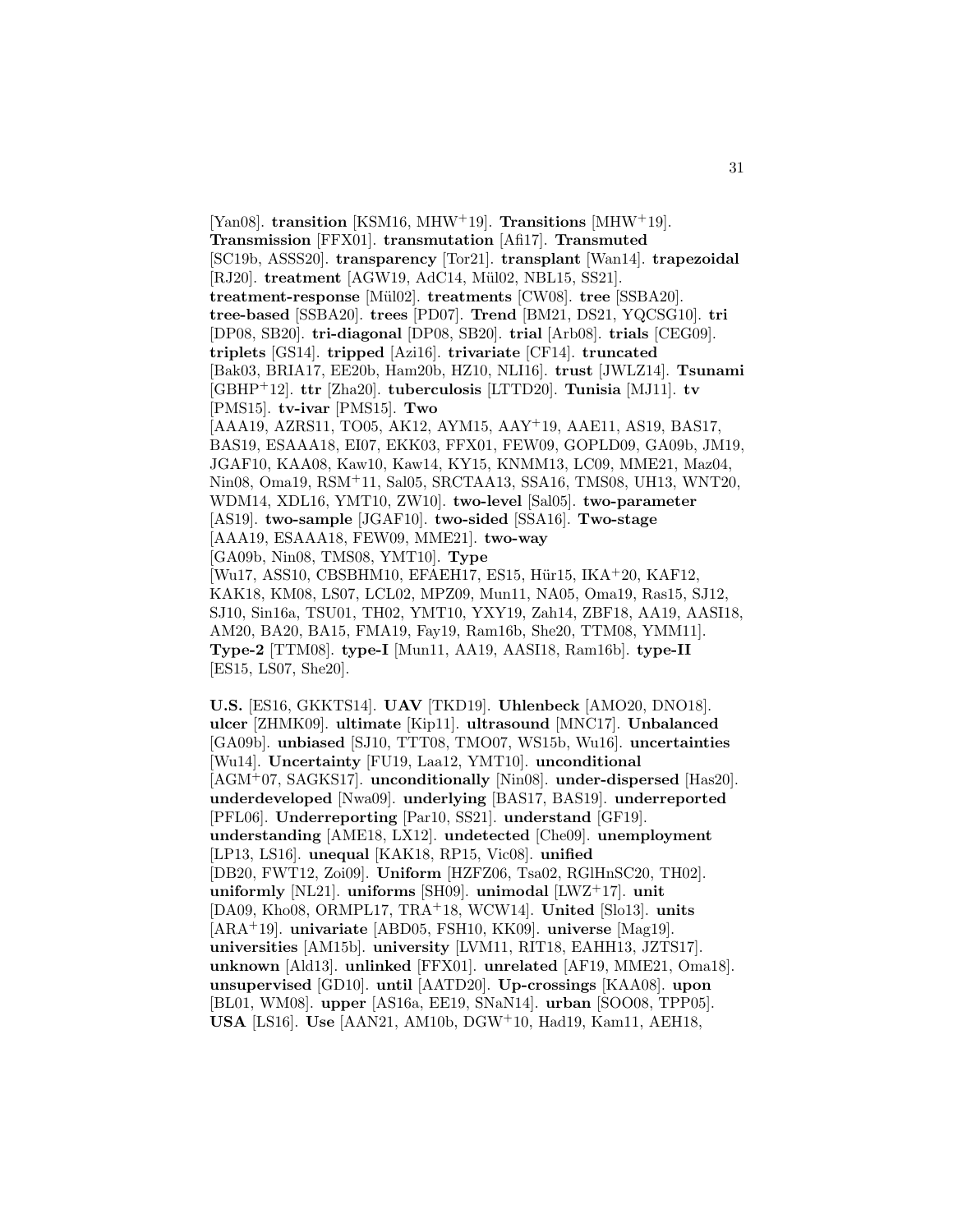[Yan08]. **transition** [KSM16, MHW[+]19]. **Transitions** [MHW[+]19]. **Transmission** [FFX01]. **transmutation** [Afi17]. **Transmuted** [SC19b, ASSS20]. **transparency** [Tor21]. **transplant** [Wan14]. **trapezoidal** [RJ20]. **treatment** [AGW19, AdC14, Mül02, NBL15, SS21]. **treatment-response** [Mül02]. **treatments** [CW08]. **tree** [SSBA20]. **tree-based** [SSBA20]. **trees** [PD07]. **Trend** [BM21, DS21, YQCSG10]. **tri** [DP08, SB20]. **tri-diagonal** [DP08, SB20]. **trial** [Arb08]. **trials** [CEG09]. **triplets** [GS14]. **tripped** [Azi16]. **trivariate** [CF14]. **truncated** [Bak03, BRIA17, EE20b, Ham20b, HZ10, NLI16]. **trust** [JWLZ14]. **Tsunami** [GBHP[+]12]. **ttr** [Zha20]. **tuberculosis** [LTTD20]. **Tunisia** [MJ11]. **tv** [PMS15]. **tv-ivar** [PMS15]. **Two** [AAA19, AZRS11, TO05, AK12, AYM15, AAY[+]19, AAE11, AS19, BAS17, BAS19, ESAAA18, EI07, EKK03, FFX01, FEW09, GOPLD09, GA09b, JM19, JGAF10, KAA08, Kaw10, Kaw14, KY15, KNMM13, LC09, MME21, Maz04, Nin08, Oma19, RSM[+]11, Sal05, SRCTAA13, SSA16, TMS08, UH13, WNT20, WDM14, XDL16, YMT10, ZW10]. **two-level** [Sal05]. **two-parameter** [AS19]. **two-sample** [JGAF10]. **two-sided** [SSA16]. **Two-stage** [AAA19, ESAAA18, FEW09, MME21]. **two-way** [GA09b, Nin08, TMS08, YMT10]. **Type** [Wu17, ASS10, CBSBHM10, EFAEH17, ES15, Hür15, IKA[+]20, KAF12, KAK18, KM08, LS07, LCL02, MPZ09, Mun11, NA05, Oma19, Ras15, SJ12, SJ10, Sin16a, TSU01, TH02, YMT10, YXY19, Zah14, ZBF18, AA19, AASI18, AM20, BA20, BA15, FMA19, Fay19, Ram16b, She20, TTM08, YMM11]. **Type-2** [TTM08]. **type-I** [Mun11, AA19, AASI18, Ram16b]. **type-II** [ES15, LS07, She20].

**U.S.** [ES16, GKKTS14]. **UAV** [TKD19]. **Uhlenbeck** [AMO20, DNO18]. **ulcer** [ZHMK09]. **ultimate** [Kip11]. **ultrasound** [MNC17]. **Unbalanced** [GA09b]. **unbiased** [SJ10, TTT08, TMO07, WS15b, Wu16]. **uncertainties** [Wu14]. **Uncertainty** [FU19, Laa12, YMT10]. **unconditional** [AGM[+]07, SAGKS17]. **unconditionally** [Nin08]. **under-dispersed** [Has20]. **underdeveloped** [Nwa09]. **underlying** [BAS17, BAS19]. **underreported** [PFL06]. **Underreporting** [Par10, SS21]. **understand** [GF19]. **understanding** [AME18, LX12]. **undetected** [Che09]. **unemployment** [LP13, LS16]. **unequal** [KAK18, RP15, Vic08]. **unified** [DB20, FWT12, Zoi09]. **Uniform** [HZFZ06, Tsa02, RGlHnSC20, TH02]. **uniformly** [NL21]. **uniforms** [SH09]. **unimodal** [LWZ[+]17]. **unit** [DA09, Kho08, ORMPL17, TRA[+]18, WCW14]. **United** [Slo13]. **units** [ARA[+]19]. **univariate** [ABD05, FSH10, KK09]. **universe** [Mag19]. **universities** [AM15b]. **university** [LVM11, RIT18, EAHH13, JZTS17]. **unknown** [Ald13]. **unlinked** [FFX01]. **unrelated** [AF19, MME21, Oma18]. **unsupervised** [GD10]. **until** [AATD20]. **Up-crossings** [KAA08]. **upon** [BL01, WM08]. **upper** [AS16a, EE19, SNaN14]. **urban** [SOO08, TPP05]. **USA** [LS16]. **Use** [AAN21, AM10b, DGW[+]10, Had19, Kam11, AEH18,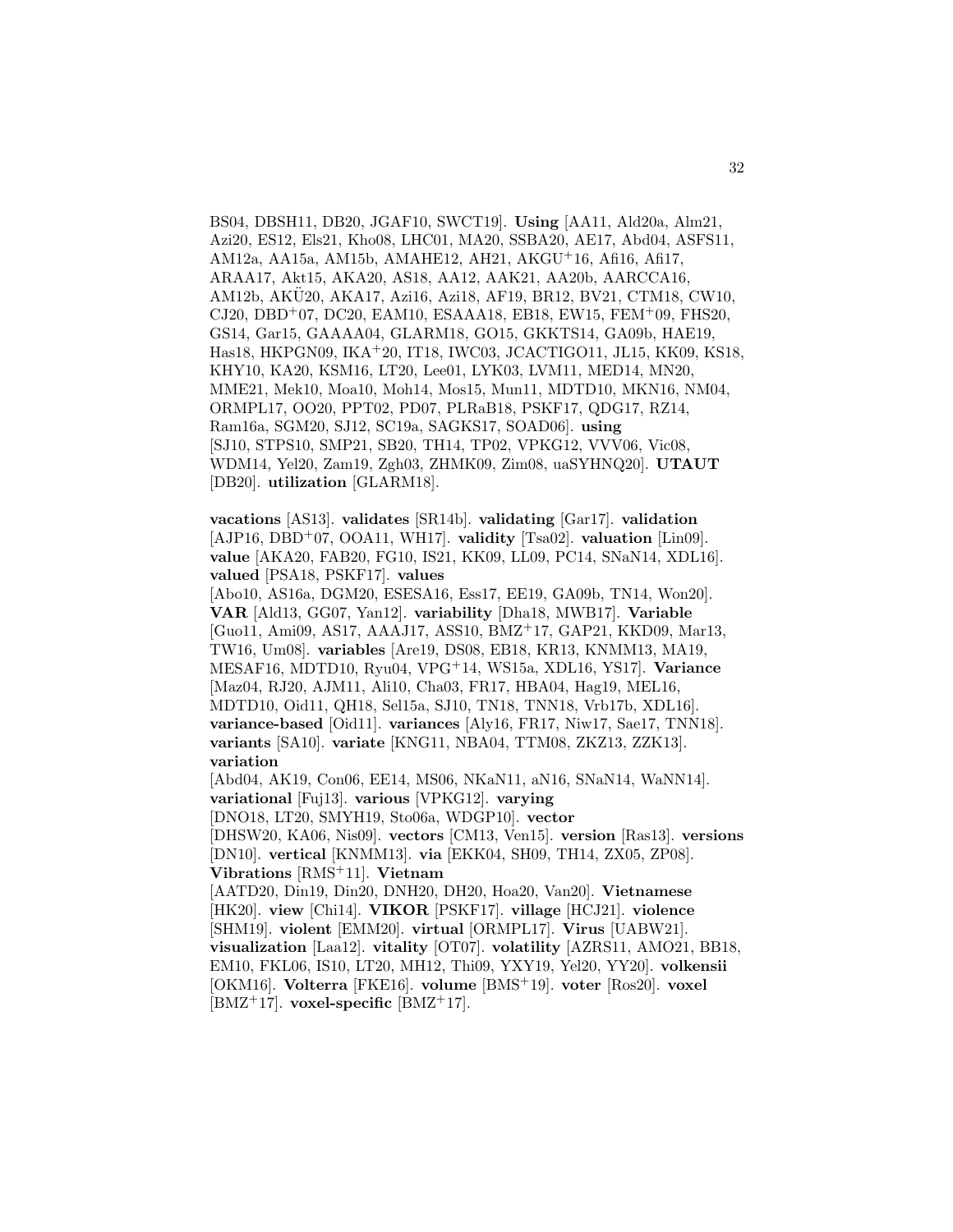BS04, DBSH11, DB20, JGAF10, SWCT19]. **Using** [AA11, Ald20a, Alm21, Azi20, ES12, Els21, Kho08, LHC01, MA20, SSBA20, AE17, Abd04, ASFS11, AM12a, AA15a, AM15b, AMAHE12, AH21, AKGU+16, Afi16, Afi17, ARAA17, Akt15, AKA20, AS18, AA12, AAK21, AA20b, AARCCA16, AM12b, AKÜ20, AKA17, Azi16, Azi18, AF19, BR12, BV21, CTM18, CW10, CJ20, DBD+07, DC20, EAM10, ESAAA18, EB18, EW15, FEM+09, FHS20, GS14, Gar15, GAAAA04, GLARM18, GO15, GKKTS14, GA09b, HAE19, Has18, HKPGN09, IKA+20, IT18, IWC03, JCACTIGO11, JL15, KK09, KS18, KHY10, KA20, KSM16, LT20, Lee01, LYK03, LVM11, MED14, MN20, MME21, Mek10, Moa10, Moh14, Mos15, Mun11, MDTD10, MKN16, NM04, ORMPL17, OO20, PPT02, PD07, PLRaB18, PSKF17, QDG17, RZ14, Ram16a, SGM20, SJ12, SC19a, SAGKS17, SOAD06]. **using** [SJ10, STPS10, SMP21, SB20, TH14, TP02, VPKG12, VVV06, Vic08, WDM14, Yel20, Zam19, Zgh03, ZHMK09, Zim08, uaSYHNQ20]. **UTAUT** [DB20]. **utilization** [GLARM18].

**vacations** [AS13]. **validates** [SR14b]. **validating** [Gar17]. **validation** [AJP16, DBD+07, OOA11, WH17]. **validity** [Tsa02]. **valuation** [Lin09]. **value** [AKA20, FAB20, FG10, IS21, KK09, LL09, PC14, SNaN14, XDL16]. **valued** [PSA18, PSKF17]. **values** [Abo10, AS16a, DGM20, ESESA16, Ess17, EE19, GA09b, TN14, Won20]. **VAR** [Ald13, GG07, Yan12]. **variability** [Dha18, MWB17]. **Variable** [Guo11, Ami09, AS17, AAAJ17, ASS10, BMZ+17, GAP21, KKD09, Mar13, TW16, Um08]. **variables** [Are19, DS08, EB18, KR13, KNMM13, MA19, MESAF16, MDTD10, Ryu04, VPG+14, WS15a, XDL16, YS17]. **Variance** [Maz04, RJ20, AJM11, Ali10, Cha03, FR17, HBA04, Hag19, MEL16, MDTD10, Oid11, QH18, Sel15a, SJ10, TN18, TNN18, Vrb17b, XDL16]. **variance-based** [Oid11]. **variances** [Aly16, FR17, Niw17, Sae17, TNN18]. **variants** [SA10]. **variate** [KNG11, NBA04, TTM08, ZKZ13, ZZK13]. **variation** [Abd04, AK19, Con06, EE14, MS06, NKaN11, aN16, SNaN14, WaNN14]. **variational** [Fuj13]. **various** [VPKG12]. **varying** [DNO18, LT20, SMYH19, Sto06a, WDGP10]. **vector** [DHSW20, KA06, Nis09]. **vectors** [CM13, Ven15]. **version** [Ras13]. **versions** [DN10]. **vertical** [KNMM13]. **via** [EKK04, SH09, TH14, ZX05, ZP08]. **Vibrations** [RMS+11]. **Vietnam** [AATD20, Din19, Din20, DNH20, DH20, Hoa20, Van20]. **Vietnamese** [HK20]. **view** [Chi14]. **VIKOR** [PSKF17]. **village** [HCJ21]. **violence** [SHM19]. **violent** [EMM20]. **virtual** [ORMPL17]. **Virus** [UABW21]. **visualization** [Laa12]. **vitality** [OT07]. **volatility** [AZRS11, AMO21, BB18, EM10, FKL06, IS10, LT20, MH12, Thi09, YXY19, Yel20, YY20]. **volkensii** [OKM16]. **Volterra** [FKE16]. **volume** [BMS+19]. **voter** [Ros20]. **voxel** [BMZ+17]. **voxel-specific** [BMZ+17].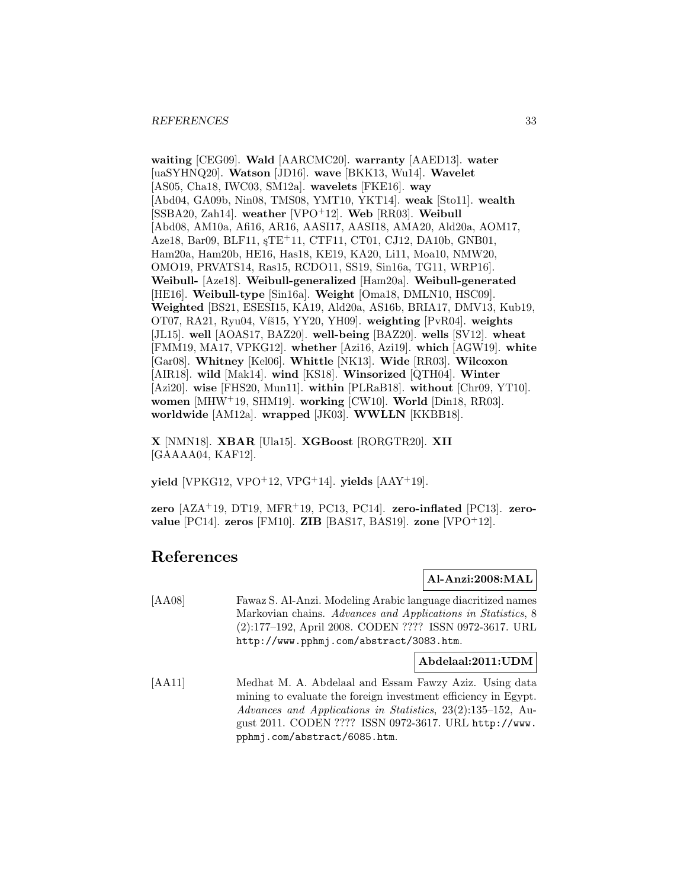**waiting** [CEG09]. **Wald** [AARCMC20]. **warranty** [AAED13]. **water** [uaSYHNQ20]. **Watson** [JD16]. **wave** [BKK13, Wu14]. **Wavelet** [AS05, Cha18, IWC03, SM12a]. **wavelets** [FKE16]. **way** [Abd04, GA09b, Nin08, TMS08, YMT10, YKT14]. **weak** [Sto11]. **wealth** [SSBA20, Zah14]. **weather** [VPO+12]. **Web** [RR03]. **Weibull** [Abd08, AM10a, Afi16, AR16, AASI17, AASI18, AMA20, Ald20a, AOM17, Aze18, Bar09, BLF11, şTE+11, CTF11, CT01, CJ12, DA10b, GNB01, Ham20a, Ham20b, HE16, Has18, KE19, KA20, Li11, Moa10, NMW20, OMO19, PRVATS14, Ras15, RCDO11, SS19, Sin16a, TG11, WRP16]. **Weibull-** [Aze18]. **Weibull-generalized** [Ham20a]. **Weibull-generated** [HE16]. **Weibull-type** [Sin16a]. **Weight** [Oma18, DMLN10, HSC09]. **Weighted** [BS21, ESESI15, KA19, Ald20a, AS16b, BRIA17, DMV13, Kub19, OT07, RA21, Ryu04, Víš15, YY20, YH09]. **weighting** [PvR04]. **weights** [JL15]. **well** [AOAS17, BAZ20]. **well-being** [BAZ20]. **wells** [SV12]. **wheat** [FMM19, MA17, VPKG12]. **whether** [Azi16, Azi19]. **which** [AGW19]. **white** [Gar08]. **Whitney** [Kel06]. **Whittle** [NK13]. **Wide** [RR03]. **Wilcoxon** [AIR18]. **wild** [Mak14]. **wind** [KS18]. **Winsorized** [QTH04]. **Winter** [Azi20]. **wise** [FHS20, Mun11]. **within** [PLRaB18]. **without** [Chr09, YT10]. **women** [MHW+19, SHM19]. **working** [CW10]. **World** [Din18, RR03]. **worldwide** [AM12a]. **wrapped** [JK03]. **WWLLN** [KKBB18].

**X** [NMN18]. **XBAR** [Ula15]. **XGBoost** [RORGTR20]. **XII** [GAAAA04, KAF12].

**yield** [VPKG12, VPO+12, VPG+14]. **yields** [AAY+19].

**zero** [AZA+19, DT19, MFR+19, PC13, PC14]. **zero-inflated** [PC13]. **zero-value** [PC14]. **zeros** [FM10]. **ZIB** [BAS17, BAS19]. **zone** [VPO+12].

# References

**Al-Anzi:2008:MAL**

[AA08] Fawaz S. Al-Anzi. Modeling Arabic language diacritized names Markovian chains. *Advances and Applications in Statistics*, 8 (2):177–192, April 2008. CODEN ???? ISSN 0972-3617. URL http://www.pphmj.com/abstract/3083.htm.

**Abdelaal:2011:UDM**

[AA11] Medhat M. A. Abdelaal and Essam Fawzy Aziz. Using data mining to evaluate the foreign investment efficiency in Egypt. *Advances and Applications in Statistics*, 23(2):135–152, August 2011. CODEN ???? ISSN 0972-3617. URL http://www.pphmj.com/abstract/6085.htm.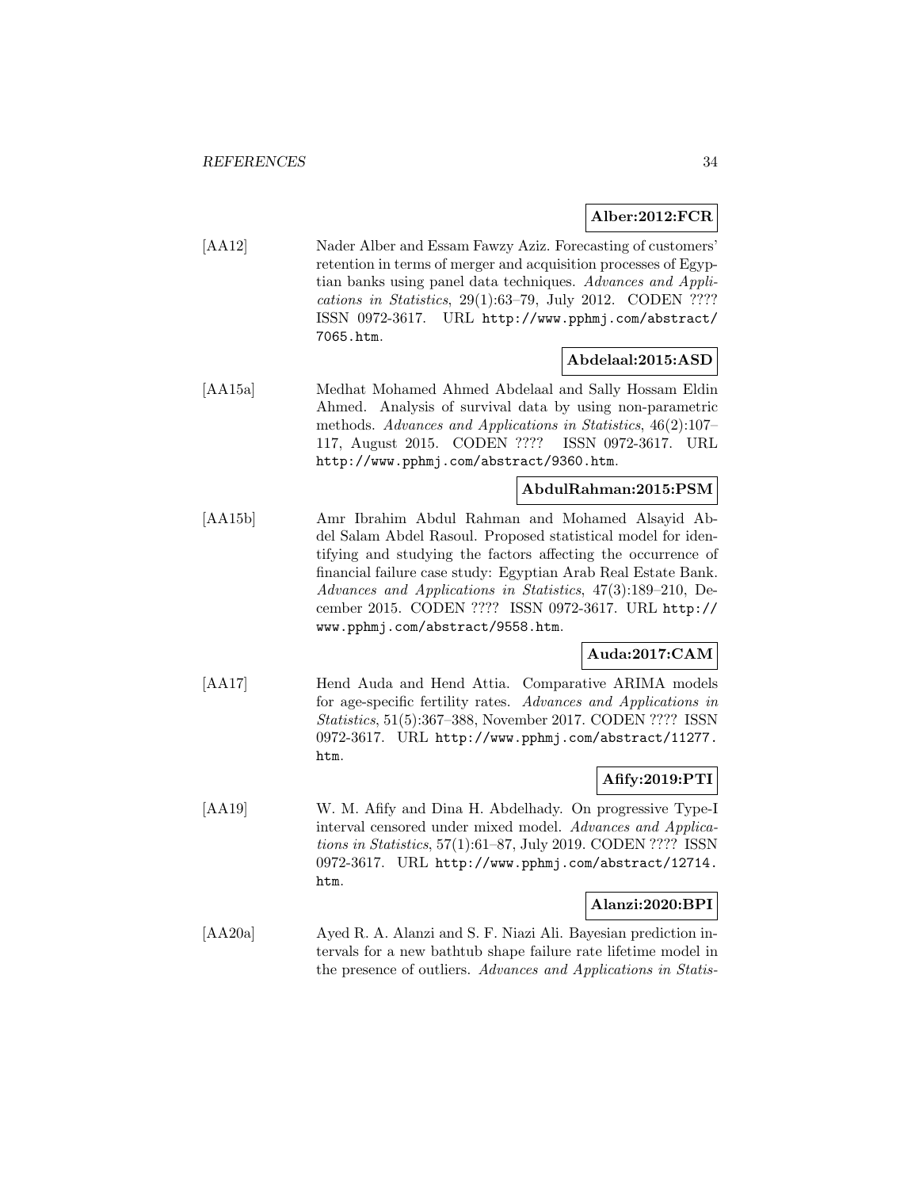**Alber:2012:FCR**

[AA12] Nader Alber and Essam Fawzy Aziz. Forecasting of customers' retention in terms of merger and acquisition processes of Egyptian banks using panel data techniques. *Advances and Applications in Statistics*, 29(1):63–79, July 2012. CODEN ???? ISSN 0972-3617. URL http://www.pphmj.com/abstract/7065.htm.

**Abdelaal:2015:ASD**

[AA15a] Medhat Mohamed Ahmed Abdelaal and Sally Hossam Eldin Ahmed. Analysis of survival data by using non-parametric methods. *Advances and Applications in Statistics*, 46(2):107–117, August 2015. CODEN ???? ISSN 0972-3617. URL http://www.pphmj.com/abstract/9360.htm.

**AbdulRahman:2015:PSM**

[AA15b] Amr Ibrahim Abdul Rahman and Mohamed Alsayid Abdel Salam Abdel Rasoul. Proposed statistical model for identifying and studying the factors affecting the occurrence of financial failure case study: Egyptian Arab Real Estate Bank. *Advances and Applications in Statistics*, 47(3):189–210, December 2015. CODEN ???? ISSN 0972-3617. URL http://www.pphmj.com/abstract/9558.htm.

**Auda:2017:CAM**

[AA17] Hend Auda and Hend Attia. Comparative ARIMA models for age-specific fertility rates. *Advances and Applications in Statistics*, 51(5):367–388, November 2017. CODEN ???? ISSN 0972-3617. URL http://www.pphmj.com/abstract/11277.htm.

**Afify:2019:PTI**

[AA19] W. M. Afify and Dina H. Abdelhady. On progressive Type-I interval censored under mixed model. *Advances and Applications in Statistics*, 57(1):61–87, July 2019. CODEN ???? ISSN 0972-3617. URL http://www.pphmj.com/abstract/12714.htm.

**Alanzi:2020:BPI**

[AA20a] Ayed R. A. Alanzi and S. F. Niazi Ali. Bayesian prediction intervals for a new bathtub shape failure rate lifetime model in the presence of outliers. *Advances and Applications in Statis-*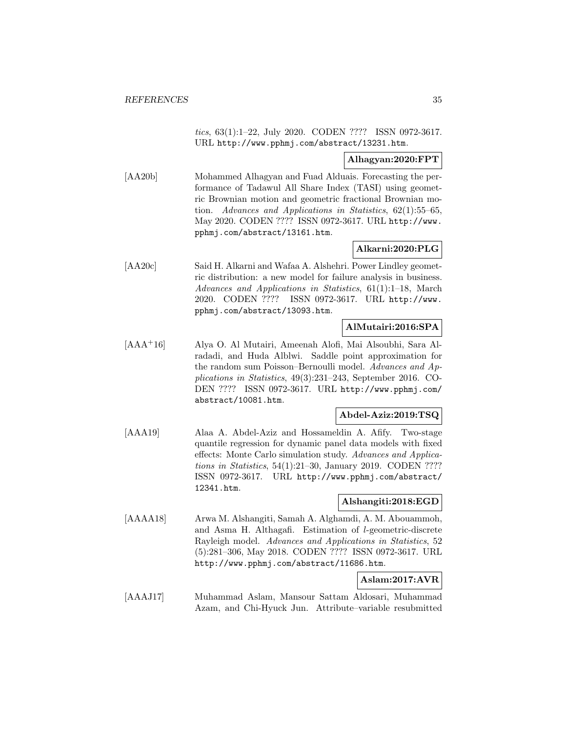*tics*, 63(1):1–22, July 2020. CODEN ???? ISSN 0972-3617. URL http://www.pphmj.com/abstract/13231.htm.

**Alhagyan:2020:FPT**

[AA20b] Mohammed Alhagyan and Fuad Alduais. Forecasting the performance of Tadawul All Share Index (TASI) using geometric Brownian motion and geometric fractional Brownian motion. *Advances and Applications in Statistics*, 62(1):55–65, May 2020. CODEN ???? ISSN 0972-3617. URL http://www.pphmj.com/abstract/13161.htm.

**Alkarni:2020:PLG**

[AA20c] Said H. Alkarni and Wafaa A. Alshehri. Power Lindley geometric distribution: a new model for failure analysis in business. *Advances and Applications in Statistics*, 61(1):1–18, March 2020. CODEN ???? ISSN 0972-3617. URL http://www.pphmj.com/abstract/13093.htm.

**AlMutairi:2016:SPA**

[AAA+16] Alya O. Al Mutairi, Ameenah Alofi, Mai Alsoubhi, Sara Alradadi, and Huda Alblwi. Saddle point approximation for the random sum Poisson–Bernoulli model. *Advances and Applications in Statistics*, 49(3):231–243, September 2016. CODEN ???? ISSN 0972-3617. URL http://www.pphmj.com/abstract/10081.htm.

**Abdel-Aziz:2019:TSQ**

[AAA19] Alaa A. Abdel-Aziz and Hossameldin A. Afify. Two-stage quantile regression for dynamic panel data models with fixed effects: Monte Carlo simulation study. *Advances and Applications in Statistics*, 54(1):21–30, January 2019. CODEN ???? ISSN 0972-3617. URL http://www.pphmj.com/abstract/12341.htm.

**Alshangiti:2018:EGD**

[AAAA18] Arwa M. Alshangiti, Samah A. Alghamdi, A. M. Abouammoh, and Asma H. Althagafi. Estimation of $l$-geometric-discrete Rayleigh model. *Advances and Applications in Statistics*, 52 (5):281–306, May 2018. CODEN ???? ISSN 0972-3617. URL http://www.pphmj.com/abstract/11686.htm.

**Aslam:2017:AVR**

[AAAJ17] Muhammad Aslam, Mansour Sattam Aldosari, Muhammad Azam, and Chi-Hyuck Jun. Attribute–variable resubmitted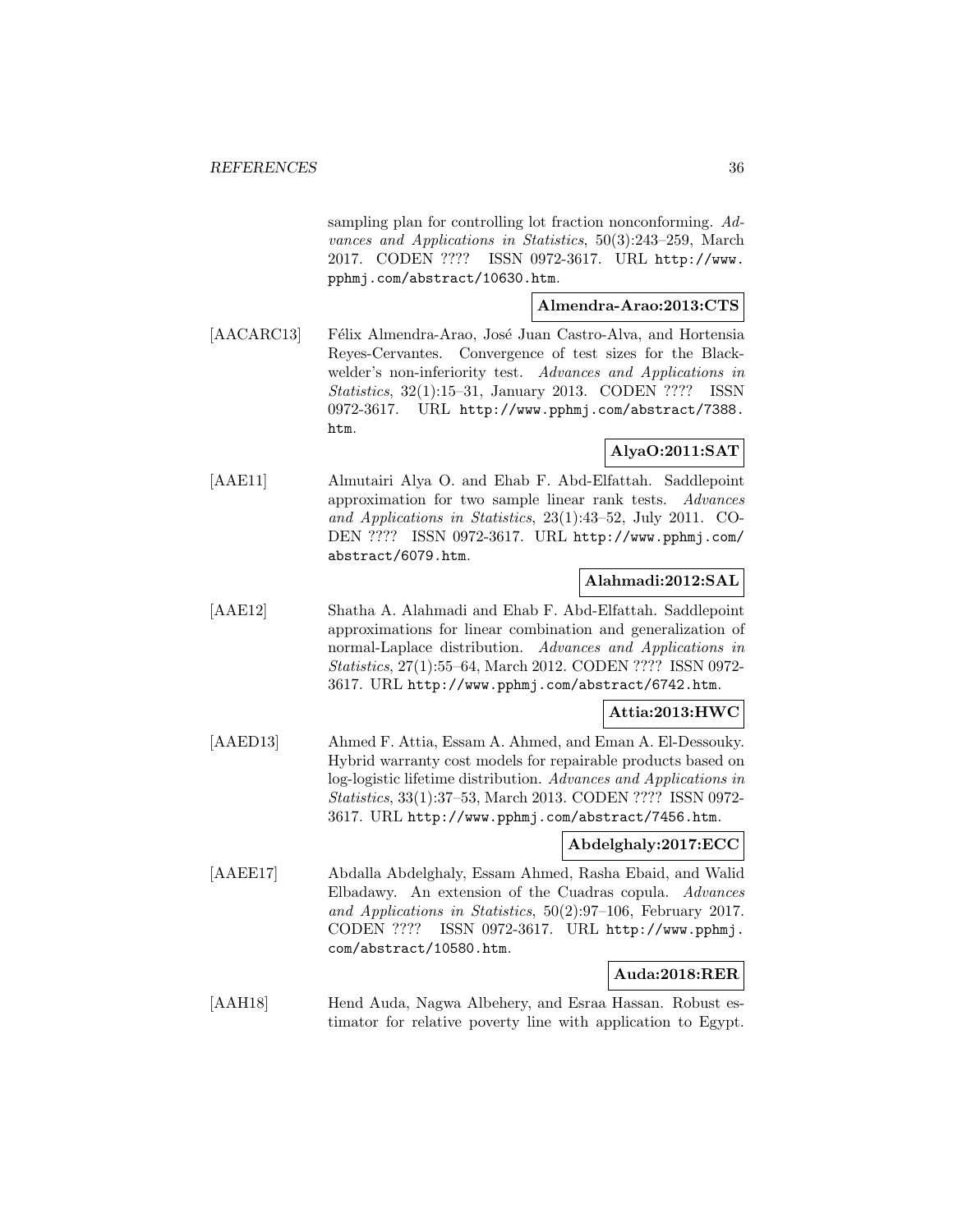sampling plan for controlling lot fraction nonconforming. *Advances and Applications in Statistics*, 50(3):243–259, March 2017. CODEN ???? ISSN 0972-3617. URL http://www.pphmj.com/abstract/10630.htm.

**Almendra-Arao:2013:CTS**

[AACARC13] Félix Almendra-Arao, José Juan Castro-Alva, and Hortensia Reyes-Cervantes. Convergence of test sizes for the Blackwelder's non-inferiority test. *Advances and Applications in Statistics*, 32(1):15–31, January 2013. CODEN ???? ISSN 0972-3617. URL http://www.pphmj.com/abstract/7388.htm.

**AlyaO:2011:SAT**

[AAE11] Almutairi Alya O. and Ehab F. Abd-Elfattah. Saddlepoint approximation for two sample linear rank tests. *Advances and Applications in Statistics*, 23(1):43–52, July 2011. CODEN ???? ISSN 0972-3617. URL http://www.pphmj.com/abstract/6079.htm.

**Alahmadi:2012:SAL**

[AAE12] Shatha A. Alahmadi and Ehab F. Abd-Elfattah. Saddlepoint approximations for linear combination and generalization of normal-Laplace distribution. *Advances and Applications in Statistics*, 27(1):55–64, March 2012. CODEN ???? ISSN 0972-3617. URL http://www.pphmj.com/abstract/6742.htm.

**Attia:2013:HWC**

[AAED13] Ahmed F. Attia, Essam A. Ahmed, and Eman A. El-Dessouky. Hybrid warranty cost models for repairable products based on log-logistic lifetime distribution. *Advances and Applications in Statistics*, 33(1):37–53, March 2013. CODEN ???? ISSN 0972-3617. URL http://www.pphmj.com/abstract/7456.htm.

**Abdelghaly:2017:ECC**

[AAEE17] Abdalla Abdelghaly, Essam Ahmed, Rasha Ebaid, and Walid Elbadawy. An extension of the Cuadras copula. *Advances and Applications in Statistics*, 50(2):97–106, February 2017. CODEN ???? ISSN 0972-3617. URL http://www.pphmj.com/abstract/10580.htm.

**Auda:2018:RER**

[AAH18] Hend Auda, Nagwa Albehery, and Esraa Hassan. Robust estimator for relative poverty line with application to Egypt.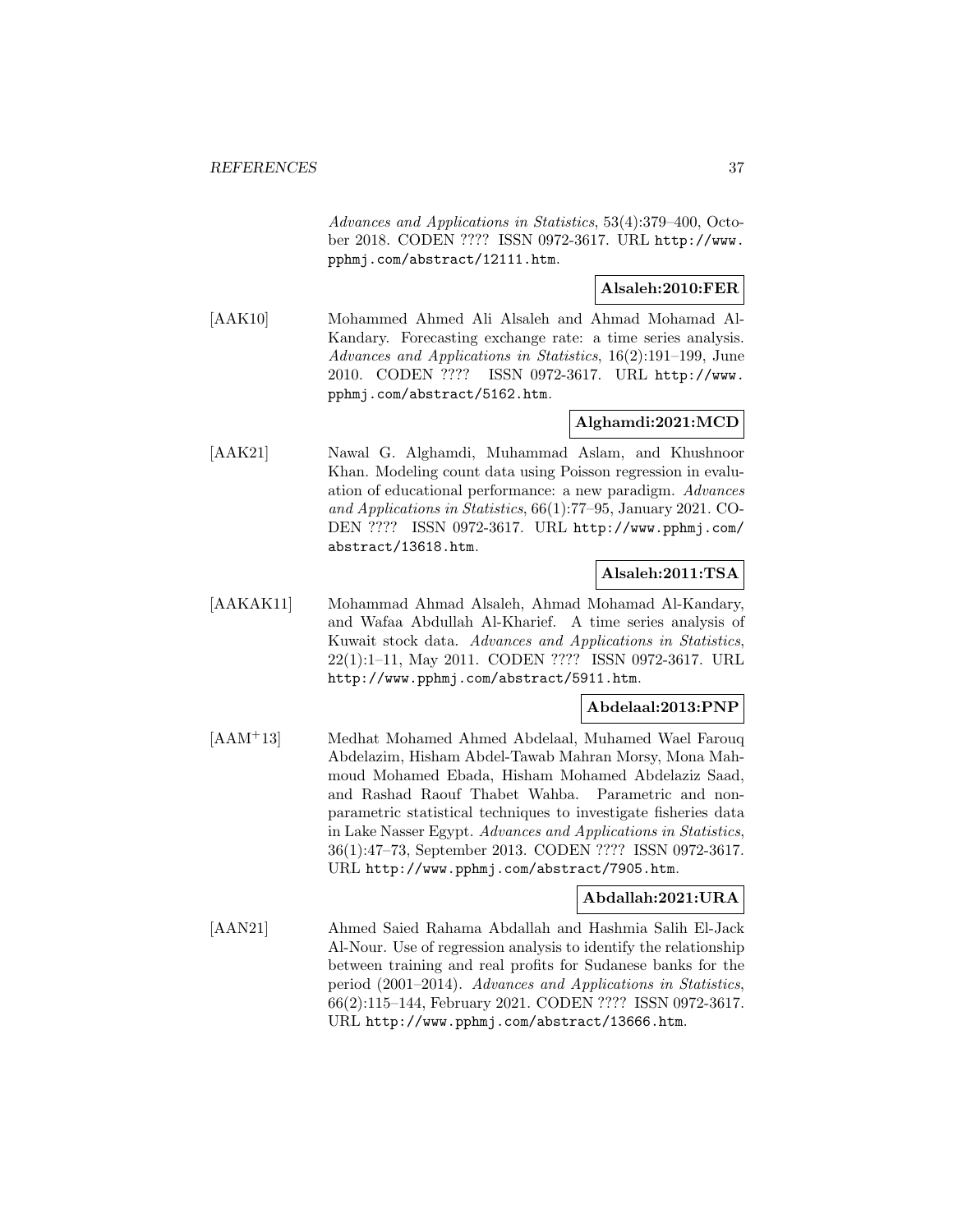*Advances and Applications in Statistics*, 53(4):379–400, October 2018. CODEN ???? ISSN 0972-3617. URL http://www.pphmj.com/abstract/12111.htm.

**Alsaleh:2010:FER**

[AAK10] Mohammed Ahmed Ali Alsaleh and Ahmad Mohamad Al-Kandary. Forecasting exchange rate: a time series analysis. *Advances and Applications in Statistics*, 16(2):191–199, June 2010. CODEN ???? ISSN 0972-3617. URL http://www.pphmj.com/abstract/5162.htm.

**Alghamdi:2021:MCD**

[AAK21] Nawal G. Alghamdi, Muhammad Aslam, and Khushnoor Khan. Modeling count data using Poisson regression in evaluation of educational performance: a new paradigm. *Advances and Applications in Statistics*, 66(1):77–95, January 2021. CODEN ???? ISSN 0972-3617. URL http://www.pphmj.com/abstract/13618.htm.

**Alsaleh:2011:TSA**

[AAKAK11] Mohammad Ahmad Alsaleh, Ahmad Mohamad Al-Kandary, and Wafaa Abdullah Al-Kharief. A time series analysis of Kuwait stock data. *Advances and Applications in Statistics*, 22(1):1–11, May 2011. CODEN ???? ISSN 0972-3617. URL http://www.pphmj.com/abstract/5911.htm.

**Abdelaal:2013:PNP**

[AAM+13] Medhat Mohamed Ahmed Abdelaal, Muhamed Wael Farouq Abdelazim, Hisham Abdel-Tawab Mahran Morsy, Mona Mahmoud Mohamed Ebada, Hisham Mohamed Abdelaziz Saad, and Rashad Raouf Thabet Wahba. Parametric and non-parametric statistical techniques to investigate fisheries data in Lake Nasser Egypt. *Advances and Applications in Statistics*, 36(1):47–73, September 2013. CODEN ???? ISSN 0972-3617. URL http://www.pphmj.com/abstract/7905.htm.

**Abdallah:2021:URA**

[AAN21] Ahmed Saied Rahama Abdallah and Hashmia Salih El-Jack Al-Nour. Use of regression analysis to identify the relationship between training and real profits for Sudanese banks for the period (2001–2014). *Advances and Applications in Statistics*, 66(2):115–144, February 2021. CODEN ???? ISSN 0972-3617. URL http://www.pphmj.com/abstract/13666.htm.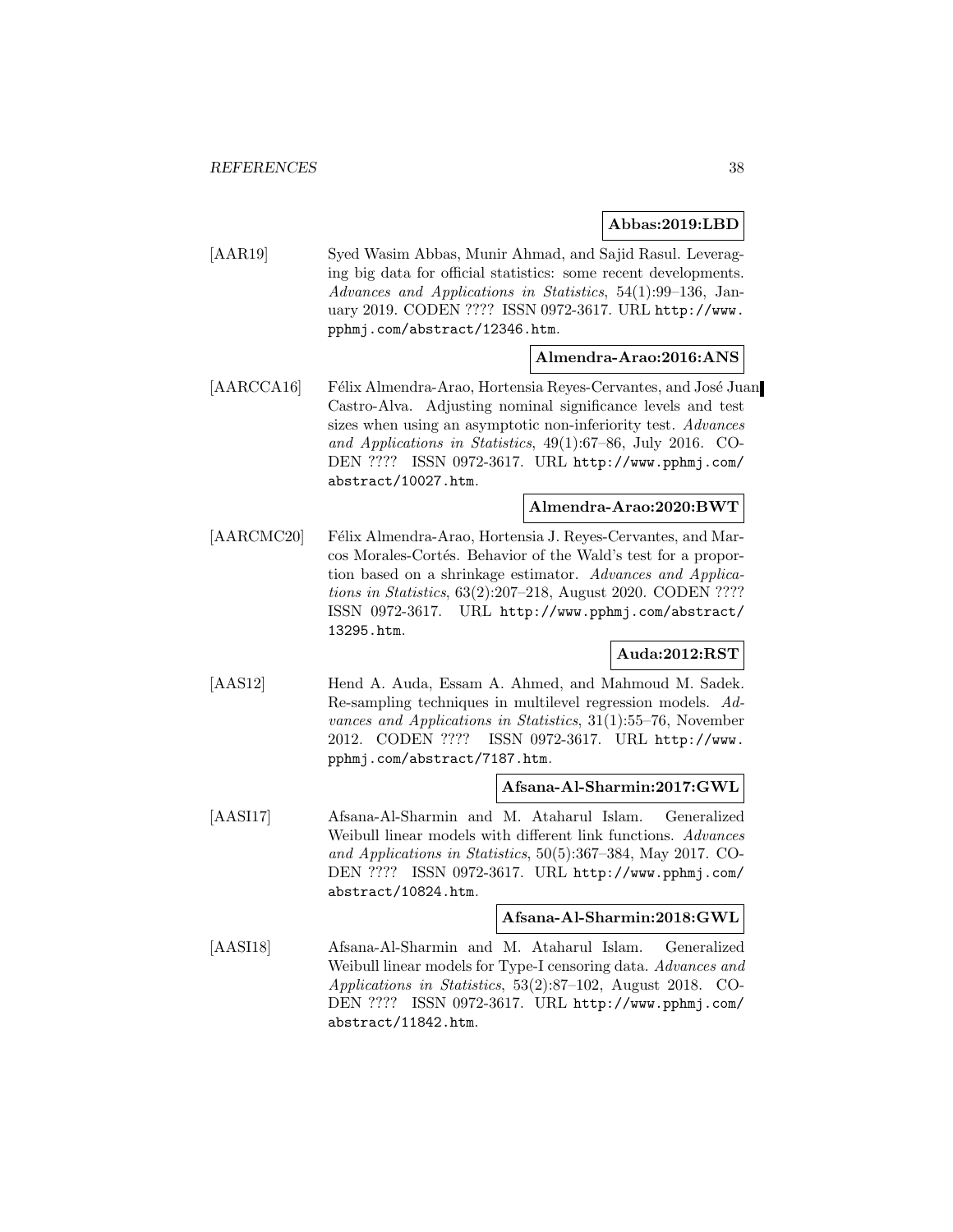**Abbas:2019:LBD**

[AAR19] Syed Wasim Abbas, Munir Ahmad, and Sajid Rasul. Leveraging big data for official statistics: some recent developments. *Advances and Applications in Statistics*, 54(1):99–136, January 2019. CODEN ???? ISSN 0972-3617. URL http://www.pphmj.com/abstract/12346.htm.

**Almendra-Arao:2016:ANS**

[AARCCA16] Félix Almendra-Arao, Hortensia Reyes-Cervantes, and José Juan Castro-Alva. Adjusting nominal significance levels and test sizes when using an asymptotic non-inferiority test. *Advances and Applications in Statistics*, 49(1):67–86, July 2016. CODEN ???? ISSN 0972-3617. URL http://www.pphmj.com/abstract/10027.htm.

**Almendra-Arao:2020:BWT**

[AARCMC20] Félix Almendra-Arao, Hortensia J. Reyes-Cervantes, and Marcos Morales-Cortés. Behavior of the Wald's test for a proportion based on a shrinkage estimator. *Advances and Applications in Statistics*, 63(2):207–218, August 2020. CODEN ???? ISSN 0972-3617. URL http://www.pphmj.com/abstract/13295.htm.

**Auda:2012:RST**

[AAS12] Hend A. Auda, Essam A. Ahmed, and Mahmoud M. Sadek. Re-sampling techniques in multilevel regression models. *Advances and Applications in Statistics*, 31(1):55–76, November 2012. CODEN ???? ISSN 0972-3617. URL http://www.pphmj.com/abstract/7187.htm.

**Afsana-Al-Sharmin:2017:GWL**

[AASI17] Afsana-Al-Sharmin and M. Ataharul Islam. Generalized Weibull linear models with different link functions. *Advances and Applications in Statistics*, 50(5):367–384, May 2017. CODEN ???? ISSN 0972-3617. URL http://www.pphmj.com/abstract/10824.htm.

**Afsana-Al-Sharmin:2018:GWL**

[AASI18] Afsana-Al-Sharmin and M. Ataharul Islam. Generalized Weibull linear models for Type-I censoring data. *Advances and Applications in Statistics*, 53(2):87–102, August 2018. CODEN ???? ISSN 0972-3617. URL http://www.pphmj.com/abstract/11842.htm.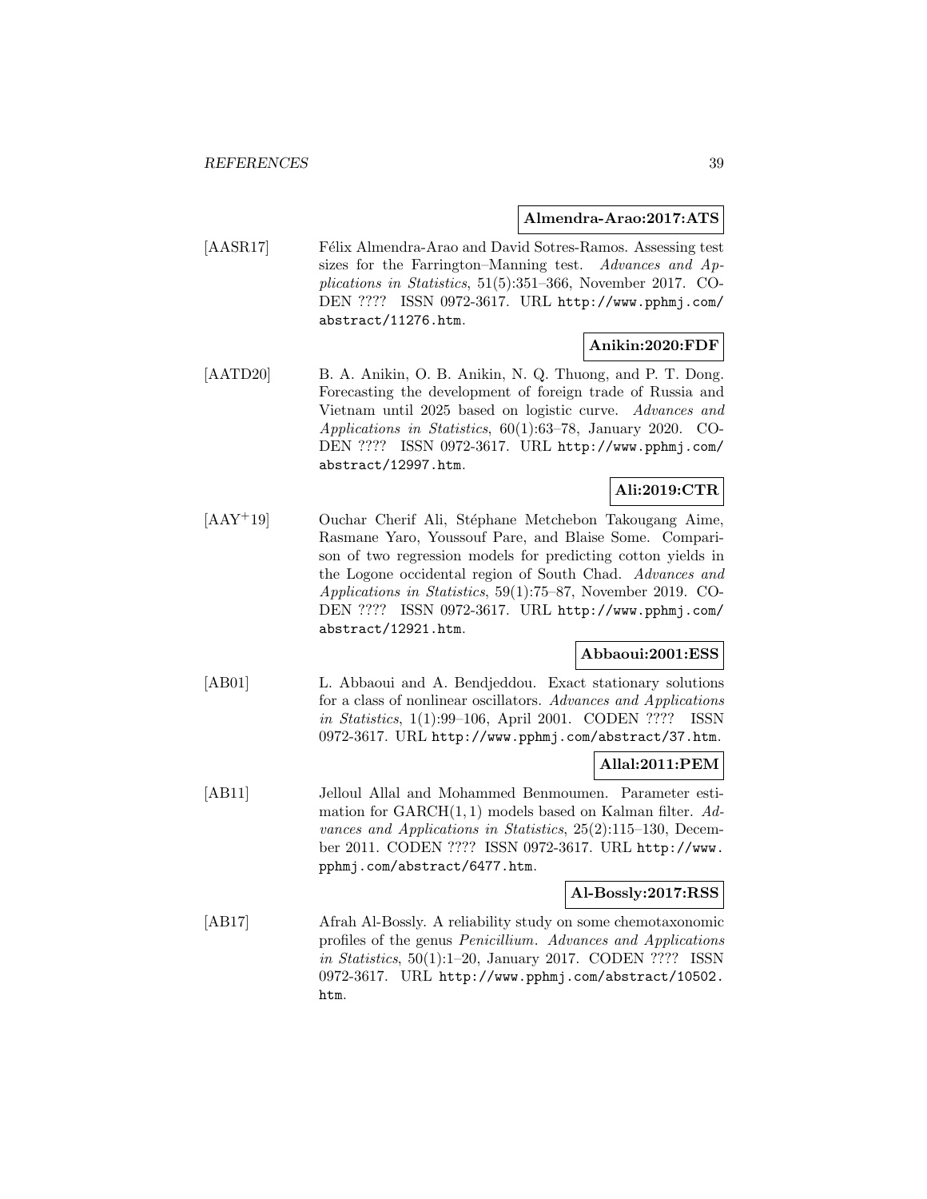**Almendra-Arao:2017:ATS**

[AASR17] Félix Almendra-Arao and David Sotres-Ramos. Assessing test sizes for the Farrington–Manning test. *Advances and Applications in Statistics*, 51(5):351–366, November 2017. CODEN ???? ISSN 0972-3617. URL http://www.pphmj.com/abstract/11276.htm.

**Anikin:2020:FDF**

[AATD20] B. A. Anikin, O. B. Anikin, N. Q. Thuong, and P. T. Dong. Forecasting the development of foreign trade of Russia and Vietnam until 2025 based on logistic curve. *Advances and Applications in Statistics*, 60(1):63–78, January 2020. CODEN ???? ISSN 0972-3617. URL http://www.pphmj.com/abstract/12997.htm.

**Ali:2019:CTR**

[AAY+19] Ouchar Cherif Ali, Stéphane Metchebon Takougang Aime, Rasmane Yaro, Youssouf Pare, and Blaise Some. Comparison of two regression models for predicting cotton yields in the Logone occidental region of South Chad. *Advances and Applications in Statistics*, 59(1):75–87, November 2019. CODEN ???? ISSN 0972-3617. URL http://www.pphmj.com/abstract/12921.htm.

**Abbaoui:2001:ESS**

[AB01] L. Abbaoui and A. Bendjeddou. Exact stationary solutions for a class of nonlinear oscillators. *Advances and Applications in Statistics*, 1(1):99–106, April 2001. CODEN ???? ISSN 0972-3617. URL http://www.pphmj.com/abstract/37.htm.

**Allal:2011:PEM**

[AB11] Jelloul Allal and Mohammed Benmoumen. Parameter estimation for $\mathrm{GARCH}(1,1)$ models based on Kalman filter. *Advances and Applications in Statistics*, 25(2):115–130, December 2011. CODEN ???? ISSN 0972-3617. URL http://www.pphmj.com/abstract/6477.htm.

**Al-Bossly:2017:RSS**

[AB17] Afrah Al-Bossly. A reliability study on some chemotaxonomic profiles of the genus *Penicillium*. *Advances and Applications in Statistics*, 50(1):1–20, January 2017. CODEN ???? ISSN 0972-3617. URL http://www.pphmj.com/abstract/10502.htm.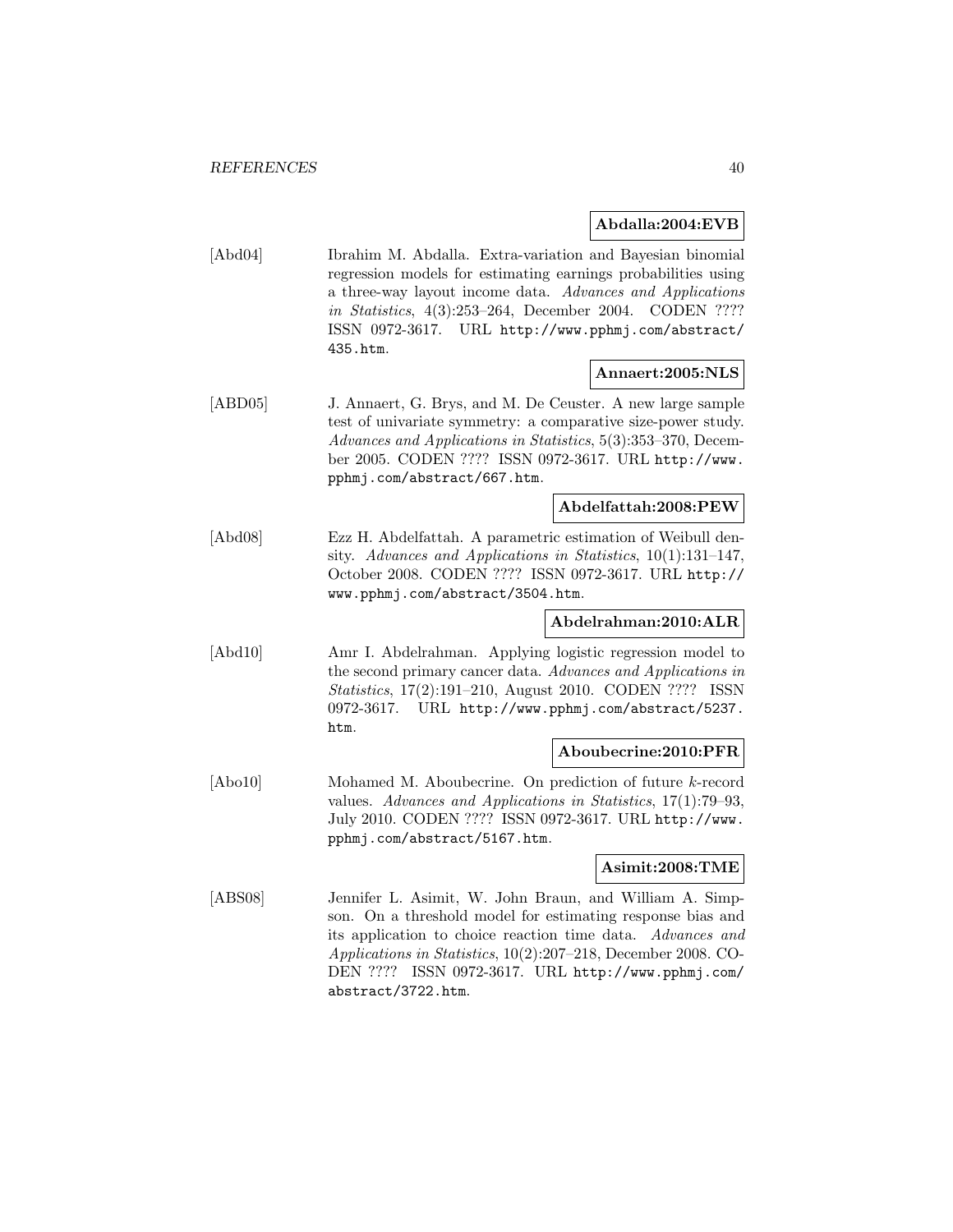**Abdalla:2004:EVB**

[Abd04] Ibrahim M. Abdalla. Extra-variation and Bayesian binomial regression models for estimating earnings probabilities using a three-way layout income data. *Advances and Applications in Statistics*, 4(3):253–264, December 2004. CODEN ???? ISSN 0972-3617. URL `http://www.pphmj.com/abstract/435.htm`.

**Annaert:2005:NLS**

[ABD05] J. Annaert, G. Brys, and M. De Ceuster. A new large sample test of univariate symmetry: a comparative size-power study. *Advances and Applications in Statistics*, 5(3):353–370, December 2005. CODEN ???? ISSN 0972-3617. URL `http://www.pphmj.com/abstract/667.htm`.

**Abdelfattah:2008:PEW**

[Abd08] Ezz H. Abdelfattah. A parametric estimation of Weibull density. *Advances and Applications in Statistics*, 10(1):131–147, October 2008. CODEN ???? ISSN 0972-3617. URL `http://www.pphmj.com/abstract/3504.htm`.

**Abdelrahman:2010:ALR**

[Abd10] Amr I. Abdelrahman. Applying logistic regression model to the second primary cancer data. *Advances and Applications in Statistics*, 17(2):191–210, August 2010. CODEN ???? ISSN 0972-3617. URL `http://www.pphmj.com/abstract/5237.htm`.

**Aboubecrine:2010:PFR**

[Abo10] Mohamed M. Aboubecrine. On prediction of future $k$-record values. *Advances and Applications in Statistics*, 17(1):79–93, July 2010. CODEN ???? ISSN 0972-3617. URL `http://www.pphmj.com/abstract/5167.htm`.

**Asimit:2008:TME**

[ABS08] Jennifer L. Asimit, W. John Braun, and William A. Simpson. On a threshold model for estimating response bias and its application to choice reaction time data. *Advances and Applications in Statistics*, 10(2):207–218, December 2008. CODEN ???? ISSN 0972-3617. URL `http://www.pphmj.com/abstract/3722.htm`.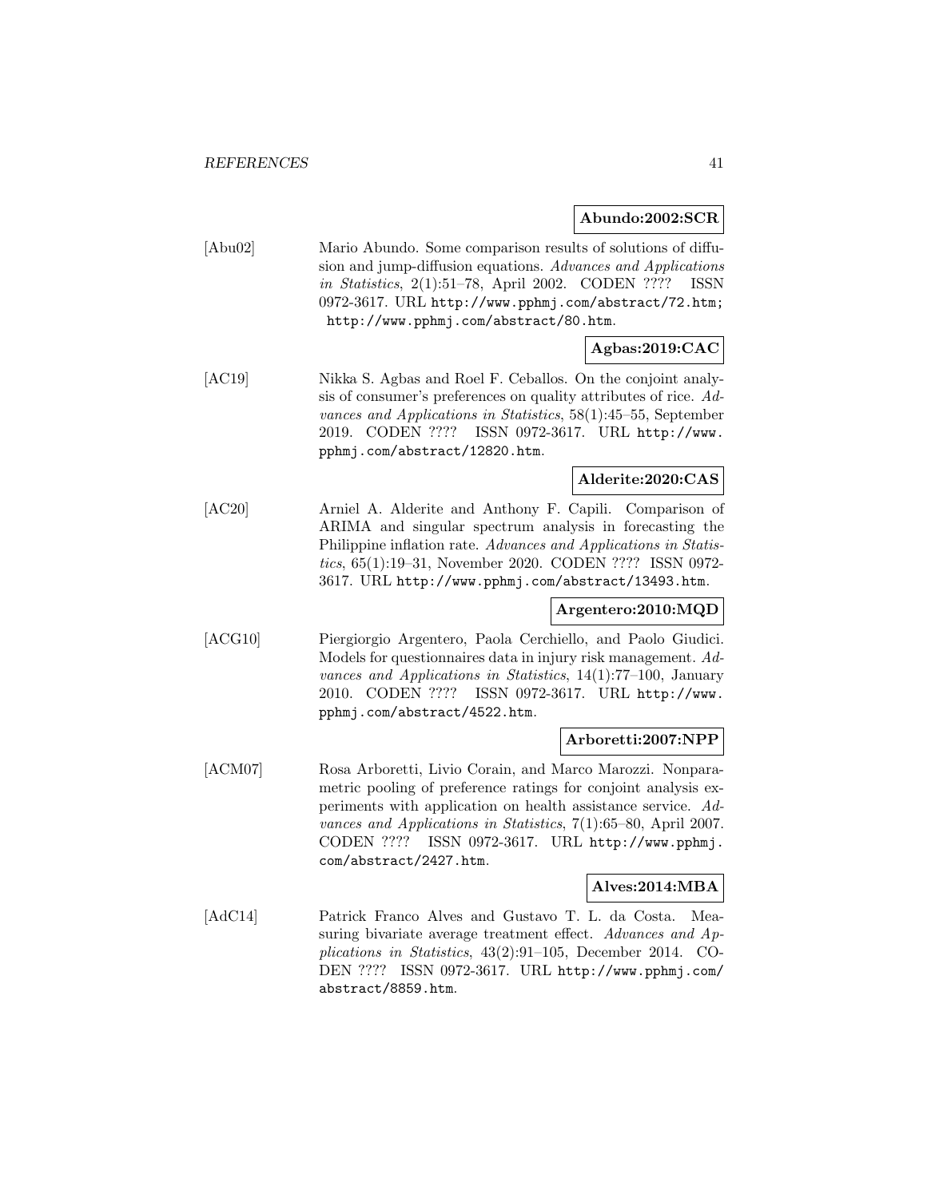**Abundo:2002:SCR**

[Abu02] Mario Abundo. Some comparison results of solutions of diffusion and jump-diffusion equations. *Advances and Applications in Statistics*, 2(1):51–78, April 2002. CODEN ???? ISSN 0972-3617. URL http://www.pphmj.com/abstract/72.htm; http://www.pphmj.com/abstract/80.htm.

**Agbas:2019:CAC**

[AC19] Nikka S. Agbas and Roel F. Ceballos. On the conjoint analysis of consumer's preferences on quality attributes of rice. *Advances and Applications in Statistics*, 58(1):45–55, September 2019. CODEN ???? ISSN 0972-3617. URL http://www.pphmj.com/abstract/12820.htm.

**Alderite:2020:CAS**

[AC20] Arniel A. Alderite and Anthony F. Capili. Comparison of ARIMA and singular spectrum analysis in forecasting the Philippine inflation rate. *Advances and Applications in Statistics*, 65(1):19–31, November 2020. CODEN ???? ISSN 0972-3617. URL http://www.pphmj.com/abstract/13493.htm.

**Argentero:2010:MQD**

[ACG10] Piergiorgio Argentero, Paola Cerchiello, and Paolo Giudici. Models for questionnaires data in injury risk management. *Advances and Applications in Statistics*, 14(1):77–100, January 2010. CODEN ???? ISSN 0972-3617. URL http://www.pphmj.com/abstract/4522.htm.

**Arboretti:2007:NPP**

[ACM07] Rosa Arboretti, Livio Corain, and Marco Marozzi. Nonparametric pooling of preference ratings for conjoint analysis experiments with application on health assistance service. *Advances and Applications in Statistics*, 7(1):65–80, April 2007. CODEN ???? ISSN 0972-3617. URL http://www.pphmj.com/abstract/2427.htm.

**Alves:2014:MBA**

[AdC14] Patrick Franco Alves and Gustavo T. L. da Costa. Measuring bivariate average treatment effect. *Advances and Applications in Statistics*, 43(2):91–105, December 2014. CODEN ???? ISSN 0972-3617. URL http://www.pphmj.com/abstract/8859.htm.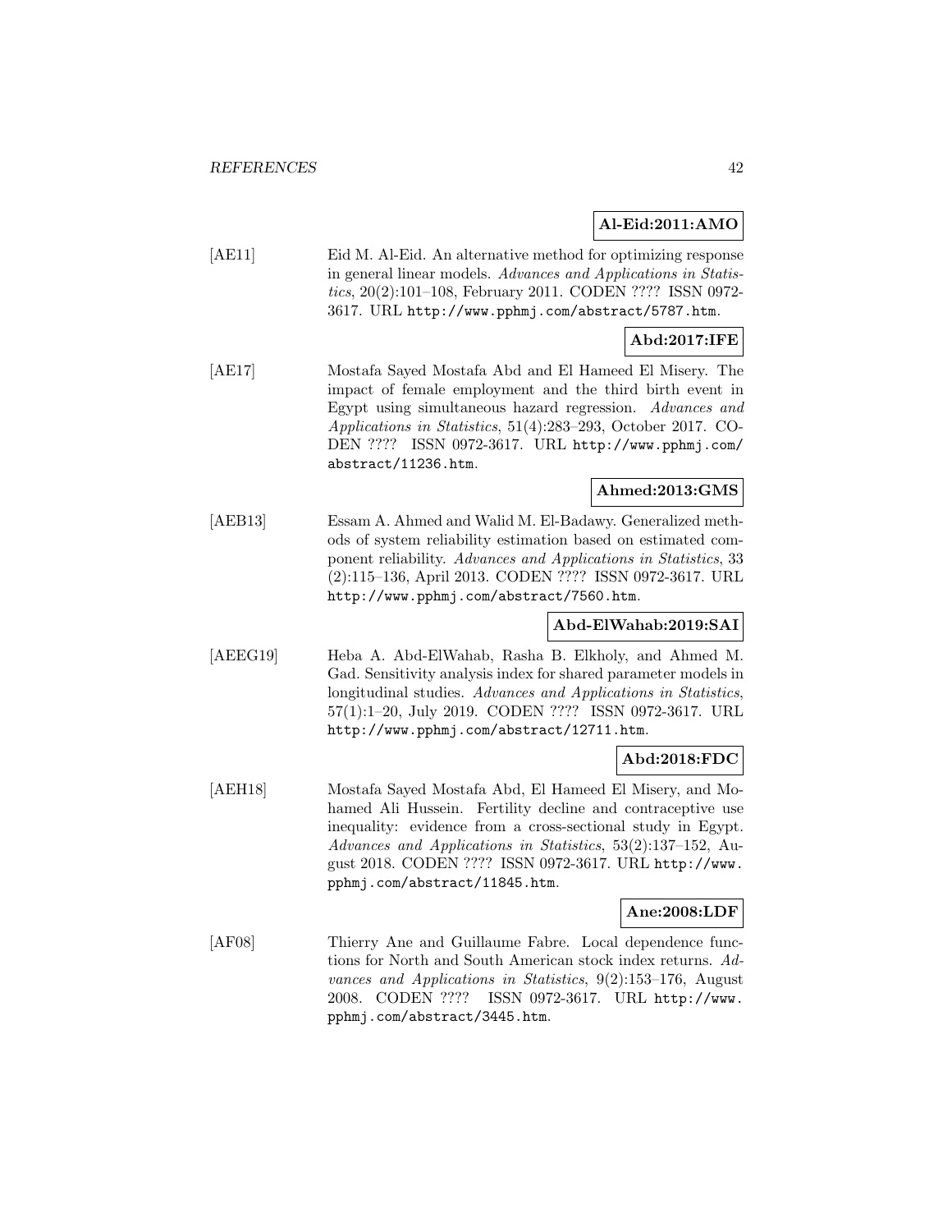**Al-Eid:2011:AMO**

[AE11] Eid M. Al-Eid. An alternative method for optimizing response in general linear models. *Advances and Applications in Statistics*, 20(2):101–108, February 2011. CODEN ???? ISSN 0972-3617. URL http://www.pphmj.com/abstract/5787.htm.

**Abd:2017:IFE**

[AE17] Mostafa Sayed Mostafa Abd and El Hameed El Misery. The impact of female employment and the third birth event in Egypt using simultaneous hazard regression. *Advances and Applications in Statistics*, 51(4):283–293, October 2017. CODEN ???? ISSN 0972-3617. URL http://www.pphmj.com/abstract/11236.htm.

**Ahmed:2013:GMS**

[AEB13] Essam A. Ahmed and Walid M. El-Badawy. Generalized methods of system reliability estimation based on estimated component reliability. *Advances and Applications in Statistics*, 33 (2):115–136, April 2013. CODEN ???? ISSN 0972-3617. URL http://www.pphmj.com/abstract/7560.htm.

**Abd-ElWahab:2019:SAI**

[AEEG19] Heba A. Abd-ElWahab, Rasha B. Elkholy, and Ahmed M. Gad. Sensitivity analysis index for shared parameter models in longitudinal studies. *Advances and Applications in Statistics*, 57(1):1–20, July 2019. CODEN ???? ISSN 0972-3617. URL http://www.pphmj.com/abstract/12711.htm.

**Abd:2018:FDC**

[AEH18] Mostafa Sayed Mostafa Abd, El Hameed El Misery, and Mohamed Ali Hussein. Fertility decline and contraceptive use inequality: evidence from a cross-sectional study in Egypt. *Advances and Applications in Statistics*, 53(2):137–152, August 2018. CODEN ???? ISSN 0972-3617. URL http://www.pphmj.com/abstract/11845.htm.

**Ane:2008:LDF**

[AF08] Thierry Ane and Guillaume Fabre. Local dependence functions for North and South American stock index returns. *Advances and Applications in Statistics*, 9(2):153–176, August 2008. CODEN ???? ISSN 0972-3617. URL http://www.pphmj.com/abstract/3445.htm.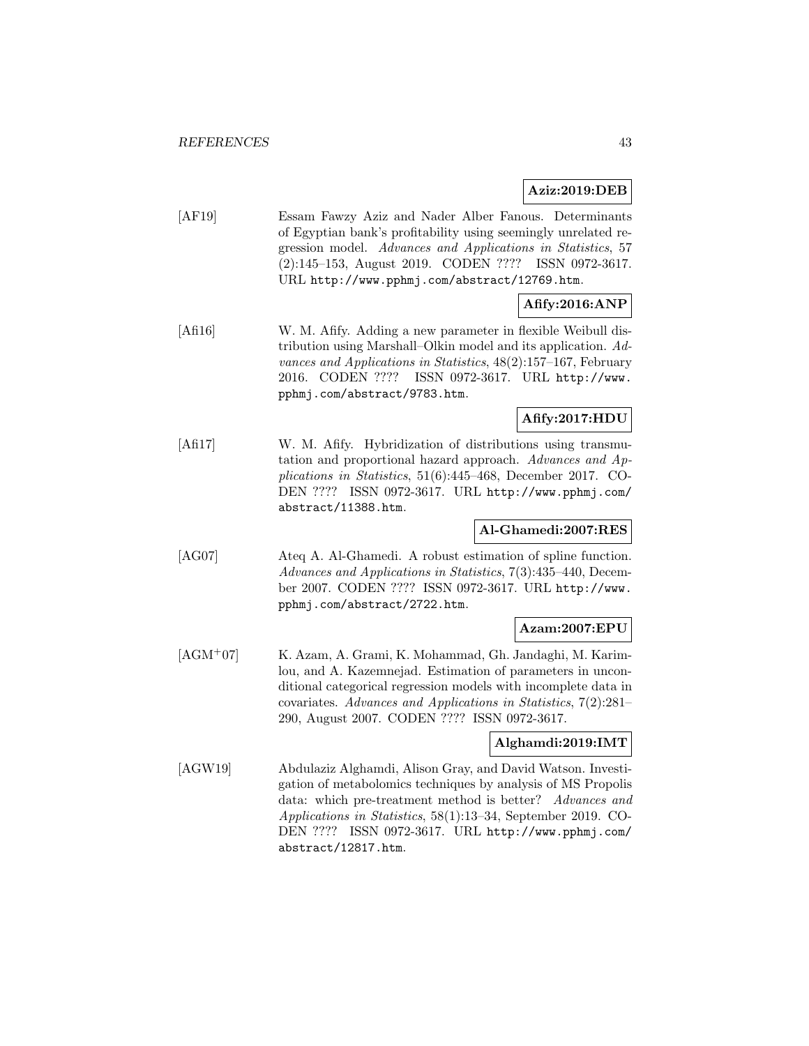**Aziz:2019:DEB**

[AF19] Essam Fawzy Aziz and Nader Alber Fanous. Determinants of Egyptian bank's profitability using seemingly unrelated regression model. *Advances and Applications in Statistics*, 57 (2):145–153, August 2019. CODEN ???? ISSN 0972-3617. URL http://www.pphmj.com/abstract/12769.htm.

**Afify:2016:ANP**

[Afi16] W. M. Afify. Adding a new parameter in flexible Weibull distribution using Marshall–Olkin model and its application. *Advances and Applications in Statistics*, 48(2):157–167, February 2016. CODEN ???? ISSN 0972-3617. URL http://www.pphmj.com/abstract/9783.htm.

**Afify:2017:HDU**

[Afi17] W. M. Afify. Hybridization of distributions using transmutation and proportional hazard approach. *Advances and Applications in Statistics*, 51(6):445–468, December 2017. CODEN ???? ISSN 0972-3617. URL http://www.pphmj.com/abstract/11388.htm.

**Al-Ghamedi:2007:RES**

[AG07] Ateq A. Al-Ghamedi. A robust estimation of spline function. *Advances and Applications in Statistics*, 7(3):435–440, December 2007. CODEN ???? ISSN 0972-3617. URL http://www.pphmj.com/abstract/2722.htm.

**Azam:2007:EPU**

[AGM+07] K. Azam, A. Grami, K. Mohammad, Gh. Jandaghi, M. Karimlou, and A. Kazemnejad. Estimation of parameters in unconditional categorical regression models with incomplete data in covariates. *Advances and Applications in Statistics*, 7(2):281–290, August 2007. CODEN ???? ISSN 0972-3617.

**Alghamdi:2019:IMT**

[AGW19] Abdulaziz Alghamdi, Alison Gray, and David Watson. Investigation of metabolomics techniques by analysis of MS Propolis data: which pre-treatment method is better? *Advances and Applications in Statistics*, 58(1):13–34, September 2019. CODEN ???? ISSN 0972-3617. URL http://www.pphmj.com/abstract/12817.htm.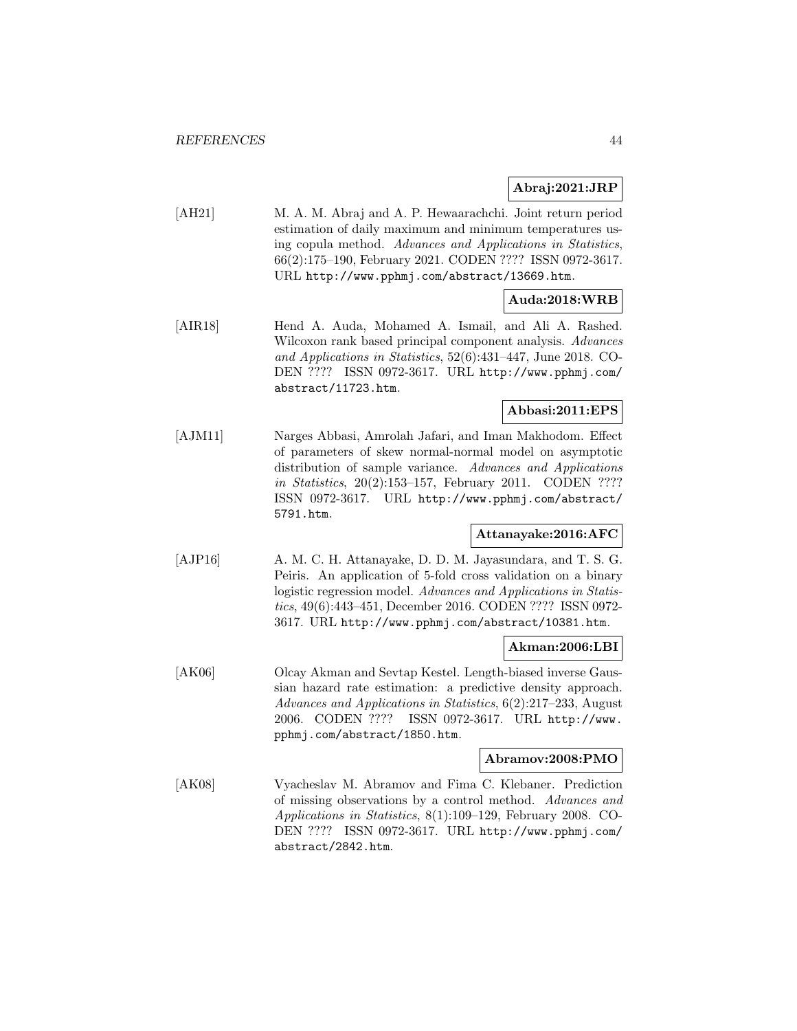**Abraj:2021:JRP**

[AH21] M. A. M. Abraj and A. P. Hewaarachchi. Joint return period estimation of daily maximum and minimum temperatures using copula method. *Advances and Applications in Statistics*, 66(2):175–190, February 2021. CODEN ???? ISSN 0972-3617. URL `http://www.pphmj.com/abstract/13669.htm`.

**Auda:2018:WRB**

[AIR18] Hend A. Auda, Mohamed A. Ismail, and Ali A. Rashed. Wilcoxon rank based principal component analysis. *Advances and Applications in Statistics*, 52(6):431–447, June 2018. CODEN ???? ISSN 0972-3617. URL `http://www.pphmj.com/abstract/11723.htm`.

**Abbasi:2011:EPS**

[AJM11] Narges Abbasi, Amrolah Jafari, and Iman Makhodom. Effect of parameters of skew normal-normal model on asymptotic distribution of sample variance. *Advances and Applications in Statistics*, 20(2):153–157, February 2011. CODEN ???? ISSN 0972-3617. URL `http://www.pphmj.com/abstract/5791.htm`.

**Attanayake:2016:AFC**

[AJP16] A. M. C. H. Attanayake, D. D. M. Jayasundara, and T. S. G. Peiris. An application of 5-fold cross validation on a binary logistic regression model. *Advances and Applications in Statistics*, 49(6):443–451, December 2016. CODEN ???? ISSN 0972-3617. URL `http://www.pphmj.com/abstract/10381.htm`.

**Akman:2006:LBI**

[AK06] Olcay Akman and Sevtap Kestel. Length-biased inverse Gaussian hazard rate estimation: a predictive density approach. *Advances and Applications in Statistics*, 6(2):217–233, August 2006. CODEN ???? ISSN 0972-3617. URL `http://www.pphmj.com/abstract/1850.htm`.

**Abramov:2008:PMO**

[AK08] Vyacheslav M. Abramov and Fima C. Klebaner. Prediction of missing observations by a control method. *Advances and Applications in Statistics*, 8(1):109–129, February 2008. CODEN ???? ISSN 0972-3617. URL `http://www.pphmj.com/abstract/2842.htm`.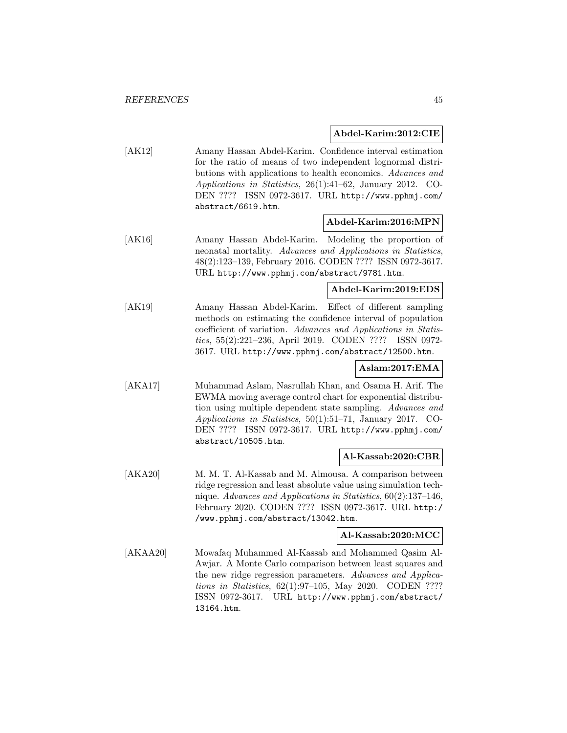**Abdel-Karim:2012:CIE**

[AK12] Amany Hassan Abdel-Karim. Confidence interval estimation for the ratio of means of two independent lognormal distributions with applications to health economics. *Advances and Applications in Statistics*, 26(1):41–62, January 2012. CODEN ???? ISSN 0972-3617. URL http://www.pphmj.com/abstract/6619.htm.

**Abdel-Karim:2016:MPN**

[AK16] Amany Hassan Abdel-Karim. Modeling the proportion of neonatal mortality. *Advances and Applications in Statistics*, 48(2):123–139, February 2016. CODEN ???? ISSN 0972-3617. URL http://www.pphmj.com/abstract/9781.htm.

**Abdel-Karim:2019:EDS**

[AK19] Amany Hassan Abdel-Karim. Effect of different sampling methods on estimating the confidence interval of population coefficient of variation. *Advances and Applications in Statistics*, 55(2):221–236, April 2019. CODEN ???? ISSN 0972-3617. URL http://www.pphmj.com/abstract/12500.htm.

**Aslam:2017:EMA**

[AKA17] Muhammad Aslam, Nasrullah Khan, and Osama H. Arif. The EWMA moving average control chart for exponential distribution using multiple dependent state sampling. *Advances and Applications in Statistics*, 50(1):51–71, January 2017. CODEN ???? ISSN 0972-3617. URL http://www.pphmj.com/abstract/10505.htm.

**Al-Kassab:2020:CBR**

[AKA20] M. M. T. Al-Kassab and M. Almousa. A comparison between ridge regression and least absolute value using simulation technique. *Advances and Applications in Statistics*, 60(2):137–146, February 2020. CODEN ???? ISSN 0972-3617. URL http://www.pphmj.com/abstract/13042.htm.

**Al-Kassab:2020:MCC**

[AKAA20] Mowafaq Muhammed Al-Kassab and Mohammed Qasim Al-Awjar. A Monte Carlo comparison between least squares and the new ridge regression parameters. *Advances and Applications in Statistics*, 62(1):97–105, May 2020. CODEN ???? ISSN 0972-3617. URL http://www.pphmj.com/abstract/13164.htm.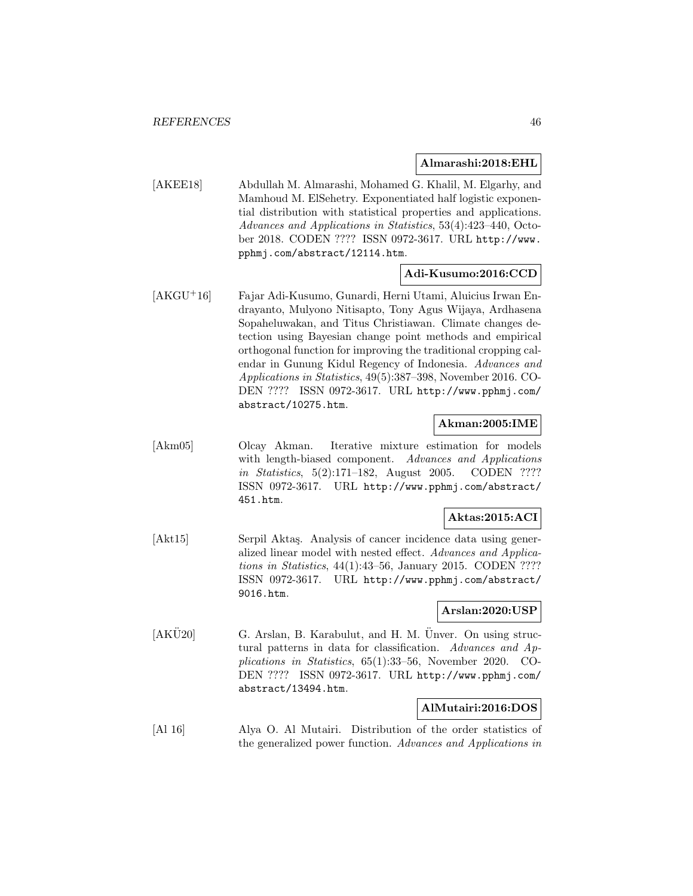**Almarashi:2018:EHL**

[AKEE18] Abdullah M. Almarashi, Mohamed G. Khalil, M. Elgarhy, and Mamhoud M. ElSehetry. Exponentiated half logistic exponential distribution with statistical properties and applications. *Advances and Applications in Statistics*, 53(4):423–440, October 2018. CODEN ???? ISSN 0972-3617. URL `http://www.pphmj.com/abstract/12114.htm`.

**Adi-Kusumo:2016:CCD**

[AKGU+16] Fajar Adi-Kusumo, Gunardi, Herni Utami, Aluicius Irwan Endrayanto, Mulyono Nitisapto, Tony Agus Wijaya, Ardhasena Sopaheluwakan, and Titus Christiawan. Climate changes detection using Bayesian change point methods and empirical orthogonal function for improving the traditional cropping calendar in Gunung Kidul Regency of Indonesia. *Advances and Applications in Statistics*, 49(5):387–398, November 2016. CODEN ???? ISSN 0972-3617. URL `http://www.pphmj.com/abstract/10275.htm`.

**Akman:2005:IME**

[Akm05] Olcay Akman. Iterative mixture estimation for models with length-biased component. *Advances and Applications in Statistics*, 5(2):171–182, August 2005. CODEN ???? ISSN 0972-3617. URL `http://www.pphmj.com/abstract/451.htm`.

**Aktas:2015:ACI**

[Akt15] Serpil Aktaş. Analysis of cancer incidence data using generalized linear model with nested effect. *Advances and Applications in Statistics*, 44(1):43–56, January 2015. CODEN ???? ISSN 0972-3617. URL `http://www.pphmj.com/abstract/9016.htm`.

**Arslan:2020:USP**

[AKÜ20] G. Arslan, B. Karabulut, and H. M. Ünver. On using structural patterns in data for classification. *Advances and Applications in Statistics*, 65(1):33–56, November 2020. CODEN ???? ISSN 0972-3617. URL `http://www.pphmj.com/abstract/13494.htm`.

**AlMutairi:2016:DOS**

[Al 16] Alya O. Al Mutairi. Distribution of the order statistics of the generalized power function. *Advances and Applications in*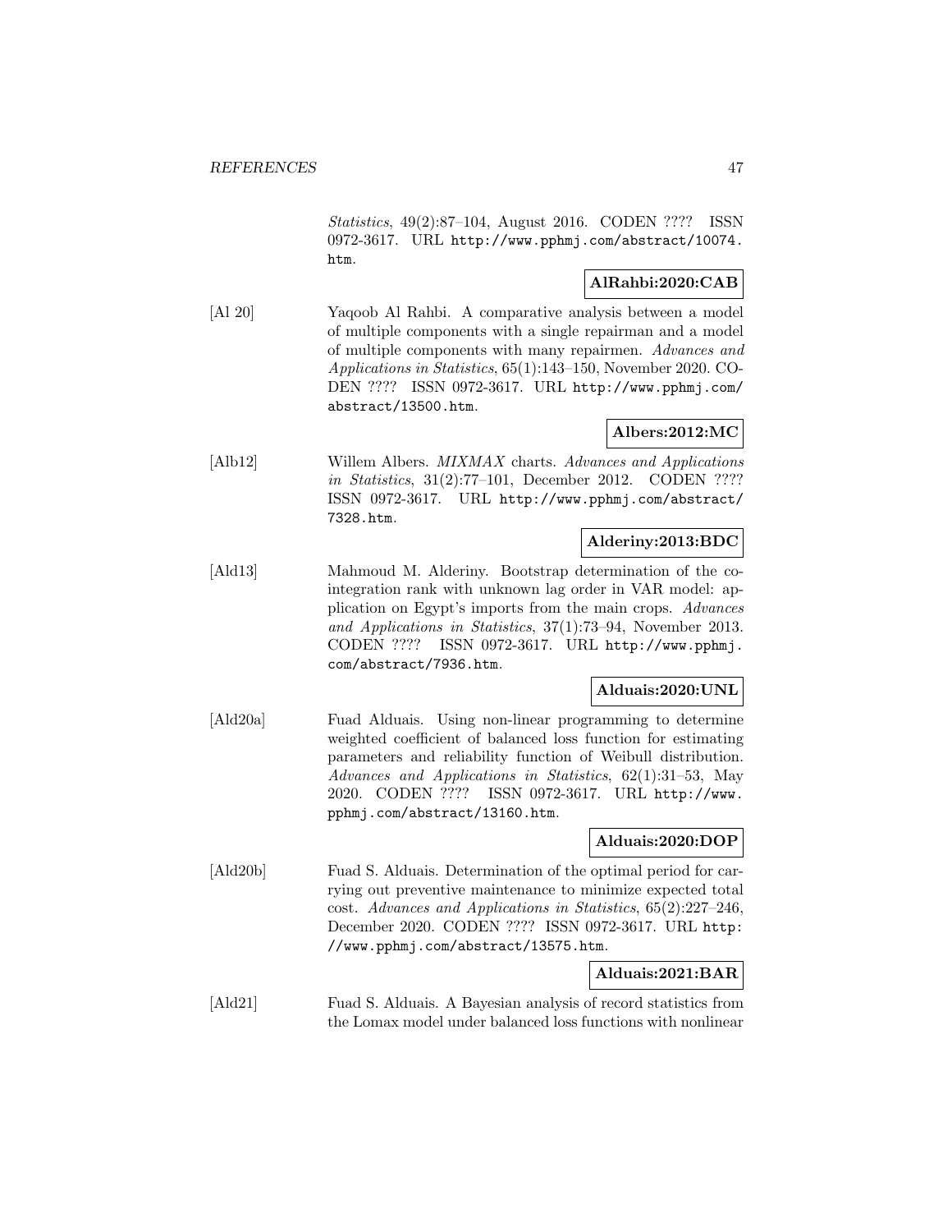*Statistics*, 49(2):87–104, August 2016. CODEN ???? ISSN 0972-3617. URL http://www.pphmj.com/abstract/10074.htm.

**AlRahbi:2020:CAB**

[Al 20] Yaqoob Al Rahbi. A comparative analysis between a model of multiple components with a single repairman and a model of multiple components with many repairmen. *Advances and Applications in Statistics*, 65(1):143–150, November 2020. CODEN ???? ISSN 0972-3617. URL http://www.pphmj.com/abstract/13500.htm.

**Albers:2012:MC**

[Alb12] Willem Albers. *MIXMAX* charts. *Advances and Applications in Statistics*, 31(2):77–101, December 2012. CODEN ???? ISSN 0972-3617. URL http://www.pphmj.com/abstract/7328.htm.

**Alderiny:2013:BDC**

[Ald13] Mahmoud M. Alderiny. Bootstrap determination of the co-integration rank with unknown lag order in VAR model: application on Egypt's imports from the main crops. *Advances and Applications in Statistics*, 37(1):73–94, November 2013. CODEN ???? ISSN 0972-3617. URL http://www.pphmj.com/abstract/7936.htm.

**Alduais:2020:UNL**

[Ald20a] Fuad Alduais. Using non-linear programming to determine weighted coefficient of balanced loss function for estimating parameters and reliability function of Weibull distribution. *Advances and Applications in Statistics*, 62(1):31–53, May 2020. CODEN ???? ISSN 0972-3617. URL http://www.pphmj.com/abstract/13160.htm.

**Alduais:2020:DOP**

[Ald20b] Fuad S. Alduais. Determination of the optimal period for carrying out preventive maintenance to minimize expected total cost. *Advances and Applications in Statistics*, 65(2):227–246, December 2020. CODEN ???? ISSN 0972-3617. URL http://www.pphmj.com/abstract/13575.htm.

**Alduais:2021:BAR**

[Ald21] Fuad S. Alduais. A Bayesian analysis of record statistics from the Lomax model under balanced loss functions with nonlinear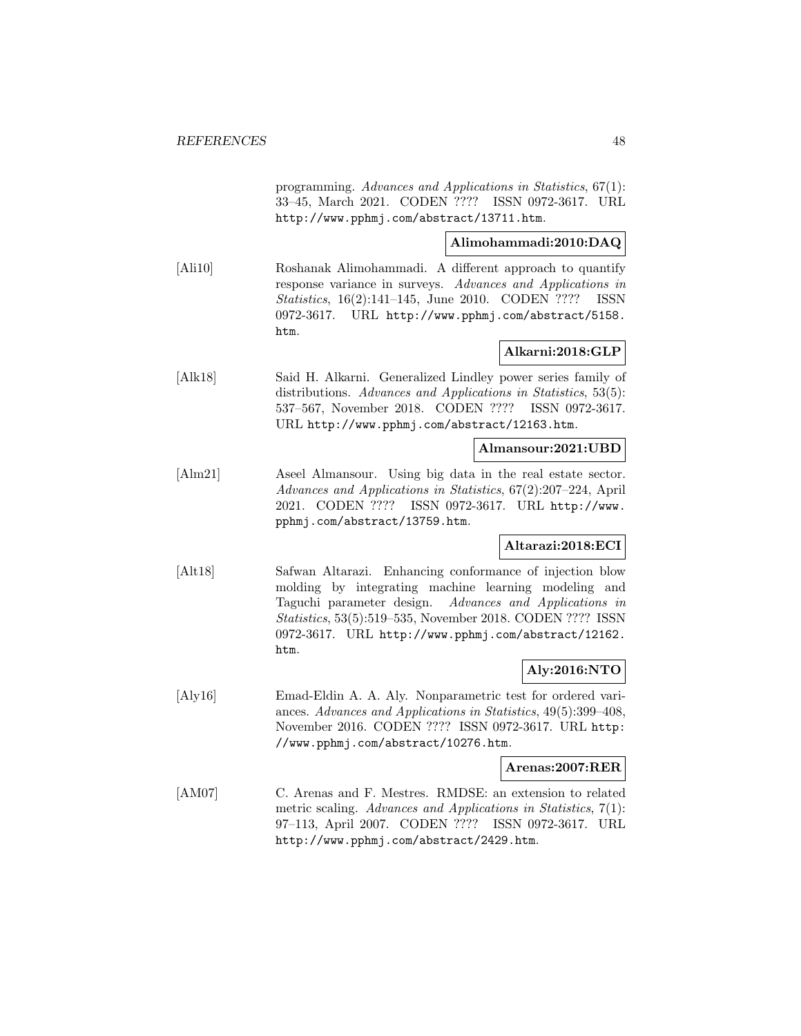programming. *Advances and Applications in Statistics*, 67(1): 33–45, March 2021. CODEN ???? ISSN 0972-3617. URL http://www.pphmj.com/abstract/13711.htm.

**Alimohammadi:2010:DAQ**

[Ali10] Roshanak Alimohammadi. A different approach to quantify response variance in surveys. *Advances and Applications in Statistics*, 16(2):141–145, June 2010. CODEN ???? ISSN 0972-3617. URL http://www.pphmj.com/abstract/5158.htm.

**Alkarni:2018:GLP**

[Alk18] Said H. Alkarni. Generalized Lindley power series family of distributions. *Advances and Applications in Statistics*, 53(5): 537–567, November 2018. CODEN ???? ISSN 0972-3617. URL http://www.pphmj.com/abstract/12163.htm.

**Almansour:2021:UBD**

[Alm21] Aseel Almansour. Using big data in the real estate sector. *Advances and Applications in Statistics*, 67(2):207–224, April 2021. CODEN ???? ISSN 0972-3617. URL http://www.pphmj.com/abstract/13759.htm.

**Altarazi:2018:ECI**

[Alt18] Safwan Altarazi. Enhancing conformance of injection blow molding by integrating machine learning modeling and Taguchi parameter design. *Advances and Applications in Statistics*, 53(5):519–535, November 2018. CODEN ???? ISSN 0972-3617. URL http://www.pphmj.com/abstract/12162.htm.

**Aly:2016:NTO**

[Aly16] Emad-Eldin A. A. Aly. Nonparametric test for ordered variances. *Advances and Applications in Statistics*, 49(5):399–408, November 2016. CODEN ???? ISSN 0972-3617. URL http://www.pphmj.com/abstract/10276.htm.

**Arenas:2007:RER**

[AM07] C. Arenas and F. Mestres. RMDSE: an extension to related metric scaling. *Advances and Applications in Statistics*, 7(1): 97–113, April 2007. CODEN ???? ISSN 0972-3617. URL http://www.pphmj.com/abstract/2429.htm.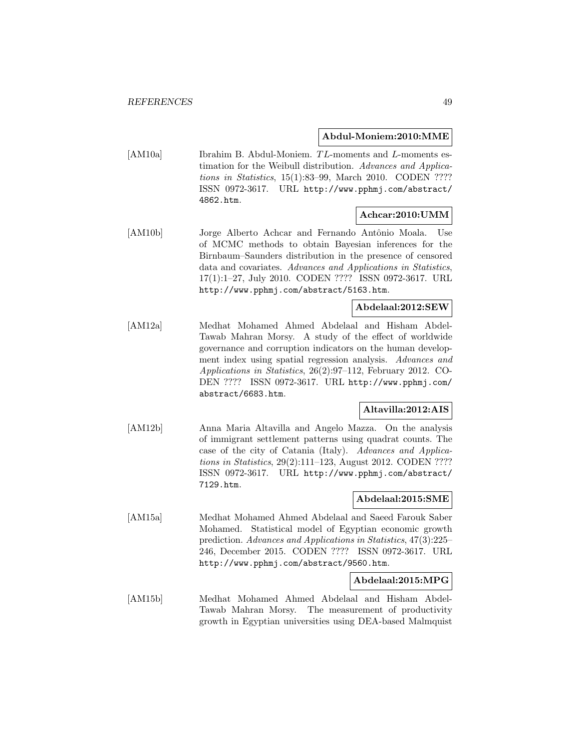**Abdul-Moniem:2010:MME**

[AM10a] Ibrahim B. Abdul-Moniem. $TL$-moments and $L$-moments estimation for the Weibull distribution. *Advances and Applications in Statistics*, 15(1):83–99, March 2010. CODEN ???? ISSN 0972-3617. URL http://www.pphmj.com/abstract/4862.htm.

**Achcar:2010:UMM**

[AM10b] Jorge Alberto Achcar and Fernando Antônio Moala. Use of MCMC methods to obtain Bayesian inferences for the Birnbaum–Saunders distribution in the presence of censored data and covariates. *Advances and Applications in Statistics*, 17(1):1–27, July 2010. CODEN ???? ISSN 0972-3617. URL http://www.pphmj.com/abstract/5163.htm.

**Abdelaal:2012:SEW**

[AM12a] Medhat Mohamed Ahmed Abdelaal and Hisham Abdel-Tawab Mahran Morsy. A study of the effect of worldwide governance and corruption indicators on the human development index using spatial regression analysis. *Advances and Applications in Statistics*, 26(2):97–112, February 2012. CODEN ???? ISSN 0972-3617. URL http://www.pphmj.com/abstract/6683.htm.

**Altavilla:2012:AIS**

[AM12b] Anna Maria Altavilla and Angelo Mazza. On the analysis of immigrant settlement patterns using quadrat counts. The case of the city of Catania (Italy). *Advances and Applications in Statistics*, 29(2):111–123, August 2012. CODEN ???? ISSN 0972-3617. URL http://www.pphmj.com/abstract/7129.htm.

**Abdelaal:2015:SME**

[AM15a] Medhat Mohamed Ahmed Abdelaal and Saeed Farouk Saber Mohamed. Statistical model of Egyptian economic growth prediction. *Advances and Applications in Statistics*, 47(3):225–246, December 2015. CODEN ???? ISSN 0972-3617. URL http://www.pphmj.com/abstract/9560.htm.

**Abdelaal:2015:MPG**

[AM15b] Medhat Mohamed Ahmed Abdelaal and Hisham Abdel-Tawab Mahran Morsy. The measurement of productivity growth in Egyptian universities using DEA-based Malmquist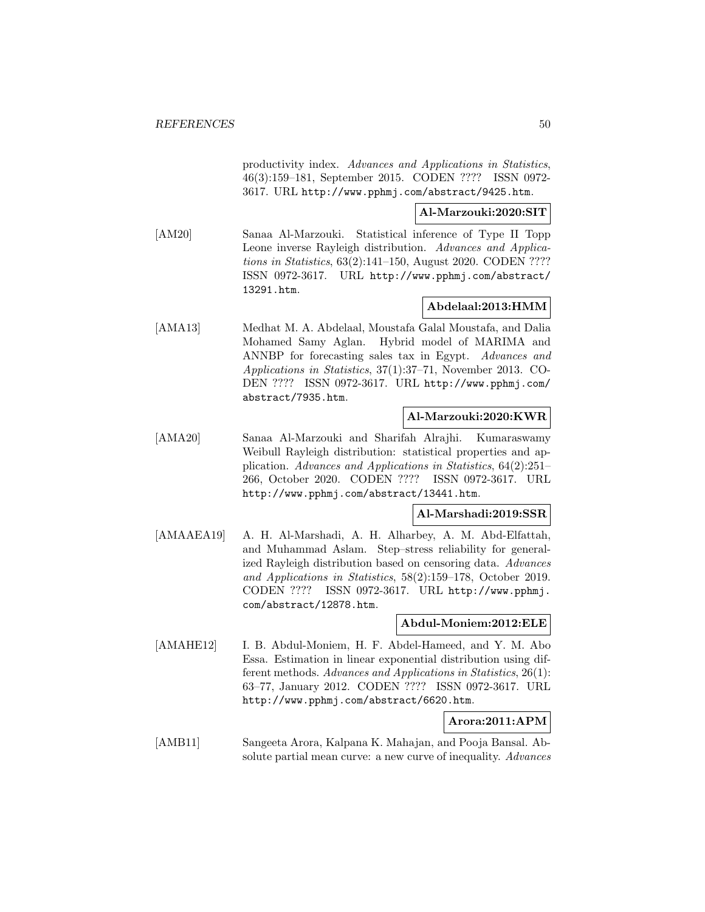productivity index. *Advances and Applications in Statistics*, 46(3):159–181, September 2015. CODEN ???? ISSN 0972-3617. URL http://www.pphmj.com/abstract/9425.htm.

**Al-Marzouki:2020:SIT**

[AM20] Sanaa Al-Marzouki. Statistical inference of Type II Topp Leone inverse Rayleigh distribution. *Advances and Applications in Statistics*, 63(2):141–150, August 2020. CODEN ???? ISSN 0972-3617. URL http://www.pphmj.com/abstract/13291.htm.

**Abdelaal:2013:HMM**

[AMA13] Medhat M. A. Abdelaal, Moustafa Galal Moustafa, and Dalia Mohamed Samy Aglan. Hybrid model of MARIMA and ANNBP for forecasting sales tax in Egypt. *Advances and Applications in Statistics*, 37(1):37–71, November 2013. CODEN ???? ISSN 0972-3617. URL http://www.pphmj.com/abstract/7935.htm.

**Al-Marzouki:2020:KWR**

[AMA20] Sanaa Al-Marzouki and Sharifah Alrajhi. Kumaraswamy Weibull Rayleigh distribution: statistical properties and application. *Advances and Applications in Statistics*, 64(2):251–266, October 2020. CODEN ???? ISSN 0972-3617. URL http://www.pphmj.com/abstract/13441.htm.

**Al-Marshadi:2019:SSR**

[AMAAEA19] A. H. Al-Marshadi, A. H. Alharbey, A. M. Abd-Elfattah, and Muhammad Aslam. Step–stress reliability for generalized Rayleigh distribution based on censoring data. *Advances and Applications in Statistics*, 58(2):159–178, October 2019. CODEN ???? ISSN 0972-3617. URL http://www.pphmj.com/abstract/12878.htm.

**Abdul-Moniem:2012:ELE**

[AMAHE12] I. B. Abdul-Moniem, H. F. Abdel-Hameed, and Y. M. Abo Essa. Estimation in linear exponential distribution using different methods. *Advances and Applications in Statistics*, 26(1):63–77, January 2012. CODEN ???? ISSN 0972-3617. URL http://www.pphmj.com/abstract/6620.htm.

**Arora:2011:APM**

[AMB11] Sangeeta Arora, Kalpana K. Mahajan, and Pooja Bansal. Absolute partial mean curve: a new curve of inequality. *Advances*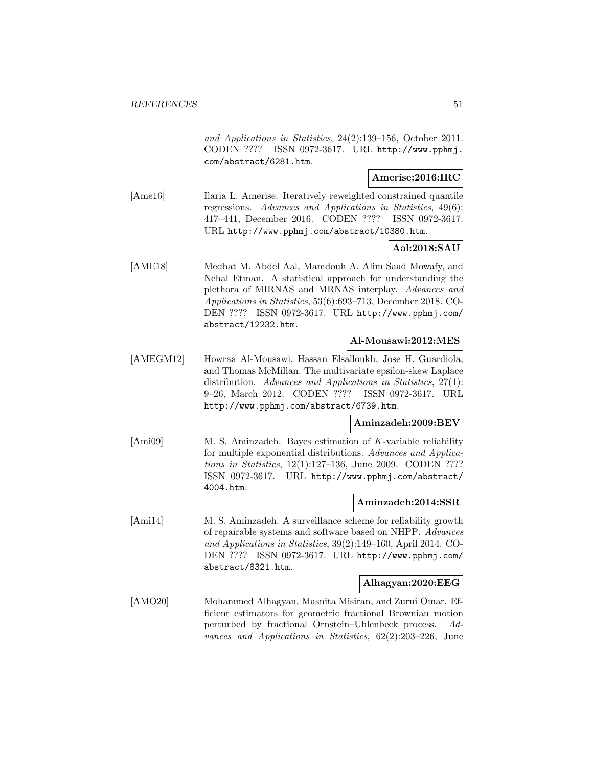*and Applications in Statistics*, 24(2):139–156, October 2011. CODEN ???? ISSN 0972-3617. URL http://www.pphmj.com/abstract/6281.htm.

**Amerise:2016:IRC**

[Ame16] Ilaria L. Amerise. Iteratively reweighted constrained quantile regressions. *Advances and Applications in Statistics*, 49(6): 417–441, December 2016. CODEN ???? ISSN 0972-3617. URL http://www.pphmj.com/abstract/10380.htm.

**Aal:2018:SAU**

[AME18] Medhat M. Abdel Aal, Mamdouh A. Alim Saad Mowafy, and Nehal Etman. A statistical approach for understanding the plethora of MIRNAS and MRNAS interplay. *Advances and Applications in Statistics*, 53(6):693–713, December 2018. CODEN ???? ISSN 0972-3617. URL http://www.pphmj.com/abstract/12232.htm.

**Al-Mousawi:2012:MES**

[AMEGM12] Howraa Al-Mousawi, Hassan Elsalloukh, Jose H. Guardiola, and Thomas McMillan. The multivariate epsilon-skew Laplace distribution. *Advances and Applications in Statistics*, 27(1): 9–26, March 2012. CODEN ???? ISSN 0972-3617. URL http://www.pphmj.com/abstract/6739.htm.

**Aminzadeh:2009:BEV**

[Ami09] M. S. Aminzadeh. Bayes estimation of $K$-variable reliability for multiple exponential distributions. *Advances and Applications in Statistics*, 12(1):127–136, June 2009. CODEN ???? ISSN 0972-3617. URL http://www.pphmj.com/abstract/4004.htm.

**Aminzadeh:2014:SSR**

[Ami14] M. S. Aminzadeh. A surveillance scheme for reliability growth of repairable systems and software based on NHPP. *Advances and Applications in Statistics*, 39(2):149–160, April 2014. CODEN ???? ISSN 0972-3617. URL http://www.pphmj.com/abstract/8321.htm.

**Alhagyan:2020:EEG**

[AMO20] Mohammed Alhagyan, Masnita Misiran, and Zurni Omar. Efficient estimators for geometric fractional Brownian motion perturbed by fractional Ornstein–Uhlenbeck process. *Advances and Applications in Statistics*, 62(2):203–226, June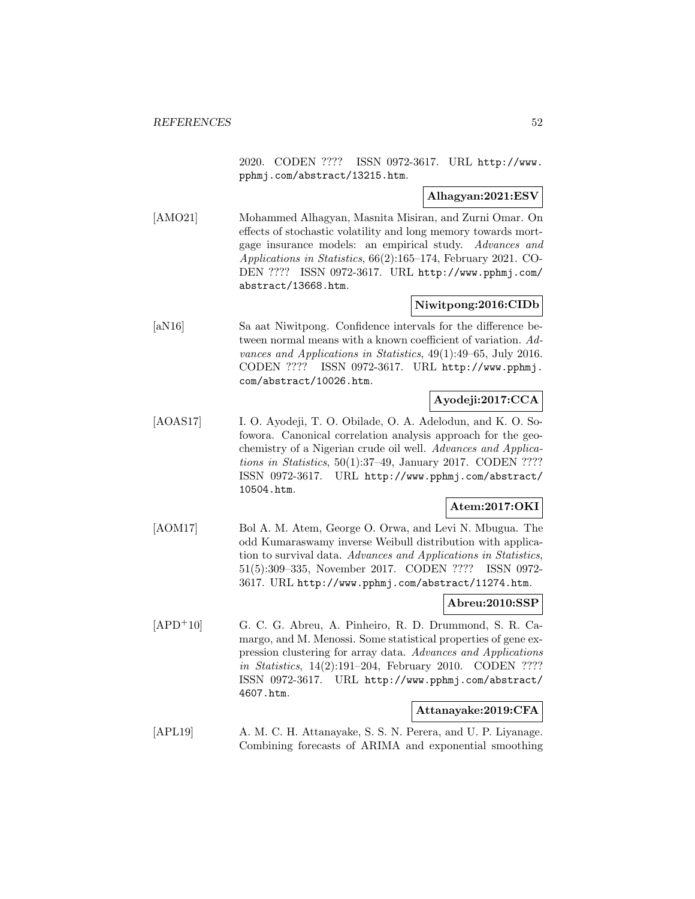2020. CODEN ???? ISSN 0972-3617. URL http://www.pphmj.com/abstract/13215.htm.

**Alhagyan:2021:ESV**

[AMO21] Mohammed Alhagyan, Masnita Misiran, and Zurni Omar. On effects of stochastic volatility and long memory towards mortgage insurance models: an empirical study. *Advances and Applications in Statistics*, 66(2):165–174, February 2021. CODEN ???? ISSN 0972-3617. URL http://www.pphmj.com/abstract/13668.htm.

**Niwitpong:2016:CIDb**

[aN16] Sa aat Niwitpong. Confidence intervals for the difference between normal means with a known coefficient of variation. *Advances and Applications in Statistics*, 49(1):49–65, July 2016. CODEN ???? ISSN 0972-3617. URL http://www.pphmj.com/abstract/10026.htm.

**Ayodeji:2017:CCA**

[AOAS17] I. O. Ayodeji, T. O. Obilade, O. A. Adelodun, and K. O. Sofowora. Canonical correlation analysis approach for the geochemistry of a Nigerian crude oil well. *Advances and Applications in Statistics*, 50(1):37–49, January 2017. CODEN ???? ISSN 0972-3617. URL http://www.pphmj.com/abstract/10504.htm.

**Atem:2017:OKI**

[AOM17] Bol A. M. Atem, George O. Orwa, and Levi N. Mbugua. The odd Kumaraswamy inverse Weibull distribution with application to survival data. *Advances and Applications in Statistics*, 51(5):309–335, November 2017. CODEN ???? ISSN 0972-3617. URL http://www.pphmj.com/abstract/11274.htm.

**Abreu:2010:SSP**

[APD+10] G. C. G. Abreu, A. Pinheiro, R. D. Drummond, S. R. Camargo, and M. Menossi. Some statistical properties of gene expression clustering for array data. *Advances and Applications in Statistics*, 14(2):191–204, February 2010. CODEN ???? ISSN 0972-3617. URL http://www.pphmj.com/abstract/4607.htm.

**Attanayake:2019:CFA**

[APL19] A. M. C. H. Attanayake, S. S. N. Perera, and U. P. Liyanage. Combining forecasts of ARIMA and exponential smoothing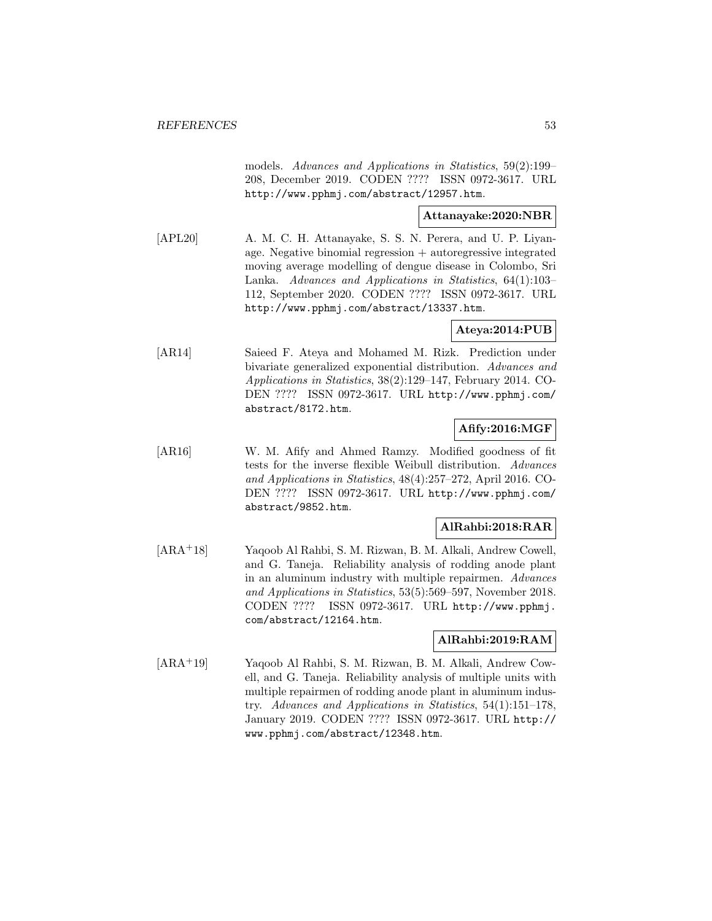models. *Advances and Applications in Statistics*, 59(2):199–208, December 2019. CODEN ???? ISSN 0972-3617. URL http://www.pphmj.com/abstract/12957.htm.

**Attanayake:2020:NBR**

[APL20] A. M. C. H. Attanayake, S. S. N. Perera, and U. P. Liyanage. Negative binomial regression + autoregressive integrated moving average modelling of dengue disease in Colombo, Sri Lanka. *Advances and Applications in Statistics*, 64(1):103–112, September 2020. CODEN ???? ISSN 0972-3617. URL http://www.pphmj.com/abstract/13337.htm.

**Ateya:2014:PUB**

[AR14] Saieed F. Ateya and Mohamed M. Rizk. Prediction under bivariate generalized exponential distribution. *Advances and Applications in Statistics*, 38(2):129–147, February 2014. CODEN ???? ISSN 0972-3617. URL http://www.pphmj.com/abstract/8172.htm.

**Afify:2016:MGF**

[AR16] W. M. Afify and Ahmed Ramzy. Modified goodness of fit tests for the inverse flexible Weibull distribution. *Advances and Applications in Statistics*, 48(4):257–272, April 2016. CODEN ???? ISSN 0972-3617. URL http://www.pphmj.com/abstract/9852.htm.

**AlRahbi:2018:RAR**

[ARA+18] Yaqoob Al Rahbi, S. M. Rizwan, B. M. Alkali, Andrew Cowell, and G. Taneja. Reliability analysis of rodding anode plant in an aluminum industry with multiple repairmen. *Advances and Applications in Statistics*, 53(5):569–597, November 2018. CODEN ???? ISSN 0972-3617. URL http://www.pphmj.com/abstract/12164.htm.

**AlRahbi:2019:RAM**

[ARA+19] Yaqoob Al Rahbi, S. M. Rizwan, B. M. Alkali, Andrew Cowell, and G. Taneja. Reliability analysis of multiple units with multiple repairmen of rodding anode plant in aluminum industry. *Advances and Applications in Statistics*, 54(1):151–178, January 2019. CODEN ???? ISSN 0972-3617. URL http://www.pphmj.com/abstract/12348.htm.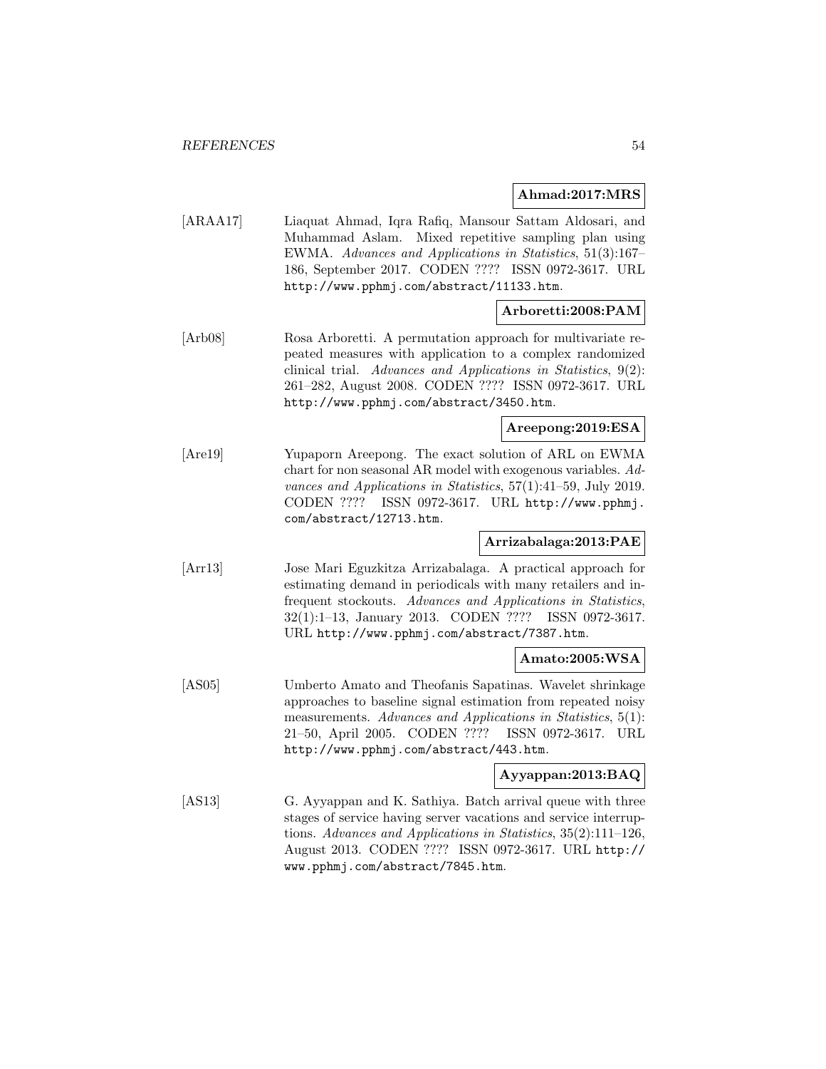**Ahmad:2017:MRS**

[ARAA17] Liaquat Ahmad, Iqra Rafiq, Mansour Sattam Aldosari, and Muhammad Aslam. Mixed repetitive sampling plan using EWMA. *Advances and Applications in Statistics*, 51(3):167–186, September 2017. CODEN ???? ISSN 0972-3617. URL http://www.pphmj.com/abstract/11133.htm.

**Arboretti:2008:PAM**

[Arb08] Rosa Arboretti. A permutation approach for multivariate repeated measures with application to a complex randomized clinical trial. *Advances and Applications in Statistics*, 9(2): 261–282, August 2008. CODEN ???? ISSN 0972-3617. URL http://www.pphmj.com/abstract/3450.htm.

**Areepong:2019:ESA**

[Are19] Yupaporn Areepong. The exact solution of ARL on EWMA chart for non seasonal AR model with exogenous variables. *Advances and Applications in Statistics*, 57(1):41–59, July 2019. CODEN ???? ISSN 0972-3617. URL http://www.pphmj.com/abstract/12713.htm.

**Arrizabalaga:2013:PAE**

[Arr13] Jose Mari Eguzkitza Arrizabalaga. A practical approach for estimating demand in periodicals with many retailers and infrequent stockouts. *Advances and Applications in Statistics*, 32(1):1–13, January 2013. CODEN ???? ISSN 0972-3617. URL http://www.pphmj.com/abstract/7387.htm.

**Amato:2005:WSA**

[AS05] Umberto Amato and Theofanis Sapatinas. Wavelet shrinkage approaches to baseline signal estimation from repeated noisy measurements. *Advances and Applications in Statistics*, 5(1): 21–50, April 2005. CODEN ???? ISSN 0972-3617. URL http://www.pphmj.com/abstract/443.htm.

**Ayyappan:2013:BAQ**

[AS13] G. Ayyappan and K. Sathiya. Batch arrival queue with three stages of service having server vacations and service interruptions. *Advances and Applications in Statistics*, 35(2):111–126, August 2013. CODEN ???? ISSN 0972-3617. URL http://www.pphmj.com/abstract/7845.htm.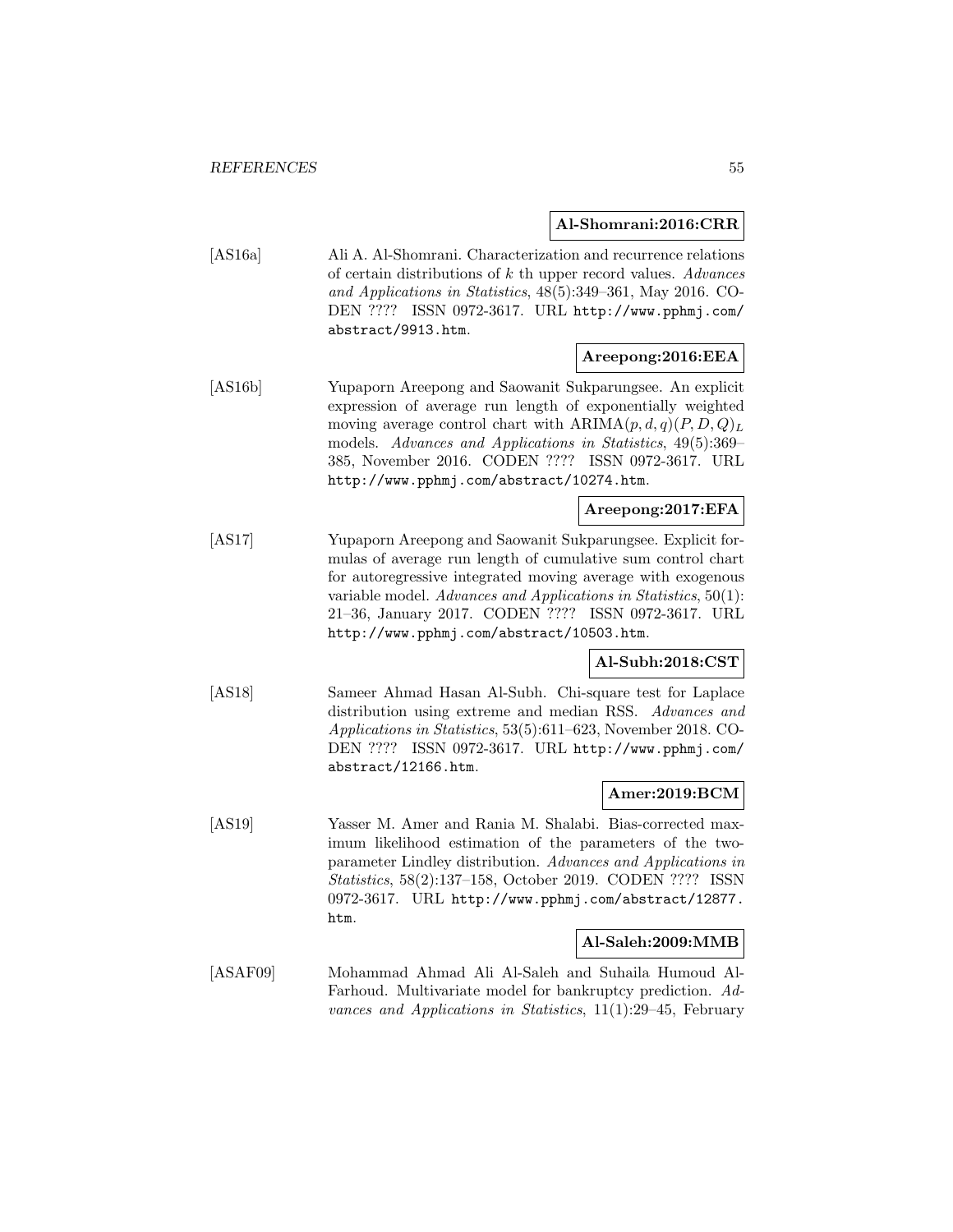**Al-Shomrani:2016:CRR**

[AS16a] Ali A. Al-Shomrani. Characterization and recurrence relations of certain distributions of $k$ th upper record values. *Advances and Applications in Statistics*, 48(5):349–361, May 2016. CODEN ???? ISSN 0972-3617. URL http://www.pphmj.com/abstract/9913.htm.

**Areepong:2016:EEA**

[AS16b] Yupaporn Areepong and Saowanit Sukparungsee. An explicit expression of average run length of exponentially weighted moving average control chart with $\mathrm{ARIMA}(p, d, q)(P, D, Q)_L$ models. *Advances and Applications in Statistics*, 49(5):369–385, November 2016. CODEN ???? ISSN 0972-3617. URL http://www.pphmj.com/abstract/10274.htm.

**Areepong:2017:EFA**

[AS17] Yupaporn Areepong and Saowanit Sukparungsee. Explicit formulas of average run length of cumulative sum control chart for autoregressive integrated moving average with exogenous variable model. *Advances and Applications in Statistics*, 50(1): 21–36, January 2017. CODEN ???? ISSN 0972-3617. URL http://www.pphmj.com/abstract/10503.htm.

**Al-Subh:2018:CST**

[AS18] Sameer Ahmad Hasan Al-Subh. Chi-square test for Laplace distribution using extreme and median RSS. *Advances and Applications in Statistics*, 53(5):611–623, November 2018. CODEN ???? ISSN 0972-3617. URL http://www.pphmj.com/abstract/12166.htm.

**Amer:2019:BCM**

[AS19] Yasser M. Amer and Rania M. Shalabi. Bias-corrected maximum likelihood estimation of the parameters of the two-parameter Lindley distribution. *Advances and Applications in Statistics*, 58(2):137–158, October 2019. CODEN ???? ISSN 0972-3617. URL http://www.pphmj.com/abstract/12877.htm.

**Al-Saleh:2009:MMB**

[ASAF09] Mohammad Ahmad Ali Al-Saleh and Suhaila Humoud Al-Farhoud. Multivariate model for bankruptcy prediction. *Advances and Applications in Statistics*, 11(1):29–45, February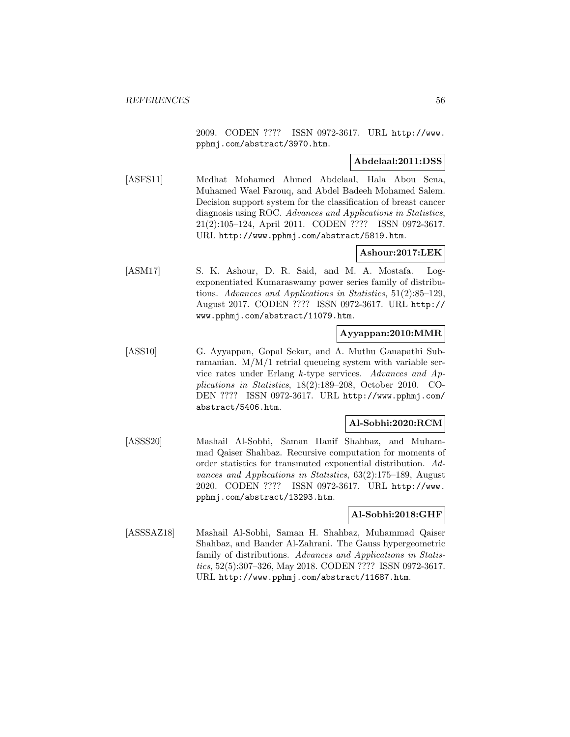2009. CODEN ???? ISSN 0972-3617. URL http://www.pphmj.com/abstract/3970.htm.

**Abdelaal:2011:DSS**

[ASFS11] Medhat Mohamed Ahmed Abdelaal, Hala Abou Sena, Muhamed Wael Farouq, and Abdel Badeeh Mohamed Salem. Decision support system for the classification of breast cancer diagnosis using ROC. *Advances and Applications in Statistics*, 21(2):105–124, April 2011. CODEN ???? ISSN 0972-3617. URL http://www.pphmj.com/abstract/5819.htm.

**Ashour:2017:LEK**

[ASM17] S. K. Ashour, D. R. Said, and M. A. Mostafa. Log-exponentiated Kumaraswamy power series family of distributions. *Advances and Applications in Statistics*, 51(2):85–129, August 2017. CODEN ???? ISSN 0972-3617. URL http://www.pphmj.com/abstract/11079.htm.

**Ayyappan:2010:MMR**

[ASS10] G. Ayyappan, Gopal Sekar, and A. Muthu Ganapathi Subramanian. M/M/1 retrial queueing system with variable service rates under Erlang $k$-type services. *Advances and Applications in Statistics*, 18(2):189–208, October 2010. CODEN ???? ISSN 0972-3617. URL http://www.pphmj.com/abstract/5406.htm.

**Al-Sobhi:2020:RCM**

[ASSS20] Mashail Al-Sobhi, Saman Hanif Shahbaz, and Muhammad Qaiser Shahbaz. Recursive computation for moments of order statistics for transmuted exponential distribution. *Advances and Applications in Statistics*, 63(2):175–189, August 2020. CODEN ???? ISSN 0972-3617. URL http://www.pphmj.com/abstract/13293.htm.

**Al-Sobhi:2018:GHF**

[ASSSAZ18] Mashail Al-Sobhi, Saman H. Shahbaz, Muhammad Qaiser Shahbaz, and Bander Al-Zahrani. The Gauss hypergeometric family of distributions. *Advances and Applications in Statistics*, 52(5):307–326, May 2018. CODEN ???? ISSN 0972-3617. URL http://www.pphmj.com/abstract/11687.htm.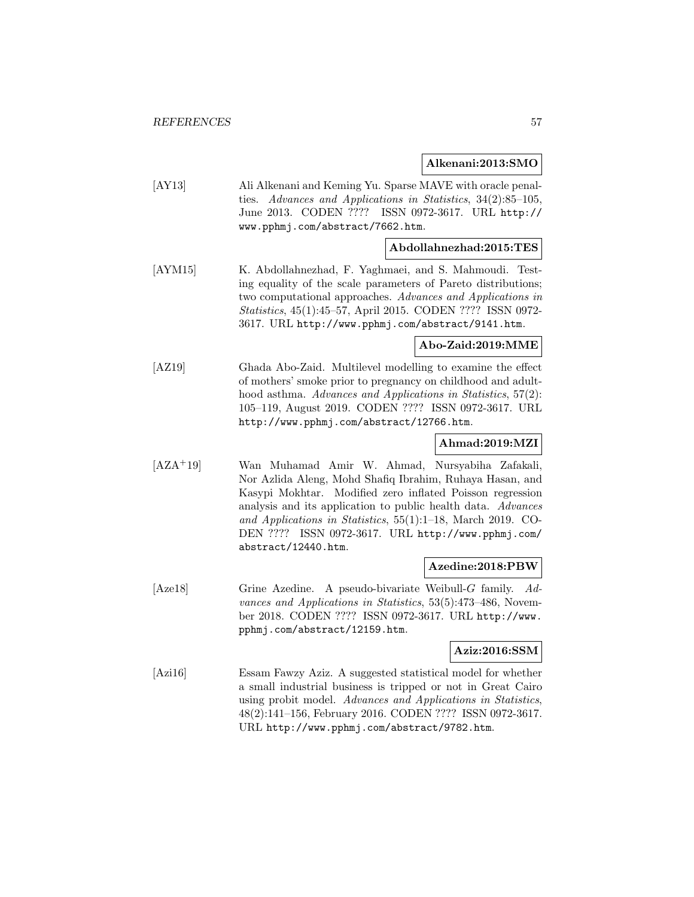**Alkenani:2013:SMO**

[AY13] Ali Alkenani and Keming Yu. Sparse MAVE with oracle penalties. *Advances and Applications in Statistics*, 34(2):85–105, June 2013. CODEN ???? ISSN 0972-3617. URL http://www.pphmj.com/abstract/7662.htm.

**Abdollahnezhad:2015:TES**

[AYM15] K. Abdollahnezhad, F. Yaghmaei, and S. Mahmoudi. Testing equality of the scale parameters of Pareto distributions; two computational approaches. *Advances and Applications in Statistics*, 45(1):45–57, April 2015. CODEN ???? ISSN 0972-3617. URL http://www.pphmj.com/abstract/9141.htm.

**Abo-Zaid:2019:MME**

[AZ19] Ghada Abo-Zaid. Multilevel modelling to examine the effect of mothers' smoke prior to pregnancy on childhood and adulthood asthma. *Advances and Applications in Statistics*, 57(2): 105–119, August 2019. CODEN ???? ISSN 0972-3617. URL http://www.pphmj.com/abstract/12766.htm.

**Ahmad:2019:MZI**

[AZA+19] Wan Muhamad Amir W. Ahmad, Nursyabiha Zafakali, Nor Azlida Aleng, Mohd Shafiq Ibrahim, Ruhaya Hasan, and Kasypi Mokhtar. Modified zero inflated Poisson regression analysis and its application to public health data. *Advances and Applications in Statistics*, 55(1):1–18, March 2019. CODEN ???? ISSN 0972-3617. URL http://www.pphmj.com/abstract/12440.htm.

**Azedine:2018:PBW**

[Aze18] Grine Azedine. A pseudo-bivariate Weibull-$G$ family. *Advances and Applications in Statistics*, 53(5):473–486, November 2018. CODEN ???? ISSN 0972-3617. URL http://www.pphmj.com/abstract/12159.htm.

**Aziz:2016:SSM**

[Azi16] Essam Fawzy Aziz. A suggested statistical model for whether a small industrial business is tripped or not in Great Cairo using probit model. *Advances and Applications in Statistics*, 48(2):141–156, February 2016. CODEN ???? ISSN 0972-3617. URL http://www.pphmj.com/abstract/9782.htm.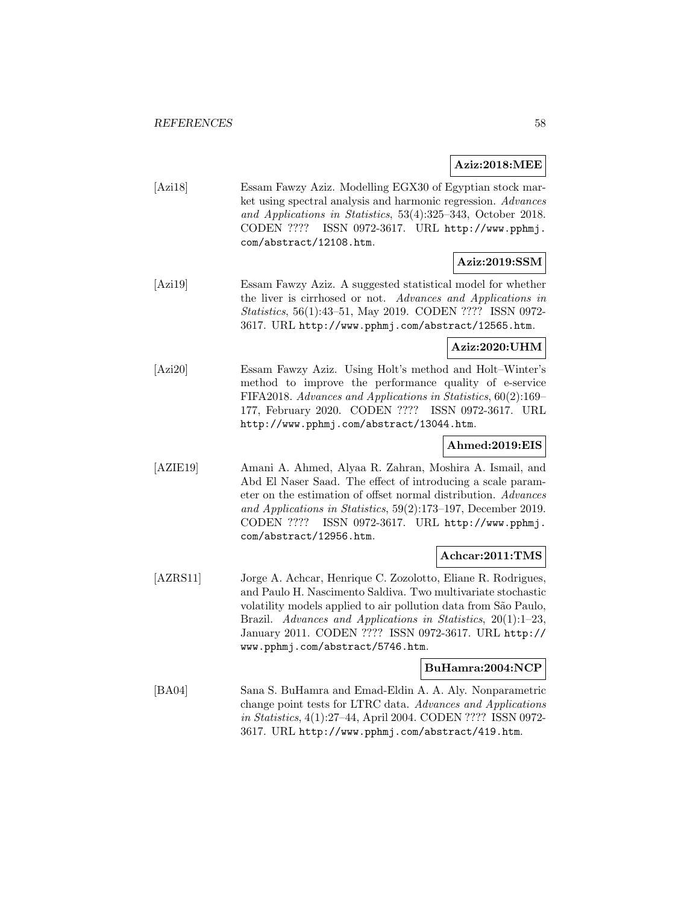**Aziz:2018:MEE**

[Azi18] Essam Fawzy Aziz. Modelling EGX30 of Egyptian stock market using spectral analysis and harmonic regression. *Advances and Applications in Statistics*, 53(4):325–343, October 2018. CODEN ???? ISSN 0972-3617. URL http://www.pphmj.com/abstract/12108.htm.

**Aziz:2019:SSM**

[Azi19] Essam Fawzy Aziz. A suggested statistical model for whether the liver is cirrhosed or not. *Advances and Applications in Statistics*, 56(1):43–51, May 2019. CODEN ???? ISSN 0972-3617. URL http://www.pphmj.com/abstract/12565.htm.

**Aziz:2020:UHM**

[Azi20] Essam Fawzy Aziz. Using Holt's method and Holt–Winter's method to improve the performance quality of e-service FIFA2018. *Advances and Applications in Statistics*, 60(2):169–177, February 2020. CODEN ???? ISSN 0972-3617. URL http://www.pphmj.com/abstract/13044.htm.

**Ahmed:2019:EIS**

[AZIE19] Amani A. Ahmed, Alyaa R. Zahran, Moshira A. Ismail, and Abd El Naser Saad. The effect of introducing a scale parameter on the estimation of offset normal distribution. *Advances and Applications in Statistics*, 59(2):173–197, December 2019. CODEN ???? ISSN 0972-3617. URL http://www.pphmj.com/abstract/12956.htm.

**Achcar:2011:TMS**

[AZRS11] Jorge A. Achcar, Henrique C. Zozolotto, Eliane R. Rodrigues, and Paulo H. Nascimento Saldiva. Two multivariate stochastic volatility models applied to air pollution data from São Paulo, Brazil. *Advances and Applications in Statistics*, 20(1):1–23, January 2011. CODEN ???? ISSN 0972-3617. URL http://www.pphmj.com/abstract/5746.htm.

**BuHamra:2004:NCP**

[BA04] Sana S. BuHamra and Emad-Eldin A. A. Aly. Nonparametric change point tests for LTRC data. *Advances and Applications in Statistics*, 4(1):27–44, April 2004. CODEN ???? ISSN 0972-3617. URL http://www.pphmj.com/abstract/419.htm.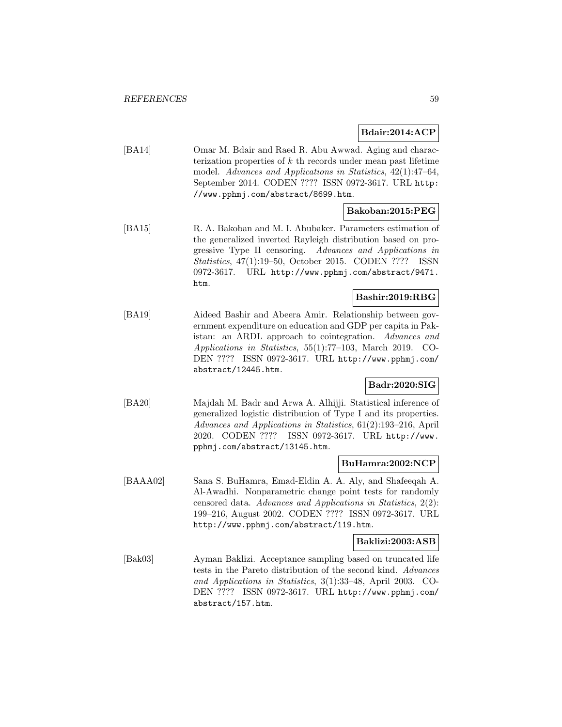**Bdair:2014:ACP**

[BA14] Omar M. Bdair and Raed R. Abu Awwad. Aging and characterization properties of $k$ th records under mean past lifetime model. *Advances and Applications in Statistics*, 42(1):47–64, September 2014. CODEN ???? ISSN 0972-3617. URL http://www.pphmj.com/abstract/8699.htm.

**Bakoban:2015:PEG**

[BA15] R. A. Bakoban and M. I. Abubaker. Parameters estimation of the generalized inverted Rayleigh distribution based on progressive Type II censoring. *Advances and Applications in Statistics*, 47(1):19–50, October 2015. CODEN ???? ISSN 0972-3617. URL http://www.pphmj.com/abstract/9471.htm.

**Bashir:2019:RBG**

[BA19] Aideed Bashir and Abeera Amir. Relationship between government expenditure on education and GDP per capita in Pakistan: an ARDL approach to cointegration. *Advances and Applications in Statistics*, 55(1):77–103, March 2019. CODEN ???? ISSN 0972-3617. URL http://www.pphmj.com/abstract/12445.htm.

**Badr:2020:SIG**

[BA20] Majdah M. Badr and Arwa A. Alhijji. Statistical inference of generalized logistic distribution of Type I and its properties. *Advances and Applications in Statistics*, 61(2):193–216, April 2020. CODEN ???? ISSN 0972-3617. URL http://www.pphmj.com/abstract/13145.htm.

**BuHamra:2002:NCP**

[BAAA02] Sana S. BuHamra, Emad-Eldin A. A. Aly, and Shafeeqah A. Al-Awadhi. Nonparametric change point tests for randomly censored data. *Advances and Applications in Statistics*, 2(2):199–216, August 2002. CODEN ???? ISSN 0972-3617. URL http://www.pphmj.com/abstract/119.htm.

**Baklizi:2003:ASB**

[Bak03] Ayman Baklizi. Acceptance sampling based on truncated life tests in the Pareto distribution of the second kind. *Advances and Applications in Statistics*, 3(1):33–48, April 2003. CODEN ???? ISSN 0972-3617. URL http://www.pphmj.com/abstract/157.htm.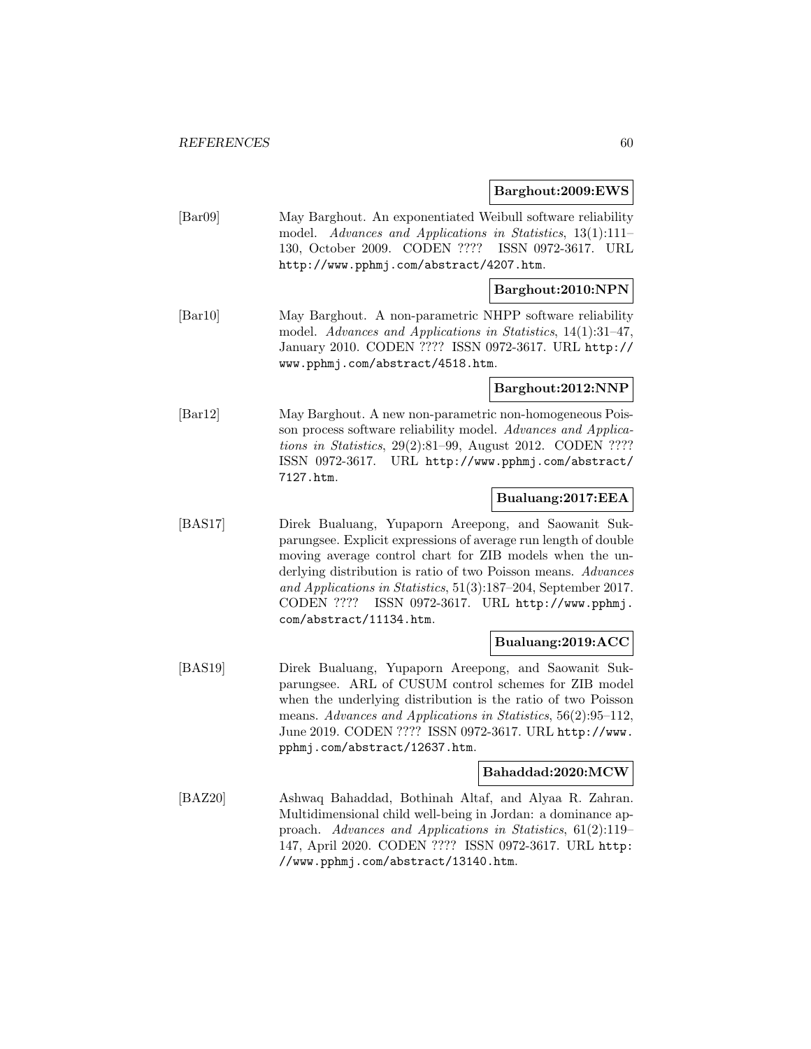**Barghout:2009:EWS**

[Bar09] May Barghout. An exponentiated Weibull software reliability model. *Advances and Applications in Statistics*, 13(1):111–130, October 2009. CODEN ???? ISSN 0972-3617. URL http://www.pphmj.com/abstract/4207.htm.

**Barghout:2010:NPN**

[Bar10] May Barghout. A non-parametric NHPP software reliability model. *Advances and Applications in Statistics*, 14(1):31–47, January 2010. CODEN ???? ISSN 0972-3617. URL http://www.pphmj.com/abstract/4518.htm.

**Barghout:2012:NNP**

[Bar12] May Barghout. A new non-parametric non-homogeneous Poisson process software reliability model. *Advances and Applications in Statistics*, 29(2):81–99, August 2012. CODEN ???? ISSN 0972-3617. URL http://www.pphmj.com/abstract/7127.htm.

**Bualuang:2017:EEA**

[BAS17] Direk Bualuang, Yupaporn Areepong, and Saowanit Sukparungsee. Explicit expressions of average run length of double moving average control chart for ZIB models when the underlying distribution is ratio of two Poisson means. *Advances and Applications in Statistics*, 51(3):187–204, September 2017. CODEN ???? ISSN 0972-3617. URL http://www.pphmj.com/abstract/11134.htm.

**Bualuang:2019:ACC**

[BAS19] Direk Bualuang, Yupaporn Areepong, and Saowanit Sukparungsee. ARL of CUSUM control schemes for ZIB model when the underlying distribution is the ratio of two Poisson means. *Advances and Applications in Statistics*, 56(2):95–112, June 2019. CODEN ???? ISSN 0972-3617. URL http://www.pphmj.com/abstract/12637.htm.

**Bahaddad:2020:MCW**

[BAZ20] Ashwaq Bahaddad, Bothinah Altaf, and Alyaa R. Zahran. Multidimensional child well-being in Jordan: a dominance approach. *Advances and Applications in Statistics*, 61(2):119–147, April 2020. CODEN ???? ISSN 0972-3617. URL http://www.pphmj.com/abstract/13140.htm.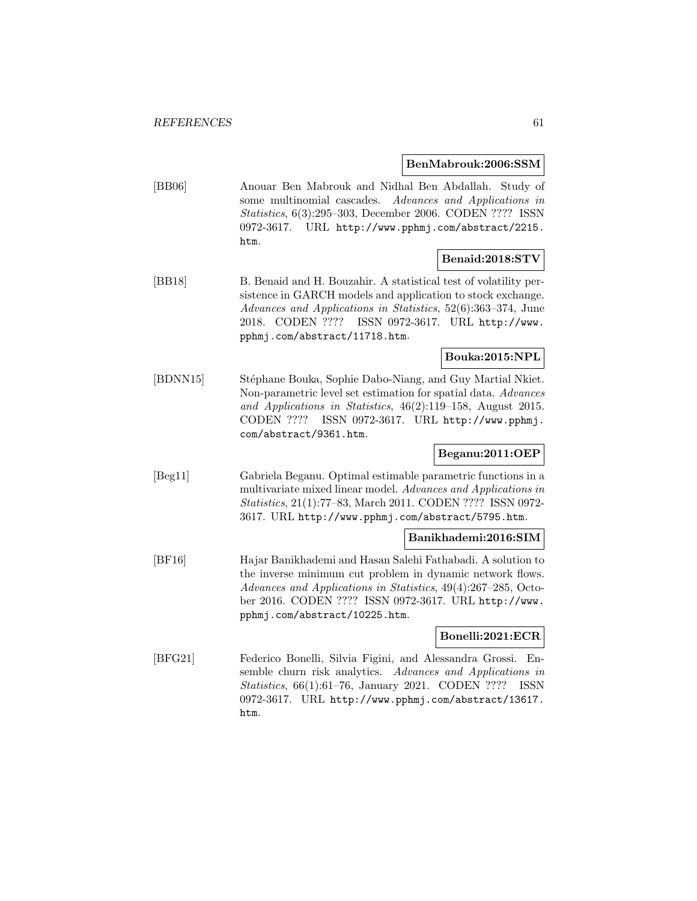**BenMabrouk:2006:SSM**

[BB06] Anouar Ben Mabrouk and Nidhal Ben Abdallah. Study of some multinomial cascades. *Advances and Applications in Statistics*, 6(3):295–303, December 2006. CODEN ???? ISSN 0972-3617. URL http://www.pphmj.com/abstract/2215.htm.

**Benaid:2018:STV**

[BB18] B. Benaid and H. Bouzahir. A statistical test of volatility persistence in GARCH models and application to stock exchange. *Advances and Applications in Statistics*, 52(6):363–374, June 2018. CODEN ???? ISSN 0972-3617. URL http://www.pphmj.com/abstract/11718.htm.

**Bouka:2015:NPL**

[BDNN15] Stéphane Bouka, Sophie Dabo-Niang, and Guy Martial Nkiet. Non-parametric level set estimation for spatial data. *Advances and Applications in Statistics*, 46(2):119–158, August 2015. CODEN ???? ISSN 0972-3617. URL http://www.pphmj.com/abstract/9361.htm.

**Beganu:2011:OEP**

[Beg11] Gabriela Beganu. Optimal estimable parametric functions in a multivariate mixed linear model. *Advances and Applications in Statistics*, 21(1):77–83, March 2011. CODEN ???? ISSN 0972-3617. URL http://www.pphmj.com/abstract/5795.htm.

**Banikhademi:2016:SIM**

[BF16] Hajar Banikhademi and Hasan Salehi Fathabadi. A solution to the inverse minimum cut problem in dynamic network flows. *Advances and Applications in Statistics*, 49(4):267–285, October 2016. CODEN ???? ISSN 0972-3617. URL http://www.pphmj.com/abstract/10225.htm.

**Bonelli:2021:ECR**

[BFG21] Federico Bonelli, Silvia Figini, and Alessandra Grossi. Ensemble churn risk analytics. *Advances and Applications in Statistics*, 66(1):61–76, January 2021. CODEN ???? ISSN 0972-3617. URL http://www.pphmj.com/abstract/13617.htm.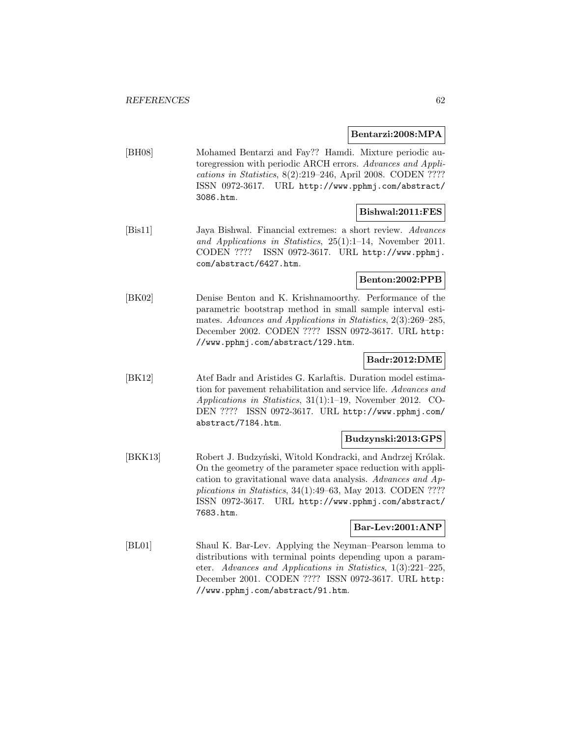**Bentarzi:2008:MPA**

[BH08] Mohamed Bentarzi and Fay?? Hamdi. Mixture periodic autoregression with periodic ARCH errors. *Advances and Applications in Statistics*, 8(2):219–246, April 2008. CODEN ???? ISSN 0972-3617. URL http://www.pphmj.com/abstract/3086.htm.

**Bishwal:2011:FES**

[Bis11] Jaya Bishwal. Financial extremes: a short review. *Advances and Applications in Statistics*, 25(1):1–14, November 2011. CODEN ???? ISSN 0972-3617. URL http://www.pphmj.com/abstract/6427.htm.

**Benton:2002:PPB**

[BK02] Denise Benton and K. Krishnamoorthy. Performance of the parametric bootstrap method in small sample interval estimates. *Advances and Applications in Statistics*, 2(3):269–285, December 2002. CODEN ???? ISSN 0972-3617. URL http://www.pphmj.com/abstract/129.htm.

**Badr:2012:DME**

[BK12] Atef Badr and Aristides G. Karlaftis. Duration model estimation for pavement rehabilitation and service life. *Advances and Applications in Statistics*, 31(1):1–19, November 2012. CODEN ???? ISSN 0972-3617. URL http://www.pphmj.com/abstract/7184.htm.

**Budzynski:2013:GPS**

[BKK13] Robert J. Budzyński, Witold Kondracki, and Andrzej Królak. On the geometry of the parameter space reduction with application to gravitational wave data analysis. *Advances and Applications in Statistics*, 34(1):49–63, May 2013. CODEN ???? ISSN 0972-3617. URL http://www.pphmj.com/abstract/7683.htm.

**Bar-Lev:2001:ANP**

[BL01] Shaul K. Bar-Lev. Applying the Neyman–Pearson lemma to distributions with terminal points depending upon a parameter. *Advances and Applications in Statistics*, 1(3):221–225, December 2001. CODEN ???? ISSN 0972-3617. URL http://www.pphmj.com/abstract/91.htm.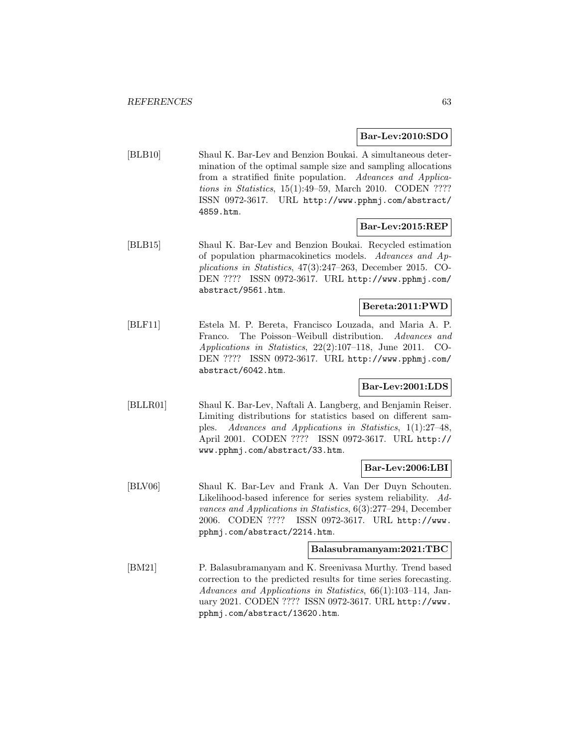**Bar-Lev:2010:SDO**

[BLB10] Shaul K. Bar-Lev and Benzion Boukai. A simultaneous determination of the optimal sample size and sampling allocations from a stratified finite population. *Advances and Applications in Statistics*, 15(1):49–59, March 2010. CODEN ???? ISSN 0972-3617. URL `http://www.pphmj.com/abstract/4859.htm`.

**Bar-Lev:2015:REP**

[BLB15] Shaul K. Bar-Lev and Benzion Boukai. Recycled estimation of population pharmacokinetics models. *Advances and Applications in Statistics*, 47(3):247–263, December 2015. CODEN ???? ISSN 0972-3617. URL `http://www.pphmj.com/abstract/9561.htm`.

**Bereta:2011:PWD**

[BLF11] Estela M. P. Bereta, Francisco Louzada, and Maria A. P. Franco. The Poisson–Weibull distribution. *Advances and Applications in Statistics*, 22(2):107–118, June 2011. CODEN ???? ISSN 0972-3617. URL `http://www.pphmj.com/abstract/6042.htm`.

**Bar-Lev:2001:LDS**

[BLLR01] Shaul K. Bar-Lev, Naftali A. Langberg, and Benjamin Reiser. Limiting distributions for statistics based on different samples. *Advances and Applications in Statistics*, 1(1):27–48, April 2001. CODEN ???? ISSN 0972-3617. URL `http://www.pphmj.com/abstract/33.htm`.

**Bar-Lev:2006:LBI**

[BLV06] Shaul K. Bar-Lev and Frank A. Van Der Duyn Schouten. Likelihood-based inference for series system reliability. *Advances and Applications in Statistics*, 6(3):277–294, December 2006. CODEN ???? ISSN 0972-3617. URL `http://www.pphmj.com/abstract/2214.htm`.

**Balasubramanyam:2021:TBC**

[BM21] P. Balasubramanyam and K. Sreenivasa Murthy. Trend based correction to the predicted results for time series forecasting. *Advances and Applications in Statistics*, 66(1):103–114, January 2021. CODEN ???? ISSN 0972-3617. URL `http://www.pphmj.com/abstract/13620.htm`.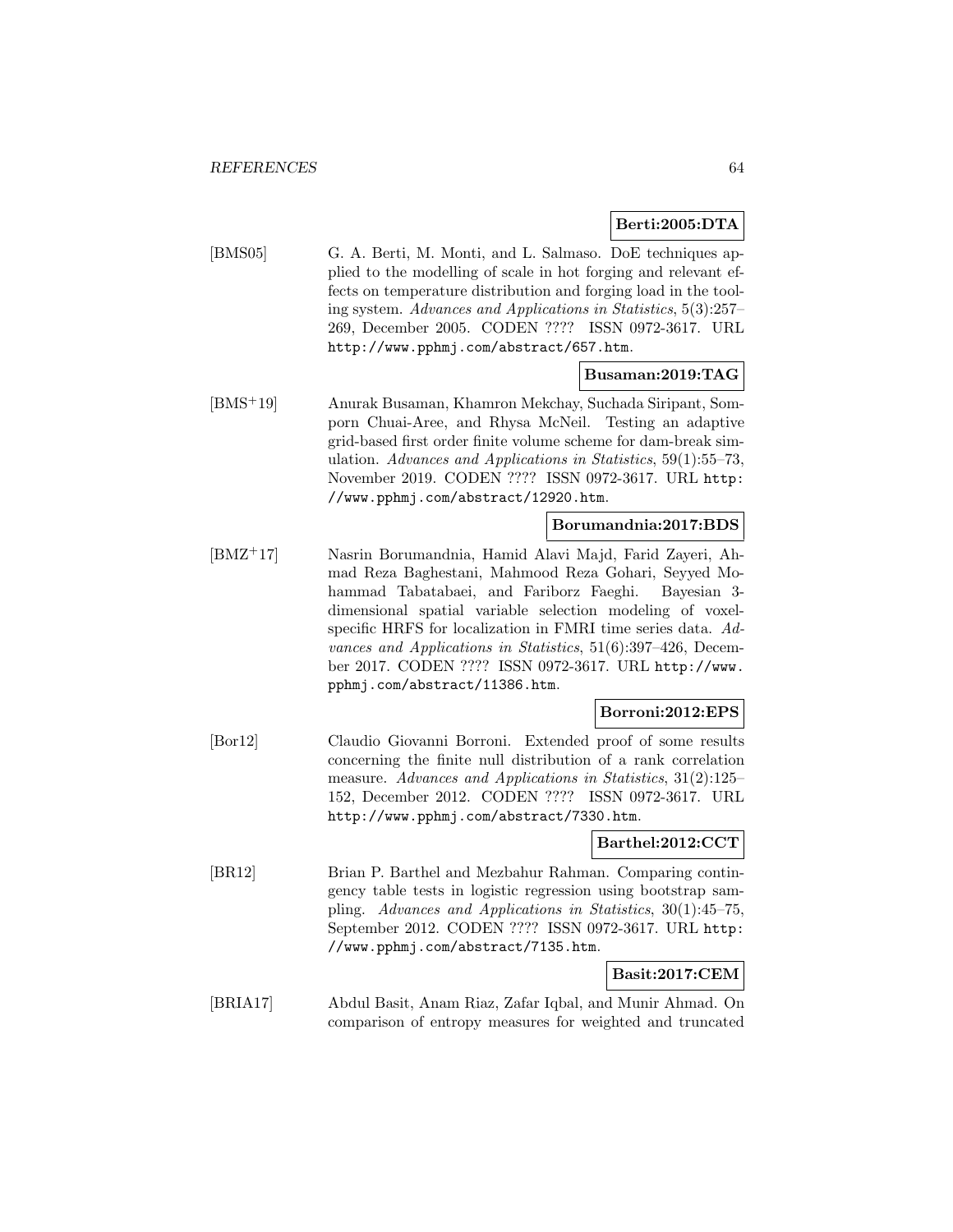**Berti:2005:DTA**

[BMS05] G. A. Berti, M. Monti, and L. Salmaso. DoE techniques applied to the modelling of scale in hot forging and relevant effects on temperature distribution and forging load in the tooling system. *Advances and Applications in Statistics*, 5(3):257–269, December 2005. CODEN ???? ISSN 0972-3617. URL http://www.pphmj.com/abstract/657.htm.

**Busaman:2019:TAG**

[BMS+19] Anurak Busaman, Khamron Mekchay, Suchada Siripant, Somporn Chuai-Aree, and Rhysa McNeil. Testing an adaptive grid-based first order finite volume scheme for dam-break simulation. *Advances and Applications in Statistics*, 59(1):55–73, November 2019. CODEN ???? ISSN 0972-3617. URL http://www.pphmj.com/abstract/12920.htm.

**Borumandnia:2017:BDS**

[BMZ+17] Nasrin Borumandnia, Hamid Alavi Majd, Farid Zayeri, Ahmad Reza Baghestani, Mahmood Reza Gohari, Seyyed Mohammad Tabatabaei, and Fariborz Faeghi. Bayesian 3-dimensional spatial variable selection modeling of voxel-specific HRFS for localization in FMRI time series data. *Advances and Applications in Statistics*, 51(6):397–426, December 2017. CODEN ???? ISSN 0972-3617. URL http://www.pphmj.com/abstract/11386.htm.

**Borroni:2012:EPS**

[Bor12] Claudio Giovanni Borroni. Extended proof of some results concerning the finite null distribution of a rank correlation measure. *Advances and Applications in Statistics*, 31(2):125–152, December 2012. CODEN ???? ISSN 0972-3617. URL http://www.pphmj.com/abstract/7330.htm.

**Barthel:2012:CCT**

[BR12] Brian P. Barthel and Mezbahur Rahman. Comparing contingency table tests in logistic regression using bootstrap sampling. *Advances and Applications in Statistics*, 30(1):45–75, September 2012. CODEN ???? ISSN 0972-3617. URL http://www.pphmj.com/abstract/7135.htm.

**Basit:2017:CEM**

[BRIA17] Abdul Basit, Anam Riaz, Zafar Iqbal, and Munir Ahmad. On comparison of entropy measures for weighted and truncated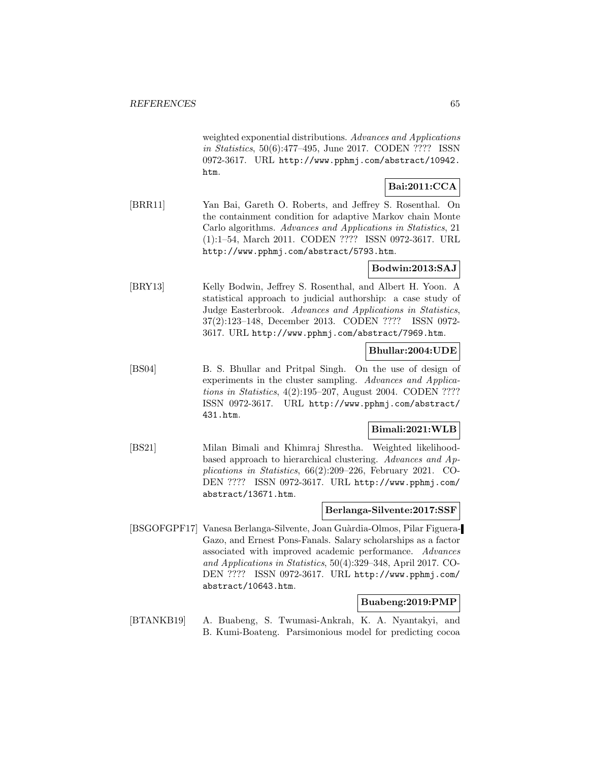weighted exponential distributions. *Advances and Applications in Statistics*, 50(6):477–495, June 2017. CODEN ???? ISSN 0972-3617. URL http://www.pphmj.com/abstract/10942.htm.

**Bai:2011:CCA**

[BRR11] Yan Bai, Gareth O. Roberts, and Jeffrey S. Rosenthal. On the containment condition for adaptive Markov chain Monte Carlo algorithms. *Advances and Applications in Statistics*, 21 (1):1–54, March 2011. CODEN ???? ISSN 0972-3617. URL http://www.pphmj.com/abstract/5793.htm.

**Bodwin:2013:SAJ**

[BRY13] Kelly Bodwin, Jeffrey S. Rosenthal, and Albert H. Yoon. A statistical approach to judicial authorship: a case study of Judge Easterbrook. *Advances and Applications in Statistics*, 37(2):123–148, December 2013. CODEN ???? ISSN 0972-3617. URL http://www.pphmj.com/abstract/7969.htm.

**Bhullar:2004:UDE**

[BS04] B. S. Bhullar and Pritpal Singh. On the use of design of experiments in the cluster sampling. *Advances and Applications in Statistics*, 4(2):195–207, August 2004. CODEN ???? ISSN 0972-3617. URL http://www.pphmj.com/abstract/431.htm.

**Bimali:2021:WLB**

[BS21] Milan Bimali and Khimraj Shrestha. Weighted likelihood-based approach to hierarchical clustering. *Advances and Applications in Statistics*, 66(2):209–226, February 2021. CODEN ???? ISSN 0972-3617. URL http://www.pphmj.com/abstract/13671.htm.

**Berlanga-Silvente:2017:SSF**

[BSGOFGPF17] Vanesa Berlanga-Silvente, Joan Guàrdia-Olmos, Pilar Figuera-Gazo, and Ernest Pons-Fanals. Salary scholarships as a factor associated with improved academic performance. *Advances and Applications in Statistics*, 50(4):329–348, April 2017. CODEN ???? ISSN 0972-3617. URL http://www.pphmj.com/abstract/10643.htm.

**Buabeng:2019:PMP**

[BTANKB19] A. Buabeng, S. Twumasi-Ankrah, K. A. Nyantakyi, and B. Kumi-Boateng. Parsimonious model for predicting cocoa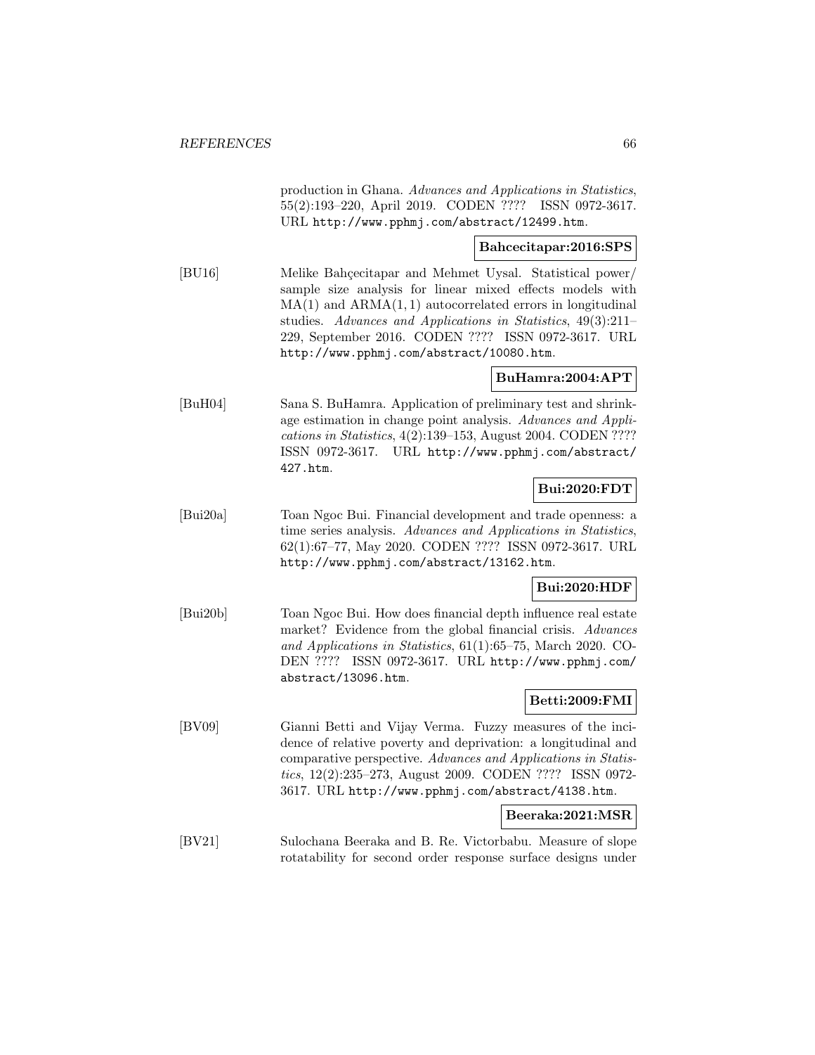production in Ghana. *Advances and Applications in Statistics*, 55(2):193–220, April 2019. CODEN ???? ISSN 0972-3617. URL http://www.pphmj.com/abstract/12499.htm.

**Bahcecitapar:2016:SPS**

[BU16] Melike Bahçecitapar and Mehmet Uysal. Statistical power/ sample size analysis for linear mixed effects models with MA(1) and ARMA(1, 1) autocorrelated errors in longitudinal studies. *Advances and Applications in Statistics*, 49(3):211–229, September 2016. CODEN ???? ISSN 0972-3617. URL http://www.pphmj.com/abstract/10080.htm.

**BuHamra:2004:APT**

[BuH04] Sana S. BuHamra. Application of preliminary test and shrinkage estimation in change point analysis. *Advances and Applications in Statistics*, 4(2):139–153, August 2004. CODEN ???? ISSN 0972-3617. URL http://www.pphmj.com/abstract/427.htm.

**Bui:2020:FDT**

[Bui20a] Toan Ngoc Bui. Financial development and trade openness: a time series analysis. *Advances and Applications in Statistics*, 62(1):67–77, May 2020. CODEN ???? ISSN 0972-3617. URL http://www.pphmj.com/abstract/13162.htm.

**Bui:2020:HDF**

[Bui20b] Toan Ngoc Bui. How does financial depth influence real estate market? Evidence from the global financial crisis. *Advances and Applications in Statistics*, 61(1):65–75, March 2020. CODEN ???? ISSN 0972-3617. URL http://www.pphmj.com/abstract/13096.htm.

**Betti:2009:FMI**

[BV09] Gianni Betti and Vijay Verma. Fuzzy measures of the incidence of relative poverty and deprivation: a longitudinal and comparative perspective. *Advances and Applications in Statistics*, 12(2):235–273, August 2009. CODEN ???? ISSN 0972-3617. URL http://www.pphmj.com/abstract/4138.htm.

**Beeraka:2021:MSR**

[BV21] Sulochana Beeraka and B. Re. Victorbabu. Measure of slope rotatability for second order response surface designs under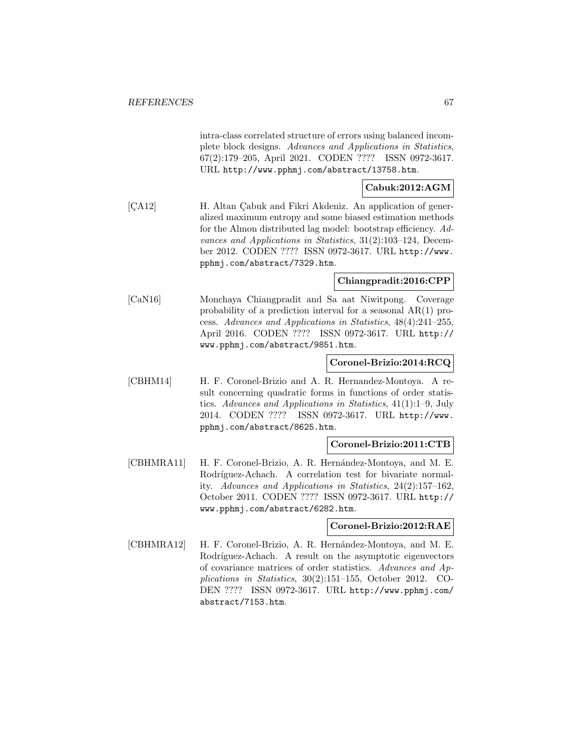intra-class correlated structure of errors using balanced incomplete block designs. *Advances and Applications in Statistics*, 67(2):179–205, April 2021. CODEN ???? ISSN 0972-3617. URL http://www.pphmj.com/abstract/13758.htm.

**Cabuk:2012:AGM**

[ÇA12] H. Altan Çabuk and Fikri Akdeniz. An application of generalized maximum entropy and some biased estimation methods for the Almon distributed lag model: bootstrap efficiency. *Advances and Applications in Statistics*, 31(2):103–124, December 2012. CODEN ???? ISSN 0972-3617. URL http://www.pphmj.com/abstract/7329.htm.

**Chiangpradit:2016:CPP**

[CaN16] Monchaya Chiangpradit and Sa aat Niwitpong. Coverage probability of a prediction interval for a seasonal AR(1) process. *Advances and Applications in Statistics*, 48(4):241–255, April 2016. CODEN ???? ISSN 0972-3617. URL http://www.pphmj.com/abstract/9851.htm.

**Coronel-Brizio:2014:RCQ**

[CBHM14] H. F. Coronel-Brizio and A. R. Hernandez-Montoya. A result concerning quadratic forms in functions of order statistics. *Advances and Applications in Statistics*, 41(1):1–9, July 2014. CODEN ???? ISSN 0972-3617. URL http://www.pphmj.com/abstract/8625.htm.

**Coronel-Brizio:2011:CTB**

[CBHMRA11] H. F. Coronel-Brizio, A. R. Hernández-Montoya, and M. E. Rodríguez-Achach. A correlation test for bivariate normality. *Advances and Applications in Statistics*, 24(2):157–162, October 2011. CODEN ???? ISSN 0972-3617. URL http://www.pphmj.com/abstract/6282.htm.

**Coronel-Brizio:2012:RAE**

[CBHMRA12] H. F. Coronel-Brizio, A. R. Hernández-Montoya, and M. E. Rodríguez-Achach. A result on the asymptotic eigenvectors of covariance matrices of order statistics. *Advances and Applications in Statistics*, 30(2):151–155, October 2012. CODEN ???? ISSN 0972-3617. URL http://www.pphmj.com/abstract/7153.htm.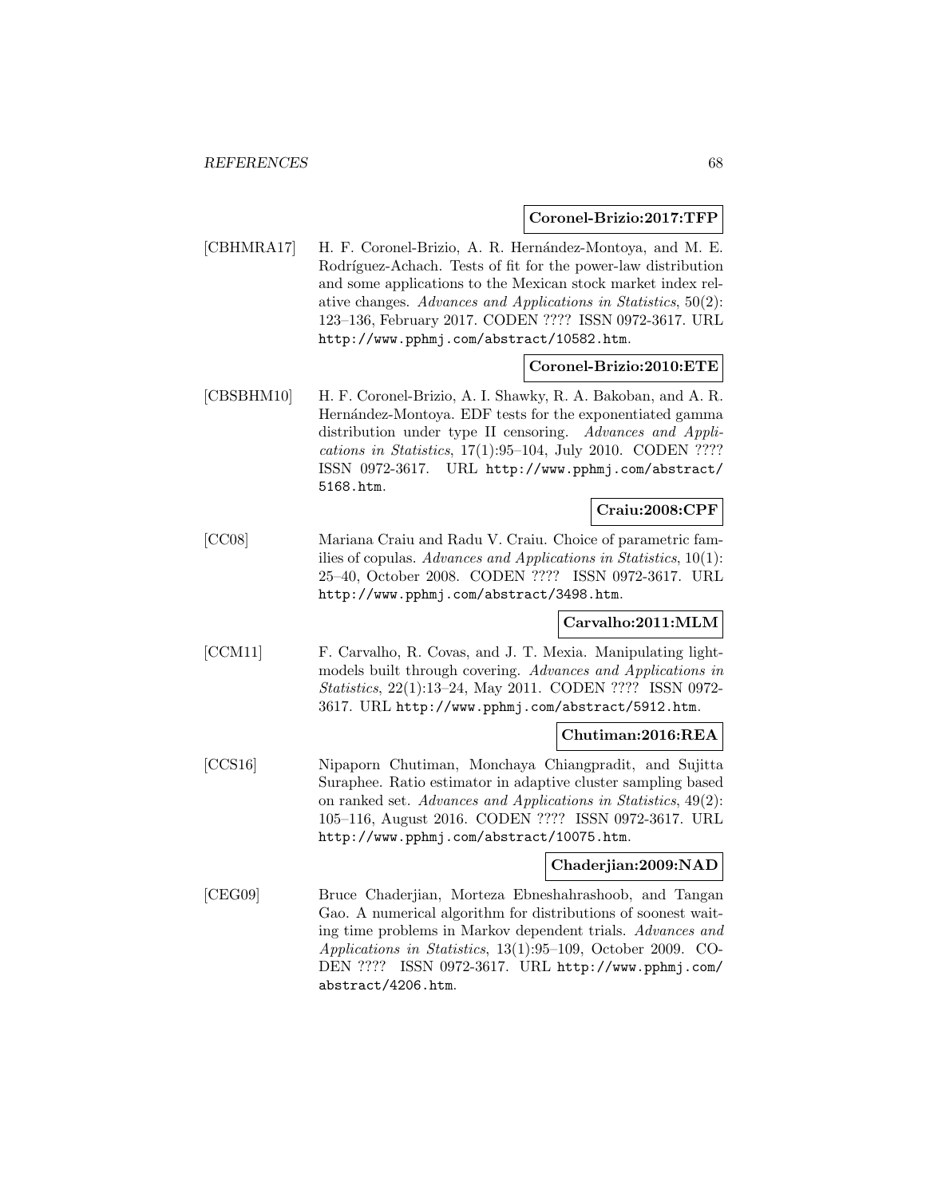**Coronel-Brizio:2017:TFP**

[CBHMRA17] H. F. Coronel-Brizio, A. R. Hernández-Montoya, and M. E. Rodríguez-Achach. Tests of fit for the power-law distribution and some applications to the Mexican stock market index relative changes. *Advances and Applications in Statistics*, 50(2): 123–136, February 2017. CODEN ???? ISSN 0972-3617. URL http://www.pphmj.com/abstract/10582.htm.

**Coronel-Brizio:2010:ETE**

[CBSBHM10] H. F. Coronel-Brizio, A. I. Shawky, R. A. Bakoban, and A. R. Hernández-Montoya. EDF tests for the exponentiated gamma distribution under type II censoring. *Advances and Applications in Statistics*, 17(1):95–104, July 2010. CODEN ???? ISSN 0972-3617. URL http://www.pphmj.com/abstract/5168.htm.

**Craiu:2008:CPF**

[CC08] Mariana Craiu and Radu V. Craiu. Choice of parametric families of copulas. *Advances and Applications in Statistics*, 10(1): 25–40, October 2008. CODEN ???? ISSN 0972-3617. URL http://www.pphmj.com/abstract/3498.htm.

**Carvalho:2011:MLM**

[CCM11] F. Carvalho, R. Covas, and J. T. Mexia. Manipulating light-models built through covering. *Advances and Applications in Statistics*, 22(1):13–24, May 2011. CODEN ???? ISSN 0972-3617. URL http://www.pphmj.com/abstract/5912.htm.

**Chutiman:2016:REA**

[CCS16] Nipaporn Chutiman, Monchaya Chiangpradit, and Sujitta Suraphee. Ratio estimator in adaptive cluster sampling based on ranked set. *Advances and Applications in Statistics*, 49(2): 105–116, August 2016. CODEN ???? ISSN 0972-3617. URL http://www.pphmj.com/abstract/10075.htm.

**Chaderjian:2009:NAD**

[CEG09] Bruce Chaderjian, Morteza Ebneshahrashoob, and Tangan Gao. A numerical algorithm for distributions of soonest waiting time problems in Markov dependent trials. *Advances and Applications in Statistics*, 13(1):95–109, October 2009. CODEN ???? ISSN 0972-3617. URL http://www.pphmj.com/abstract/4206.htm.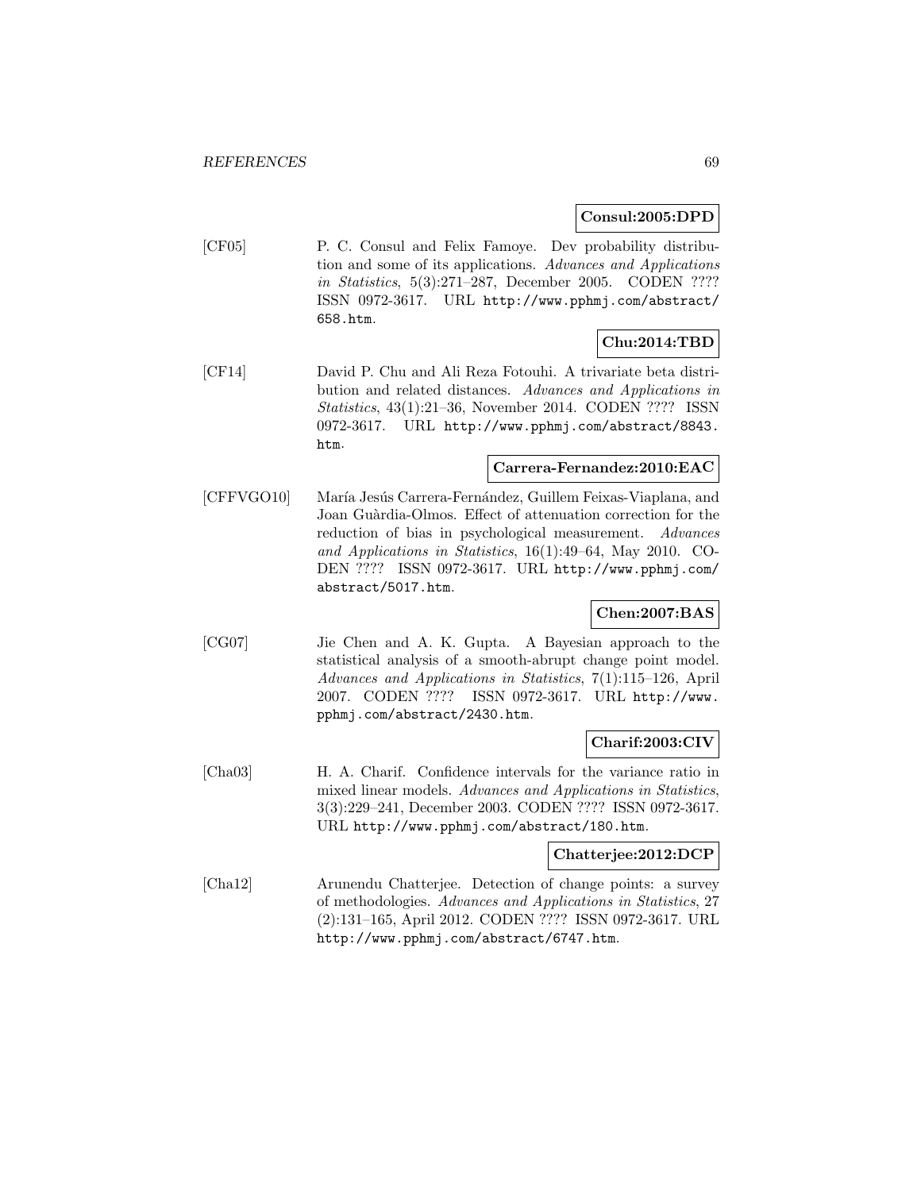**Consul:2005:DPD**

[CF05] P. C. Consul and Felix Famoye. Dev probability distribution and some of its applications. *Advances and Applications in Statistics*, 5(3):271–287, December 2005. CODEN ???? ISSN 0972-3617. URL http://www.pphmj.com/abstract/658.htm.

**Chu:2014:TBD**

[CF14] David P. Chu and Ali Reza Fotouhi. A trivariate beta distribution and related distances. *Advances and Applications in Statistics*, 43(1):21–36, November 2014. CODEN ???? ISSN 0972-3617. URL http://www.pphmj.com/abstract/8843.htm.

**Carrera-Fernandez:2010:EAC**

[CFFVGO10] María Jesús Carrera-Fernández, Guillem Feixas-Viaplana, and Joan Guàrdia-Olmos. Effect of attenuation correction for the reduction of bias in psychological measurement. *Advances and Applications in Statistics*, 16(1):49–64, May 2010. CODEN ???? ISSN 0972-3617. URL http://www.pphmj.com/abstract/5017.htm.

**Chen:2007:BAS**

[CG07] Jie Chen and A. K. Gupta. A Bayesian approach to the statistical analysis of a smooth-abrupt change point model. *Advances and Applications in Statistics*, 7(1):115–126, April 2007. CODEN ???? ISSN 0972-3617. URL http://www.pphmj.com/abstract/2430.htm.

**Charif:2003:CIV**

[Cha03] H. A. Charif. Confidence intervals for the variance ratio in mixed linear models. *Advances and Applications in Statistics*, 3(3):229–241, December 2003. CODEN ???? ISSN 0972-3617. URL http://www.pphmj.com/abstract/180.htm.

**Chatterjee:2012:DCP**

[Cha12] Arunendu Chatterjee. Detection of change points: a survey of methodologies. *Advances and Applications in Statistics*, 27 (2):131–165, April 2012. CODEN ???? ISSN 0972-3617. URL http://www.pphmj.com/abstract/6747.htm.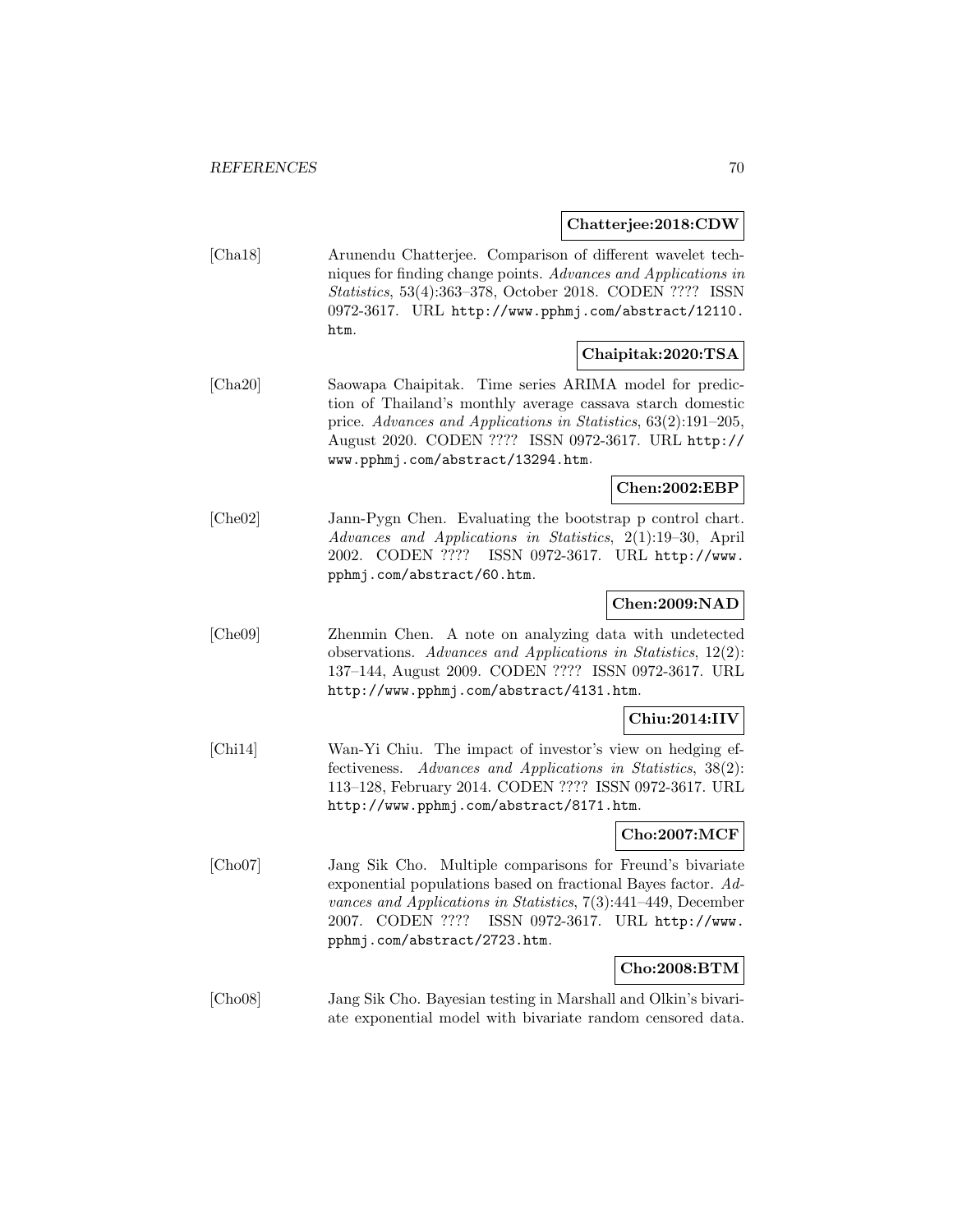**Chatterjee:2018:CDW**

[Cha18] Arunendu Chatterjee. Comparison of different wavelet techniques for finding change points. *Advances and Applications in Statistics*, 53(4):363–378, October 2018. CODEN ???? ISSN 0972-3617. URL http://www.pphmj.com/abstract/12110.htm.

**Chaipitak:2020:TSA**

[Cha20] Saowapa Chaipitak. Time series ARIMA model for prediction of Thailand's monthly average cassava starch domestic price. *Advances and Applications in Statistics*, 63(2):191–205, August 2020. CODEN ???? ISSN 0972-3617. URL http://www.pphmj.com/abstract/13294.htm.

**Chen:2002:EBP**

[Che02] Jann-Pygn Chen. Evaluating the bootstrap p control chart. *Advances and Applications in Statistics*, 2(1):19–30, April 2002. CODEN ???? ISSN 0972-3617. URL http://www.pphmj.com/abstract/60.htm.

**Chen:2009:NAD**

[Che09] Zhenmin Chen. A note on analyzing data with undetected observations. *Advances and Applications in Statistics*, 12(2): 137–144, August 2009. CODEN ???? ISSN 0972-3617. URL http://www.pphmj.com/abstract/4131.htm.

**Chiu:2014:IIV**

[Chi14] Wan-Yi Chiu. The impact of investor's view on hedging effectiveness. *Advances and Applications in Statistics*, 38(2): 113–128, February 2014. CODEN ???? ISSN 0972-3617. URL http://www.pphmj.com/abstract/8171.htm.

**Cho:2007:MCF**

[Cho07] Jang Sik Cho. Multiple comparisons for Freund's bivariate exponential populations based on fractional Bayes factor. *Advances and Applications in Statistics*, 7(3):441–449, December 2007. CODEN ???? ISSN 0972-3617. URL http://www.pphmj.com/abstract/2723.htm.

**Cho:2008:BTM**

[Cho08] Jang Sik Cho. Bayesian testing in Marshall and Olkin's bivariate exponential model with bivariate random censored data.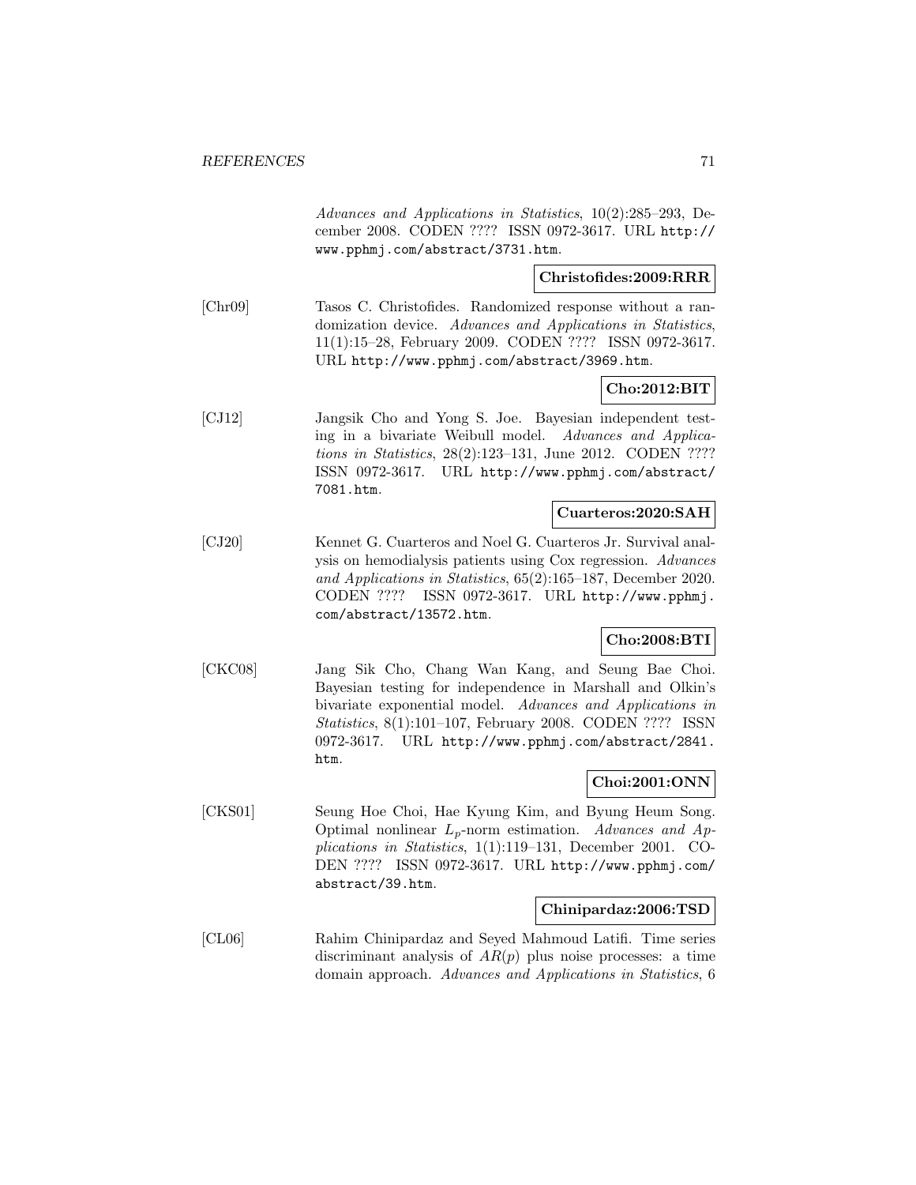*Advances and Applications in Statistics*, 10(2):285–293, December 2008. CODEN ???? ISSN 0972-3617. URL http://www.pphmj.com/abstract/3731.htm.

**Christofides:2009:RRR**

[Chr09] Tasos C. Christofides. Randomized response without a randomization device. *Advances and Applications in Statistics*, 11(1):15–28, February 2009. CODEN ???? ISSN 0972-3617. URL http://www.pphmj.com/abstract/3969.htm.

**Cho:2012:BIT**

[CJ12] Jangsik Cho and Yong S. Joe. Bayesian independent testing in a bivariate Weibull model. *Advances and Applications in Statistics*, 28(2):123–131, June 2012. CODEN ???? ISSN 0972-3617. URL http://www.pphmj.com/abstract/7081.htm.

**Cuarteros:2020:SAH**

[CJ20] Kennet G. Cuarteros and Noel G. Cuarteros Jr. Survival analysis on hemodialysis patients using Cox regression. *Advances and Applications in Statistics*, 65(2):165–187, December 2020. CODEN ???? ISSN 0972-3617. URL http://www.pphmj.com/abstract/13572.htm.

**Cho:2008:BTI**

[CKC08] Jang Sik Cho, Chang Wan Kang, and Seung Bae Choi. Bayesian testing for independence in Marshall and Olkin's bivariate exponential model. *Advances and Applications in Statistics*, 8(1):101–107, February 2008. CODEN ???? ISSN 0972-3617. URL http://www.pphmj.com/abstract/2841.htm.

**Choi:2001:ONN**

[CKS01] Seung Hoe Choi, Hae Kyung Kim, and Byung Heum Song. Optimal nonlinear $L_p$-norm estimation. *Advances and Applications in Statistics*, 1(1):119–131, December 2001. CODEN ???? ISSN 0972-3617. URL http://www.pphmj.com/abstract/39.htm.

**Chinipardaz:2006:TSD**

[CL06] Rahim Chinipardaz and Seyed Mahmoud Latifi. Time series discriminant analysis of $AR(p)$ plus noise processes: a time domain approach. *Advances and Applications in Statistics*, 6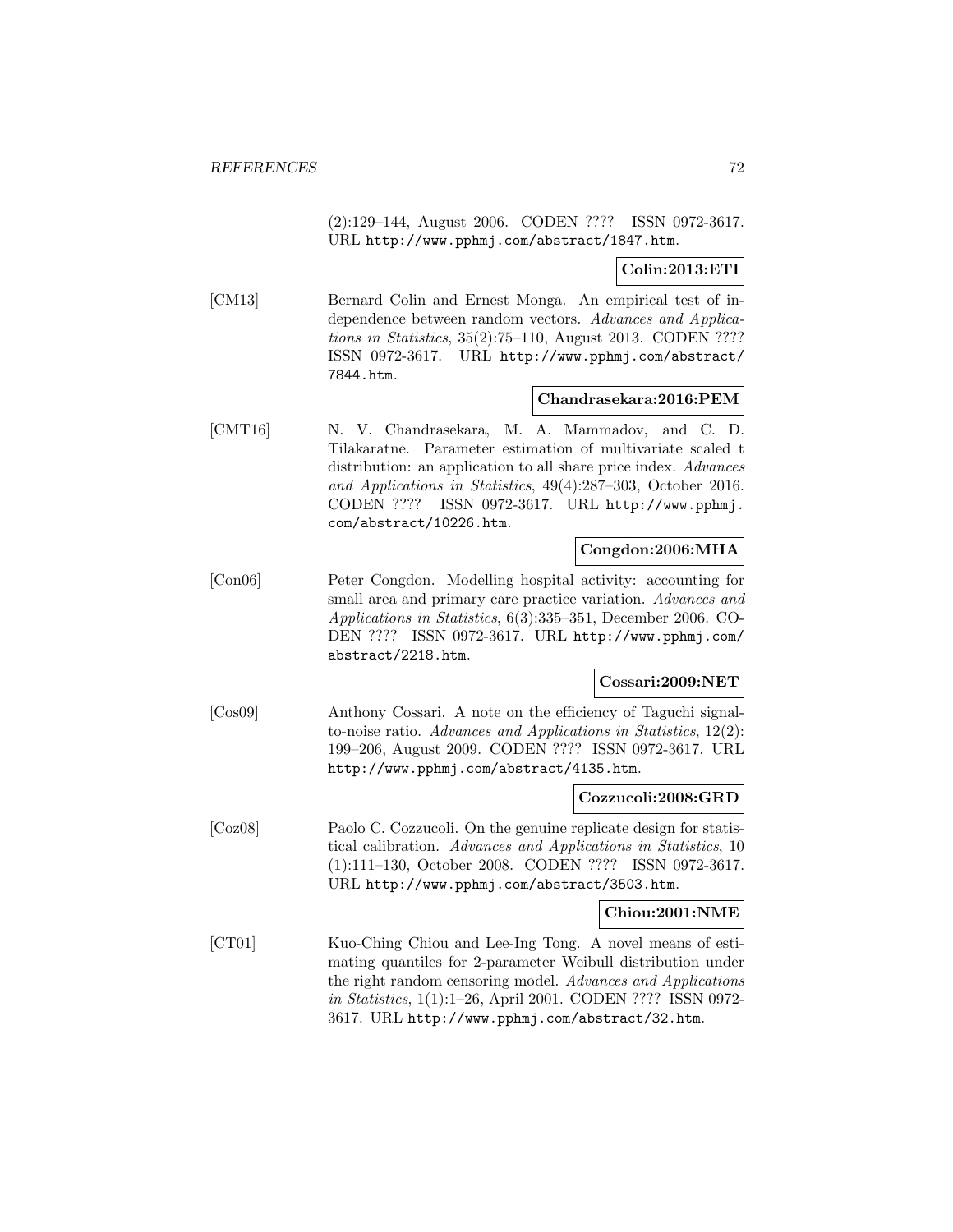(2):129–144, August 2006. CODEN ???? ISSN 0972-3617. URL http://www.pphmj.com/abstract/1847.htm.

**Colin:2013:ETI**

[CM13] Bernard Colin and Ernest Monga. An empirical test of independence between random vectors. *Advances and Applications in Statistics*, 35(2):75–110, August 2013. CODEN ???? ISSN 0972-3617. URL http://www.pphmj.com/abstract/7844.htm.

**Chandrasekara:2016:PEM**

[CMT16] N. V. Chandrasekara, M. A. Mammadov, and C. D. Tilakaratne. Parameter estimation of multivariate scaled t distribution: an application to all share price index. *Advances and Applications in Statistics*, 49(4):287–303, October 2016. CODEN ???? ISSN 0972-3617. URL http://www.pphmj.com/abstract/10226.htm.

**Congdon:2006:MHA**

[Con06] Peter Congdon. Modelling hospital activity: accounting for small area and primary care practice variation. *Advances and Applications in Statistics*, 6(3):335–351, December 2006. CODEN ???? ISSN 0972-3617. URL http://www.pphmj.com/abstract/2218.htm.

**Cossari:2009:NET**

[Cos09] Anthony Cossari. A note on the efficiency of Taguchi signal-to-noise ratio. *Advances and Applications in Statistics*, 12(2): 199–206, August 2009. CODEN ???? ISSN 0972-3617. URL http://www.pphmj.com/abstract/4135.htm.

**Cozzucoli:2008:GRD**

[Coz08] Paolo C. Cozzucoli. On the genuine replicate design for statistical calibration. *Advances and Applications in Statistics*, 10 (1):111–130, October 2008. CODEN ???? ISSN 0972-3617. URL http://www.pphmj.com/abstract/3503.htm.

**Chiou:2001:NME**

[CT01] Kuo-Ching Chiou and Lee-Ing Tong. A novel means of estimating quantiles for 2-parameter Weibull distribution under the right random censoring model. *Advances and Applications in Statistics*, 1(1):1–26, April 2001. CODEN ???? ISSN 0972-3617. URL http://www.pphmj.com/abstract/32.htm.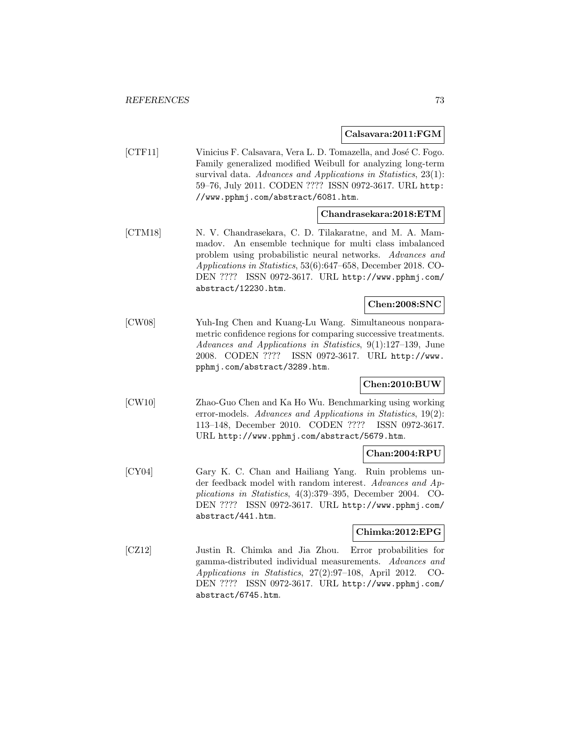**Calsavara:2011:FGM**

[CTF11] Vinicius F. Calsavara, Vera L. D. Tomazella, and José C. Fogo. Family generalized modified Weibull for analyzing long-term survival data. *Advances and Applications in Statistics*, 23(1): 59–76, July 2011. CODEN ???? ISSN 0972-3617. URL `http://www.pphmj.com/abstract/6081.htm`.

**Chandrasekara:2018:ETM**

[CTM18] N. V. Chandrasekara, C. D. Tilakaratne, and M. A. Mammadov. An ensemble technique for multi class imbalanced problem using probabilistic neural networks. *Advances and Applications in Statistics*, 53(6):647–658, December 2018. CODEN ???? ISSN 0972-3617. URL `http://www.pphmj.com/abstract/12230.htm`.

**Chen:2008:SNC**

[CW08] Yuh-Ing Chen and Kuang-Lu Wang. Simultaneous nonparametric confidence regions for comparing successive treatments. *Advances and Applications in Statistics*, 9(1):127–139, June 2008. CODEN ???? ISSN 0972-3617. URL `http://www.pphmj.com/abstract/3289.htm`.

**Chen:2010:BUW**

[CW10] Zhao-Guo Chen and Ka Ho Wu. Benchmarking using working error-models. *Advances and Applications in Statistics*, 19(2): 113–148, December 2010. CODEN ???? ISSN 0972-3617. URL `http://www.pphmj.com/abstract/5679.htm`.

**Chan:2004:RPU**

[CY04] Gary K. C. Chan and Hailiang Yang. Ruin problems under feedback model with random interest. *Advances and Applications in Statistics*, 4(3):379–395, December 2004. CODEN ???? ISSN 0972-3617. URL `http://www.pphmj.com/abstract/441.htm`.

**Chimka:2012:EPG**

[CZ12] Justin R. Chimka and Jia Zhou. Error probabilities for gamma-distributed individual measurements. *Advances and Applications in Statistics*, 27(2):97–108, April 2012. CODEN ???? ISSN 0972-3617. URL `http://www.pphmj.com/abstract/6745.htm`.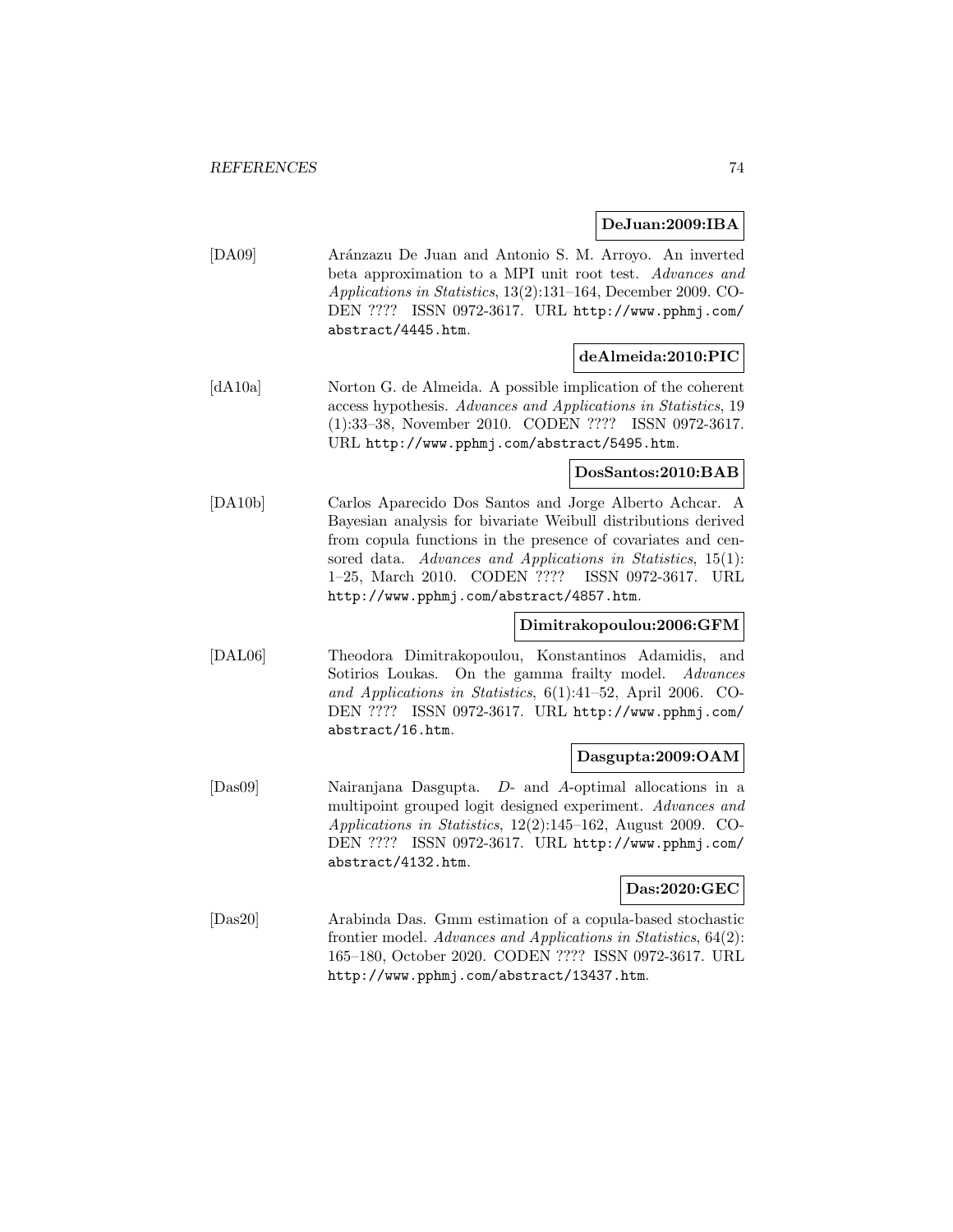**DeJuan:2009:IBA**

[DA09] Aránzazu De Juan and Antonio S. M. Arroyo. An inverted beta approximation to a MPI unit root test. *Advances and Applications in Statistics*, 13(2):131–164, December 2009. CODEN ???? ISSN 0972-3617. URL http://www.pphmj.com/abstract/4445.htm.

**deAlmeida:2010:PIC**

[dA10a] Norton G. de Almeida. A possible implication of the coherent access hypothesis. *Advances and Applications in Statistics*, 19 (1):33–38, November 2010. CODEN ???? ISSN 0972-3617. URL http://www.pphmj.com/abstract/5495.htm.

**DosSantos:2010:BAB**

[DA10b] Carlos Aparecido Dos Santos and Jorge Alberto Achcar. A Bayesian analysis for bivariate Weibull distributions derived from copula functions in the presence of covariates and censored data. *Advances and Applications in Statistics*, 15(1): 1–25, March 2010. CODEN ???? ISSN 0972-3617. URL http://www.pphmj.com/abstract/4857.htm.

**Dimitrakopoulou:2006:GFM**

[DAL06] Theodora Dimitrakopoulou, Konstantinos Adamidis, and Sotirios Loukas. On the gamma frailty model. *Advances and Applications in Statistics*, 6(1):41–52, April 2006. CODEN ???? ISSN 0972-3617. URL http://www.pphmj.com/abstract/16.htm.

**Dasgupta:2009:OAM**

[Das09] Nairanjana Dasgupta. *D*- and *A*-optimal allocations in a multipoint grouped logit designed experiment. *Advances and Applications in Statistics*, 12(2):145–162, August 2009. CODEN ???? ISSN 0972-3617. URL http://www.pphmj.com/abstract/4132.htm.

**Das:2020:GEC**

[Das20] Arabinda Das. Gmm estimation of a copula-based stochastic frontier model. *Advances and Applications in Statistics*, 64(2): 165–180, October 2020. CODEN ???? ISSN 0972-3617. URL http://www.pphmj.com/abstract/13437.htm.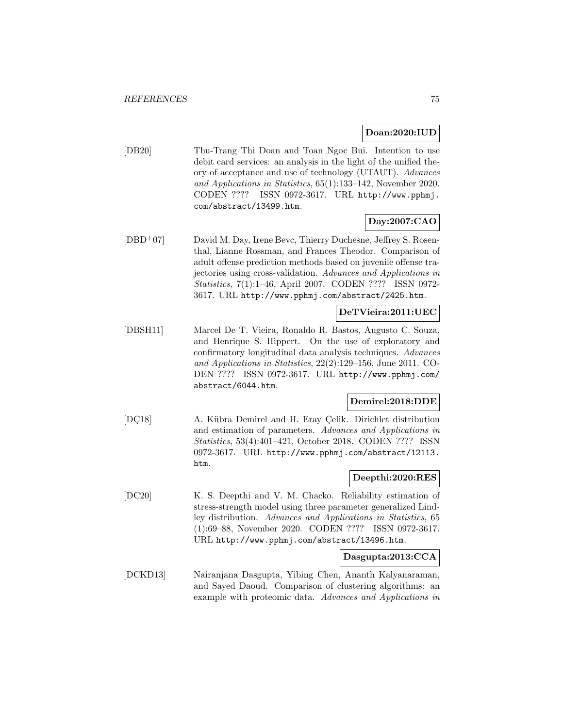**Doan:2020:IUD**

[DB20] Thu-Trang Thi Doan and Toan Ngoc Bui. Intention to use debit card services: an analysis in the light of the unified theory of acceptance and use of technology (UTAUT). *Advances and Applications in Statistics*, 65(1):133–142, November 2020. CODEN ???? ISSN 0972-3617. URL http://www.pphmj.com/abstract/13499.htm.

**Day:2007:CAO**

[DBD+07] David M. Day, Irene Bevc, Thierry Duchesne, Jeffrey S. Rosenthal, Lianne Rossman, and Frances Theodor. Comparison of adult offense prediction methods based on juvenile offense trajectories using cross-validation. *Advances and Applications in Statistics*, 7(1):1–46, April 2007. CODEN ???? ISSN 0972-3617. URL http://www.pphmj.com/abstract/2425.htm.

**DeTVieira:2011:UEC**

[DBSH11] Marcel De T. Vieira, Ronaldo R. Bastos, Augusto C. Souza, and Henrique S. Hippert. On the use of exploratory and confirmatory longitudinal data analysis techniques. *Advances and Applications in Statistics*, 22(2):129–156, June 2011. CODEN ???? ISSN 0972-3617. URL http://www.pphmj.com/abstract/6044.htm.

**Demirel:2018:DDE**

[DÇ18] A. Kübra Demirel and H. Eray Çelik. Dirichlet distribution and estimation of parameters. *Advances and Applications in Statistics*, 53(4):401–421, October 2018. CODEN ???? ISSN 0972-3617. URL http://www.pphmj.com/abstract/12113.htm.

**Deepthi:2020:RES**

[DC20] K. S. Deepthi and V. M. Chacko. Reliability estimation of stress-strength model using three parameter generalized Lindley distribution. *Advances and Applications in Statistics*, 65 (1):69–88, November 2020. CODEN ???? ISSN 0972-3617. URL http://www.pphmj.com/abstract/13496.htm.

**Dasgupta:2013:CCA**

[DCKD13] Nairanjana Dasgupta, Yibing Chen, Ananth Kalyanaraman, and Sayed Daoud. Comparison of clustering algorithms: an example with proteomic data. *Advances and Applications in*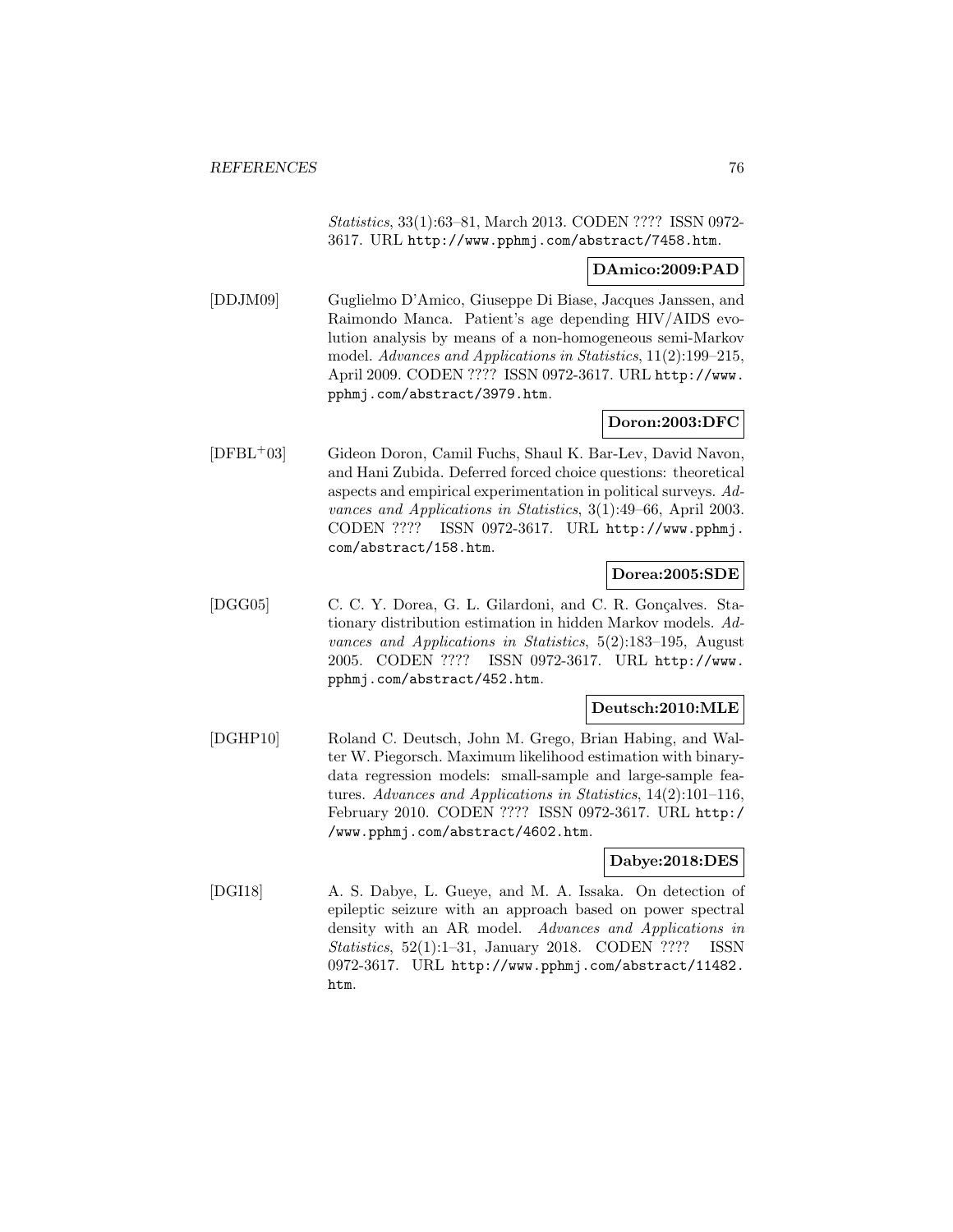*Statistics*, 33(1):63–81, March 2013. CODEN ???? ISSN 0972-3617. URL http://www.pphmj.com/abstract/7458.htm.

**DAmico:2009:PAD**

[DDJM09] Guglielmo D'Amico, Giuseppe Di Biase, Jacques Janssen, and Raimondo Manca. Patient's age depending HIV/AIDS evolution analysis by means of a non-homogeneous semi-Markov model. *Advances and Applications in Statistics*, 11(2):199–215, April 2009. CODEN ???? ISSN 0972-3617. URL http://www.pphmj.com/abstract/3979.htm.

**Doron:2003:DFC**

[DFBL+03] Gideon Doron, Camil Fuchs, Shaul K. Bar-Lev, David Navon, and Hani Zubida. Deferred forced choice questions: theoretical aspects and empirical experimentation in political surveys. *Advances and Applications in Statistics*, 3(1):49–66, April 2003. CODEN ???? ISSN 0972-3617. URL http://www.pphmj.com/abstract/158.htm.

**Dorea:2005:SDE**

[DGG05] C. C. Y. Dorea, G. L. Gilardoni, and C. R. Gonçalves. Stationary distribution estimation in hidden Markov models. *Advances and Applications in Statistics*, 5(2):183–195, August 2005. CODEN ???? ISSN 0972-3617. URL http://www.pphmj.com/abstract/452.htm.

**Deutsch:2010:MLE**

[DGHP10] Roland C. Deutsch, John M. Grego, Brian Habing, and Walter W. Piegorsch. Maximum likelihood estimation with binary-data regression models: small-sample and large-sample features. *Advances and Applications in Statistics*, 14(2):101–116, February 2010. CODEN ???? ISSN 0972-3617. URL http://www.pphmj.com/abstract/4602.htm.

**Dabye:2018:DES**

[DGI18] A. S. Dabye, L. Gueye, and M. A. Issaka. On detection of epileptic seizure with an approach based on power spectral density with an AR model. *Advances and Applications in Statistics*, 52(1):1–31, January 2018. CODEN ???? ISSN 0972-3617. URL http://www.pphmj.com/abstract/11482.htm.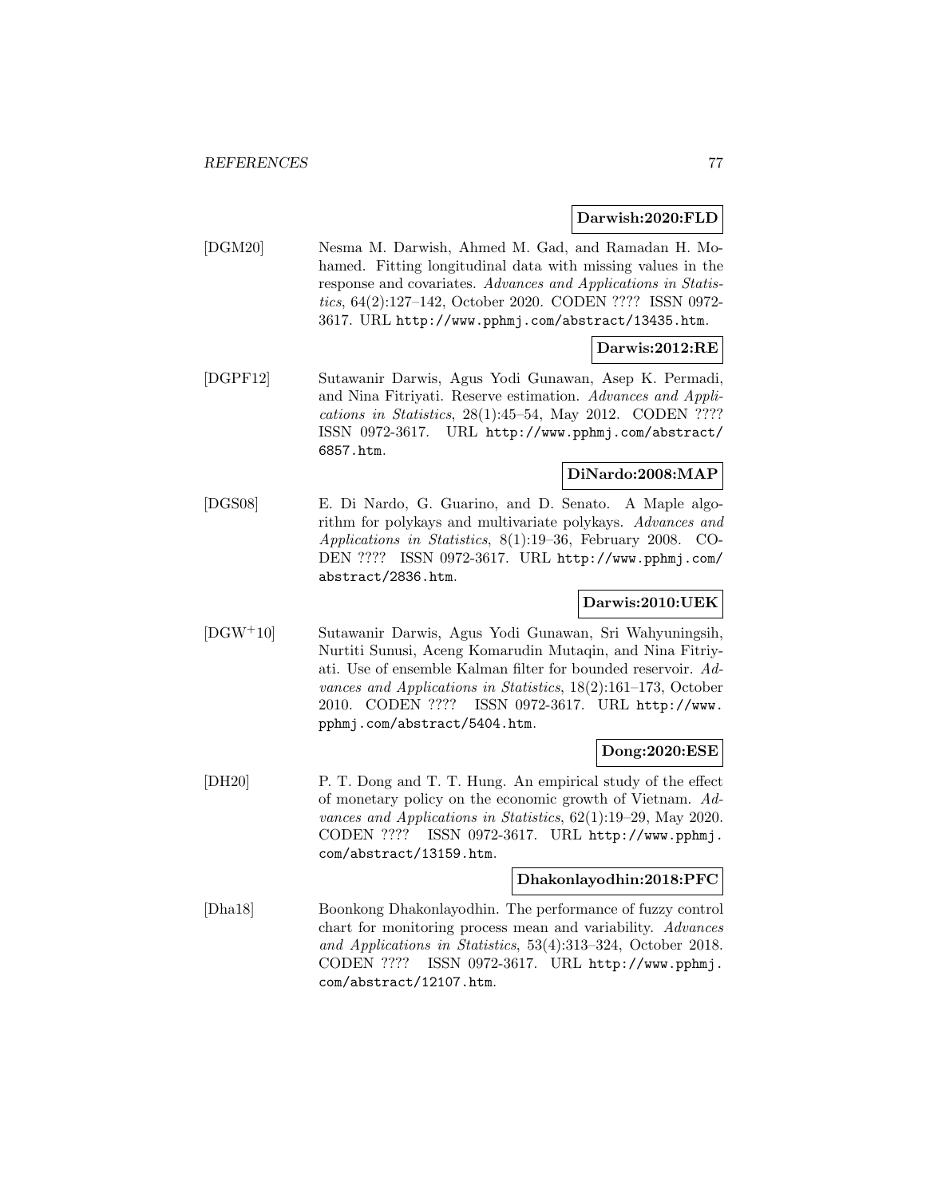**Darwish:2020:FLD**

[DGM20] Nesma M. Darwish, Ahmed M. Gad, and Ramadan H. Mohamed. Fitting longitudinal data with missing values in the response and covariates. *Advances and Applications in Statistics*, 64(2):127–142, October 2020. CODEN ???? ISSN 0972-3617. URL http://www.pphmj.com/abstract/13435.htm.

**Darwis:2012:RE**

[DGPF12] Sutawanir Darwis, Agus Yodi Gunawan, Asep K. Permadi, and Nina Fitriyati. Reserve estimation. *Advances and Applications in Statistics*, 28(1):45–54, May 2012. CODEN ???? ISSN 0972-3617. URL http://www.pphmj.com/abstract/6857.htm.

**DiNardo:2008:MAP**

[DGS08] E. Di Nardo, G. Guarino, and D. Senato. A Maple algorithm for polykays and multivariate polykays. *Advances and Applications in Statistics*, 8(1):19–36, February 2008. CODEN ???? ISSN 0972-3617. URL http://www.pphmj.com/abstract/2836.htm.

**Darwis:2010:UEK**

[DGW+10] Sutawanir Darwis, Agus Yodi Gunawan, Sri Wahyuningsih, Nurtiti Sunusi, Aceng Komarudin Mutaqin, and Nina Fitriyati. Use of ensemble Kalman filter for bounded reservoir. *Advances and Applications in Statistics*, 18(2):161–173, October 2010. CODEN ???? ISSN 0972-3617. URL http://www.pphmj.com/abstract/5404.htm.

**Dong:2020:ESE**

[DH20] P. T. Dong and T. T. Hung. An empirical study of the effect of monetary policy on the economic growth of Vietnam. *Advances and Applications in Statistics*, 62(1):19–29, May 2020. CODEN ???? ISSN 0972-3617. URL http://www.pphmj.com/abstract/13159.htm.

**Dhakonlayodhin:2018:PFC**

[Dha18] Boonkong Dhakonlayodhin. The performance of fuzzy control chart for monitoring process mean and variability. *Advances and Applications in Statistics*, 53(4):313–324, October 2018. CODEN ???? ISSN 0972-3617. URL http://www.pphmj.com/abstract/12107.htm.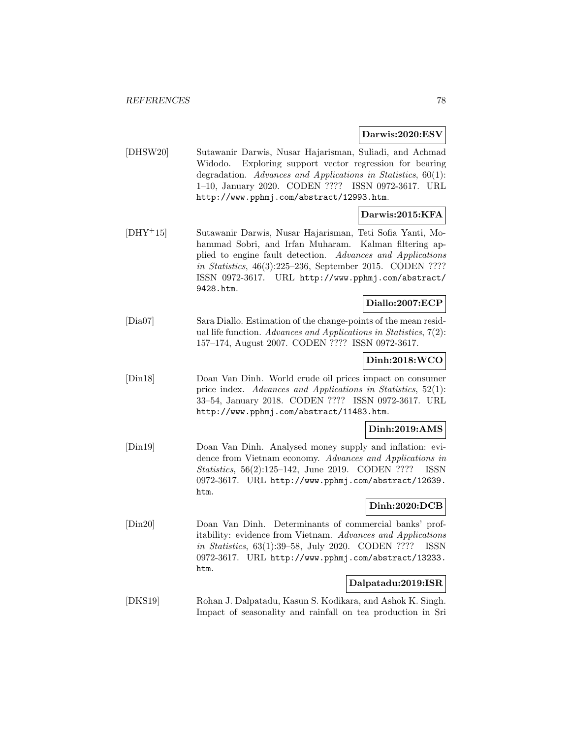**Darwis:2020:ESV**

[DHSW20] Sutawanir Darwis, Nusar Hajarisman, Suliadi, and Achmad Widodo. Exploring support vector regression for bearing degradation. *Advances and Applications in Statistics*, 60(1): 1–10, January 2020. CODEN ???? ISSN 0972-3617. URL http://www.pphmj.com/abstract/12993.htm.

**Darwis:2015:KFA**

[DHY+15] Sutawanir Darwis, Nusar Hajarisman, Teti Sofia Yanti, Mohammad Sobri, and Irfan Muharam. Kalman filtering applied to engine fault detection. *Advances and Applications in Statistics*, 46(3):225–236, September 2015. CODEN ???? ISSN 0972-3617. URL http://www.pphmj.com/abstract/9428.htm.

**Diallo:2007:ECP**

[Dia07] Sara Diallo. Estimation of the change-points of the mean residual life function. *Advances and Applications in Statistics*, 7(2): 157–174, August 2007. CODEN ???? ISSN 0972-3617.

**Dinh:2018:WCO**

[Din18] Doan Van Dinh. World crude oil prices impact on consumer price index. *Advances and Applications in Statistics*, 52(1): 33–54, January 2018. CODEN ???? ISSN 0972-3617. URL http://www.pphmj.com/abstract/11483.htm.

**Dinh:2019:AMS**

[Din19] Doan Van Dinh. Analysed money supply and inflation: evidence from Vietnam economy. *Advances and Applications in Statistics*, 56(2):125–142, June 2019. CODEN ???? ISSN 0972-3617. URL http://www.pphmj.com/abstract/12639.htm.

**Dinh:2020:DCB**

[Din20] Doan Van Dinh. Determinants of commercial banks' profitability: evidence from Vietnam. *Advances and Applications in Statistics*, 63(1):39–58, July 2020. CODEN ???? ISSN 0972-3617. URL http://www.pphmj.com/abstract/13233.htm.

**Dalpatadu:2019:ISR**

[DKS19] Rohan J. Dalpatadu, Kasun S. Kodikara, and Ashok K. Singh. Impact of seasonality and rainfall on tea production in Sri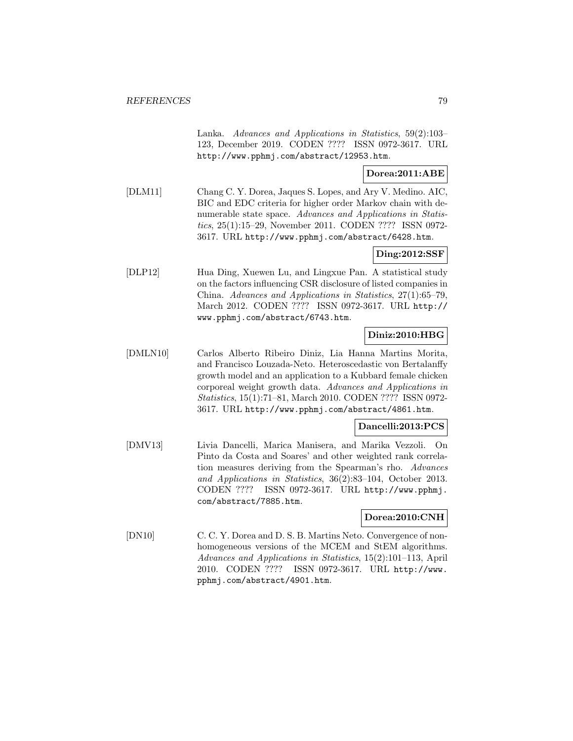Lanka. *Advances and Applications in Statistics*, 59(2):103–123, December 2019. CODEN ???? ISSN 0972-3617. URL http://www.pphmj.com/abstract/12953.htm.

**Dorea:2011:ABE**

[DLM11] Chang C. Y. Dorea, Jaques S. Lopes, and Ary V. Medino. AIC, BIC and EDC criteria for higher order Markov chain with denumerable state space. *Advances and Applications in Statistics*, 25(1):15–29, November 2011. CODEN ???? ISSN 0972-3617. URL http://www.pphmj.com/abstract/6428.htm.

**Ding:2012:SSF**

[DLP12] Hua Ding, Xuewen Lu, and Lingxue Pan. A statistical study on the factors influencing CSR disclosure of listed companies in China. *Advances and Applications in Statistics*, 27(1):65–79, March 2012. CODEN ???? ISSN 0972-3617. URL http://www.pphmj.com/abstract/6743.htm.

**Diniz:2010:HBG**

[DMLN10] Carlos Alberto Ribeiro Diniz, Lia Hanna Martins Morita, and Francisco Louzada-Neto. Heteroscedastic von Bertalanffy growth model and an application to a Kubbard female chicken corporeal weight growth data. *Advances and Applications in Statistics*, 15(1):71–81, March 2010. CODEN ???? ISSN 0972-3617. URL http://www.pphmj.com/abstract/4861.htm.

**Dancelli:2013:PCS**

[DMV13] Livia Dancelli, Marica Manisera, and Marika Vezzoli. On Pinto da Costa and Soares' and other weighted rank correlation measures deriving from the Spearman's rho. *Advances and Applications in Statistics*, 36(2):83–104, October 2013. CODEN ???? ISSN 0972-3617. URL http://www.pphmj.com/abstract/7885.htm.

**Dorea:2010:CNH**

[DN10] C. C. Y. Dorea and D. S. B. Martins Neto. Convergence of non-homogeneous versions of the MCEM and StEM algorithms. *Advances and Applications in Statistics*, 15(2):101–113, April 2010. CODEN ???? ISSN 0972-3617. URL http://www.pphmj.com/abstract/4901.htm.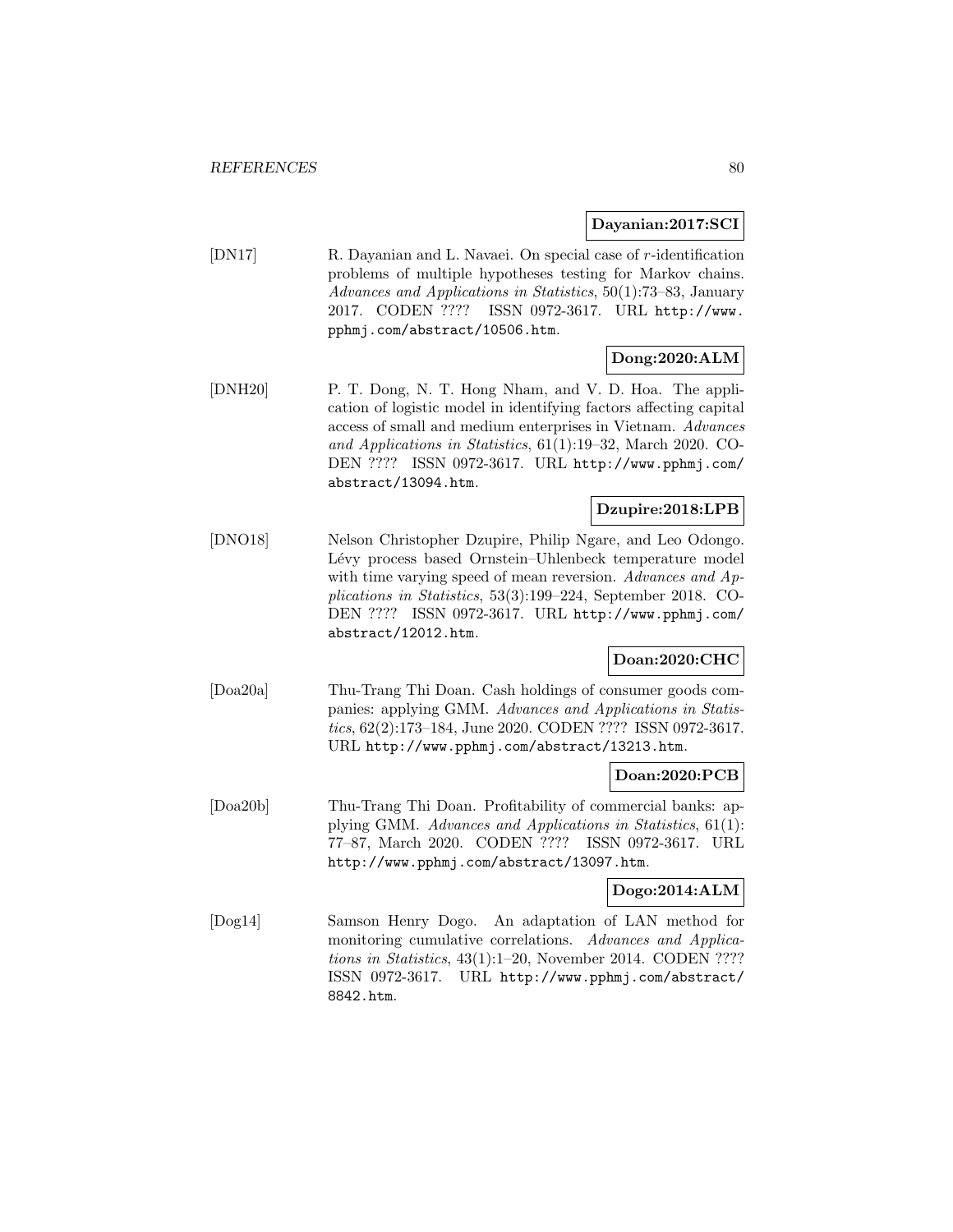**Dayanian:2017:SCI**

[DN17] R. Dayanian and L. Navaei. On special case of $r$-identification problems of multiple hypotheses testing for Markov chains. *Advances and Applications in Statistics*, 50(1):73–83, January 2017. CODEN ???? ISSN 0972-3617. URL http://www.pphmj.com/abstract/10506.htm.

**Dong:2020:ALM**

[DNH20] P. T. Dong, N. T. Hong Nham, and V. D. Hoa. The application of logistic model in identifying factors affecting capital access of small and medium enterprises in Vietnam. *Advances and Applications in Statistics*, 61(1):19–32, March 2020. CODEN ???? ISSN 0972-3617. URL http://www.pphmj.com/abstract/13094.htm.

**Dzupire:2018:LPB**

[DNO18] Nelson Christopher Dzupire, Philip Ngare, and Leo Odongo. Lévy process based Ornstein–Uhlenbeck temperature model with time varying speed of mean reversion. *Advances and Applications in Statistics*, 53(3):199–224, September 2018. CODEN ???? ISSN 0972-3617. URL http://www.pphmj.com/abstract/12012.htm.

**Doan:2020:CHC**

[Doa20a] Thu-Trang Thi Doan. Cash holdings of consumer goods companies: applying GMM. *Advances and Applications in Statistics*, 62(2):173–184, June 2020. CODEN ???? ISSN 0972-3617. URL http://www.pphmj.com/abstract/13213.htm.

**Doan:2020:PCB**

[Doa20b] Thu-Trang Thi Doan. Profitability of commercial banks: applying GMM. *Advances and Applications in Statistics*, 61(1): 77–87, March 2020. CODEN ???? ISSN 0972-3617. URL http://www.pphmj.com/abstract/13097.htm.

**Dogo:2014:ALM**

[Dog14] Samson Henry Dogo. An adaptation of LAN method for monitoring cumulative correlations. *Advances and Applications in Statistics*, 43(1):1–20, November 2014. CODEN ???? ISSN 0972-3617. URL http://www.pphmj.com/abstract/8842.htm.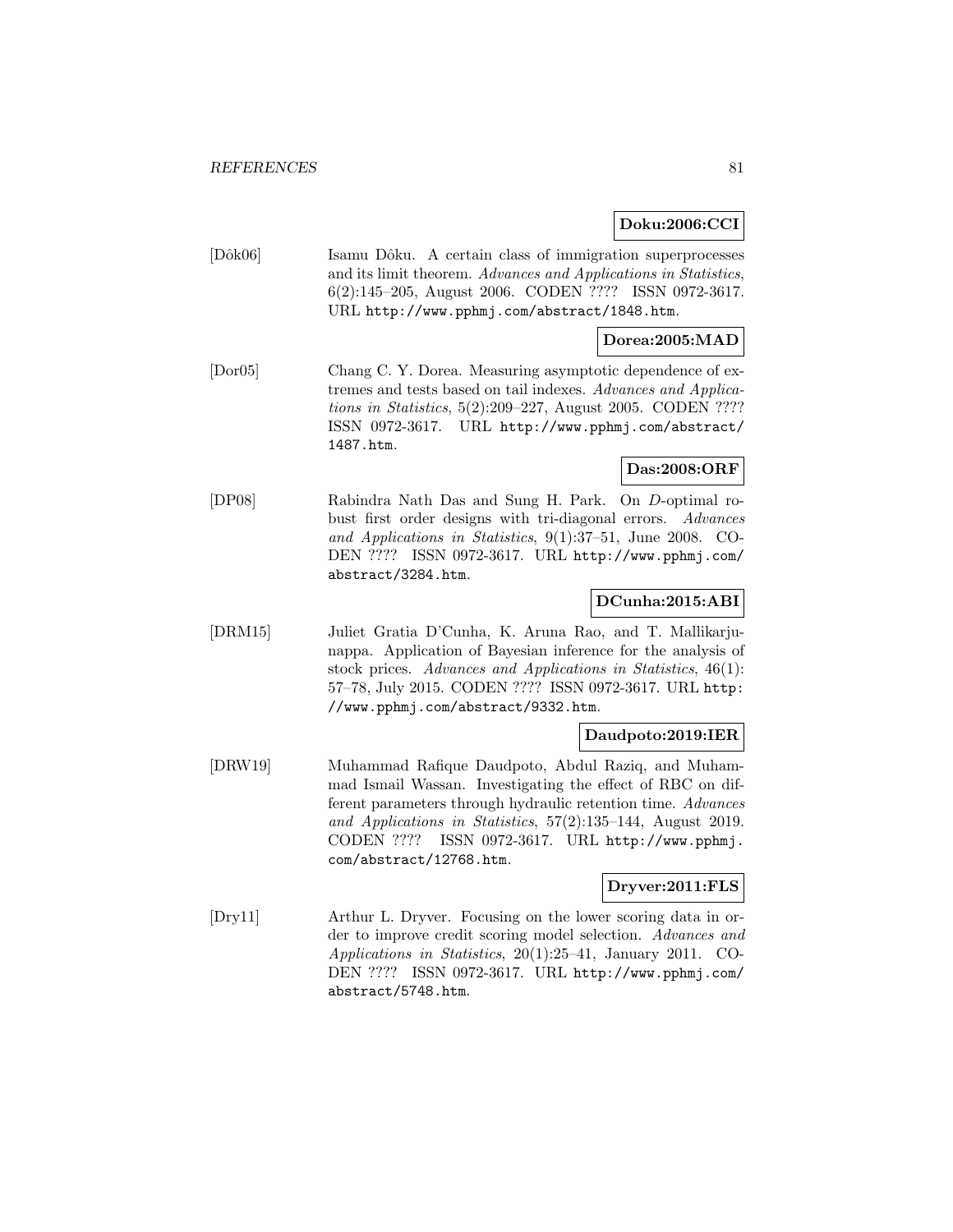**Doku:2006:CCI**

[Dôk06] Isamu Dôku. A certain class of immigration superprocesses and its limit theorem. *Advances and Applications in Statistics*, 6(2):145–205, August 2006. CODEN ???? ISSN 0972-3617. URL http://www.pphmj.com/abstract/1848.htm.

**Dorea:2005:MAD**

[Dor05] Chang C. Y. Dorea. Measuring asymptotic dependence of extremes and tests based on tail indexes. *Advances and Applications in Statistics*, 5(2):209–227, August 2005. CODEN ???? ISSN 0972-3617. URL http://www.pphmj.com/abstract/1487.htm.

**Das:2008:ORF**

[DP08] Rabindra Nath Das and Sung H. Park. On *D*-optimal robust first order designs with tri-diagonal errors. *Advances and Applications in Statistics*, 9(1):37–51, June 2008. CODEN ???? ISSN 0972-3617. URL http://www.pphmj.com/abstract/3284.htm.

**DCunha:2015:ABI**

[DRM15] Juliet Gratia D'Cunha, K. Aruna Rao, and T. Mallikarjunappa. Application of Bayesian inference for the analysis of stock prices. *Advances and Applications in Statistics*, 46(1):57–78, July 2015. CODEN ???? ISSN 0972-3617. URL http://www.pphmj.com/abstract/9332.htm.

**Daudpoto:2019:IER**

[DRW19] Muhammad Rafique Daudpoto, Abdul Raziq, and Muhammad Ismail Wassan. Investigating the effect of RBC on different parameters through hydraulic retention time. *Advances and Applications in Statistics*, 57(2):135–144, August 2019. CODEN ???? ISSN 0972-3617. URL http://www.pphmj.com/abstract/12768.htm.

**Dryver:2011:FLS**

[Dry11] Arthur L. Dryver. Focusing on the lower scoring data in order to improve credit scoring model selection. *Advances and Applications in Statistics*, 20(1):25–41, January 2011. CODEN ???? ISSN 0972-3617. URL http://www.pphmj.com/abstract/5748.htm.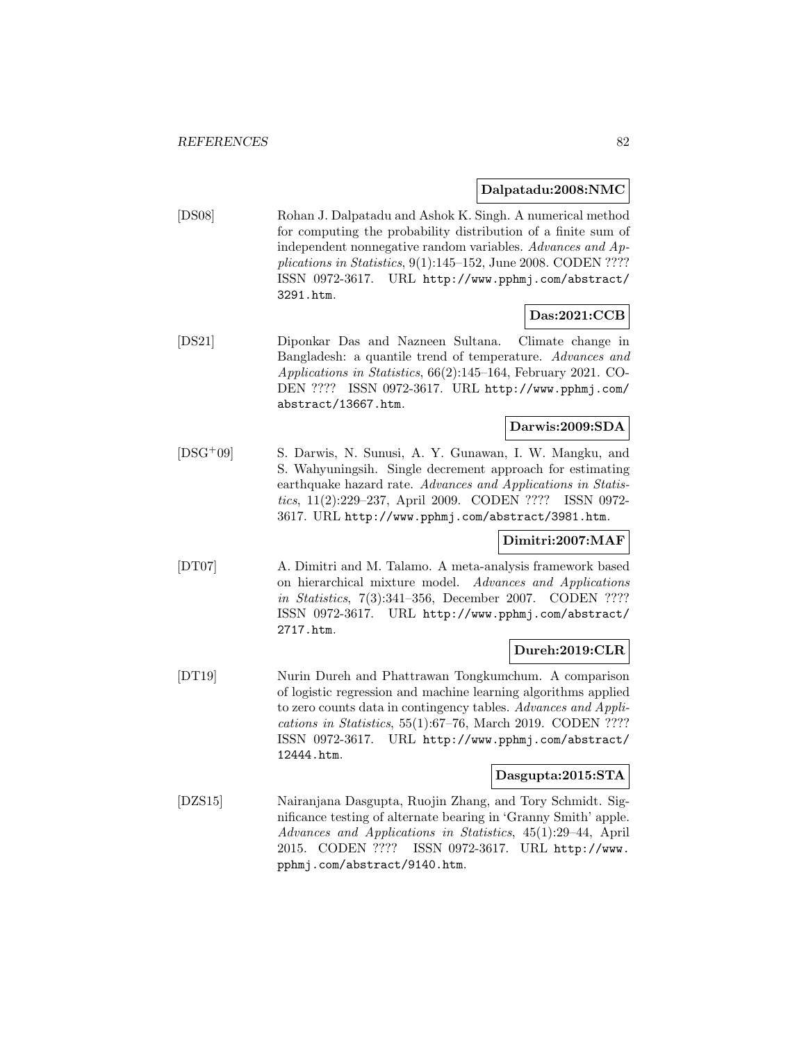**Dalpatadu:2008:NMC**

[DS08] Rohan J. Dalpatadu and Ashok K. Singh. A numerical method for computing the probability distribution of a finite sum of independent nonnegative random variables. *Advances and Applications in Statistics*, 9(1):145–152, June 2008. CODEN ???? ISSN 0972-3617. URL http://www.pphmj.com/abstract/3291.htm.

**Das:2021:CCB**

[DS21] Diponkar Das and Nazneen Sultana. Climate change in Bangladesh: a quantile trend of temperature. *Advances and Applications in Statistics*, 66(2):145–164, February 2021. CODEN ???? ISSN 0972-3617. URL http://www.pphmj.com/abstract/13667.htm.

**Darwis:2009:SDA**

[DSG+09] S. Darwis, N. Sunusi, A. Y. Gunawan, I. W. Mangku, and S. Wahyuningsih. Single decrement approach for estimating earthquake hazard rate. *Advances and Applications in Statistics*, 11(2):229–237, April 2009. CODEN ???? ISSN 0972-3617. URL http://www.pphmj.com/abstract/3981.htm.

**Dimitri:2007:MAF**

[DT07] A. Dimitri and M. Talamo. A meta-analysis framework based on hierarchical mixture model. *Advances and Applications in Statistics*, 7(3):341–356, December 2007. CODEN ???? ISSN 0972-3617. URL http://www.pphmj.com/abstract/2717.htm.

**Dureh:2019:CLR**

[DT19] Nurin Dureh and Phattrawan Tongkumchum. A comparison of logistic regression and machine learning algorithms applied to zero counts data in contingency tables. *Advances and Applications in Statistics*, 55(1):67–76, March 2019. CODEN ???? ISSN 0972-3617. URL http://www.pphmj.com/abstract/12444.htm.

**Dasgupta:2015:STA**

[DZS15] Nairanjana Dasgupta, Ruojin Zhang, and Tory Schmidt. Significance testing of alternate bearing in 'Granny Smith' apple. *Advances and Applications in Statistics*, 45(1):29–44, April 2015. CODEN ???? ISSN 0972-3617. URL http://www.pphmj.com/abstract/9140.htm.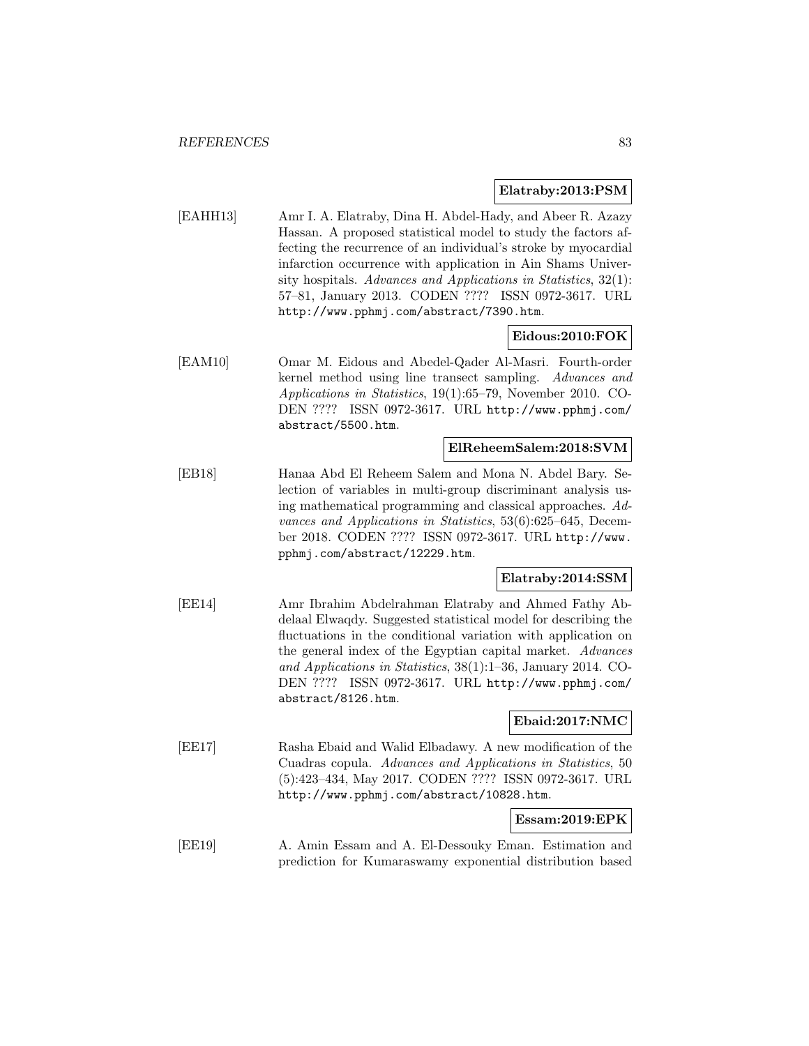**Elatraby:2013:PSM**

[EAHH13] Amr I. A. Elatraby, Dina H. Abdel-Hady, and Abeer R. Azazy Hassan. A proposed statistical model to study the factors affecting the recurrence of an individual's stroke by myocardial infarction occurrence with application in Ain Shams University hospitals. *Advances and Applications in Statistics*, 32(1): 57–81, January 2013. CODEN ???? ISSN 0972-3617. URL http://www.pphmj.com/abstract/7390.htm.

**Eidous:2010:FOK**

[EAM10] Omar M. Eidous and Abedel-Qader Al-Masri. Fourth-order kernel method using line transect sampling. *Advances and Applications in Statistics*, 19(1):65–79, November 2010. CODEN ???? ISSN 0972-3617. URL http://www.pphmj.com/abstract/5500.htm.

**ElReheemSalem:2018:SVM**

[EB18] Hanaa Abd El Reheem Salem and Mona N. Abdel Bary. Selection of variables in multi-group discriminant analysis using mathematical programming and classical approaches. *Advances and Applications in Statistics*, 53(6):625–645, December 2018. CODEN ???? ISSN 0972-3617. URL http://www.pphmj.com/abstract/12229.htm.

**Elatraby:2014:SSM**

[EE14] Amr Ibrahim Abdelrahman Elatraby and Ahmed Fathy Abdelaal Elwaqdy. Suggested statistical model for describing the fluctuations in the conditional variation with application on the general index of the Egyptian capital market. *Advances and Applications in Statistics*, 38(1):1–36, January 2014. CODEN ???? ISSN 0972-3617. URL http://www.pphmj.com/abstract/8126.htm.

**Ebaid:2017:NMC**

[EE17] Rasha Ebaid and Walid Elbadawy. A new modification of the Cuadras copula. *Advances and Applications in Statistics*, 50 (5):423–434, May 2017. CODEN ???? ISSN 0972-3617. URL http://www.pphmj.com/abstract/10828.htm.

**Essam:2019:EPK**

[EE19] A. Amin Essam and A. El-Dessouky Eman. Estimation and prediction for Kumaraswamy exponential distribution based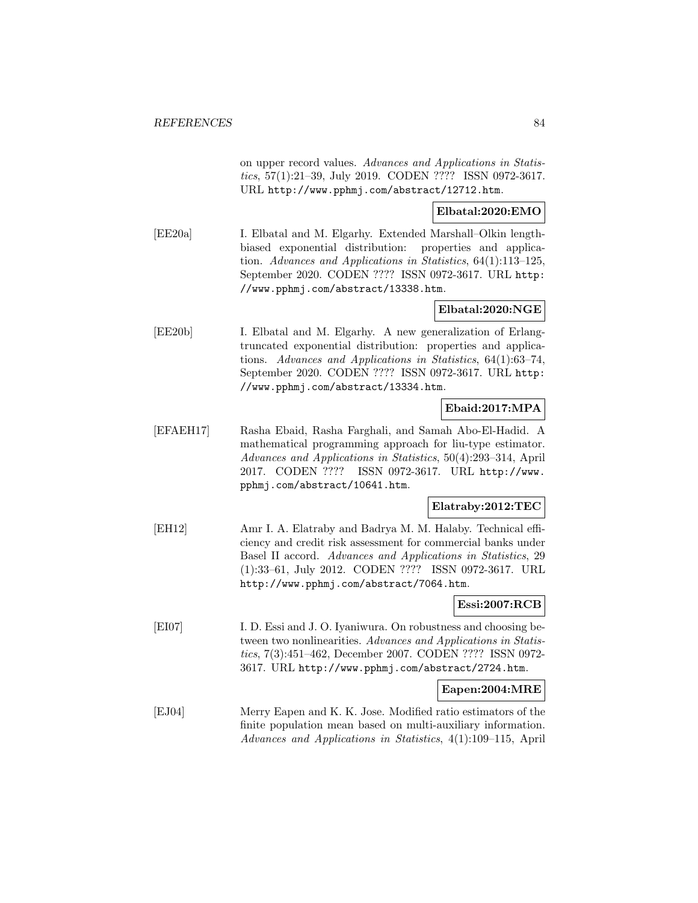on upper record values. *Advances and Applications in Statistics*, 57(1):21–39, July 2019. CODEN ???? ISSN 0972-3617. URL http://www.pphmj.com/abstract/12712.htm.

**Elbatal:2020:EMO**

[EE20a] I. Elbatal and M. Elgarhy. Extended Marshall–Olkin length-biased exponential distribution: properties and application. *Advances and Applications in Statistics*, 64(1):113–125, September 2020. CODEN ???? ISSN 0972-3617. URL http://www.pphmj.com/abstract/13338.htm.

**Elbatal:2020:NGE**

[EE20b] I. Elbatal and M. Elgarhy. A new generalization of Erlang-truncated exponential distribution: properties and applications. *Advances and Applications in Statistics*, 64(1):63–74, September 2020. CODEN ???? ISSN 0972-3617. URL http://www.pphmj.com/abstract/13334.htm.

**Ebaid:2017:MPA**

[EFAEH17] Rasha Ebaid, Rasha Farghali, and Samah Abo-El-Hadid. A mathematical programming approach for liu-type estimator. *Advances and Applications in Statistics*, 50(4):293–314, April 2017. CODEN ???? ISSN 0972-3617. URL http://www.pphmj.com/abstract/10641.htm.

**Elatraby:2012:TEC**

[EH12] Amr I. A. Elatraby and Badrya M. M. Halaby. Technical efficiency and credit risk assessment for commercial banks under Basel II accord. *Advances and Applications in Statistics*, 29 (1):33–61, July 2012. CODEN ???? ISSN 0972-3617. URL http://www.pphmj.com/abstract/7064.htm.

**Essi:2007:RCB**

[EI07] I. D. Essi and J. O. Iyaniwura. On robustness and choosing between two nonlinearities. *Advances and Applications in Statistics*, 7(3):451–462, December 2007. CODEN ???? ISSN 0972-3617. URL http://www.pphmj.com/abstract/2724.htm.

**Eapen:2004:MRE**

[EJ04] Merry Eapen and K. K. Jose. Modified ratio estimators of the finite population mean based on multi-auxiliary information. *Advances and Applications in Statistics*, 4(1):109–115, April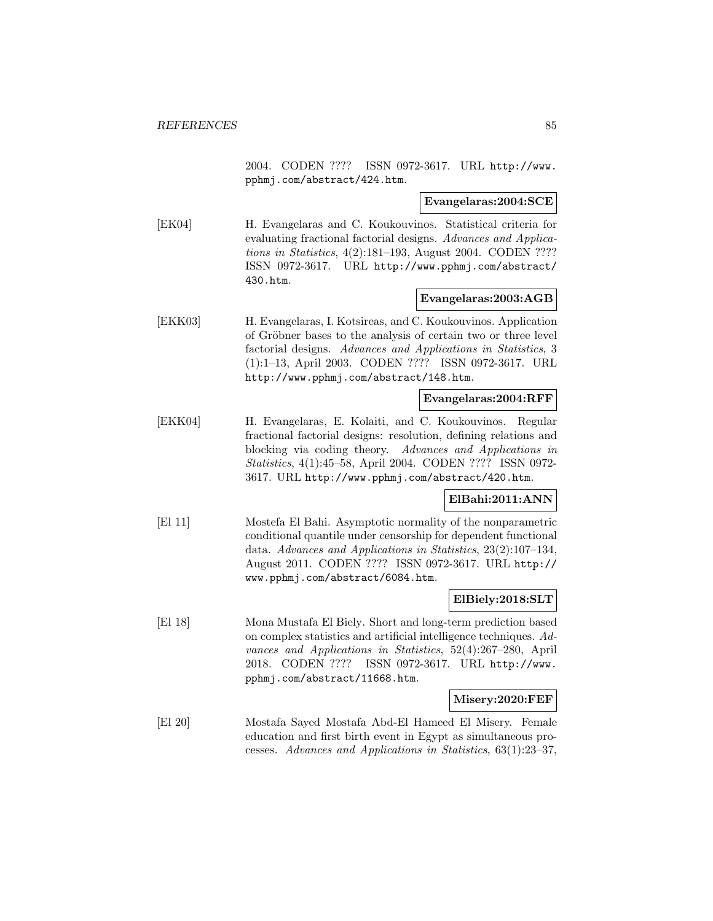2004. CODEN ???? ISSN 0972-3617. URL http://www.pphmj.com/abstract/424.htm.

**Evangelaras:2004:SCE**

[EK04] H. Evangelaras and C. Koukouvinos. Statistical criteria for evaluating fractional factorial designs. *Advances and Applications in Statistics*, 4(2):181–193, August 2004. CODEN ???? ISSN 0972-3617. URL http://www.pphmj.com/abstract/430.htm.

**Evangelaras:2003:AGB**

[EKK03] H. Evangelaras, I. Kotsireas, and C. Koukouvinos. Application of Gröbner bases to the analysis of certain two or three level factorial designs. *Advances and Applications in Statistics*, 3 (1):1–13, April 2003. CODEN ???? ISSN 0972-3617. URL http://www.pphmj.com/abstract/148.htm.

**Evangelaras:2004:RFF**

[EKK04] H. Evangelaras, E. Kolaiti, and C. Koukouvinos. Regular fractional factorial designs: resolution, defining relations and blocking via coding theory. *Advances and Applications in Statistics*, 4(1):45–58, April 2004. CODEN ???? ISSN 0972-3617. URL http://www.pphmj.com/abstract/420.htm.

**ElBahi:2011:ANN**

[El 11] Mostefa El Bahi. Asymptotic normality of the nonparametric conditional quantile under censorship for dependent functional data. *Advances and Applications in Statistics*, 23(2):107–134, August 2011. CODEN ???? ISSN 0972-3617. URL http://www.pphmj.com/abstract/6084.htm.

**ElBiely:2018:SLT**

[El 18] Mona Mustafa El Biely. Short and long-term prediction based on complex statistics and artificial intelligence techniques. *Advances and Applications in Statistics*, 52(4):267–280, April 2018. CODEN ???? ISSN 0972-3617. URL http://www.pphmj.com/abstract/11668.htm.

**Misery:2020:FEF**

[El 20] Mostafa Sayed Mostafa Abd-El Hameed El Misery. Female education and first birth event in Egypt as simultaneous processes. *Advances and Applications in Statistics*, 63(1):23–37,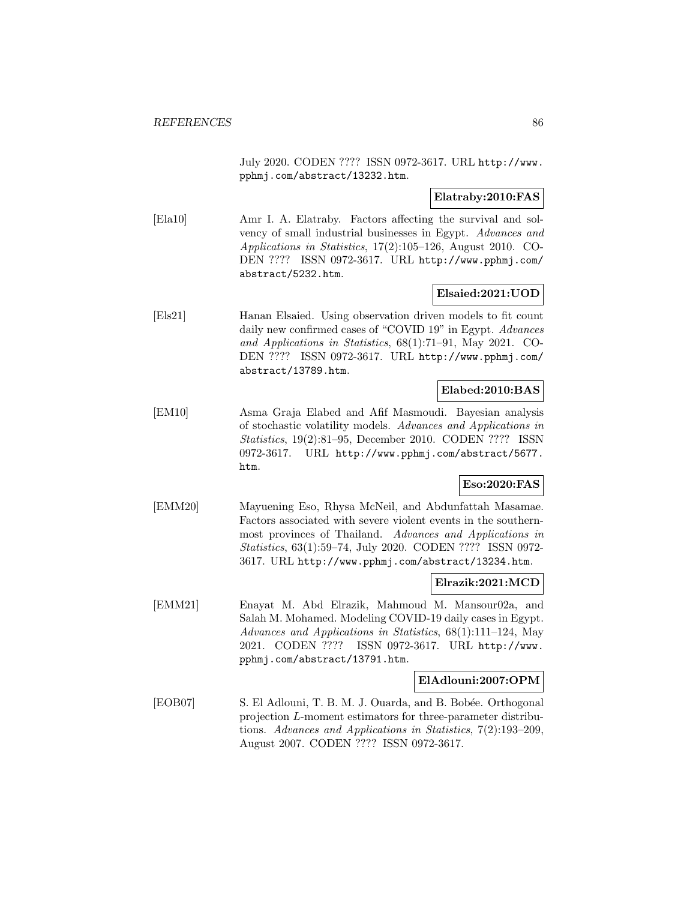July 2020. CODEN ???? ISSN 0972-3617. URL http://www.pphmj.com/abstract/13232.htm.

**Elatraby:2010:FAS**

[Ela10] Amr I. A. Elatraby. Factors affecting the survival and solvency of small industrial businesses in Egypt. *Advances and Applications in Statistics*, 17(2):105–126, August 2010. CODEN ???? ISSN 0972-3617. URL http://www.pphmj.com/abstract/5232.htm.

**Elsaied:2021:UOD**

[Els21] Hanan Elsaied. Using observation driven models to fit count daily new confirmed cases of "COVID 19" in Egypt. *Advances and Applications in Statistics*, 68(1):71–91, May 2021. CODEN ???? ISSN 0972-3617. URL http://www.pphmj.com/abstract/13789.htm.

**Elabed:2010:BAS**

[EM10] Asma Graja Elabed and Afif Masmoudi. Bayesian analysis of stochastic volatility models. *Advances and Applications in Statistics*, 19(2):81–95, December 2010. CODEN ???? ISSN 0972-3617. URL http://www.pphmj.com/abstract/5677.htm.

**Eso:2020:FAS**

[EMM20] Mayuening Eso, Rhysa McNeil, and Abdunfattah Masamae. Factors associated with severe violent events in the southernmost provinces of Thailand. *Advances and Applications in Statistics*, 63(1):59–74, July 2020. CODEN ???? ISSN 0972-3617. URL http://www.pphmj.com/abstract/13234.htm.

**Elrazik:2021:MCD**

[EMM21] Enayat M. Abd Elrazik, Mahmoud M. Mansour02a, and Salah M. Mohamed. Modeling COVID-19 daily cases in Egypt. *Advances and Applications in Statistics*, 68(1):111–124, May 2021. CODEN ???? ISSN 0972-3617. URL http://www.pphmj.com/abstract/13791.htm.

**ElAdlouni:2007:OPM**

[EOB07] S. El Adlouni, T. B. M. J. Ouarda, and B. Bobée. Orthogonal projection $L$-moment estimators for three-parameter distributions. *Advances and Applications in Statistics*, 7(2):193–209, August 2007. CODEN ???? ISSN 0972-3617.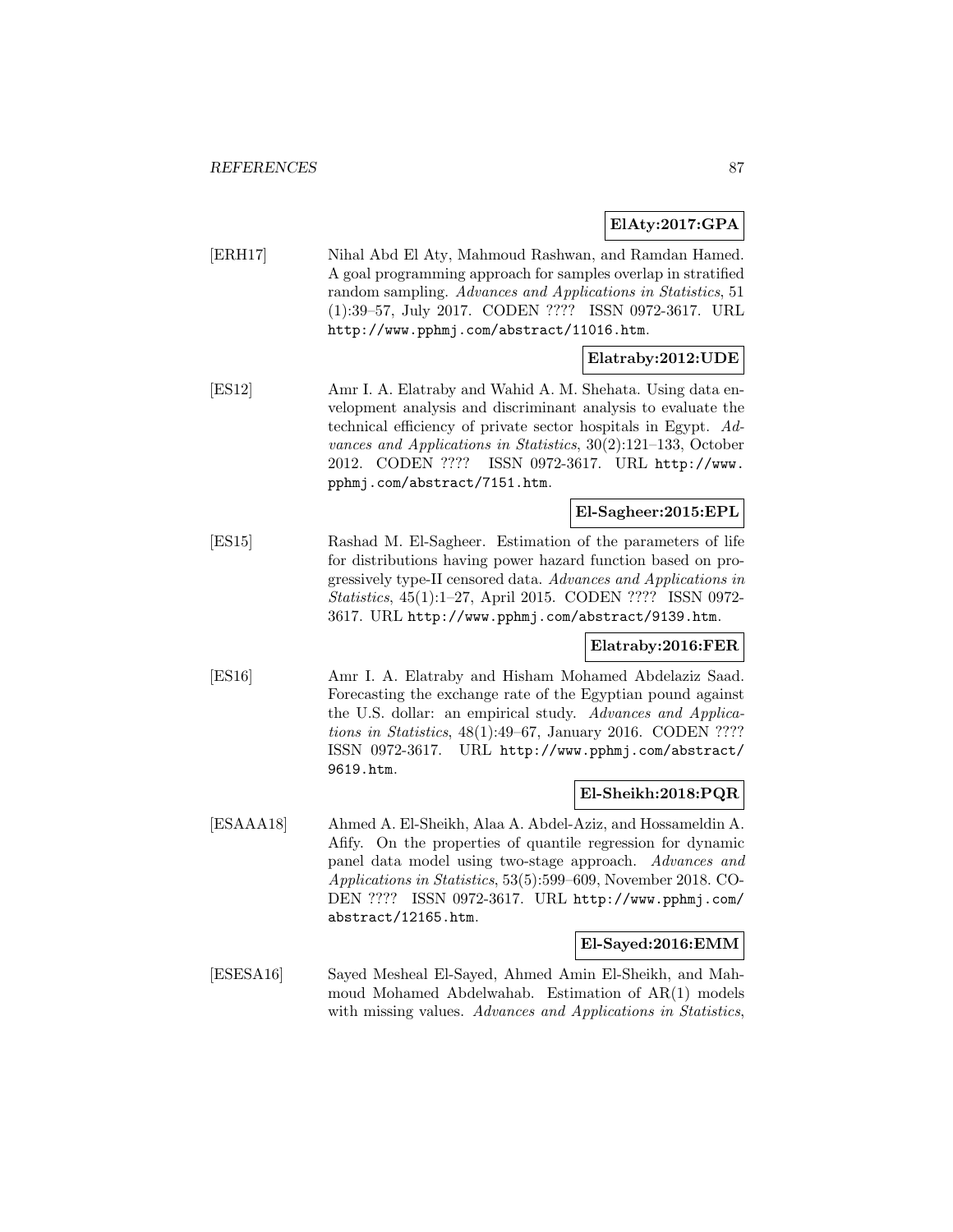**ElAty:2017:GPA**

[ERH17] Nihal Abd El Aty, Mahmoud Rashwan, and Ramdan Hamed. A goal programming approach for samples overlap in stratified random sampling. *Advances and Applications in Statistics*, 51 (1):39–57, July 2017. CODEN ???? ISSN 0972-3617. URL `http://www.pphmj.com/abstract/11016.htm`.

**Elatraby:2012:UDE**

[ES12] Amr I. A. Elatraby and Wahid A. M. Shehata. Using data envelopment analysis and discriminant analysis to evaluate the technical efficiency of private sector hospitals in Egypt. *Advances and Applications in Statistics*, 30(2):121–133, October 2012. CODEN ???? ISSN 0972-3617. URL `http://www.pphmj.com/abstract/7151.htm`.

**El-Sagheer:2015:EPL**

[ES15] Rashad M. El-Sagheer. Estimation of the parameters of life for distributions having power hazard function based on progressively type-II censored data. *Advances and Applications in Statistics*, 45(1):1–27, April 2015. CODEN ???? ISSN 0972-3617. URL `http://www.pphmj.com/abstract/9139.htm`.

**Elatraby:2016:FER**

[ES16] Amr I. A. Elatraby and Hisham Mohamed Abdelaziz Saad. Forecasting the exchange rate of the Egyptian pound against the U.S. dollar: an empirical study. *Advances and Applications in Statistics*, 48(1):49–67, January 2016. CODEN ???? ISSN 0972-3617. URL `http://www.pphmj.com/abstract/9619.htm`.

**El-Sheikh:2018:PQR**

[ESAAA18] Ahmed A. El-Sheikh, Alaa A. Abdel-Aziz, and Hossameldin A. Afify. On the properties of quantile regression for dynamic panel data model using two-stage approach. *Advances and Applications in Statistics*, 53(5):599–609, November 2018. CODEN ???? ISSN 0972-3617. URL `http://www.pphmj.com/abstract/12165.htm`.

**El-Sayed:2016:EMM**

[ESESA16] Sayed Mesheal El-Sayed, Ahmed Amin El-Sheikh, and Mahmoud Mohamed Abdelwahab. Estimation of AR(1) models with missing values. *Advances and Applications in Statistics*,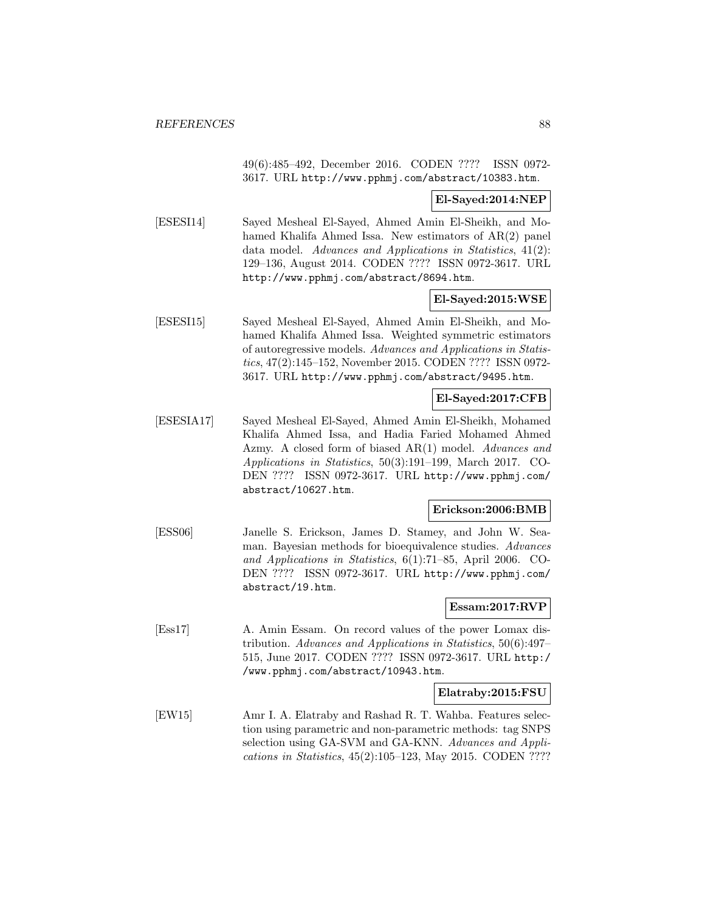49(6):485–492, December 2016. CODEN ???? ISSN 0972-3617. URL http://www.pphmj.com/abstract/10383.htm.

**El-Sayed:2014:NEP**

[ESESI14] Sayed Mesheal El-Sayed, Ahmed Amin El-Sheikh, and Mohamed Khalifa Ahmed Issa. New estimators of AR(2) panel data model. *Advances and Applications in Statistics*, 41(2): 129–136, August 2014. CODEN ???? ISSN 0972-3617. URL http://www.pphmj.com/abstract/8694.htm.

**El-Sayed:2015:WSE**

[ESESI15] Sayed Mesheal El-Sayed, Ahmed Amin El-Sheikh, and Mohamed Khalifa Ahmed Issa. Weighted symmetric estimators of autoregressive models. *Advances and Applications in Statistics*, 47(2):145–152, November 2015. CODEN ???? ISSN 0972-3617. URL http://www.pphmj.com/abstract/9495.htm.

**El-Sayed:2017:CFB**

[ESESIA17] Sayed Mesheal El-Sayed, Ahmed Amin El-Sheikh, Mohamed Khalifa Ahmed Issa, and Hadia Faried Mohamed Ahmed Azmy. A closed form of biased AR(1) model. *Advances and Applications in Statistics*, 50(3):191–199, March 2017. CODEN ???? ISSN 0972-3617. URL http://www.pphmj.com/abstract/10627.htm.

**Erickson:2006:BMB**

[ESS06] Janelle S. Erickson, James D. Stamey, and John W. Seaman. Bayesian methods for bioequivalence studies. *Advances and Applications in Statistics*, 6(1):71–85, April 2006. CODEN ???? ISSN 0972-3617. URL http://www.pphmj.com/abstract/19.htm.

**Essam:2017:RVP**

[Ess17] A. Amin Essam. On record values of the power Lomax distribution. *Advances and Applications in Statistics*, 50(6):497–515, June 2017. CODEN ???? ISSN 0972-3617. URL http://www.pphmj.com/abstract/10943.htm.

**Elatraby:2015:FSU**

[EW15] Amr I. A. Elatraby and Rashad R. T. Wahba. Features selection using parametric and non-parametric methods: tag SNPS selection using GA-SVM and GA-KNN. *Advances and Applications in Statistics*, 45(2):105–123, May 2015. CODEN ????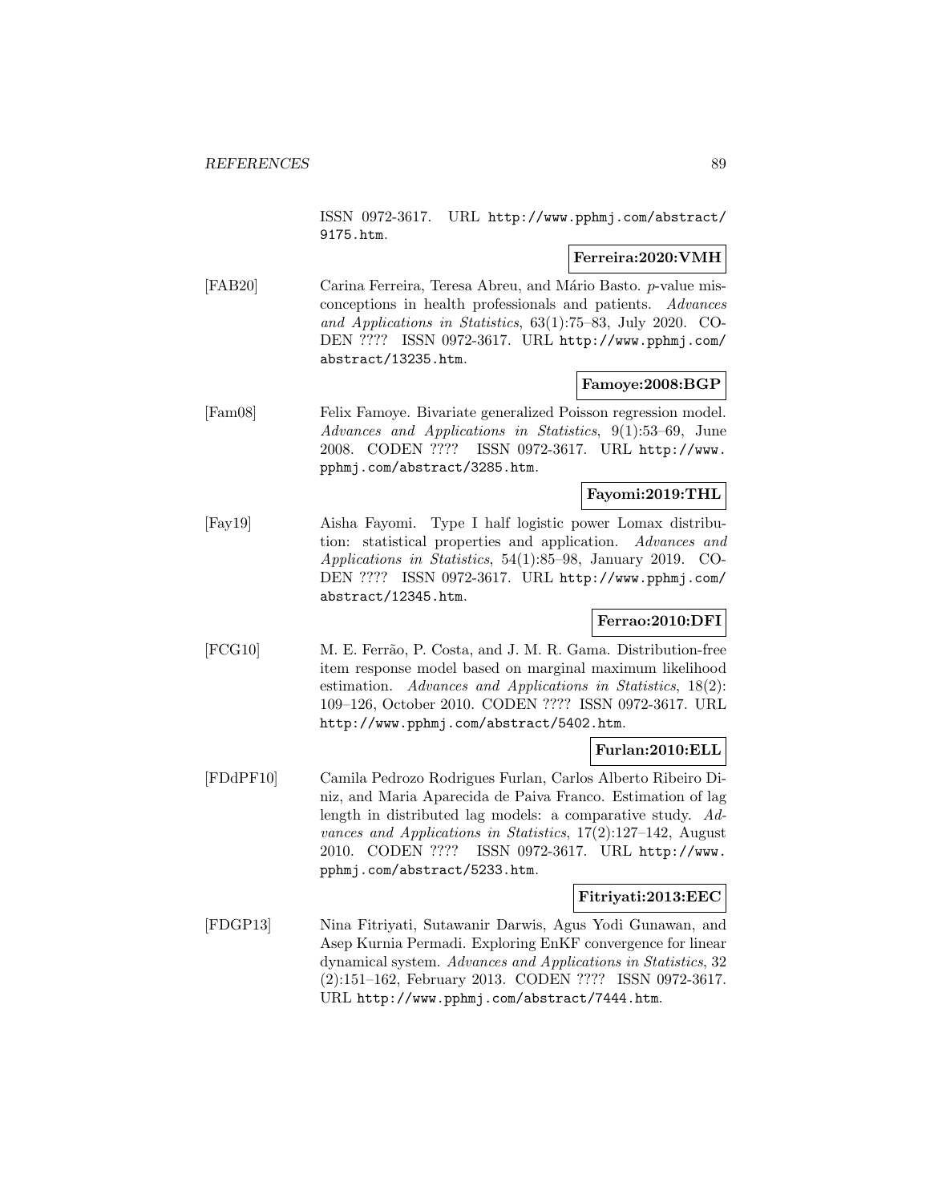ISSN 0972-3617. URL http://www.pphmj.com/abstract/9175.htm.

**Ferreira:2020:VMH**

[FAB20] Carina Ferreira, Teresa Abreu, and Mário Basto. $p$-value misconceptions in health professionals and patients. *Advances and Applications in Statistics*, 63(1):75–83, July 2020. CODEN ???? ISSN 0972-3617. URL http://www.pphmj.com/abstract/13235.htm.

**Famoye:2008:BGP**

[Fam08] Felix Famoye. Bivariate generalized Poisson regression model. *Advances and Applications in Statistics*, 9(1):53–69, June 2008. CODEN ???? ISSN 0972-3617. URL http://www.pphmj.com/abstract/3285.htm.

**Fayomi:2019:THL**

[Fay19] Aisha Fayomi. Type I half logistic power Lomax distribution: statistical properties and application. *Advances and Applications in Statistics*, 54(1):85–98, January 2019. CODEN ???? ISSN 0972-3617. URL http://www.pphmj.com/abstract/12345.htm.

**Ferrao:2010:DFI**

[FCG10] M. E. Ferrão, P. Costa, and J. M. R. Gama. Distribution-free item response model based on marginal maximum likelihood estimation. *Advances and Applications in Statistics*, 18(2):109–126, October 2010. CODEN ???? ISSN 0972-3617. URL http://www.pphmj.com/abstract/5402.htm.

**Furlan:2010:ELL**

[FDdPF10] Camila Pedrozo Rodrigues Furlan, Carlos Alberto Ribeiro Diniz, and Maria Aparecida de Paiva Franco. Estimation of lag length in distributed lag models: a comparative study. *Advances and Applications in Statistics*, 17(2):127–142, August 2010. CODEN ???? ISSN 0972-3617. URL http://www.pphmj.com/abstract/5233.htm.

**Fitriyati:2013:EEC**

[FDGP13] Nina Fitriyati, Sutawanir Darwis, Agus Yodi Gunawan, and Asep Kurnia Permadi. Exploring EnKF convergence for linear dynamical system. *Advances and Applications in Statistics*, 32(2):151–162, February 2013. CODEN ???? ISSN 0972-3617. URL http://www.pphmj.com/abstract/7444.htm.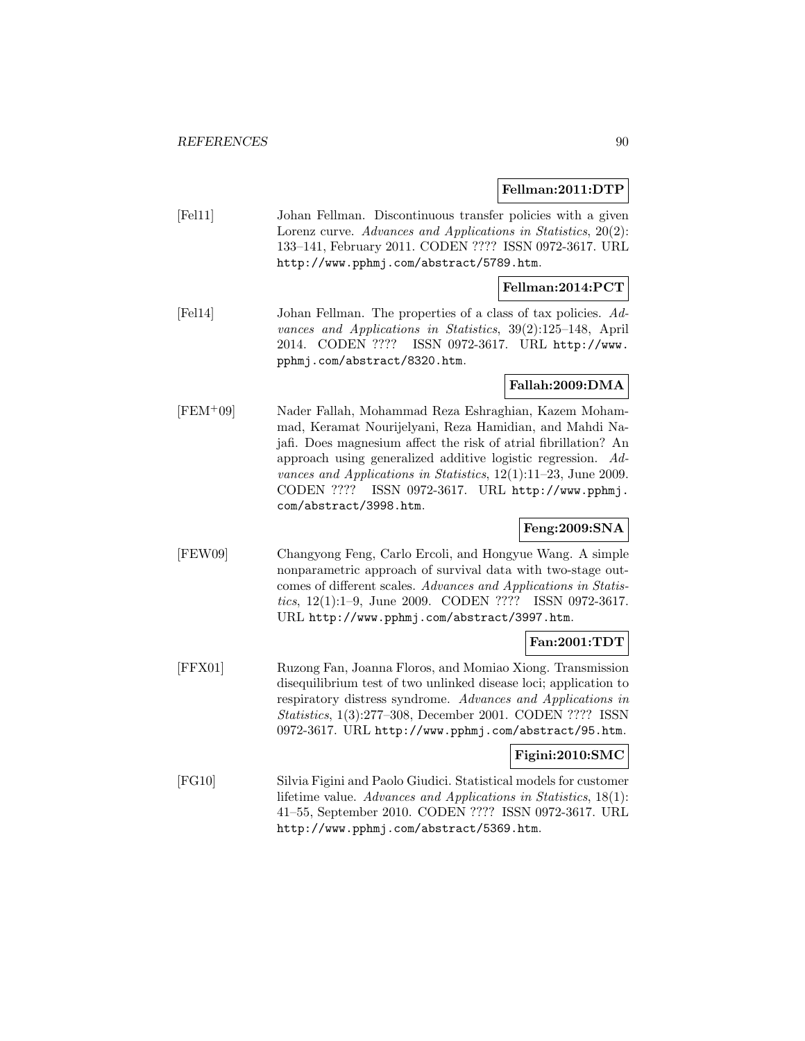**Fellman:2011:DTP**

[Fel11] Johan Fellman. Discontinuous transfer policies with a given Lorenz curve. *Advances and Applications in Statistics*, 20(2): 133–141, February 2011. CODEN ???? ISSN 0972-3617. URL http://www.pphmj.com/abstract/5789.htm.

**Fellman:2014:PCT**

[Fel14] Johan Fellman. The properties of a class of tax policies. *Advances and Applications in Statistics*, 39(2):125–148, April 2014. CODEN ???? ISSN 0972-3617. URL http://www.pphmj.com/abstract/8320.htm.

**Fallah:2009:DMA**

[FEM+09] Nader Fallah, Mohammad Reza Eshraghian, Kazem Mohammad, Keramat Nourijelyani, Reza Hamidian, and Mahdi Najafi. Does magnesium affect the risk of atrial fibrillation? An approach using generalized additive logistic regression. *Advances and Applications in Statistics*, 12(1):11–23, June 2009. CODEN ???? ISSN 0972-3617. URL http://www.pphmj.com/abstract/3998.htm.

**Feng:2009:SNA**

[FEW09] Changyong Feng, Carlo Ercoli, and Hongyue Wang. A simple nonparametric approach of survival data with two-stage outcomes of different scales. *Advances and Applications in Statistics*, 12(1):1–9, June 2009. CODEN ???? ISSN 0972-3617. URL http://www.pphmj.com/abstract/3997.htm.

**Fan:2001:TDT**

[FFX01] Ruzong Fan, Joanna Floros, and Momiao Xiong. Transmission disequilibrium test of two unlinked disease loci; application to respiratory distress syndrome. *Advances and Applications in Statistics*, 1(3):277–308, December 2001. CODEN ???? ISSN 0972-3617. URL http://www.pphmj.com/abstract/95.htm.

**Figini:2010:SMC**

[FG10] Silvia Figini and Paolo Giudici. Statistical models for customer lifetime value. *Advances and Applications in Statistics*, 18(1): 41–55, September 2010. CODEN ???? ISSN 0972-3617. URL http://www.pphmj.com/abstract/5369.htm.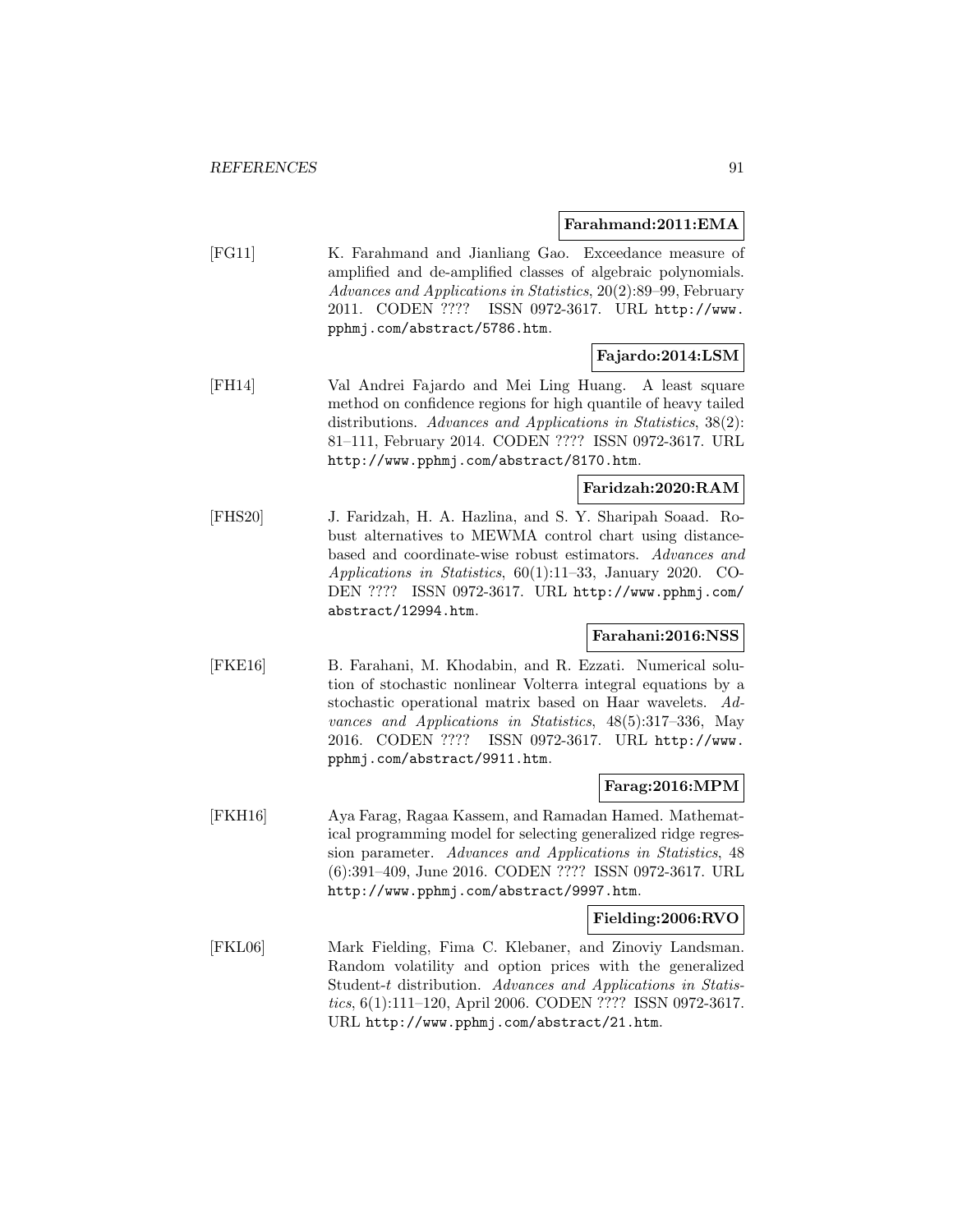**Farahmand:2011:EMA**

[FG11] K. Farahmand and Jianliang Gao. Exceedance measure of amplified and de-amplified classes of algebraic polynomials. *Advances and Applications in Statistics*, 20(2):89–99, February 2011. CODEN ???? ISSN 0972-3617. URL http://www.pphmj.com/abstract/5786.htm.

**Fajardo:2014:LSM**

[FH14] Val Andrei Fajardo and Mei Ling Huang. A least square method on confidence regions for high quantile of heavy tailed distributions. *Advances and Applications in Statistics*, 38(2): 81–111, February 2014. CODEN ???? ISSN 0972-3617. URL http://www.pphmj.com/abstract/8170.htm.

**Faridzah:2020:RAM**

[FHS20] J. Faridzah, H. A. Hazlina, and S. Y. Sharipah Soaad. Robust alternatives to MEWMA control chart using distance-based and coordinate-wise robust estimators. *Advances and Applications in Statistics*, 60(1):11–33, January 2020. CODEN ???? ISSN 0972-3617. URL http://www.pphmj.com/abstract/12994.htm.

**Farahani:2016:NSS**

[FKE16] B. Farahani, M. Khodabin, and R. Ezzati. Numerical solution of stochastic nonlinear Volterra integral equations by a stochastic operational matrix based on Haar wavelets. *Advances and Applications in Statistics*, 48(5):317–336, May 2016. CODEN ???? ISSN 0972-3617. URL http://www.pphmj.com/abstract/9911.htm.

**Farag:2016:MPM**

[FKH16] Aya Farag, Ragaa Kassem, and Ramadan Hamed. Mathematical programming model for selecting generalized ridge regression parameter. *Advances and Applications in Statistics*, 48 (6):391–409, June 2016. CODEN ???? ISSN 0972-3617. URL http://www.pphmj.com/abstract/9997.htm.

**Fielding:2006:RVO**

[FKL06] Mark Fielding, Fima C. Klebaner, and Zinoviy Landsman. Random volatility and option prices with the generalized Student-$t$ distribution. *Advances and Applications in Statistics*, 6(1):111–120, April 2006. CODEN ???? ISSN 0972-3617. URL http://www.pphmj.com/abstract/21.htm.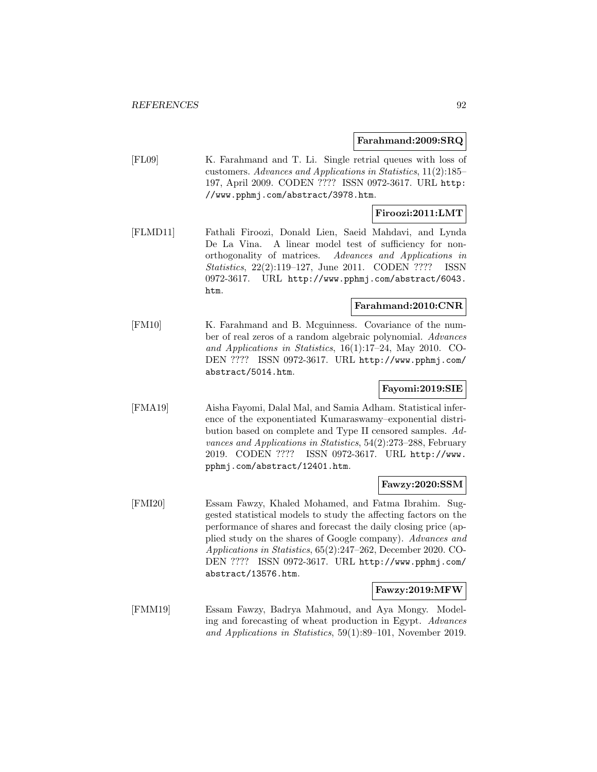**Farahmand:2009:SRQ**

[FL09] K. Farahmand and T. Li. Single retrial queues with loss of customers. *Advances and Applications in Statistics*, 11(2):185–197, April 2009. CODEN ???? ISSN 0972-3617. URL http://www.pphmj.com/abstract/3978.htm.

**Firoozi:2011:LMT**

[FLMD11] Fathali Firoozi, Donald Lien, Saeid Mahdavi, and Lynda De La Vina. A linear model test of sufficiency for non-orthogonality of matrices. *Advances and Applications in Statistics*, 22(2):119–127, June 2011. CODEN ???? ISSN 0972-3617. URL http://www.pphmj.com/abstract/6043.htm.

**Farahmand:2010:CNR**

[FM10] K. Farahmand and B. Mcguinness. Covariance of the number of real zeros of a random algebraic polynomial. *Advances and Applications in Statistics*, 16(1):17–24, May 2010. CODEN ???? ISSN 0972-3617. URL http://www.pphmj.com/abstract/5014.htm.

**Fayomi:2019:SIE**

[FMA19] Aisha Fayomi, Dalal Mal, and Samia Adham. Statistical inference of the exponentiated Kumaraswamy–exponential distribution based on complete and Type II censored samples. *Advances and Applications in Statistics*, 54(2):273–288, February 2019. CODEN ???? ISSN 0972-3617. URL http://www.pphmj.com/abstract/12401.htm.

**Fawzy:2020:SSM**

[FMI20] Essam Fawzy, Khaled Mohamed, and Fatma Ibrahim. Suggested statistical models to study the affecting factors on the performance of shares and forecast the daily closing price (applied study on the shares of Google company). *Advances and Applications in Statistics*, 65(2):247–262, December 2020. CODEN ???? ISSN 0972-3617. URL http://www.pphmj.com/abstract/13576.htm.

**Fawzy:2019:MFW**

[FMM19] Essam Fawzy, Badrya Mahmoud, and Aya Mongy. Modeling and forecasting of wheat production in Egypt. *Advances and Applications in Statistics*, 59(1):89–101, November 2019.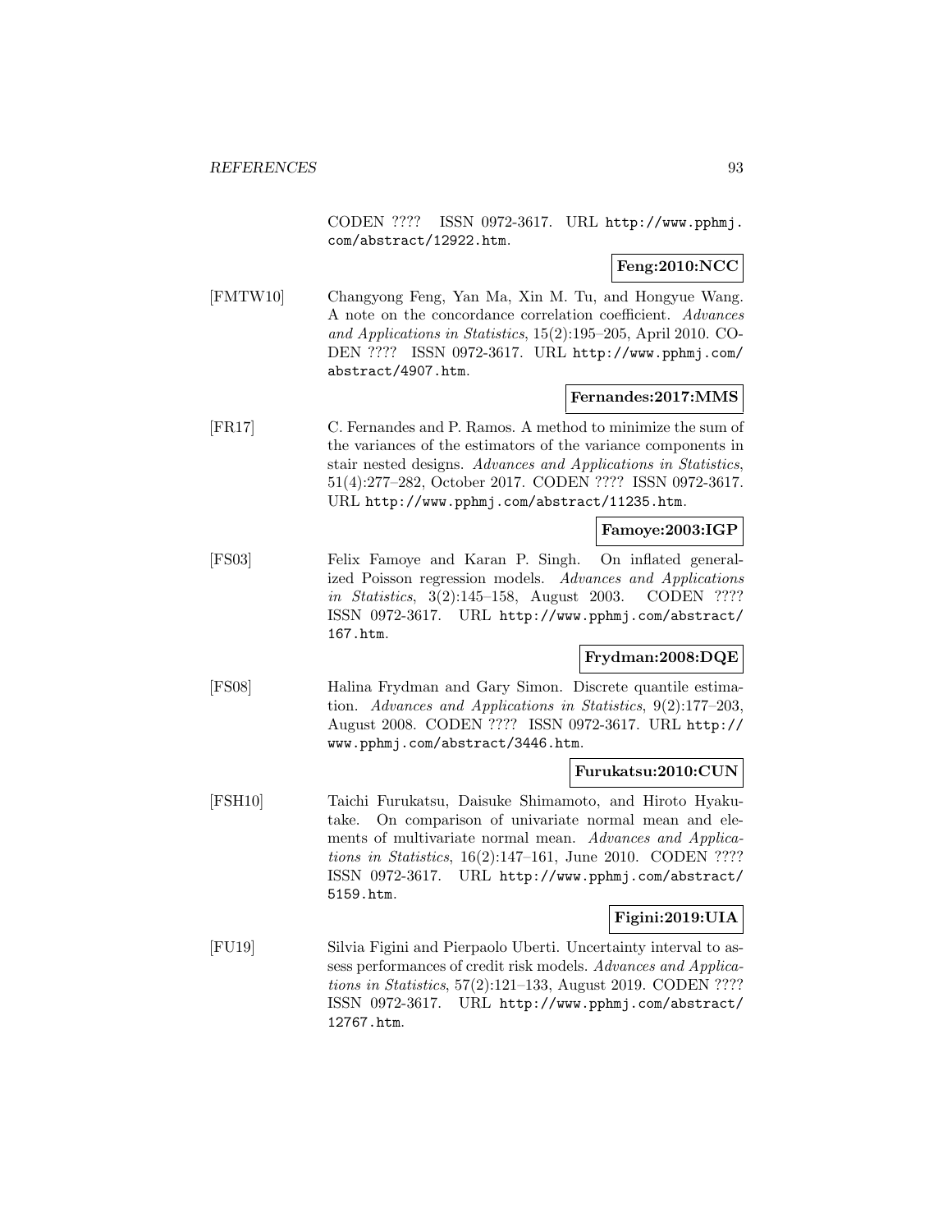CODEN ???? ISSN 0972-3617. URL http://www.pphmj.com/abstract/12922.htm.

**Feng:2010:NCC**

[FMTW10] Changyong Feng, Yan Ma, Xin M. Tu, and Hongyue Wang. A note on the concordance correlation coefficient. *Advances and Applications in Statistics*, 15(2):195–205, April 2010. CODEN ???? ISSN 0972-3617. URL http://www.pphmj.com/abstract/4907.htm.

**Fernandes:2017:MMS**

[FR17] C. Fernandes and P. Ramos. A method to minimize the sum of the variances of the estimators of the variance components in stair nested designs. *Advances and Applications in Statistics*, 51(4):277–282, October 2017. CODEN ???? ISSN 0972-3617. URL http://www.pphmj.com/abstract/11235.htm.

**Famoye:2003:IGP**

[FS03] Felix Famoye and Karan P. Singh. On inflated generalized Poisson regression models. *Advances and Applications in Statistics*, 3(2):145–158, August 2003. CODEN ???? ISSN 0972-3617. URL http://www.pphmj.com/abstract/167.htm.

**Frydman:2008:DQE**

[FS08] Halina Frydman and Gary Simon. Discrete quantile estimation. *Advances and Applications in Statistics*, 9(2):177–203, August 2008. CODEN ???? ISSN 0972-3617. URL http://www.pphmj.com/abstract/3446.htm.

**Furukatsu:2010:CUN**

[FSH10] Taichi Furukatsu, Daisuke Shimamoto, and Hiroto Hyakutake. On comparison of univariate normal mean and elements of multivariate normal mean. *Advances and Applications in Statistics*, 16(2):147–161, June 2010. CODEN ???? ISSN 0972-3617. URL http://www.pphmj.com/abstract/5159.htm.

**Figini:2019:UIA**

[FU19] Silvia Figini and Pierpaolo Uberti. Uncertainty interval to assess performances of credit risk models. *Advances and Applications in Statistics*, 57(2):121–133, August 2019. CODEN ???? ISSN 0972-3617. URL http://www.pphmj.com/abstract/12767.htm.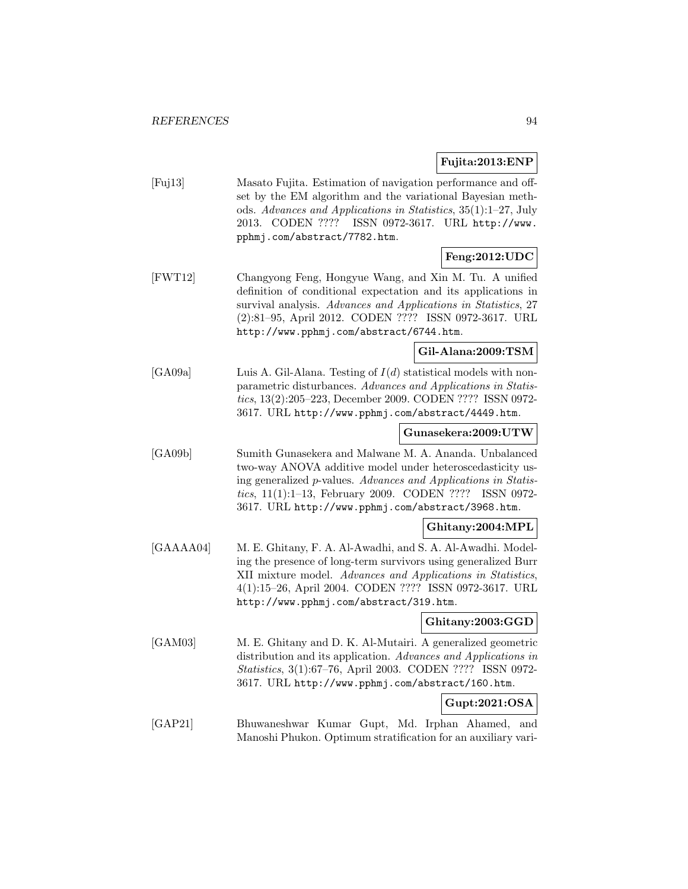**Fujita:2013:ENP**

[Fuj13] Masato Fujita. Estimation of navigation performance and offset by the EM algorithm and the variational Bayesian methods. *Advances and Applications in Statistics*, 35(1):1–27, July 2013. CODEN ???? ISSN 0972-3617. URL http://www.pphmj.com/abstract/7782.htm.

**Feng:2012:UDC**

[FWT12] Changyong Feng, Hongyue Wang, and Xin M. Tu. A unified definition of conditional expectation and its applications in survival analysis. *Advances and Applications in Statistics*, 27 (2):81–95, April 2012. CODEN ???? ISSN 0972-3617. URL http://www.pphmj.com/abstract/6744.htm.

**Gil-Alana:2009:TSM**

[GA09a] Luis A. Gil-Alana. Testing of $I(d)$ statistical models with nonparametric disturbances. *Advances and Applications in Statistics*, 13(2):205–223, December 2009. CODEN ???? ISSN 0972-3617. URL http://www.pphmj.com/abstract/4449.htm.

**Gunasekera:2009:UTW**

[GA09b] Sumith Gunasekera and Malwane M. A. Ananda. Unbalanced two-way ANOVA additive model under heteroscedasticity using generalized $p$-values. *Advances and Applications in Statistics*, 11(1):1–13, February 2009. CODEN ???? ISSN 0972-3617. URL http://www.pphmj.com/abstract/3968.htm.

**Ghitany:2004:MPL**

[GAAAA04] M. E. Ghitany, F. A. Al-Awadhi, and S. A. Al-Awadhi. Modeling the presence of long-term survivors using generalized Burr XII mixture model. *Advances and Applications in Statistics*, 4(1):15–26, April 2004. CODEN ???? ISSN 0972-3617. URL http://www.pphmj.com/abstract/319.htm.

**Ghitany:2003:GGD**

[GAM03] M. E. Ghitany and D. K. Al-Mutairi. A generalized geometric distribution and its application. *Advances and Applications in Statistics*, 3(1):67–76, April 2003. CODEN ???? ISSN 0972-3617. URL http://www.pphmj.com/abstract/160.htm.

**Gupt:2021:OSA**

[GAP21] Bhuwaneshwar Kumar Gupt, Md. Irphan Ahamed, and Manoshi Phukon. Optimum stratification for an auxiliary vari-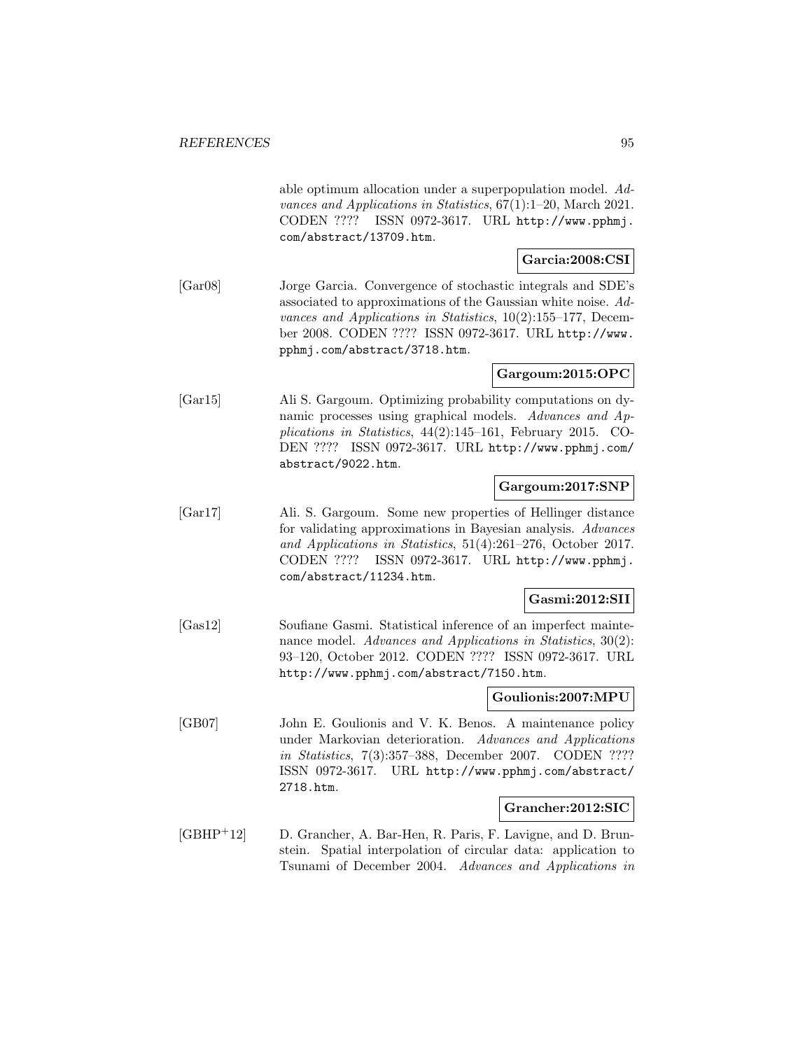able optimum allocation under a superpopulation model. *Advances and Applications in Statistics*, 67(1):1–20, March 2021. CODEN ???? ISSN 0972-3617. URL http://www.pphmj.com/abstract/13709.htm.

**Garcia:2008:CSI**

[Gar08] Jorge Garcia. Convergence of stochastic integrals and SDE's associated to approximations of the Gaussian white noise. *Advances and Applications in Statistics*, 10(2):155–177, December 2008. CODEN ???? ISSN 0972-3617. URL http://www.pphmj.com/abstract/3718.htm.

**Gargoum:2015:OPC**

[Gar15] Ali S. Gargoum. Optimizing probability computations on dynamic processes using graphical models. *Advances and Applications in Statistics*, 44(2):145–161, February 2015. CODEN ???? ISSN 0972-3617. URL http://www.pphmj.com/abstract/9022.htm.

**Gargoum:2017:SNP**

[Gar17] Ali. S. Gargoum. Some new properties of Hellinger distance for validating approximations in Bayesian analysis. *Advances and Applications in Statistics*, 51(4):261–276, October 2017. CODEN ???? ISSN 0972-3617. URL http://www.pphmj.com/abstract/11234.htm.

**Gasmi:2012:SII**

[Gas12] Soufiane Gasmi. Statistical inference of an imperfect maintenance model. *Advances and Applications in Statistics*, 30(2): 93–120, October 2012. CODEN ???? ISSN 0972-3617. URL http://www.pphmj.com/abstract/7150.htm.

**Goulionis:2007:MPU**

[GB07] John E. Goulionis and V. K. Benos. A maintenance policy under Markovian deterioration. *Advances and Applications in Statistics*, 7(3):357–388, December 2007. CODEN ???? ISSN 0972-3617. URL http://www.pphmj.com/abstract/2718.htm.

**Grancher:2012:SIC**

[GBHP+12] D. Grancher, A. Bar-Hen, R. Paris, F. Lavigne, and D. Brunstein. Spatial interpolation of circular data: application to Tsunami of December 2004. *Advances and Applications in*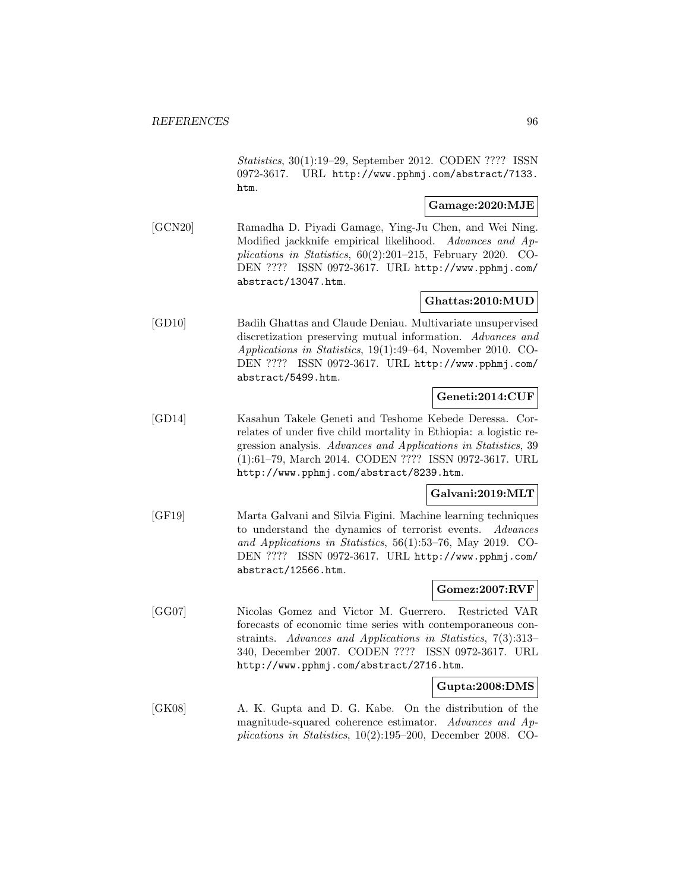*Statistics*, 30(1):19–29, September 2012. CODEN ???? ISSN 0972-3617. URL http://www.pphmj.com/abstract/7133.htm.

**Gamage:2020:MJE**

[GCN20] Ramadha D. Piyadi Gamage, Ying-Ju Chen, and Wei Ning. Modified jackknife empirical likelihood. *Advances and Applications in Statistics*, 60(2):201–215, February 2020. CODEN ???? ISSN 0972-3617. URL http://www.pphmj.com/abstract/13047.htm.

**Ghattas:2010:MUD**

[GD10] Badih Ghattas and Claude Deniau. Multivariate unsupervised discretization preserving mutual information. *Advances and Applications in Statistics*, 19(1):49–64, November 2010. CODEN ???? ISSN 0972-3617. URL http://www.pphmj.com/abstract/5499.htm.

**Geneti:2014:CUF**

[GD14] Kasahun Takele Geneti and Teshome Kebede Deressa. Correlates of under five child mortality in Ethiopia: a logistic regression analysis. *Advances and Applications in Statistics*, 39 (1):61–79, March 2014. CODEN ???? ISSN 0972-3617. URL http://www.pphmj.com/abstract/8239.htm.

**Galvani:2019:MLT**

[GF19] Marta Galvani and Silvia Figini. Machine learning techniques to understand the dynamics of terrorist events. *Advances and Applications in Statistics*, 56(1):53–76, May 2019. CODEN ???? ISSN 0972-3617. URL http://www.pphmj.com/abstract/12566.htm.

**Gomez:2007:RVF**

[GG07] Nicolas Gomez and Victor M. Guerrero. Restricted VAR forecasts of economic time series with contemporaneous constraints. *Advances and Applications in Statistics*, 7(3):313–340, December 2007. CODEN ???? ISSN 0972-3617. URL http://www.pphmj.com/abstract/2716.htm.

**Gupta:2008:DMS**

[GK08] A. K. Gupta and D. G. Kabe. On the distribution of the magnitude-squared coherence estimator. *Advances and Applications in Statistics*, 10(2):195–200, December 2008. CO-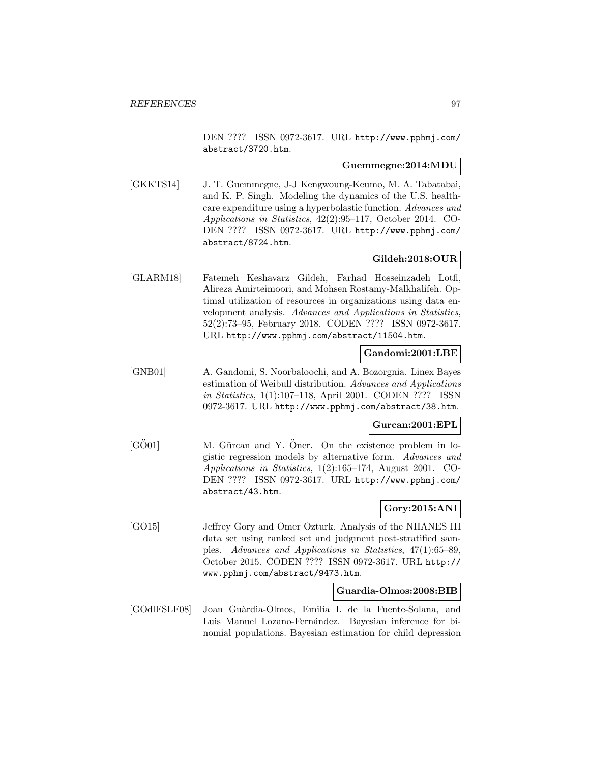DEN ???? ISSN 0972-3617. URL http://www.pphmj.com/abstract/3720.htm.

**Guemmegne:2014:MDU**

[GKKTS14] J. T. Guemmegne, J-J Kengwoung-Keumo, M. A. Tabatabai, and K. P. Singh. Modeling the dynamics of the U.S. healthcare expenditure using a hyperbolastic function. *Advances and Applications in Statistics*, 42(2):95–117, October 2014. CODEN ???? ISSN 0972-3617. URL http://www.pphmj.com/abstract/8724.htm.

**Gildeh:2018:OUR**

[GLARM18] Fatemeh Keshavarz Gildeh, Farhad Hosseinzadeh Lotfi, Alireza Amirteimoori, and Mohsen Rostamy-Malkhalifeh. Optimal utilization of resources in organizations using data envelopment analysis. *Advances and Applications in Statistics*, 52(2):73–95, February 2018. CODEN ???? ISSN 0972-3617. URL http://www.pphmj.com/abstract/11504.htm.

**Gandomi:2001:LBE**

[GNB01] A. Gandomi, S. Noorbaloochi, and A. Bozorgnia. Linex Bayes estimation of Weibull distribution. *Advances and Applications in Statistics*, 1(1):107–118, April 2001. CODEN ???? ISSN 0972-3617. URL http://www.pphmj.com/abstract/38.htm.

**Gurcan:2001:EPL**

[GÖ01] M. Gürcan and Y. Öner. On the existence problem in logistic regression models by alternative form. *Advances and Applications in Statistics*, 1(2):165–174, August 2001. CODEN ???? ISSN 0972-3617. URL http://www.pphmj.com/abstract/43.htm.

**Gory:2015:ANI**

[GO15] Jeffrey Gory and Omer Ozturk. Analysis of the NHANES III data set using ranked set and judgment post-stratified samples. *Advances and Applications in Statistics*, 47(1):65–89, October 2015. CODEN ???? ISSN 0972-3617. URL http://www.pphmj.com/abstract/9473.htm.

**Guardia-Olmos:2008:BIB**

[GOdlFSLF08] Joan Guàrdia-Olmos, Emilia I. de la Fuente-Solana, and Luis Manuel Lozano-Fernández. Bayesian inference for binomial populations. Bayesian estimation for child depression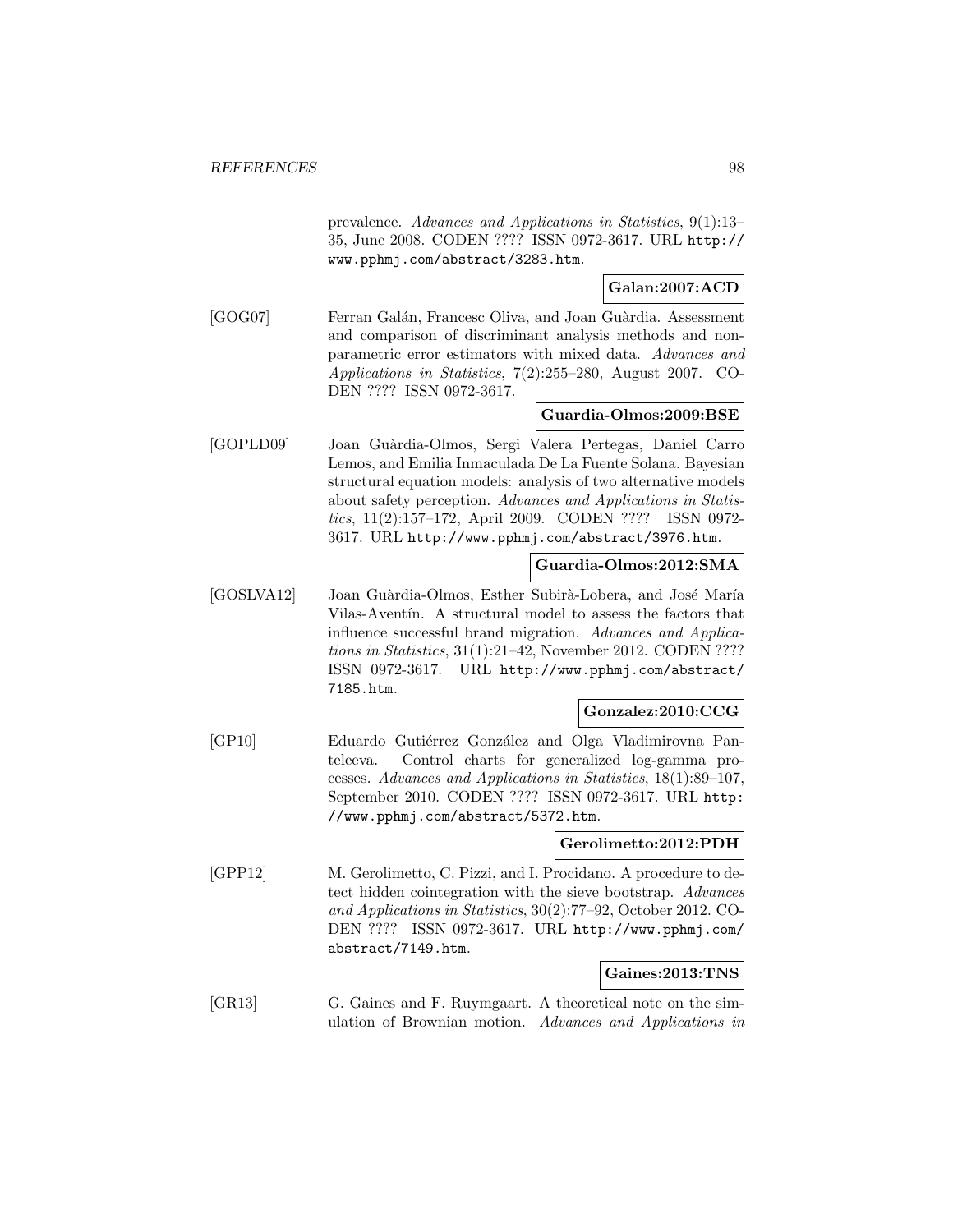prevalence. *Advances and Applications in Statistics*, 9(1):13–35, June 2008. CODEN ???? ISSN 0972-3617. URL http://www.pphmj.com/abstract/3283.htm.

**Galan:2007:ACD**

[GOG07] Ferran Galán, Francesc Oliva, and Joan Guàrdia. Assessment and comparison of discriminant analysis methods and nonparametric error estimators with mixed data. *Advances and Applications in Statistics*, 7(2):255–280, August 2007. CODEN ???? ISSN 0972-3617.

**Guardia-Olmos:2009:BSE**

[GOPLD09] Joan Guàrdia-Olmos, Sergi Valera Pertegas, Daniel Carro Lemos, and Emilia Inmaculada De La Fuente Solana. Bayesian structural equation models: analysis of two alternative models about safety perception. *Advances and Applications in Statistics*, 11(2):157–172, April 2009. CODEN ???? ISSN 0972-3617. URL http://www.pphmj.com/abstract/3976.htm.

**Guardia-Olmos:2012:SMA**

[GOSLVA12] Joan Guàrdia-Olmos, Esther Subirà-Lobera, and José María Vilas-Aventín. A structural model to assess the factors that influence successful brand migration. *Advances and Applications in Statistics*, 31(1):21–42, November 2012. CODEN ???? ISSN 0972-3617. URL http://www.pphmj.com/abstract/7185.htm.

**Gonzalez:2010:CCG**

[GP10] Eduardo Gutiérrez González and Olga Vladimirovna Panteleeva. Control charts for generalized log-gamma processes. *Advances and Applications in Statistics*, 18(1):89–107, September 2010. CODEN ???? ISSN 0972-3617. URL http://www.pphmj.com/abstract/5372.htm.

**Gerolimetto:2012:PDH**

[GPP12] M. Gerolimetto, C. Pizzi, and I. Procidano. A procedure to detect hidden cointegration with the sieve bootstrap. *Advances and Applications in Statistics*, 30(2):77–92, October 2012. CODEN ???? ISSN 0972-3617. URL http://www.pphmj.com/abstract/7149.htm.

**Gaines:2013:TNS**

[GR13] G. Gaines and F. Ruymgaart. A theoretical note on the simulation of Brownian motion. *Advances and Applications in*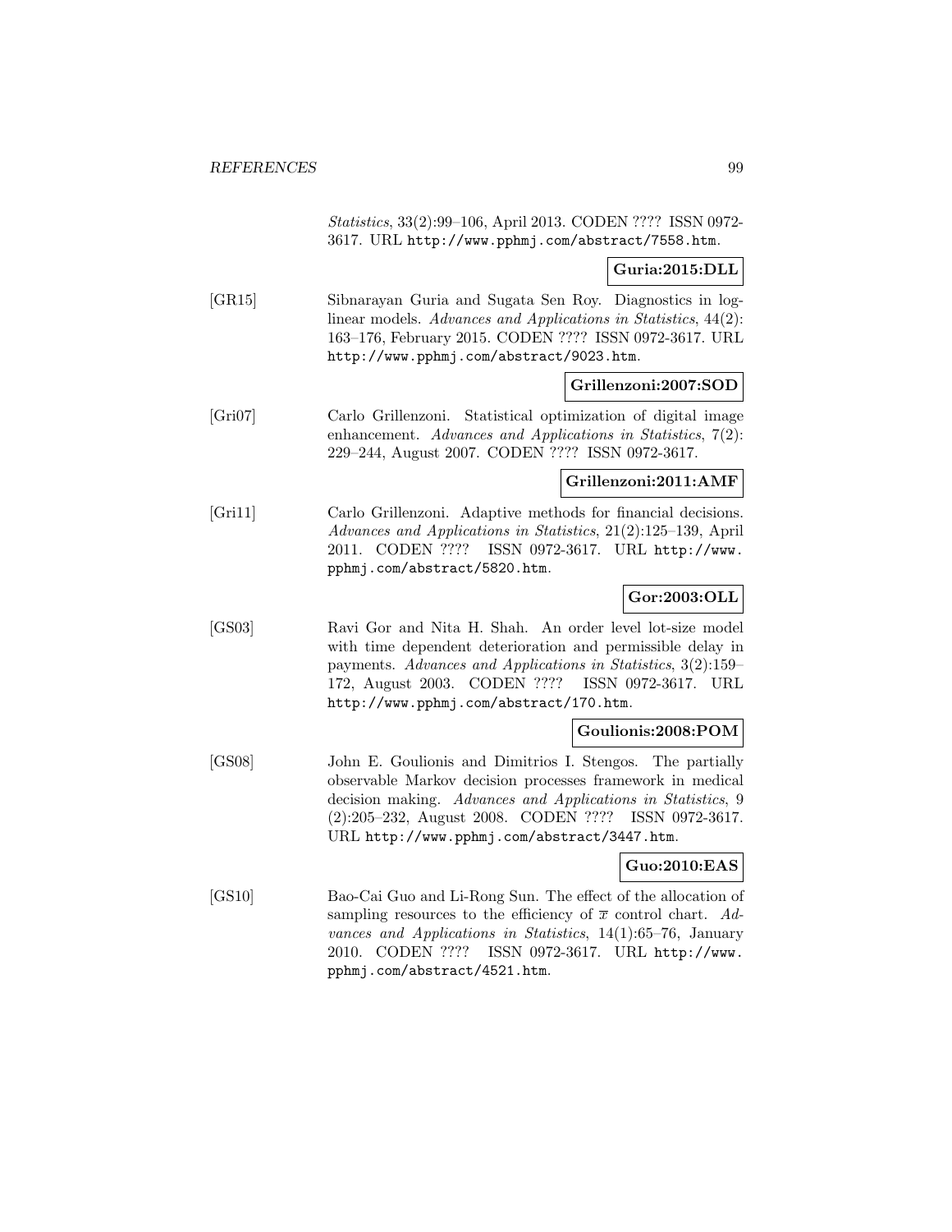*Statistics*, 33(2):99–106, April 2013. CODEN ???? ISSN 0972-3617. URL http://www.pphmj.com/abstract/7558.htm.

**Guria:2015:DLL**

[GR15] Sibnarayan Guria and Sugata Sen Roy. Diagnostics in log-linear models. *Advances and Applications in Statistics*, 44(2): 163–176, February 2015. CODEN ???? ISSN 0972-3617. URL http://www.pphmj.com/abstract/9023.htm.

**Grillenzoni:2007:SOD**

[Gri07] Carlo Grillenzoni. Statistical optimization of digital image enhancement. *Advances and Applications in Statistics*, 7(2): 229–244, August 2007. CODEN ???? ISSN 0972-3617.

**Grillenzoni:2011:AMF**

[Gri11] Carlo Grillenzoni. Adaptive methods for financial decisions. *Advances and Applications in Statistics*, 21(2):125–139, April 2011. CODEN ???? ISSN 0972-3617. URL http://www.pphmj.com/abstract/5820.htm.

**Gor:2003:OLL**

[GS03] Ravi Gor and Nita H. Shah. An order level lot-size model with time dependent deterioration and permissible delay in payments. *Advances and Applications in Statistics*, 3(2):159–172, August 2003. CODEN ???? ISSN 0972-3617. URL http://www.pphmj.com/abstract/170.htm.

**Goulionis:2008:POM**

[GS08] John E. Goulionis and Dimitrios I. Stengos. The partially observable Markov decision processes framework in medical decision making. *Advances and Applications in Statistics*, 9 (2):205–232, August 2008. CODEN ???? ISSN 0972-3617. URL http://www.pphmj.com/abstract/3447.htm.

**Guo:2010:EAS**

[GS10] Bao-Cai Guo and Li-Rong Sun. The effect of the allocation of sampling resources to the efficiency of $\overline{x}$ control chart. *Advances and Applications in Statistics*, 14(1):65–76, January 2010. CODEN ???? ISSN 0972-3617. URL http://www.pphmj.com/abstract/4521.htm.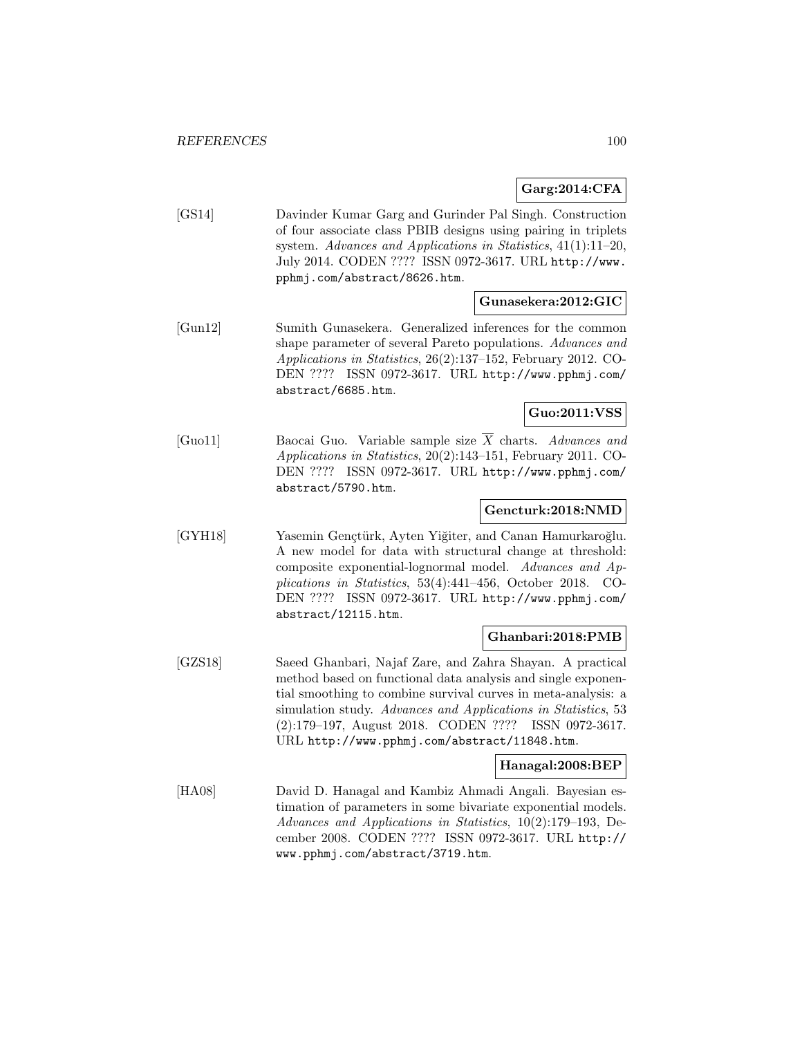**Garg:2014:CFA**

[GS14] Davinder Kumar Garg and Gurinder Pal Singh. Construction of four associate class PBIB designs using pairing in triplets system. *Advances and Applications in Statistics*, 41(1):11–20, July 2014. CODEN ???? ISSN 0972-3617. URL http://www.pphmj.com/abstract/8626.htm.

**Gunasekera:2012:GIC**

[Gun12] Sumith Gunasekera. Generalized inferences for the common shape parameter of several Pareto populations. *Advances and Applications in Statistics*, 26(2):137–152, February 2012. CODEN ???? ISSN 0972-3617. URL http://www.pphmj.com/abstract/6685.htm.

**Guo:2011:VSS**

[Guo11] Baocai Guo. Variable sample size $\overline{X}$ charts. *Advances and Applications in Statistics*, 20(2):143–151, February 2011. CODEN ???? ISSN 0972-3617. URL http://www.pphmj.com/abstract/5790.htm.

**Gencturk:2018:NMD**

[GYH18] Yasemin Gençtürk, Ayten Yiğiter, and Canan Hamurkaroğlu. A new model for data with structural change at threshold: composite exponential-lognormal model. *Advances and Applications in Statistics*, 53(4):441–456, October 2018. CODEN ???? ISSN 0972-3617. URL http://www.pphmj.com/abstract/12115.htm.

**Ghanbari:2018:PMB**

[GZS18] Saeed Ghanbari, Najaf Zare, and Zahra Shayan. A practical method based on functional data analysis and single exponential smoothing to combine survival curves in meta-analysis: a simulation study. *Advances and Applications in Statistics*, 53 (2):179–197, August 2018. CODEN ???? ISSN 0972-3617. URL http://www.pphmj.com/abstract/11848.htm.

**Hanagal:2008:BEP**

[HA08] David D. Hanagal and Kambiz Ahmadi Angali. Bayesian estimation of parameters in some bivariate exponential models. *Advances and Applications in Statistics*, 10(2):179–193, December 2008. CODEN ???? ISSN 0972-3617. URL http://www.pphmj.com/abstract/3719.htm.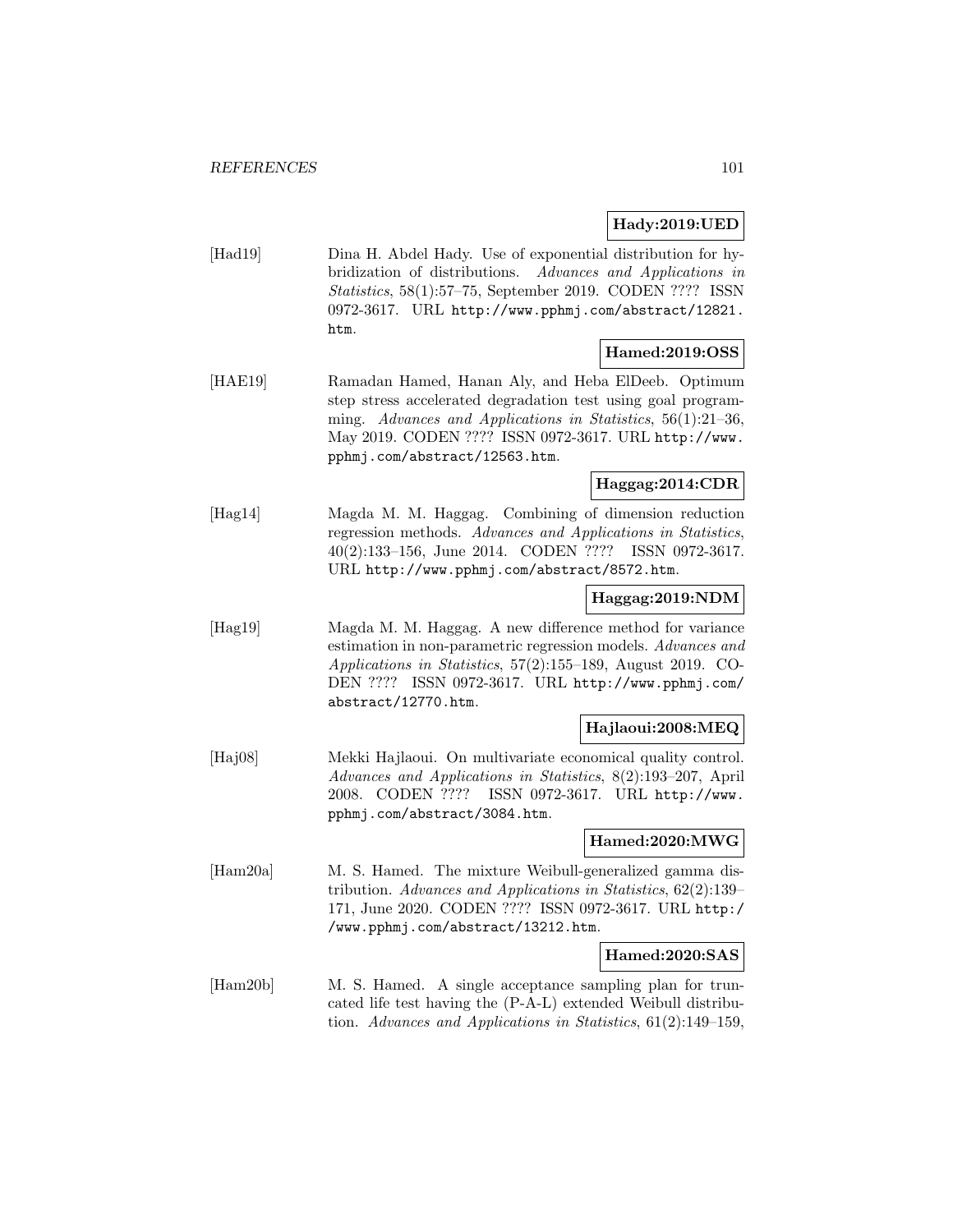**Hady:2019:UED**

[Had19] Dina H. Abdel Hady. Use of exponential distribution for hybridization of distributions. *Advances and Applications in Statistics*, 58(1):57–75, September 2019. CODEN ???? ISSN 0972-3617. URL http://www.pphmj.com/abstract/12821.htm.

**Hamed:2019:OSS**

[HAE19] Ramadan Hamed, Hanan Aly, and Heba ElDeeb. Optimum step stress accelerated degradation test using goal programming. *Advances and Applications in Statistics*, 56(1):21–36, May 2019. CODEN ???? ISSN 0972-3617. URL http://www.pphmj.com/abstract/12563.htm.

**Haggag:2014:CDR**

[Hag14] Magda M. M. Haggag. Combining of dimension reduction regression methods. *Advances and Applications in Statistics*, 40(2):133–156, June 2014. CODEN ???? ISSN 0972-3617. URL http://www.pphmj.com/abstract/8572.htm.

**Haggag:2019:NDM**

[Hag19] Magda M. M. Haggag. A new difference method for variance estimation in non-parametric regression models. *Advances and Applications in Statistics*, 57(2):155–189, August 2019. CODEN ???? ISSN 0972-3617. URL http://www.pphmj.com/abstract/12770.htm.

**Hajlaoui:2008:MEQ**

[Haj08] Mekki Hajlaoui. On multivariate economical quality control. *Advances and Applications in Statistics*, 8(2):193–207, April 2008. CODEN ???? ISSN 0972-3617. URL http://www.pphmj.com/abstract/3084.htm.

**Hamed:2020:MWG**

[Ham20a] M. S. Hamed. The mixture Weibull-generalized gamma distribution. *Advances and Applications in Statistics*, 62(2):139–171, June 2020. CODEN ???? ISSN 0972-3617. URL http://www.pphmj.com/abstract/13212.htm.

**Hamed:2020:SAS**

[Ham20b] M. S. Hamed. A single acceptance sampling plan for truncated life test having the (P-A-L) extended Weibull distribution. *Advances and Applications in Statistics*, 61(2):149–159,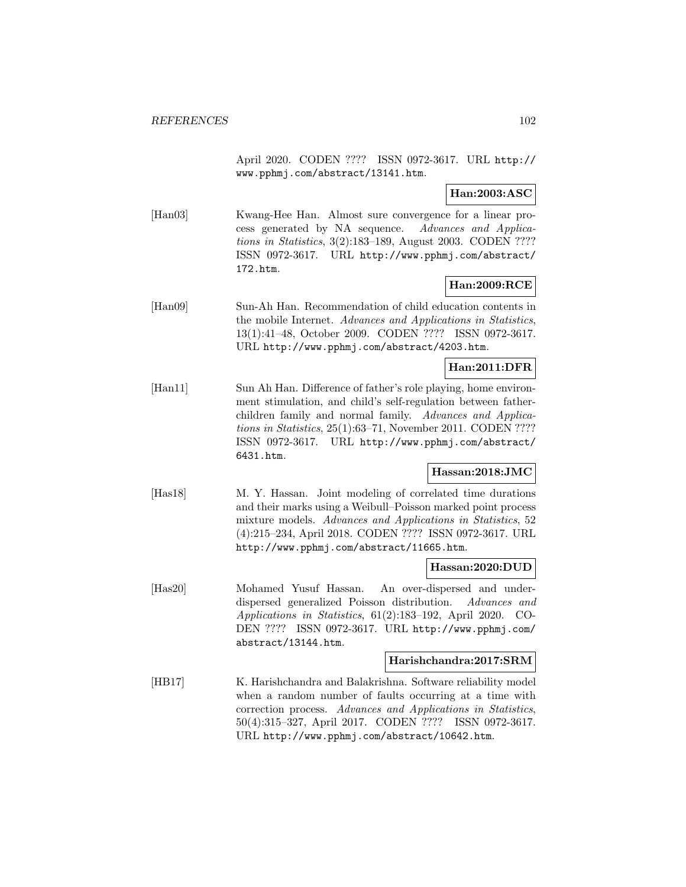April 2020. CODEN ???? ISSN 0972-3617. URL http://www.pphmj.com/abstract/13141.htm.

**Han:2003:ASC**

[Han03] Kwang-Hee Han. Almost sure convergence for a linear process generated by NA sequence. *Advances and Applications in Statistics*, 3(2):183–189, August 2003. CODEN ???? ISSN 0972-3617. URL http://www.pphmj.com/abstract/172.htm.

**Han:2009:RCE**

[Han09] Sun-Ah Han. Recommendation of child education contents in the mobile Internet. *Advances and Applications in Statistics*, 13(1):41–48, October 2009. CODEN ???? ISSN 0972-3617. URL http://www.pphmj.com/abstract/4203.htm.

**Han:2011:DFR**

[Han11] Sun Ah Han. Difference of father's role playing, home environment stimulation, and child's self-regulation between father-children family and normal family. *Advances and Applications in Statistics*, 25(1):63–71, November 2011. CODEN ???? ISSN 0972-3617. URL http://www.pphmj.com/abstract/6431.htm.

**Hassan:2018:JMC**

[Has18] M. Y. Hassan. Joint modeling of correlated time durations and their marks using a Weibull–Poisson marked point process mixture models. *Advances and Applications in Statistics*, 52(4):215–234, April 2018. CODEN ???? ISSN 0972-3617. URL http://www.pphmj.com/abstract/11665.htm.

**Hassan:2020:DUD**

[Has20] Mohamed Yusuf Hassan. An over-dispersed and under-dispersed generalized Poisson distribution. *Advances and Applications in Statistics*, 61(2):183–192, April 2020. CODEN ???? ISSN 0972-3617. URL http://www.pphmj.com/abstract/13144.htm.

**Harishchandra:2017:SRM**

[HB17] K. Harishchandra and Balakrishna. Software reliability model when a random number of faults occurring at a time with correction process. *Advances and Applications in Statistics*, 50(4):315–327, April 2017. CODEN ???? ISSN 0972-3617. URL http://www.pphmj.com/abstract/10642.htm.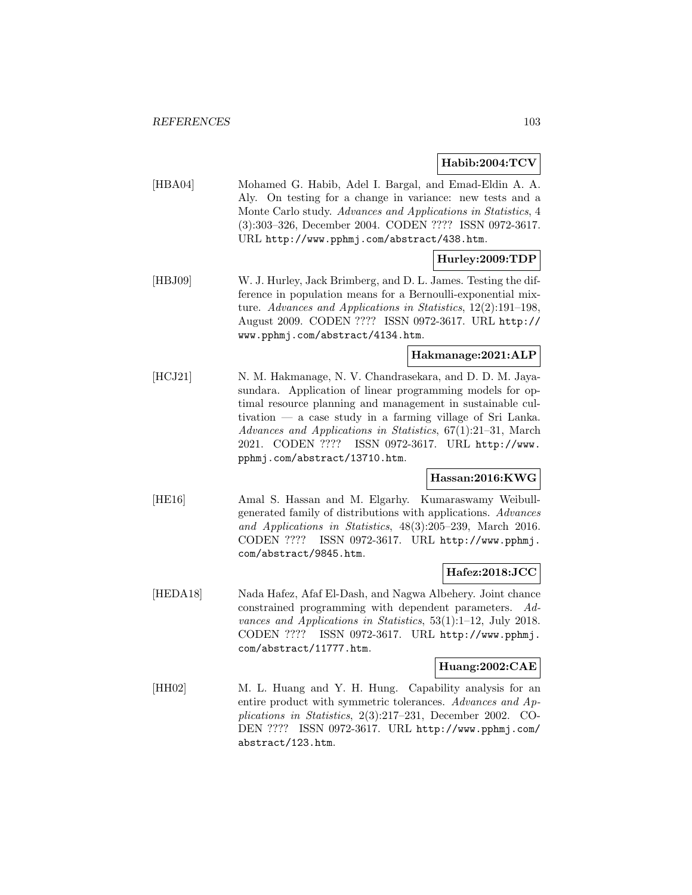**Habib:2004:TCV**

[HBA04] Mohamed G. Habib, Adel I. Bargal, and Emad-Eldin A. A. Aly. On testing for a change in variance: new tests and a Monte Carlo study. *Advances and Applications in Statistics*, 4 (3):303–326, December 2004. CODEN ???? ISSN 0972-3617. URL http://www.pphmj.com/abstract/438.htm.

**Hurley:2009:TDP**

[HBJ09] W. J. Hurley, Jack Brimberg, and D. L. James. Testing the difference in population means for a Bernoulli-exponential mixture. *Advances and Applications in Statistics*, 12(2):191–198, August 2009. CODEN ???? ISSN 0972-3617. URL http://www.pphmj.com/abstract/4134.htm.

**Hakmanage:2021:ALP**

[HCJ21] N. M. Hakmanage, N. V. Chandrasekara, and D. D. M. Jayasundara. Application of linear programming models for optimal resource planning and management in sustainable cultivation — a case study in a farming village of Sri Lanka. *Advances and Applications in Statistics*, 67(1):21–31, March 2021. CODEN ???? ISSN 0972-3617. URL http://www.pphmj.com/abstract/13710.htm.

**Hassan:2016:KWG**

[HE16] Amal S. Hassan and M. Elgarhy. Kumaraswamy Weibull-generated family of distributions with applications. *Advances and Applications in Statistics*, 48(3):205–239, March 2016. CODEN ???? ISSN 0972-3617. URL http://www.pphmj.com/abstract/9845.htm.

**Hafez:2018:JCC**

[HEDA18] Nada Hafez, Afaf El-Dash, and Nagwa Albehery. Joint chance constrained programming with dependent parameters. *Advances and Applications in Statistics*, 53(1):1–12, July 2018. CODEN ???? ISSN 0972-3617. URL http://www.pphmj.com/abstract/11777.htm.

**Huang:2002:CAE**

[HH02] M. L. Huang and Y. H. Hung. Capability analysis for an entire product with symmetric tolerances. *Advances and Applications in Statistics*, 2(3):217–231, December 2002. CODEN ???? ISSN 0972-3617. URL http://www.pphmj.com/abstract/123.htm.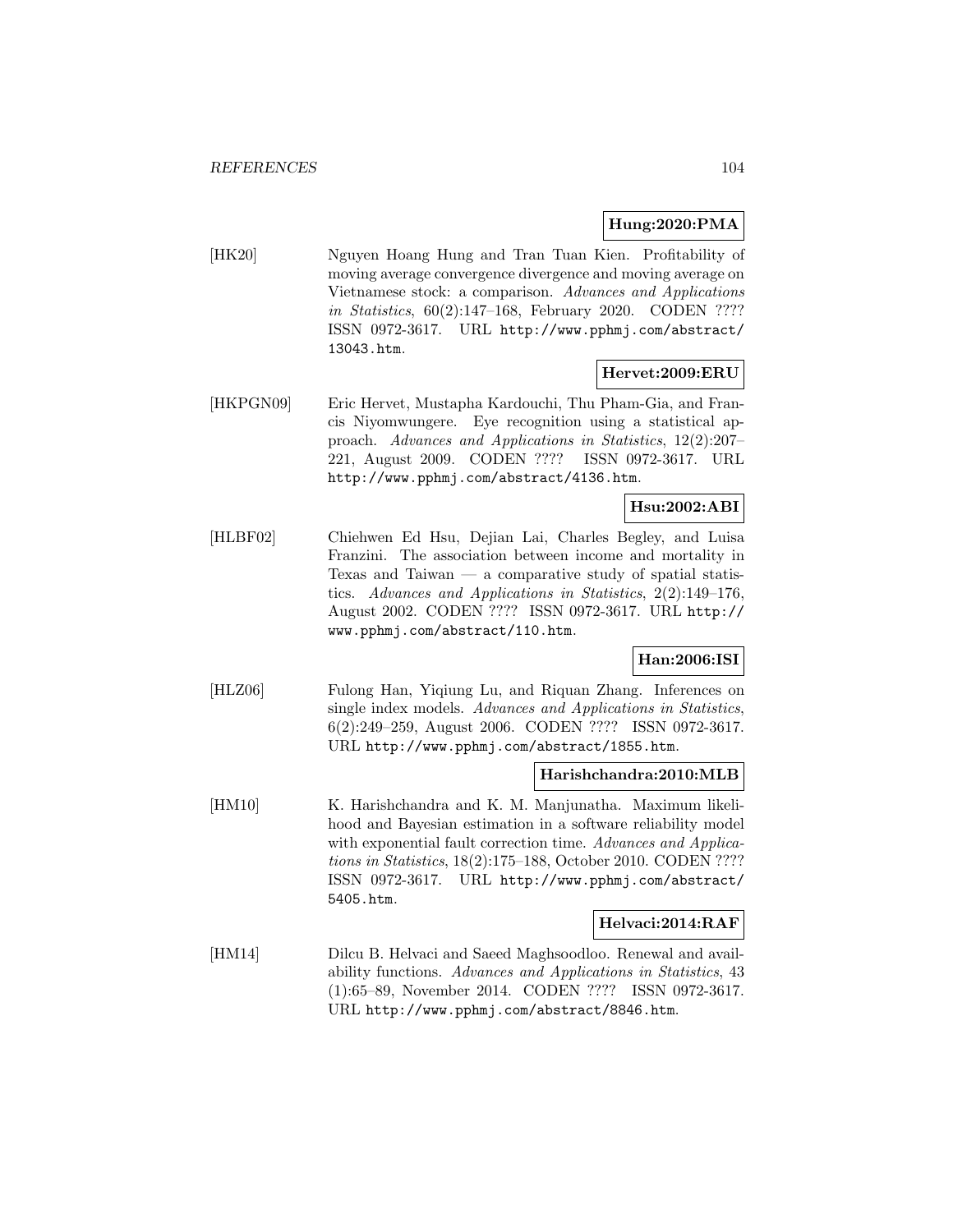**Hung:2020:PMA**

[HK20] Nguyen Hoang Hung and Tran Tuan Kien. Profitability of moving average convergence divergence and moving average on Vietnamese stock: a comparison. *Advances and Applications in Statistics*, 60(2):147–168, February 2020. CODEN ???? ISSN 0972-3617. URL `http://www.pphmj.com/abstract/13043.htm`.

**Hervet:2009:ERU**

[HKPGN09] Eric Hervet, Mustapha Kardouchi, Thu Pham-Gia, and Francis Niyomwungere. Eye recognition using a statistical approach. *Advances and Applications in Statistics*, 12(2):207–221, August 2009. CODEN ???? ISSN 0972-3617. URL `http://www.pphmj.com/abstract/4136.htm`.

**Hsu:2002:ABI**

[HLBF02] Chiehwen Ed Hsu, Dejian Lai, Charles Begley, and Luisa Franzini. The association between income and mortality in Texas and Taiwan — a comparative study of spatial statistics. *Advances and Applications in Statistics*, 2(2):149–176, August 2002. CODEN ???? ISSN 0972-3617. URL `http://www.pphmj.com/abstract/110.htm`.

**Han:2006:ISI**

[HLZ06] Fulong Han, Yiqiung Lu, and Riquan Zhang. Inferences on single index models. *Advances and Applications in Statistics*, 6(2):249–259, August 2006. CODEN ???? ISSN 0972-3617. URL `http://www.pphmj.com/abstract/1855.htm`.

**Harishchandra:2010:MLB**

[HM10] K. Harishchandra and K. M. Manjunatha. Maximum likelihood and Bayesian estimation in a software reliability model with exponential fault correction time. *Advances and Applications in Statistics*, 18(2):175–188, October 2010. CODEN ???? ISSN 0972-3617. URL `http://www.pphmj.com/abstract/5405.htm`.

**Helvaci:2014:RAF**

[HM14] Dilcu B. Helvaci and Saeed Maghsoodloo. Renewal and availability functions. *Advances and Applications in Statistics*, 43 (1):65–89, November 2014. CODEN ???? ISSN 0972-3617. URL `http://www.pphmj.com/abstract/8846.htm`.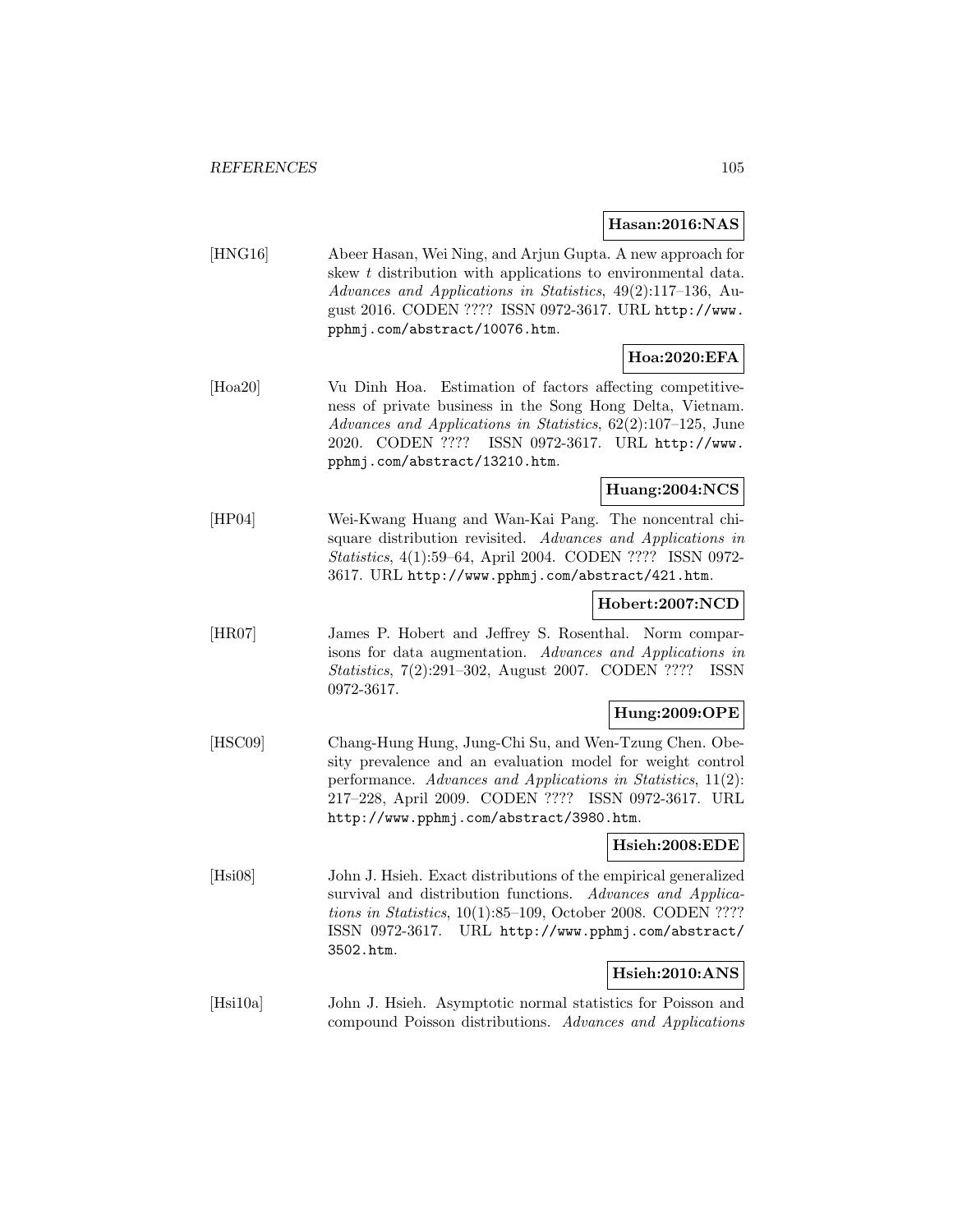**Hasan:2016:NAS**

[HNG16] Abeer Hasan, Wei Ning, and Arjun Gupta. A new approach for skew $t$ distribution with applications to environmental data. *Advances and Applications in Statistics*, 49(2):117–136, August 2016. CODEN ???? ISSN 0972-3617. URL http://www.pphmj.com/abstract/10076.htm.

**Hoa:2020:EFA**

[Hoa20] Vu Dinh Hoa. Estimation of factors affecting competitiveness of private business in the Song Hong Delta, Vietnam. *Advances and Applications in Statistics*, 62(2):107–125, June 2020. CODEN ???? ISSN 0972-3617. URL http://www.pphmj.com/abstract/13210.htm.

**Huang:2004:NCS**

[HP04] Wei-Kwang Huang and Wan-Kai Pang. The noncentral chi-square distribution revisited. *Advances and Applications in Statistics*, 4(1):59–64, April 2004. CODEN ???? ISSN 0972-3617. URL http://www.pphmj.com/abstract/421.htm.

**Hobert:2007:NCD**

[HR07] James P. Hobert and Jeffrey S. Rosenthal. Norm comparisons for data augmentation. *Advances and Applications in Statistics*, 7(2):291–302, August 2007. CODEN ???? ISSN 0972-3617.

**Hung:2009:OPE**

[HSC09] Chang-Hung Hung, Jung-Chi Su, and Wen-Tzung Chen. Obesity prevalence and an evaluation model for weight control performance. *Advances and Applications in Statistics*, 11(2): 217–228, April 2009. CODEN ???? ISSN 0972-3617. URL http://www.pphmj.com/abstract/3980.htm.

**Hsieh:2008:EDE**

[Hsi08] John J. Hsieh. Exact distributions of the empirical generalized survival and distribution functions. *Advances and Applications in Statistics*, 10(1):85–109, October 2008. CODEN ???? ISSN 0972-3617. URL http://www.pphmj.com/abstract/3502.htm.

**Hsieh:2010:ANS**

[Hsi10a] John J. Hsieh. Asymptotic normal statistics for Poisson and compound Poisson distributions. *Advances and Applications*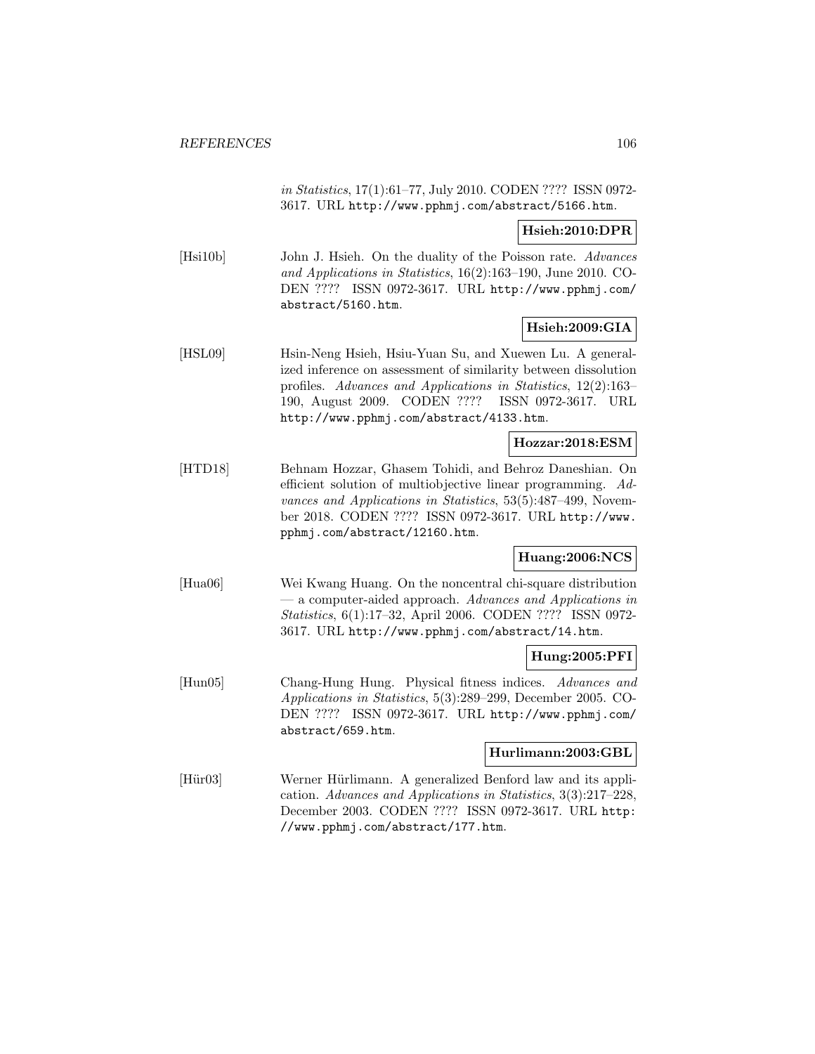*in Statistics*, 17(1):61–77, July 2010. CODEN ???? ISSN 0972-3617. URL http://www.pphmj.com/abstract/5166.htm.

**Hsieh:2010:DPR**

[Hsi10b] John J. Hsieh. On the duality of the Poisson rate. *Advances and Applications in Statistics*, 16(2):163–190, June 2010. CODEN ???? ISSN 0972-3617. URL http://www.pphmj.com/abstract/5160.htm.

**Hsieh:2009:GIA**

[HSL09] Hsin-Neng Hsieh, Hsiu-Yuan Su, and Xuewen Lu. A generalized inference on assessment of similarity between dissolution profiles. *Advances and Applications in Statistics*, 12(2):163–190, August 2009. CODEN ???? ISSN 0972-3617. URL http://www.pphmj.com/abstract/4133.htm.

**Hozzar:2018:ESM**

[HTD18] Behnam Hozzar, Ghasem Tohidi, and Behroz Daneshian. On efficient solution of multiobjective linear programming. *Advances and Applications in Statistics*, 53(5):487–499, November 2018. CODEN ???? ISSN 0972-3617. URL http://www.pphmj.com/abstract/12160.htm.

**Huang:2006:NCS**

[Hua06] Wei Kwang Huang. On the noncentral chi-square distribution — a computer-aided approach. *Advances and Applications in Statistics*, 6(1):17–32, April 2006. CODEN ???? ISSN 0972-3617. URL http://www.pphmj.com/abstract/14.htm.

**Hung:2005:PFI**

[Hun05] Chang-Hung Hung. Physical fitness indices. *Advances and Applications in Statistics*, 5(3):289–299, December 2005. CODEN ???? ISSN 0972-3617. URL http://www.pphmj.com/abstract/659.htm.

**Hurlimann:2003:GBL**

[Hür03] Werner Hürlimann. A generalized Benford law and its application. *Advances and Applications in Statistics*, 3(3):217–228, December 2003. CODEN ???? ISSN 0972-3617. URL http://www.pphmj.com/abstract/177.htm.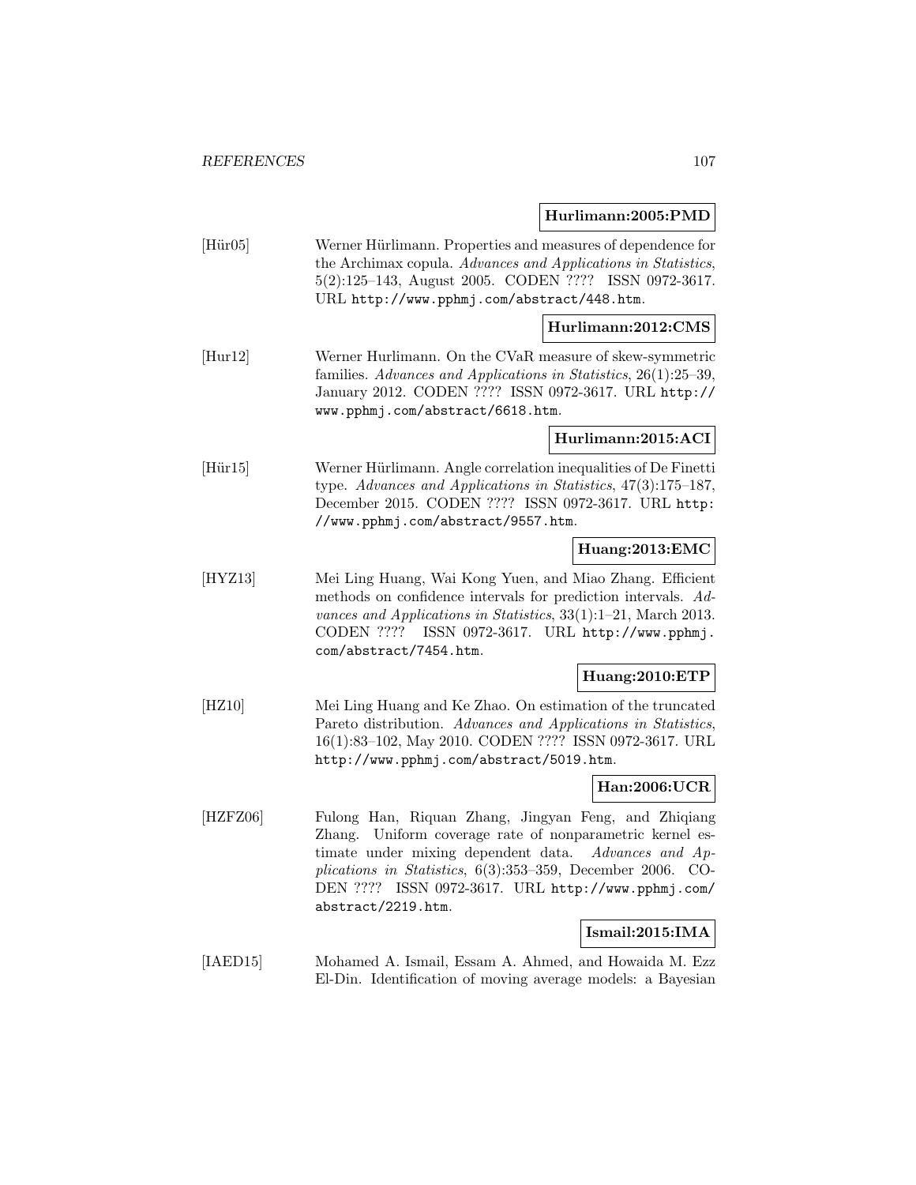**Hurlimann:2005:PMD**

[Hür05] Werner Hürlimann. Properties and measures of dependence for the Archimax copula. *Advances and Applications in Statistics*, 5(2):125–143, August 2005. CODEN ???? ISSN 0972-3617. URL http://www.pphmj.com/abstract/448.htm.

**Hurlimann:2012:CMS**

[Hur12] Werner Hurlimann. On the CVaR measure of skew-symmetric families. *Advances and Applications in Statistics*, 26(1):25–39, January 2012. CODEN ???? ISSN 0972-3617. URL http://www.pphmj.com/abstract/6618.htm.

**Hurlimann:2015:ACI**

[Hür15] Werner Hürlimann. Angle correlation inequalities of De Finetti type. *Advances and Applications in Statistics*, 47(3):175–187, December 2015. CODEN ???? ISSN 0972-3617. URL http://www.pphmj.com/abstract/9557.htm.

**Huang:2013:EMC**

[HYZ13] Mei Ling Huang, Wai Kong Yuen, and Miao Zhang. Efficient methods on confidence intervals for prediction intervals. *Advances and Applications in Statistics*, 33(1):1–21, March 2013. CODEN ???? ISSN 0972-3617. URL http://www.pphmj.com/abstract/7454.htm.

**Huang:2010:ETP**

[HZ10] Mei Ling Huang and Ke Zhao. On estimation of the truncated Pareto distribution. *Advances and Applications in Statistics*, 16(1):83–102, May 2010. CODEN ???? ISSN 0972-3617. URL http://www.pphmj.com/abstract/5019.htm.

**Han:2006:UCR**

[HZFZ06] Fulong Han, Riquan Zhang, Jingyan Feng, and Zhiqiang Zhang. Uniform coverage rate of nonparametric kernel estimate under mixing dependent data. *Advances and Applications in Statistics*, 6(3):353–359, December 2006. CODEN ???? ISSN 0972-3617. URL http://www.pphmj.com/abstract/2219.htm.

**Ismail:2015:IMA**

[IAED15] Mohamed A. Ismail, Essam A. Ahmed, and Howaida M. Ezz El-Din. Identification of moving average models: a Bayesian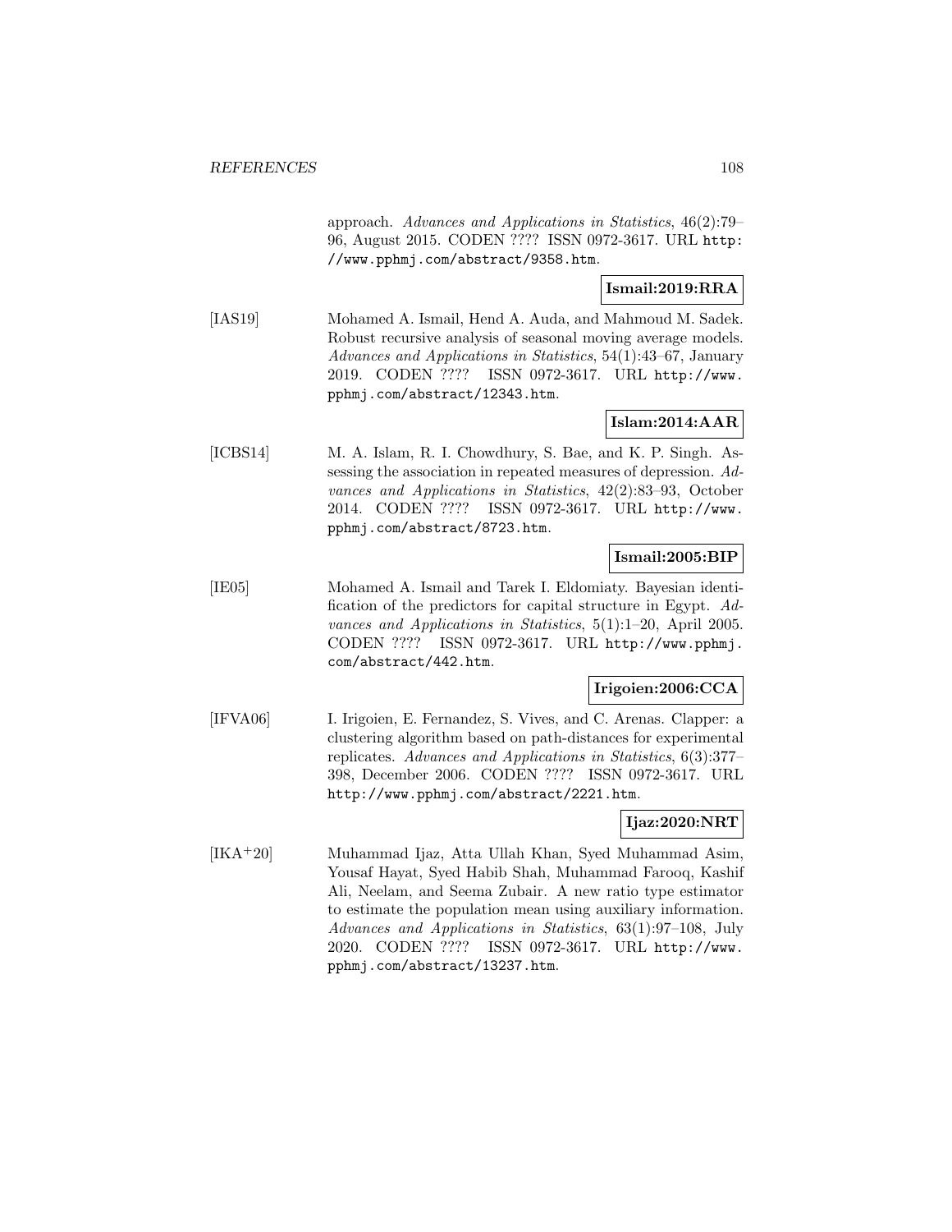approach. *Advances and Applications in Statistics*, 46(2):79–96, August 2015. CODEN ???? ISSN 0972-3617. URL http://www.pphmj.com/abstract/9358.htm.

**Ismail:2019:RRA**

[IAS19] Mohamed A. Ismail, Hend A. Auda, and Mahmoud M. Sadek. Robust recursive analysis of seasonal moving average models. *Advances and Applications in Statistics*, 54(1):43–67, January 2019. CODEN ???? ISSN 0972-3617. URL http://www.pphmj.com/abstract/12343.htm.

**Islam:2014:AAR**

[ICBS14] M. A. Islam, R. I. Chowdhury, S. Bae, and K. P. Singh. Assessing the association in repeated measures of depression. *Advances and Applications in Statistics*, 42(2):83–93, October 2014. CODEN ???? ISSN 0972-3617. URL http://www.pphmj.com/abstract/8723.htm.

**Ismail:2005:BIP**

[IE05] Mohamed A. Ismail and Tarek I. Eldomiaty. Bayesian identification of the predictors for capital structure in Egypt. *Advances and Applications in Statistics*, 5(1):1–20, April 2005. CODEN ???? ISSN 0972-3617. URL http://www.pphmj.com/abstract/442.htm.

**Irigoien:2006:CCA**

[IFVA06] I. Irigoien, E. Fernandez, S. Vives, and C. Arenas. Clapper: a clustering algorithm based on path-distances for experimental replicates. *Advances and Applications in Statistics*, 6(3):377–398, December 2006. CODEN ???? ISSN 0972-3617. URL http://www.pphmj.com/abstract/2221.htm.

**Ijaz:2020:NRT**

[IKA+20] Muhammad Ijaz, Atta Ullah Khan, Syed Muhammad Asim, Yousaf Hayat, Syed Habib Shah, Muhammad Farooq, Kashif Ali, Neelam, and Seema Zubair. A new ratio type estimator to estimate the population mean using auxiliary information. *Advances and Applications in Statistics*, 63(1):97–108, July 2020. CODEN ???? ISSN 0972-3617. URL http://www.pphmj.com/abstract/13237.htm.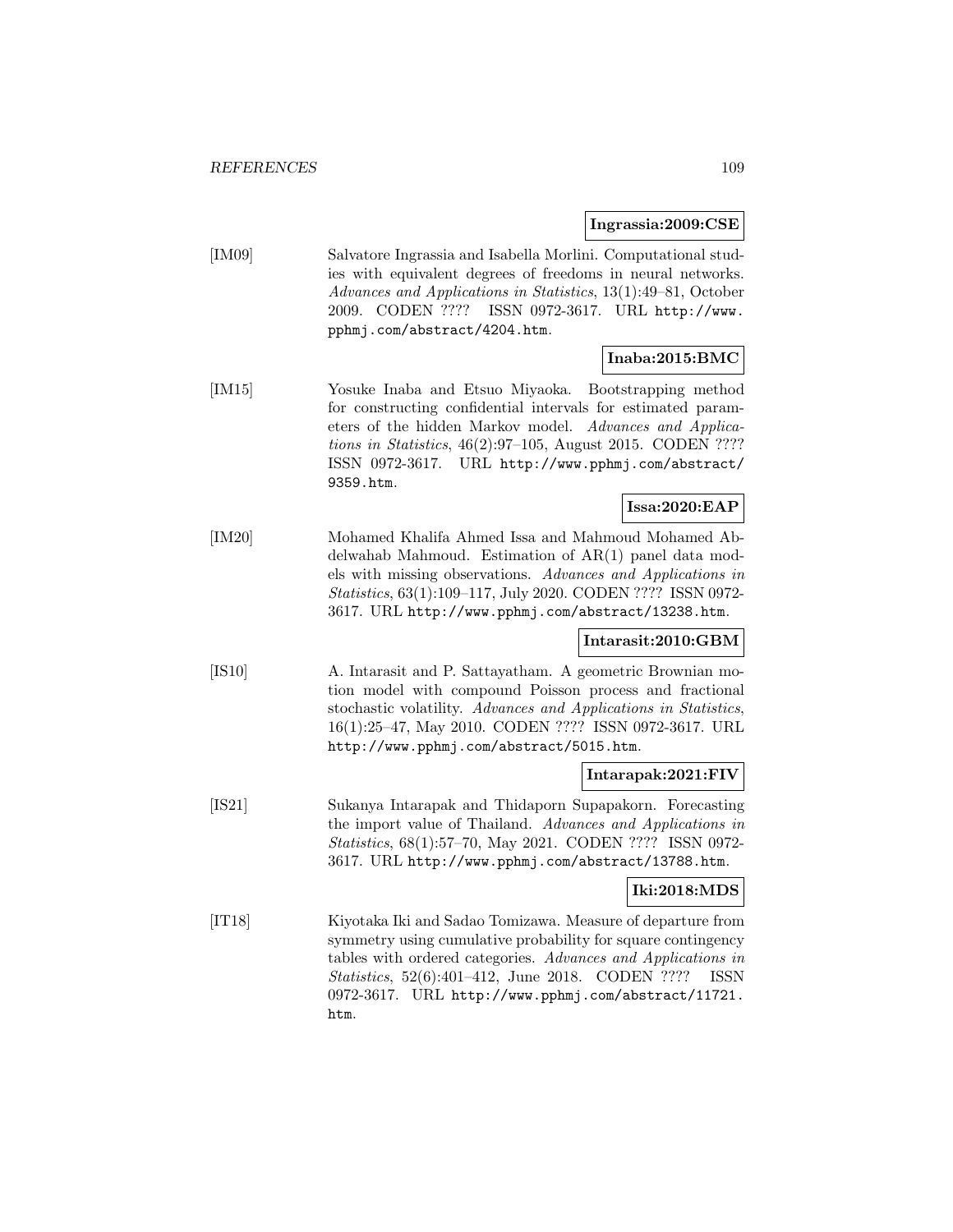**Ingrassia:2009:CSE**

[IM09] Salvatore Ingrassia and Isabella Morlini. Computational studies with equivalent degrees of freedoms in neural networks. *Advances and Applications in Statistics*, 13(1):49–81, October 2009. CODEN ???? ISSN 0972-3617. URL http://www.pphmj.com/abstract/4204.htm.

**Inaba:2015:BMC**

[IM15] Yosuke Inaba and Etsuo Miyaoka. Bootstrapping method for constructing confidential intervals for estimated parameters of the hidden Markov model. *Advances and Applications in Statistics*, 46(2):97–105, August 2015. CODEN ???? ISSN 0972-3617. URL http://www.pphmj.com/abstract/9359.htm.

**Issa:2020:EAP**

[IM20] Mohamed Khalifa Ahmed Issa and Mahmoud Mohamed Abdelwahab Mahmoud. Estimation of AR(1) panel data models with missing observations. *Advances and Applications in Statistics*, 63(1):109–117, July 2020. CODEN ???? ISSN 0972-3617. URL http://www.pphmj.com/abstract/13238.htm.

**Intarasit:2010:GBM**

[IS10] A. Intarasit and P. Sattayatham. A geometric Brownian motion model with compound Poisson process and fractional stochastic volatility. *Advances and Applications in Statistics*, 16(1):25–47, May 2010. CODEN ???? ISSN 0972-3617. URL http://www.pphmj.com/abstract/5015.htm.

**Intarapak:2021:FIV**

[IS21] Sukanya Intarapak and Thidaporn Supapakorn. Forecasting the import value of Thailand. *Advances and Applications in Statistics*, 68(1):57–70, May 2021. CODEN ???? ISSN 0972-3617. URL http://www.pphmj.com/abstract/13788.htm.

**Iki:2018:MDS**

[IT18] Kiyotaka Iki and Sadao Tomizawa. Measure of departure from symmetry using cumulative probability for square contingency tables with ordered categories. *Advances and Applications in Statistics*, 52(6):401–412, June 2018. CODEN ???? ISSN 0972-3617. URL http://www.pphmj.com/abstract/11721.htm.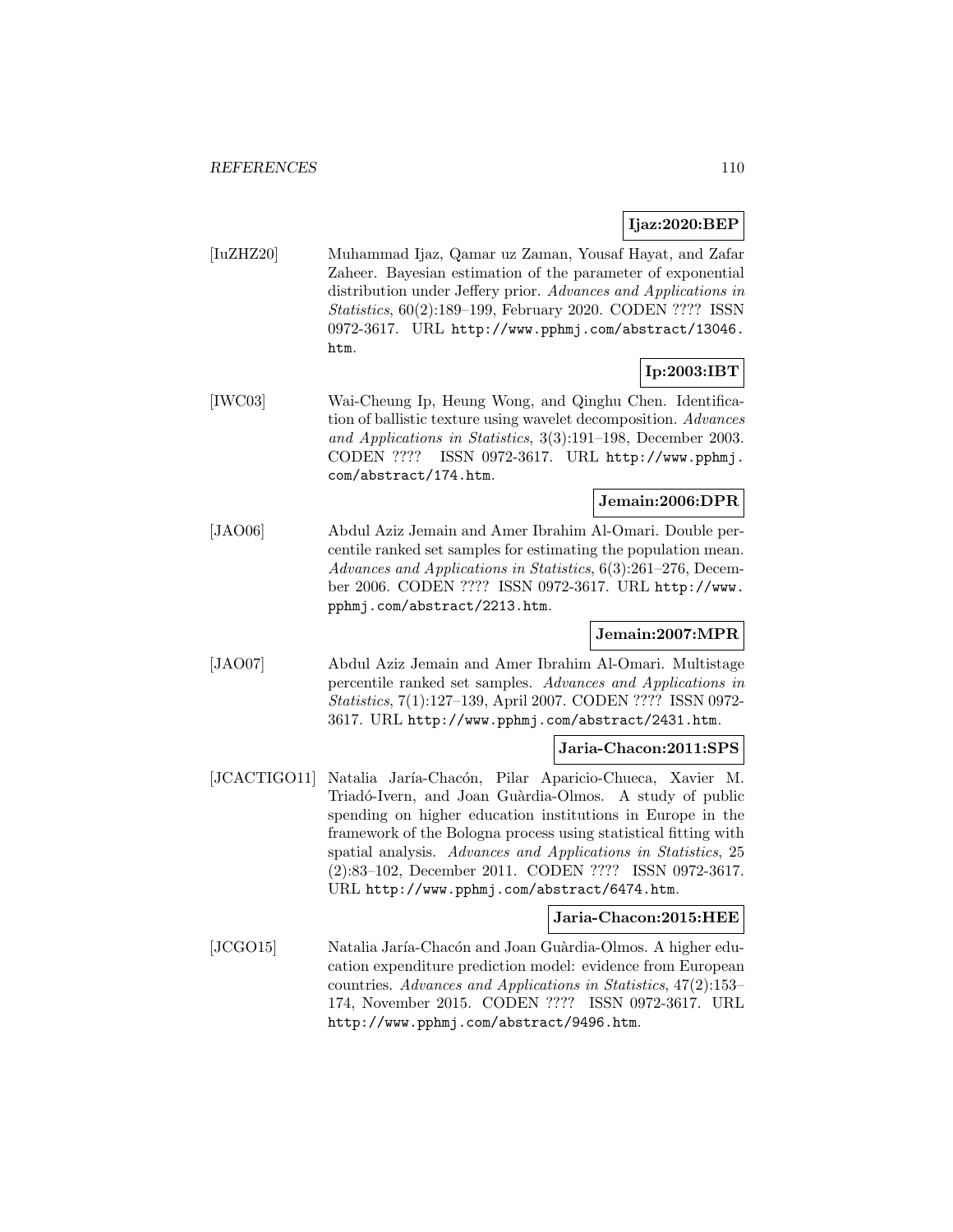**Ijaz:2020:BEP**

[IuZHZ20] Muhammad Ijaz, Qamar uz Zaman, Yousaf Hayat, and Zafar Zaheer. Bayesian estimation of the parameter of exponential distribution under Jeffery prior. *Advances and Applications in Statistics*, 60(2):189–199, February 2020. CODEN ???? ISSN 0972-3617. URL http://www.pphmj.com/abstract/13046.htm.

**Ip:2003:IBT**

[IWC03] Wai-Cheung Ip, Heung Wong, and Qinghu Chen. Identification of ballistic texture using wavelet decomposition. *Advances and Applications in Statistics*, 3(3):191–198, December 2003. CODEN ???? ISSN 0972-3617. URL http://www.pphmj.com/abstract/174.htm.

**Jemain:2006:DPR**

[JAO06] Abdul Aziz Jemain and Amer Ibrahim Al-Omari. Double percentile ranked set samples for estimating the population mean. *Advances and Applications in Statistics*, 6(3):261–276, December 2006. CODEN ???? ISSN 0972-3617. URL http://www.pphmj.com/abstract/2213.htm.

**Jemain:2007:MPR**

[JAO07] Abdul Aziz Jemain and Amer Ibrahim Al-Omari. Multistage percentile ranked set samples. *Advances and Applications in Statistics*, 7(1):127–139, April 2007. CODEN ???? ISSN 0972-3617. URL http://www.pphmj.com/abstract/2431.htm.

**Jaria-Chacon:2011:SPS**

[JCACTIGO11] Natalia Jaría-Chacón, Pilar Aparicio-Chueca, Xavier M. Triadó-Ivern, and Joan Guàrdia-Olmos. A study of public spending on higher education institutions in Europe in the framework of the Bologna process using statistical fitting with spatial analysis. *Advances and Applications in Statistics*, 25 (2):83–102, December 2011. CODEN ???? ISSN 0972-3617. URL http://www.pphmj.com/abstract/6474.htm.

**Jaria-Chacon:2015:HEE**

[JCGO15] Natalia Jaría-Chacón and Joan Guàrdia-Olmos. A higher education expenditure prediction model: evidence from European countries. *Advances and Applications in Statistics*, 47(2):153–174, November 2015. CODEN ???? ISSN 0972-3617. URL http://www.pphmj.com/abstract/9496.htm.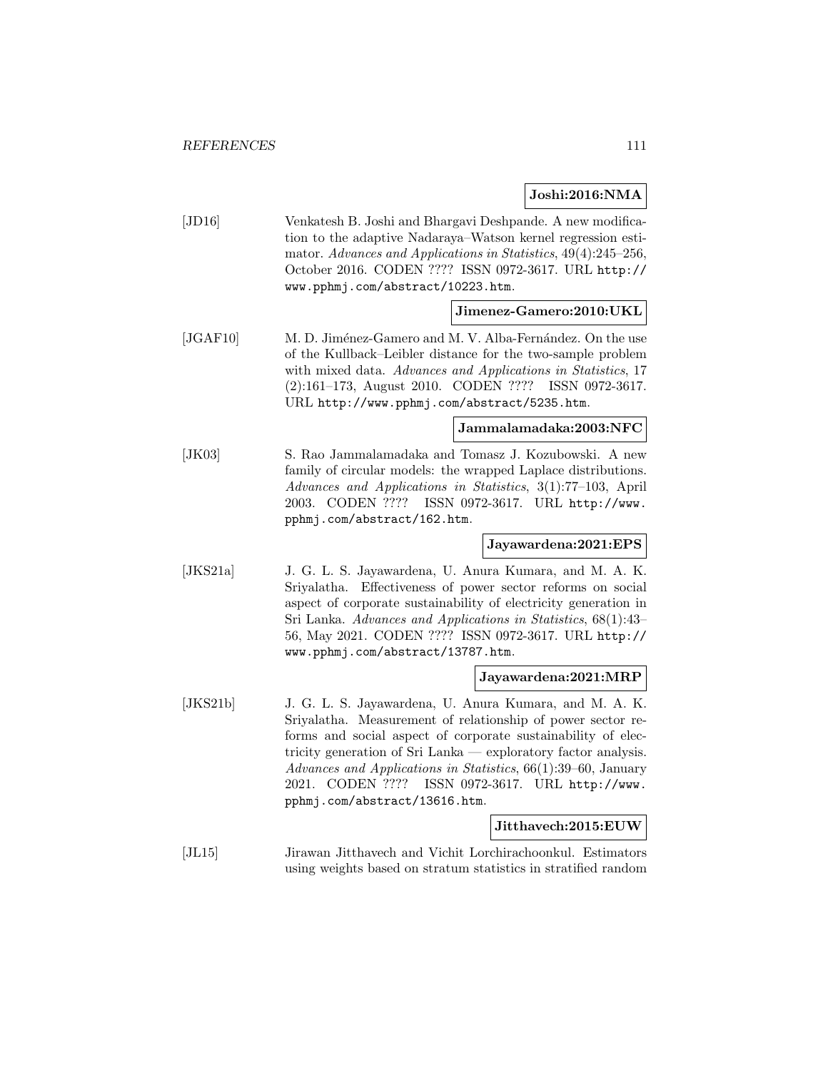**Joshi:2016:NMA**

[JD16] Venkatesh B. Joshi and Bhargavi Deshpande. A new modification to the adaptive Nadaraya–Watson kernel regression estimator. *Advances and Applications in Statistics*, 49(4):245–256, October 2016. CODEN ???? ISSN 0972-3617. URL http://www.pphmj.com/abstract/10223.htm.

**Jimenez-Gamero:2010:UKL**

[JGAF10] M. D. Jiménez-Gamero and M. V. Alba-Fernández. On the use of the Kullback–Leibler distance for the two-sample problem with mixed data. *Advances and Applications in Statistics*, 17 (2):161–173, August 2010. CODEN ???? ISSN 0972-3617. URL http://www.pphmj.com/abstract/5235.htm.

**Jammalamadaka:2003:NFC**

[JK03] S. Rao Jammalamadaka and Tomasz J. Kozubowski. A new family of circular models: the wrapped Laplace distributions. *Advances and Applications in Statistics*, 3(1):77–103, April 2003. CODEN ???? ISSN 0972-3617. URL http://www.pphmj.com/abstract/162.htm.

**Jayawardena:2021:EPS**

[JKS21a] J. G. L. S. Jayawardena, U. Anura Kumara, and M. A. K. Sriyalatha. Effectiveness of power sector reforms on social aspect of corporate sustainability of electricity generation in Sri Lanka. *Advances and Applications in Statistics*, 68(1):43–56, May 2021. CODEN ???? ISSN 0972-3617. URL http://www.pphmj.com/abstract/13787.htm.

**Jayawardena:2021:MRP**

[JKS21b] J. G. L. S. Jayawardena, U. Anura Kumara, and M. A. K. Sriyalatha. Measurement of relationship of power sector reforms and social aspect of corporate sustainability of electricity generation of Sri Lanka — exploratory factor analysis. *Advances and Applications in Statistics*, 66(1):39–60, January 2021. CODEN ???? ISSN 0972-3617. URL http://www.pphmj.com/abstract/13616.htm.

**Jitthavech:2015:EUW**

[JL15] Jirawan Jitthavech and Vichit Lorchirachoonkul. Estimators using weights based on stratum statistics in stratified random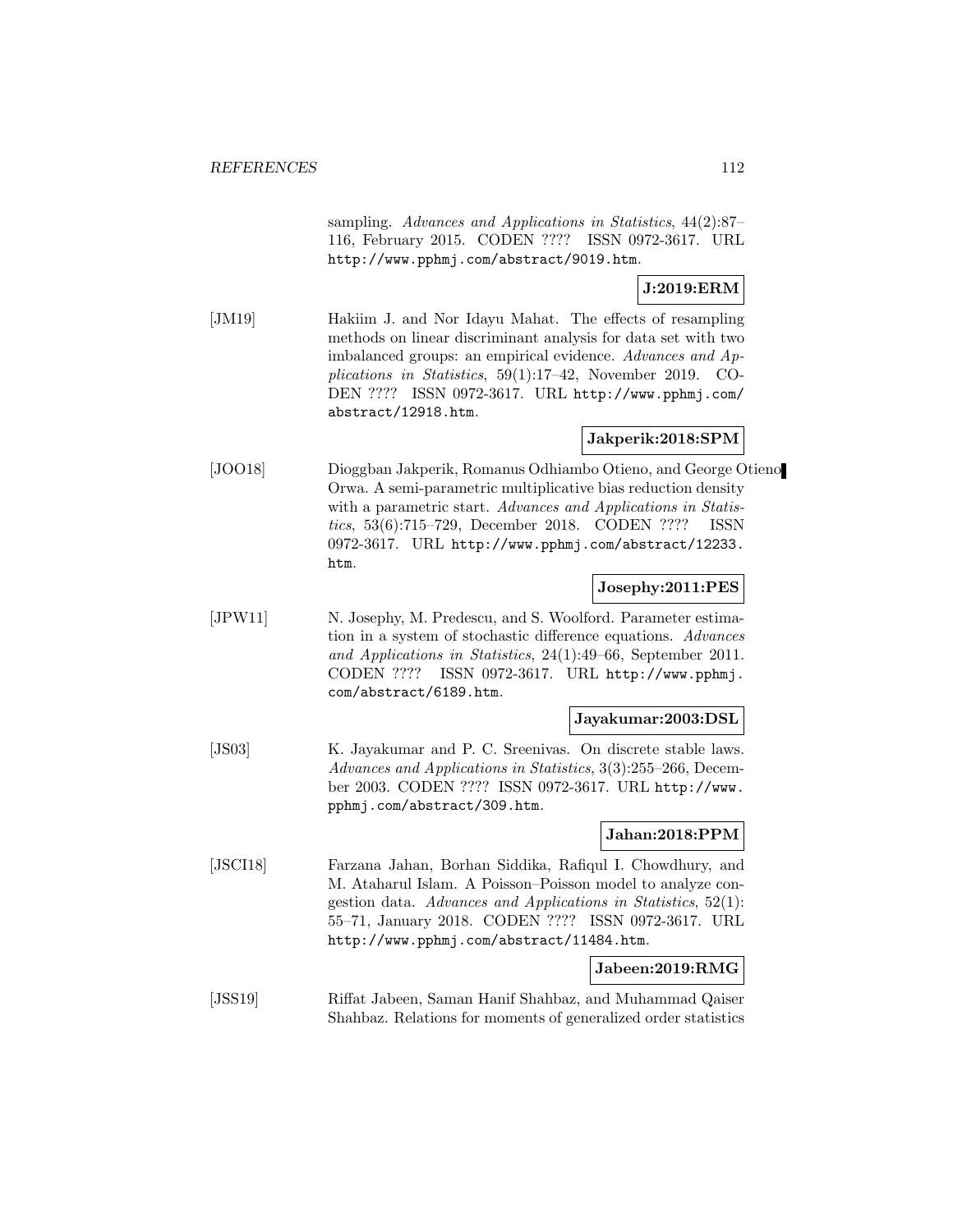sampling. *Advances and Applications in Statistics*, 44(2):87–116, February 2015. CODEN ???? ISSN 0972-3617. URL http://www.pphmj.com/abstract/9019.htm.

**J:2019:ERM**

[JM19] Hakiim J. and Nor Idayu Mahat. The effects of resampling methods on linear discriminant analysis for data set with two imbalanced groups: an empirical evidence. *Advances and Applications in Statistics*, 59(1):17–42, November 2019. CODEN ???? ISSN 0972-3617. URL http://www.pphmj.com/abstract/12918.htm.

**Jakperik:2018:SPM**

[JOO18] Dioggban Jakperik, Romanus Odhiambo Otieno, and George Otieno Orwa. A semi-parametric multiplicative bias reduction density with a parametric start. *Advances and Applications in Statistics*, 53(6):715–729, December 2018. CODEN ???? ISSN 0972-3617. URL http://www.pphmj.com/abstract/12233.htm.

**Josephy:2011:PES**

[JPW11] N. Josephy, M. Predescu, and S. Woolford. Parameter estimation in a system of stochastic difference equations. *Advances and Applications in Statistics*, 24(1):49–66, September 2011. CODEN ???? ISSN 0972-3617. URL http://www.pphmj.com/abstract/6189.htm.

**Jayakumar:2003:DSL**

[JS03] K. Jayakumar and P. C. Sreenivas. On discrete stable laws. *Advances and Applications in Statistics*, 3(3):255–266, December 2003. CODEN ???? ISSN 0972-3617. URL http://www.pphmj.com/abstract/309.htm.

**Jahan:2018:PPM**

[JSCI18] Farzana Jahan, Borhan Siddika, Rafiqul I. Chowdhury, and M. Ataharul Islam. A Poisson–Poisson model to analyze congestion data. *Advances and Applications in Statistics*, 52(1):55–71, January 2018. CODEN ???? ISSN 0972-3617. URL http://www.pphmj.com/abstract/11484.htm.

**Jabeen:2019:RMG**

[JSS19] Riffat Jabeen, Saman Hanif Shahbaz, and Muhammad Qaiser Shahbaz. Relations for moments of generalized order statistics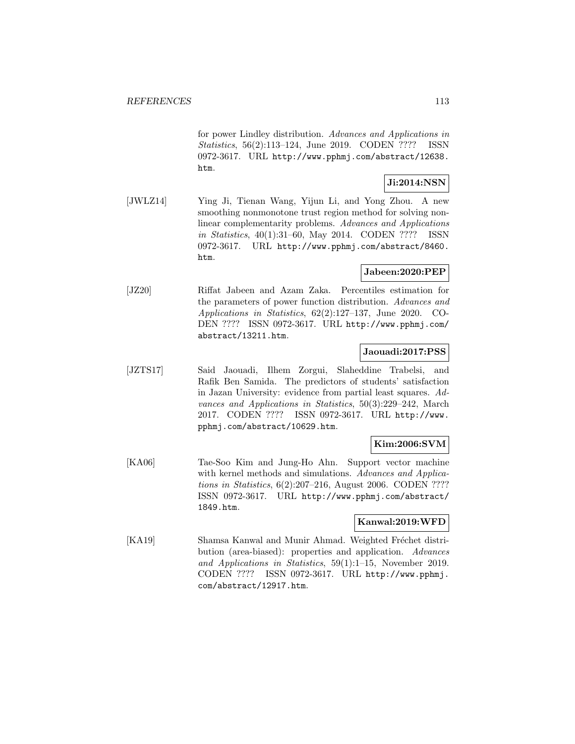for power Lindley distribution. *Advances and Applications in Statistics*, 56(2):113–124, June 2019. CODEN ???? ISSN 0972-3617. URL http://www.pphmj.com/abstract/12638.htm.

**Ji:2014:NSN**

[JWLZ14] Ying Ji, Tienan Wang, Yijun Li, and Yong Zhou. A new smoothing nonmonotone trust region method for solving nonlinear complementarity problems. *Advances and Applications in Statistics*, 40(1):31–60, May 2014. CODEN ???? ISSN 0972-3617. URL http://www.pphmj.com/abstract/8460.htm.

**Jabeen:2020:PEP**

[JZ20] Riffat Jabeen and Azam Zaka. Percentiles estimation for the parameters of power function distribution. *Advances and Applications in Statistics*, 62(2):127–137, June 2020. CODEN ???? ISSN 0972-3617. URL http://www.pphmj.com/abstract/13211.htm.

**Jaouadi:2017:PSS**

[JZTS17] Said Jaouadi, Ilhem Zorgui, Slaheddine Trabelsi, and Rafik Ben Samida. The predictors of students' satisfaction in Jazan University: evidence from partial least squares. *Advances and Applications in Statistics*, 50(3):229–242, March 2017. CODEN ???? ISSN 0972-3617. URL http://www.pphmj.com/abstract/10629.htm.

**Kim:2006:SVM**

[KA06] Tae-Soo Kim and Jung-Ho Ahn. Support vector machine with kernel methods and simulations. *Advances and Applications in Statistics*, 6(2):207–216, August 2006. CODEN ???? ISSN 0972-3617. URL http://www.pphmj.com/abstract/1849.htm.

**Kanwal:2019:WFD**

[KA19] Shamsa Kanwal and Munir Ahmad. Weighted Fréchet distribution (area-biased): properties and application. *Advances and Applications in Statistics*, 59(1):1–15, November 2019. CODEN ???? ISSN 0972-3617. URL http://www.pphmj.com/abstract/12917.htm.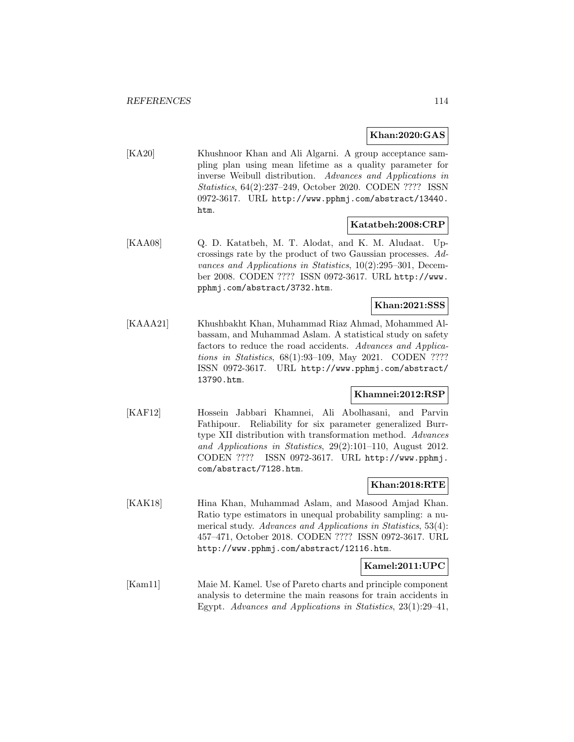**Khan:2020:GAS**

[KA20] Khushnoor Khan and Ali Algarni. A group acceptance sampling plan using mean lifetime as a quality parameter for inverse Weibull distribution. *Advances and Applications in Statistics*, 64(2):237–249, October 2020. CODEN ???? ISSN 0972-3617. URL http://www.pphmj.com/abstract/13440.htm.

**Katatbeh:2008:CRP**

[KAA08] Q. D. Katatbeh, M. T. Alodat, and K. M. Aludaat. Upcrossings rate by the product of two Gaussian processes. *Advances and Applications in Statistics*, 10(2):295–301, December 2008. CODEN ???? ISSN 0972-3617. URL http://www.pphmj.com/abstract/3732.htm.

**Khan:2021:SSS**

[KAAA21] Khushbakht Khan, Muhammad Riaz Ahmad, Mohammed Albassam, and Muhammad Aslam. A statistical study on safety factors to reduce the road accidents. *Advances and Applications in Statistics*, 68(1):93–109, May 2021. CODEN ???? ISSN 0972-3617. URL http://www.pphmj.com/abstract/13790.htm.

**Khamnei:2012:RSP**

[KAF12] Hossein Jabbari Khamnei, Ali Abolhasani, and Parvin Fathipour. Reliability for six parameter generalized Burr-type XII distribution with transformation method. *Advances and Applications in Statistics*, 29(2):101–110, August 2012. CODEN ???? ISSN 0972-3617. URL http://www.pphmj.com/abstract/7128.htm.

**Khan:2018:RTE**

[KAK18] Hina Khan, Muhammad Aslam, and Masood Amjad Khan. Ratio type estimators in unequal probability sampling: a numerical study. *Advances and Applications in Statistics*, 53(4): 457–471, October 2018. CODEN ???? ISSN 0972-3617. URL http://www.pphmj.com/abstract/12116.htm.

**Kamel:2011:UPC**

[Kam11] Maie M. Kamel. Use of Pareto charts and principle component analysis to determine the main reasons for train accidents in Egypt. *Advances and Applications in Statistics*, 23(1):29–41,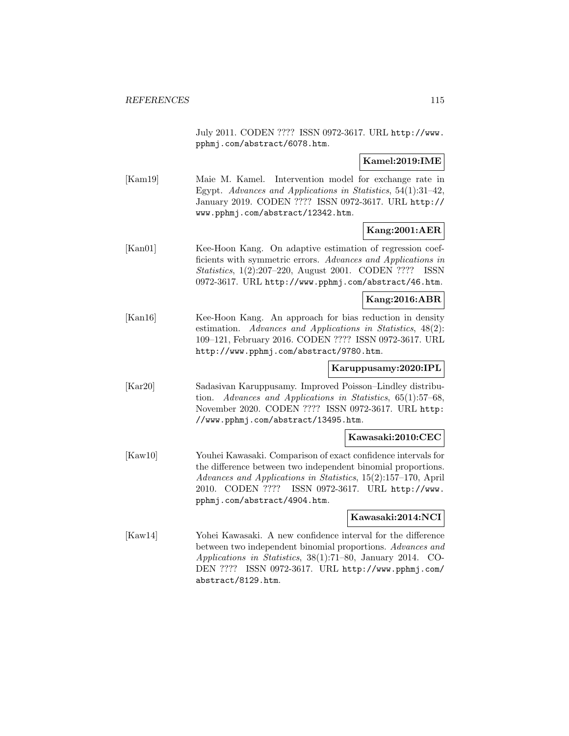July 2011. CODEN ???? ISSN 0972-3617. URL http://www.pphmj.com/abstract/6078.htm.

**Kamel:2019:IME**

[Kam19] Maie M. Kamel. Intervention model for exchange rate in Egypt. *Advances and Applications in Statistics*, 54(1):31–42, January 2019. CODEN ???? ISSN 0972-3617. URL http://www.pphmj.com/abstract/12342.htm.

**Kang:2001:AER**

[Kan01] Kee-Hoon Kang. On adaptive estimation of regression coefficients with symmetric errors. *Advances and Applications in Statistics*, 1(2):207–220, August 2001. CODEN ???? ISSN 0972-3617. URL http://www.pphmj.com/abstract/46.htm.

**Kang:2016:ABR**

[Kan16] Kee-Hoon Kang. An approach for bias reduction in density estimation. *Advances and Applications in Statistics*, 48(2): 109–121, February 2016. CODEN ???? ISSN 0972-3617. URL http://www.pphmj.com/abstract/9780.htm.

**Karuppusamy:2020:IPL**

[Kar20] Sadasivan Karuppusamy. Improved Poisson–Lindley distribution. *Advances and Applications in Statistics*, 65(1):57–68, November 2020. CODEN ???? ISSN 0972-3617. URL http://www.pphmj.com/abstract/13495.htm.

**Kawasaki:2010:CEC**

[Kaw10] Youhei Kawasaki. Comparison of exact confidence intervals for the difference between two independent binomial proportions. *Advances and Applications in Statistics*, 15(2):157–170, April 2010. CODEN ???? ISSN 0972-3617. URL http://www.pphmj.com/abstract/4904.htm.

**Kawasaki:2014:NCI**

[Kaw14] Yohei Kawasaki. A new confidence interval for the difference between two independent binomial proportions. *Advances and Applications in Statistics*, 38(1):71–80, January 2014. CODEN ???? ISSN 0972-3617. URL http://www.pphmj.com/abstract/8129.htm.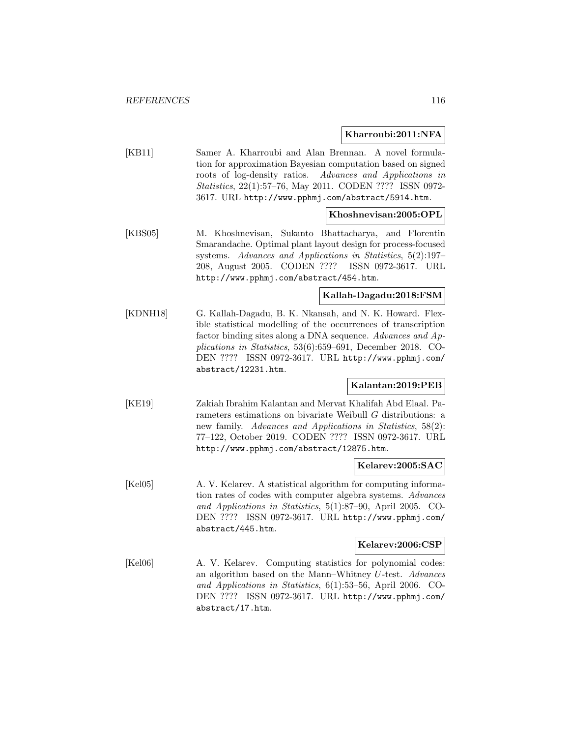**Kharroubi:2011:NFA**

[KB11] Samer A. Kharroubi and Alan Brennan. A novel formulation for approximation Bayesian computation based on signed roots of log-density ratios. *Advances and Applications in Statistics*, 22(1):57–76, May 2011. CODEN ???? ISSN 0972-3617. URL http://www.pphmj.com/abstract/5914.htm.

**Khoshnevisan:2005:OPL**

[KBS05] M. Khoshnevisan, Sukanto Bhattacharya, and Florentin Smarandache. Optimal plant layout design for process-focused systems. *Advances and Applications in Statistics*, 5(2):197–208, August 2005. CODEN ???? ISSN 0972-3617. URL http://www.pphmj.com/abstract/454.htm.

**Kallah-Dagadu:2018:FSM**

[KDNH18] G. Kallah-Dagadu, B. K. Nkansah, and N. K. Howard. Flexible statistical modelling of the occurrences of transcription factor binding sites along a DNA sequence. *Advances and Applications in Statistics*, 53(6):659–691, December 2018. CODEN ???? ISSN 0972-3617. URL http://www.pphmj.com/abstract/12231.htm.

**Kalantan:2019:PEB**

[KE19] Zakiah Ibrahim Kalantan and Mervat Khalifah Abd Elaal. Parameters estimations on bivariate Weibull $G$ distributions: a new family. *Advances and Applications in Statistics*, 58(2): 77–122, October 2019. CODEN ???? ISSN 0972-3617. URL http://www.pphmj.com/abstract/12875.htm.

**Kelarev:2005:SAC**

[Kel05] A. V. Kelarev. A statistical algorithm for computing information rates of codes with computer algebra systems. *Advances and Applications in Statistics*, 5(1):87–90, April 2005. CODEN ???? ISSN 0972-3617. URL http://www.pphmj.com/abstract/445.htm.

**Kelarev:2006:CSP**

[Kel06] A. V. Kelarev. Computing statistics for polynomial codes: an algorithm based on the Mann–Whitney $U$-test. *Advances and Applications in Statistics*, 6(1):53–56, April 2006. CODEN ???? ISSN 0972-3617. URL http://www.pphmj.com/abstract/17.htm.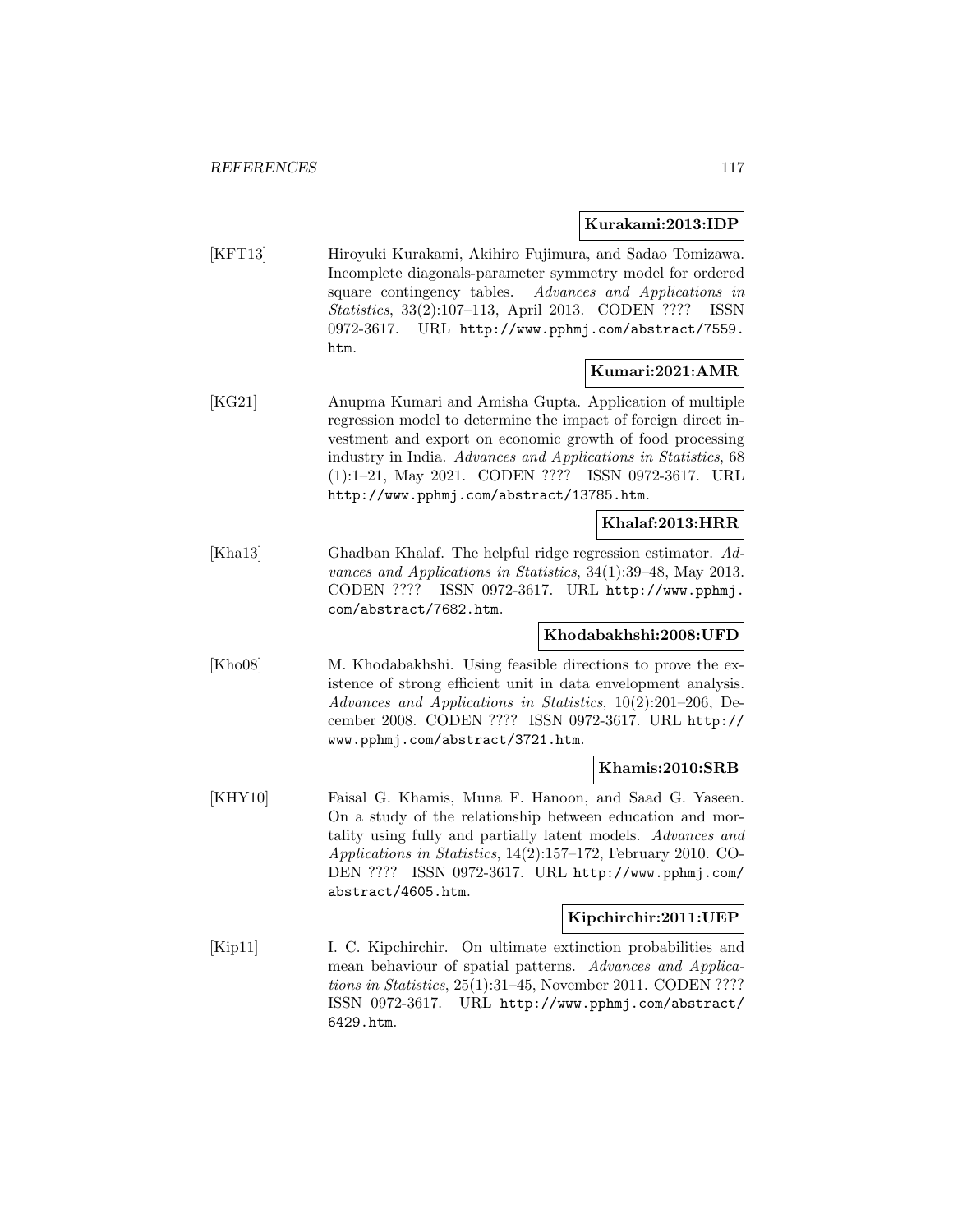**Kurakami:2013:IDP**

[KFT13] Hiroyuki Kurakami, Akihiro Fujimura, and Sadao Tomizawa. Incomplete diagonals-parameter symmetry model for ordered square contingency tables. *Advances and Applications in Statistics*, 33(2):107–113, April 2013. CODEN ???? ISSN 0972-3617. URL http://www.pphmj.com/abstract/7559.htm.

**Kumari:2021:AMR**

[KG21] Anupma Kumari and Amisha Gupta. Application of multiple regression model to determine the impact of foreign direct investment and export on economic growth of food processing industry in India. *Advances and Applications in Statistics*, 68 (1):1–21, May 2021. CODEN ???? ISSN 0972-3617. URL http://www.pphmj.com/abstract/13785.htm.

**Khalaf:2013:HRR**

[Kha13] Ghadban Khalaf. The helpful ridge regression estimator. *Advances and Applications in Statistics*, 34(1):39–48, May 2013. CODEN ???? ISSN 0972-3617. URL http://www.pphmj.com/abstract/7682.htm.

**Khodabakhshi:2008:UFD**

[Kho08] M. Khodabakhshi. Using feasible directions to prove the existence of strong efficient unit in data envelopment analysis. *Advances and Applications in Statistics*, 10(2):201–206, December 2008. CODEN ???? ISSN 0972-3617. URL http://www.pphmj.com/abstract/3721.htm.

**Khamis:2010:SRB**

[KHY10] Faisal G. Khamis, Muna F. Hanoon, and Saad G. Yaseen. On a study of the relationship between education and mortality using fully and partially latent models. *Advances and Applications in Statistics*, 14(2):157–172, February 2010. CODEN ???? ISSN 0972-3617. URL http://www.pphmj.com/abstract/4605.htm.

**Kipchirchir:2011:UEP**

[Kip11] I. C. Kipchirchir. On ultimate extinction probabilities and mean behaviour of spatial patterns. *Advances and Applications in Statistics*, 25(1):31–45, November 2011. CODEN ???? ISSN 0972-3617. URL http://www.pphmj.com/abstract/6429.htm.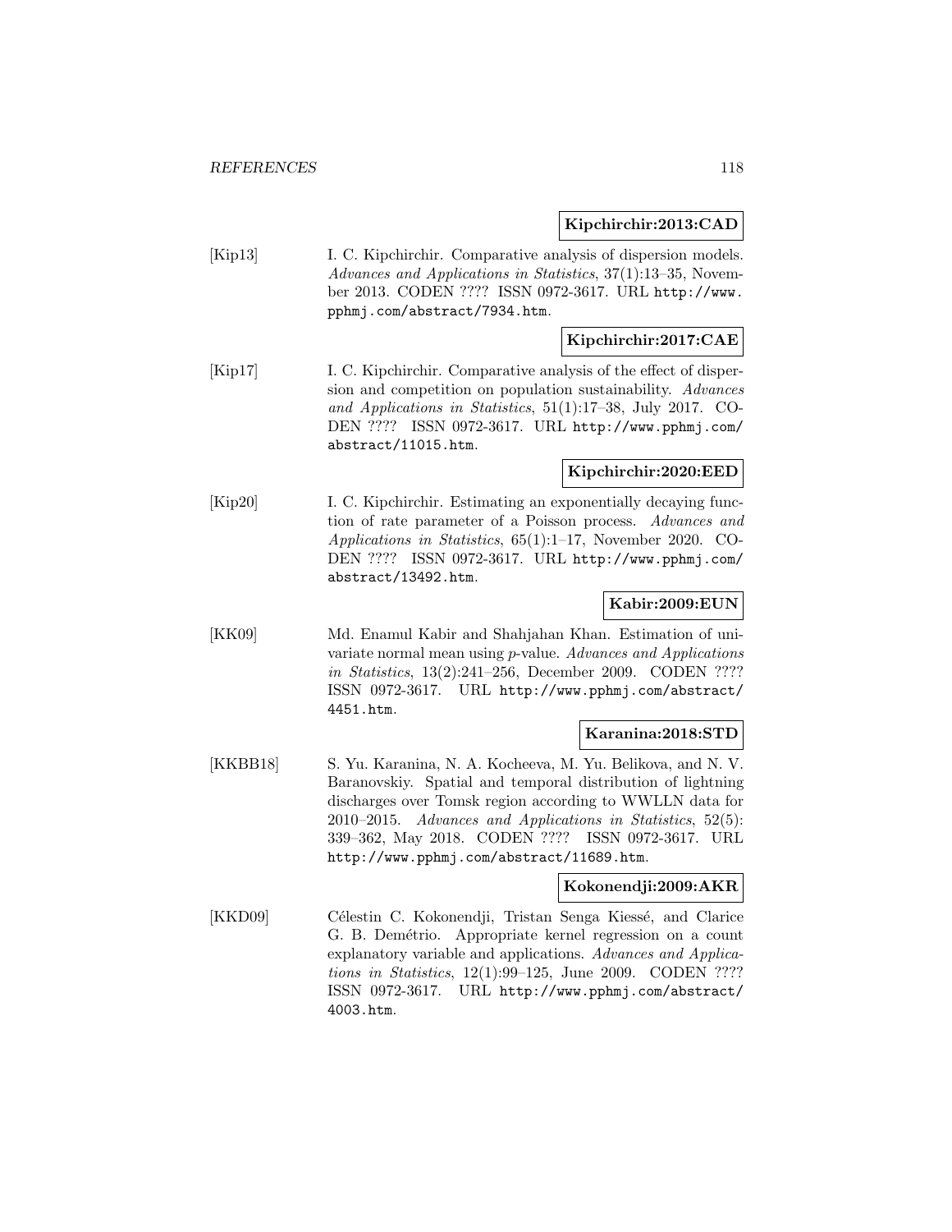**Kipchirchir:2013:CAD**

[Kip13] I. C. Kipchirchir. Comparative analysis of dispersion models. *Advances and Applications in Statistics*, 37(1):13–35, November 2013. CODEN ???? ISSN 0972-3617. URL http://www.pphmj.com/abstract/7934.htm.

**Kipchirchir:2017:CAE**

[Kip17] I. C. Kipchirchir. Comparative analysis of the effect of dispersion and competition on population sustainability. *Advances and Applications in Statistics*, 51(1):17–38, July 2017. CODEN ???? ISSN 0972-3617. URL http://www.pphmj.com/abstract/11015.htm.

**Kipchirchir:2020:EED**

[Kip20] I. C. Kipchirchir. Estimating an exponentially decaying function of rate parameter of a Poisson process. *Advances and Applications in Statistics*, 65(1):1–17, November 2020. CODEN ???? ISSN 0972-3617. URL http://www.pphmj.com/abstract/13492.htm.

**Kabir:2009:EUN**

[KK09] Md. Enamul Kabir and Shahjahan Khan. Estimation of univariate normal mean using $p$-value. *Advances and Applications in Statistics*, 13(2):241–256, December 2009. CODEN ???? ISSN 0972-3617. URL http://www.pphmj.com/abstract/4451.htm.

**Karanina:2018:STD**

[KKBB18] S. Yu. Karanina, N. A. Kocheeva, M. Yu. Belikova, and N. V. Baranovskiy. Spatial and temporal distribution of lightning discharges over Tomsk region according to WWLLN data for 2010–2015. *Advances and Applications in Statistics*, 52(5): 339–362, May 2018. CODEN ???? ISSN 0972-3617. URL http://www.pphmj.com/abstract/11689.htm.

**Kokonendji:2009:AKR**

[KKD09] Célestin C. Kokonendji, Tristan Senga Kiessé, and Clarice G. B. Demétrio. Appropriate kernel regression on a count explanatory variable and applications. *Advances and Applications in Statistics*, 12(1):99–125, June 2009. CODEN ???? ISSN 0972-3617. URL http://www.pphmj.com/abstract/4003.htm.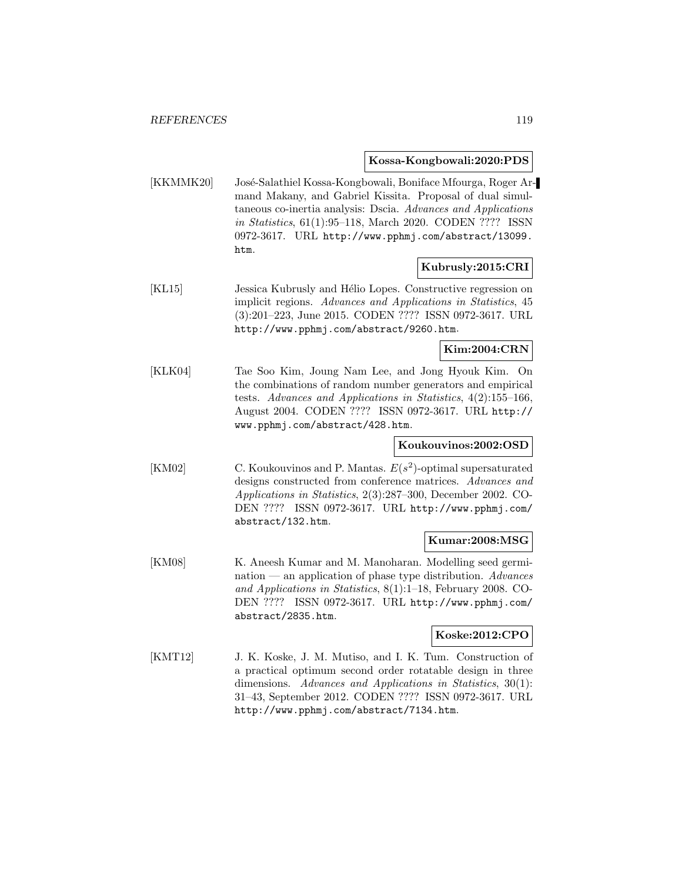**Kossa-Kongbowali:2020:PDS**

[KKMMK20] José-Salathiel Kossa-Kongbowali, Boniface Mfourga, Roger Armand Makany, and Gabriel Kissita. Proposal of dual simultaneous co-inertia analysis: Dscia. *Advances and Applications in Statistics*, 61(1):95–118, March 2020. CODEN ???? ISSN 0972-3617. URL http://www.pphmj.com/abstract/13099.htm.

**Kubrusly:2015:CRI**

[KL15] Jessica Kubrusly and Hélio Lopes. Constructive regression on implicit regions. *Advances and Applications in Statistics*, 45 (3):201–223, June 2015. CODEN ???? ISSN 0972-3617. URL http://www.pphmj.com/abstract/9260.htm.

**Kim:2004:CRN**

[KLK04] Tae Soo Kim, Joung Nam Lee, and Jong Hyouk Kim. On the combinations of random number generators and empirical tests. *Advances and Applications in Statistics*, 4(2):155–166, August 2004. CODEN ???? ISSN 0972-3617. URL http://www.pphmj.com/abstract/428.htm.

**Koukouvinos:2002:OSD**

[KM02] C. Koukouvinos and P. Mantas. $E(s^2)$-optimal supersaturated designs constructed from conference matrices. *Advances and Applications in Statistics*, 2(3):287–300, December 2002. CODEN ???? ISSN 0972-3617. URL http://www.pphmj.com/abstract/132.htm.

**Kumar:2008:MSG**

[KM08] K. Aneesh Kumar and M. Manoharan. Modelling seed germination — an application of phase type distribution. *Advances and Applications in Statistics*, 8(1):1–18, February 2008. CODEN ???? ISSN 0972-3617. URL http://www.pphmj.com/abstract/2835.htm.

**Koske:2012:CPO**

[KMT12] J. K. Koske, J. M. Mutiso, and I. K. Tum. Construction of a practical optimum second order rotatable design in three dimensions. *Advances and Applications in Statistics*, 30(1): 31–43, September 2012. CODEN ???? ISSN 0972-3617. URL http://www.pphmj.com/abstract/7134.htm.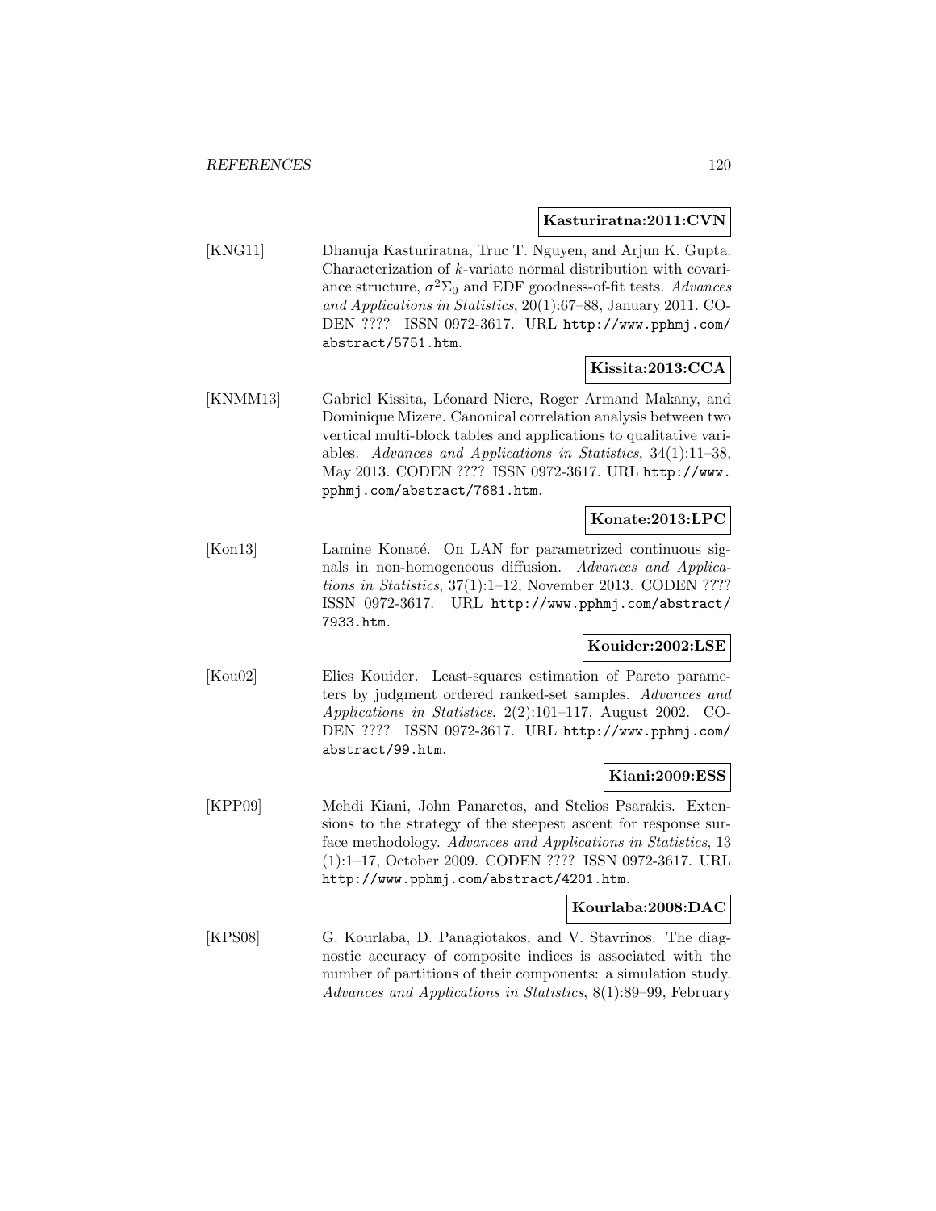**Kasturiratna:2011:CVN**

[KNG11] Dhanuja Kasturiratna, Truc T. Nguyen, and Arjun K. Gupta. Characterization of $k$-variate normal distribution with covariance structure, $\sigma^2\Sigma_0$ and EDF goodness-of-fit tests. *Advances and Applications in Statistics*, 20(1):67–88, January 2011. CODEN ???? ISSN 0972-3617. URL http://www.pphmj.com/abstract/5751.htm.

**Kissita:2013:CCA**

[KNMM13] Gabriel Kissita, Léonard Niere, Roger Armand Makany, and Dominique Mizere. Canonical correlation analysis between two vertical multi-block tables and applications to qualitative variables. *Advances and Applications in Statistics*, 34(1):11–38, May 2013. CODEN ???? ISSN 0972-3617. URL http://www.pphmj.com/abstract/7681.htm.

**Konate:2013:LPC**

[Kon13] Lamine Konaté. On LAN for parametrized continuous signals in non-homogeneous diffusion. *Advances and Applications in Statistics*, 37(1):1–12, November 2013. CODEN ???? ISSN 0972-3617. URL http://www.pphmj.com/abstract/7933.htm.

**Kouider:2002:LSE**

[Kou02] Elies Kouider. Least-squares estimation of Pareto parameters by judgment ordered ranked-set samples. *Advances and Applications in Statistics*, 2(2):101–117, August 2002. CODEN ???? ISSN 0972-3617. URL http://www.pphmj.com/abstract/99.htm.

**Kiani:2009:ESS**

[KPP09] Mehdi Kiani, John Panaretos, and Stelios Psarakis. Extensions to the strategy of the steepest ascent for response surface methodology. *Advances and Applications in Statistics*, 13 (1):1–17, October 2009. CODEN ???? ISSN 0972-3617. URL http://www.pphmj.com/abstract/4201.htm.

**Kourlaba:2008:DAC**

[KPS08] G. Kourlaba, D. Panagiotakos, and V. Stavrinos. The diagnostic accuracy of composite indices is associated with the number of partitions of their components: a simulation study. *Advances and Applications in Statistics*, 8(1):89–99, February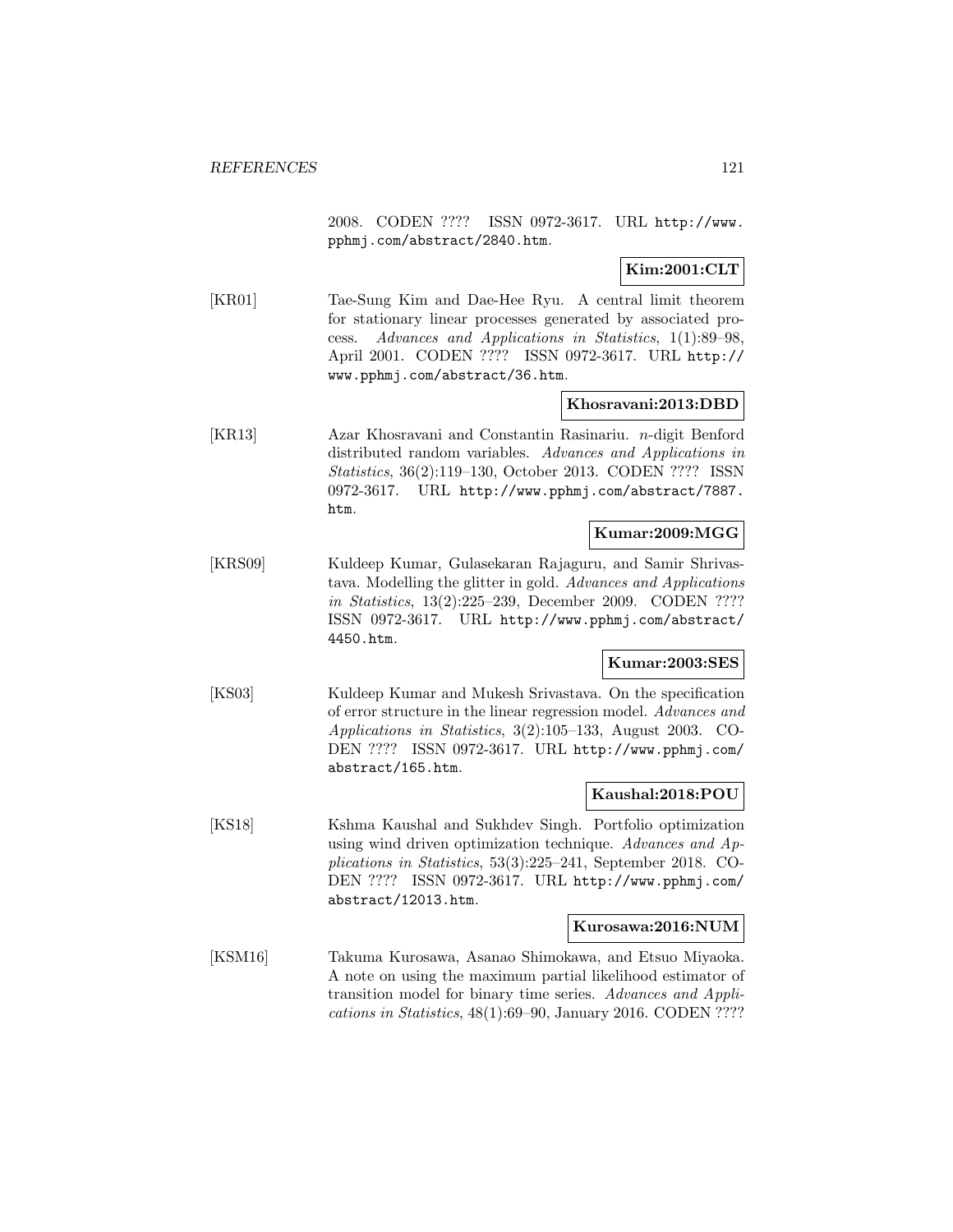2008. CODEN ???? ISSN 0972-3617. URL http://www.pphmj.com/abstract/2840.htm.

**Kim:2001:CLT**

[KR01] Tae-Sung Kim and Dae-Hee Ryu. A central limit theorem for stationary linear processes generated by associated process. *Advances and Applications in Statistics*, 1(1):89–98, April 2001. CODEN ???? ISSN 0972-3617. URL http://www.pphmj.com/abstract/36.htm.

**Khosravani:2013:DBD**

[KR13] Azar Khosravani and Constantin Rasinariu. $n$-digit Benford distributed random variables. *Advances and Applications in Statistics*, 36(2):119–130, October 2013. CODEN ???? ISSN 0972-3617. URL http://www.pphmj.com/abstract/7887.htm.

**Kumar:2009:MGG**

[KRS09] Kuldeep Kumar, Gulasekaran Rajaguru, and Samir Shrivastava. Modelling the glitter in gold. *Advances and Applications in Statistics*, 13(2):225–239, December 2009. CODEN ???? ISSN 0972-3617. URL http://www.pphmj.com/abstract/4450.htm.

**Kumar:2003:SES**

[KS03] Kuldeep Kumar and Mukesh Srivastava. On the specification of error structure in the linear regression model. *Advances and Applications in Statistics*, 3(2):105–133, August 2003. CODEN ???? ISSN 0972-3617. URL http://www.pphmj.com/abstract/165.htm.

**Kaushal:2018:POU**

[KS18] Kshma Kaushal and Sukhdev Singh. Portfolio optimization using wind driven optimization technique. *Advances and Applications in Statistics*, 53(3):225–241, September 2018. CODEN ???? ISSN 0972-3617. URL http://www.pphmj.com/abstract/12013.htm.

**Kurosawa:2016:NUM**

[KSM16] Takuma Kurosawa, Asanao Shimokawa, and Etsuo Miyaoka. A note on using the maximum partial likelihood estimator of transition model for binary time series. *Advances and Applications in Statistics*, 48(1):69–90, January 2016. CODEN ????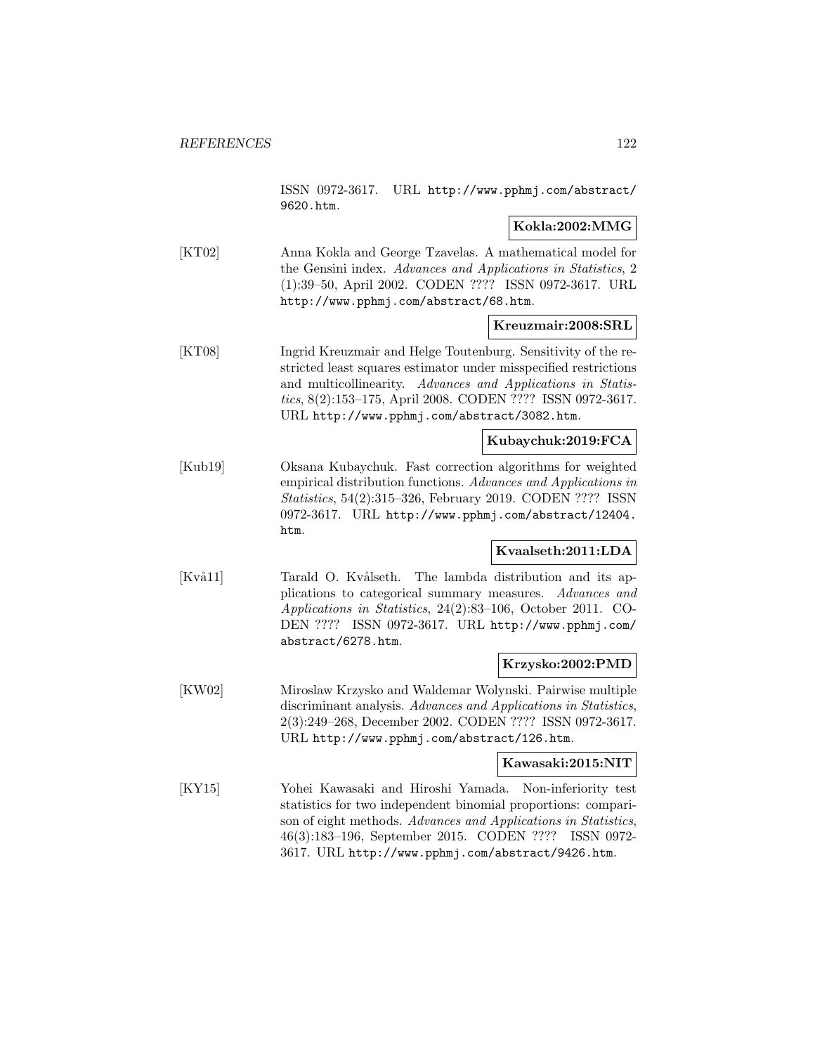ISSN 0972-3617. URL http://www.pphmj.com/abstract/9620.htm.

**Kokla:2002:MMG**

[KT02] Anna Kokla and George Tzavelas. A mathematical model for the Gensini index. *Advances and Applications in Statistics*, 2 (1):39–50, April 2002. CODEN ???? ISSN 0972-3617. URL http://www.pphmj.com/abstract/68.htm.

**Kreuzmair:2008:SRL**

[KT08] Ingrid Kreuzmair and Helge Toutenburg. Sensitivity of the restricted least squares estimator under misspecified restrictions and multicollinearity. *Advances and Applications in Statistics*, 8(2):153–175, April 2008. CODEN ???? ISSN 0972-3617. URL http://www.pphmj.com/abstract/3082.htm.

**Kubaychuk:2019:FCA**

[Kub19] Oksana Kubaychuk. Fast correction algorithms for weighted empirical distribution functions. *Advances and Applications in Statistics*, 54(2):315–326, February 2019. CODEN ???? ISSN 0972-3617. URL http://www.pphmj.com/abstract/12404.htm.

**Kvaalseth:2011:LDA**

[Kvå11] Tarald O. Kvålseth. The lambda distribution and its applications to categorical summary measures. *Advances and Applications in Statistics*, 24(2):83–106, October 2011. CODEN ???? ISSN 0972-3617. URL http://www.pphmj.com/abstract/6278.htm.

**Krzysko:2002:PMD**

[KW02] Miroslaw Krzysko and Waldemar Wolynski. Pairwise multiple discriminant analysis. *Advances and Applications in Statistics*, 2(3):249–268, December 2002. CODEN ???? ISSN 0972-3617. URL http://www.pphmj.com/abstract/126.htm.

**Kawasaki:2015:NIT**

[KY15] Yohei Kawasaki and Hiroshi Yamada. Non-inferiority test statistics for two independent binomial proportions: comparison of eight methods. *Advances and Applications in Statistics*, 46(3):183–196, September 2015. CODEN ???? ISSN 0972-3617. URL http://www.pphmj.com/abstract/9426.htm.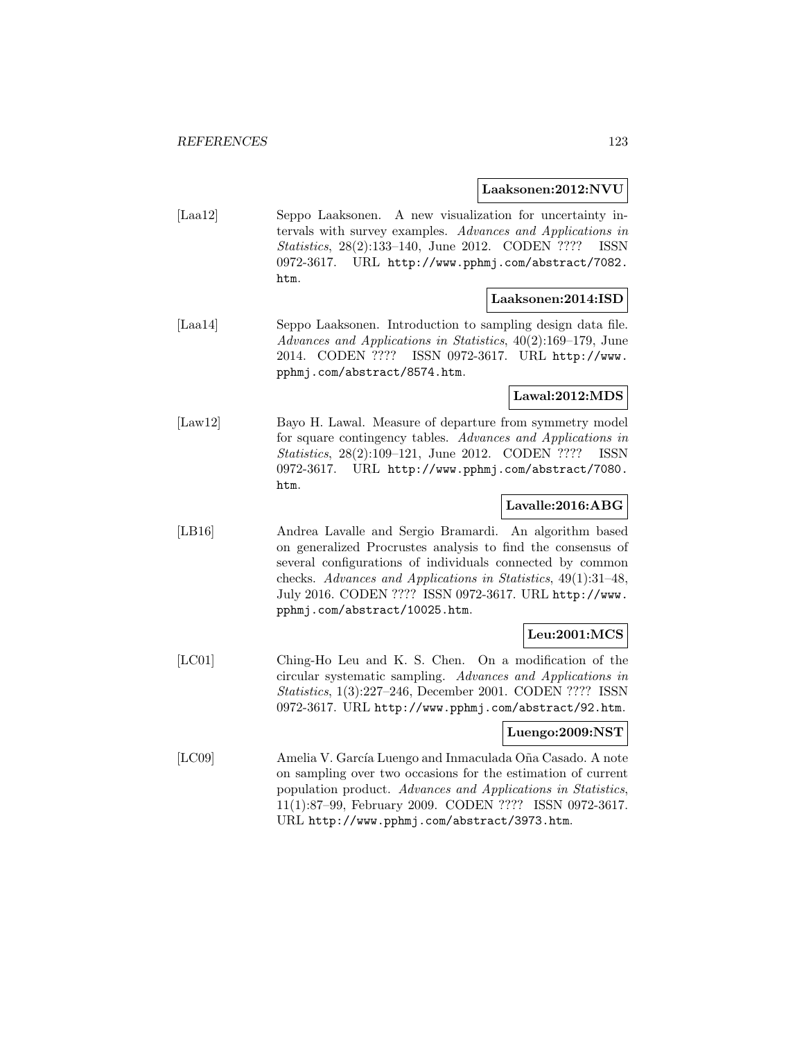**Laaksonen:2012:NVU**

[Laa12] Seppo Laaksonen. A new visualization for uncertainty intervals with survey examples. *Advances and Applications in Statistics*, 28(2):133–140, June 2012. CODEN ???? ISSN 0972-3617. URL http://www.pphmj.com/abstract/7082.htm.

**Laaksonen:2014:ISD**

[Laa14] Seppo Laaksonen. Introduction to sampling design data file. *Advances and Applications in Statistics*, 40(2):169–179, June 2014. CODEN ???? ISSN 0972-3617. URL http://www.pphmj.com/abstract/8574.htm.

**Lawal:2012:MDS**

[Law12] Bayo H. Lawal. Measure of departure from symmetry model for square contingency tables. *Advances and Applications in Statistics*, 28(2):109–121, June 2012. CODEN ???? ISSN 0972-3617. URL http://www.pphmj.com/abstract/7080.htm.

**Lavalle:2016:ABG**

[LB16] Andrea Lavalle and Sergio Bramardi. An algorithm based on generalized Procrustes analysis to find the consensus of several configurations of individuals connected by common checks. *Advances and Applications in Statistics*, 49(1):31–48, July 2016. CODEN ???? ISSN 0972-3617. URL http://www.pphmj.com/abstract/10025.htm.

**Leu:2001:MCS**

[LC01] Ching-Ho Leu and K. S. Chen. On a modification of the circular systematic sampling. *Advances and Applications in Statistics*, 1(3):227–246, December 2001. CODEN ???? ISSN 0972-3617. URL http://www.pphmj.com/abstract/92.htm.

**Luengo:2009:NST**

[LC09] Amelia V. García Luengo and Inmaculada Oña Casado. A note on sampling over two occasions for the estimation of current population product. *Advances and Applications in Statistics*, 11(1):87–99, February 2009. CODEN ???? ISSN 0972-3617. URL http://www.pphmj.com/abstract/3973.htm.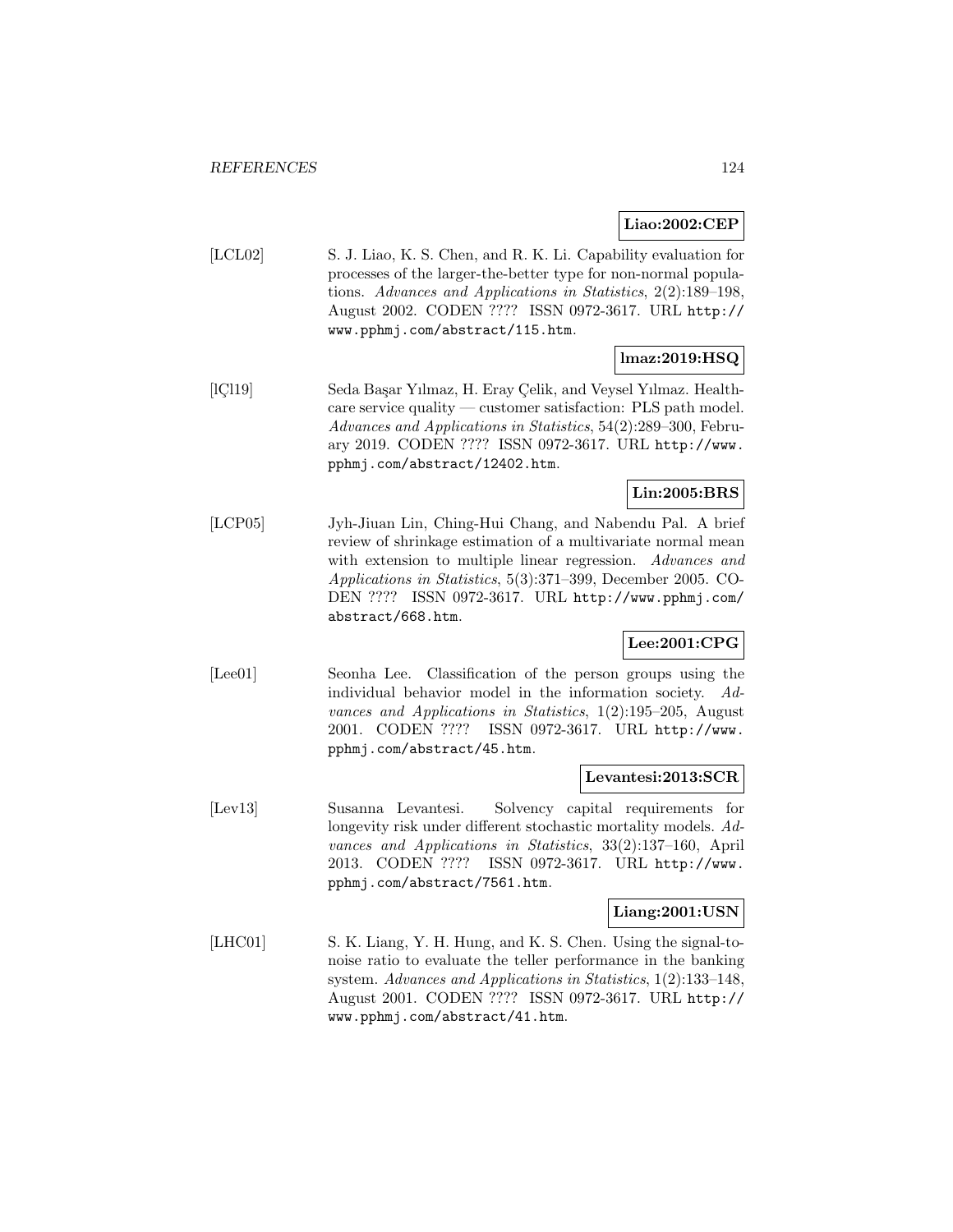**Liao:2002:CEP**

[LCL02] S. J. Liao, K. S. Chen, and R. K. Li. Capability evaluation for processes of the larger-the-better type for non-normal populations. *Advances and Applications in Statistics*, 2(2):189–198, August 2002. CODEN ???? ISSN 0972-3617. URL http://www.pphmj.com/abstract/115.htm.

**lmaz:2019:HSQ**

[lÇl19] Seda Başar Yılmaz, H. Eray Çelik, and Veysel Yılmaz. Healthcare service quality — customer satisfaction: PLS path model. *Advances and Applications in Statistics*, 54(2):289–300, February 2019. CODEN ???? ISSN 0972-3617. URL http://www.pphmj.com/abstract/12402.htm.

**Lin:2005:BRS**

[LCP05] Jyh-Jiuan Lin, Ching-Hui Chang, and Nabendu Pal. A brief review of shrinkage estimation of a multivariate normal mean with extension to multiple linear regression. *Advances and Applications in Statistics*, 5(3):371–399, December 2005. CODEN ???? ISSN 0972-3617. URL http://www.pphmj.com/abstract/668.htm.

**Lee:2001:CPG**

[Lee01] Seonha Lee. Classification of the person groups using the individual behavior model in the information society. *Advances and Applications in Statistics*, 1(2):195–205, August 2001. CODEN ???? ISSN 0972-3617. URL http://www.pphmj.com/abstract/45.htm.

**Levantesi:2013:SCR**

[Lev13] Susanna Levantesi. Solvency capital requirements for longevity risk under different stochastic mortality models. *Advances and Applications in Statistics*, 33(2):137–160, April 2013. CODEN ???? ISSN 0972-3617. URL http://www.pphmj.com/abstract/7561.htm.

**Liang:2001:USN**

[LHC01] S. K. Liang, Y. H. Hung, and K. S. Chen. Using the signal-to-noise ratio to evaluate the teller performance in the banking system. *Advances and Applications in Statistics*, 1(2):133–148, August 2001. CODEN ???? ISSN 0972-3617. URL http://www.pphmj.com/abstract/41.htm.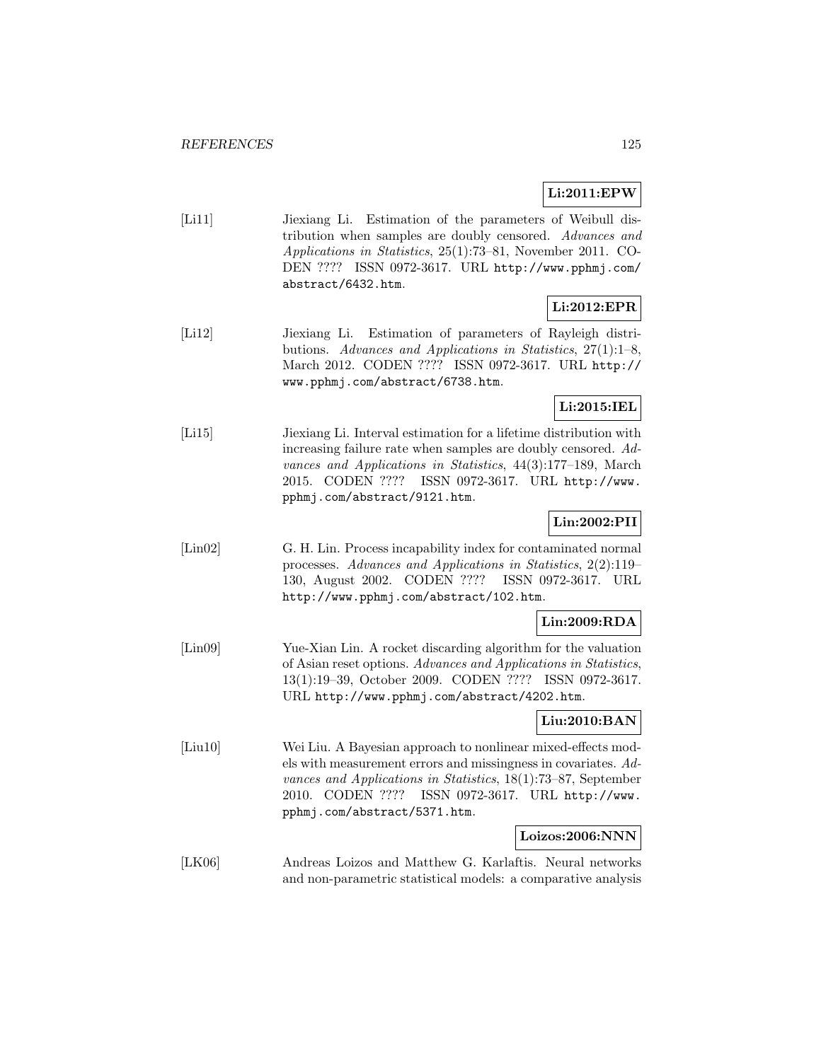**Li:2011:EPW**

[Li11] Jiexiang Li. Estimation of the parameters of Weibull distribution when samples are doubly censored. *Advances and Applications in Statistics*, 25(1):73–81, November 2011. CODEN ???? ISSN 0972-3617. URL http://www.pphmj.com/abstract/6432.htm.

**Li:2012:EPR**

[Li12] Jiexiang Li. Estimation of parameters of Rayleigh distributions. *Advances and Applications in Statistics*, 27(1):1–8, March 2012. CODEN ???? ISSN 0972-3617. URL http://www.pphmj.com/abstract/6738.htm.

**Li:2015:IEL**

[Li15] Jiexiang Li. Interval estimation for a lifetime distribution with increasing failure rate when samples are doubly censored. *Advances and Applications in Statistics*, 44(3):177–189, March 2015. CODEN ???? ISSN 0972-3617. URL http://www.pphmj.com/abstract/9121.htm.

**Lin:2002:PII**

[Lin02] G. H. Lin. Process incapability index for contaminated normal processes. *Advances and Applications in Statistics*, 2(2):119–130, August 2002. CODEN ???? ISSN 0972-3617. URL http://www.pphmj.com/abstract/102.htm.

**Lin:2009:RDA**

[Lin09] Yue-Xian Lin. A rocket discarding algorithm for the valuation of Asian reset options. *Advances and Applications in Statistics*, 13(1):19–39, October 2009. CODEN ???? ISSN 0972-3617. URL http://www.pphmj.com/abstract/4202.htm.

**Liu:2010:BAN**

[Liu10] Wei Liu. A Bayesian approach to nonlinear mixed-effects models with measurement errors and missingness in covariates. *Advances and Applications in Statistics*, 18(1):73–87, September 2010. CODEN ???? ISSN 0972-3617. URL http://www.pphmj.com/abstract/5371.htm.

**Loizos:2006:NNN**

[LK06] Andreas Loizos and Matthew G. Karlaftis. Neural networks and non-parametric statistical models: a comparative analysis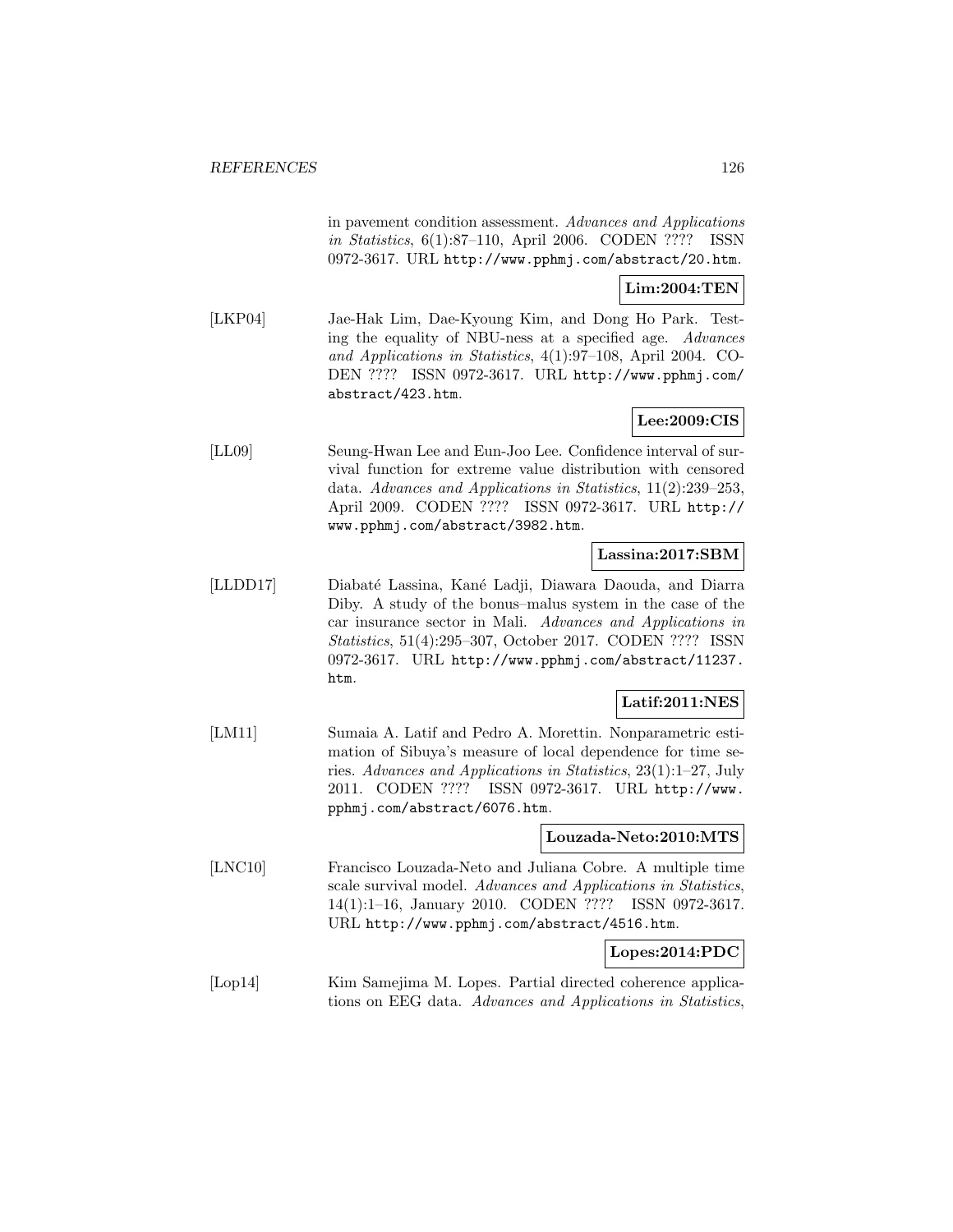in pavement condition assessment. *Advances and Applications in Statistics*, 6(1):87–110, April 2006. CODEN ???? ISSN 0972-3617. URL http://www.pphmj.com/abstract/20.htm.

**Lim:2004:TEN**

[LKP04] Jae-Hak Lim, Dae-Kyoung Kim, and Dong Ho Park. Testing the equality of NBU-ness at a specified age. *Advances and Applications in Statistics*, 4(1):97–108, April 2004. CODEN ???? ISSN 0972-3617. URL http://www.pphmj.com/abstract/423.htm.

**Lee:2009:CIS**

[LL09] Seung-Hwan Lee and Eun-Joo Lee. Confidence interval of survival function for extreme value distribution with censored data. *Advances and Applications in Statistics*, 11(2):239–253, April 2009. CODEN ???? ISSN 0972-3617. URL http://www.pphmj.com/abstract/3982.htm.

**Lassina:2017:SBM**

[LLDD17] Diabaté Lassina, Kané Ladji, Diawara Daouda, and Diarra Diby. A study of the bonus–malus system in the case of the car insurance sector in Mali. *Advances and Applications in Statistics*, 51(4):295–307, October 2017. CODEN ???? ISSN 0972-3617. URL http://www.pphmj.com/abstract/11237.htm.

**Latif:2011:NES**

[LM11] Sumaia A. Latif and Pedro A. Morettin. Nonparametric estimation of Sibuya's measure of local dependence for time series. *Advances and Applications in Statistics*, 23(1):1–27, July 2011. CODEN ???? ISSN 0972-3617. URL http://www.pphmj.com/abstract/6076.htm.

**Louzada-Neto:2010:MTS**

[LNC10] Francisco Louzada-Neto and Juliana Cobre. A multiple time scale survival model. *Advances and Applications in Statistics*, 14(1):1–16, January 2010. CODEN ???? ISSN 0972-3617. URL http://www.pphmj.com/abstract/4516.htm.

**Lopes:2014:PDC**

[Lop14] Kim Samejima M. Lopes. Partial directed coherence applications on EEG data. *Advances and Applications in Statistics*,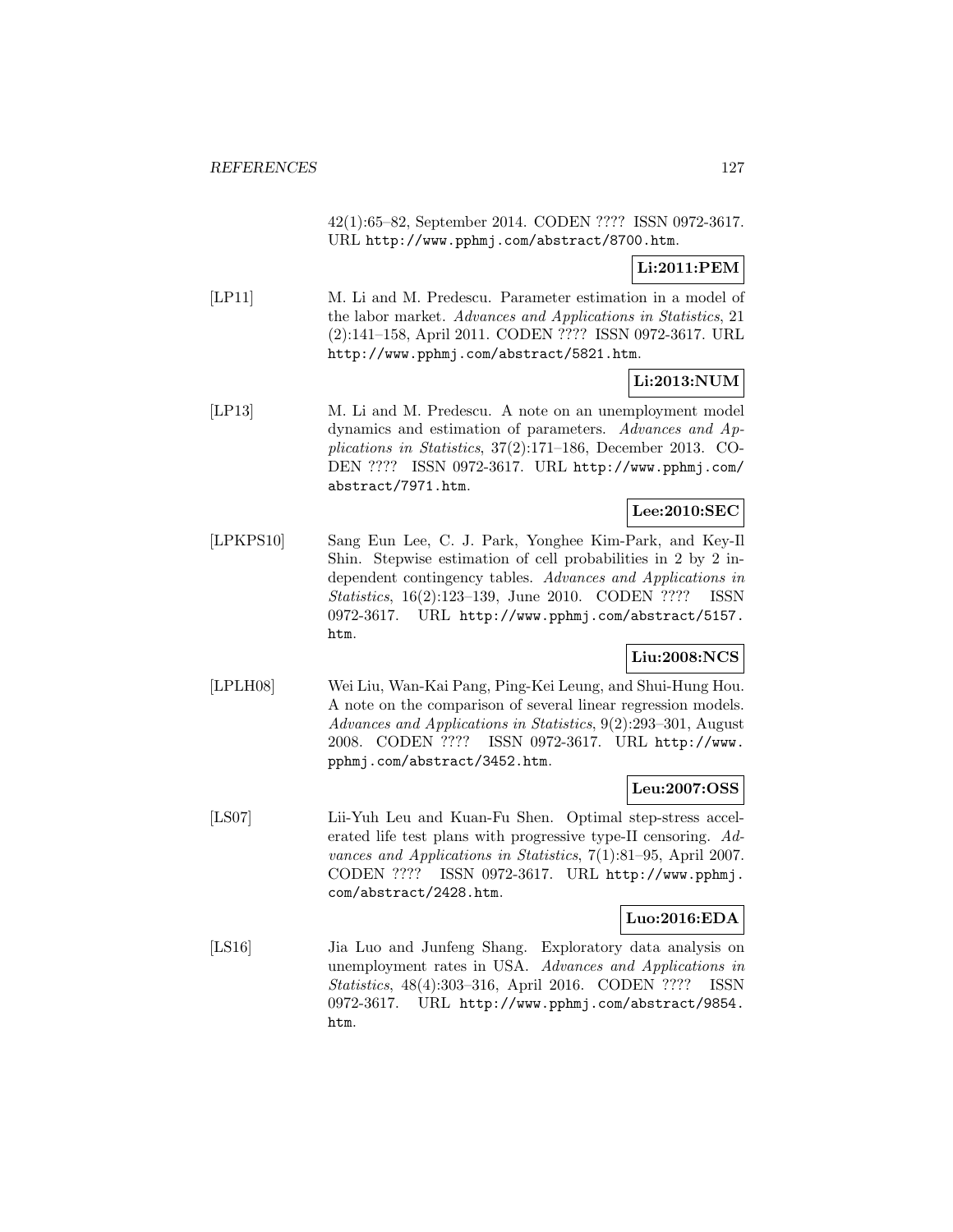42(1):65–82, September 2014. CODEN ???? ISSN 0972-3617. URL http://www.pphmj.com/abstract/8700.htm.

**Li:2011:PEM**

[LP11] M. Li and M. Predescu. Parameter estimation in a model of the labor market. *Advances and Applications in Statistics*, 21 (2):141–158, April 2011. CODEN ???? ISSN 0972-3617. URL http://www.pphmj.com/abstract/5821.htm.

**Li:2013:NUM**

[LP13] M. Li and M. Predescu. A note on an unemployment model dynamics and estimation of parameters. *Advances and Applications in Statistics*, 37(2):171–186, December 2013. CODEN ???? ISSN 0972-3617. URL http://www.pphmj.com/abstract/7971.htm.

**Lee:2010:SEC**

[LPKPS10] Sang Eun Lee, C. J. Park, Yonghee Kim-Park, and Key-Il Shin. Stepwise estimation of cell probabilities in 2 by 2 independent contingency tables. *Advances and Applications in Statistics*, 16(2):123–139, June 2010. CODEN ???? ISSN 0972-3617. URL http://www.pphmj.com/abstract/5157.htm.

**Liu:2008:NCS**

[LPLH08] Wei Liu, Wan-Kai Pang, Ping-Kei Leung, and Shui-Hung Hou. A note on the comparison of several linear regression models. *Advances and Applications in Statistics*, 9(2):293–301, August 2008. CODEN ???? ISSN 0972-3617. URL http://www.pphmj.com/abstract/3452.htm.

**Leu:2007:OSS**

[LS07] Lii-Yuh Leu and Kuan-Fu Shen. Optimal step-stress accelerated life test plans with progressive type-II censoring. *Advances and Applications in Statistics*, 7(1):81–95, April 2007. CODEN ???? ISSN 0972-3617. URL http://www.pphmj.com/abstract/2428.htm.

**Luo:2016:EDA**

[LS16] Jia Luo and Junfeng Shang. Exploratory data analysis on unemployment rates in USA. *Advances and Applications in Statistics*, 48(4):303–316, April 2016. CODEN ???? ISSN 0972-3617. URL http://www.pphmj.com/abstract/9854.htm.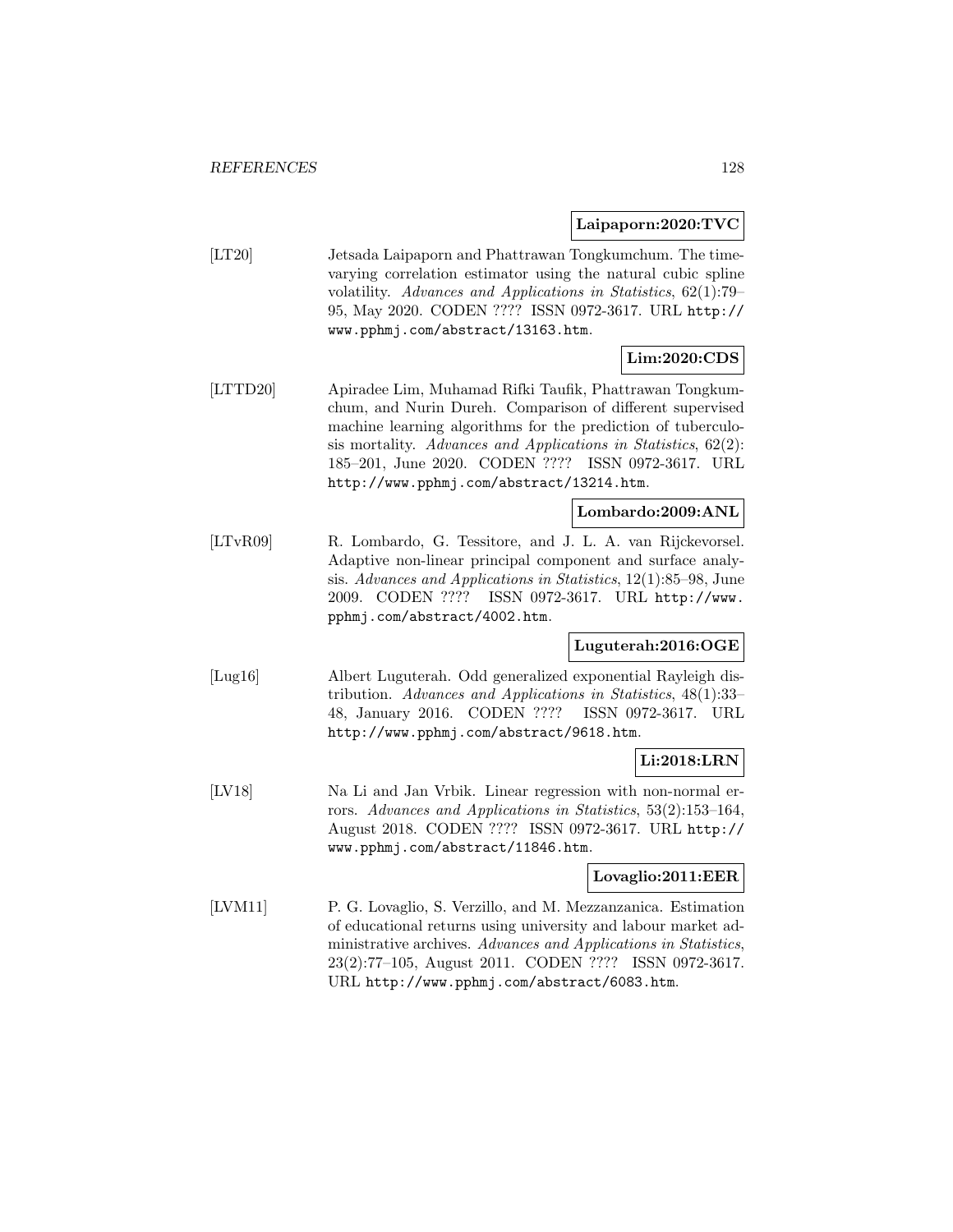**Laipaporn:2020:TVC**

[LT20] Jetsada Laipaporn and Phattrawan Tongkumchum. The time-varying correlation estimator using the natural cubic spline volatility. *Advances and Applications in Statistics*, 62(1):79–95, May 2020. CODEN ???? ISSN 0972-3617. URL http://www.pphmj.com/abstract/13163.htm.

**Lim:2020:CDS**

[LTTD20] Apiradee Lim, Muhamad Rifki Taufik, Phattrawan Tongkumchum, and Nurin Dureh. Comparison of different supervised machine learning algorithms for the prediction of tuberculosis mortality. *Advances and Applications in Statistics*, 62(2): 185–201, June 2020. CODEN ???? ISSN 0972-3617. URL http://www.pphmj.com/abstract/13214.htm.

**Lombardo:2009:ANL**

[LTvR09] R. Lombardo, G. Tessitore, and J. L. A. van Rijckevorsel. Adaptive non-linear principal component and surface analysis. *Advances and Applications in Statistics*, 12(1):85–98, June 2009. CODEN ???? ISSN 0972-3617. URL http://www.pphmj.com/abstract/4002.htm.

**Luguterah:2016:OGE**

[Lug16] Albert Luguterah. Odd generalized exponential Rayleigh distribution. *Advances and Applications in Statistics*, 48(1):33–48, January 2016. CODEN ???? ISSN 0972-3617. URL http://www.pphmj.com/abstract/9618.htm.

**Li:2018:LRN**

[LV18] Na Li and Jan Vrbik. Linear regression with non-normal errors. *Advances and Applications in Statistics*, 53(2):153–164, August 2018. CODEN ???? ISSN 0972-3617. URL http://www.pphmj.com/abstract/11846.htm.

**Lovaglio:2011:EER**

[LVM11] P. G. Lovaglio, S. Verzillo, and M. Mezzanzanica. Estimation of educational returns using university and labour market administrative archives. *Advances and Applications in Statistics*, 23(2):77–105, August 2011. CODEN ???? ISSN 0972-3617. URL http://www.pphmj.com/abstract/6083.htm.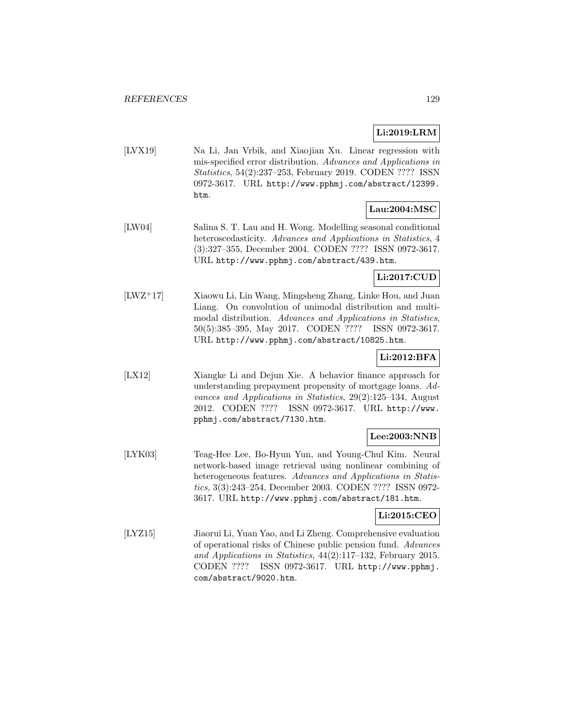**Li:2019:LRM**

[LVX19] Na Li, Jan Vrbik, and Xiaojian Xu. Linear regression with mis-specified error distribution. *Advances and Applications in Statistics*, 54(2):237–253, February 2019. CODEN ???? ISSN 0972-3617. URL http://www.pphmj.com/abstract/12399.htm.

**Lau:2004:MSC**

[LW04] Salina S. T. Lau and H. Wong. Modelling seasonal conditional heteroscedasticity. *Advances and Applications in Statistics*, 4 (3):327–355, December 2004. CODEN ???? ISSN 0972-3617. URL http://www.pphmj.com/abstract/439.htm.

**Li:2017:CUD**

[LWZ+17] Xiaowu Li, Lin Wang, Mingsheng Zhang, Linke Hou, and Juan Liang. On convolution of unimodal distribution and multimodal distribution. *Advances and Applications in Statistics*, 50(5):385–395, May 2017. CODEN ???? ISSN 0972-3617. URL http://www.pphmj.com/abstract/10825.htm.

**Li:2012:BFA**

[LX12] Xiangke Li and Dejun Xie. A behavior finance approach for understanding prepayment propensity of mortgage loans. *Advances and Applications in Statistics*, 29(2):125–134, August 2012. CODEN ???? ISSN 0972-3617. URL http://www.pphmj.com/abstract/7130.htm.

**Lee:2003:NNB**

[LYK03] Teag-Hee Lee, Bo-Hyun Yun, and Young-Chul Kim. Neural network-based image retrieval using nonlinear combining of heterogeneous features. *Advances and Applications in Statistics*, 3(3):243–254, December 2003. CODEN ???? ISSN 0972-3617. URL http://www.pphmj.com/abstract/181.htm.

**Li:2015:CEO**

[LYZ15] Jiaorui Li, Yuan Yao, and Li Zheng. Comprehensive evaluation of operational risks of Chinese public pension fund. *Advances and Applications in Statistics*, 44(2):117–132, February 2015. CODEN ???? ISSN 0972-3617. URL http://www.pphmj.com/abstract/9020.htm.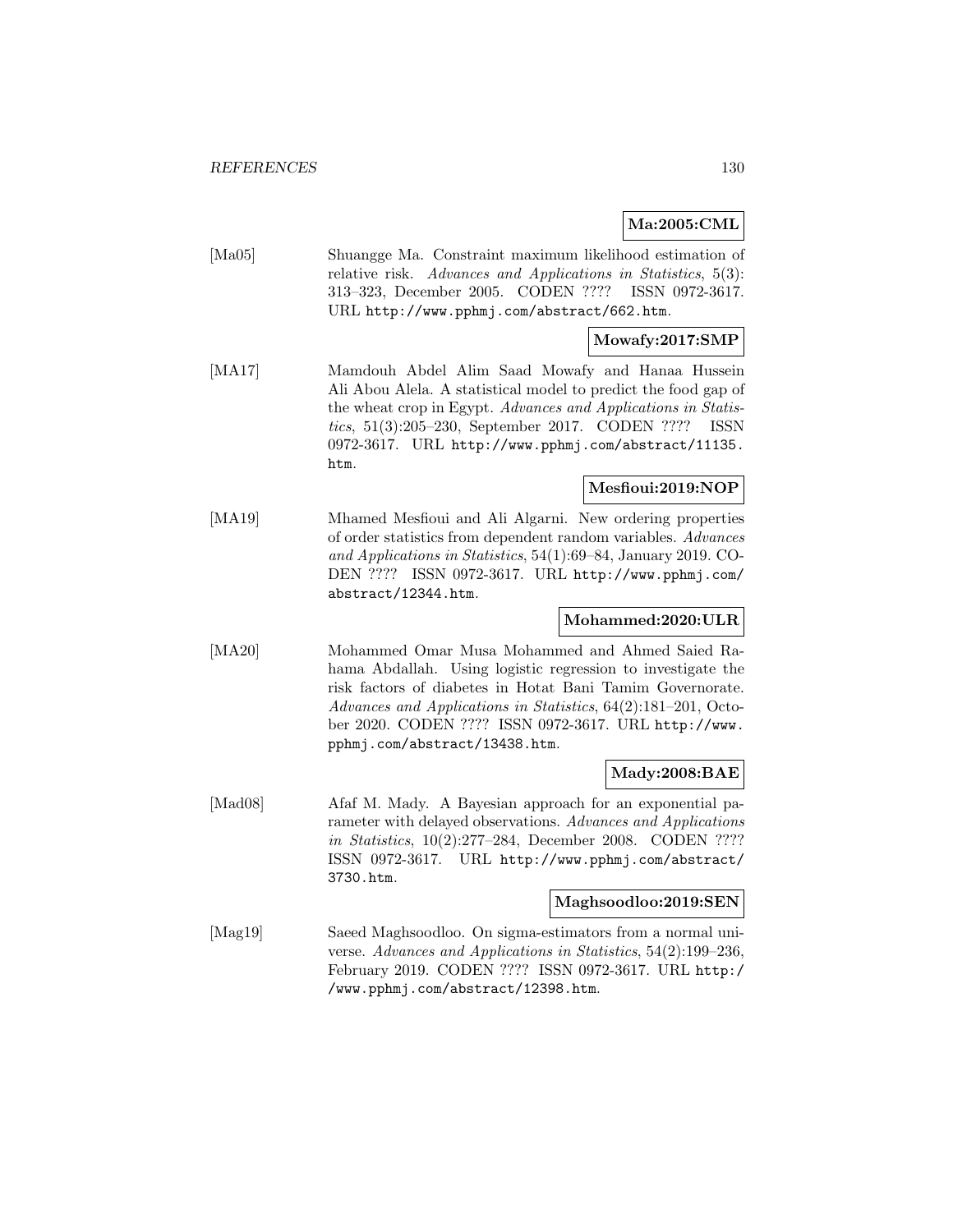**Ma:2005:CML**

[Ma05] Shuangge Ma. Constraint maximum likelihood estimation of relative risk. *Advances and Applications in Statistics*, 5(3): 313–323, December 2005. CODEN ???? ISSN 0972-3617. URL http://www.pphmj.com/abstract/662.htm.

**Mowafy:2017:SMP**

[MA17] Mamdouh Abdel Alim Saad Mowafy and Hanaa Hussein Ali Abou Alela. A statistical model to predict the food gap of the wheat crop in Egypt. *Advances and Applications in Statistics*, 51(3):205–230, September 2017. CODEN ???? ISSN 0972-3617. URL http://www.pphmj.com/abstract/11135.htm.

**Mesfioui:2019:NOP**

[MA19] Mhamed Mesfioui and Ali Algarni. New ordering properties of order statistics from dependent random variables. *Advances and Applications in Statistics*, 54(1):69–84, January 2019. CODEN ???? ISSN 0972-3617. URL http://www.pphmj.com/abstract/12344.htm.

**Mohammed:2020:ULR**

[MA20] Mohammed Omar Musa Mohammed and Ahmed Saied Rahama Abdallah. Using logistic regression to investigate the risk factors of diabetes in Hotat Bani Tamim Governorate. *Advances and Applications in Statistics*, 64(2):181–201, October 2020. CODEN ???? ISSN 0972-3617. URL http://www.pphmj.com/abstract/13438.htm.

**Mady:2008:BAE**

[Mad08] Afaf M. Mady. A Bayesian approach for an exponential parameter with delayed observations. *Advances and Applications in Statistics*, 10(2):277–284, December 2008. CODEN ???? ISSN 0972-3617. URL http://www.pphmj.com/abstract/3730.htm.

**Maghsoodloo:2019:SEN**

[Mag19] Saeed Maghsoodloo. On sigma-estimators from a normal universe. *Advances and Applications in Statistics*, 54(2):199–236, February 2019. CODEN ???? ISSN 0972-3617. URL http://www.pphmj.com/abstract/12398.htm.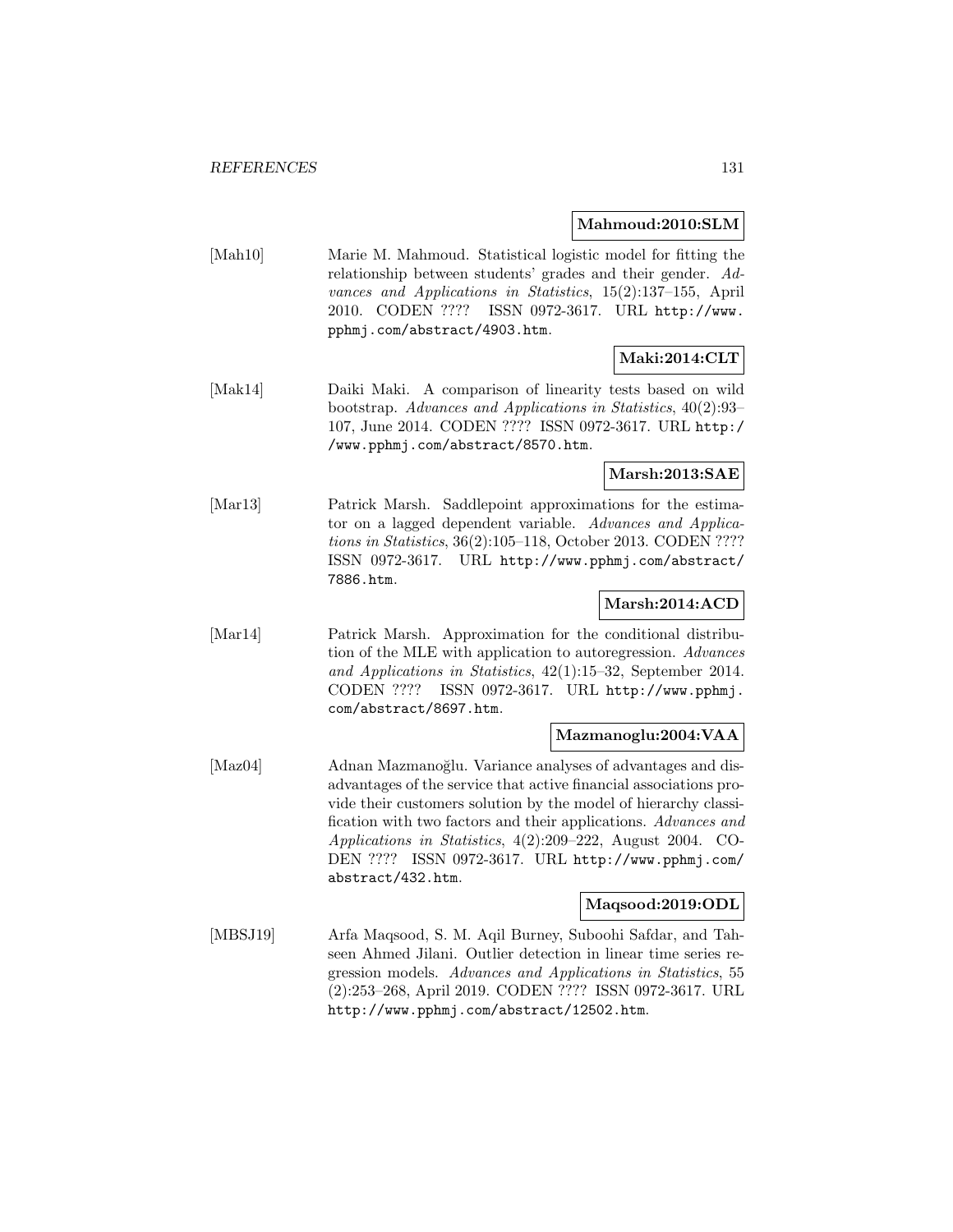**Mahmoud:2010:SLM**

[Mah10] Marie M. Mahmoud. Statistical logistic model for fitting the relationship between students' grades and their gender. *Advances and Applications in Statistics*, 15(2):137–155, April 2010. CODEN ???? ISSN 0972-3617. URL http://www.pphmj.com/abstract/4903.htm.

**Maki:2014:CLT**

[Mak14] Daiki Maki. A comparison of linearity tests based on wild bootstrap. *Advances and Applications in Statistics*, 40(2):93–107, June 2014. CODEN ???? ISSN 0972-3617. URL http://www.pphmj.com/abstract/8570.htm.

**Marsh:2013:SAE**

[Mar13] Patrick Marsh. Saddlepoint approximations for the estimator on a lagged dependent variable. *Advances and Applications in Statistics*, 36(2):105–118, October 2013. CODEN ???? ISSN 0972-3617. URL http://www.pphmj.com/abstract/7886.htm.

**Marsh:2014:ACD**

[Mar14] Patrick Marsh. Approximation for the conditional distribution of the MLE with application to autoregression. *Advances and Applications in Statistics*, 42(1):15–32, September 2014. CODEN ???? ISSN 0972-3617. URL http://www.pphmj.com/abstract/8697.htm.

**Mazmanoglu:2004:VAA**

[Maz04] Adnan Mazmanoğlu. Variance analyses of advantages and disadvantages of the service that active financial associations provide their customers solution by the model of hierarchy classification with two factors and their applications. *Advances and Applications in Statistics*, 4(2):209–222, August 2004. CODEN ???? ISSN 0972-3617. URL http://www.pphmj.com/abstract/432.htm.

**Maqsood:2019:ODL**

[MBSJ19] Arfa Maqsood, S. M. Aqil Burney, Suboohi Safdar, and Tahseen Ahmed Jilani. Outlier detection in linear time series regression models. *Advances and Applications in Statistics*, 55 (2):253–268, April 2019. CODEN ???? ISSN 0972-3617. URL http://www.pphmj.com/abstract/12502.htm.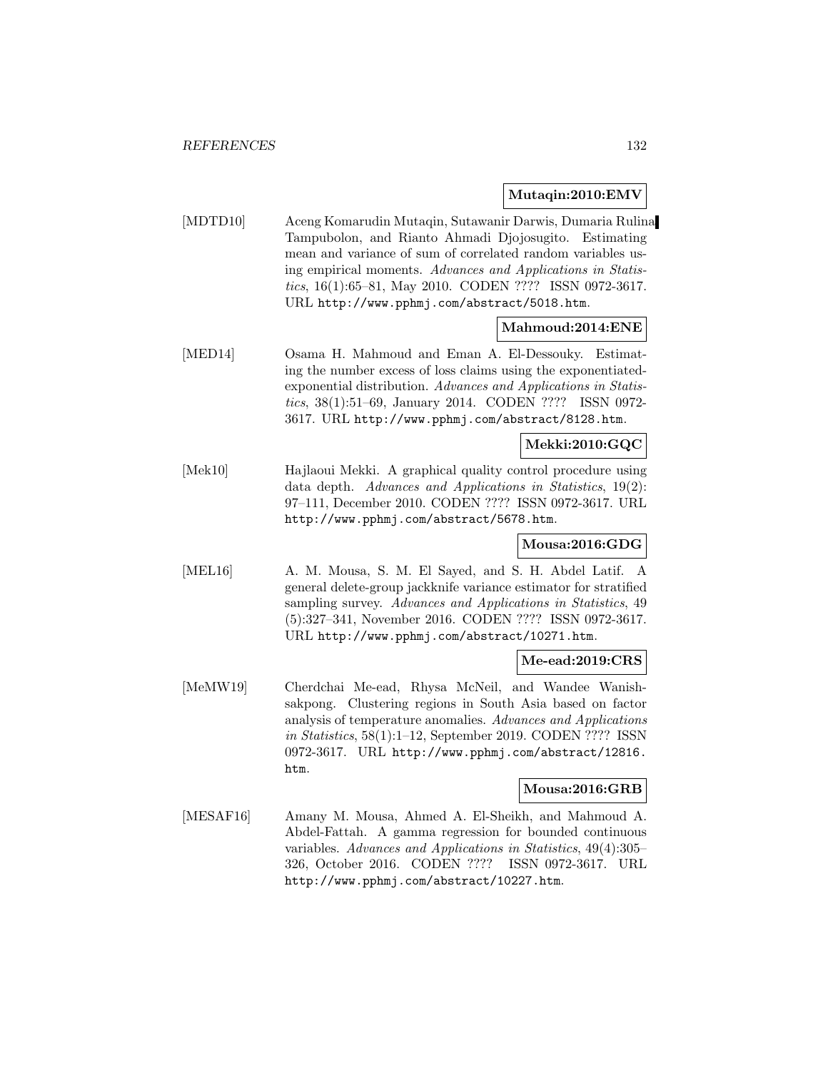**Mutaqin:2010:EMV**

[MDTD10] Aceng Komarudin Mutaqin, Sutawanir Darwis, Dumaria Rulina Tampubolon, and Rianto Ahmadi Djojosugito. Estimating mean and variance of sum of correlated random variables using empirical moments. *Advances and Applications in Statistics*, 16(1):65–81, May 2010. CODEN ???? ISSN 0972-3617. URL http://www.pphmj.com/abstract/5018.htm.

**Mahmoud:2014:ENE**

[MED14] Osama H. Mahmoud and Eman A. El-Dessouky. Estimating the number excess of loss claims using the exponentiated-exponential distribution. *Advances and Applications in Statistics*, 38(1):51–69, January 2014. CODEN ???? ISSN 0972-3617. URL http://www.pphmj.com/abstract/8128.htm.

**Mekki:2010:GQC**

[Mek10] Hajlaoui Mekki. A graphical quality control procedure using data depth. *Advances and Applications in Statistics*, 19(2): 97–111, December 2010. CODEN ???? ISSN 0972-3617. URL http://www.pphmj.com/abstract/5678.htm.

**Mousa:2016:GDG**

[MEL16] A. M. Mousa, S. M. El Sayed, and S. H. Abdel Latif. A general delete-group jackknife variance estimator for stratified sampling survey. *Advances and Applications in Statistics*, 49 (5):327–341, November 2016. CODEN ???? ISSN 0972-3617. URL http://www.pphmj.com/abstract/10271.htm.

**Me-ead:2019:CRS**

[MeMW19] Cherdchai Me-ead, Rhysa McNeil, and Wandee Wanishsakpong. Clustering regions in South Asia based on factor analysis of temperature anomalies. *Advances and Applications in Statistics*, 58(1):1–12, September 2019. CODEN ???? ISSN 0972-3617. URL http://www.pphmj.com/abstract/12816.htm.

**Mousa:2016:GRB**

[MESAF16] Amany M. Mousa, Ahmed A. El-Sheikh, and Mahmoud A. Abdel-Fattah. A gamma regression for bounded continuous variables. *Advances and Applications in Statistics*, 49(4):305–326, October 2016. CODEN ???? ISSN 0972-3617. URL http://www.pphmj.com/abstract/10227.htm.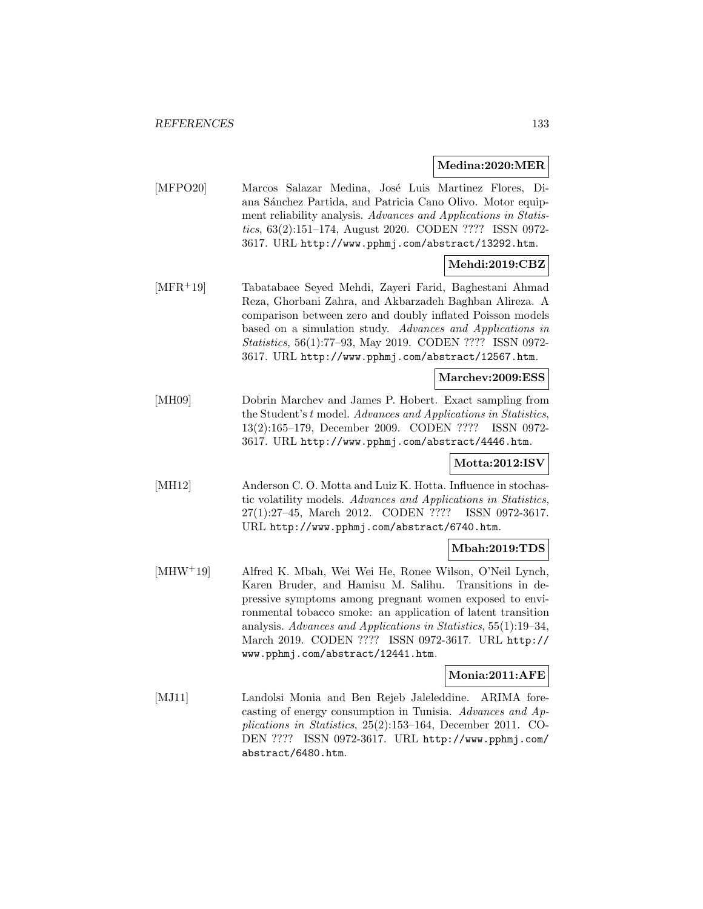**Medina:2020:MER**

[MFPO20] Marcos Salazar Medina, José Luis Martinez Flores, Diana Sánchez Partida, and Patricia Cano Olivo. Motor equipment reliability analysis. *Advances and Applications in Statistics*, 63(2):151–174, August 2020. CODEN ???? ISSN 0972-3617. URL http://www.pphmj.com/abstract/13292.htm.

**Mehdi:2019:CBZ**

[MFR+19] Tabatabaee Seyed Mehdi, Zayeri Farid, Baghestani Ahmad Reza, Ghorbani Zahra, and Akbarzadeh Baghban Alireza. A comparison between zero and doubly inflated Poisson models based on a simulation study. *Advances and Applications in Statistics*, 56(1):77–93, May 2019. CODEN ???? ISSN 0972-3617. URL http://www.pphmj.com/abstract/12567.htm.

**Marchev:2009:ESS**

[MH09] Dobrin Marchev and James P. Hobert. Exact sampling from the Student's $t$ model. *Advances and Applications in Statistics*, 13(2):165–179, December 2009. CODEN ???? ISSN 0972-3617. URL http://www.pphmj.com/abstract/4446.htm.

**Motta:2012:ISV**

[MH12] Anderson C. O. Motta and Luiz K. Hotta. Influence in stochastic volatility models. *Advances and Applications in Statistics*, 27(1):27–45, March 2012. CODEN ???? ISSN 0972-3617. URL http://www.pphmj.com/abstract/6740.htm.

**Mbah:2019:TDS**

[MHW+19] Alfred K. Mbah, Wei Wei He, Ronee Wilson, O'Neil Lynch, Karen Bruder, and Hamisu M. Salihu. Transitions in depressive symptoms among pregnant women exposed to environmental tobacco smoke: an application of latent transition analysis. *Advances and Applications in Statistics*, 55(1):19–34, March 2019. CODEN ???? ISSN 0972-3617. URL http://www.pphmj.com/abstract/12441.htm.

**Monia:2011:AFE**

[MJ11] Landolsi Monia and Ben Rejeb Jaleleddine. ARIMA forecasting of energy consumption in Tunisia. *Advances and Applications in Statistics*, 25(2):153–164, December 2011. CODEN ???? ISSN 0972-3617. URL http://www.pphmj.com/abstract/6480.htm.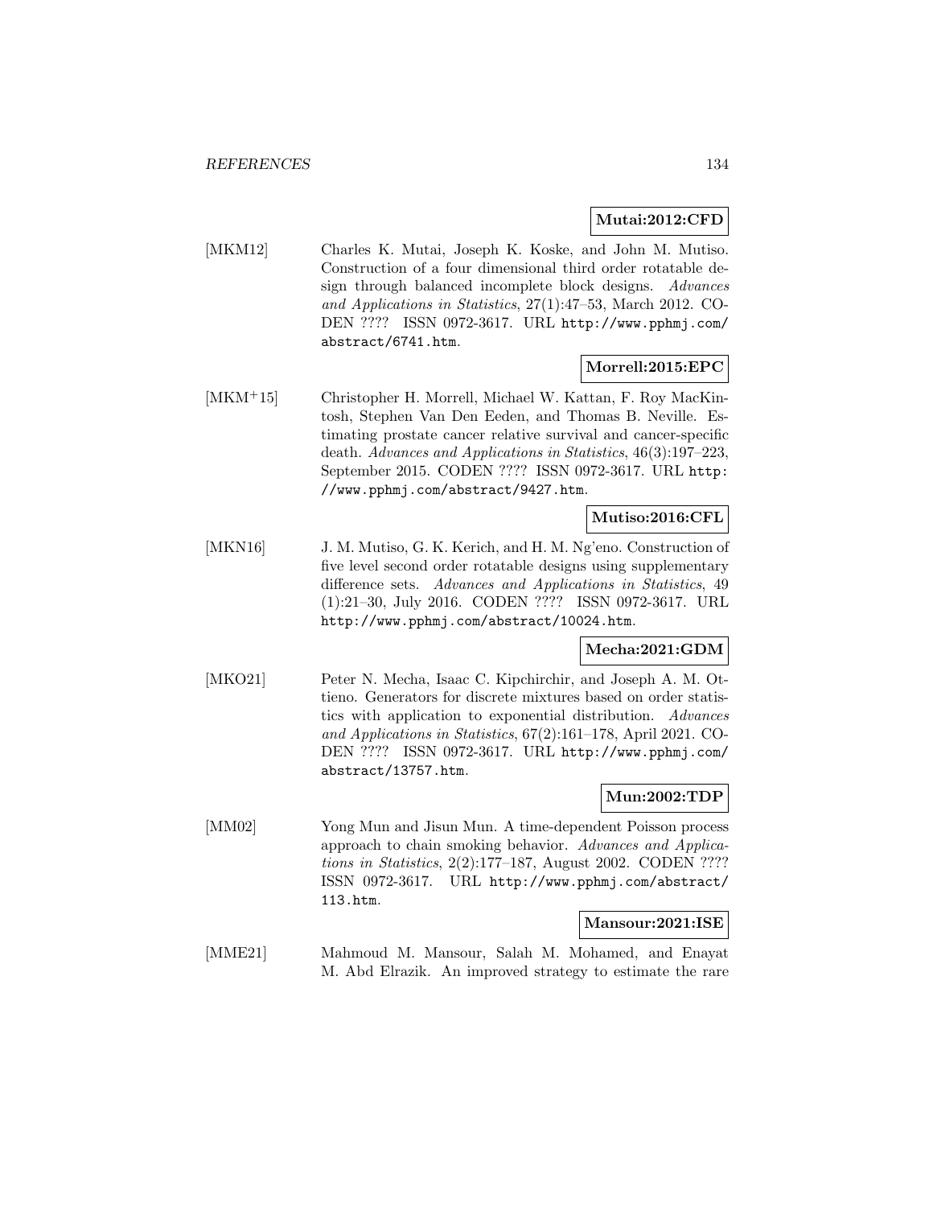**Mutai:2012:CFD**

[MKM12] Charles K. Mutai, Joseph K. Koske, and John M. Mutiso. Construction of a four dimensional third order rotatable design through balanced incomplete block designs. *Advances and Applications in Statistics*, 27(1):47–53, March 2012. CODEN ???? ISSN 0972-3617. URL http://www.pphmj.com/abstract/6741.htm.

**Morrell:2015:EPC**

[MKM+15] Christopher H. Morrell, Michael W. Kattan, F. Roy MacKintosh, Stephen Van Den Eeden, and Thomas B. Neville. Estimating prostate cancer relative survival and cancer-specific death. *Advances and Applications in Statistics*, 46(3):197–223, September 2015. CODEN ???? ISSN 0972-3617. URL http://www.pphmj.com/abstract/9427.htm.

**Mutiso:2016:CFL**

[MKN16] J. M. Mutiso, G. K. Kerich, and H. M. Ng'eno. Construction of five level second order rotatable designs using supplementary difference sets. *Advances and Applications in Statistics*, 49 (1):21–30, July 2016. CODEN ???? ISSN 0972-3617. URL http://www.pphmj.com/abstract/10024.htm.

**Mecha:2021:GDM**

[MKO21] Peter N. Mecha, Isaac C. Kipchirchir, and Joseph A. M. Ottieno. Generators for discrete mixtures based on order statistics with application to exponential distribution. *Advances and Applications in Statistics*, 67(2):161–178, April 2021. CODEN ???? ISSN 0972-3617. URL http://www.pphmj.com/abstract/13757.htm.

**Mun:2002:TDP**

[MM02] Yong Mun and Jisun Mun. A time-dependent Poisson process approach to chain smoking behavior. *Advances and Applications in Statistics*, 2(2):177–187, August 2002. CODEN ???? ISSN 0972-3617. URL http://www.pphmj.com/abstract/113.htm.

**Mansour:2021:ISE**

[MME21] Mahmoud M. Mansour, Salah M. Mohamed, and Enayat M. Abd Elrazik. An improved strategy to estimate the rare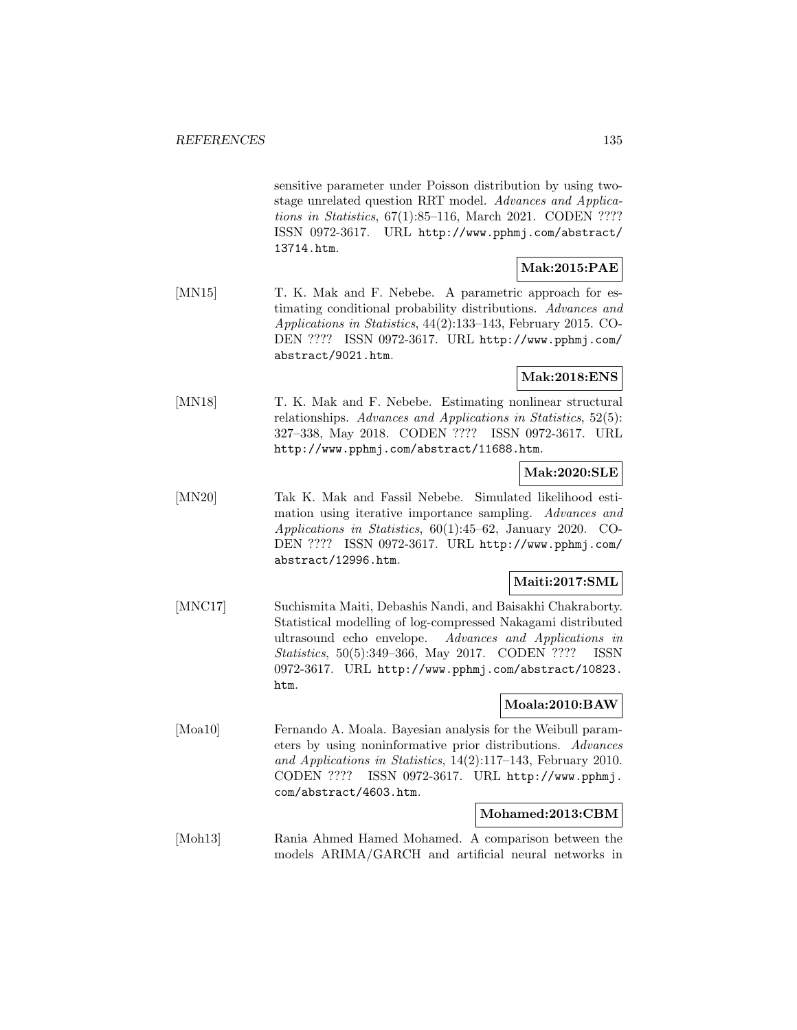sensitive parameter under Poisson distribution by using two-stage unrelated question RRT model. *Advances and Applications in Statistics*, 67(1):85–116, March 2021. CODEN ???? ISSN 0972-3617. URL http://www.pphmj.com/abstract/13714.htm.

**Mak:2015:PAE**

[MN15] T. K. Mak and F. Nebebe. A parametric approach for estimating conditional probability distributions. *Advances and Applications in Statistics*, 44(2):133–143, February 2015. CODEN ???? ISSN 0972-3617. URL http://www.pphmj.com/abstract/9021.htm.

**Mak:2018:ENS**

[MN18] T. K. Mak and F. Nebebe. Estimating nonlinear structural relationships. *Advances and Applications in Statistics*, 52(5): 327–338, May 2018. CODEN ???? ISSN 0972-3617. URL http://www.pphmj.com/abstract/11688.htm.

**Mak:2020:SLE**

[MN20] Tak K. Mak and Fassil Nebebe. Simulated likelihood estimation using iterative importance sampling. *Advances and Applications in Statistics*, 60(1):45–62, January 2020. CODEN ???? ISSN 0972-3617. URL http://www.pphmj.com/abstract/12996.htm.

**Maiti:2017:SML**

[MNC17] Suchismita Maiti, Debashis Nandi, and Baisakhi Chakraborty. Statistical modelling of log-compressed Nakagami distributed ultrasound echo envelope. *Advances and Applications in Statistics*, 50(5):349–366, May 2017. CODEN ???? ISSN 0972-3617. URL http://www.pphmj.com/abstract/10823.htm.

**Moala:2010:BAW**

[Moa10] Fernando A. Moala. Bayesian analysis for the Weibull parameters by using noninformative prior distributions. *Advances and Applications in Statistics*, 14(2):117–143, February 2010. CODEN ???? ISSN 0972-3617. URL http://www.pphmj.com/abstract/4603.htm.

**Mohamed:2013:CBM**

[Moh13] Rania Ahmed Hamed Mohamed. A comparison between the models ARIMA/GARCH and artificial neural networks in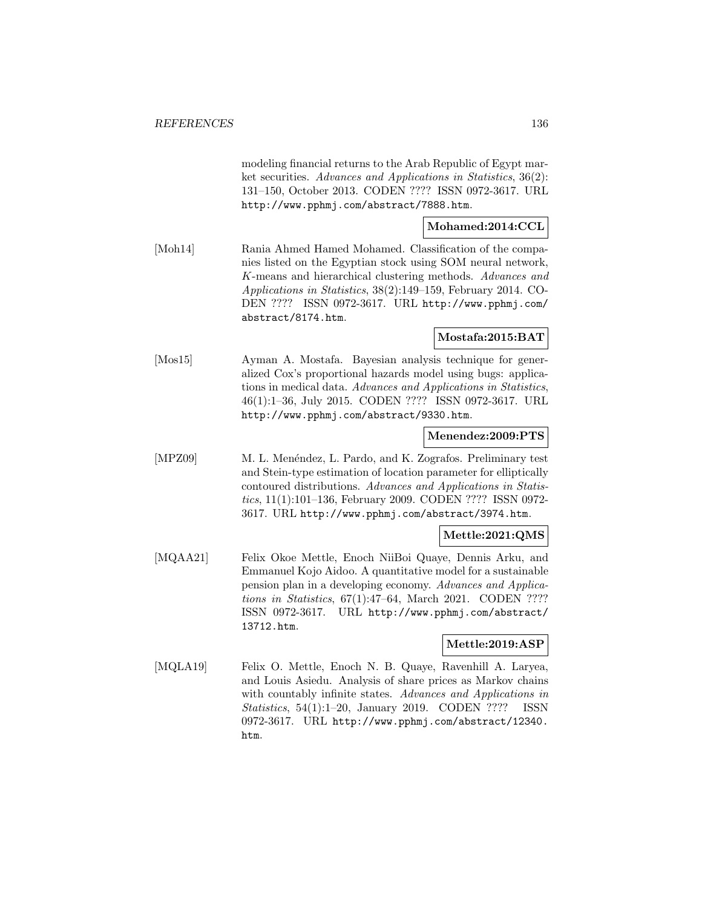modeling financial returns to the Arab Republic of Egypt market securities. *Advances and Applications in Statistics*, 36(2): 131–150, October 2013. CODEN ???? ISSN 0972-3617. URL http://www.pphmj.com/abstract/7888.htm.

**Mohamed:2014:CCL**

[Moh14] Rania Ahmed Hamed Mohamed. Classification of the companies listed on the Egyptian stock using SOM neural network, $K$-means and hierarchical clustering methods. *Advances and Applications in Statistics*, 38(2):149–159, February 2014. CODEN ???? ISSN 0972-3617. URL http://www.pphmj.com/abstract/8174.htm.

**Mostafa:2015:BAT**

[Mos15] Ayman A. Mostafa. Bayesian analysis technique for generalized Cox's proportional hazards model using bugs: applications in medical data. *Advances and Applications in Statistics*, 46(1):1–36, July 2015. CODEN ???? ISSN 0972-3617. URL http://www.pphmj.com/abstract/9330.htm.

**Menendez:2009:PTS**

[MPZ09] M. L. Menéndez, L. Pardo, and K. Zografos. Preliminary test and Stein-type estimation of location parameter for elliptically contoured distributions. *Advances and Applications in Statistics*, 11(1):101–136, February 2009. CODEN ???? ISSN 0972-3617. URL http://www.pphmj.com/abstract/3974.htm.

**Mettle:2021:QMS**

[MQAA21] Felix Okoe Mettle, Enoch NiiBoi Quaye, Dennis Arku, and Emmanuel Kojo Aidoo. A quantitative model for a sustainable pension plan in a developing economy. *Advances and Applications in Statistics*, 67(1):47–64, March 2021. CODEN ???? ISSN 0972-3617. URL http://www.pphmj.com/abstract/13712.htm.

**Mettle:2019:ASP**

[MQLA19] Felix O. Mettle, Enoch N. B. Quaye, Ravenhill A. Laryea, and Louis Asiedu. Analysis of share prices as Markov chains with countably infinite states. *Advances and Applications in Statistics*, 54(1):1–20, January 2019. CODEN ???? ISSN 0972-3617. URL http://www.pphmj.com/abstract/12340.htm.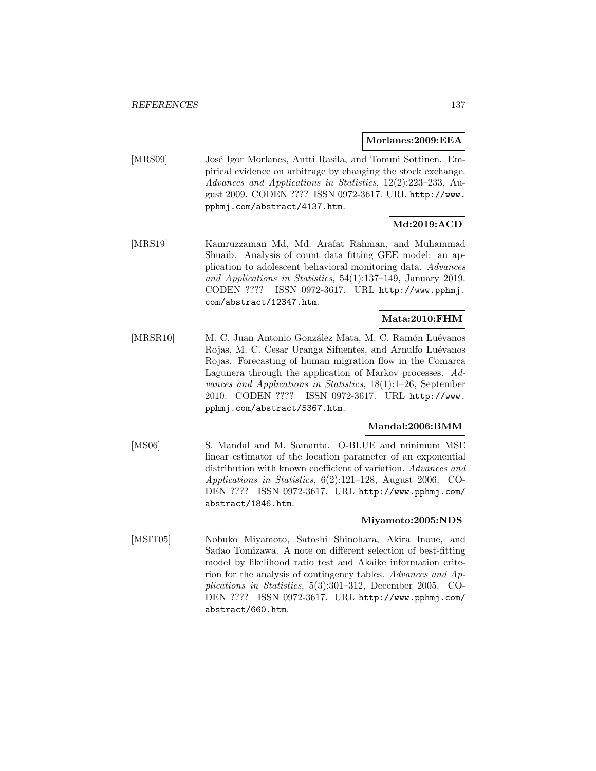**Morlanes:2009:EEA**

[MRS09] José Igor Morlanes, Antti Rasila, and Tommi Sottinen. Empirical evidence on arbitrage by changing the stock exchange. *Advances and Applications in Statistics*, 12(2):223–233, August 2009. CODEN ???? ISSN 0972-3617. URL http://www.pphmj.com/abstract/4137.htm.

**Md:2019:ACD**

[MRS19] Kamruzzaman Md, Md. Arafat Rahman, and Muhammad Shuaib. Analysis of count data fitting GEE model: an application to adolescent behavioral monitoring data. *Advances and Applications in Statistics*, 54(1):137–149, January 2019. CODEN ???? ISSN 0972-3617. URL http://www.pphmj.com/abstract/12347.htm.

**Mata:2010:FHM**

[MRSR10] M. C. Juan Antonio González Mata, M. C. Ramón Luévanos Rojas, M. C. Cesar Uranga Sifuentes, and Arnulfo Luévanos Rojas. Forecasting of human migration flow in the Comarca Lagunera through the application of Markov processes. *Advances and Applications in Statistics*, 18(1):1–26, September 2010. CODEN ???? ISSN 0972-3617. URL http://www.pphmj.com/abstract/5367.htm.

**Mandal:2006:BMM**

[MS06] S. Mandal and M. Samanta. O-BLUE and minimum MSE linear estimator of the location parameter of an exponential distribution with known coefficient of variation. *Advances and Applications in Statistics*, 6(2):121–128, August 2006. CODEN ???? ISSN 0972-3617. URL http://www.pphmj.com/abstract/1846.htm.

**Miyamoto:2005:NDS**

[MSIT05] Nobuko Miyamoto, Satoshi Shinohara, Akira Inoue, and Sadao Tomizawa. A note on different selection of best-fitting model by likelihood ratio test and Akaike information criterion for the analysis of contingency tables. *Advances and Applications in Statistics*, 5(3):301–312, December 2005. CODEN ???? ISSN 0972-3617. URL http://www.pphmj.com/abstract/660.htm.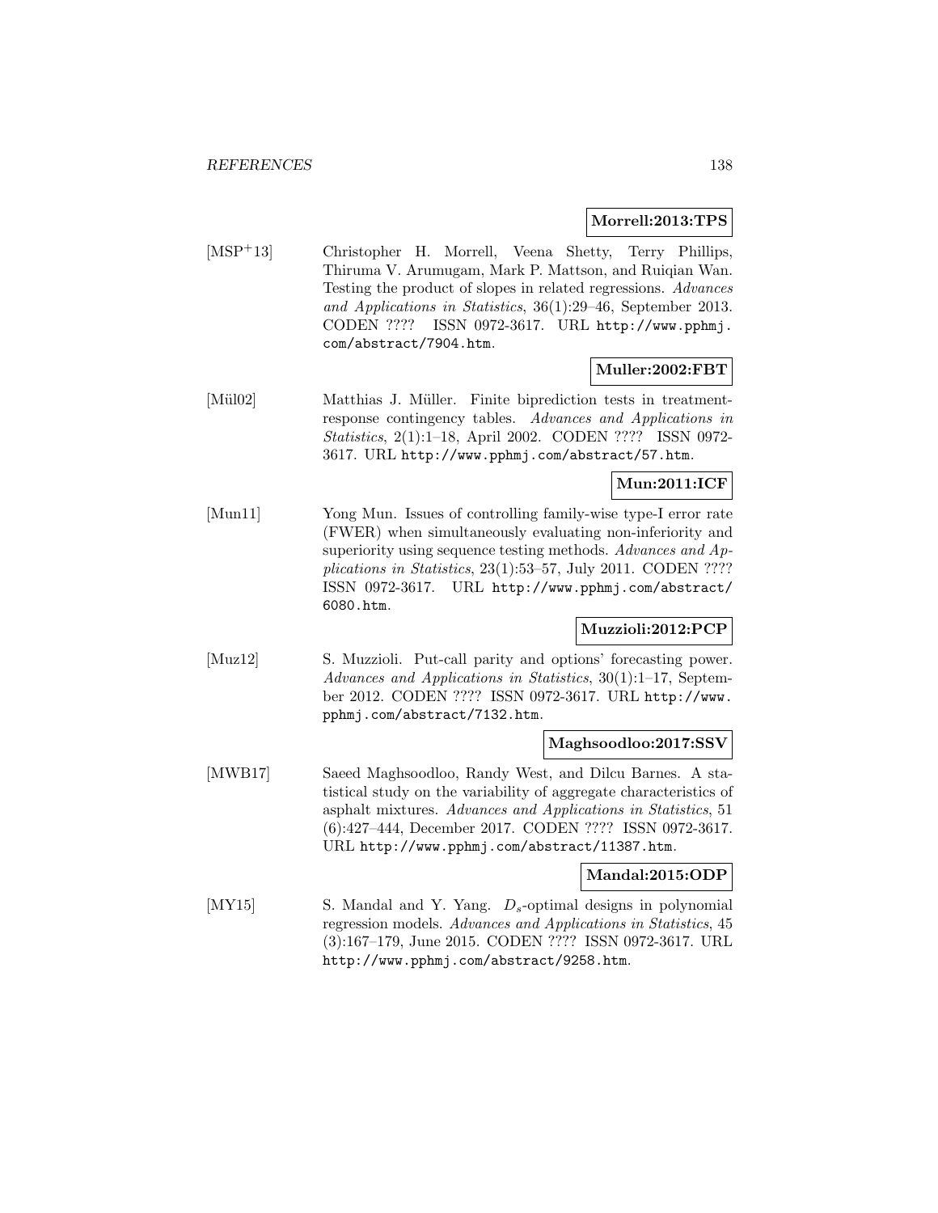**Morrell:2013:TPS**

[MSP+13] Christopher H. Morrell, Veena Shetty, Terry Phillips, Thiruma V. Arumugam, Mark P. Mattson, and Ruiqian Wan. Testing the product of slopes in related regressions. *Advances and Applications in Statistics*, 36(1):29–46, September 2013. CODEN ???? ISSN 0972-3617. URL `http://www.pphmj.com/abstract/7904.htm`.

**Muller:2002:FBT**

[Mül02] Matthias J. Müller. Finite biprediction tests in treatment-response contingency tables. *Advances and Applications in Statistics*, 2(1):1–18, April 2002. CODEN ???? ISSN 0972-3617. URL `http://www.pphmj.com/abstract/57.htm`.

**Mun:2011:ICF**

[Mun11] Yong Mun. Issues of controlling family-wise type-I error rate (FWER) when simultaneously evaluating non-inferiority and superiority using sequence testing methods. *Advances and Applications in Statistics*, 23(1):53–57, July 2011. CODEN ???? ISSN 0972-3617. URL `http://www.pphmj.com/abstract/6080.htm`.

**Muzzioli:2012:PCP**

[Muz12] S. Muzzioli. Put-call parity and options' forecasting power. *Advances and Applications in Statistics*, 30(1):1–17, September 2012. CODEN ???? ISSN 0972-3617. URL `http://www.pphmj.com/abstract/7132.htm`.

**Maghsoodloo:2017:SSV**

[MWB17] Saeed Maghsoodloo, Randy West, and Dilcu Barnes. A statistical study on the variability of aggregate characteristics of asphalt mixtures. *Advances and Applications in Statistics*, 51 (6):427–444, December 2017. CODEN ???? ISSN 0972-3617. URL `http://www.pphmj.com/abstract/11387.htm`.

**Mandal:2015:ODP**

[MY15] S. Mandal and Y. Yang. $D_s$-optimal designs in polynomial regression models. *Advances and Applications in Statistics*, 45 (3):167–179, June 2015. CODEN ???? ISSN 0972-3617. URL `http://www.pphmj.com/abstract/9258.htm`.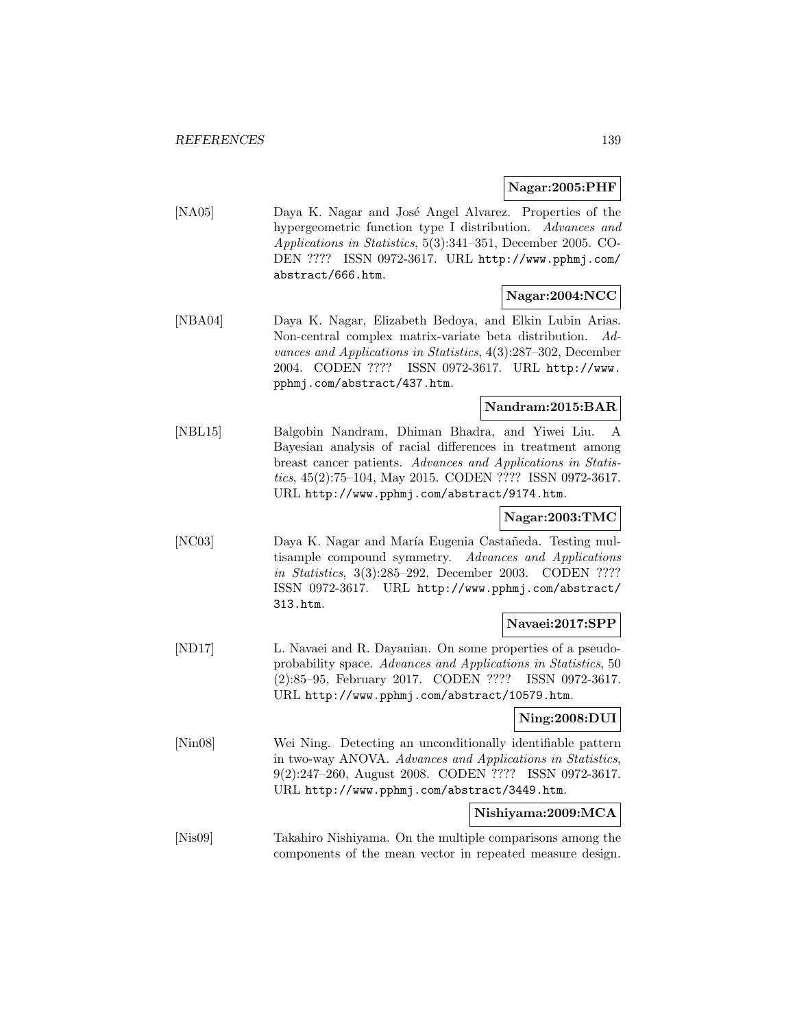**Nagar:2005:PHF**

[NA05] Daya K. Nagar and José Angel Alvarez. Properties of the hypergeometric function type I distribution. *Advances and Applications in Statistics*, 5(3):341–351, December 2005. CODEN ???? ISSN 0972-3617. URL `http://www.pphmj.com/abstract/666.htm`.

**Nagar:2004:NCC**

[NBA04] Daya K. Nagar, Elizabeth Bedoya, and Elkin Lubin Arias. Non-central complex matrix-variate beta distribution. *Advances and Applications in Statistics*, 4(3):287–302, December 2004. CODEN ???? ISSN 0972-3617. URL `http://www.pphmj.com/abstract/437.htm`.

**Nandram:2015:BAR**

[NBL15] Balgobin Nandram, Dhiman Bhadra, and Yiwei Liu. A Bayesian analysis of racial differences in treatment among breast cancer patients. *Advances and Applications in Statistics*, 45(2):75–104, May 2015. CODEN ???? ISSN 0972-3617. URL `http://www.pphmj.com/abstract/9174.htm`.

**Nagar:2003:TMC**

[NC03] Daya K. Nagar and María Eugenia Castañeda. Testing multisample compound symmetry. *Advances and Applications in Statistics*, 3(3):285–292, December 2003. CODEN ???? ISSN 0972-3617. URL `http://www.pphmj.com/abstract/313.htm`.

**Navaei:2017:SPP**

[ND17] L. Navaei and R. Dayanian. On some properties of a pseudo-probability space. *Advances and Applications in Statistics*, 50 (2):85–95, February 2017. CODEN ???? ISSN 0972-3617. URL `http://www.pphmj.com/abstract/10579.htm`.

**Ning:2008:DUI**

[Nin08] Wei Ning. Detecting an unconditionally identifiable pattern in two-way ANOVA. *Advances and Applications in Statistics*, 9(2):247–260, August 2008. CODEN ???? ISSN 0972-3617. URL `http://www.pphmj.com/abstract/3449.htm`.

**Nishiyama:2009:MCA**

[Nis09] Takahiro Nishiyama. On the multiple comparisons among the components of the mean vector in repeated measure design.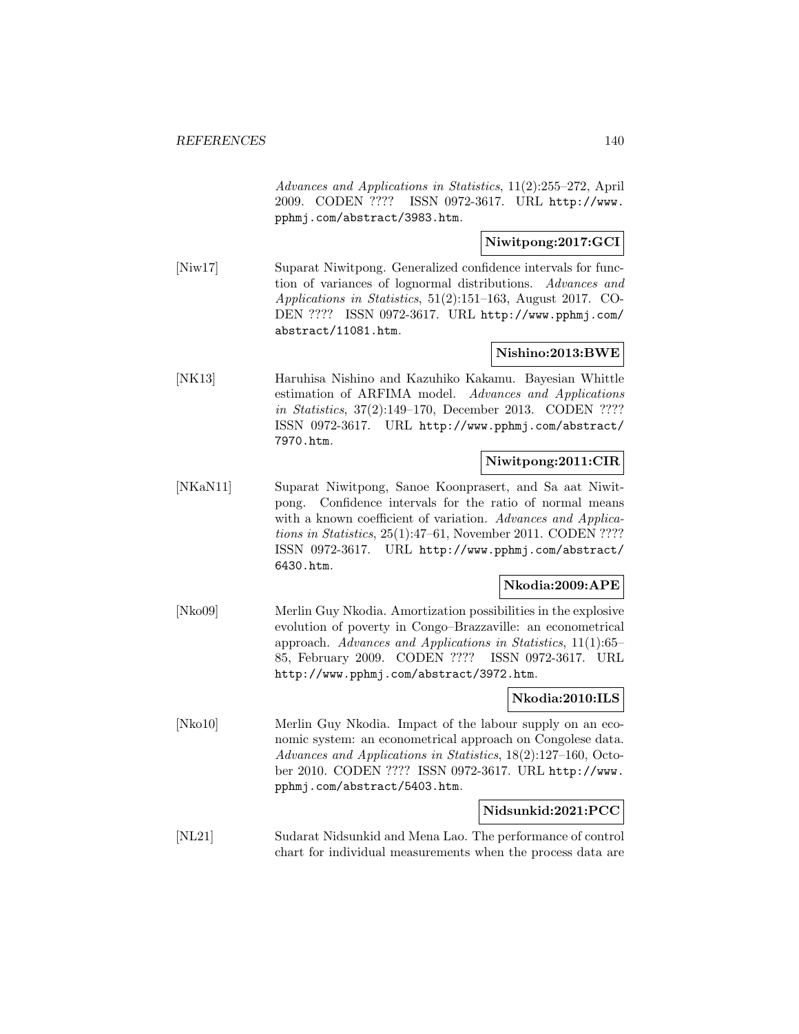*Advances and Applications in Statistics*, 11(2):255–272, April 2009. CODEN ???? ISSN 0972-3617. URL http://www.pphmj.com/abstract/3983.htm.

**Niwitpong:2017:GCI**

[Niw17] Suparat Niwitpong. Generalized confidence intervals for function of variances of lognormal distributions. *Advances and Applications in Statistics*, 51(2):151–163, August 2017. CODEN ???? ISSN 0972-3617. URL http://www.pphmj.com/abstract/11081.htm.

**Nishino:2013:BWE**

[NK13] Haruhisa Nishino and Kazuhiko Kakamu. Bayesian Whittle estimation of ARFIMA model. *Advances and Applications in Statistics*, 37(2):149–170, December 2013. CODEN ???? ISSN 0972-3617. URL http://www.pphmj.com/abstract/7970.htm.

**Niwitpong:2011:CIR**

[NKaN11] Suparat Niwitpong, Sanoe Koonprasert, and Sa aat Niwitpong. Confidence intervals for the ratio of normal means with a known coefficient of variation. *Advances and Applications in Statistics*, 25(1):47–61, November 2011. CODEN ???? ISSN 0972-3617. URL http://www.pphmj.com/abstract/6430.htm.

**Nkodia:2009:APE**

[Nko09] Merlin Guy Nkodia. Amortization possibilities in the explosive evolution of poverty in Congo–Brazzaville: an econometrical approach. *Advances and Applications in Statistics*, 11(1):65–85, February 2009. CODEN ???? ISSN 0972-3617. URL http://www.pphmj.com/abstract/3972.htm.

**Nkodia:2010:ILS**

[Nko10] Merlin Guy Nkodia. Impact of the labour supply on an economic system: an econometrical approach on Congolese data. *Advances and Applications in Statistics*, 18(2):127–160, October 2010. CODEN ???? ISSN 0972-3617. URL http://www.pphmj.com/abstract/5403.htm.

**Nidsunkid:2021:PCC**

[NL21] Sudarat Nidsunkid and Mena Lao. The performance of control chart for individual measurements when the process data are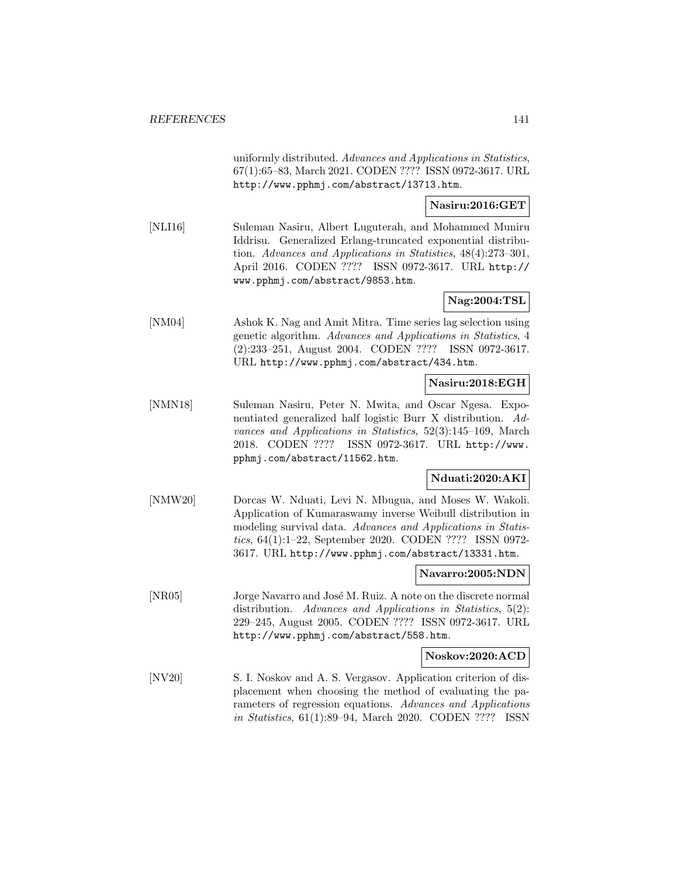uniformly distributed. *Advances and Applications in Statistics*, 67(1):65–83, March 2021. CODEN ???? ISSN 0972-3617. URL http://www.pphmj.com/abstract/13713.htm.

**Nasiru:2016:GET**

[NLI16] Suleman Nasiru, Albert Luguterah, and Mohammed Muniru Iddrisu. Generalized Erlang-truncated exponential distribution. *Advances and Applications in Statistics*, 48(4):273–301, April 2016. CODEN ???? ISSN 0972-3617. URL http://www.pphmj.com/abstract/9853.htm.

**Nag:2004:TSL**

[NM04] Ashok K. Nag and Amit Mitra. Time series lag selection using genetic algorithm. *Advances and Applications in Statistics*, 4 (2):233–251, August 2004. CODEN ???? ISSN 0972-3617. URL http://www.pphmj.com/abstract/434.htm.

**Nasiru:2018:EGH**

[NMN18] Suleman Nasiru, Peter N. Mwita, and Oscar Ngesa. Exponentiated generalized half logistic Burr X distribution. *Advances and Applications in Statistics*, 52(3):145–169, March 2018. CODEN ???? ISSN 0972-3617. URL http://www.pphmj.com/abstract/11562.htm.

**Nduati:2020:AKI**

[NMW20] Dorcas W. Nduati, Levi N. Mbugua, and Moses W. Wakoli. Application of Kumaraswamy inverse Weibull distribution in modeling survival data. *Advances and Applications in Statistics*, 64(1):1–22, September 2020. CODEN ???? ISSN 0972-3617. URL http://www.pphmj.com/abstract/13331.htm.

**Navarro:2005:NDN**

[NR05] Jorge Navarro and José M. Ruiz. A note on the discrete normal distribution. *Advances and Applications in Statistics*, 5(2): 229–245, August 2005. CODEN ???? ISSN 0972-3617. URL http://www.pphmj.com/abstract/558.htm.

**Noskov:2020:ACD**

[NV20] S. I. Noskov and A. S. Vergasov. Application criterion of displacement when choosing the method of evaluating the parameters of regression equations. *Advances and Applications in Statistics*, 61(1):89–94, March 2020. CODEN ???? ISSN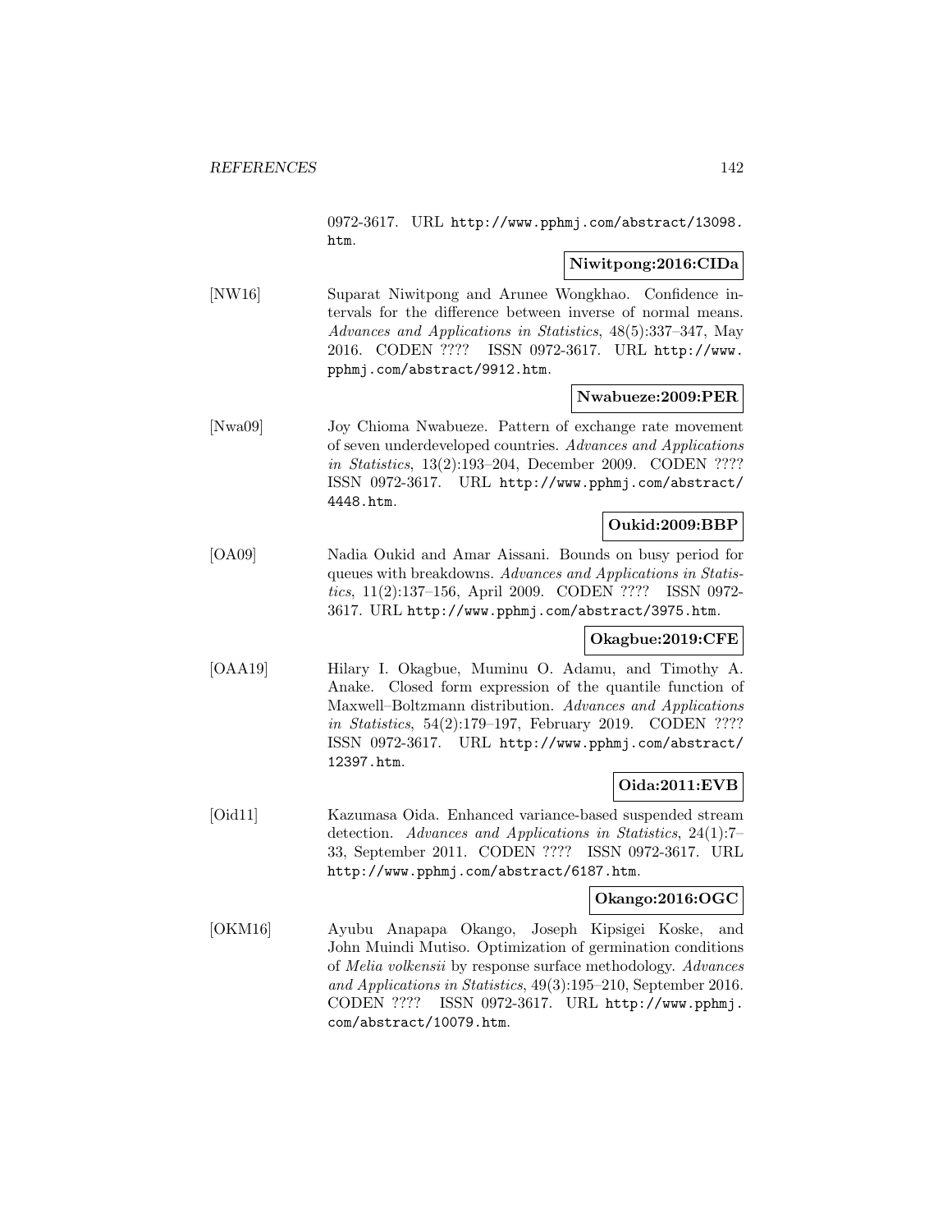0972-3617. URL http://www.pphmj.com/abstract/13098.htm.

**Niwitpong:2016:CIDa**

[NW16] Suparat Niwitpong and Arunee Wongkhao. Confidence intervals for the difference between inverse of normal means. *Advances and Applications in Statistics*, 48(5):337–347, May 2016. CODEN ???? ISSN 0972-3617. URL http://www.pphmj.com/abstract/9912.htm.

**Nwabueze:2009:PER**

[Nwa09] Joy Chioma Nwabueze. Pattern of exchange rate movement of seven underdeveloped countries. *Advances and Applications in Statistics*, 13(2):193–204, December 2009. CODEN ???? ISSN 0972-3617. URL http://www.pphmj.com/abstract/4448.htm.

**Oukid:2009:BBP**

[OA09] Nadia Oukid and Amar Aissani. Bounds on busy period for queues with breakdowns. *Advances and Applications in Statistics*, 11(2):137–156, April 2009. CODEN ???? ISSN 0972-3617. URL http://www.pphmj.com/abstract/3975.htm.

**Okagbue:2019:CFE**

[OAA19] Hilary I. Okagbue, Muminu O. Adamu, and Timothy A. Anake. Closed form expression of the quantile function of Maxwell–Boltzmann distribution. *Advances and Applications in Statistics*, 54(2):179–197, February 2019. CODEN ???? ISSN 0972-3617. URL http://www.pphmj.com/abstract/12397.htm.

**Oida:2011:EVB**

[Oid11] Kazumasa Oida. Enhanced variance-based suspended stream detection. *Advances and Applications in Statistics*, 24(1):7–33, September 2011. CODEN ???? ISSN 0972-3617. URL http://www.pphmj.com/abstract/6187.htm.

**Okango:2016:OGC**

[OKM16] Ayubu Anapapa Okango, Joseph Kipsigei Koske, and John Muindi Mutiso. Optimization of germination conditions of *Melia volkensii* by response surface methodology. *Advances and Applications in Statistics*, 49(3):195–210, September 2016. CODEN ???? ISSN 0972-3617. URL http://www.pphmj.com/abstract/10079.htm.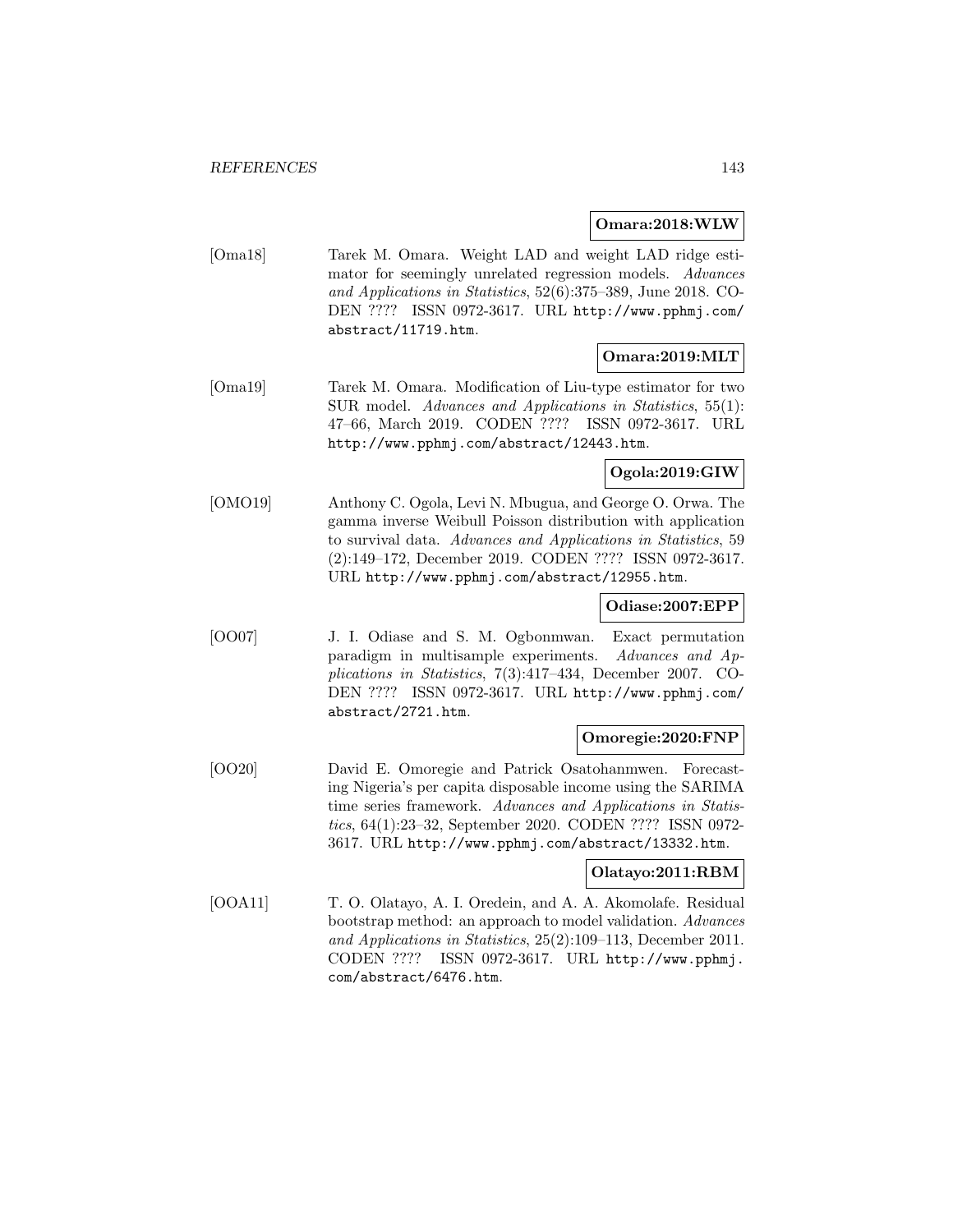**Omara:2018:WLW**

[Oma18] Tarek M. Omara. Weight LAD and weight LAD ridge estimator for seemingly unrelated regression models. *Advances and Applications in Statistics*, 52(6):375–389, June 2018. CODEN ???? ISSN 0972-3617. URL http://www.pphmj.com/abstract/11719.htm.

**Omara:2019:MLT**

[Oma19] Tarek M. Omara. Modification of Liu-type estimator for two SUR model. *Advances and Applications in Statistics*, 55(1): 47–66, March 2019. CODEN ???? ISSN 0972-3617. URL http://www.pphmj.com/abstract/12443.htm.

**Ogola:2019:GIW**

[OMO19] Anthony C. Ogola, Levi N. Mbugua, and George O. Orwa. The gamma inverse Weibull Poisson distribution with application to survival data. *Advances and Applications in Statistics*, 59 (2):149–172, December 2019. CODEN ???? ISSN 0972-3617. URL http://www.pphmj.com/abstract/12955.htm.

**Odiase:2007:EPP**

[OO07] J. I. Odiase and S. M. Ogbonmwan. Exact permutation paradigm in multisample experiments. *Advances and Applications in Statistics*, 7(3):417–434, December 2007. CODEN ???? ISSN 0972-3617. URL http://www.pphmj.com/abstract/2721.htm.

**Omoregie:2020:FNP**

[OO20] David E. Omoregie and Patrick Osatohanmwen. Forecasting Nigeria's per capita disposable income using the SARIMA time series framework. *Advances and Applications in Statistics*, 64(1):23–32, September 2020. CODEN ???? ISSN 0972-3617. URL http://www.pphmj.com/abstract/13332.htm.

**Olatayo:2011:RBM**

[OOA11] T. O. Olatayo, A. I. Oredein, and A. A. Akomolafe. Residual bootstrap method: an approach to model validation. *Advances and Applications in Statistics*, 25(2):109–113, December 2011. CODEN ???? ISSN 0972-3617. URL http://www.pphmj.com/abstract/6476.htm.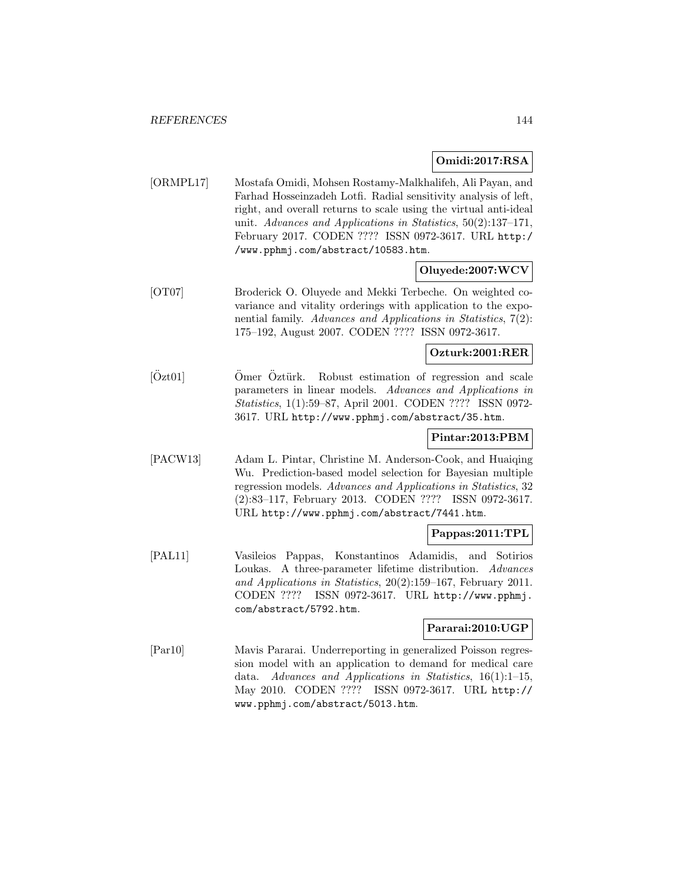**Omidi:2017:RSA**

[ORMPL17] Mostafa Omidi, Mohsen Rostamy-Malkhalifeh, Ali Payan, and Farhad Hosseinzadeh Lotfi. Radial sensitivity analysis of left, right, and overall returns to scale using the virtual anti-ideal unit. *Advances and Applications in Statistics*, 50(2):137–171, February 2017. CODEN ???? ISSN 0972-3617. URL http://www.pphmj.com/abstract/10583.htm.

**Oluyede:2007:WCV**

[OT07] Broderick O. Oluyede and Mekki Terbeche. On weighted covariance and vitality orderings with application to the exponential family. *Advances and Applications in Statistics*, 7(2): 175–192, August 2007. CODEN ???? ISSN 0972-3617.

**Ozturk:2001:RER**

[Özt01] Ömer Öztürk. Robust estimation of regression and scale parameters in linear models. *Advances and Applications in Statistics*, 1(1):59–87, April 2001. CODEN ???? ISSN 0972-3617. URL http://www.pphmj.com/abstract/35.htm.

**Pintar:2013:PBM**

[PACW13] Adam L. Pintar, Christine M. Anderson-Cook, and Huaiqing Wu. Prediction-based model selection for Bayesian multiple regression models. *Advances and Applications in Statistics*, 32 (2):83–117, February 2013. CODEN ???? ISSN 0972-3617. URL http://www.pphmj.com/abstract/7441.htm.

**Pappas:2011:TPL**

[PAL11] Vasileios Pappas, Konstantinos Adamidis, and Sotirios Loukas. A three-parameter lifetime distribution. *Advances and Applications in Statistics*, 20(2):159–167, February 2011. CODEN ???? ISSN 0972-3617. URL http://www.pphmj.com/abstract/5792.htm.

**Pararai:2010:UGP**

[Par10] Mavis Pararai. Underreporting in generalized Poisson regression model with an application to demand for medical care data. *Advances and Applications in Statistics*, 16(1):1–15, May 2010. CODEN ???? ISSN 0972-3617. URL http://www.pphmj.com/abstract/5013.htm.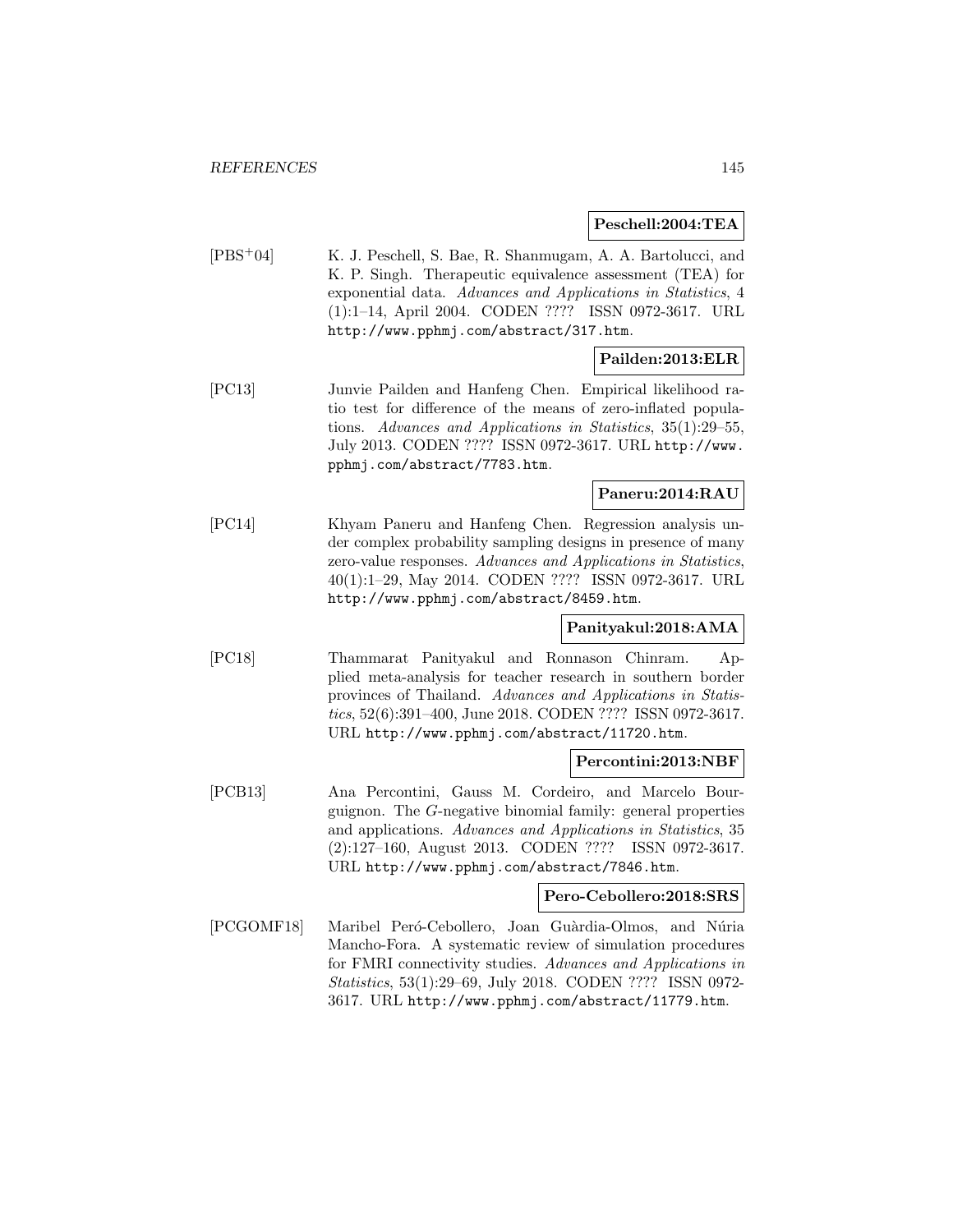**Peschell:2004:TEA**

[PBS+04] K. J. Peschell, S. Bae, R. Shanmugam, A. A. Bartolucci, and K. P. Singh. Therapeutic equivalence assessment (TEA) for exponential data. *Advances and Applications in Statistics*, 4 (1):1–14, April 2004. CODEN ???? ISSN 0972-3617. URL http://www.pphmj.com/abstract/317.htm.

**Pailden:2013:ELR**

[PC13] Junvie Pailden and Hanfeng Chen. Empirical likelihood ratio test for difference of the means of zero-inflated populations. *Advances and Applications in Statistics*, 35(1):29–55, July 2013. CODEN ???? ISSN 0972-3617. URL http://www.pphmj.com/abstract/7783.htm.

**Paneru:2014:RAU**

[PC14] Khyam Paneru and Hanfeng Chen. Regression analysis under complex probability sampling designs in presence of many zero-value responses. *Advances and Applications in Statistics*, 40(1):1–29, May 2014. CODEN ???? ISSN 0972-3617. URL http://www.pphmj.com/abstract/8459.htm.

**Panityakul:2018:AMA**

[PC18] Thammarat Panityakul and Ronnason Chinram. Applied meta-analysis for teacher research in southern border provinces of Thailand. *Advances and Applications in Statistics*, 52(6):391–400, June 2018. CODEN ???? ISSN 0972-3617. URL http://www.pphmj.com/abstract/11720.htm.

**Percontini:2013:NBF**

[PCB13] Ana Percontini, Gauss M. Cordeiro, and Marcelo Bourguignon. The *G*-negative binomial family: general properties and applications. *Advances and Applications in Statistics*, 35 (2):127–160, August 2013. CODEN ???? ISSN 0972-3617. URL http://www.pphmj.com/abstract/7846.htm.

**Pero-Cebollero:2018:SRS**

[PCGOMF18] Maribel Peró-Cebollero, Joan Guàrdia-Olmos, and Núria Mancho-Fora. A systematic review of simulation procedures for FMRI connectivity studies. *Advances and Applications in Statistics*, 53(1):29–69, July 2018. CODEN ???? ISSN 0972-3617. URL http://www.pphmj.com/abstract/11779.htm.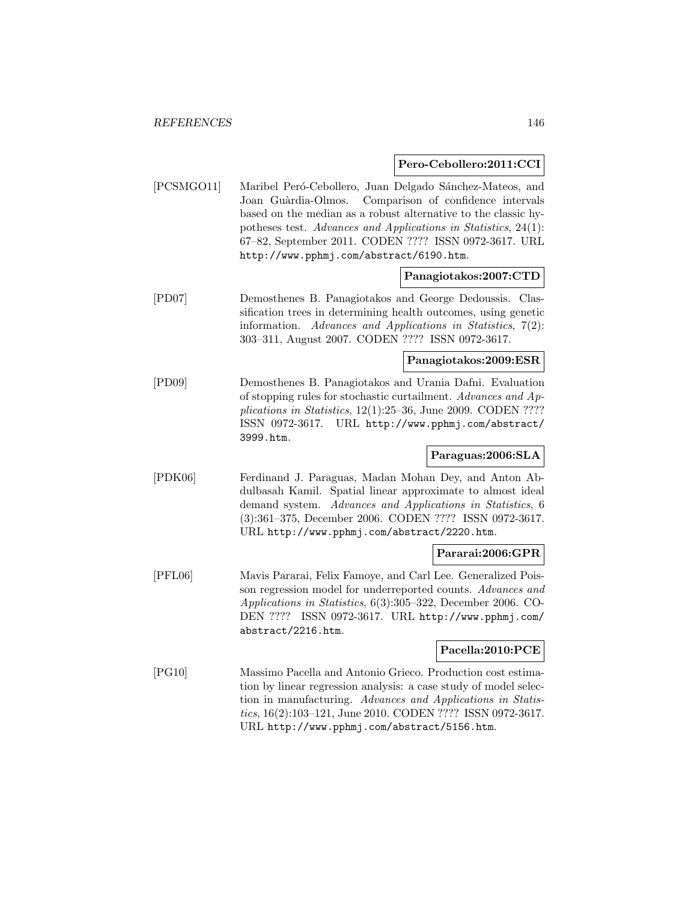**Pero-Cebollero:2011:CCI**

[PCSMGO11] Maribel Peró-Cebollero, Juan Delgado Sánchez-Mateos, and Joan Guàrdia-Olmos. Comparison of confidence intervals based on the median as a robust alternative to the classic hypotheses test. *Advances and Applications in Statistics*, 24(1): 67–82, September 2011. CODEN ???? ISSN 0972-3617. URL http://www.pphmj.com/abstract/6190.htm.

**Panagiotakos:2007:CTD**

[PD07] Demosthenes B. Panagiotakos and George Dedoussis. Classification trees in determining health outcomes, using genetic information. *Advances and Applications in Statistics*, 7(2): 303–311, August 2007. CODEN ???? ISSN 0972-3617.

**Panagiotakos:2009:ESR**

[PD09] Demosthenes B. Panagiotakos and Urania Dafni. Evaluation of stopping rules for stochastic curtailment. *Advances and Applications in Statistics*, 12(1):25–36, June 2009. CODEN ???? ISSN 0972-3617. URL http://www.pphmj.com/abstract/3999.htm.

**Paraguas:2006:SLA**

[PDK06] Ferdinand J. Paraguas, Madan Mohan Dey, and Anton Abdulbasah Kamil. Spatial linear approximate to almost ideal demand system. *Advances and Applications in Statistics*, 6 (3):361–375, December 2006. CODEN ???? ISSN 0972-3617. URL http://www.pphmj.com/abstract/2220.htm.

**Pararai:2006:GPR**

[PFL06] Mavis Pararai, Felix Famoye, and Carl Lee. Generalized Poisson regression model for underreported counts. *Advances and Applications in Statistics*, 6(3):305–322, December 2006. CODEN ???? ISSN 0972-3617. URL http://www.pphmj.com/abstract/2216.htm.

**Pacella:2010:PCE**

[PG10] Massimo Pacella and Antonio Grieco. Production cost estimation by linear regression analysis: a case study of model selection in manufacturing. *Advances and Applications in Statistics*, 16(2):103–121, June 2010. CODEN ???? ISSN 0972-3617. URL http://www.pphmj.com/abstract/5156.htm.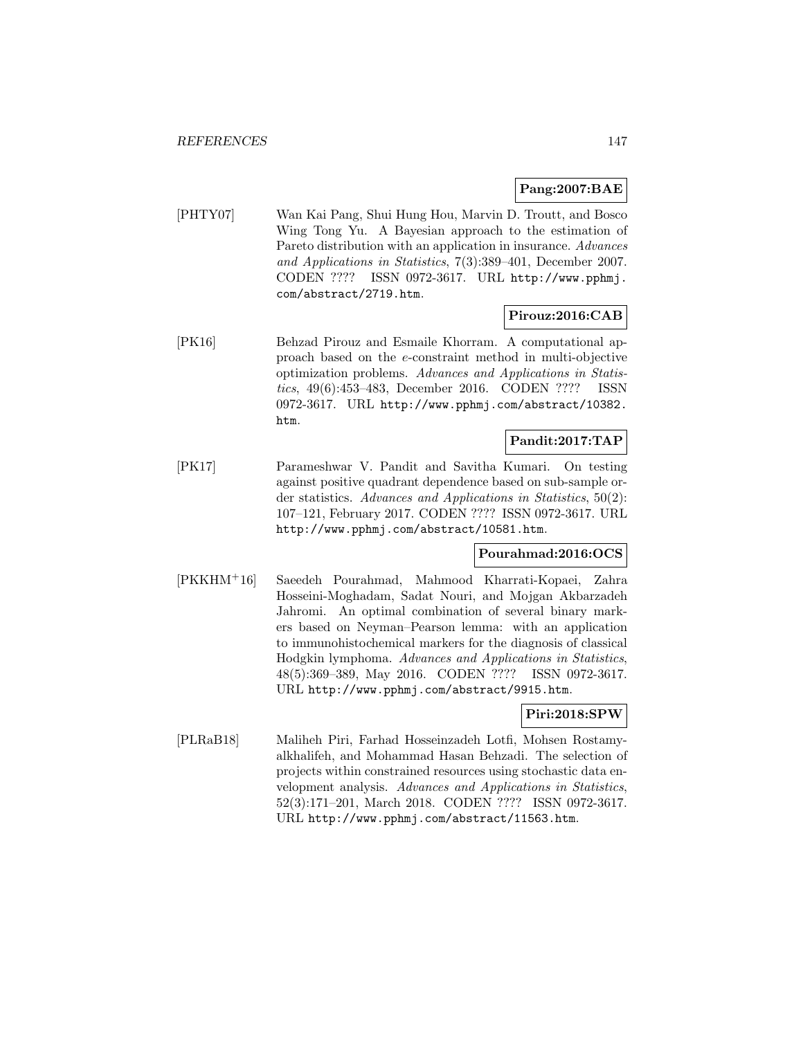**Pang:2007:BAE**

[PHTY07] Wan Kai Pang, Shui Hung Hou, Marvin D. Troutt, and Bosco Wing Tong Yu. A Bayesian approach to the estimation of Pareto distribution with an application in insurance. *Advances and Applications in Statistics*, 7(3):389–401, December 2007. CODEN ???? ISSN 0972-3617. URL `http://www.pphmj.com/abstract/2719.htm`.

**Pirouz:2016:CAB**

[PK16] Behzad Pirouz and Esmaile Khorram. A computational approach based on the $e$-constraint method in multi-objective optimization problems. *Advances and Applications in Statistics*, 49(6):453–483, December 2016. CODEN ???? ISSN 0972-3617. URL `http://www.pphmj.com/abstract/10382.htm`.

**Pandit:2017:TAP**

[PK17] Parameshwar V. Pandit and Savitha Kumari. On testing against positive quadrant dependence based on sub-sample order statistics. *Advances and Applications in Statistics*, 50(2): 107–121, February 2017. CODEN ???? ISSN 0972-3617. URL `http://www.pphmj.com/abstract/10581.htm`.

**Pourahmad:2016:OCS**

[PKKHM+16] Saeedeh Pourahmad, Mahmood Kharrati-Kopaei, Zahra Hosseini-Moghadam, Sadat Nouri, and Mojgan Akbarzadeh Jahromi. An optimal combination of several binary markers based on Neyman–Pearson lemma: with an application to immunohistochemical markers for the diagnosis of classical Hodgkin lymphoma. *Advances and Applications in Statistics*, 48(5):369–389, May 2016. CODEN ???? ISSN 0972-3617. URL `http://www.pphmj.com/abstract/9915.htm`.

**Piri:2018:SPW**

[PLRaB18] Maliheh Piri, Farhad Hosseinzadeh Lotfi, Mohsen Rostamy-alkhalifeh, and Mohammad Hasan Behzadi. The selection of projects within constrained resources using stochastic data envelopment analysis. *Advances and Applications in Statistics*, 52(3):171–201, March 2018. CODEN ???? ISSN 0972-3617. URL `http://www.pphmj.com/abstract/11563.htm`.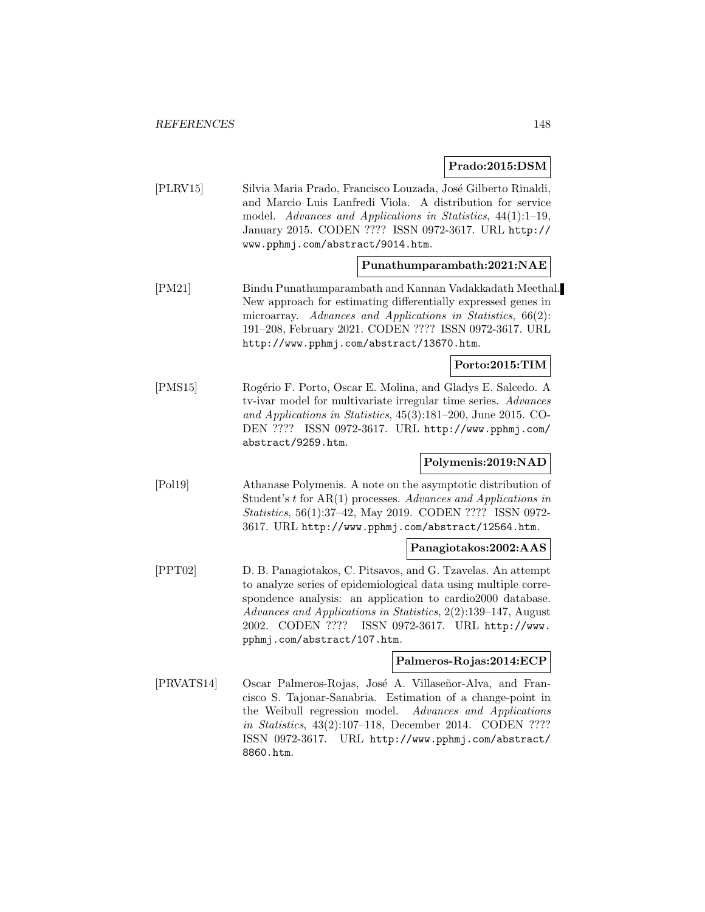**Prado:2015:DSM**

[PLRV15] Silvia Maria Prado, Francisco Louzada, José Gilberto Rinaldi, and Marcio Luis Lanfredi Viola. A distribution for service model. *Advances and Applications in Statistics*, 44(1):1–19, January 2015. CODEN ???? ISSN 0972-3617. URL http://www.pphmj.com/abstract/9014.htm.

**Punathumparambath:2021:NAE**

[PM21] Bindu Punathumparambath and Kannan Vadakkadath Meethal. New approach for estimating differentially expressed genes in microarray. *Advances and Applications in Statistics*, 66(2): 191–208, February 2021. CODEN ???? ISSN 0972-3617. URL http://www.pphmj.com/abstract/13670.htm.

**Porto:2015:TIM**

[PMS15] Rogério F. Porto, Oscar E. Molina, and Gladys E. Salcedo. A tv-ivar model for multivariate irregular time series. *Advances and Applications in Statistics*, 45(3):181–200, June 2015. CODEN ???? ISSN 0972-3617. URL http://www.pphmj.com/abstract/9259.htm.

**Polymenis:2019:NAD**

[Pol19] Athanase Polymenis. A note on the asymptotic distribution of Student's $t$ for AR(1) processes. *Advances and Applications in Statistics*, 56(1):37–42, May 2019. CODEN ???? ISSN 0972-3617. URL http://www.pphmj.com/abstract/12564.htm.

**Panagiotakos:2002:AAS**

[PPT02] D. B. Panagiotakos, C. Pitsavos, and G. Tzavelas. An attempt to analyze series of epidemiological data using multiple correspondence analysis: an application to cardio2000 database. *Advances and Applications in Statistics*, 2(2):139–147, August 2002. CODEN ???? ISSN 0972-3617. URL http://www.pphmj.com/abstract/107.htm.

**Palmeros-Rojas:2014:ECP**

[PRVATS14] Oscar Palmeros-Rojas, José A. Villaseñor-Alva, and Francisco S. Tajonar-Sanabria. Estimation of a change-point in the Weibull regression model. *Advances and Applications in Statistics*, 43(2):107–118, December 2014. CODEN ???? ISSN 0972-3617. URL http://www.pphmj.com/abstract/8860.htm.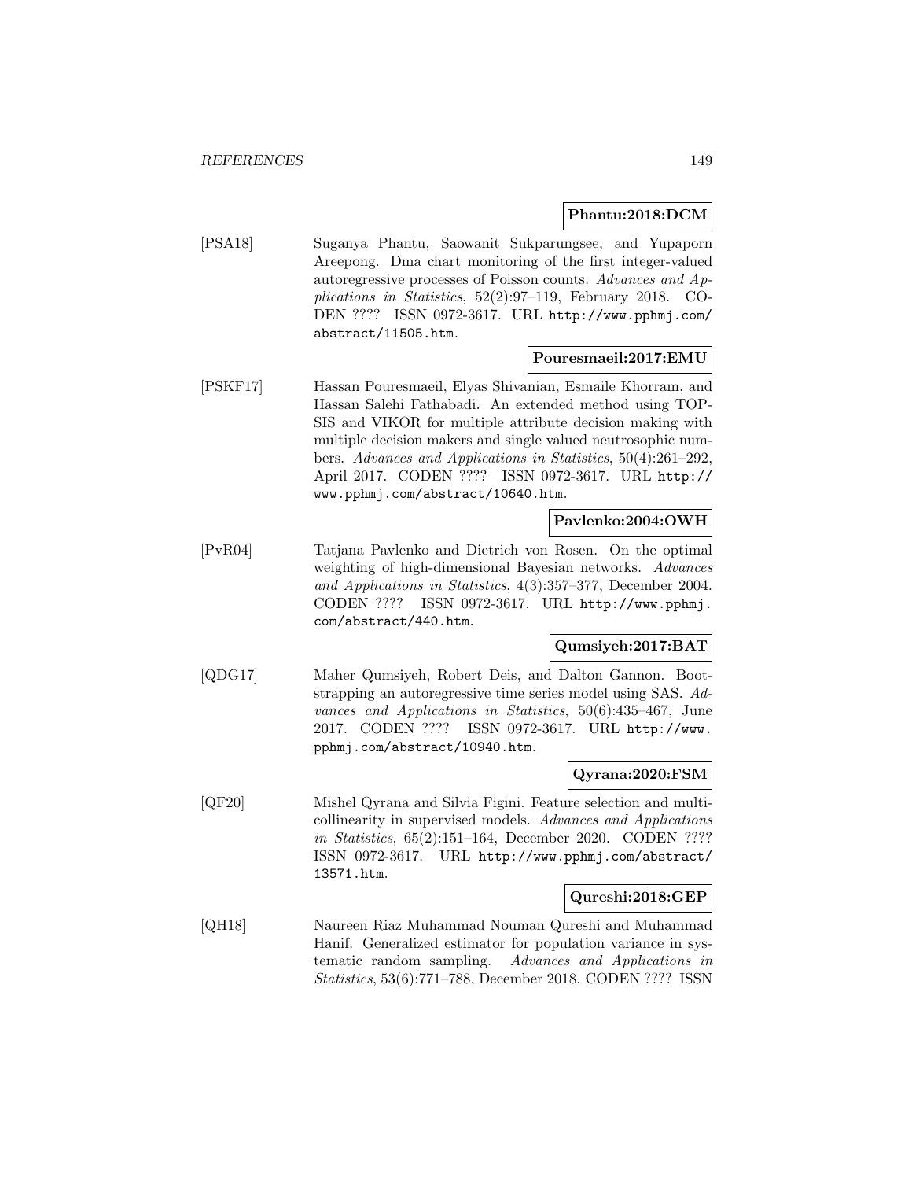**Phantu:2018:DCM**

[PSA18] Suganya Phantu, Saowanit Sukparungsee, and Yupaporn Areepong. Dma chart monitoring of the first integer-valued autoregressive processes of Poisson counts. *Advances and Applications in Statistics*, 52(2):97–119, February 2018. CODEN ???? ISSN 0972-3617. URL `http://www.pphmj.com/abstract/11505.htm`.

**Pouresmaeil:2017:EMU**

[PSKF17] Hassan Pouresmaeil, Elyas Shivanian, Esmaile Khorram, and Hassan Salehi Fathabadi. An extended method using TOPSIS and VIKOR for multiple attribute decision making with multiple decision makers and single valued neutrosophic numbers. *Advances and Applications in Statistics*, 50(4):261–292, April 2017. CODEN ???? ISSN 0972-3617. URL `http://www.pphmj.com/abstract/10640.htm`.

**Pavlenko:2004:OWH**

[PvR04] Tatjana Pavlenko and Dietrich von Rosen. On the optimal weighting of high-dimensional Bayesian networks. *Advances and Applications in Statistics*, 4(3):357–377, December 2004. CODEN ???? ISSN 0972-3617. URL `http://www.pphmj.com/abstract/440.htm`.

**Qumsiyeh:2017:BAT**

[QDG17] Maher Qumsiyeh, Robert Deis, and Dalton Gannon. Bootstrapping an autoregressive time series model using SAS. *Advances and Applications in Statistics*, 50(6):435–467, June 2017. CODEN ???? ISSN 0972-3617. URL `http://www.pphmj.com/abstract/10940.htm`.

**Qyrana:2020:FSM**

[QF20] Mishel Qyrana and Silvia Figini. Feature selection and multicollinearity in supervised models. *Advances and Applications in Statistics*, 65(2):151–164, December 2020. CODEN ???? ISSN 0972-3617. URL `http://www.pphmj.com/abstract/13571.htm`.

**Qureshi:2018:GEP**

[QH18] Naureen Riaz Muhammad Nouman Qureshi and Muhammad Hanif. Generalized estimator for population variance in systematic random sampling. *Advances and Applications in Statistics*, 53(6):771–788, December 2018. CODEN ???? ISSN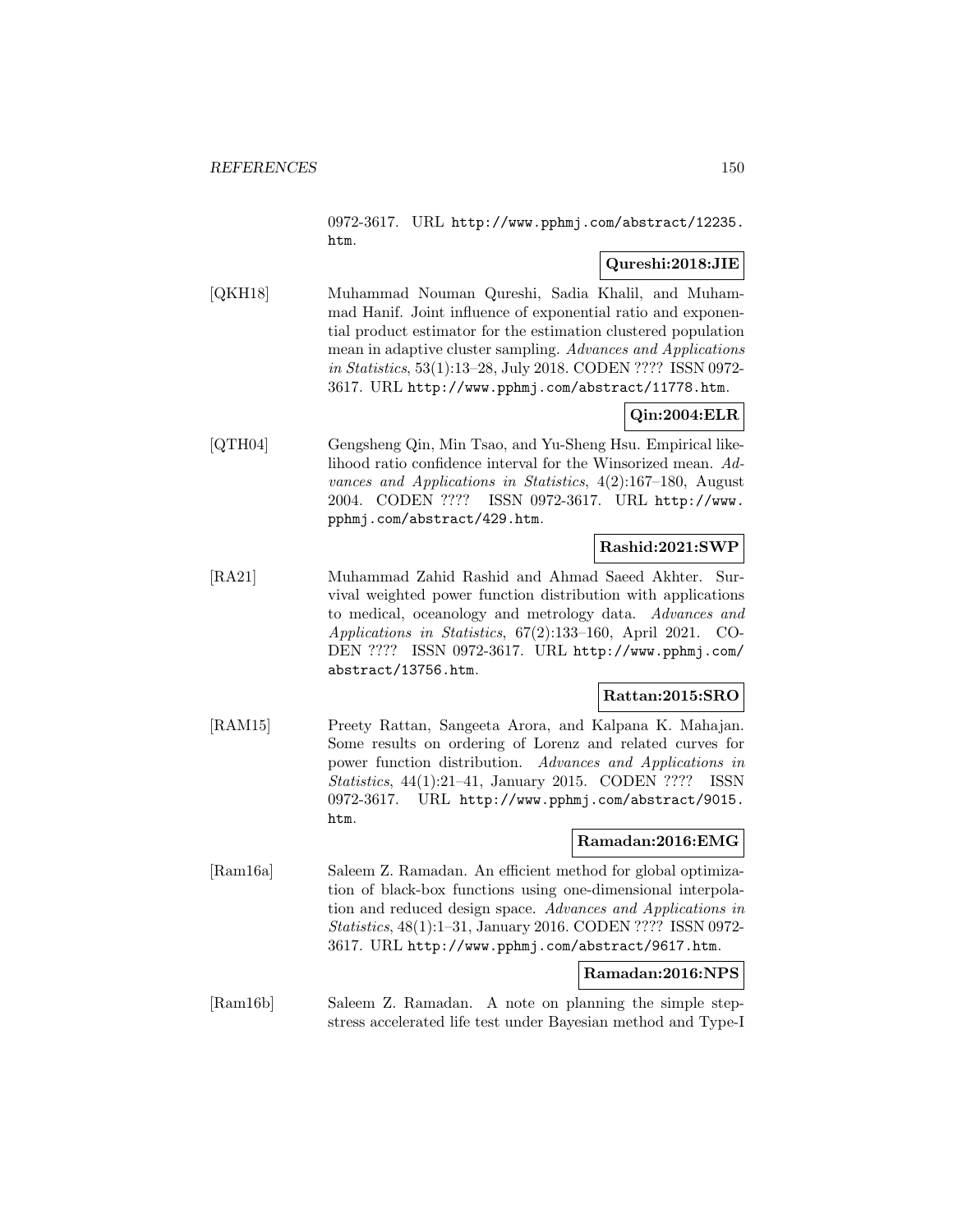0972-3617. URL http://www.pphmj.com/abstract/12235.htm.

**Qureshi:2018:JIE**

[QKH18] Muhammad Nouman Qureshi, Sadia Khalil, and Muhammad Hanif. Joint influence of exponential ratio and exponential product estimator for the estimation clustered population mean in adaptive cluster sampling. *Advances and Applications in Statistics*, 53(1):13–28, July 2018. CODEN ???? ISSN 0972-3617. URL http://www.pphmj.com/abstract/11778.htm.

**Qin:2004:ELR**

[QTH04] Gengsheng Qin, Min Tsao, and Yu-Sheng Hsu. Empirical likelihood ratio confidence interval for the Winsorized mean. *Advances and Applications in Statistics*, 4(2):167–180, August 2004. CODEN ???? ISSN 0972-3617. URL http://www.pphmj.com/abstract/429.htm.

**Rashid:2021:SWP**

[RA21] Muhammad Zahid Rashid and Ahmad Saeed Akhter. Survival weighted power function distribution with applications to medical, oceanology and metrology data. *Advances and Applications in Statistics*, 67(2):133–160, April 2021. CODEN ???? ISSN 0972-3617. URL http://www.pphmj.com/abstract/13756.htm.

**Rattan:2015:SRO**

[RAM15] Preety Rattan, Sangeeta Arora, and Kalpana K. Mahajan. Some results on ordering of Lorenz and related curves for power function distribution. *Advances and Applications in Statistics*, 44(1):21–41, January 2015. CODEN ???? ISSN 0972-3617. URL http://www.pphmj.com/abstract/9015.htm.

**Ramadan:2016:EMG**

[Ram16a] Saleem Z. Ramadan. An efficient method for global optimization of black-box functions using one-dimensional interpolation and reduced design space. *Advances and Applications in Statistics*, 48(1):1–31, January 2016. CODEN ???? ISSN 0972-3617. URL http://www.pphmj.com/abstract/9617.htm.

**Ramadan:2016:NPS**

[Ram16b] Saleem Z. Ramadan. A note on planning the simple step-stress accelerated life test under Bayesian method and Type-I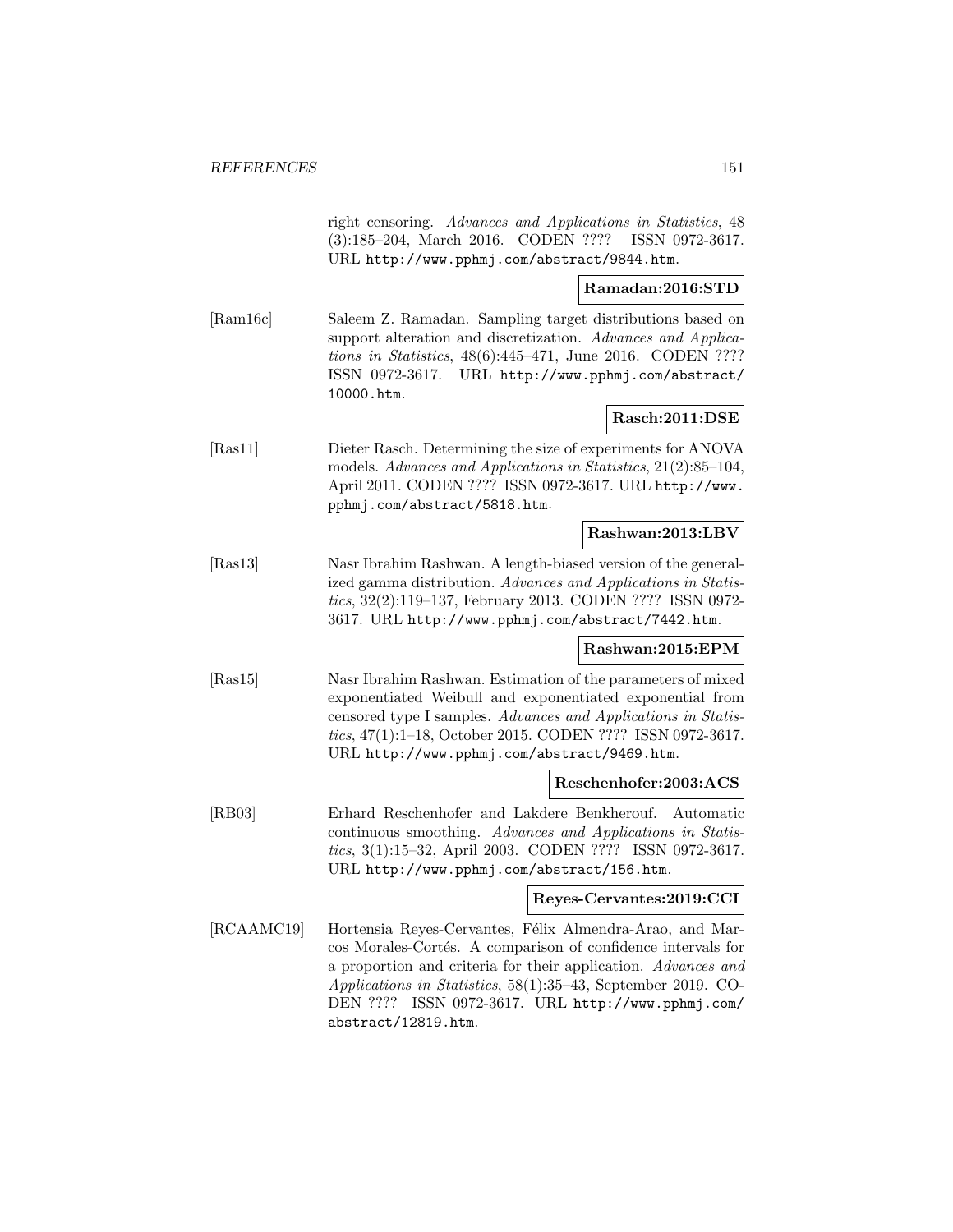right censoring. *Advances and Applications in Statistics*, 48 (3):185–204, March 2016. CODEN ???? ISSN 0972-3617. URL http://www.pphmj.com/abstract/9844.htm.

**Ramadan:2016:STD**

[Ram16c] Saleem Z. Ramadan. Sampling target distributions based on support alteration and discretization. *Advances and Applications in Statistics*, 48(6):445–471, June 2016. CODEN ???? ISSN 0972-3617. URL http://www.pphmj.com/abstract/10000.htm.

**Rasch:2011:DSE**

[Ras11] Dieter Rasch. Determining the size of experiments for ANOVA models. *Advances and Applications in Statistics*, 21(2):85–104, April 2011. CODEN ???? ISSN 0972-3617. URL http://www.pphmj.com/abstract/5818.htm.

**Rashwan:2013:LBV**

[Ras13] Nasr Ibrahim Rashwan. A length-biased version of the generalized gamma distribution. *Advances and Applications in Statistics*, 32(2):119–137, February 2013. CODEN ???? ISSN 0972-3617. URL http://www.pphmj.com/abstract/7442.htm.

**Rashwan:2015:EPM**

[Ras15] Nasr Ibrahim Rashwan. Estimation of the parameters of mixed exponentiated Weibull and exponentiated exponential from censored type I samples. *Advances and Applications in Statistics*, 47(1):1–18, October 2015. CODEN ???? ISSN 0972-3617. URL http://www.pphmj.com/abstract/9469.htm.

**Reschenhofer:2003:ACS**

[RB03] Erhard Reschenhofer and Lakdere Benkherouf. Automatic continuous smoothing. *Advances and Applications in Statistics*, 3(1):15–32, April 2003. CODEN ???? ISSN 0972-3617. URL http://www.pphmj.com/abstract/156.htm.

**Reyes-Cervantes:2019:CCI**

[RCAAMC19] Hortensia Reyes-Cervantes, Félix Almendra-Arao, and Marcos Morales-Cortés. A comparison of confidence intervals for a proportion and criteria for their application. *Advances and Applications in Statistics*, 58(1):35–43, September 2019. CODEN ???? ISSN 0972-3617. URL http://www.pphmj.com/abstract/12819.htm.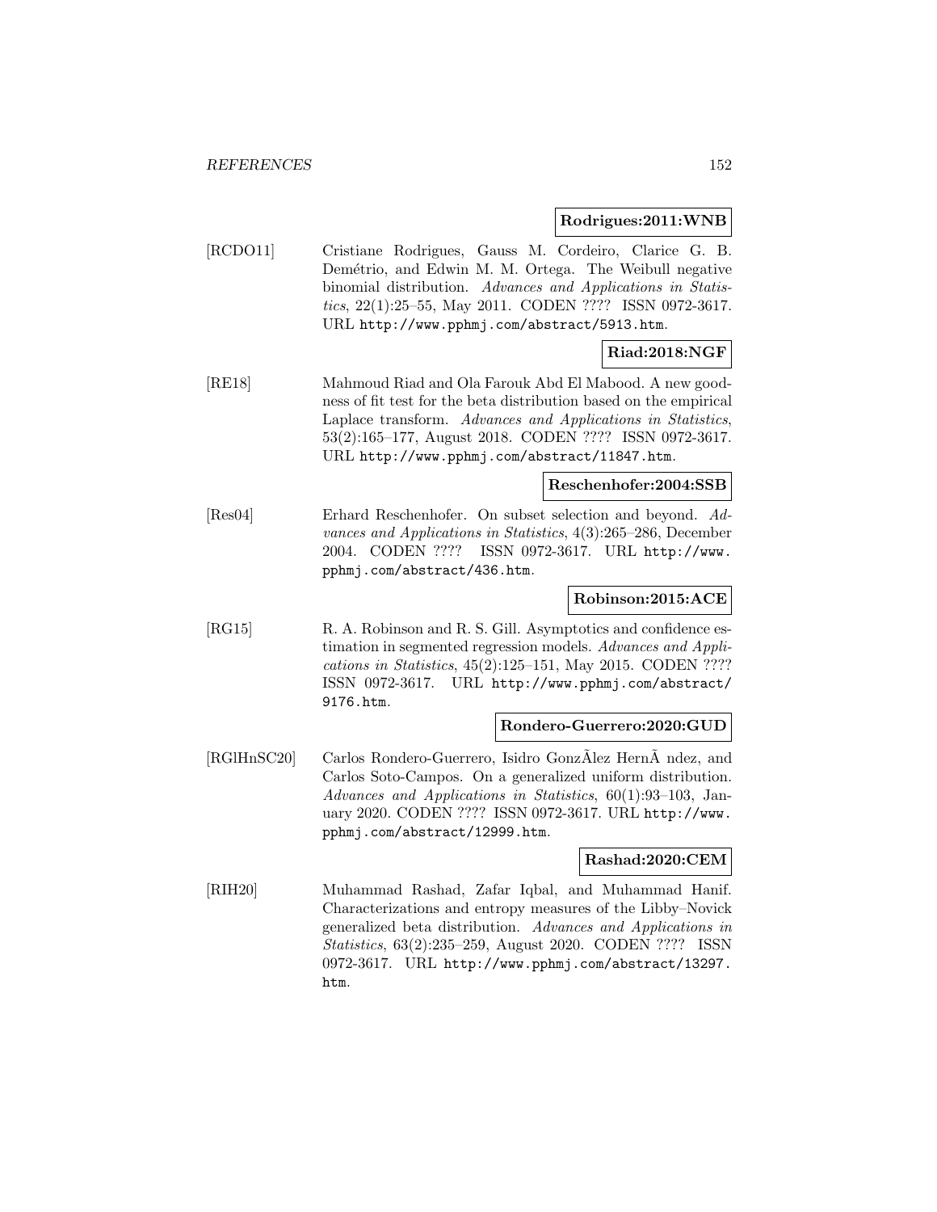**Rodrigues:2011:WNB**

[RCDO11] Cristiane Rodrigues, Gauss M. Cordeiro, Clarice G. B. Demétrio, and Edwin M. M. Ortega. The Weibull negative binomial distribution. *Advances and Applications in Statistics*, 22(1):25–55, May 2011. CODEN ???? ISSN 0972-3617. URL http://www.pphmj.com/abstract/5913.htm.

**Riad:2018:NGF**

[RE18] Mahmoud Riad and Ola Farouk Abd El Mabood. A new goodness of fit test for the beta distribution based on the empirical Laplace transform. *Advances and Applications in Statistics*, 53(2):165–177, August 2018. CODEN ???? ISSN 0972-3617. URL http://www.pphmj.com/abstract/11847.htm.

**Reschenhofer:2004:SSB**

[Res04] Erhard Reschenhofer. On subset selection and beyond. *Advances and Applications in Statistics*, 4(3):265–286, December 2004. CODEN ???? ISSN 0972-3617. URL http://www.pphmj.com/abstract/436.htm.

**Robinson:2015:ACE**

[RG15] R. A. Robinson and R. S. Gill. Asymptotics and confidence estimation in segmented regression models. *Advances and Applications in Statistics*, 45(2):125–151, May 2015. CODEN ???? ISSN 0972-3617. URL http://www.pphmj.com/abstract/9176.htm.

**Rondero-Guerrero:2020:GUD**

[RGlHnSC20] Carlos Rondero-Guerrero, Isidro GonzÃlez HernÃ ndez, and Carlos Soto-Campos. On a generalized uniform distribution. *Advances and Applications in Statistics*, 60(1):93–103, January 2020. CODEN ???? ISSN 0972-3617. URL http://www.pphmj.com/abstract/12999.htm.

**Rashad:2020:CEM**

[RIH20] Muhammad Rashad, Zafar Iqbal, and Muhammad Hanif. Characterizations and entropy measures of the Libby–Novick generalized beta distribution. *Advances and Applications in Statistics*, 63(2):235–259, August 2020. CODEN ???? ISSN 0972-3617. URL http://www.pphmj.com/abstract/13297.htm.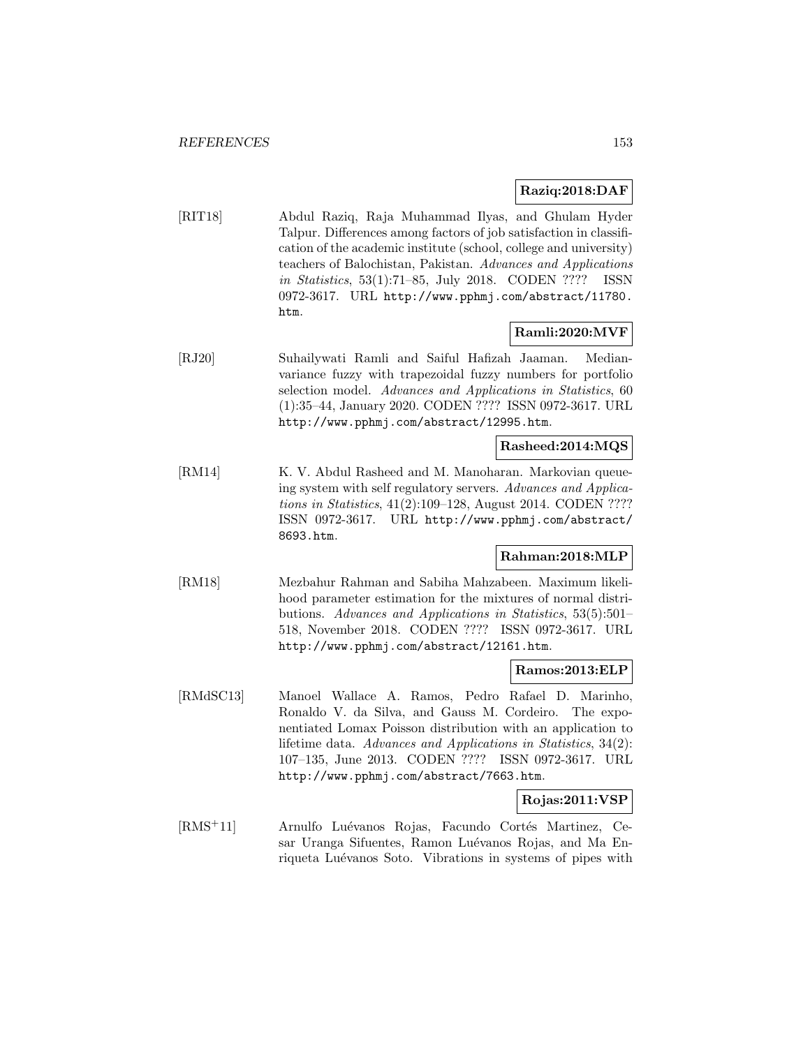**Raziq:2018:DAF**

[RIT18] Abdul Raziq, Raja Muhammad Ilyas, and Ghulam Hyder Talpur. Differences among factors of job satisfaction in classification of the academic institute (school, college and university) teachers of Balochistan, Pakistan. *Advances and Applications in Statistics*, 53(1):71–85, July 2018. CODEN ???? ISSN 0972-3617. URL http://www.pphmj.com/abstract/11780.htm.

**Ramli:2020:MVF**

[RJ20] Suhailywati Ramli and Saiful Hafizah Jaaman. Median-variance fuzzy with trapezoidal fuzzy numbers for portfolio selection model. *Advances and Applications in Statistics*, 60 (1):35–44, January 2020. CODEN ???? ISSN 0972-3617. URL http://www.pphmj.com/abstract/12995.htm.

**Rasheed:2014:MQS**

[RM14] K. V. Abdul Rasheed and M. Manoharan. Markovian queueing system with self regulatory servers. *Advances and Applications in Statistics*, 41(2):109–128, August 2014. CODEN ???? ISSN 0972-3617. URL http://www.pphmj.com/abstract/8693.htm.

**Rahman:2018:MLP**

[RM18] Mezbahur Rahman and Sabiha Mahzabeen. Maximum likelihood parameter estimation for the mixtures of normal distributions. *Advances and Applications in Statistics*, 53(5):501–518, November 2018. CODEN ???? ISSN 0972-3617. URL http://www.pphmj.com/abstract/12161.htm.

**Ramos:2013:ELP**

[RMdSC13] Manoel Wallace A. Ramos, Pedro Rafael D. Marinho, Ronaldo V. da Silva, and Gauss M. Cordeiro. The exponentiated Lomax Poisson distribution with an application to lifetime data. *Advances and Applications in Statistics*, 34(2): 107–135, June 2013. CODEN ???? ISSN 0972-3617. URL http://www.pphmj.com/abstract/7663.htm.

**Rojas:2011:VSP**

[RMS+11] Arnulfo Luévanos Rojas, Facundo Cortés Martinez, Cesar Uranga Sifuentes, Ramon Luévanos Rojas, and Ma Enriqueta Luévanos Soto. Vibrations in systems of pipes with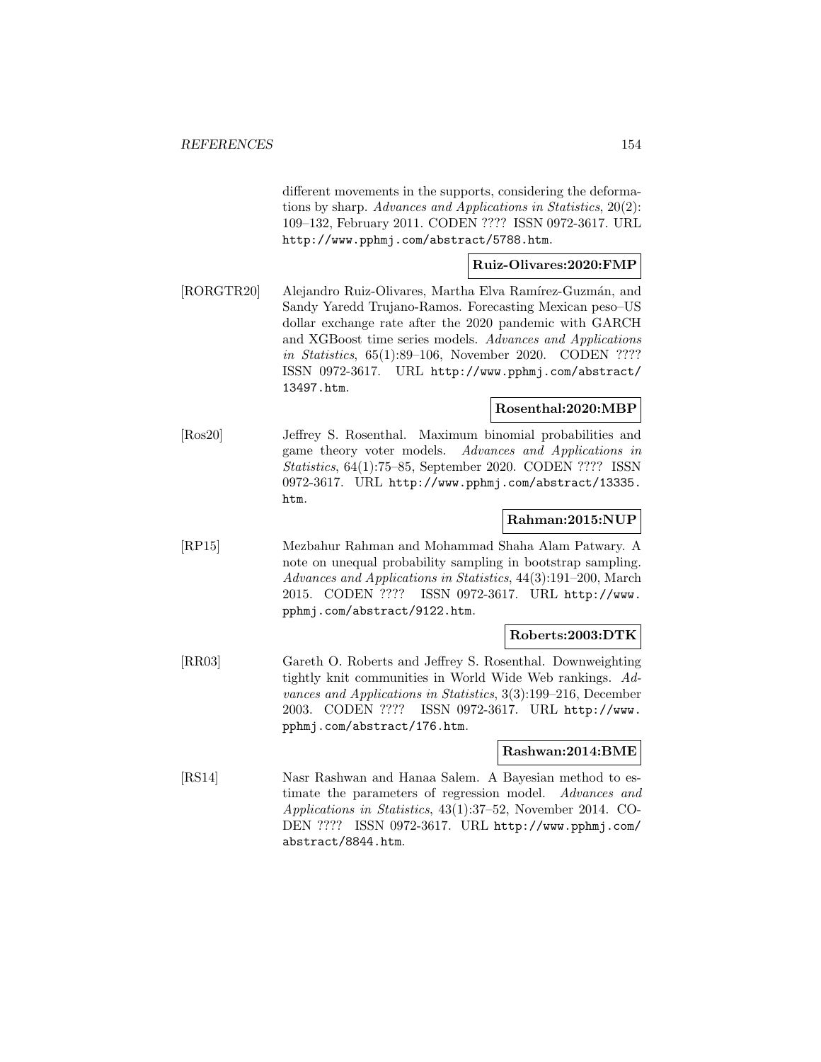different movements in the supports, considering the deformations by sharp. *Advances and Applications in Statistics*, 20(2): 109–132, February 2011. CODEN ???? ISSN 0972-3617. URL http://www.pphmj.com/abstract/5788.htm.

**Ruiz-Olivares:2020:FMP**

[RORGTR20] Alejandro Ruiz-Olivares, Martha Elva Ramírez-Guzmán, and Sandy Yaredd Trujano-Ramos. Forecasting Mexican peso–US dollar exchange rate after the 2020 pandemic with GARCH and XGBoost time series models. *Advances and Applications in Statistics*, 65(1):89–106, November 2020. CODEN ???? ISSN 0972-3617. URL http://www.pphmj.com/abstract/13497.htm.

**Rosenthal:2020:MBP**

[Ros20] Jeffrey S. Rosenthal. Maximum binomial probabilities and game theory voter models. *Advances and Applications in Statistics*, 64(1):75–85, September 2020. CODEN ???? ISSN 0972-3617. URL http://www.pphmj.com/abstract/13335.htm.

**Rahman:2015:NUP**

[RP15] Mezbahur Rahman and Mohammad Shaha Alam Patwary. A note on unequal probability sampling in bootstrap sampling. *Advances and Applications in Statistics*, 44(3):191–200, March 2015. CODEN ???? ISSN 0972-3617. URL http://www.pphmj.com/abstract/9122.htm.

**Roberts:2003:DTK**

[RR03] Gareth O. Roberts and Jeffrey S. Rosenthal. Downweighting tightly knit communities in World Wide Web rankings. *Advances and Applications in Statistics*, 3(3):199–216, December 2003. CODEN ???? ISSN 0972-3617. URL http://www.pphmj.com/abstract/176.htm.

**Rashwan:2014:BME**

[RS14] Nasr Rashwan and Hanaa Salem. A Bayesian method to estimate the parameters of regression model. *Advances and Applications in Statistics*, 43(1):37–52, November 2014. CODEN ???? ISSN 0972-3617. URL http://www.pphmj.com/abstract/8844.htm.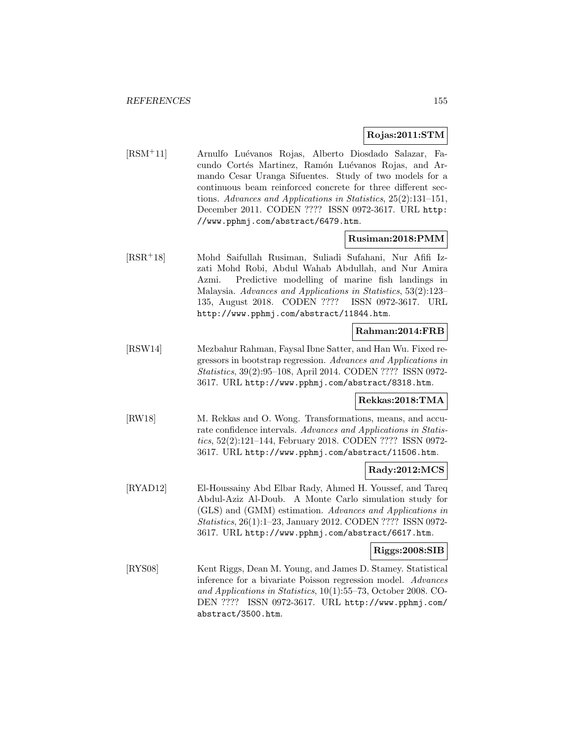**Rojas:2011:STM**

[RSM[+]11] Arnulfo Luévanos Rojas, Alberto Diosdado Salazar, Facundo Cortés Martinez, Ramón Luévanos Rojas, and Armando Cesar Uranga Sifuentes. Study of two models for a continuous beam reinforced concrete for three different sections. *Advances and Applications in Statistics*, 25(2):131–151, December 2011. CODEN ???? ISSN 0972-3617. URL http://www.pphmj.com/abstract/6479.htm.

**Rusiman:2018:PMM**

[RSR[+]18] Mohd Saifullah Rusiman, Suliadi Sufahani, Nur Afifi Izzati Mohd Robi, Abdul Wahab Abdullah, and Nur Amira Azmi. Predictive modelling of marine fish landings in Malaysia. *Advances and Applications in Statistics*, 53(2):123–135, August 2018. CODEN ???? ISSN 0972-3617. URL http://www.pphmj.com/abstract/11844.htm.

**Rahman:2014:FRB**

[RSW14] Mezbahur Rahman, Faysal Ibne Satter, and Han Wu. Fixed regressors in bootstrap regression. *Advances and Applications in Statistics*, 39(2):95–108, April 2014. CODEN ???? ISSN 0972-3617. URL http://www.pphmj.com/abstract/8318.htm.

**Rekkas:2018:TMA**

[RW18] M. Rekkas and O. Wong. Transformations, means, and accurate confidence intervals. *Advances and Applications in Statistics*, 52(2):121–144, February 2018. CODEN ???? ISSN 0972-3617. URL http://www.pphmj.com/abstract/11506.htm.

**Rady:2012:MCS**

[RYAD12] El-Houssainy Abd Elbar Rady, Ahmed H. Youssef, and Tareq Abdul-Aziz Al-Doub. A Monte Carlo simulation study for (GLS) and (GMM) estimation. *Advances and Applications in Statistics*, 26(1):1–23, January 2012. CODEN ???? ISSN 0972-3617. URL http://www.pphmj.com/abstract/6617.htm.

**Riggs:2008:SIB**

[RYS08] Kent Riggs, Dean M. Young, and James D. Stamey. Statistical inference for a bivariate Poisson regression model. *Advances and Applications in Statistics*, 10(1):55–73, October 2008. CODEN ???? ISSN 0972-3617. URL http://www.pphmj.com/abstract/3500.htm.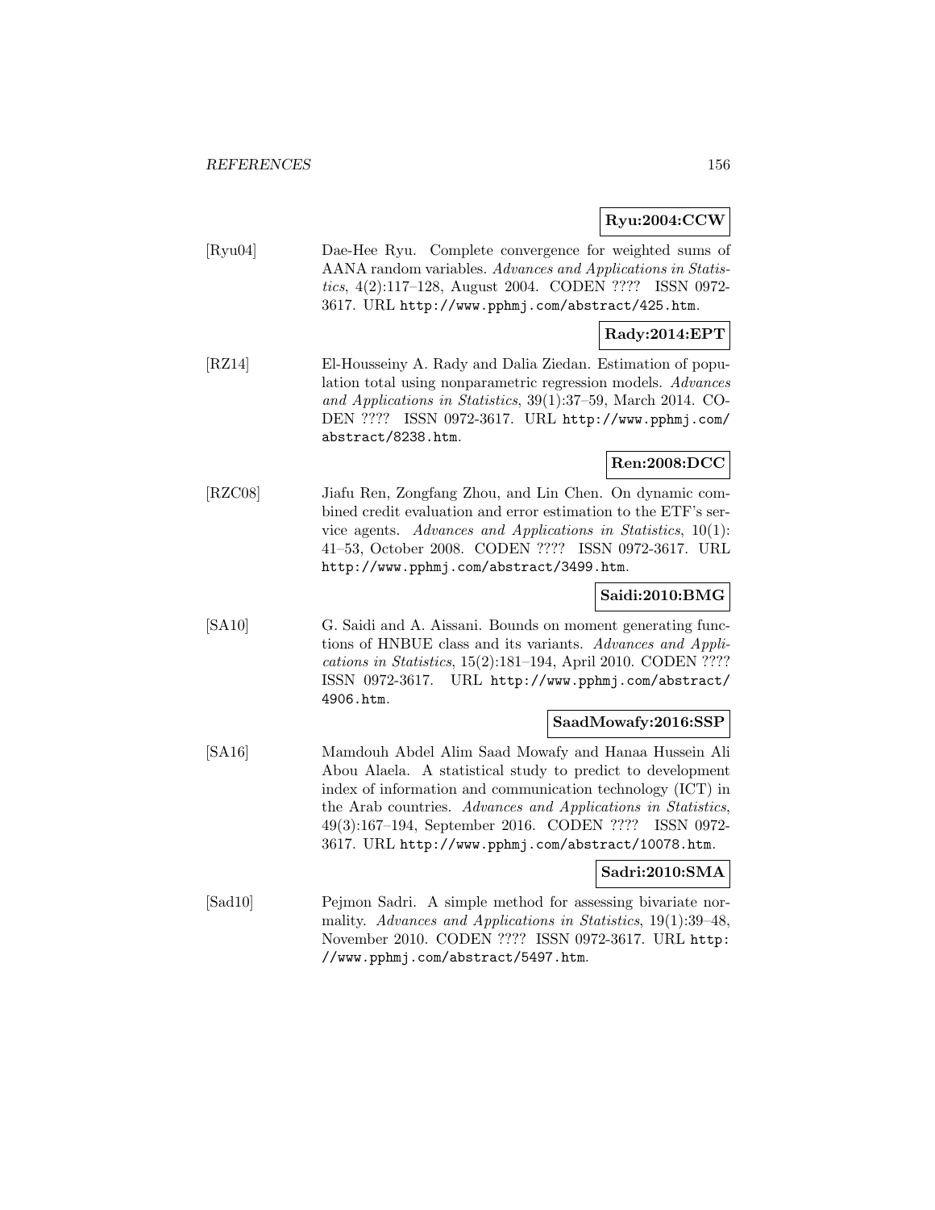**Ryu:2004:CCW**

[Ryu04] Dae-Hee Ryu. Complete convergence for weighted sums of AANA random variables. *Advances and Applications in Statistics*, 4(2):117–128, August 2004. CODEN ???? ISSN 0972-3617. URL http://www.pphmj.com/abstract/425.htm.

**Rady:2014:EPT**

[RZ14] El-Housseiny A. Rady and Dalia Ziedan. Estimation of population total using nonparametric regression models. *Advances and Applications in Statistics*, 39(1):37–59, March 2014. CODEN ???? ISSN 0972-3617. URL http://www.pphmj.com/abstract/8238.htm.

**Ren:2008:DCC**

[RZC08] Jiafu Ren, Zongfang Zhou, and Lin Chen. On dynamic combined credit evaluation and error estimation to the ETF's service agents. *Advances and Applications in Statistics*, 10(1): 41–53, October 2008. CODEN ???? ISSN 0972-3617. URL http://www.pphmj.com/abstract/3499.htm.

**Saidi:2010:BMG**

[SA10] G. Saidi and A. Aissani. Bounds on moment generating functions of HNBUE class and its variants. *Advances and Applications in Statistics*, 15(2):181–194, April 2010. CODEN ???? ISSN 0972-3617. URL http://www.pphmj.com/abstract/4906.htm.

**SaadMowafy:2016:SSP**

[SA16] Mamdouh Abdel Alim Saad Mowafy and Hanaa Hussein Ali Abou Alaela. A statistical study to predict to development index of information and communication technology (ICT) in the Arab countries. *Advances and Applications in Statistics*, 49(3):167–194, September 2016. CODEN ???? ISSN 0972-3617. URL http://www.pphmj.com/abstract/10078.htm.

**Sadri:2010:SMA**

[Sad10] Pejmon Sadri. A simple method for assessing bivariate normality. *Advances and Applications in Statistics*, 19(1):39–48, November 2010. CODEN ???? ISSN 0972-3617. URL http://www.pphmj.com/abstract/5497.htm.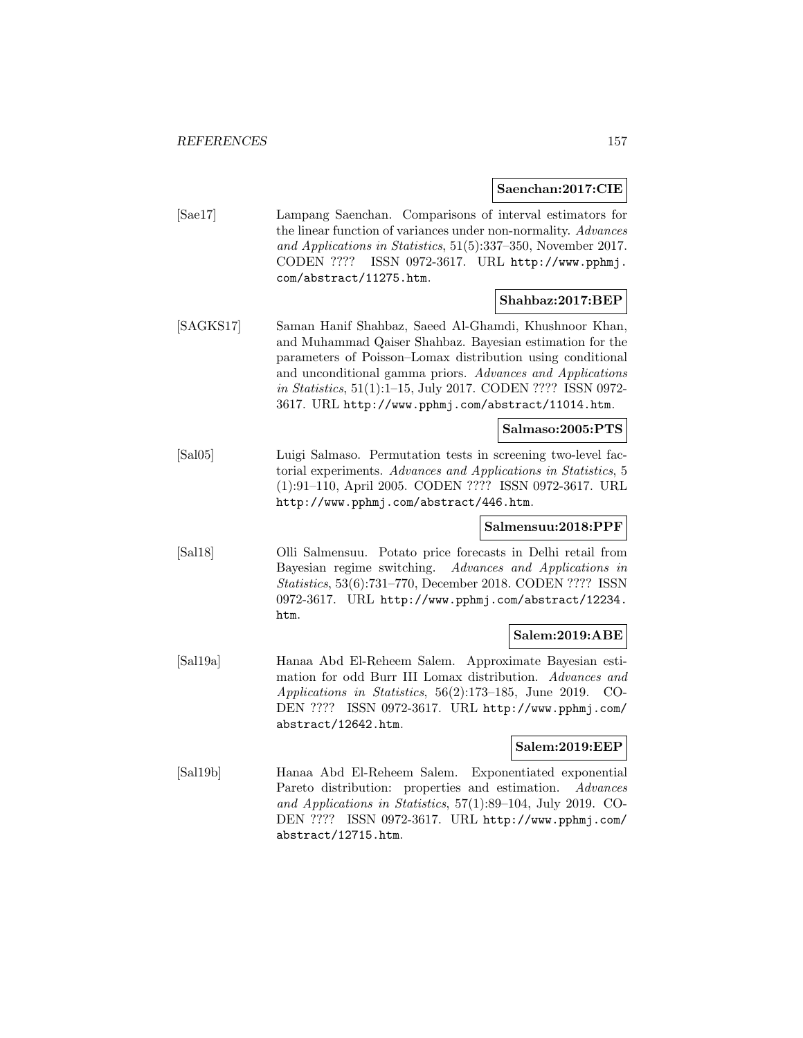**Saenchan:2017:CIE**

[Sae17] Lampang Saenchan. Comparisons of interval estimators for the linear function of variances under non-normality. *Advances and Applications in Statistics*, 51(5):337–350, November 2017. CODEN ???? ISSN 0972-3617. URL http://www.pphmj.com/abstract/11275.htm.

**Shahbaz:2017:BEP**

[SAGKS17] Saman Hanif Shahbaz, Saeed Al-Ghamdi, Khushnoor Khan, and Muhammad Qaiser Shahbaz. Bayesian estimation for the parameters of Poisson–Lomax distribution using conditional and unconditional gamma priors. *Advances and Applications in Statistics*, 51(1):1–15, July 2017. CODEN ???? ISSN 0972-3617. URL http://www.pphmj.com/abstract/11014.htm.

**Salmaso:2005:PTS**

[Sal05] Luigi Salmaso. Permutation tests in screening two-level factorial experiments. *Advances and Applications in Statistics*, 5 (1):91–110, April 2005. CODEN ???? ISSN 0972-3617. URL http://www.pphmj.com/abstract/446.htm.

**Salmensuu:2018:PPF**

[Sal18] Olli Salmensuu. Potato price forecasts in Delhi retail from Bayesian regime switching. *Advances and Applications in Statistics*, 53(6):731–770, December 2018. CODEN ???? ISSN 0972-3617. URL http://www.pphmj.com/abstract/12234.htm.

**Salem:2019:ABE**

[Sal19a] Hanaa Abd El-Reheem Salem. Approximate Bayesian estimation for odd Burr III Lomax distribution. *Advances and Applications in Statistics*, 56(2):173–185, June 2019. CODEN ???? ISSN 0972-3617. URL http://www.pphmj.com/abstract/12642.htm.

**Salem:2019:EEP**

[Sal19b] Hanaa Abd El-Reheem Salem. Exponentiated exponential Pareto distribution: properties and estimation. *Advances and Applications in Statistics*, 57(1):89–104, July 2019. CODEN ???? ISSN 0972-3617. URL http://www.pphmj.com/abstract/12715.htm.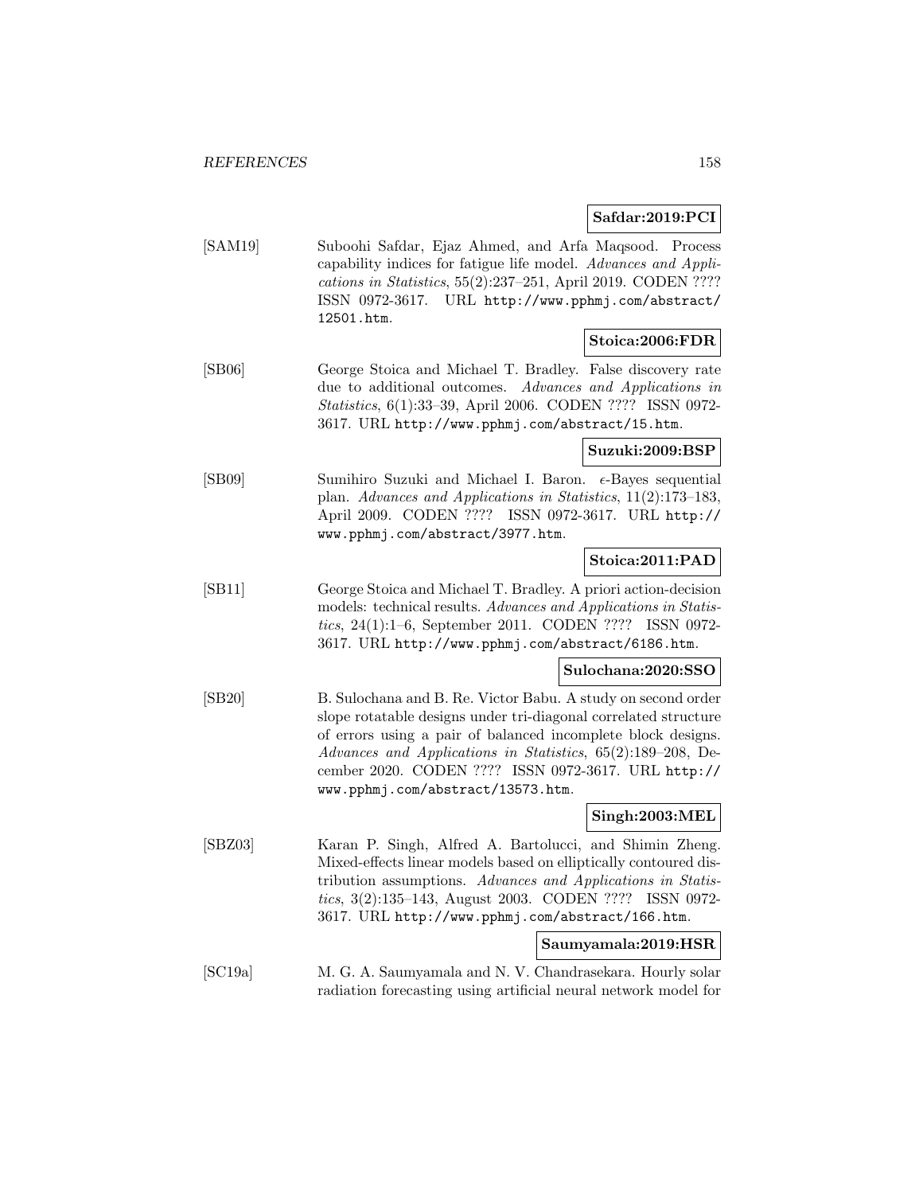**Safdar:2019:PCI**

[SAM19] Suboohi Safdar, Ejaz Ahmed, and Arfa Maqsood. Process capability indices for fatigue life model. *Advances and Applications in Statistics*, 55(2):237–251, April 2019. CODEN ???? ISSN 0972-3617. URL http://www.pphmj.com/abstract/12501.htm.

**Stoica:2006:FDR**

[SB06] George Stoica and Michael T. Bradley. False discovery rate due to additional outcomes. *Advances and Applications in Statistics*, 6(1):33–39, April 2006. CODEN ???? ISSN 0972-3617. URL http://www.pphmj.com/abstract/15.htm.

**Suzuki:2009:BSP**

[SB09] Sumihiro Suzuki and Michael I. Baron. $\epsilon$-Bayes sequential plan. *Advances and Applications in Statistics*, 11(2):173–183, April 2009. CODEN ???? ISSN 0972-3617. URL http://www.pphmj.com/abstract/3977.htm.

**Stoica:2011:PAD**

[SB11] George Stoica and Michael T. Bradley. A priori action-decision models: technical results. *Advances and Applications in Statistics*, 24(1):1–6, September 2011. CODEN ???? ISSN 0972-3617. URL http://www.pphmj.com/abstract/6186.htm.

**Sulochana:2020:SSO**

[SB20] B. Sulochana and B. Re. Victor Babu. A study on second order slope rotatable designs under tri-diagonal correlated structure of errors using a pair of balanced incomplete block designs. *Advances and Applications in Statistics*, 65(2):189–208, December 2020. CODEN ???? ISSN 0972-3617. URL http://www.pphmj.com/abstract/13573.htm.

**Singh:2003:MEL**

[SBZ03] Karan P. Singh, Alfred A. Bartolucci, and Shimin Zheng. Mixed-effects linear models based on elliptically contoured distribution assumptions. *Advances and Applications in Statistics*, 3(2):135–143, August 2003. CODEN ???? ISSN 0972-3617. URL http://www.pphmj.com/abstract/166.htm.

**Saumyamala:2019:HSR**

[SC19a] M. G. A. Saumyamala and N. V. Chandrasekara. Hourly solar radiation forecasting using artificial neural network model for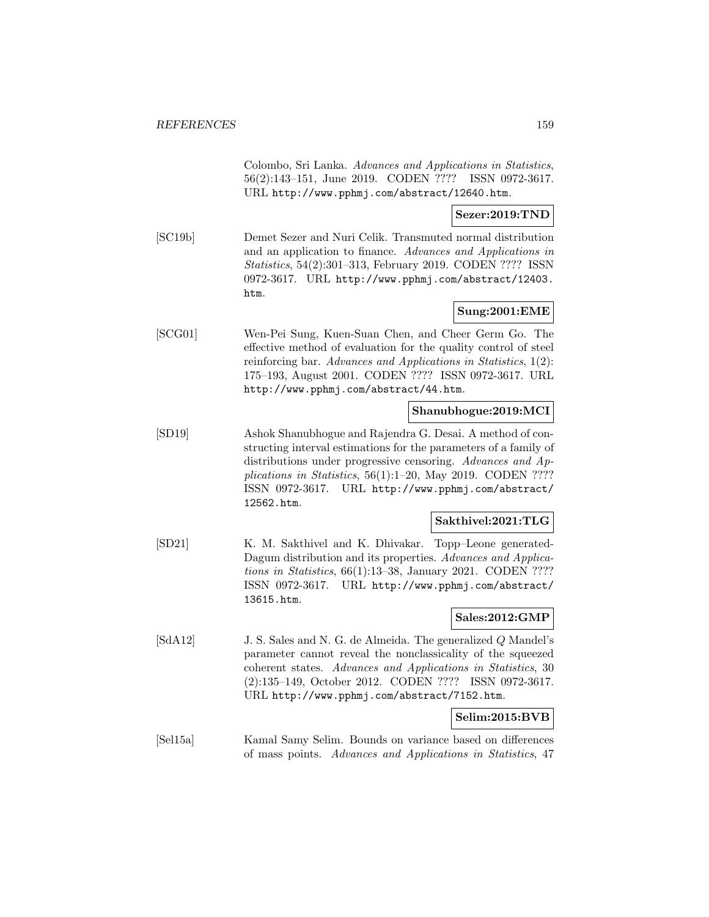Colombo, Sri Lanka. *Advances and Applications in Statistics*, 56(2):143–151, June 2019. CODEN ???? ISSN 0972-3617. URL http://www.pphmj.com/abstract/12640.htm.

**Sezer:2019:TND**

[SC19b] Demet Sezer and Nuri Celik. Transmuted normal distribution and an application to finance. *Advances and Applications in Statistics*, 54(2):301–313, February 2019. CODEN ???? ISSN 0972-3617. URL http://www.pphmj.com/abstract/12403.htm.

**Sung:2001:EME**

[SCG01] Wen-Pei Sung, Kuen-Suan Chen, and Cheer Germ Go. The effective method of evaluation for the quality control of steel reinforcing bar. *Advances and Applications in Statistics*, 1(2): 175–193, August 2001. CODEN ???? ISSN 0972-3617. URL http://www.pphmj.com/abstract/44.htm.

**Shanubhogue:2019:MCI**

[SD19] Ashok Shanubhogue and Rajendra G. Desai. A method of constructing interval estimations for the parameters of a family of distributions under progressive censoring. *Advances and Applications in Statistics*, 56(1):1–20, May 2019. CODEN ???? ISSN 0972-3617. URL http://www.pphmj.com/abstract/12562.htm.

**Sakthivel:2021:TLG**

[SD21] K. M. Sakthivel and K. Dhivakar. Topp–Leone generated-Dagum distribution and its properties. *Advances and Applications in Statistics*, 66(1):13–38, January 2021. CODEN ???? ISSN 0972-3617. URL http://www.pphmj.com/abstract/13615.htm.

**Sales:2012:GMP**

[SdA12] J. S. Sales and N. G. de Almeida. The generalized $Q$ Mandel's parameter cannot reveal the nonclassicality of the squeezed coherent states. *Advances and Applications in Statistics*, 30 (2):135–149, October 2012. CODEN ???? ISSN 0972-3617. URL http://www.pphmj.com/abstract/7152.htm.

**Selim:2015:BVB**

[Sel15a] Kamal Samy Selim. Bounds on variance based on differences of mass points. *Advances and Applications in Statistics*, 47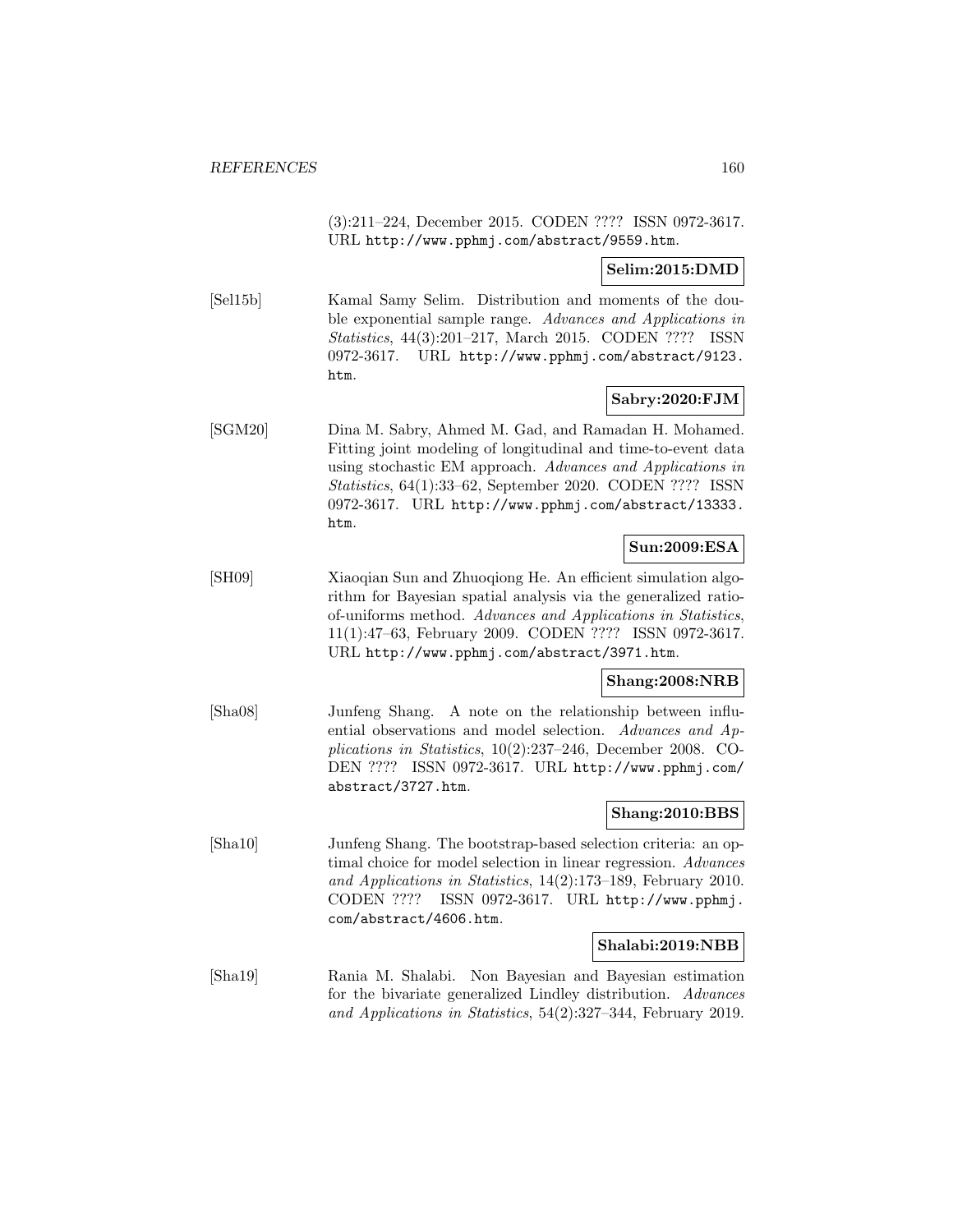(3):211–224, December 2015. CODEN ???? ISSN 0972-3617. URL http://www.pphmj.com/abstract/9559.htm.

**Selim:2015:DMD**

[Sel15b] Kamal Samy Selim. Distribution and moments of the double exponential sample range. *Advances and Applications in Statistics*, 44(3):201–217, March 2015. CODEN ???? ISSN 0972-3617. URL http://www.pphmj.com/abstract/9123.htm.

**Sabry:2020:FJM**

[SGM20] Dina M. Sabry, Ahmed M. Gad, and Ramadan H. Mohamed. Fitting joint modeling of longitudinal and time-to-event data using stochastic EM approach. *Advances and Applications in Statistics*, 64(1):33–62, September 2020. CODEN ???? ISSN 0972-3617. URL http://www.pphmj.com/abstract/13333.htm.

**Sun:2009:ESA**

[SH09] Xiaoqian Sun and Zhuoqiong He. An efficient simulation algorithm for Bayesian spatial analysis via the generalized ratio-of-uniforms method. *Advances and Applications in Statistics*, 11(1):47–63, February 2009. CODEN ???? ISSN 0972-3617. URL http://www.pphmj.com/abstract/3971.htm.

**Shang:2008:NRB**

[Sha08] Junfeng Shang. A note on the relationship between influential observations and model selection. *Advances and Applications in Statistics*, 10(2):237–246, December 2008. CODEN ???? ISSN 0972-3617. URL http://www.pphmj.com/abstract/3727.htm.

**Shang:2010:BBS**

[Sha10] Junfeng Shang. The bootstrap-based selection criteria: an optimal choice for model selection in linear regression. *Advances and Applications in Statistics*, 14(2):173–189, February 2010. CODEN ???? ISSN 0972-3617. URL http://www.pphmj.com/abstract/4606.htm.

**Shalabi:2019:NBB**

[Sha19] Rania M. Shalabi. Non Bayesian and Bayesian estimation for the bivariate generalized Lindley distribution. *Advances and Applications in Statistics*, 54(2):327–344, February 2019.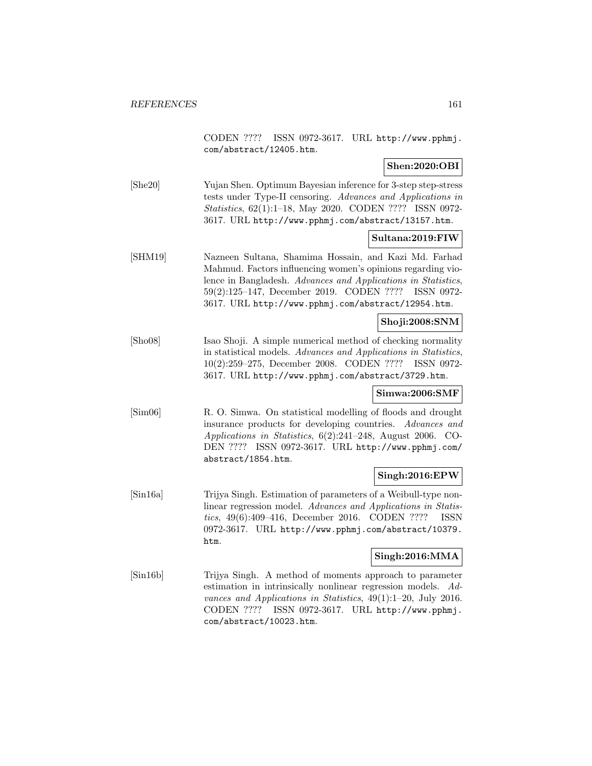CODEN ???? ISSN 0972-3617. URL http://www.pphmj.com/abstract/12405.htm.

**Shen:2020:OBI**

[She20] Yujan Shen. Optimum Bayesian inference for 3-step step-stress tests under Type-II censoring. *Advances and Applications in Statistics*, 62(1):1–18, May 2020. CODEN ???? ISSN 0972-3617. URL http://www.pphmj.com/abstract/13157.htm.

**Sultana:2019:FIW**

[SHM19] Nazneen Sultana, Shamima Hossain, and Kazi Md. Farhad Mahmud. Factors influencing women's opinions regarding violence in Bangladesh. *Advances and Applications in Statistics*, 59(2):125–147, December 2019. CODEN ???? ISSN 0972-3617. URL http://www.pphmj.com/abstract/12954.htm.

**Shoji:2008:SNM**

[Sho08] Isao Shoji. A simple numerical method of checking normality in statistical models. *Advances and Applications in Statistics*, 10(2):259–275, December 2008. CODEN ???? ISSN 0972-3617. URL http://www.pphmj.com/abstract/3729.htm.

**Simwa:2006:SMF**

[Sim06] R. O. Simwa. On statistical modelling of floods and drought insurance products for developing countries. *Advances and Applications in Statistics*, 6(2):241–248, August 2006. CODEN ???? ISSN 0972-3617. URL http://www.pphmj.com/abstract/1854.htm.

**Singh:2016:EPW**

[Sin16a] Trijya Singh. Estimation of parameters of a Weibull-type nonlinear regression model. *Advances and Applications in Statistics*, 49(6):409–416, December 2016. CODEN ???? ISSN 0972-3617. URL http://www.pphmj.com/abstract/10379.htm.

**Singh:2016:MMA**

[Sin16b] Trijya Singh. A method of moments approach to parameter estimation in intrinsically nonlinear regression models. *Advances and Applications in Statistics*, 49(1):1–20, July 2016. CODEN ???? ISSN 0972-3617. URL http://www.pphmj.com/abstract/10023.htm.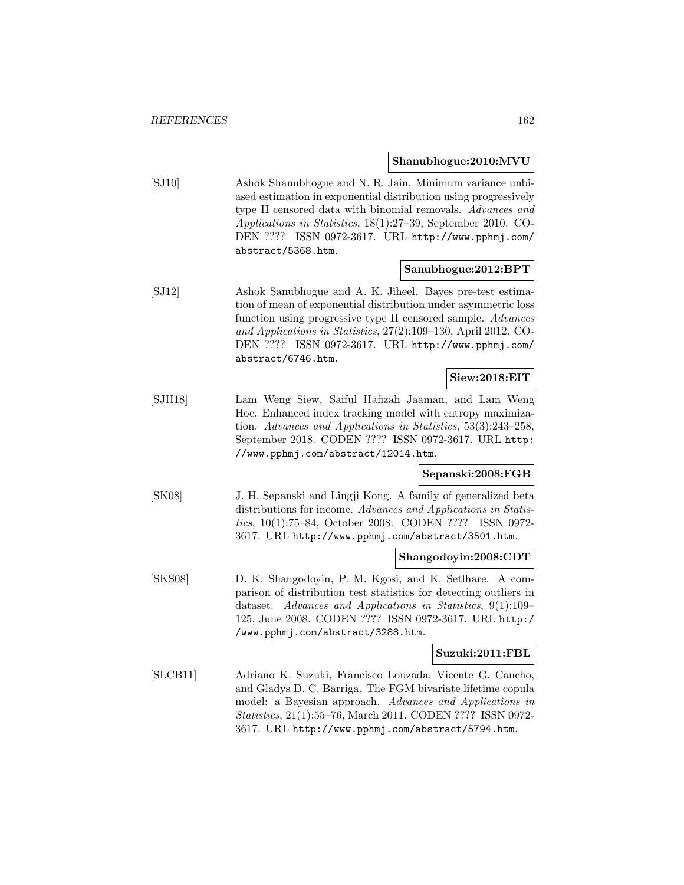**Shanubhogue:2010:MVU**

[SJ10] Ashok Shanubhogue and N. R. Jain. Minimum variance unbiased estimation in exponential distribution using progressively type II censored data with binomial removals. *Advances and Applications in Statistics*, 18(1):27–39, September 2010. CODEN ???? ISSN 0972-3617. URL http://www.pphmj.com/abstract/5368.htm.

**Sanubhogue:2012:BPT**

[SJ12] Ashok Sanubhogue and A. K. Jiheel. Bayes pre-test estimation of mean of exponential distribution under asymmetric loss function using progressive type II censored sample. *Advances and Applications in Statistics*, 27(2):109–130, April 2012. CODEN ???? ISSN 0972-3617. URL http://www.pphmj.com/abstract/6746.htm.

**Siew:2018:EIT**

[SJH18] Lam Weng Siew, Saiful Hafizah Jaaman, and Lam Weng Hoe. Enhanced index tracking model with entropy maximization. *Advances and Applications in Statistics*, 53(3):243–258, September 2018. CODEN ???? ISSN 0972-3617. URL http://www.pphmj.com/abstract/12014.htm.

**Sepanski:2008:FGB**

[SK08] J. H. Sepanski and Lingji Kong. A family of generalized beta distributions for income. *Advances and Applications in Statistics*, 10(1):75–84, October 2008. CODEN ???? ISSN 0972-3617. URL http://www.pphmj.com/abstract/3501.htm.

**Shangodoyin:2008:CDT**

[SKS08] D. K. Shangodoyin, P. M. Kgosi, and K. Setlhare. A comparison of distribution test statistics for detecting outliers in dataset. *Advances and Applications in Statistics*, 9(1):109–125, June 2008. CODEN ???? ISSN 0972-3617. URL http://www.pphmj.com/abstract/3288.htm.

**Suzuki:2011:FBL**

[SLCB11] Adriano K. Suzuki, Francisco Louzada, Vicente G. Cancho, and Gladys D. C. Barriga. The FGM bivariate lifetime copula model: a Bayesian approach. *Advances and Applications in Statistics*, 21(1):55–76, March 2011. CODEN ???? ISSN 0972-3617. URL http://www.pphmj.com/abstract/5794.htm.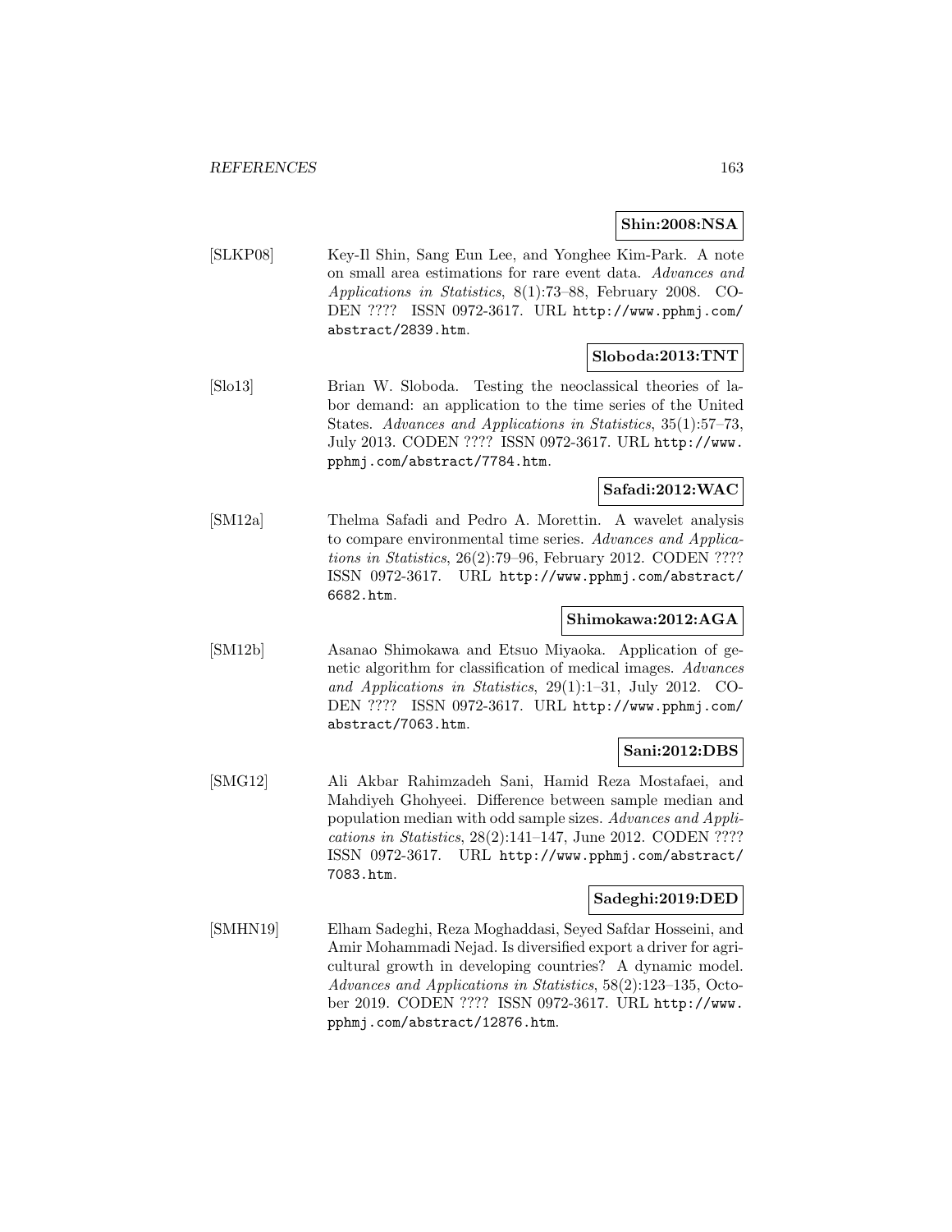**Shin:2008:NSA**

[SLKP08] Key-Il Shin, Sang Eun Lee, and Yonghee Kim-Park. A note on small area estimations for rare event data. *Advances and Applications in Statistics*, 8(1):73–88, February 2008. CODEN ???? ISSN 0972-3617. URL http://www.pphmj.com/abstract/2839.htm.

**Sloboda:2013:TNT**

[Slo13] Brian W. Sloboda. Testing the neoclassical theories of labor demand: an application to the time series of the United States. *Advances and Applications in Statistics*, 35(1):57–73, July 2013. CODEN ???? ISSN 0972-3617. URL http://www.pphmj.com/abstract/7784.htm.

**Safadi:2012:WAC**

[SM12a] Thelma Safadi and Pedro A. Morettin. A wavelet analysis to compare environmental time series. *Advances and Applications in Statistics*, 26(2):79–96, February 2012. CODEN ???? ISSN 0972-3617. URL http://www.pphmj.com/abstract/6682.htm.

**Shimokawa:2012:AGA**

[SM12b] Asanao Shimokawa and Etsuo Miyaoka. Application of genetic algorithm for classification of medical images. *Advances and Applications in Statistics*, 29(1):1–31, July 2012. CODEN ???? ISSN 0972-3617. URL http://www.pphmj.com/abstract/7063.htm.

**Sani:2012:DBS**

[SMG12] Ali Akbar Rahimzadeh Sani, Hamid Reza Mostafaei, and Mahdiyeh Ghohyeei. Difference between sample median and population median with odd sample sizes. *Advances and Applications in Statistics*, 28(2):141–147, June 2012. CODEN ???? ISSN 0972-3617. URL http://www.pphmj.com/abstract/7083.htm.

**Sadeghi:2019:DED**

[SMHN19] Elham Sadeghi, Reza Moghaddasi, Seyed Safdar Hosseini, and Amir Mohammadi Nejad. Is diversified export a driver for agricultural growth in developing countries? A dynamic model. *Advances and Applications in Statistics*, 58(2):123–135, October 2019. CODEN ???? ISSN 0972-3617. URL http://www.pphmj.com/abstract/12876.htm.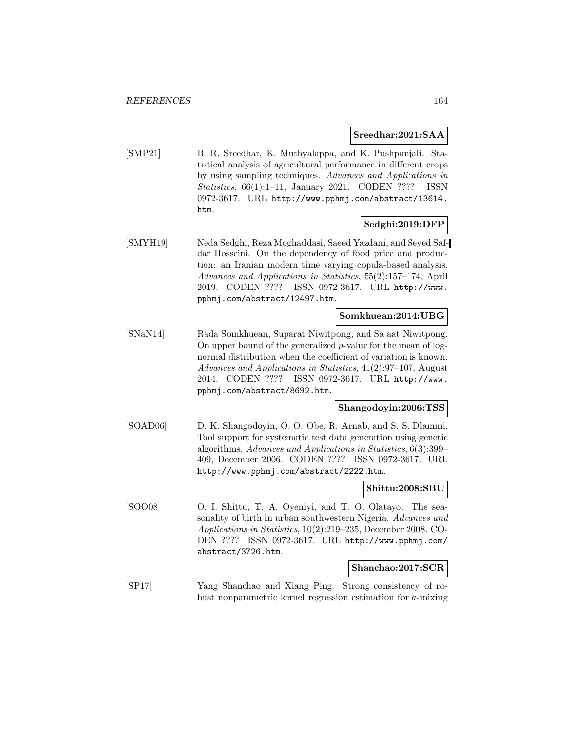**Sreedhar:2021:SAA**

[SMP21] B. R. Sreedhar, K. Muthyalappa, and K. Pushpanjali. Statistical analysis of agricultural performance in different crops by using sampling techniques. *Advances and Applications in Statistics*, 66(1):1–11, January 2021. CODEN ???? ISSN 0972-3617. URL http://www.pphmj.com/abstract/13614.htm.

**Sedghi:2019:DFP**

[SMYH19] Neda Sedghi, Reza Moghaddasi, Saeed Yazdani, and Seyed Safdar Hosseini. On the dependency of food price and production: an Iranian modern time varying copula-based analysis. *Advances and Applications in Statistics*, 55(2):157–174, April 2019. CODEN ???? ISSN 0972-3617. URL http://www.pphmj.com/abstract/12497.htm.

**Somkhuean:2014:UBG**

[SNaN14] Rada Somkhuean, Suparat Niwitpong, and Sa aat Niwitpong. On upper bound of the generalized $p$-value for the mean of lognormal distribution when the coefficient of variation is known. *Advances and Applications in Statistics*, 41(2):97–107, August 2014. CODEN ???? ISSN 0972-3617. URL http://www.pphmj.com/abstract/8692.htm.

**Shangodoyin:2006:TSS**

[SOAD06] D. K. Shangodoyin, O. O. Obe, R. Arnab, and S. S. Dlamini. Tool support for systematic test data generation using genetic algorithms. *Advances and Applications in Statistics*, 6(3):399–409, December 2006. CODEN ???? ISSN 0972-3617. URL http://www.pphmj.com/abstract/2222.htm.

**Shittu:2008:SBU**

[SOO08] O. I. Shittu, T. A. Oyeniyi, and T. O. Olatayo. The seasonality of birth in urban southwestern Nigeria. *Advances and Applications in Statistics*, 10(2):219–235, December 2008. CODEN ???? ISSN 0972-3617. URL http://www.pphmj.com/abstract/3726.htm.

**Shanchao:2017:SCR**

[SP17] Yang Shanchao and Xiang Ping. Strong consistency of robust nonparametric kernel regression estimation for $a$-mixing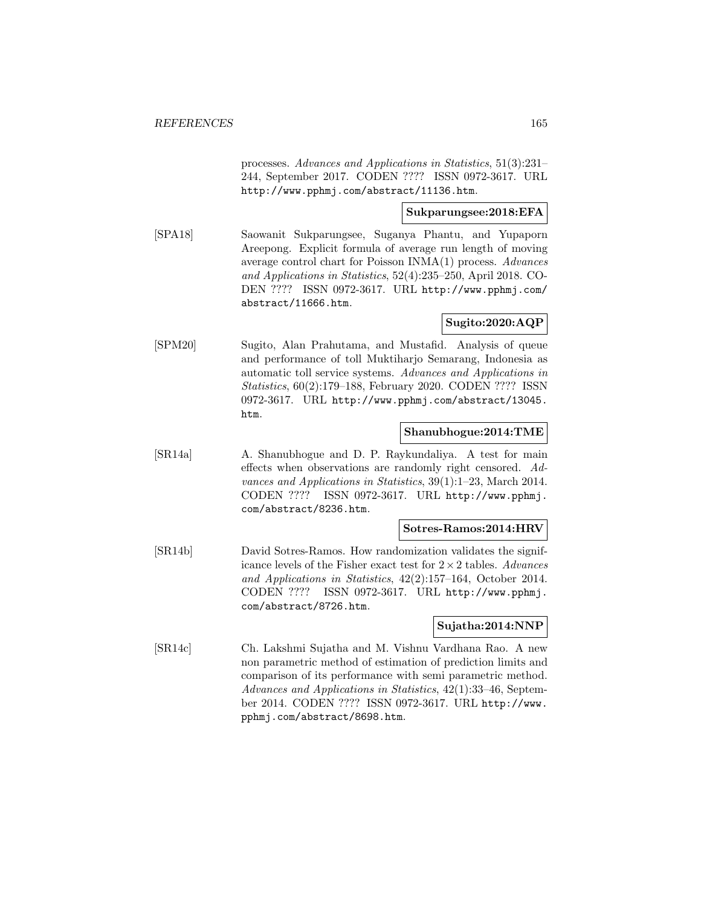processes. *Advances and Applications in Statistics*, 51(3):231–244, September 2017. CODEN ???? ISSN 0972-3617. URL `http://www.pphmj.com/abstract/11136.htm`.

**Sukparungsee:2018:EFA**

[SPA18] Saowanit Sukparungsee, Suganya Phantu, and Yupaporn Areepong. Explicit formula of average run length of moving average control chart for Poisson INMA(1) process. *Advances and Applications in Statistics*, 52(4):235–250, April 2018. CODEN ???? ISSN 0972-3617. URL `http://www.pphmj.com/abstract/11666.htm`.

**Sugito:2020:AQP**

[SPM20] Sugito, Alan Prahutama, and Mustafid. Analysis of queue and performance of toll Muktiharjo Semarang, Indonesia as automatic toll service systems. *Advances and Applications in Statistics*, 60(2):179–188, February 2020. CODEN ???? ISSN 0972-3617. URL `http://www.pphmj.com/abstract/13045.htm`.

**Shanubhogue:2014:TME**

[SR14a] A. Shanubhogue and D. P. Raykundaliya. A test for main effects when observations are randomly right censored. *Advances and Applications in Statistics*, 39(1):1–23, March 2014. CODEN ???? ISSN 0972-3617. URL `http://www.pphmj.com/abstract/8236.htm`.

**Sotres-Ramos:2014:HRV**

[SR14b] David Sotres-Ramos. How randomization validates the significance levels of the Fisher exact test for $2 \times 2$ tables. *Advances and Applications in Statistics*, 42(2):157–164, October 2014. CODEN ???? ISSN 0972-3617. URL `http://www.pphmj.com/abstract/8726.htm`.

**Sujatha:2014:NNP**

[SR14c] Ch. Lakshmi Sujatha and M. Vishnu Vardhana Rao. A new non parametric method of estimation of prediction limits and comparison of its performance with semi parametric method. *Advances and Applications in Statistics*, 42(1):33–46, September 2014. CODEN ???? ISSN 0972-3617. URL `http://www.pphmj.com/abstract/8698.htm`.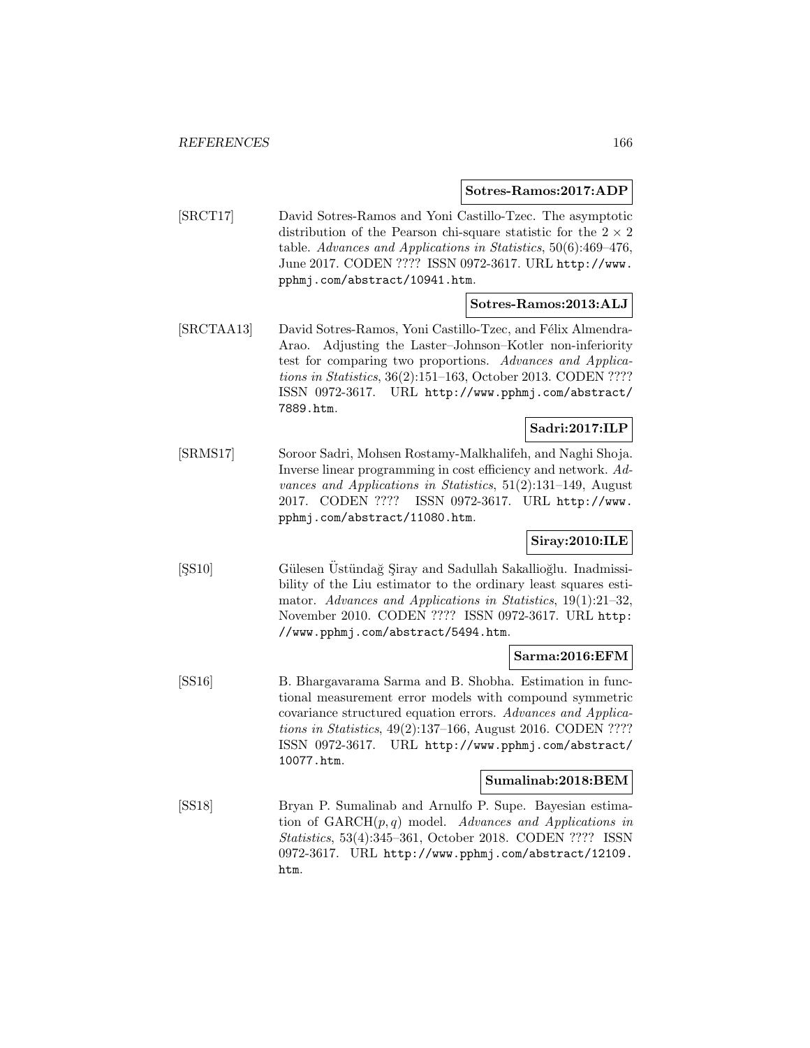**Sotres-Ramos:2017:ADP**

[SRCT17] David Sotres-Ramos and Yoni Castillo-Tzec. The asymptotic distribution of the Pearson chi-square statistic for the $2 \times 2$ table. *Advances and Applications in Statistics*, 50(6):469–476, June 2017. CODEN ???? ISSN 0972-3617. URL http://www.pphmj.com/abstract/10941.htm.

**Sotres-Ramos:2013:ALJ**

[SRCTAA13] David Sotres-Ramos, Yoni Castillo-Tzec, and Félix Almendra-Arao. Adjusting the Laster–Johnson–Kotler non-inferiority test for comparing two proportions. *Advances and Applications in Statistics*, 36(2):151–163, October 2013. CODEN ???? ISSN 0972-3617. URL http://www.pphmj.com/abstract/7889.htm.

**Sadri:2017:ILP**

[SRMS17] Soroor Sadri, Mohsen Rostamy-Malkhalifeh, and Naghi Shoja. Inverse linear programming in cost efficiency and network. *Advances and Applications in Statistics*, 51(2):131–149, August 2017. CODEN ???? ISSN 0972-3617. URL http://www.pphmj.com/abstract/11080.htm.

**Siray:2010:ILE**

[ŞS10] Gülesen Üstündağ Şiray and Sadullah Sakallioğlu. Inadmissibility of the Liu estimator to the ordinary least squares estimator. *Advances and Applications in Statistics*, 19(1):21–32, November 2010. CODEN ???? ISSN 0972-3617. URL http://www.pphmj.com/abstract/5494.htm.

**Sarma:2016:EFM**

[SS16] B. Bhargavarama Sarma and B. Shobha. Estimation in functional measurement error models with compound symmetric covariance structured equation errors. *Advances and Applications in Statistics*, 49(2):137–166, August 2016. CODEN ???? ISSN 0972-3617. URL http://www.pphmj.com/abstract/10077.htm.

**Sumalinab:2018:BEM**

[SS18] Bryan P. Sumalinab and Arnulfo P. Supe. Bayesian estimation of GARCH$(p, q)$ model. *Advances and Applications in Statistics*, 53(4):345–361, October 2018. CODEN ???? ISSN 0972-3617. URL http://www.pphmj.com/abstract/12109.htm.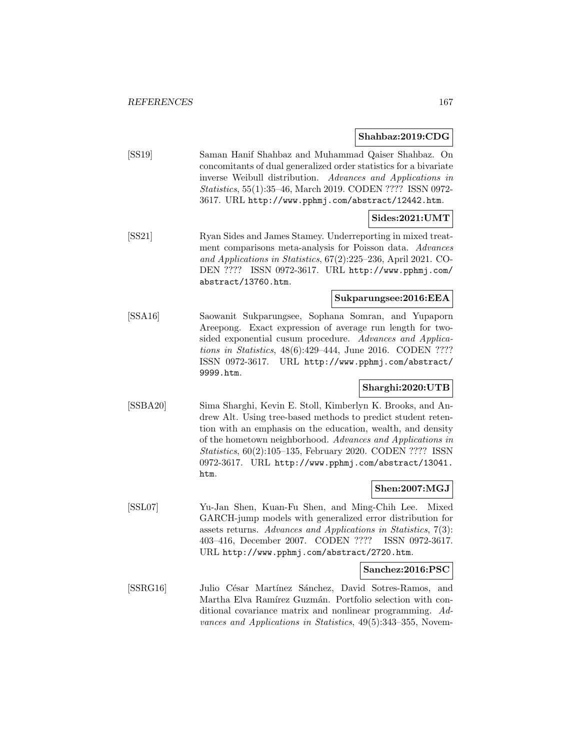**Shahbaz:2019:CDG**

[SS19] Saman Hanif Shahbaz and Muhammad Qaiser Shahbaz. On concomitants of dual generalized order statistics for a bivariate inverse Weibull distribution. *Advances and Applications in Statistics*, 55(1):35–46, March 2019. CODEN ???? ISSN 0972-3617. URL http://www.pphmj.com/abstract/12442.htm.

**Sides:2021:UMT**

[SS21] Ryan Sides and James Stamey. Underreporting in mixed treatment comparisons meta-analysis for Poisson data. *Advances and Applications in Statistics*, 67(2):225–236, April 2021. CODEN ???? ISSN 0972-3617. URL http://www.pphmj.com/abstract/13760.htm.

**Sukparungsee:2016:EEA**

[SSA16] Saowanit Sukparungsee, Sophana Somran, and Yupaporn Areepong. Exact expression of average run length for two-sided exponential cusum procedure. *Advances and Applications in Statistics*, 48(6):429–444, June 2016. CODEN ???? ISSN 0972-3617. URL http://www.pphmj.com/abstract/9999.htm.

**Sharghi:2020:UTB**

[SSBA20] Sima Sharghi, Kevin E. Stoll, Kimberlyn K. Brooks, and Andrew Alt. Using tree-based methods to predict student retention with an emphasis on the education, wealth, and density of the hometown neighborhood. *Advances and Applications in Statistics*, 60(2):105–135, February 2020. CODEN ???? ISSN 0972-3617. URL http://www.pphmj.com/abstract/13041.htm.

**Shen:2007:MGJ**

[SSL07] Yu-Jan Shen, Kuan-Fu Shen, and Ming-Chih Lee. Mixed GARCH-jump models with generalized error distribution for assets returns. *Advances and Applications in Statistics*, 7(3): 403–416, December 2007. CODEN ???? ISSN 0972-3617. URL http://www.pphmj.com/abstract/2720.htm.

**Sanchez:2016:PSC**

[SSRG16] Julio César Martínez Sánchez, David Sotres-Ramos, and Martha Elva Ramírez Guzmán. Portfolio selection with conditional covariance matrix and nonlinear programming. *Advances and Applications in Statistics*, 49(5):343–355, Novem-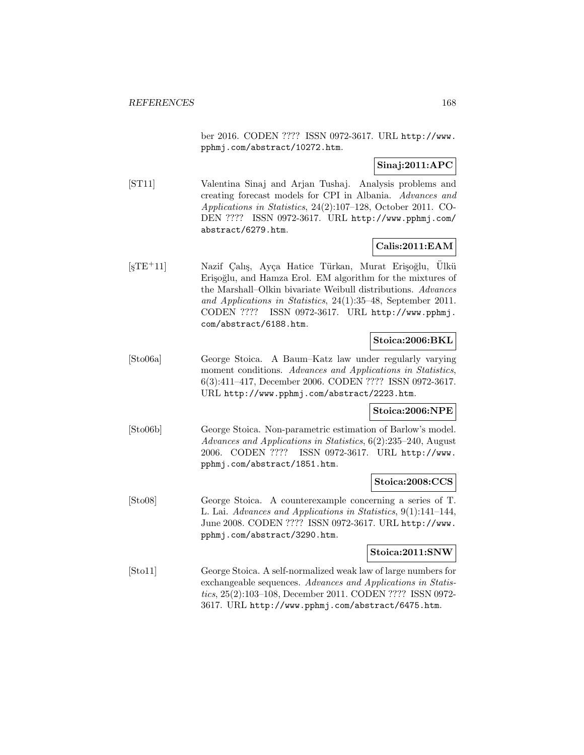ber 2016. CODEN ???? ISSN 0972-3617. URL http://www.pphmj.com/abstract/10272.htm.

**Sinaj:2011:APC**

[ST11] Valentina Sinaj and Arjan Tushaj. Analysis problems and creating forecast models for CPI in Albania. *Advances and Applications in Statistics*, 24(2):107–128, October 2011. CODEN ???? ISSN 0972-3617. URL http://www.pphmj.com/abstract/6279.htm.

**Calis:2011:EAM**

[şTE+11] Nazif Çalış, Ayça Hatice Türkan, Murat Erişoğlu, Ülkü Erişoğlu, and Hamza Erol. EM algorithm for the mixtures of the Marshall–Olkin bivariate Weibull distributions. *Advances and Applications in Statistics*, 24(1):35–48, September 2011. CODEN ???? ISSN 0972-3617. URL http://www.pphmj.com/abstract/6188.htm.

**Stoica:2006:BKL**

[Sto06a] George Stoica. A Baum–Katz law under regularly varying moment conditions. *Advances and Applications in Statistics*, 6(3):411–417, December 2006. CODEN ???? ISSN 0972-3617. URL http://www.pphmj.com/abstract/2223.htm.

**Stoica:2006:NPE**

[Sto06b] George Stoica. Non-parametric estimation of Barlow's model. *Advances and Applications in Statistics*, 6(2):235–240, August 2006. CODEN ???? ISSN 0972-3617. URL http://www.pphmj.com/abstract/1851.htm.

**Stoica:2008:CCS**

[Sto08] George Stoica. A counterexample concerning a series of T. L. Lai. *Advances and Applications in Statistics*, 9(1):141–144, June 2008. CODEN ???? ISSN 0972-3617. URL http://www.pphmj.com/abstract/3290.htm.

**Stoica:2011:SNW**

[Sto11] George Stoica. A self-normalized weak law of large numbers for exchangeable sequences. *Advances and Applications in Statistics*, 25(2):103–108, December 2011. CODEN ???? ISSN 0972-3617. URL http://www.pphmj.com/abstract/6475.htm.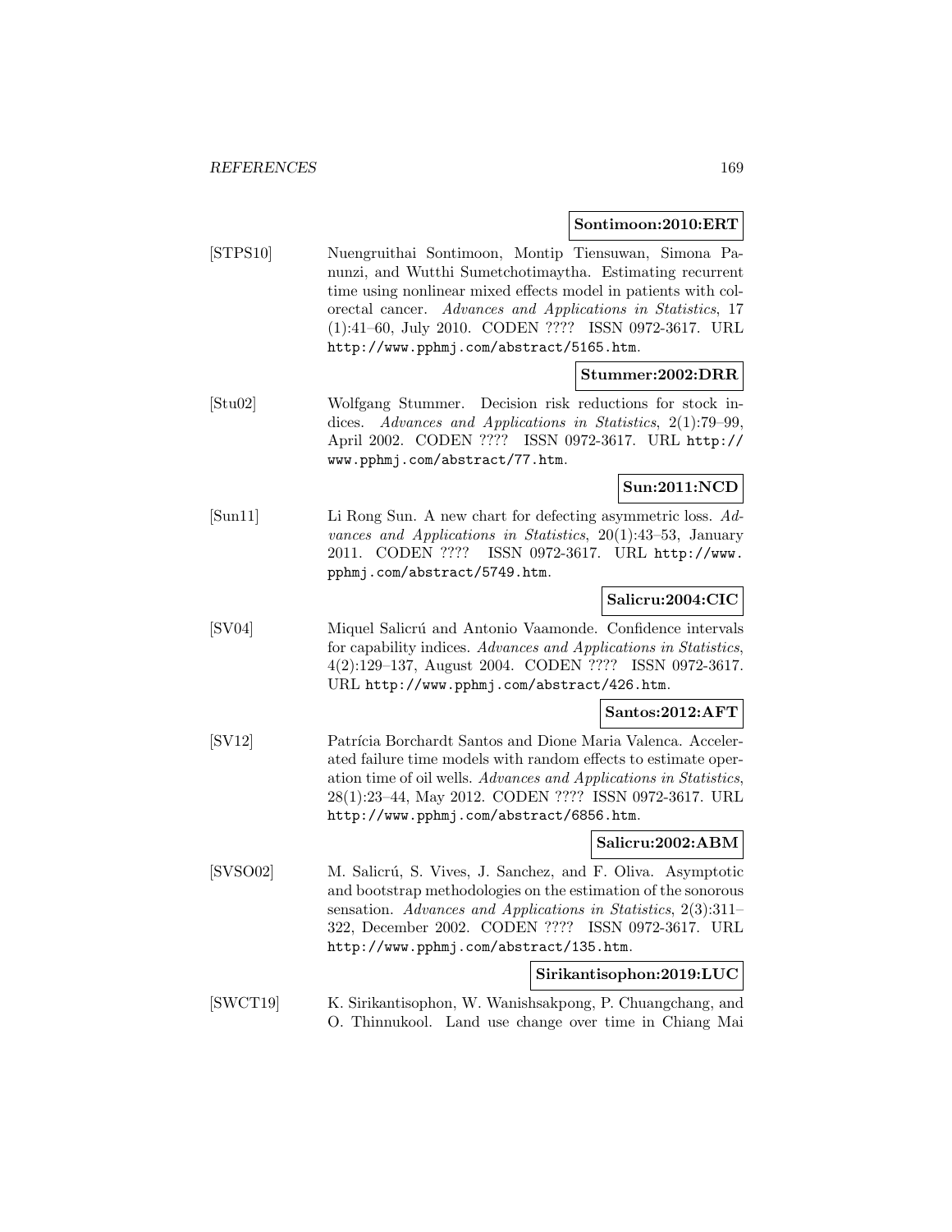**Sontimoon:2010:ERT**

[STPS10] Nuengruithai Sontimoon, Montip Tiensuwan, Simona Panunzi, and Wutthi Sumetchotimaytha. Estimating recurrent time using nonlinear mixed effects model in patients with colorectal cancer. *Advances and Applications in Statistics*, 17 (1):41–60, July 2010. CODEN ???? ISSN 0972-3617. URL http://www.pphmj.com/abstract/5165.htm.

**Stummer:2002:DRR**

[Stu02] Wolfgang Stummer. Decision risk reductions for stock indices. *Advances and Applications in Statistics*, 2(1):79–99, April 2002. CODEN ???? ISSN 0972-3617. URL http://www.pphmj.com/abstract/77.htm.

**Sun:2011:NCD**

[Sun11] Li Rong Sun. A new chart for defecting asymmetric loss. *Advances and Applications in Statistics*, 20(1):43–53, January 2011. CODEN ???? ISSN 0972-3617. URL http://www.pphmj.com/abstract/5749.htm.

**Salicru:2004:CIC**

[SV04] Miquel Salicrú and Antonio Vaamonde. Confidence intervals for capability indices. *Advances and Applications in Statistics*, 4(2):129–137, August 2004. CODEN ???? ISSN 0972-3617. URL http://www.pphmj.com/abstract/426.htm.

**Santos:2012:AFT**

[SV12] Patrícia Borchardt Santos and Dione Maria Valenca. Accelerated failure time models with random effects to estimate operation time of oil wells. *Advances and Applications in Statistics*, 28(1):23–44, May 2012. CODEN ???? ISSN 0972-3617. URL http://www.pphmj.com/abstract/6856.htm.

**Salicru:2002:ABM**

[SVSO02] M. Salicrú, S. Vives, J. Sanchez, and F. Oliva. Asymptotic and bootstrap methodologies on the estimation of the sonorous sensation. *Advances and Applications in Statistics*, 2(3):311–322, December 2002. CODEN ???? ISSN 0972-3617. URL http://www.pphmj.com/abstract/135.htm.

**Sirikantisophon:2019:LUC**

[SWCT19] K. Sirikantisophon, W. Wanishsakpong, P. Chuangchang, and O. Thinnukool. Land use change over time in Chiang Mai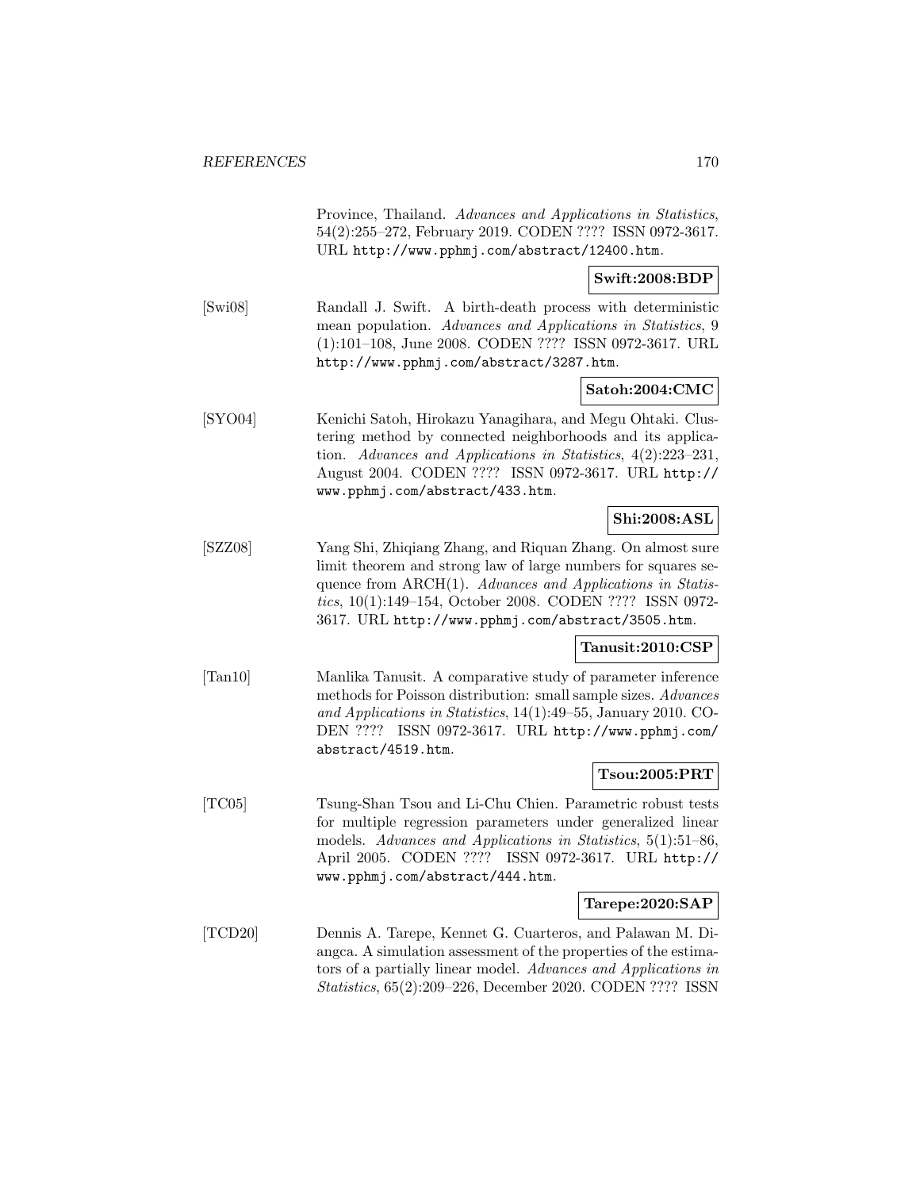Province, Thailand. *Advances and Applications in Statistics*, 54(2):255–272, February 2019. CODEN ???? ISSN 0972-3617. URL http://www.pphmj.com/abstract/12400.htm.

**Swift:2008:BDP**

[Swi08] Randall J. Swift. A birth-death process with deterministic mean population. *Advances and Applications in Statistics*, 9 (1):101–108, June 2008. CODEN ???? ISSN 0972-3617. URL http://www.pphmj.com/abstract/3287.htm.

**Satoh:2004:CMC**

[SYO04] Kenichi Satoh, Hirokazu Yanagihara, and Megu Ohtaki. Clustering method by connected neighborhoods and its application. *Advances and Applications in Statistics*, 4(2):223–231, August 2004. CODEN ???? ISSN 0972-3617. URL http://www.pphmj.com/abstract/433.htm.

**Shi:2008:ASL**

[SZZ08] Yang Shi, Zhiqiang Zhang, and Riquan Zhang. On almost sure limit theorem and strong law of large numbers for squares sequence from ARCH(1). *Advances and Applications in Statistics*, 10(1):149–154, October 2008. CODEN ???? ISSN 0972-3617. URL http://www.pphmj.com/abstract/3505.htm.

**Tanusit:2010:CSP**

[Tan10] Manlika Tanusit. A comparative study of parameter inference methods for Poisson distribution: small sample sizes. *Advances and Applications in Statistics*, 14(1):49–55, January 2010. CODEN ???? ISSN 0972-3617. URL http://www.pphmj.com/abstract/4519.htm.

**Tsou:2005:PRT**

[TC05] Tsung-Shan Tsou and Li-Chu Chien. Parametric robust tests for multiple regression parameters under generalized linear models. *Advances and Applications in Statistics*, 5(1):51–86, April 2005. CODEN ???? ISSN 0972-3617. URL http://www.pphmj.com/abstract/444.htm.

**Tarepe:2020:SAP**

[TCD20] Dennis A. Tarepe, Kennet G. Cuarteros, and Palawan M. Diangca. A simulation assessment of the properties of the estimators of a partially linear model. *Advances and Applications in Statistics*, 65(2):209–226, December 2020. CODEN ???? ISSN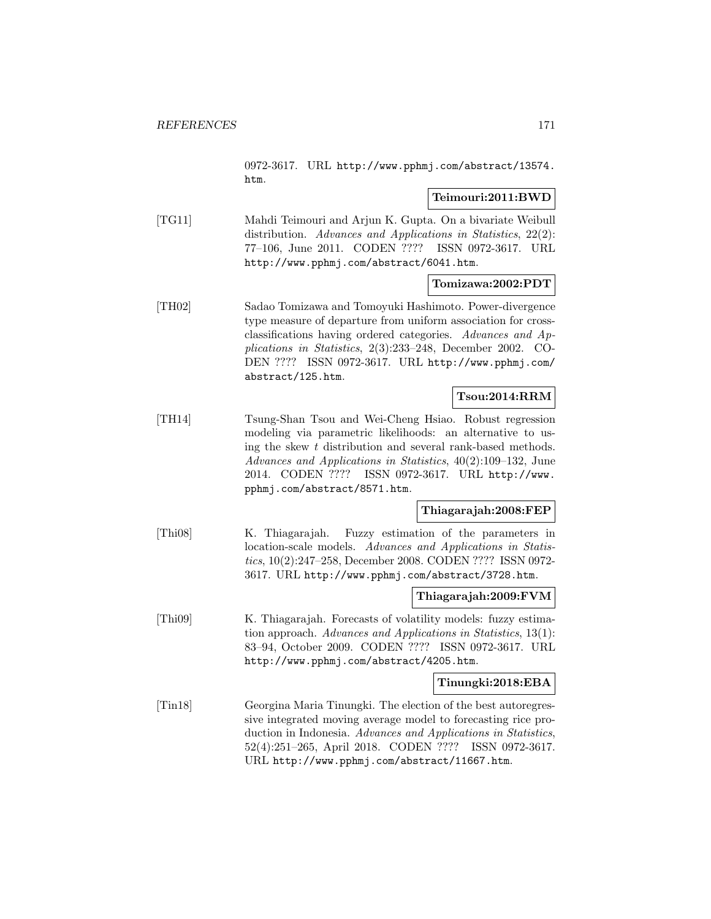0972-3617. URL http://www.pphmj.com/abstract/13574.htm.

**Teimouri:2011:BWD**

[TG11] Mahdi Teimouri and Arjun K. Gupta. On a bivariate Weibull distribution. *Advances and Applications in Statistics*, 22(2): 77–106, June 2011. CODEN ???? ISSN 0972-3617. URL http://www.pphmj.com/abstract/6041.htm.

**Tomizawa:2002:PDT**

[TH02] Sadao Tomizawa and Tomoyuki Hashimoto. Power-divergence type measure of departure from uniform association for cross-classifications having ordered categories. *Advances and Applications in Statistics*, 2(3):233–248, December 2002. CODEN ???? ISSN 0972-3617. URL http://www.pphmj.com/abstract/125.htm.

**Tsou:2014:RRM**

[TH14] Tsung-Shan Tsou and Wei-Cheng Hsiao. Robust regression modeling via parametric likelihoods: an alternative to using the skew $t$ distribution and several rank-based methods. *Advances and Applications in Statistics*, 40(2):109–132, June 2014. CODEN ???? ISSN 0972-3617. URL http://www.pphmj.com/abstract/8571.htm.

**Thiagarajah:2008:FEP**

[Thi08] K. Thiagarajah. Fuzzy estimation of the parameters in location-scale models. *Advances and Applications in Statistics*, 10(2):247–258, December 2008. CODEN ???? ISSN 0972-3617. URL http://www.pphmj.com/abstract/3728.htm.

**Thiagarajah:2009:FVM**

[Thi09] K. Thiagarajah. Forecasts of volatility models: fuzzy estimation approach. *Advances and Applications in Statistics*, 13(1): 83–94, October 2009. CODEN ???? ISSN 0972-3617. URL http://www.pphmj.com/abstract/4205.htm.

**Tinungki:2018:EBA**

[Tin18] Georgina Maria Tinungki. The election of the best autoregressive integrated moving average model to forecasting rice production in Indonesia. *Advances and Applications in Statistics*, 52(4):251–265, April 2018. CODEN ???? ISSN 0972-3617. URL http://www.pphmj.com/abstract/11667.htm.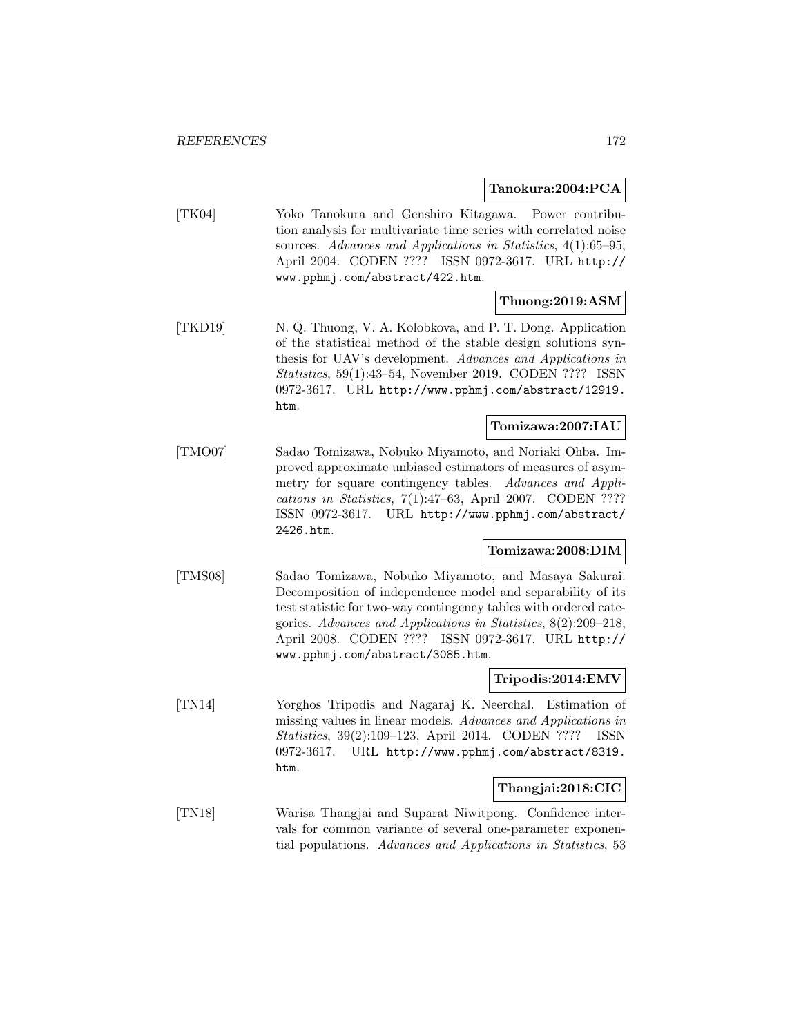**Tanokura:2004:PCA**

[TK04] Yoko Tanokura and Genshiro Kitagawa. Power contribution analysis for multivariate time series with correlated noise sources. *Advances and Applications in Statistics*, 4(1):65–95, April 2004. CODEN ???? ISSN 0972-3617. URL http://www.pphmj.com/abstract/422.htm.

**Thuong:2019:ASM**

[TKD19] N. Q. Thuong, V. A. Kolobkova, and P. T. Dong. Application of the statistical method of the stable design solutions synthesis for UAV's development. *Advances and Applications in Statistics*, 59(1):43–54, November 2019. CODEN ???? ISSN 0972-3617. URL http://www.pphmj.com/abstract/12919.htm.

**Tomizawa:2007:IAU**

[TMO07] Sadao Tomizawa, Nobuko Miyamoto, and Noriaki Ohba. Improved approximate unbiased estimators of measures of asymmetry for square contingency tables. *Advances and Applications in Statistics*, 7(1):47–63, April 2007. CODEN ???? ISSN 0972-3617. URL http://www.pphmj.com/abstract/2426.htm.

**Tomizawa:2008:DIM**

[TMS08] Sadao Tomizawa, Nobuko Miyamoto, and Masaya Sakurai. Decomposition of independence model and separability of its test statistic for two-way contingency tables with ordered categories. *Advances and Applications in Statistics*, 8(2):209–218, April 2008. CODEN ???? ISSN 0972-3617. URL http://www.pphmj.com/abstract/3085.htm.

**Tripodis:2014:EMV**

[TN14] Yorghos Tripodis and Nagaraj K. Neerchal. Estimation of missing values in linear models. *Advances and Applications in Statistics*, 39(2):109–123, April 2014. CODEN ???? ISSN 0972-3617. URL http://www.pphmj.com/abstract/8319.htm.

**Thangjai:2018:CIC**

[TN18] Warisa Thangjai and Suparat Niwitpong. Confidence intervals for common variance of several one-parameter exponential populations. *Advances and Applications in Statistics*, 53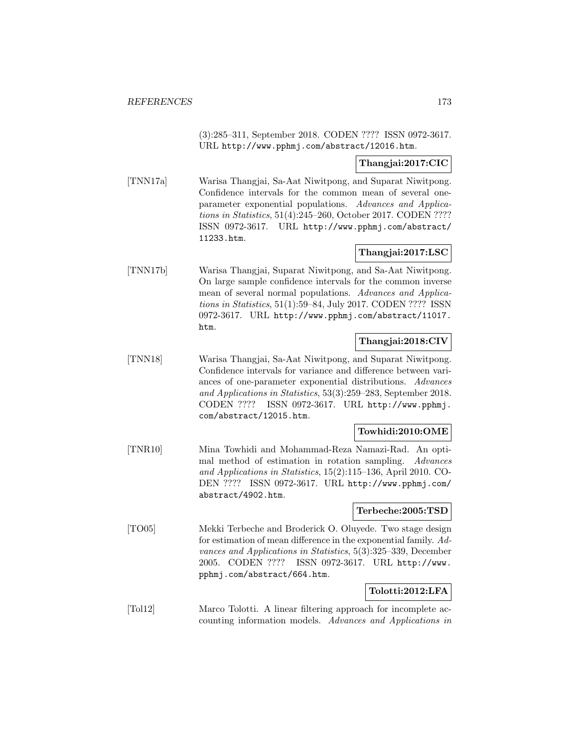(3):285–311, September 2018. CODEN ???? ISSN 0972-3617. URL http://www.pphmj.com/abstract/12016.htm.

**Thangjai:2017:CIC**

[TNN17a] Warisa Thangjai, Sa-Aat Niwitpong, and Suparat Niwitpong. Confidence intervals for the common mean of several one-parameter exponential populations. *Advances and Applications in Statistics*, 51(4):245–260, October 2017. CODEN ???? ISSN 0972-3617. URL http://www.pphmj.com/abstract/11233.htm.

**Thangjai:2017:LSC**

[TNN17b] Warisa Thangjai, Suparat Niwitpong, and Sa-Aat Niwitpong. On large sample confidence intervals for the common inverse mean of several normal populations. *Advances and Applications in Statistics*, 51(1):59–84, July 2017. CODEN ???? ISSN 0972-3617. URL http://www.pphmj.com/abstract/11017.htm.

**Thangjai:2018:CIV**

[TNN18] Warisa Thangjai, Sa-Aat Niwitpong, and Suparat Niwitpong. Confidence intervals for variance and difference between variances of one-parameter exponential distributions. *Advances and Applications in Statistics*, 53(3):259–283, September 2018. CODEN ???? ISSN 0972-3617. URL http://www.pphmj.com/abstract/12015.htm.

**Towhidi:2010:OME**

[TNR10] Mina Towhidi and Mohammad-Reza Namazi-Rad. An optimal method of estimation in rotation sampling. *Advances and Applications in Statistics*, 15(2):115–136, April 2010. CODEN ???? ISSN 0972-3617. URL http://www.pphmj.com/abstract/4902.htm.

**Terbeche:2005:TSD**

[TO05] Mekki Terbeche and Broderick O. Oluyede. Two stage design for estimation of mean difference in the exponential family. *Advances and Applications in Statistics*, 5(3):325–339, December 2005. CODEN ???? ISSN 0972-3617. URL http://www.pphmj.com/abstract/664.htm.

**Tolotti:2012:LFA**

[Tol12] Marco Tolotti. A linear filtering approach for incomplete accounting information models. *Advances and Applications in*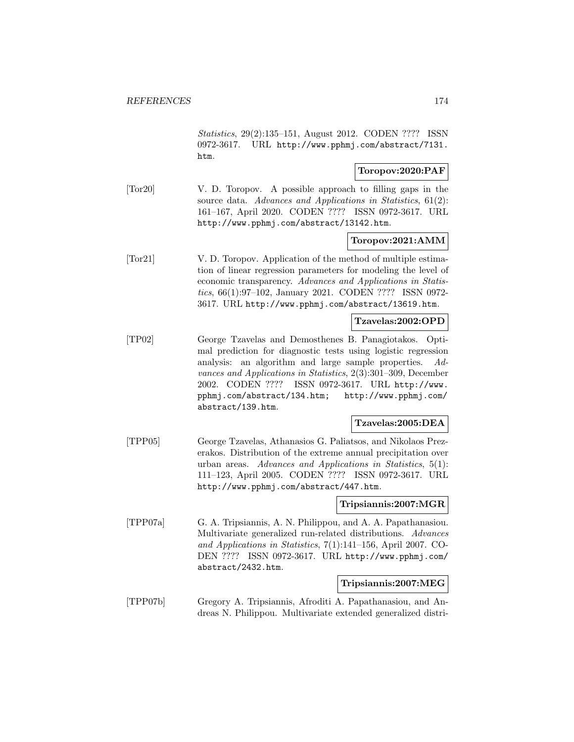*Statistics*, 29(2):135–151, August 2012. CODEN ???? ISSN 0972-3617. URL http://www.pphmj.com/abstract/7131.htm.

**Toropov:2020:PAF**

[Tor20] V. D. Toropov. A possible approach to filling gaps in the source data. *Advances and Applications in Statistics*, 61(2): 161–167, April 2020. CODEN ???? ISSN 0972-3617. URL http://www.pphmj.com/abstract/13142.htm.

**Toropov:2021:AMM**

[Tor21] V. D. Toropov. Application of the method of multiple estimation of linear regression parameters for modeling the level of economic transparency. *Advances and Applications in Statistics*, 66(1):97–102, January 2021. CODEN ???? ISSN 0972-3617. URL http://www.pphmj.com/abstract/13619.htm.

**Tzavelas:2002:OPD**

[TP02] George Tzavelas and Demosthenes B. Panagiotakos. Optimal prediction for diagnostic tests using logistic regression analysis: an algorithm and large sample properties. *Advances and Applications in Statistics*, 2(3):301–309, December 2002. CODEN ???? ISSN 0972-3617. URL http://www.pphmj.com/abstract/134.htm; http://www.pphmj.com/abstract/139.htm.

**Tzavelas:2005:DEA**

[TPP05] George Tzavelas, Athanasios G. Paliatsos, and Nikolaos Prezerakos. Distribution of the extreme annual precipitation over urban areas. *Advances and Applications in Statistics*, 5(1): 111–123, April 2005. CODEN ???? ISSN 0972-3617. URL http://www.pphmj.com/abstract/447.htm.

**Tripsiannis:2007:MGR**

[TPP07a] G. A. Tripsiannis, A. N. Philippou, and A. A. Papathanasiou. Multivariate generalized run-related distributions. *Advances and Applications in Statistics*, 7(1):141–156, April 2007. CODEN ???? ISSN 0972-3617. URL http://www.pphmj.com/abstract/2432.htm.

**Tripsiannis:2007:MEG**

[TPP07b] Gregory A. Tripsiannis, Afroditi A. Papathanasiou, and Andreas N. Philippou. Multivariate extended generalized distri-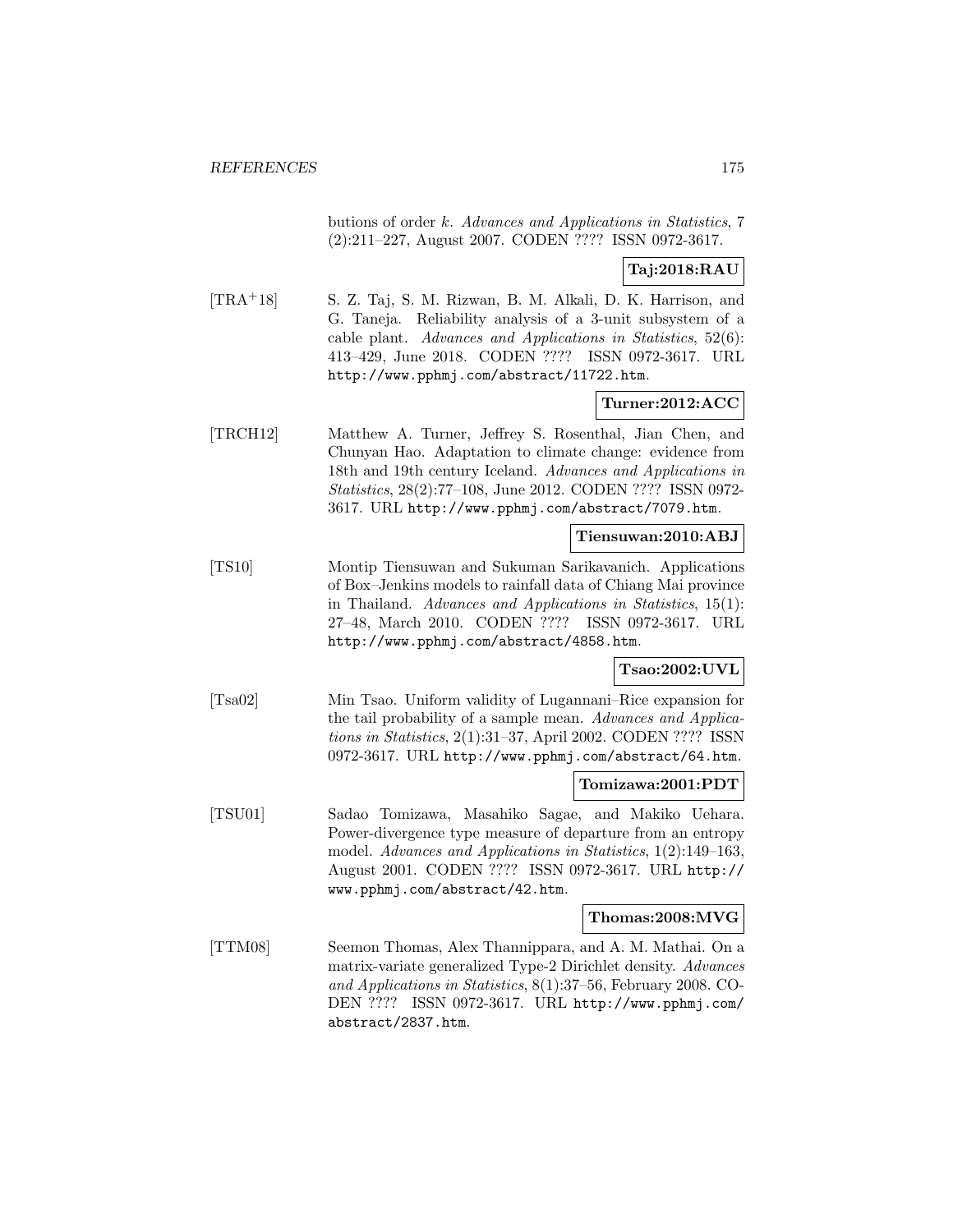butions of order $k$. *Advances and Applications in Statistics*, 7 (2):211–227, August 2007. CODEN ???? ISSN 0972-3617.

**Taj:2018:RAU**

[TRA+18] S. Z. Taj, S. M. Rizwan, B. M. Alkali, D. K. Harrison, and G. Taneja. Reliability analysis of a 3-unit subsystem of a cable plant. *Advances and Applications in Statistics*, 52(6): 413–429, June 2018. CODEN ???? ISSN 0972-3617. URL http://www.pphmj.com/abstract/11722.htm.

**Turner:2012:ACC**

[TRCH12] Matthew A. Turner, Jeffrey S. Rosenthal, Jian Chen, and Chunyan Hao. Adaptation to climate change: evidence from 18th and 19th century Iceland. *Advances and Applications in Statistics*, 28(2):77–108, June 2012. CODEN ???? ISSN 0972-3617. URL http://www.pphmj.com/abstract/7079.htm.

**Tiensuwan:2010:ABJ**

[TS10] Montip Tiensuwan and Sukuman Sarikavanich. Applications of Box–Jenkins models to rainfall data of Chiang Mai province in Thailand. *Advances and Applications in Statistics*, 15(1): 27–48, March 2010. CODEN ???? ISSN 0972-3617. URL http://www.pphmj.com/abstract/4858.htm.

**Tsao:2002:UVL**

[Tsa02] Min Tsao. Uniform validity of Lugannani–Rice expansion for the tail probability of a sample mean. *Advances and Applications in Statistics*, 2(1):31–37, April 2002. CODEN ???? ISSN 0972-3617. URL http://www.pphmj.com/abstract/64.htm.

**Tomizawa:2001:PDT**

[TSU01] Sadao Tomizawa, Masahiko Sagae, and Makiko Uehara. Power-divergence type measure of departure from an entropy model. *Advances and Applications in Statistics*, 1(2):149–163, August 2001. CODEN ???? ISSN 0972-3617. URL http://www.pphmj.com/abstract/42.htm.

**Thomas:2008:MVG**

[TTM08] Seemon Thomas, Alex Thannippara, and A. M. Mathai. On a matrix-variate generalized Type-2 Dirichlet density. *Advances and Applications in Statistics*, 8(1):37–56, February 2008. CODEN ???? ISSN 0972-3617. URL http://www.pphmj.com/abstract/2837.htm.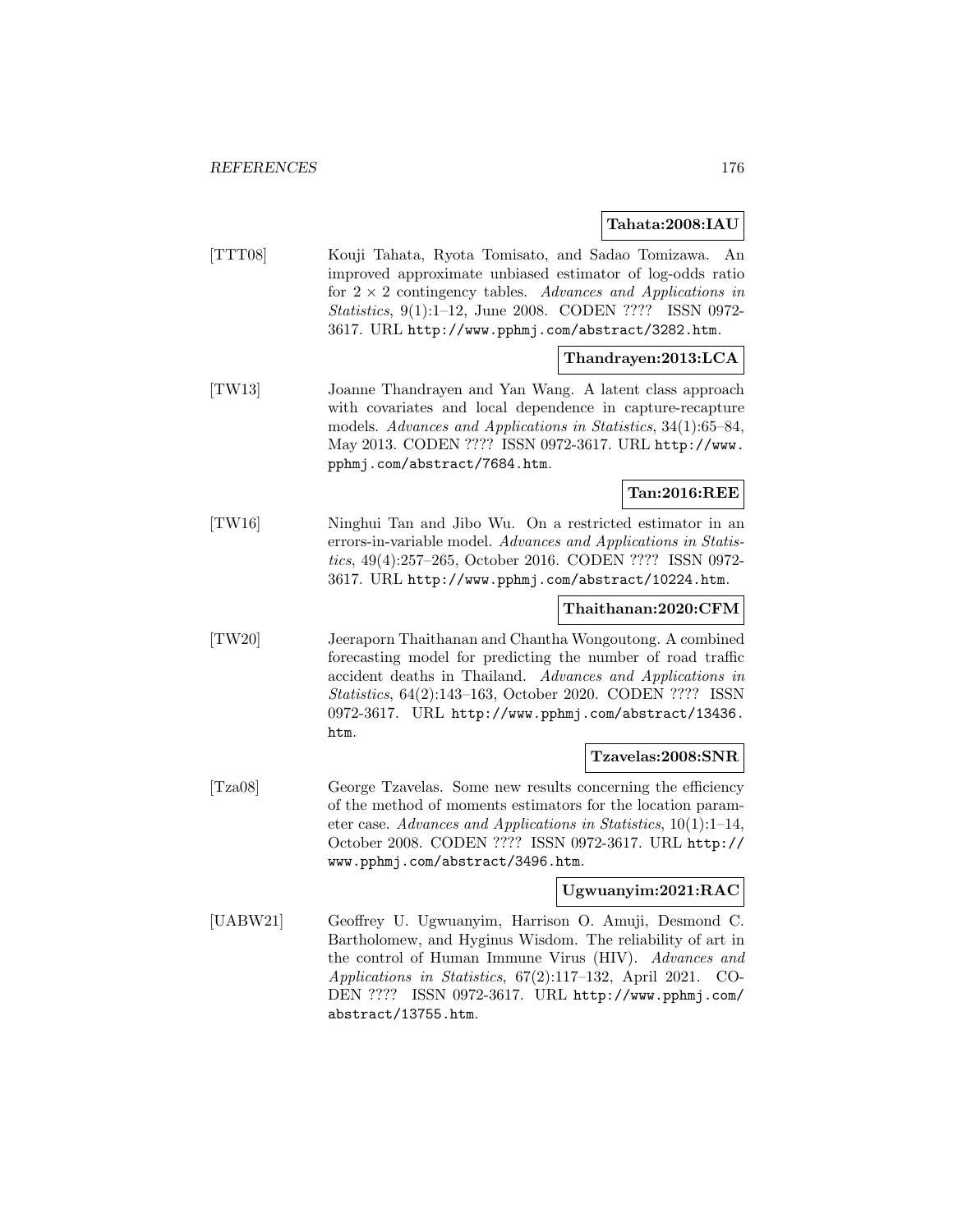**Tahata:2008:IAU**

[TTT08] Kouji Tahata, Ryota Tomisato, and Sadao Tomizawa. An improved approximate unbiased estimator of log-odds ratio for $2 \times 2$ contingency tables. *Advances and Applications in Statistics*, 9(1):1–12, June 2008. CODEN ???? ISSN 0972-3617. URL http://www.pphmj.com/abstract/3282.htm.

**Thandrayen:2013:LCA**

[TW13] Joanne Thandrayen and Yan Wang. A latent class approach with covariates and local dependence in capture-recapture models. *Advances and Applications in Statistics*, 34(1):65–84, May 2013. CODEN ???? ISSN 0972-3617. URL http://www.pphmj.com/abstract/7684.htm.

**Tan:2016:REE**

[TW16] Ninghui Tan and Jibo Wu. On a restricted estimator in an errors-in-variable model. *Advances and Applications in Statistics*, 49(4):257–265, October 2016. CODEN ???? ISSN 0972-3617. URL http://www.pphmj.com/abstract/10224.htm.

**Thaithanan:2020:CFM**

[TW20] Jeeraporn Thaithanan and Chantha Wongoutong. A combined forecasting model for predicting the number of road traffic accident deaths in Thailand. *Advances and Applications in Statistics*, 64(2):143–163, October 2020. CODEN ???? ISSN 0972-3617. URL http://www.pphmj.com/abstract/13436.htm.

**Tzavelas:2008:SNR**

[Tza08] George Tzavelas. Some new results concerning the efficiency of the method of moments estimators for the location parameter case. *Advances and Applications in Statistics*, 10(1):1–14, October 2008. CODEN ???? ISSN 0972-3617. URL http://www.pphmj.com/abstract/3496.htm.

**Ugwuanyim:2021:RAC**

[UABW21] Geoffrey U. Ugwuanyim, Harrison O. Amuji, Desmond C. Bartholomew, and Hyginus Wisdom. The reliability of art in the control of Human Immune Virus (HIV). *Advances and Applications in Statistics*, 67(2):117–132, April 2021. CODEN ???? ISSN 0972-3617. URL http://www.pphmj.com/abstract/13755.htm.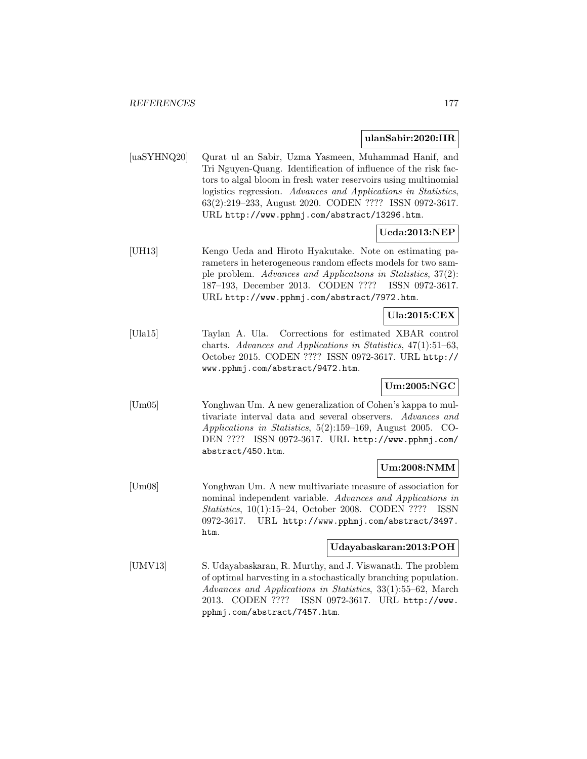**ulanSabir:2020:IIR**

[uaSYHNQ20] Qurat ul an Sabir, Uzma Yasmeen, Muhammad Hanif, and Tri Nguyen-Quang. Identification of influence of the risk factors to algal bloom in fresh water reservoirs using multinomial logistics regression. *Advances and Applications in Statistics*, 63(2):219–233, August 2020. CODEN ???? ISSN 0972-3617. URL http://www.pphmj.com/abstract/13296.htm.

**Ueda:2013:NEP**

[UH13] Kengo Ueda and Hiroto Hyakutake. Note on estimating parameters in heterogeneous random effects models for two sample problem. *Advances and Applications in Statistics*, 37(2): 187–193, December 2013. CODEN ???? ISSN 0972-3617. URL http://www.pphmj.com/abstract/7972.htm.

**Ula:2015:CEX**

[Ula15] Taylan A. Ula. Corrections for estimated XBAR control charts. *Advances and Applications in Statistics*, 47(1):51–63, October 2015. CODEN ???? ISSN 0972-3617. URL http://www.pphmj.com/abstract/9472.htm.

**Um:2005:NGC**

[Um05] Yonghwan Um. A new generalization of Cohen's kappa to multivariate interval data and several observers. *Advances and Applications in Statistics*, 5(2):159–169, August 2005. CODEN ???? ISSN 0972-3617. URL http://www.pphmj.com/abstract/450.htm.

**Um:2008:NMM**

[Um08] Yonghwan Um. A new multivariate measure of association for nominal independent variable. *Advances and Applications in Statistics*, 10(1):15–24, October 2008. CODEN ???? ISSN 0972-3617. URL http://www.pphmj.com/abstract/3497.htm.

**Udayabaskaran:2013:POH**

[UMV13] S. Udayabaskaran, R. Murthy, and J. Viswanath. The problem of optimal harvesting in a stochastically branching population. *Advances and Applications in Statistics*, 33(1):55–62, March 2013. CODEN ???? ISSN 0972-3617. URL http://www.pphmj.com/abstract/7457.htm.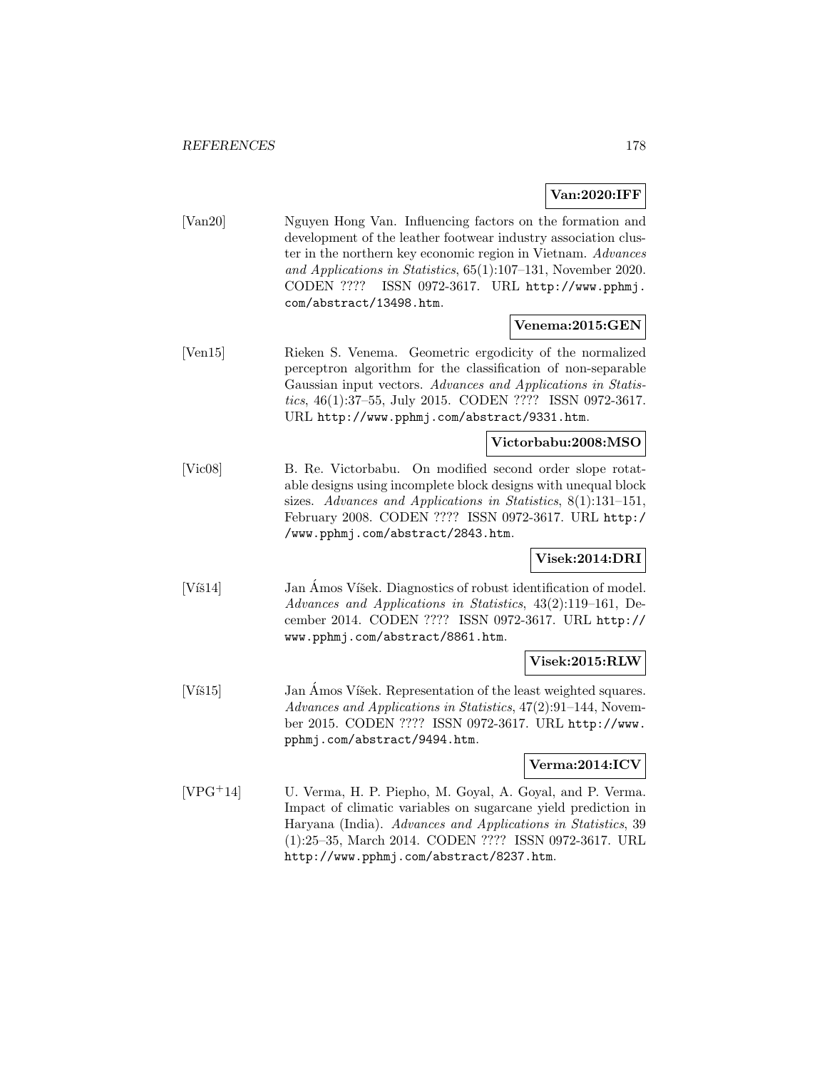**Van:2020:IFF**

[Van20] Nguyen Hong Van. Influencing factors on the formation and development of the leather footwear industry association cluster in the northern key economic region in Vietnam. *Advances and Applications in Statistics*, 65(1):107–131, November 2020. CODEN ???? ISSN 0972-3617. URL http://www.pphmj.com/abstract/13498.htm.

**Venema:2015:GEN**

[Ven15] Rieken S. Venema. Geometric ergodicity of the normalized perceptron algorithm for the classification of non-separable Gaussian input vectors. *Advances and Applications in Statistics*, 46(1):37–55, July 2015. CODEN ???? ISSN 0972-3617. URL http://www.pphmj.com/abstract/9331.htm.

**Victorbabu:2008:MSO**

[Vic08] B. Re. Victorbabu. On modified second order slope rotatable designs using incomplete block designs with unequal block sizes. *Advances and Applications in Statistics*, 8(1):131–151, February 2008. CODEN ???? ISSN 0972-3617. URL http://www.pphmj.com/abstract/2843.htm.

**Visek:2014:DRI**

[Víš14] Jan Ámos Víšek. Diagnostics of robust identification of model. *Advances and Applications in Statistics*, 43(2):119–161, December 2014. CODEN ???? ISSN 0972-3617. URL http://www.pphmj.com/abstract/8861.htm.

**Visek:2015:RLW**

[Víš15] Jan Ámos Víšek. Representation of the least weighted squares. *Advances and Applications in Statistics*, 47(2):91–144, November 2015. CODEN ???? ISSN 0972-3617. URL http://www.pphmj.com/abstract/9494.htm.

**Verma:2014:ICV**

[VPG+14] U. Verma, H. P. Piepho, M. Goyal, A. Goyal, and P. Verma. Impact of climatic variables on sugarcane yield prediction in Haryana (India). *Advances and Applications in Statistics*, 39 (1):25–35, March 2014. CODEN ???? ISSN 0972-3617. URL http://www.pphmj.com/abstract/8237.htm.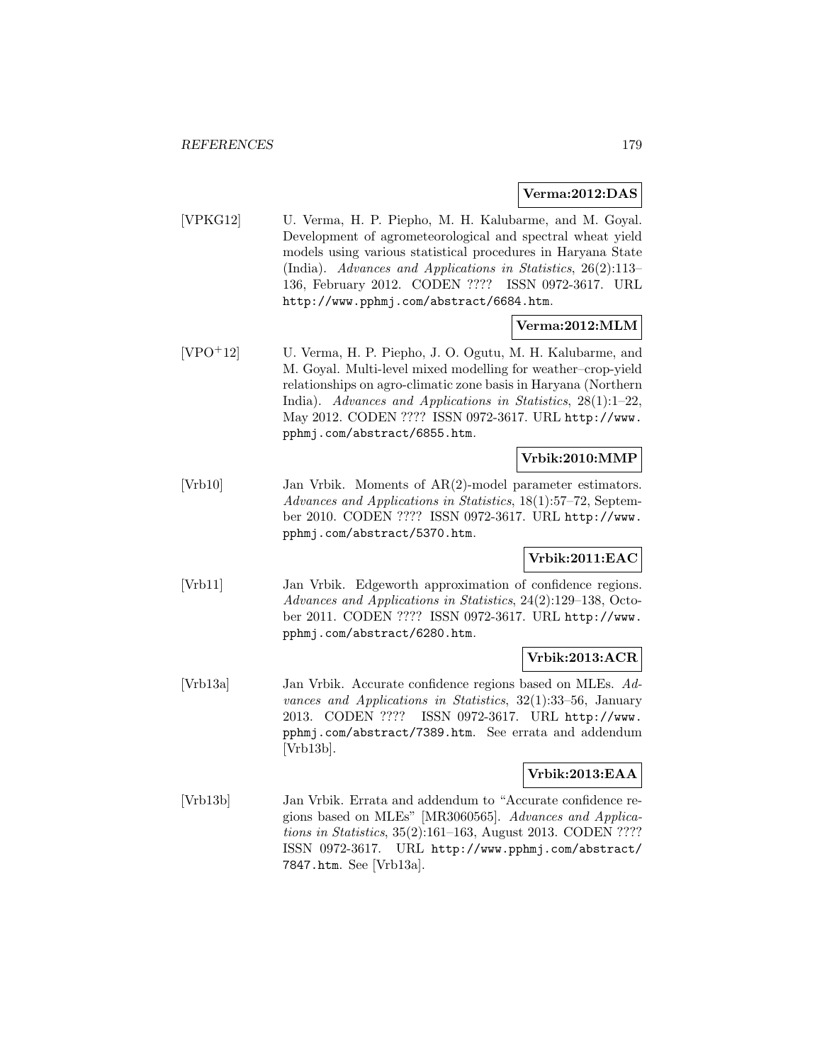**Verma:2012:DAS**

[VPKG12] U. Verma, H. P. Piepho, M. H. Kalubarme, and M. Goyal. Development of agrometeorological and spectral wheat yield models using various statistical procedures in Haryana State (India). *Advances and Applications in Statistics*, 26(2):113–136, February 2012. CODEN ???? ISSN 0972-3617. URL http://www.pphmj.com/abstract/6684.htm.

**Verma:2012:MLM**

[VPO+12] U. Verma, H. P. Piepho, J. O. Ogutu, M. H. Kalubarme, and M. Goyal. Multi-level mixed modelling for weather–crop-yield relationships on agro-climatic zone basis in Haryana (Northern India). *Advances and Applications in Statistics*, 28(1):1–22, May 2012. CODEN ???? ISSN 0972-3617. URL http://www.pphmj.com/abstract/6855.htm.

**Vrbik:2010:MMP**

[Vrb10] Jan Vrbik. Moments of AR(2)-model parameter estimators. *Advances and Applications in Statistics*, 18(1):57–72, September 2010. CODEN ???? ISSN 0972-3617. URL http://www.pphmj.com/abstract/5370.htm.

**Vrbik:2011:EAC**

[Vrb11] Jan Vrbik. Edgeworth approximation of confidence regions. *Advances and Applications in Statistics*, 24(2):129–138, October 2011. CODEN ???? ISSN 0972-3617. URL http://www.pphmj.com/abstract/6280.htm.

**Vrbik:2013:ACR**

[Vrb13a] Jan Vrbik. Accurate confidence regions based on MLEs. *Advances and Applications in Statistics*, 32(1):33–56, January 2013. CODEN ???? ISSN 0972-3617. URL http://www.pphmj.com/abstract/7389.htm. See errata and addendum [Vrb13b].

**Vrbik:2013:EAA**

[Vrb13b] Jan Vrbik. Errata and addendum to "Accurate confidence regions based on MLEs" [MR3060565]. *Advances and Applications in Statistics*, 35(2):161–163, August 2013. CODEN ???? ISSN 0972-3617. URL http://www.pphmj.com/abstract/7847.htm. See [Vrb13a].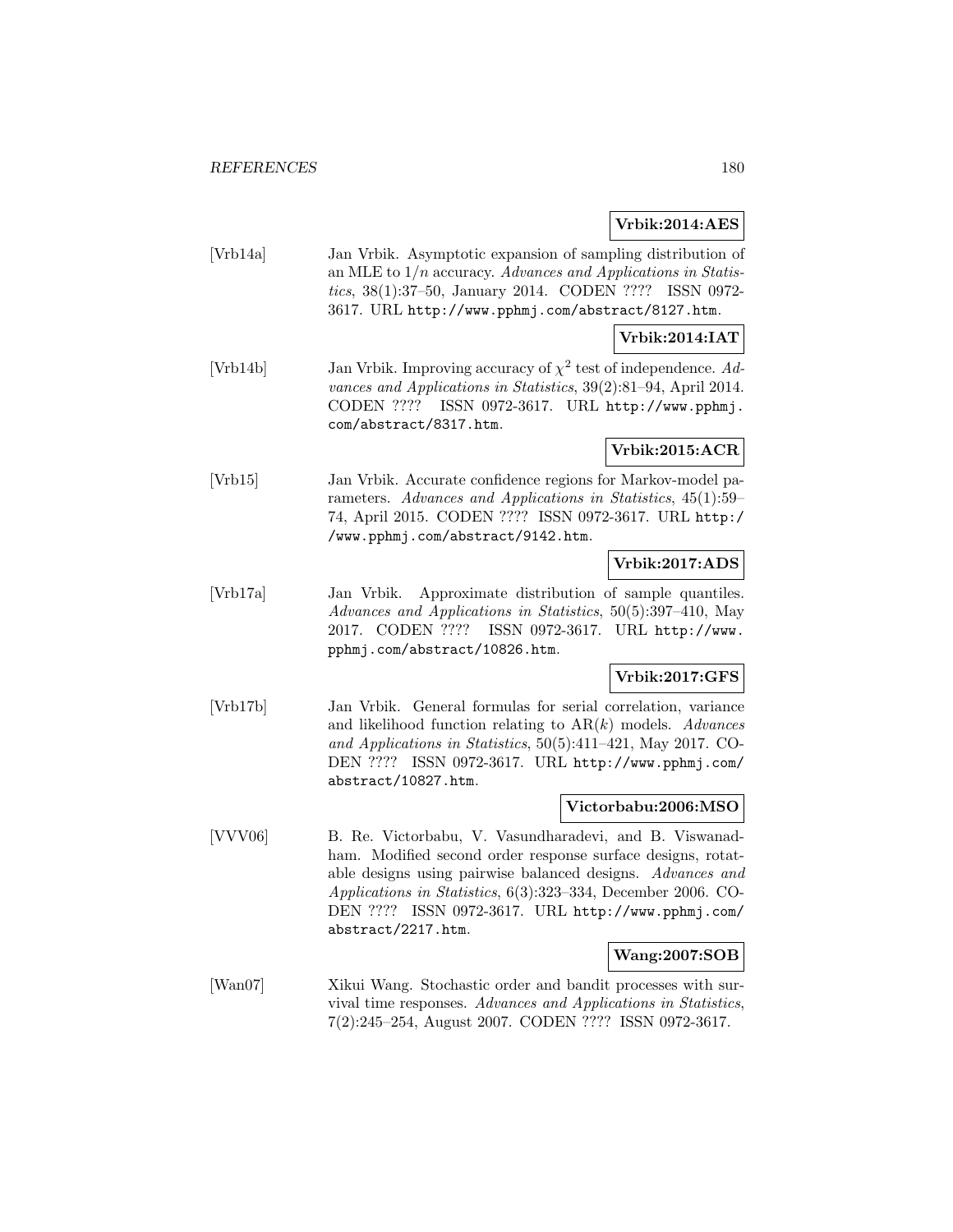**Vrbik:2014:AES**

[Vrb14a] Jan Vrbik. Asymptotic expansion of sampling distribution of an MLE to $1/n$ accuracy. *Advances and Applications in Statistics*, 38(1):37–50, January 2014. CODEN ???? ISSN 0972-3617. URL http://www.pphmj.com/abstract/8127.htm.

**Vrbik:2014:IAT**

[Vrb14b] Jan Vrbik. Improving accuracy of $\chi^2$ test of independence. *Advances and Applications in Statistics*, 39(2):81–94, April 2014. CODEN ???? ISSN 0972-3617. URL http://www.pphmj.com/abstract/8317.htm.

**Vrbik:2015:ACR**

[Vrb15] Jan Vrbik. Accurate confidence regions for Markov-model parameters. *Advances and Applications in Statistics*, 45(1):59–74, April 2015. CODEN ???? ISSN 0972-3617. URL http://www.pphmj.com/abstract/9142.htm.

**Vrbik:2017:ADS**

[Vrb17a] Jan Vrbik. Approximate distribution of sample quantiles. *Advances and Applications in Statistics*, 50(5):397–410, May 2017. CODEN ???? ISSN 0972-3617. URL http://www.pphmj.com/abstract/10826.htm.

**Vrbik:2017:GFS**

[Vrb17b] Jan Vrbik. General formulas for serial correlation, variance and likelihood function relating to AR($k$) models. *Advances and Applications in Statistics*, 50(5):411–421, May 2017. CODEN ???? ISSN 0972-3617. URL http://www.pphmj.com/abstract/10827.htm.

**Victorbabu:2006:MSO**

[VVV06] B. Re. Victorbabu, V. Vasundharadevi, and B. Viswanadham. Modified second order response surface designs, rotatable designs using pairwise balanced designs. *Advances and Applications in Statistics*, 6(3):323–334, December 2006. CODEN ???? ISSN 0972-3617. URL http://www.pphmj.com/abstract/2217.htm.

**Wang:2007:SOB**

[Wan07] Xikui Wang. Stochastic order and bandit processes with survival time responses. *Advances and Applications in Statistics*, 7(2):245–254, August 2007. CODEN ???? ISSN 0972-3617.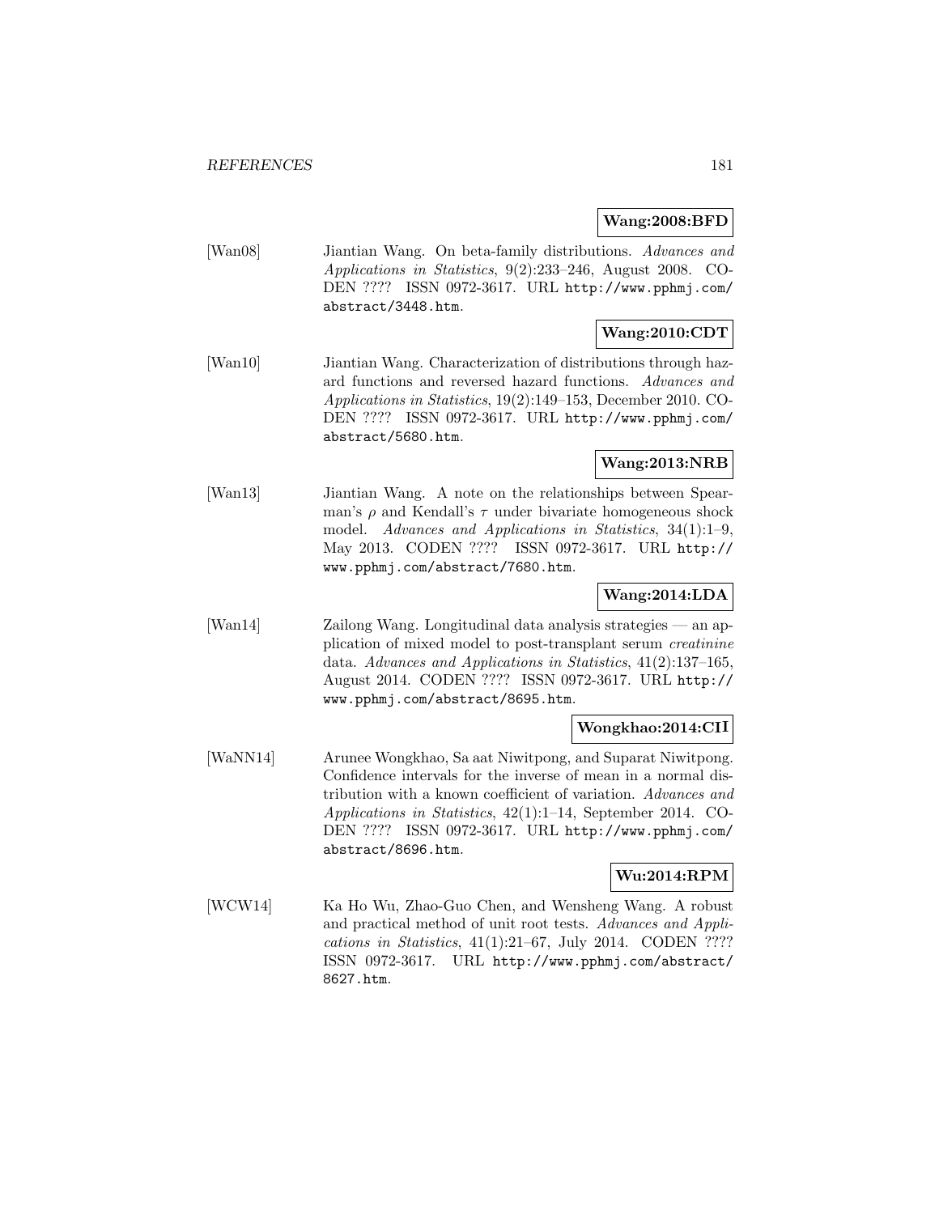**Wang:2008:BFD**

[Wan08] Jiantian Wang. On beta-family distributions. *Advances and Applications in Statistics*, 9(2):233–246, August 2008. CODEN ???? ISSN 0972-3617. URL `http://www.pphmj.com/abstract/3448.htm`.

**Wang:2010:CDT**

[Wan10] Jiantian Wang. Characterization of distributions through hazard functions and reversed hazard functions. *Advances and Applications in Statistics*, 19(2):149–153, December 2010. CODEN ???? ISSN 0972-3617. URL `http://www.pphmj.com/abstract/5680.htm`.

**Wang:2013:NRB**

[Wan13] Jiantian Wang. A note on the relationships between Spearman's $\rho$ and Kendall's $\tau$ under bivariate homogeneous shock model. *Advances and Applications in Statistics*, 34(1):1–9, May 2013. CODEN ???? ISSN 0972-3617. URL `http://www.pphmj.com/abstract/7680.htm`.

**Wang:2014:LDA**

[Wan14] Zailong Wang. Longitudinal data analysis strategies — an application of mixed model to post-transplant serum *creatinine* data. *Advances and Applications in Statistics*, 41(2):137–165, August 2014. CODEN ???? ISSN 0972-3617. URL `http://www.pphmj.com/abstract/8695.htm`.

**Wongkhao:2014:CII**

[WaNN14] Arunee Wongkhao, Sa aat Niwitpong, and Suparat Niwitpong. Confidence intervals for the inverse of mean in a normal distribution with a known coefficient of variation. *Advances and Applications in Statistics*, 42(1):1–14, September 2014. CODEN ???? ISSN 0972-3617. URL `http://www.pphmj.com/abstract/8696.htm`.

**Wu:2014:RPM**

[WCW14] Ka Ho Wu, Zhao-Guo Chen, and Wensheng Wang. A robust and practical method of unit root tests. *Advances and Applications in Statistics*, 41(1):21–67, July 2014. CODEN ???? ISSN 0972-3617. URL `http://www.pphmj.com/abstract/8627.htm`.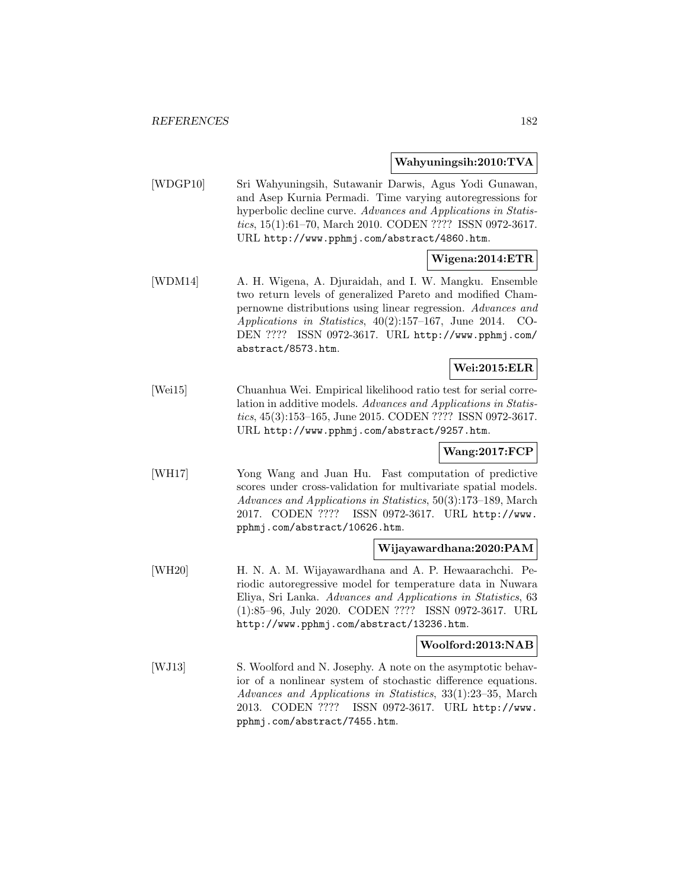**Wahyuningsih:2010:TVA**

[WDGP10] Sri Wahyuningsih, Sutawanir Darwis, Agus Yodi Gunawan, and Asep Kurnia Permadi. Time varying autoregressions for hyperbolic decline curve. *Advances and Applications in Statistics*, 15(1):61–70, March 2010. CODEN ???? ISSN 0972-3617. URL http://www.pphmj.com/abstract/4860.htm.

**Wigena:2014:ETR**

[WDM14] A. H. Wigena, A. Djuraidah, and I. W. Mangku. Ensemble two return levels of generalized Pareto and modified Champernowne distributions using linear regression. *Advances and Applications in Statistics*, 40(2):157–167, June 2014. CODEN ???? ISSN 0972-3617. URL http://www.pphmj.com/abstract/8573.htm.

**Wei:2015:ELR**

[Wei15] Chuanhua Wei. Empirical likelihood ratio test for serial correlation in additive models. *Advances and Applications in Statistics*, 45(3):153–165, June 2015. CODEN ???? ISSN 0972-3617. URL http://www.pphmj.com/abstract/9257.htm.

**Wang:2017:FCP**

[WH17] Yong Wang and Juan Hu. Fast computation of predictive scores under cross-validation for multivariate spatial models. *Advances and Applications in Statistics*, 50(3):173–189, March 2017. CODEN ???? ISSN 0972-3617. URL http://www.pphmj.com/abstract/10626.htm.

**Wijayawardhana:2020:PAM**

[WH20] H. N. A. M. Wijayawardhana and A. P. Hewaarachchi. Periodic autoregressive model for temperature data in Nuwara Eliya, Sri Lanka. *Advances and Applications in Statistics*, 63 (1):85–96, July 2020. CODEN ???? ISSN 0972-3617. URL http://www.pphmj.com/abstract/13236.htm.

**Woolford:2013:NAB**

[WJ13] S. Woolford and N. Josephy. A note on the asymptotic behavior of a nonlinear system of stochastic difference equations. *Advances and Applications in Statistics*, 33(1):23–35, March 2013. CODEN ???? ISSN 0972-3617. URL http://www.pphmj.com/abstract/7455.htm.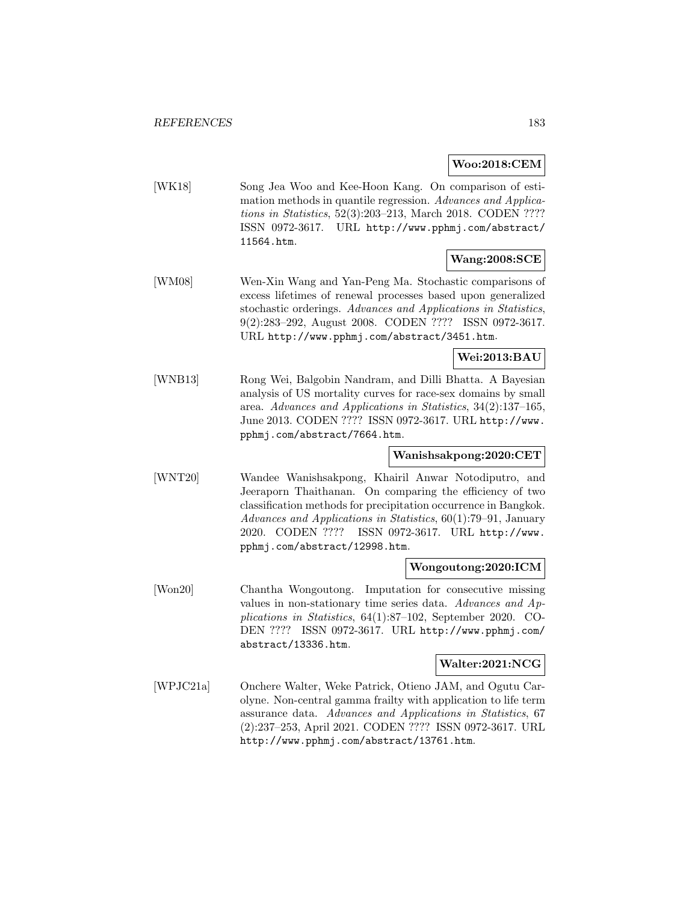**Woo:2018:CEM**

[WK18] Song Jea Woo and Kee-Hoon Kang. On comparison of estimation methods in quantile regression. *Advances and Applications in Statistics*, 52(3):203–213, March 2018. CODEN ???? ISSN 0972-3617. URL http://www.pphmj.com/abstract/11564.htm.

**Wang:2008:SCE**

[WM08] Wen-Xin Wang and Yan-Peng Ma. Stochastic comparisons of excess lifetimes of renewal processes based upon generalized stochastic orderings. *Advances and Applications in Statistics*, 9(2):283–292, August 2008. CODEN ???? ISSN 0972-3617. URL http://www.pphmj.com/abstract/3451.htm.

**Wei:2013:BAU**

[WNB13] Rong Wei, Balgobin Nandram, and Dilli Bhatta. A Bayesian analysis of US mortality curves for race-sex domains by small area. *Advances and Applications in Statistics*, 34(2):137–165, June 2013. CODEN ???? ISSN 0972-3617. URL http://www.pphmj.com/abstract/7664.htm.

**Wanishsakpong:2020:CET**

[WNT20] Wandee Wanishsakpong, Khairil Anwar Notodiputro, and Jeeraporn Thaithanan. On comparing the efficiency of two classification methods for precipitation occurrence in Bangkok. *Advances and Applications in Statistics*, 60(1):79–91, January 2020. CODEN ???? ISSN 0972-3617. URL http://www.pphmj.com/abstract/12998.htm.

**Wongoutong:2020:ICM**

[Won20] Chantha Wongoutong. Imputation for consecutive missing values in non-stationary time series data. *Advances and Applications in Statistics*, 64(1):87–102, September 2020. CODEN ???? ISSN 0972-3617. URL http://www.pphmj.com/abstract/13336.htm.

**Walter:2021:NCG**

[WPJC21a] Onchere Walter, Weke Patrick, Otieno JAM, and Ogutu Carolyne. Non-central gamma frailty with application to life term assurance data. *Advances and Applications in Statistics*, 67 (2):237–253, April 2021. CODEN ???? ISSN 0972-3617. URL http://www.pphmj.com/abstract/13761.htm.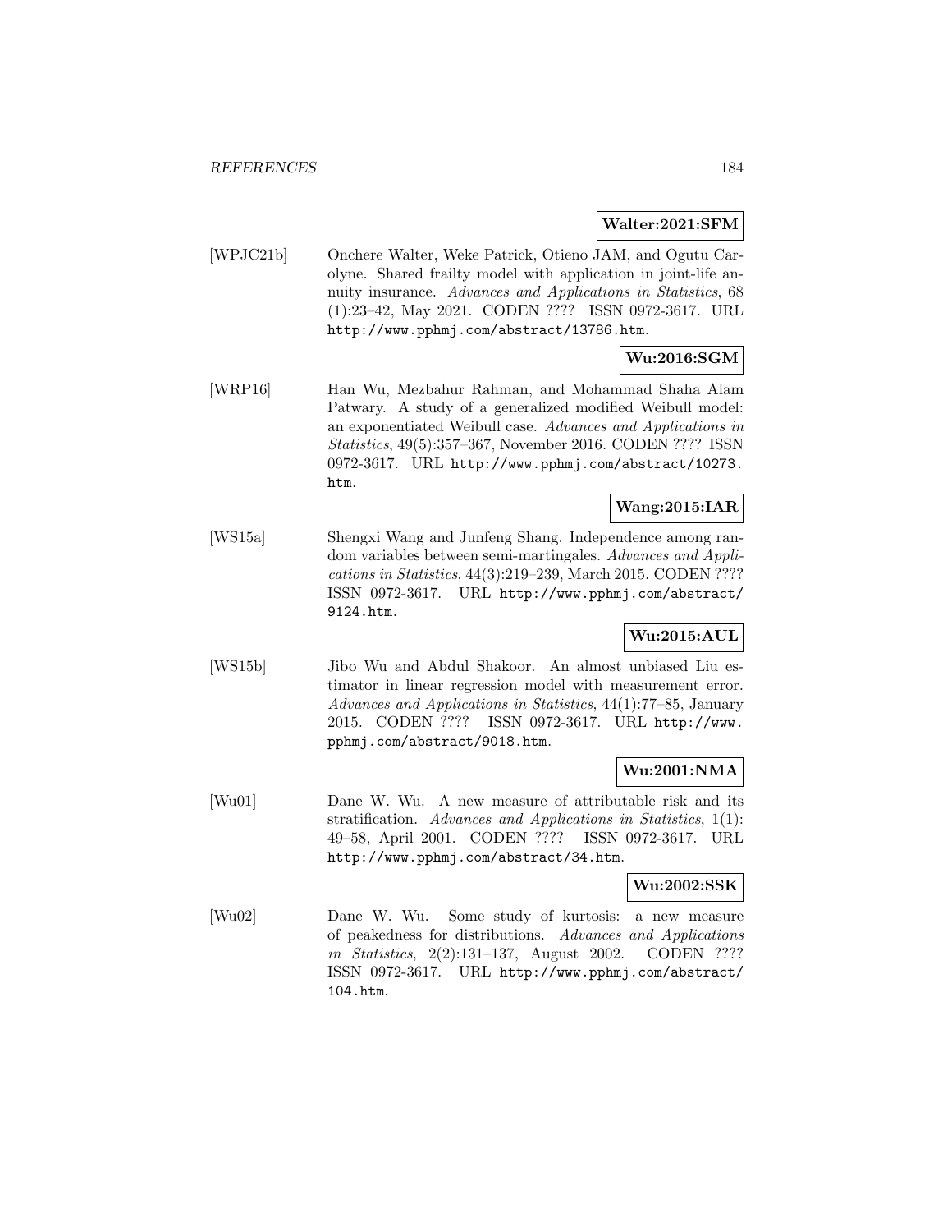**Walter:2021:SFM**

[WPJC21b] Onchere Walter, Weke Patrick, Otieno JAM, and Ogutu Carolyne. Shared frailty model with application in joint-life annuity insurance. *Advances and Applications in Statistics*, 68 (1):23–42, May 2021. CODEN ???? ISSN 0972-3617. URL http://www.pphmj.com/abstract/13786.htm.

**Wu:2016:SGM**

[WRP16] Han Wu, Mezbahur Rahman, and Mohammad Shaha Alam Patwary. A study of a generalized modified Weibull model: an exponentiated Weibull case. *Advances and Applications in Statistics*, 49(5):357–367, November 2016. CODEN ???? ISSN 0972-3617. URL http://www.pphmj.com/abstract/10273.htm.

**Wang:2015:IAR**

[WS15a] Shengxi Wang and Junfeng Shang. Independence among random variables between semi-martingales. *Advances and Applications in Statistics*, 44(3):219–239, March 2015. CODEN ???? ISSN 0972-3617. URL http://www.pphmj.com/abstract/9124.htm.

**Wu:2015:AUL**

[WS15b] Jibo Wu and Abdul Shakoor. An almost unbiased Liu estimator in linear regression model with measurement error. *Advances and Applications in Statistics*, 44(1):77–85, January 2015. CODEN ???? ISSN 0972-3617. URL http://www.pphmj.com/abstract/9018.htm.

**Wu:2001:NMA**

[Wu01] Dane W. Wu. A new measure of attributable risk and its stratification. *Advances and Applications in Statistics*, 1(1): 49–58, April 2001. CODEN ???? ISSN 0972-3617. URL http://www.pphmj.com/abstract/34.htm.

**Wu:2002:SSK**

[Wu02] Dane W. Wu. Some study of kurtosis: a new measure of peakedness for distributions. *Advances and Applications in Statistics*, 2(2):131–137, August 2002. CODEN ???? ISSN 0972-3617. URL http://www.pphmj.com/abstract/104.htm.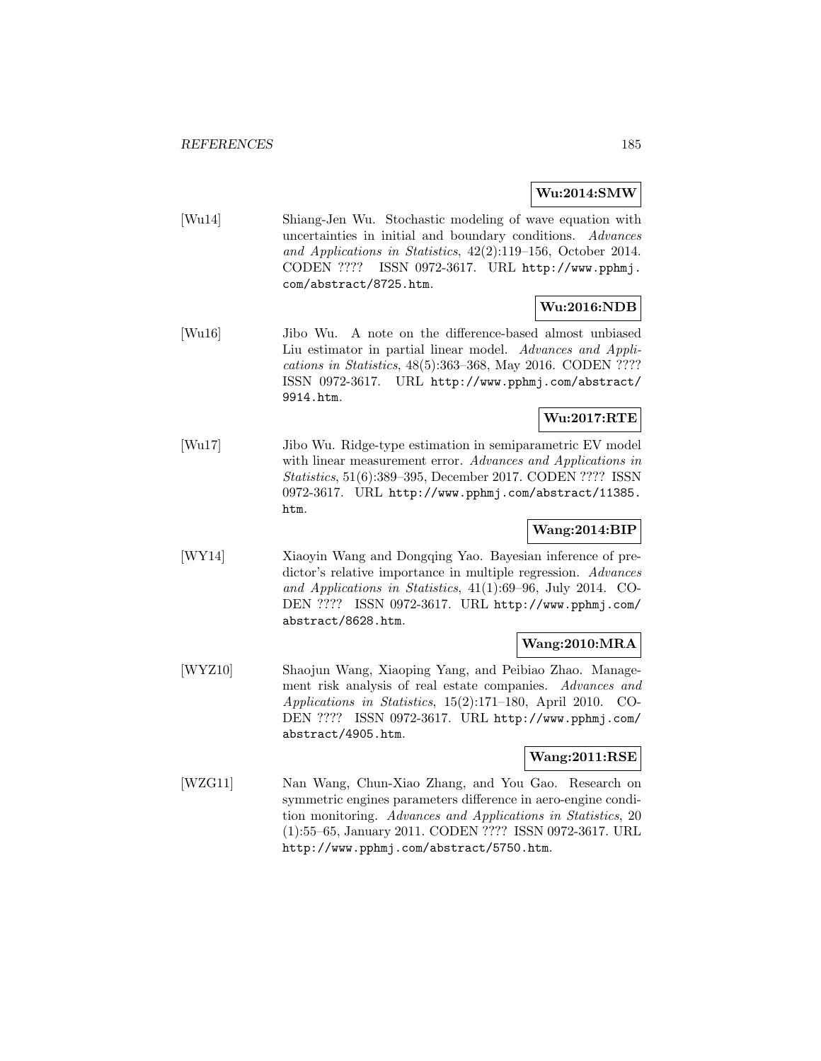**Wu:2014:SMW**

[Wu14] Shiang-Jen Wu. Stochastic modeling of wave equation with uncertainties in initial and boundary conditions. *Advances and Applications in Statistics*, 42(2):119–156, October 2014. CODEN ???? ISSN 0972-3617. URL http://www.pphmj.com/abstract/8725.htm.

**Wu:2016:NDB**

[Wu16] Jibo Wu. A note on the difference-based almost unbiased Liu estimator in partial linear model. *Advances and Applications in Statistics*, 48(5):363–368, May 2016. CODEN ???? ISSN 0972-3617. URL http://www.pphmj.com/abstract/9914.htm.

**Wu:2017:RTE**

[Wu17] Jibo Wu. Ridge-type estimation in semiparametric EV model with linear measurement error. *Advances and Applications in Statistics*, 51(6):389–395, December 2017. CODEN ???? ISSN 0972-3617. URL http://www.pphmj.com/abstract/11385.htm.

**Wang:2014:BIP**

[WY14] Xiaoyin Wang and Dongqing Yao. Bayesian inference of predictor's relative importance in multiple regression. *Advances and Applications in Statistics*, 41(1):69–96, July 2014. CODEN ???? ISSN 0972-3617. URL http://www.pphmj.com/abstract/8628.htm.

**Wang:2010:MRA**

[WYZ10] Shaojun Wang, Xiaoping Yang, and Peibiao Zhao. Management risk analysis of real estate companies. *Advances and Applications in Statistics*, 15(2):171–180, April 2010. CODEN ???? ISSN 0972-3617. URL http://www.pphmj.com/abstract/4905.htm.

**Wang:2011:RSE**

[WZG11] Nan Wang, Chun-Xiao Zhang, and You Gao. Research on symmetric engines parameters difference in aero-engine condition monitoring. *Advances and Applications in Statistics*, 20 (1):55–65, January 2011. CODEN ???? ISSN 0972-3617. URL http://www.pphmj.com/abstract/5750.htm.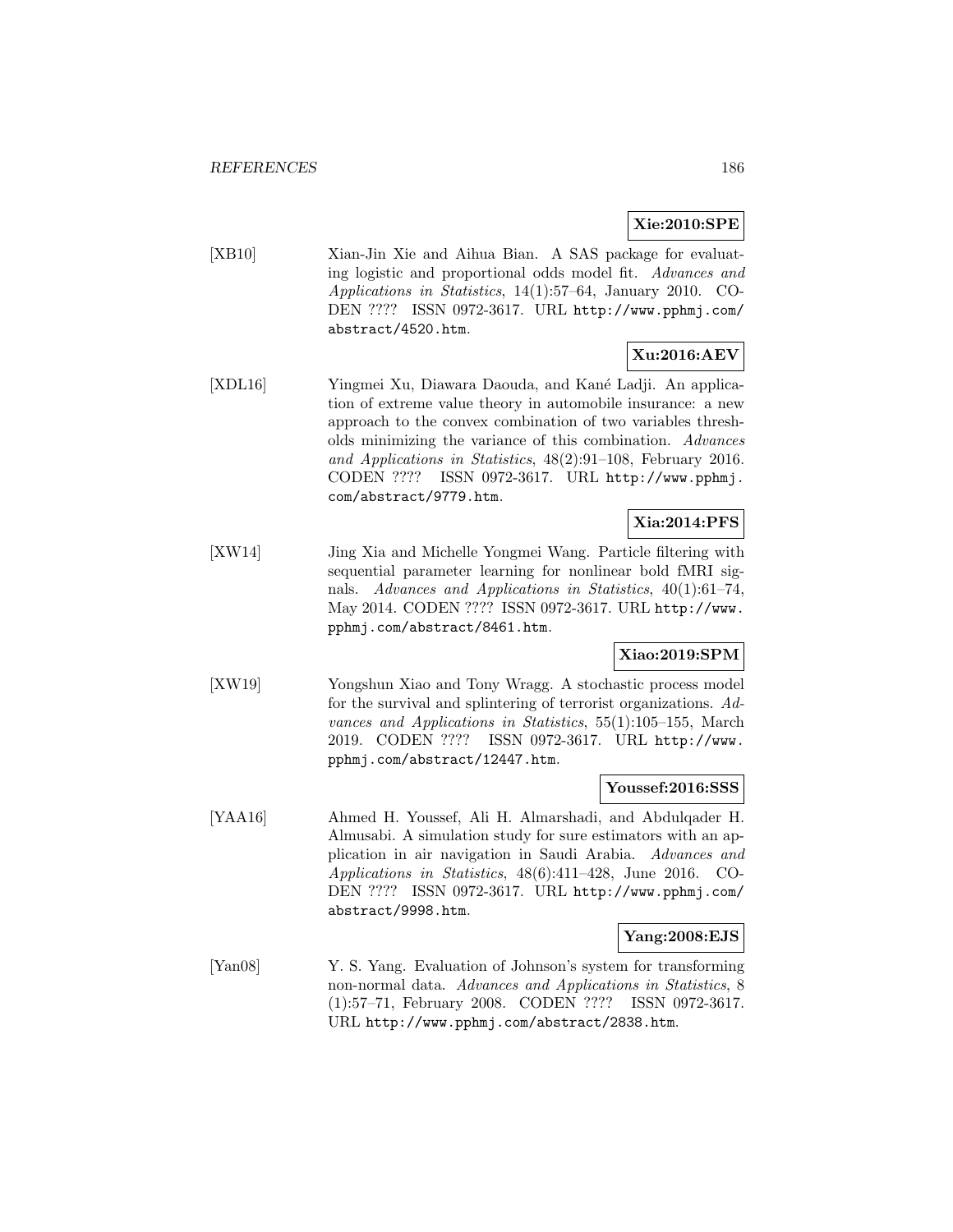**Xie:2010:SPE**

[XB10] Xian-Jin Xie and Aihua Bian. A SAS package for evaluating logistic and proportional odds model fit. *Advances and Applications in Statistics*, 14(1):57–64, January 2010. CODEN ???? ISSN 0972-3617. URL http://www.pphmj.com/abstract/4520.htm.

**Xu:2016:AEV**

[XDL16] Yingmei Xu, Diawara Daouda, and Kané Ladji. An application of extreme value theory in automobile insurance: a new approach to the convex combination of two variables thresholds minimizing the variance of this combination. *Advances and Applications in Statistics*, 48(2):91–108, February 2016. CODEN ???? ISSN 0972-3617. URL http://www.pphmj.com/abstract/9779.htm.

**Xia:2014:PFS**

[XW14] Jing Xia and Michelle Yongmei Wang. Particle filtering with sequential parameter learning for nonlinear bold fMRI signals. *Advances and Applications in Statistics*, 40(1):61–74, May 2014. CODEN ???? ISSN 0972-3617. URL http://www.pphmj.com/abstract/8461.htm.

**Xiao:2019:SPM**

[XW19] Yongshun Xiao and Tony Wragg. A stochastic process model for the survival and splintering of terrorist organizations. *Advances and Applications in Statistics*, 55(1):105–155, March 2019. CODEN ???? ISSN 0972-3617. URL http://www.pphmj.com/abstract/12447.htm.

**Youssef:2016:SSS**

[YAA16] Ahmed H. Youssef, Ali H. Almarshadi, and Abdulqader H. Almusabi. A simulation study for sure estimators with an application in air navigation in Saudi Arabia. *Advances and Applications in Statistics*, 48(6):411–428, June 2016. CODEN ???? ISSN 0972-3617. URL http://www.pphmj.com/abstract/9998.htm.

**Yang:2008:EJS**

[Yan08] Y. S. Yang. Evaluation of Johnson's system for transforming non-normal data. *Advances and Applications in Statistics*, 8(1):57–71, February 2008. CODEN ???? ISSN 0972-3617. URL http://www.pphmj.com/abstract/2838.htm.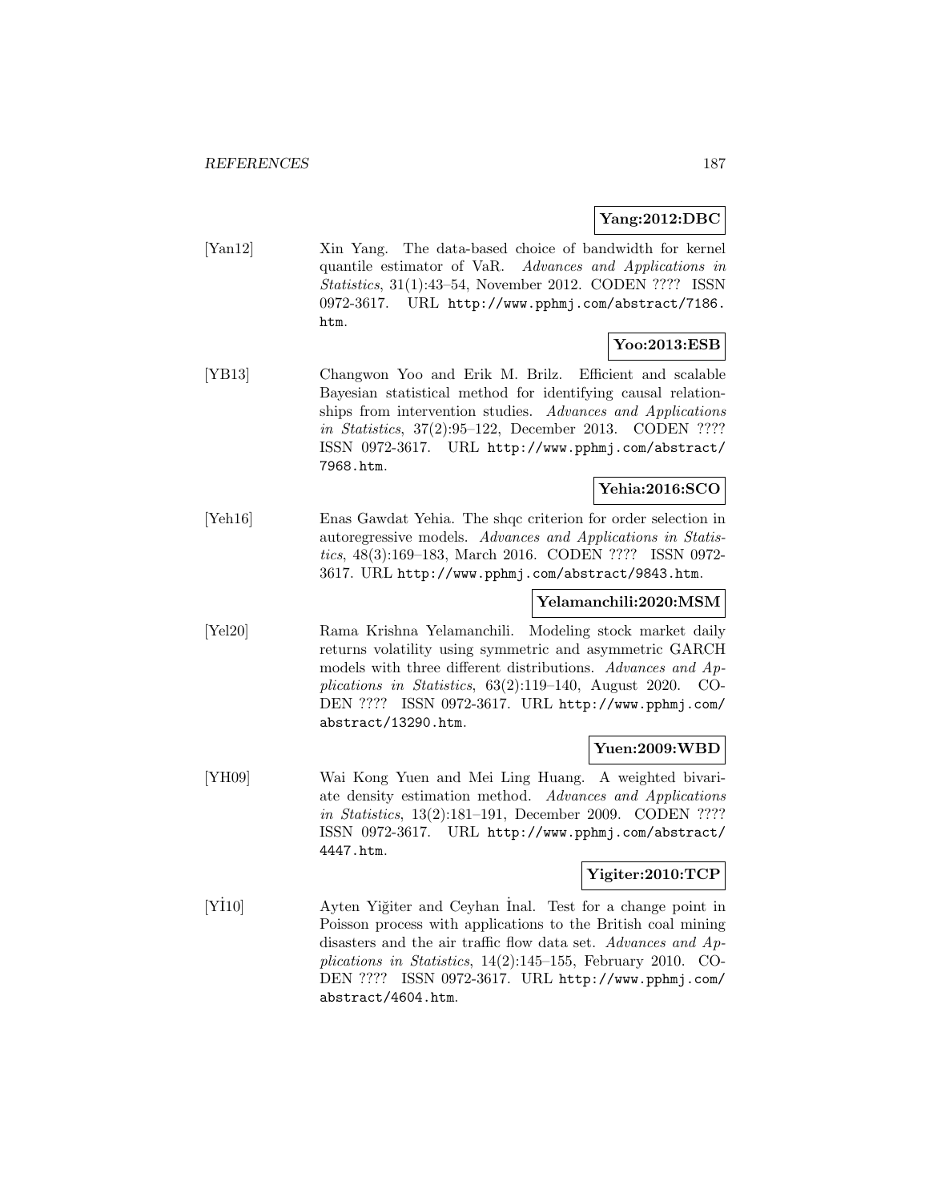**Yang:2012:DBC**

[Yan12] Xin Yang. The data-based choice of bandwidth for kernel quantile estimator of VaR. *Advances and Applications in Statistics*, 31(1):43–54, November 2012. CODEN ???? ISSN 0972-3617. URL `http://www.pphmj.com/abstract/7186.htm`.

**Yoo:2013:ESB**

[YB13] Changwon Yoo and Erik M. Brilz. Efficient and scalable Bayesian statistical method for identifying causal relationships from intervention studies. *Advances and Applications in Statistics*, 37(2):95–122, December 2013. CODEN ???? ISSN 0972-3617. URL `http://www.pphmj.com/abstract/7968.htm`.

**Yehia:2016:SCO**

[Yeh16] Enas Gawdat Yehia. The shqc criterion for order selection in autoregressive models. *Advances and Applications in Statistics*, 48(3):169–183, March 2016. CODEN ???? ISSN 0972-3617. URL `http://www.pphmj.com/abstract/9843.htm`.

**Yelamanchili:2020:MSM**

[Yel20] Rama Krishna Yelamanchili. Modeling stock market daily returns volatility using symmetric and asymmetric GARCH models with three different distributions. *Advances and Applications in Statistics*, 63(2):119–140, August 2020. CODEN ???? ISSN 0972-3617. URL `http://www.pphmj.com/abstract/13290.htm`.

**Yuen:2009:WBD**

[YH09] Wai Kong Yuen and Mei Ling Huang. A weighted bivariate density estimation method. *Advances and Applications in Statistics*, 13(2):181–191, December 2009. CODEN ???? ISSN 0972-3617. URL `http://www.pphmj.com/abstract/4447.htm`.

**Yigiter:2010:TCP**

[Yİ10] Ayten Yiğiter and Ceyhan İnal. Test for a change point in Poisson process with applications to the British coal mining disasters and the air traffic flow data set. *Advances and Applications in Statistics*, 14(2):145–155, February 2010. CODEN ???? ISSN 0972-3617. URL `http://www.pphmj.com/abstract/4604.htm`.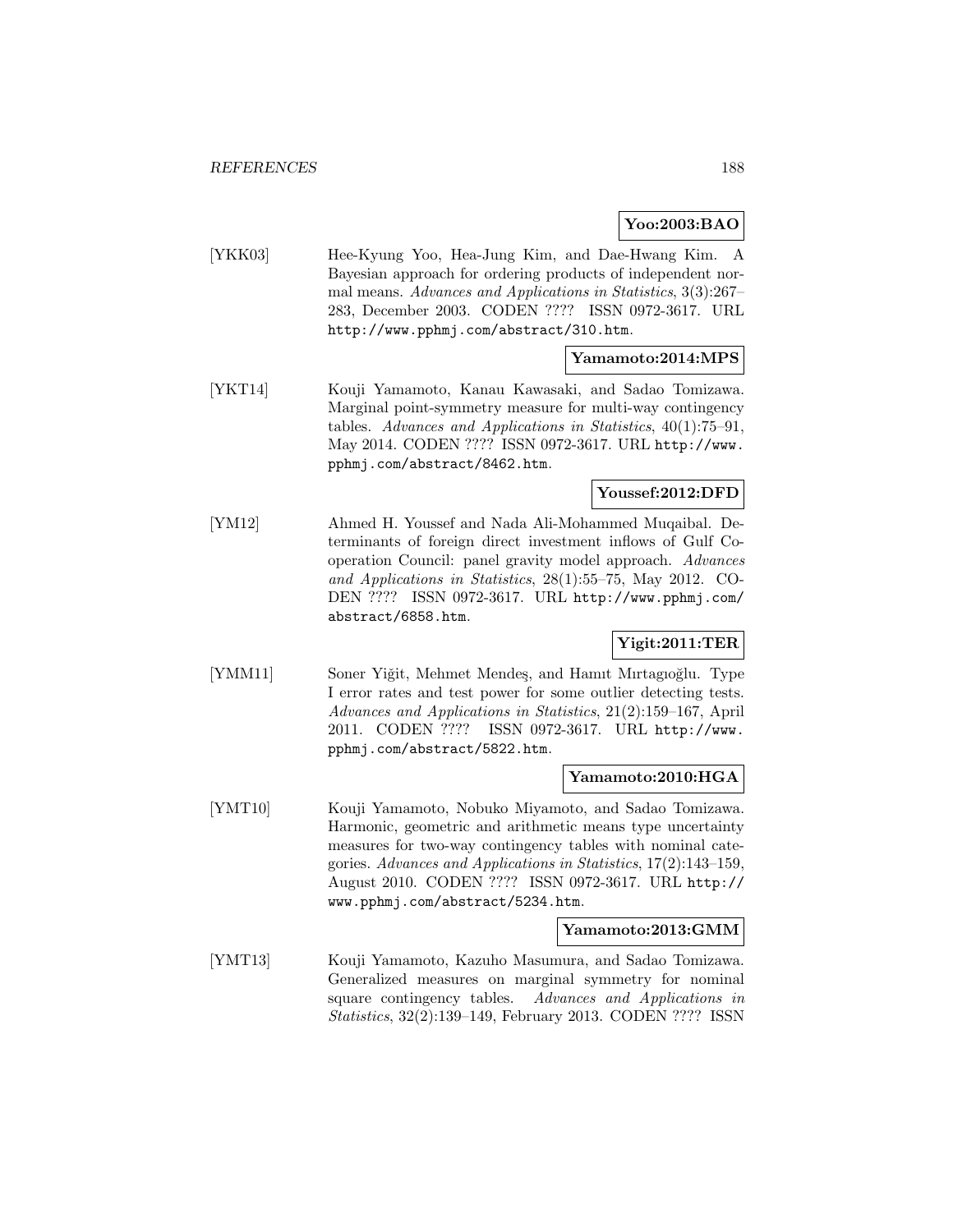**Yoo:2003:BAO**

[YKK03] Hee-Kyung Yoo, Hea-Jung Kim, and Dae-Hwang Kim. A Bayesian approach for ordering products of independent normal means. *Advances and Applications in Statistics*, 3(3):267–283, December 2003. CODEN ???? ISSN 0972-3617. URL `http://www.pphmj.com/abstract/310.htm`.

**Yamamoto:2014:MPS**

[YKT14] Kouji Yamamoto, Kanau Kawasaki, and Sadao Tomizawa. Marginal point-symmetry measure for multi-way contingency tables. *Advances and Applications in Statistics*, 40(1):75–91, May 2014. CODEN ???? ISSN 0972-3617. URL `http://www.pphmj.com/abstract/8462.htm`.

**Youssef:2012:DFD**

[YM12] Ahmed H. Youssef and Nada Ali-Mohammed Muqaibal. Determinants of foreign direct investment inflows of Gulf Cooperation Council: panel gravity model approach. *Advances and Applications in Statistics*, 28(1):55–75, May 2012. CODEN ???? ISSN 0972-3617. URL `http://www.pphmj.com/abstract/6858.htm`.

**Yigit:2011:TER**

[YMM11] Soner Yiğit, Mehmet Mendeş, and Hamıt Mırtagıoğlu. Type I error rates and test power for some outlier detecting tests. *Advances and Applications in Statistics*, 21(2):159–167, April 2011. CODEN ???? ISSN 0972-3617. URL `http://www.pphmj.com/abstract/5822.htm`.

**Yamamoto:2010:HGA**

[YMT10] Kouji Yamamoto, Nobuko Miyamoto, and Sadao Tomizawa. Harmonic, geometric and arithmetic means type uncertainty measures for two-way contingency tables with nominal categories. *Advances and Applications in Statistics*, 17(2):143–159, August 2010. CODEN ???? ISSN 0972-3617. URL `http://www.pphmj.com/abstract/5234.htm`.

**Yamamoto:2013:GMM**

[YMT13] Kouji Yamamoto, Kazuho Masumura, and Sadao Tomizawa. Generalized measures on marginal symmetry for nominal square contingency tables. *Advances and Applications in Statistics*, 32(2):139–149, February 2013. CODEN ???? ISSN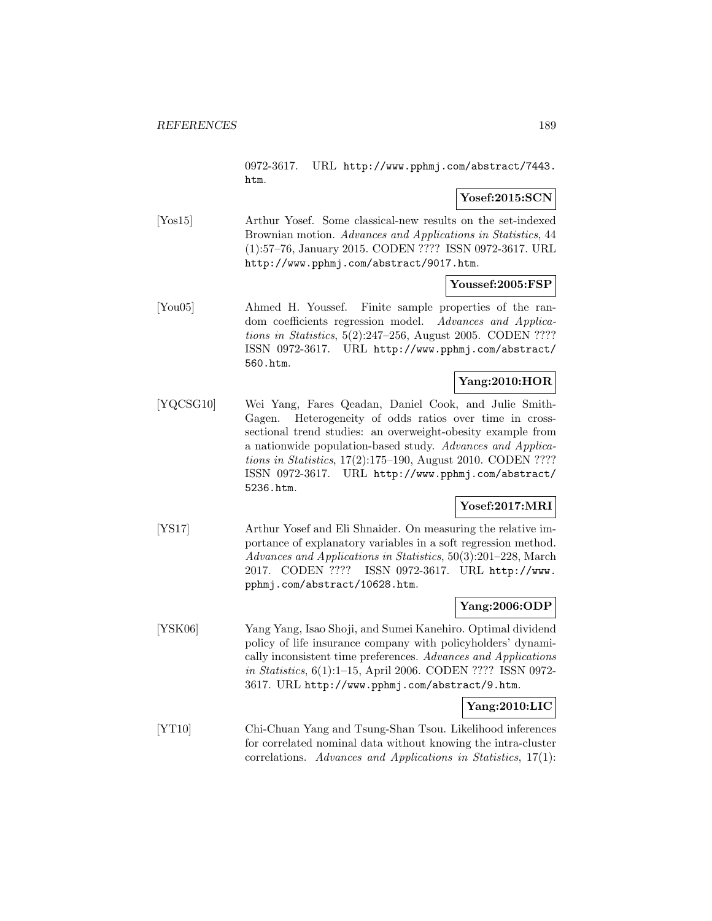0972-3617. URL http://www.pphmj.com/abstract/7443.htm.

**Yosef:2015:SCN**

[Yos15] Arthur Yosef. Some classical-new results on the set-indexed Brownian motion. *Advances and Applications in Statistics*, 44 (1):57–76, January 2015. CODEN ???? ISSN 0972-3617. URL http://www.pphmj.com/abstract/9017.htm.

**Youssef:2005:FSP**

[You05] Ahmed H. Youssef. Finite sample properties of the random coefficients regression model. *Advances and Applications in Statistics*, 5(2):247–256, August 2005. CODEN ???? ISSN 0972-3617. URL http://www.pphmj.com/abstract/560.htm.

**Yang:2010:HOR**

[YQCSG10] Wei Yang, Fares Qeadan, Daniel Cook, and Julie Smith-Gagen. Heterogeneity of odds ratios over time in cross-sectional trend studies: an overweight-obesity example from a nationwide population-based study. *Advances and Applications in Statistics*, 17(2):175–190, August 2010. CODEN ???? ISSN 0972-3617. URL http://www.pphmj.com/abstract/5236.htm.

**Yosef:2017:MRI**

[YS17] Arthur Yosef and Eli Shnaider. On measuring the relative importance of explanatory variables in a soft regression method. *Advances and Applications in Statistics*, 50(3):201–228, March 2017. CODEN ???? ISSN 0972-3617. URL http://www.pphmj.com/abstract/10628.htm.

**Yang:2006:ODP**

[YSK06] Yang Yang, Isao Shoji, and Sumei Kanehiro. Optimal dividend policy of life insurance company with policyholders' dynamically inconsistent time preferences. *Advances and Applications in Statistics*, 6(1):1–15, April 2006. CODEN ???? ISSN 0972-3617. URL http://www.pphmj.com/abstract/9.htm.

**Yang:2010:LIC**

[YT10] Chi-Chuan Yang and Tsung-Shan Tsou. Likelihood inferences for correlated nominal data without knowing the intra-cluster correlations. *Advances and Applications in Statistics*, 17(1):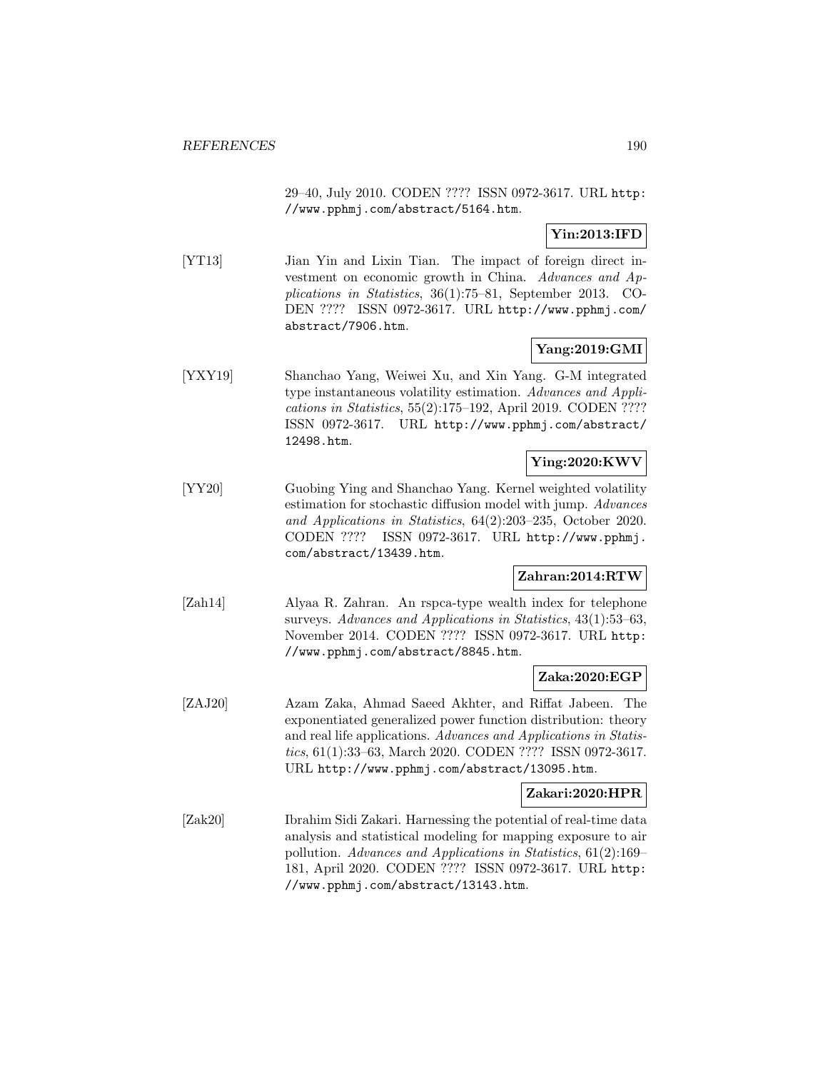29–40, July 2010. CODEN ???? ISSN 0972-3617. URL http://www.pphmj.com/abstract/5164.htm.

**Yin:2013:IFD**

[YT13] Jian Yin and Lixin Tian. The impact of foreign direct investment on economic growth in China. *Advances and Applications in Statistics*, 36(1):75–81, September 2013. CODEN ???? ISSN 0972-3617. URL http://www.pphmj.com/abstract/7906.htm.

**Yang:2019:GMI**

[YXY19] Shanchao Yang, Weiwei Xu, and Xin Yang. G-M integrated type instantaneous volatility estimation. *Advances and Applications in Statistics*, 55(2):175–192, April 2019. CODEN ???? ISSN 0972-3617. URL http://www.pphmj.com/abstract/12498.htm.

**Ying:2020:KWV**

[YY20] Guobing Ying and Shanchao Yang. Kernel weighted volatility estimation for stochastic diffusion model with jump. *Advances and Applications in Statistics*, 64(2):203–235, October 2020. CODEN ???? ISSN 0972-3617. URL http://www.pphmj.com/abstract/13439.htm.

**Zahran:2014:RTW**

[Zah14] Alyaa R. Zahran. An rspca-type wealth index for telephone surveys. *Advances and Applications in Statistics*, 43(1):53–63, November 2014. CODEN ???? ISSN 0972-3617. URL http://www.pphmj.com/abstract/8845.htm.

**Zaka:2020:EGP**

[ZAJ20] Azam Zaka, Ahmad Saeed Akhter, and Riffat Jabeen. The exponentiated generalized power function distribution: theory and real life applications. *Advances and Applications in Statistics*, 61(1):33–63, March 2020. CODEN ???? ISSN 0972-3617. URL http://www.pphmj.com/abstract/13095.htm.

**Zakari:2020:HPR**

[Zak20] Ibrahim Sidi Zakari. Harnessing the potential of real-time data analysis and statistical modeling for mapping exposure to air pollution. *Advances and Applications in Statistics*, 61(2):169–181, April 2020. CODEN ???? ISSN 0972-3617. URL http://www.pphmj.com/abstract/13143.htm.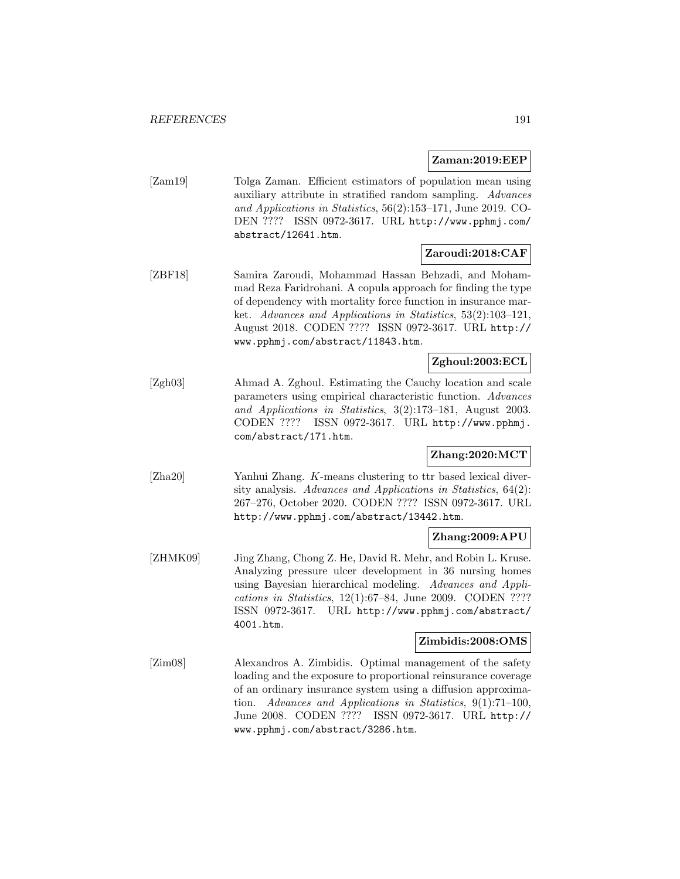**Zaman:2019:EEP**

[Zam19] Tolga Zaman. Efficient estimators of population mean using auxiliary attribute in stratified random sampling. *Advances and Applications in Statistics*, 56(2):153–171, June 2019. CODEN ???? ISSN 0972-3617. URL http://www.pphmj.com/abstract/12641.htm.

**Zaroudi:2018:CAF**

[ZBF18] Samira Zaroudi, Mohammad Hassan Behzadi, and Mohammad Reza Faridrohani. A copula approach for finding the type of dependency with mortality force function in insurance market. *Advances and Applications in Statistics*, 53(2):103–121, August 2018. CODEN ???? ISSN 0972-3617. URL http://www.pphmj.com/abstract/11843.htm.

**Zghoul:2003:ECL**

[Zgh03] Ahmad A. Zghoul. Estimating the Cauchy location and scale parameters using empirical characteristic function. *Advances and Applications in Statistics*, 3(2):173–181, August 2003. CODEN ???? ISSN 0972-3617. URL http://www.pphmj.com/abstract/171.htm.

**Zhang:2020:MCT**

[Zha20] Yanhui Zhang. $K$-means clustering to ttr based lexical diversity analysis. *Advances and Applications in Statistics*, 64(2): 267–276, October 2020. CODEN ???? ISSN 0972-3617. URL http://www.pphmj.com/abstract/13442.htm.

**Zhang:2009:APU**

[ZHMK09] Jing Zhang, Chong Z. He, David R. Mehr, and Robin L. Kruse. Analyzing pressure ulcer development in 36 nursing homes using Bayesian hierarchical modeling. *Advances and Applications in Statistics*, 12(1):67–84, June 2009. CODEN ???? ISSN 0972-3617. URL http://www.pphmj.com/abstract/4001.htm.

**Zimbidis:2008:OMS**

[Zim08] Alexandros A. Zimbidis. Optimal management of the safety loading and the exposure to proportional reinsurance coverage of an ordinary insurance system using a diffusion approximation. *Advances and Applications in Statistics*, 9(1):71–100, June 2008. CODEN ???? ISSN 0972-3617. URL http://www.pphmj.com/abstract/3286.htm.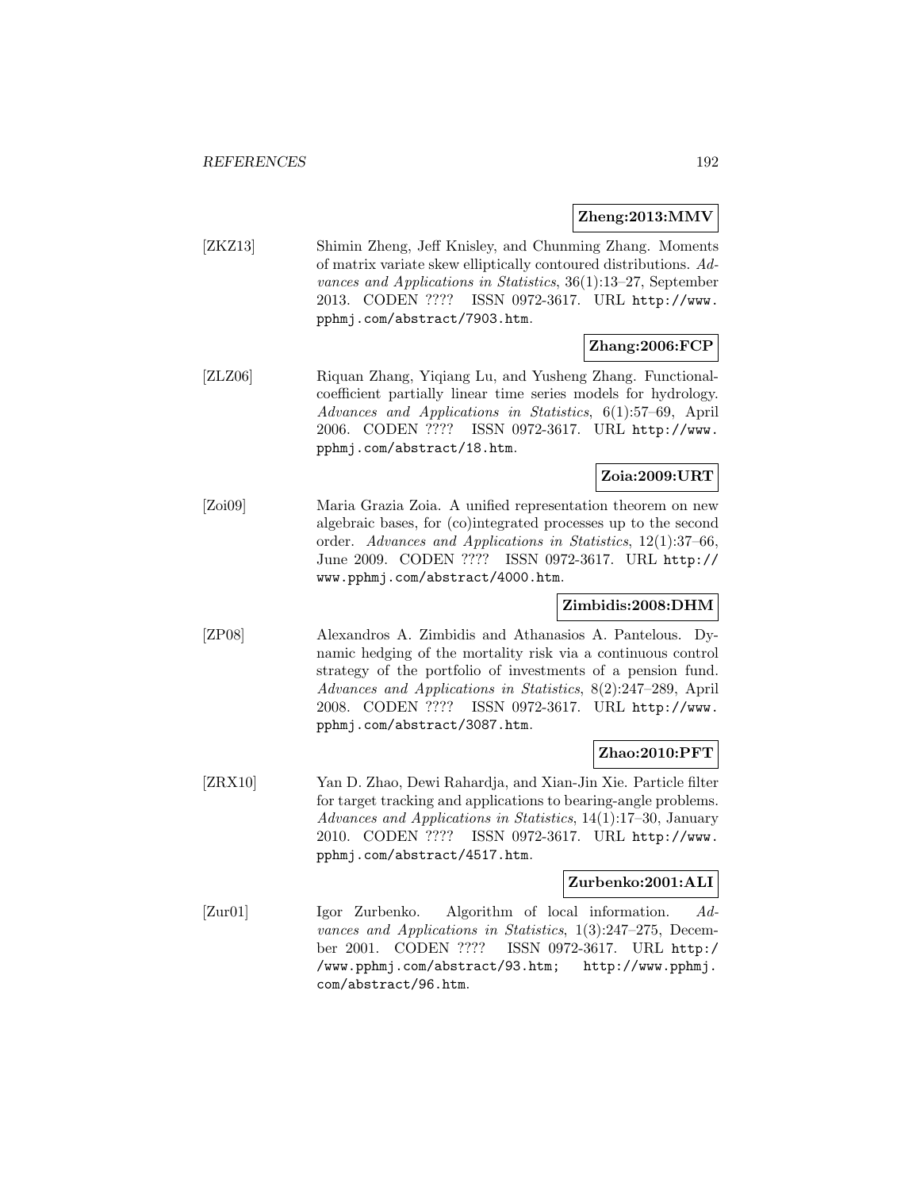**Zheng:2013:MMV**

[ZKZ13] Shimin Zheng, Jeff Knisley, and Chunming Zhang. Moments of matrix variate skew elliptically contoured distributions. *Advances and Applications in Statistics*, 36(1):13–27, September 2013. CODEN ???? ISSN 0972-3617. URL `http://www.pphmj.com/abstract/7903.htm`.

**Zhang:2006:FCP**

[ZLZ06] Riquan Zhang, Yiqiang Lu, and Yusheng Zhang. Functional-coefficient partially linear time series models for hydrology. *Advances and Applications in Statistics*, 6(1):57–69, April 2006. CODEN ???? ISSN 0972-3617. URL `http://www.pphmj.com/abstract/18.htm`.

**Zoia:2009:URT**

[Zoi09] Maria Grazia Zoia. A unified representation theorem on new algebraic bases, for (co)integrated processes up to the second order. *Advances and Applications in Statistics*, 12(1):37–66, June 2009. CODEN ???? ISSN 0972-3617. URL `http://www.pphmj.com/abstract/4000.htm`.

**Zimbidis:2008:DHM**

[ZP08] Alexandros A. Zimbidis and Athanasios A. Pantelous. Dynamic hedging of the mortality risk via a continuous control strategy of the portfolio of investments of a pension fund. *Advances and Applications in Statistics*, 8(2):247–289, April 2008. CODEN ???? ISSN 0972-3617. URL `http://www.pphmj.com/abstract/3087.htm`.

**Zhao:2010:PFT**

[ZRX10] Yan D. Zhao, Dewi Rahardja, and Xian-Jin Xie. Particle filter for target tracking and applications to bearing-angle problems. *Advances and Applications in Statistics*, 14(1):17–30, January 2010. CODEN ???? ISSN 0972-3617. URL `http://www.pphmj.com/abstract/4517.htm`.

**Zurbenko:2001:ALI**

[Zur01] Igor Zurbenko. Algorithm of local information. *Advances and Applications in Statistics*, 1(3):247–275, December 2001. CODEN ???? ISSN 0972-3617. URL `http://www.pphmj.com/abstract/93.htm`; `http://www.pphmj.com/abstract/96.htm`.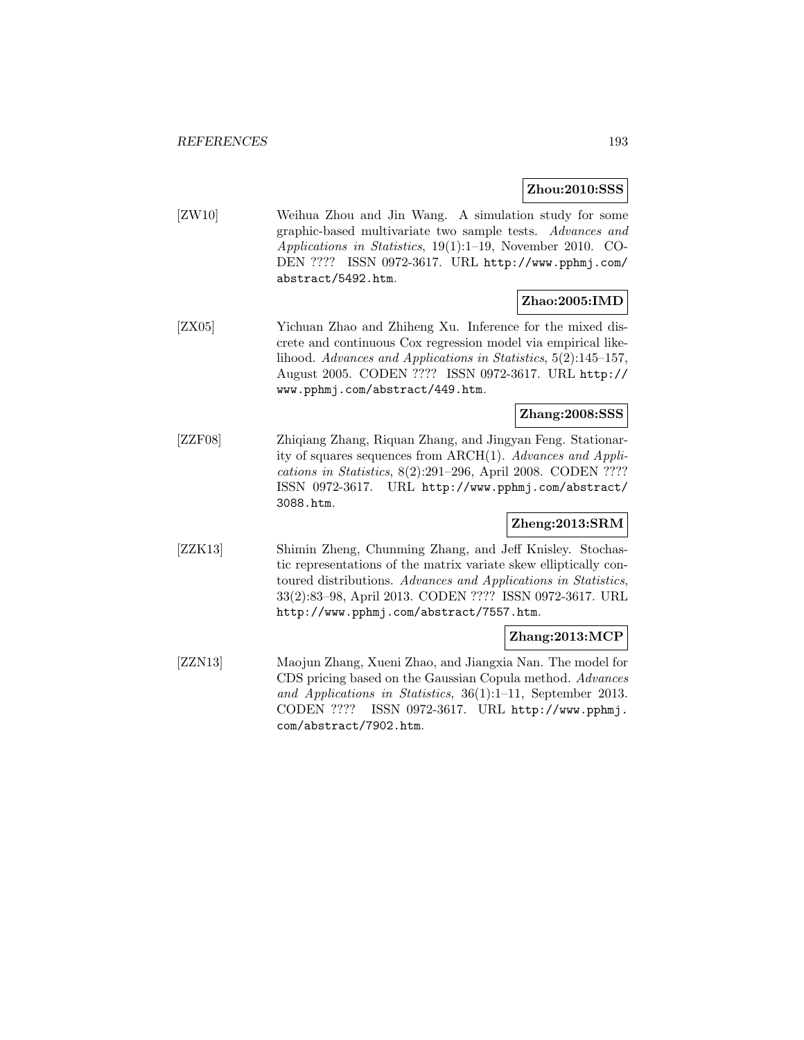**Zhou:2010:SSS**

[ZW10] Weihua Zhou and Jin Wang. A simulation study for some graphic-based multivariate two sample tests. *Advances and Applications in Statistics*, 19(1):1–19, November 2010. CODEN ???? ISSN 0972-3617. URL `http://www.pphmj.com/abstract/5492.htm`.

**Zhao:2005:IMD**

[ZX05] Yichuan Zhao and Zhiheng Xu. Inference for the mixed discrete and continuous Cox regression model via empirical likelihood. *Advances and Applications in Statistics*, 5(2):145–157, August 2005. CODEN ???? ISSN 0972-3617. URL `http://www.pphmj.com/abstract/449.htm`.

**Zhang:2008:SSS**

[ZZF08] Zhiqiang Zhang, Riquan Zhang, and Jingyan Feng. Stationarity of squares sequences from ARCH(1). *Advances and Applications in Statistics*, 8(2):291–296, April 2008. CODEN ???? ISSN 0972-3617. URL `http://www.pphmj.com/abstract/3088.htm`.

**Zheng:2013:SRM**

[ZZK13] Shimin Zheng, Chunming Zhang, and Jeff Knisley. Stochastic representations of the matrix variate skew elliptically contoured distributions. *Advances and Applications in Statistics*, 33(2):83–98, April 2013. CODEN ???? ISSN 0972-3617. URL `http://www.pphmj.com/abstract/7557.htm`.

**Zhang:2013:MCP**

[ZZN13] Maojun Zhang, Xueni Zhao, and Jiangxia Nan. The model for CDS pricing based on the Gaussian Copula method. *Advances and Applications in Statistics*, 36(1):1–11, September 2013. CODEN ???? ISSN 0972-3617. URL `http://www.pphmj.com/abstract/7902.htm`.